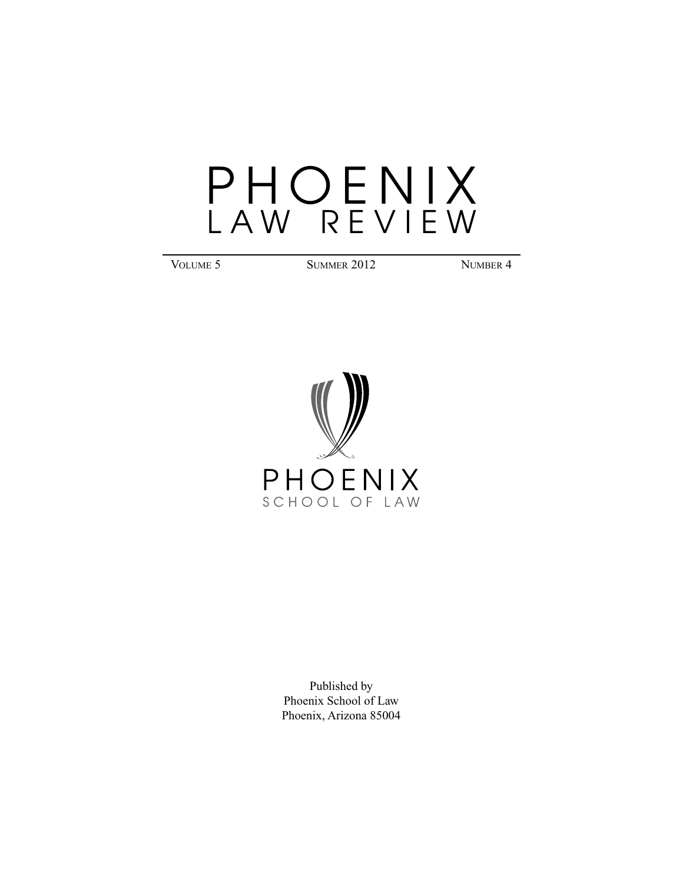# PHOENIX LAW REVIEW

| VOLUME 5 | SUMMER 2012 | NUMBER 4 |
|---|---|---|

PHOENIX
SCHOOL OF LAW

Published by
Phoenix School of Law
Phoenix, Arizona 85004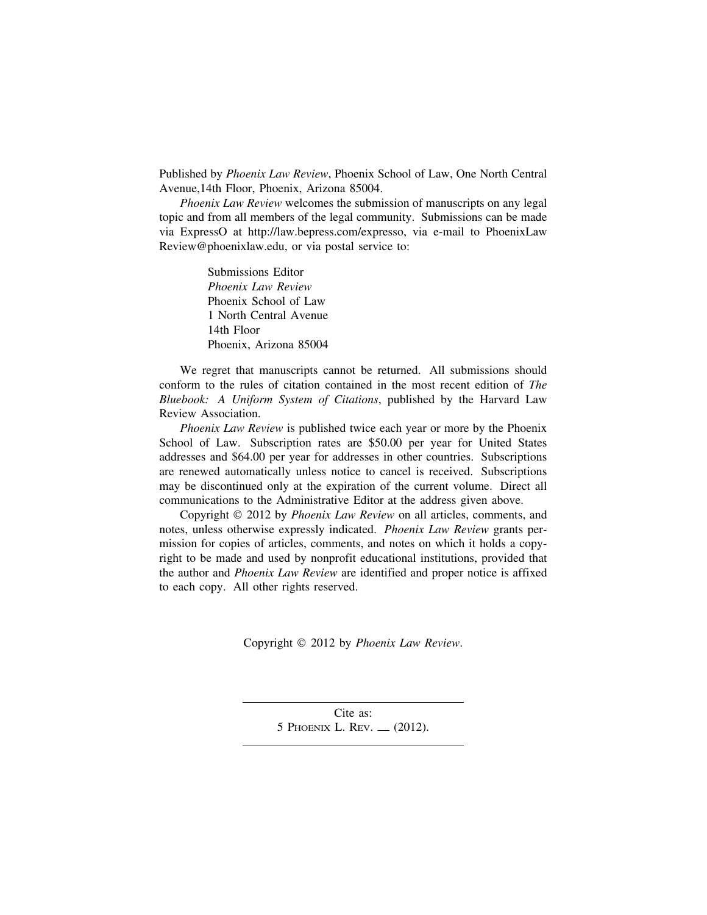Published by *Phoenix Law Review*, Phoenix School of Law, One North Central Avenue,14th Floor, Phoenix, Arizona 85004.

*Phoenix Law Review* welcomes the submission of manuscripts on any legal topic and from all members of the legal community. Submissions can be made via ExpressO at http://law.bepress.com/expresso, via e-mail to PhoenixLaw Review@phoenixlaw.edu, or via postal service to:

> Submissions Editor
> *Phoenix Law Review*
> Phoenix School of Law
> 1 North Central Avenue
> 14th Floor
> Phoenix, Arizona 85004

We regret that manuscripts cannot be returned. All submissions should conform to the rules of citation contained in the most recent edition of *The Bluebook: A Uniform System of Citations*, published by the Harvard Law Review Association.

*Phoenix Law Review* is published twice each year or more by the Phoenix School of Law. Subscription rates are $50.00 per year for United States addresses and $64.00 per year for addresses in other countries. Subscriptions are renewed automatically unless notice to cancel is received. Subscriptions may be discontinued only at the expiration of the current volume. Direct all communications to the Administrative Editor at the address given above.

Copyright © 2012 by *Phoenix Law Review* on all articles, comments, and notes, unless otherwise expressly indicated. *Phoenix Law Review* grants permission for copies of articles, comments, and notes on which it holds a copyright to be made and used by nonprofit educational institutions, provided that the author and *Phoenix Law Review* are identified and proper notice is affixed to each copy. All other rights reserved.

Copyright © 2012 by *Phoenix Law Review*.

---

Cite as:
5 PHOENIX L. REV. ___ (2012).

---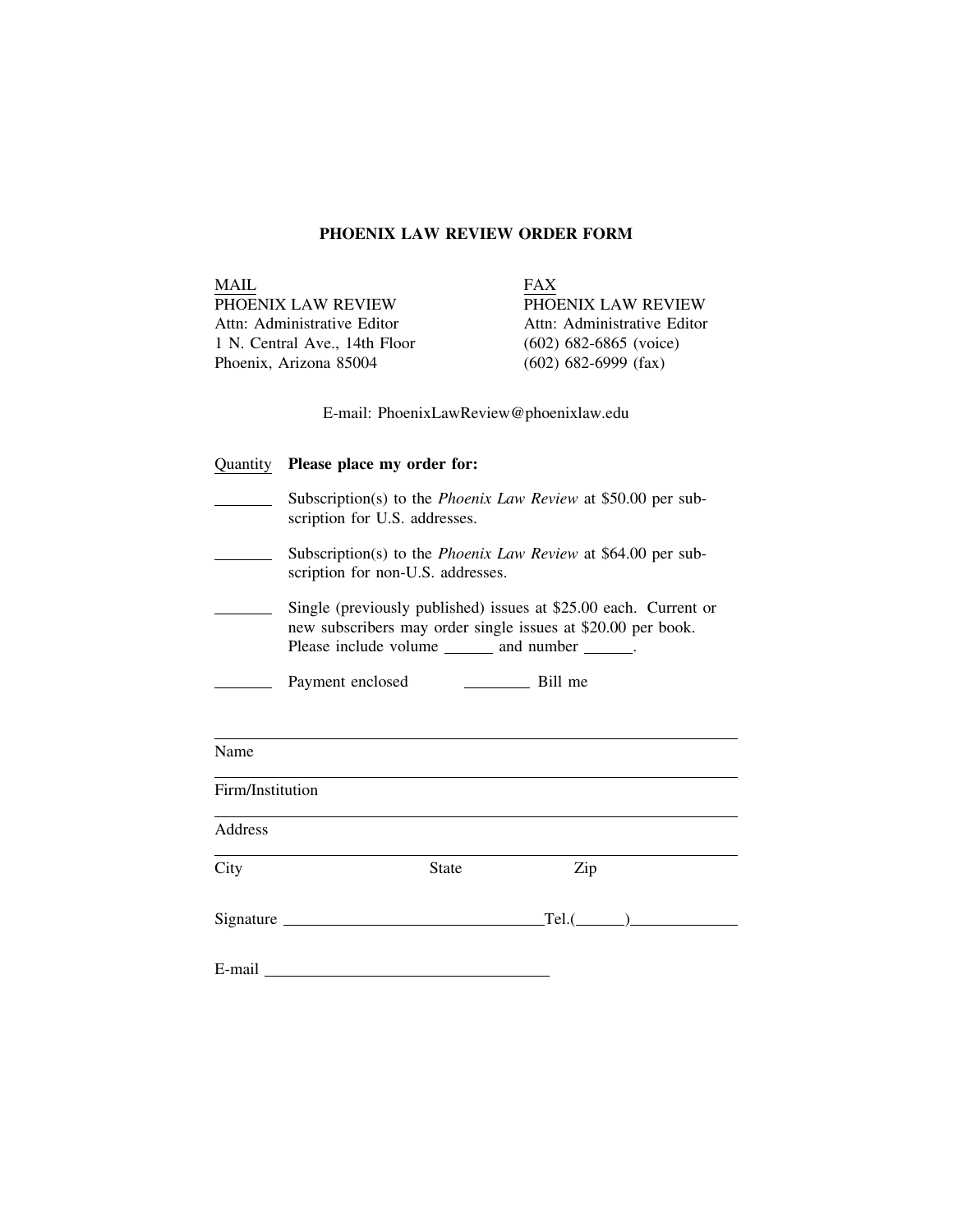# PHOENIX LAW REVIEW ORDER FORM

<u>MAIL</u>
PHOENIX LAW REVIEW
Attn: Administrative Editor
1 N. Central Ave., 14th Floor
Phoenix, Arizona 85004

<u>FAX</u>
PHOENIX LAW REVIEW
Attn: Administrative Editor
(602) 682-6865 (voice)
(602) 682-6999 (fax)

E-mail: PhoenixLawReview@phoenixlaw.edu

<u>Quantity</u> **Please place my order for:**

_______ Subscription(s) to the *Phoenix Law Review* at $50.00 per subscription for U.S. addresses.

_______ Subscription(s) to the *Phoenix Law Review* at $64.00 per subscription for non-U.S. addresses.

_______ Single (previously published) issues at $25.00 each. Current or new subscribers may order single issues at $20.00 per book. Please include volume ______ and number ______.

_______ Payment enclosed ________ Bill me

______________________________________________
Name

______________________________________________
Firm/Institution

______________________________________________
Address

______________________________________________
City State Zip

Signature ______________________________ Tel.(______)____________

E-mail ______________________________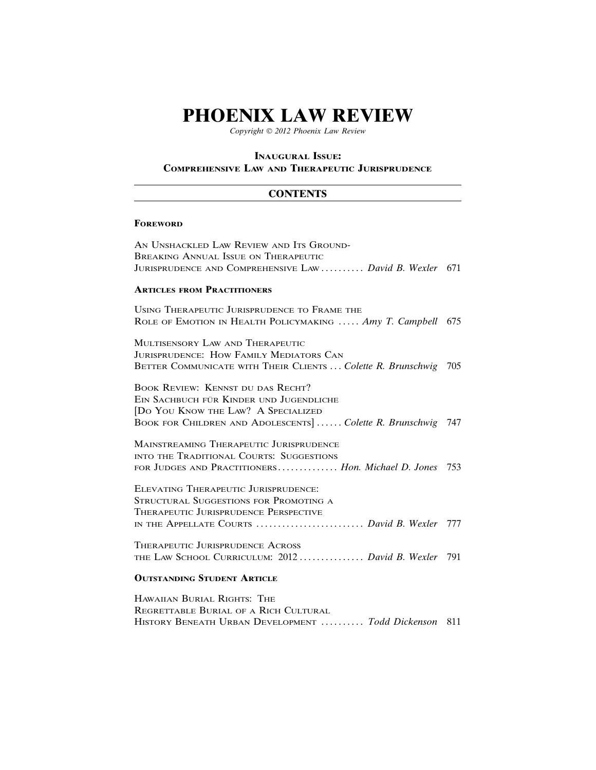# PHOENIX LAW REVIEW

*Copyright © 2012 Phoenix Law Review*

## Inaugural Issue:
## Comprehensive Law and Therapeutic Jurisprudence

## CONTENTS

### Foreword

An Unshackled Law Review and Its Ground-Breaking Annual Issue on Therapeutic Jurisprudence and Comprehensive Law .......... *David B. Wexler* 671

### Articles from Practitioners

Using Therapeutic Jurisprudence to Frame the Role of Emotion in Health Policymaking ..... *Amy T. Campbell* 675

Multisensory Law and Therapeutic Jurisprudence: How Family Mediators Can Better Communicate with Their Clients ... *Colette R. Brunschwig* 705

Book Review: Kennst du das Recht? Ein Sachbuch für Kinder und Jugendliche [Do You Know the Law? A Specialized Book for Children and Adolescents] ...... *Colette R. Brunschwig* 747

Mainstreaming Therapeutic Jurisprudence into the Traditional Courts: Suggestions for Judges and Practitioners .............. *Hon. Michael D. Jones* 753

Elevating Therapeutic Jurisprudence: Structural Suggestions for Promoting a Therapeutic Jurisprudence Perspective in the Appellate Courts ......................... *David B. Wexler* 777

Therapeutic Jurisprudence Across the Law School Curriculum: 2012 ............... *David B. Wexler* 791

### Outstanding Student Article

Hawaiian Burial Rights: The Regrettable Burial of a Rich Cultural History Beneath Urban Development .......... *Todd Dickenson* 811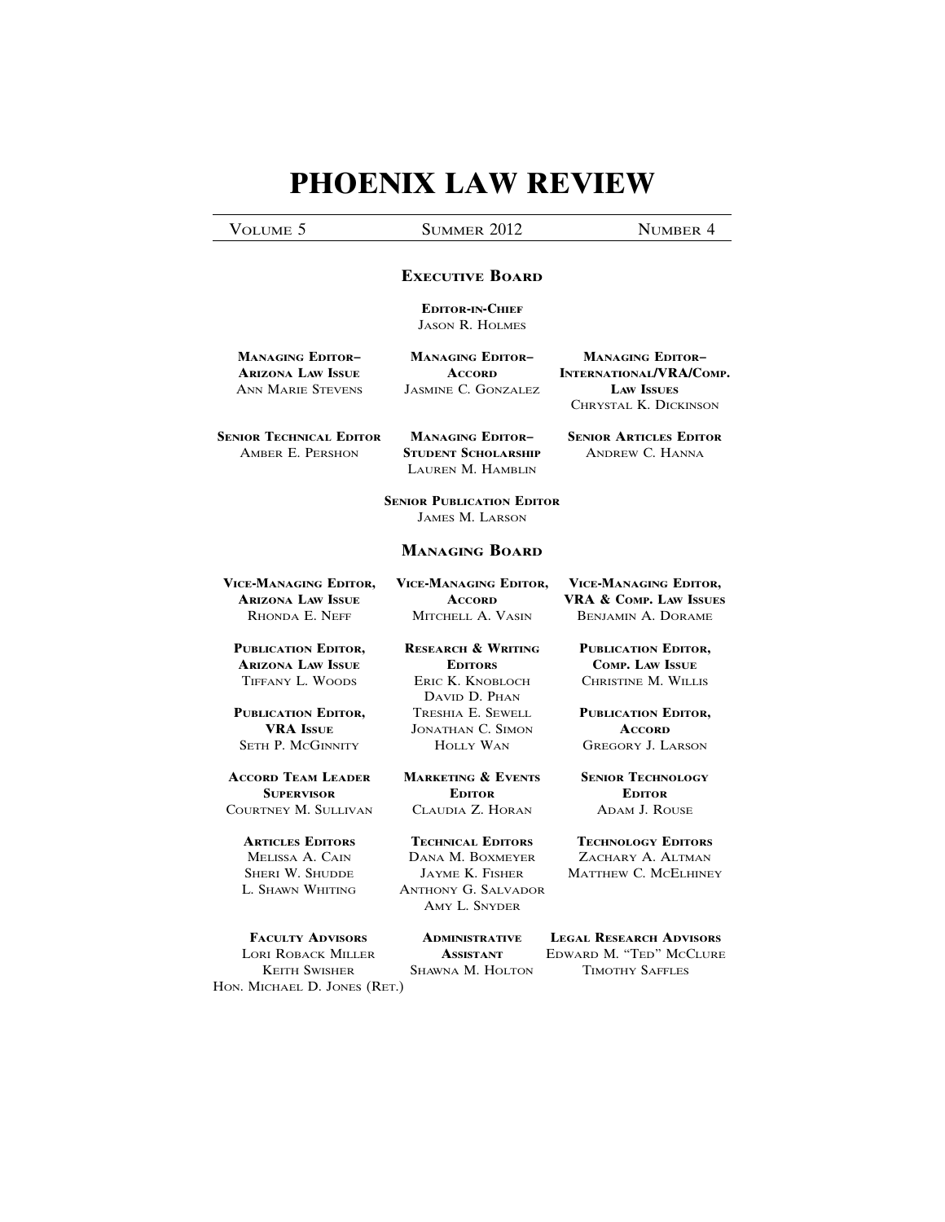# PHOENIX LAW REVIEW

VOLUME 5 SUMMER 2012 NUMBER 4

## EXECUTIVE BOARD

**EDITOR-IN-CHIEF**
JASON R. HOLMES

**MANAGING EDITOR– ARIZONA LAW ISSUE**
ANN MARIE STEVENS

**MANAGING EDITOR– ACCORD**
JASMINE C. GONZALEZ

**MANAGING EDITOR– INTERNATIONAL/VRA/COMP. LAW ISSUES**
CHRYSTAL K. DICKINSON

**SENIOR TECHNICAL EDITOR**
AMBER E. PERSHON

**MANAGING EDITOR– STUDENT SCHOLARSHIP**
LAUREN M. HAMBLIN

**SENIOR ARTICLES EDITOR**
ANDREW C. HANNA

**SENIOR PUBLICATION EDITOR**
JAMES M. LARSON

## MANAGING BOARD

**VICE-MANAGING EDITOR, ARIZONA LAW ISSUE**
RHONDA E. NEFF

**VICE-MANAGING EDITOR, ACCORD**
MITCHELL A. VASIN

**VICE-MANAGING EDITOR, VRA & COMP. LAW ISSUES**
BENJAMIN A. DORAME

**PUBLICATION EDITOR, ARIZONA LAW ISSUE**
TIFFANY L. WOODS

**RESEARCH & WRITING EDITORS**
ERIC K. KNOBLOCH
DAVID D. PHAN
TRESHIA E. SEWELL
JONATHAN C. SIMON
HOLLY WAN

**PUBLICATION EDITOR, COMP. LAW ISSUE**
CHRISTINE M. WILLIS

**PUBLICATION EDITOR, VRA ISSUE**
SETH P. MCGINNITY

**PUBLICATION EDITOR, ACCORD**
GREGORY J. LARSON

**ACCORD TEAM LEADER SUPERVISOR**
COURTNEY M. SULLIVAN

**MARKETING & EVENTS EDITOR**
CLAUDIA Z. HORAN

**SENIOR TECHNOLOGY EDITOR**
ADAM J. ROUSE

**ARTICLES EDITORS**
MELISSA A. CAIN
SHERI W. SHUDDE
L. SHAWN WHITING

**TECHNICAL EDITORS**
DANA M. BOXMEYER
JAYME K. FISHER
ANTHONY G. SALVADOR
AMY L. SNYDER

**TECHNOLOGY EDITORS**
ZACHARY A. ALTMAN
MATTHEW C. MCELHINEY

**FACULTY ADVISORS**
LORI ROBACK MILLER
KEITH SWISHER
HON. MICHAEL D. JONES (RET.)

**ADMINISTRATIVE ASSISTANT**
SHAWNA M. HOLTON

**LEGAL RESEARCH ADVISORS**
EDWARD M. "TED" MCCLURE
TIMOTHY SAFFLES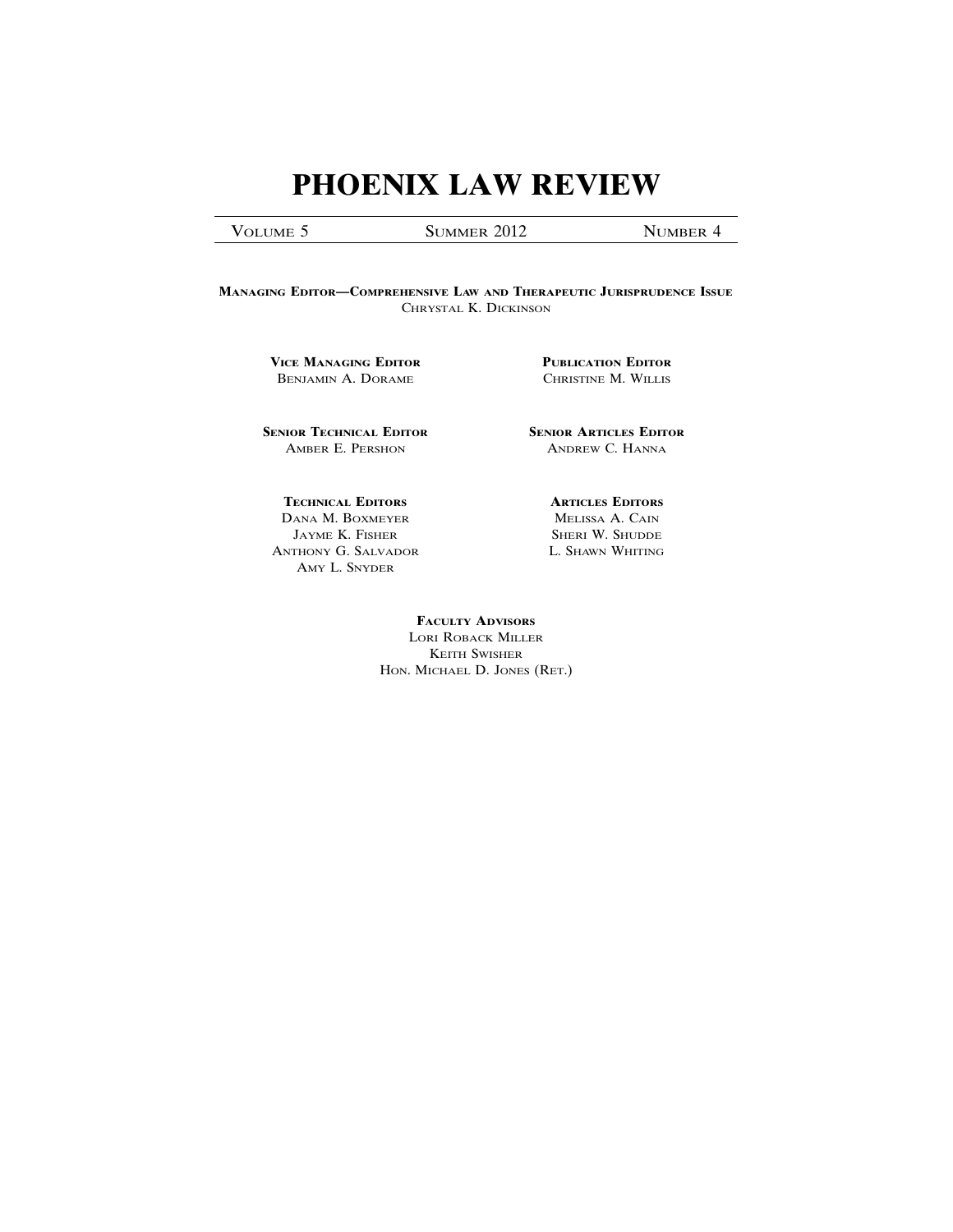# PHOENIX LAW REVIEW

| Volume 5 | Summer 2012 | Number 4 |
|---|---|---|

**Managing Editor—Comprehensive Law and Therapeutic Jurisprudence Issue**
Chrystal K. Dickinson

**Vice Managing Editor**
Benjamin A. Dorame

**Publication Editor**
Christine M. Willis

**Senior Technical Editor**
Amber E. Pershon

**Senior Articles Editor**
Andrew C. Hanna

**Technical Editors**
Dana M. Boxmeyer
Jayme K. Fisher
Anthony G. Salvador
Amy L. Snyder

**Articles Editors**
Melissa A. Cain
Sheri W. Shudde
L. Shawn Whiting

**Faculty Advisors**
Lori Roback Miller
Keith Swisher
Hon. Michael D. Jones (Ret.)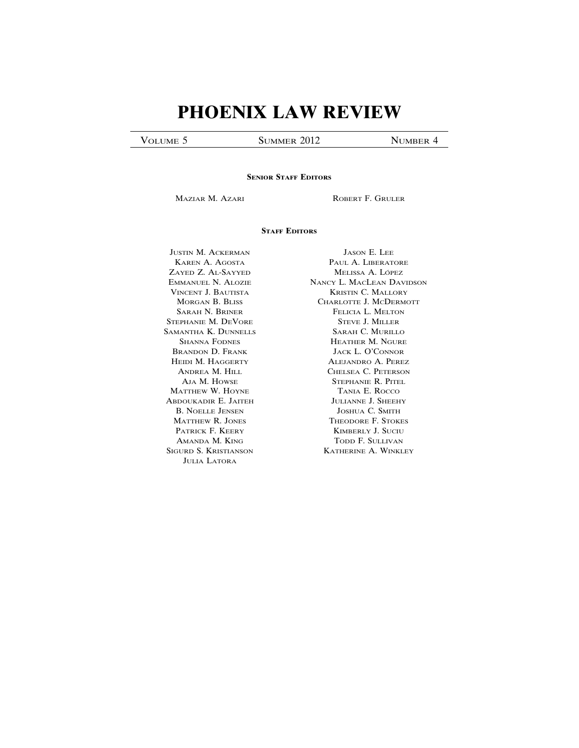# PHOENIX LAW REVIEW

VOLUME 5 SUMMER 2012 NUMBER 4

**SENIOR STAFF EDITORS**

MAZIAR M. AZARI

ROBERT F. GRULER

**STAFF EDITORS**

JUSTIN M. ACKERMAN
KAREN A. AGOSTA
ZAYED Z. AL-SAYYED
EMMANUEL N. ALOZIE
VINCENT J. BAUTISTA
MORGAN B. BLISS
SARAH N. BRINER
STEPHANIE M. DEVORE
SAMANTHA K. DUNNELLS
SHANNA FODNES
BRANDON D. FRANK
HEIDI M. HAGGERTY
ANDREA M. HILL
AJA M. HOWSE
MATTHEW W. HOYNE
ABDOUKADIR E. JAITEH
B. NOELLE JENSEN
MATTHEW R. JONES
PATRICK F. KEERY
AMANDA M. KING
SIGURD S. KRISTIANSON
JULIA LATORA
JASON E. LEE
PAUL A. LIBERATORE
MELISSA A. LÓPEZ
NANCY L. MACLEAN DAVIDSON
KRISTIN C. MALLORY
CHARLOTTE J. MCDERMOTT
FELICIA L. MELTON
STEVE J. MILLER
SARAH C. MURILLO
HEATHER M. NGURE
JACK L. O'CONNOR
ALEJANDRO A. PEREZ
CHELSEA C. PETERSON
STEPHANIE R. PITEL
TANIA E. ROCCO
JULIANNE J. SHEEHY
JOSHUA C. SMITH
THEODORE F. STOKES
KIMBERLY J. SUCIU
TODD F. SULLIVAN
KATHERINE A. WINKLEY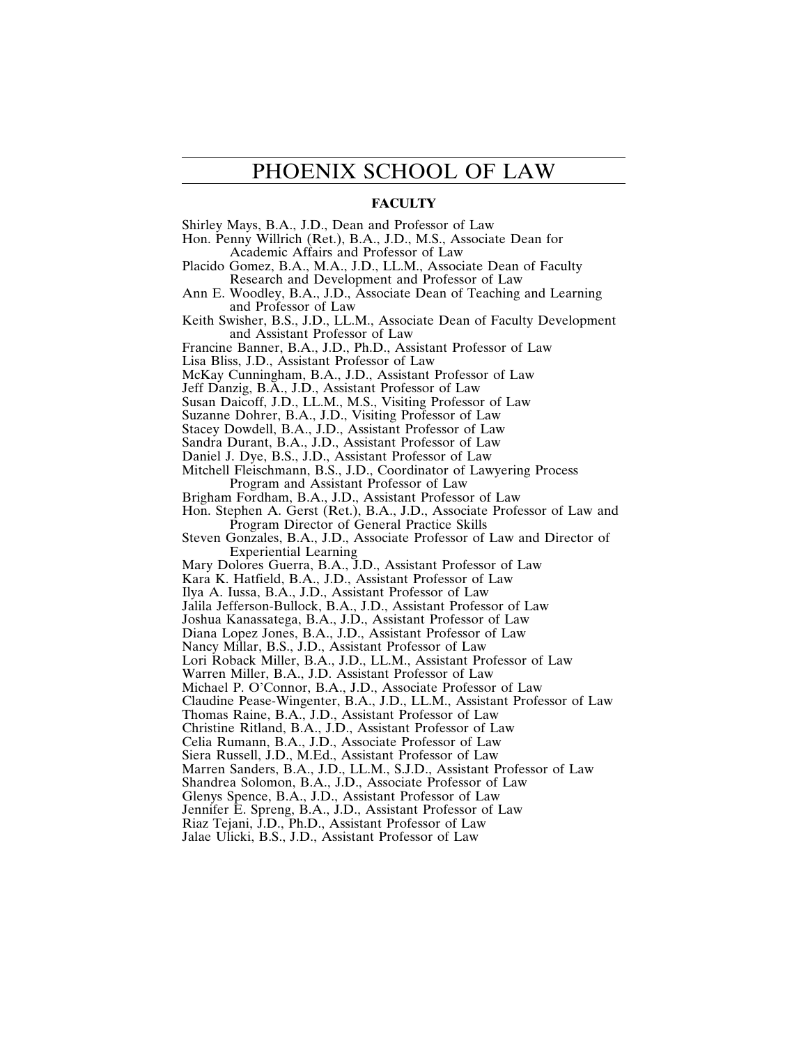# PHOENIX SCHOOL OF LAW

## FACULTY

Shirley Mays, B.A., J.D., Dean and Professor of Law

Hon. Penny Willrich (Ret.), B.A., J.D., M.S., Associate Dean for Academic Affairs and Professor of Law

Placido Gomez, B.A., M.A., J.D., LL.M., Associate Dean of Faculty Research and Development and Professor of Law

Ann E. Woodley, B.A., J.D., Associate Dean of Teaching and Learning and Professor of Law

Keith Swisher, B.S., J.D., LL.M., Associate Dean of Faculty Development and Assistant Professor of Law

Francine Banner, B.A., J.D., Ph.D., Assistant Professor of Law

Lisa Bliss, J.D., Assistant Professor of Law

McKay Cunningham, B.A., J.D., Assistant Professor of Law

Jeff Danzig, B.A., J.D., Assistant Professor of Law

Susan Daicoff, J.D., LL.M., M.S., Visiting Professor of Law

Suzanne Dohrer, B.A., J.D., Visiting Professor of Law

Stacey Dowdell, B.A., J.D., Assistant Professor of Law

Sandra Durant, B.A., J.D., Assistant Professor of Law

Daniel J. Dye, B.S., J.D., Assistant Professor of Law

Mitchell Fleischmann, B.S., J.D., Coordinator of Lawyering Process Program and Assistant Professor of Law

Brigham Fordham, B.A., J.D., Assistant Professor of Law

Hon. Stephen A. Gerst (Ret.), B.A., J.D., Associate Professor of Law and Program Director of General Practice Skills

Steven Gonzales, B.A., J.D., Associate Professor of Law and Director of Experiential Learning

Mary Dolores Guerra, B.A., J.D., Assistant Professor of Law

Kara K. Hatfield, B.A., J.D., Assistant Professor of Law

Ilya A. Iussa, B.A., J.D., Assistant Professor of Law

Jalila Jefferson-Bullock, B.A., J.D., Assistant Professor of Law

Joshua Kanassatega, B.A., J.D., Assistant Professor of Law

Diana Lopez Jones, B.A., J.D., Assistant Professor of Law

Nancy Millar, B.S., J.D., Assistant Professor of Law

Lori Roback Miller, B.A., J.D., LL.M., Assistant Professor of Law

Warren Miller, B.A., J.D. Assistant Professor of Law

Michael P. O'Connor, B.A., J.D., Associate Professor of Law

Claudine Pease-Wingenter, B.A., J.D., LL.M., Assistant Professor of Law

Thomas Raine, B.A., J.D., Assistant Professor of Law

Christine Ritland, B.A., J.D., Assistant Professor of Law

Celia Rumann, B.A., J.D., Associate Professor of Law

Siera Russell, J.D., M.Ed., Assistant Professor of Law

Marren Sanders, B.A., J.D., LL.M., S.J.D., Assistant Professor of Law

Shandrea Solomon, B.A., J.D., Associate Professor of Law

Glenys Spence, B.A., J.D., Assistant Professor of Law

Jennifer E. Spreng, B.A., J.D., Assistant Professor of Law

Riaz Tejani, J.D., Ph.D., Assistant Professor of Law

Jalae Ulicki, B.S., J.D., Assistant Professor of Law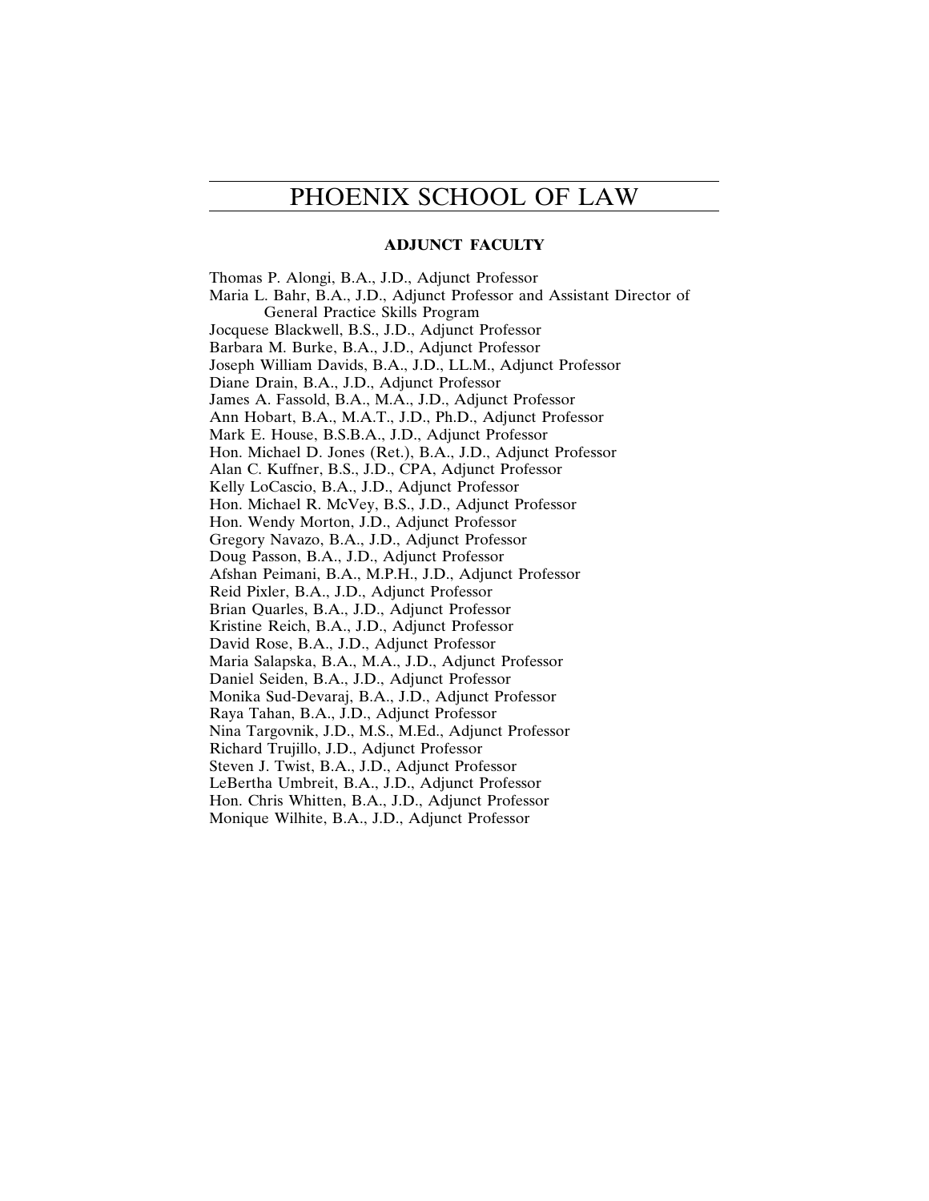# PHOENIX SCHOOL OF LAW

## ADJUNCT FACULTY

Thomas P. Alongi, B.A., J.D., Adjunct Professor
Maria L. Bahr, B.A., J.D., Adjunct Professor and Assistant Director of General Practice Skills Program
Jocquese Blackwell, B.S., J.D., Adjunct Professor
Barbara M. Burke, B.A., J.D., Adjunct Professor
Joseph William Davids, B.A., J.D., LL.M., Adjunct Professor
Diane Drain, B.A., J.D., Adjunct Professor
James A. Fassold, B.A., M.A., J.D., Adjunct Professor
Ann Hobart, B.A., M.A.T., J.D., Ph.D., Adjunct Professor
Mark E. House, B.S.B.A., J.D., Adjunct Professor
Hon. Michael D. Jones (Ret.), B.A., J.D., Adjunct Professor
Alan C. Kuffner, B.S., J.D., CPA, Adjunct Professor
Kelly LoCascio, B.A., J.D., Adjunct Professor
Hon. Michael R. McVey, B.S., J.D., Adjunct Professor
Hon. Wendy Morton, J.D., Adjunct Professor
Gregory Navazo, B.A., J.D., Adjunct Professor
Doug Passon, B.A., J.D., Adjunct Professor
Afshan Peimani, B.A., M.P.H., J.D., Adjunct Professor
Reid Pixler, B.A., J.D., Adjunct Professor
Brian Quarles, B.A., J.D., Adjunct Professor
Kristine Reich, B.A., J.D., Adjunct Professor
David Rose, B.A., J.D., Adjunct Professor
Maria Salapska, B.A., M.A., J.D., Adjunct Professor
Daniel Seiden, B.A., J.D., Adjunct Professor
Monika Sud-Devaraj, B.A., J.D., Adjunct Professor
Raya Tahan, B.A., J.D., Adjunct Professor
Nina Targovnik, J.D., M.S., M.Ed., Adjunct Professor
Richard Trujillo, J.D., Adjunct Professor
Steven J. Twist, B.A., J.D., Adjunct Professor
LeBertha Umbreit, B.A., J.D., Adjunct Professor
Hon. Chris Whitten, B.A., J.D., Adjunct Professor
Monique Wilhite, B.A., J.D., Adjunct Professor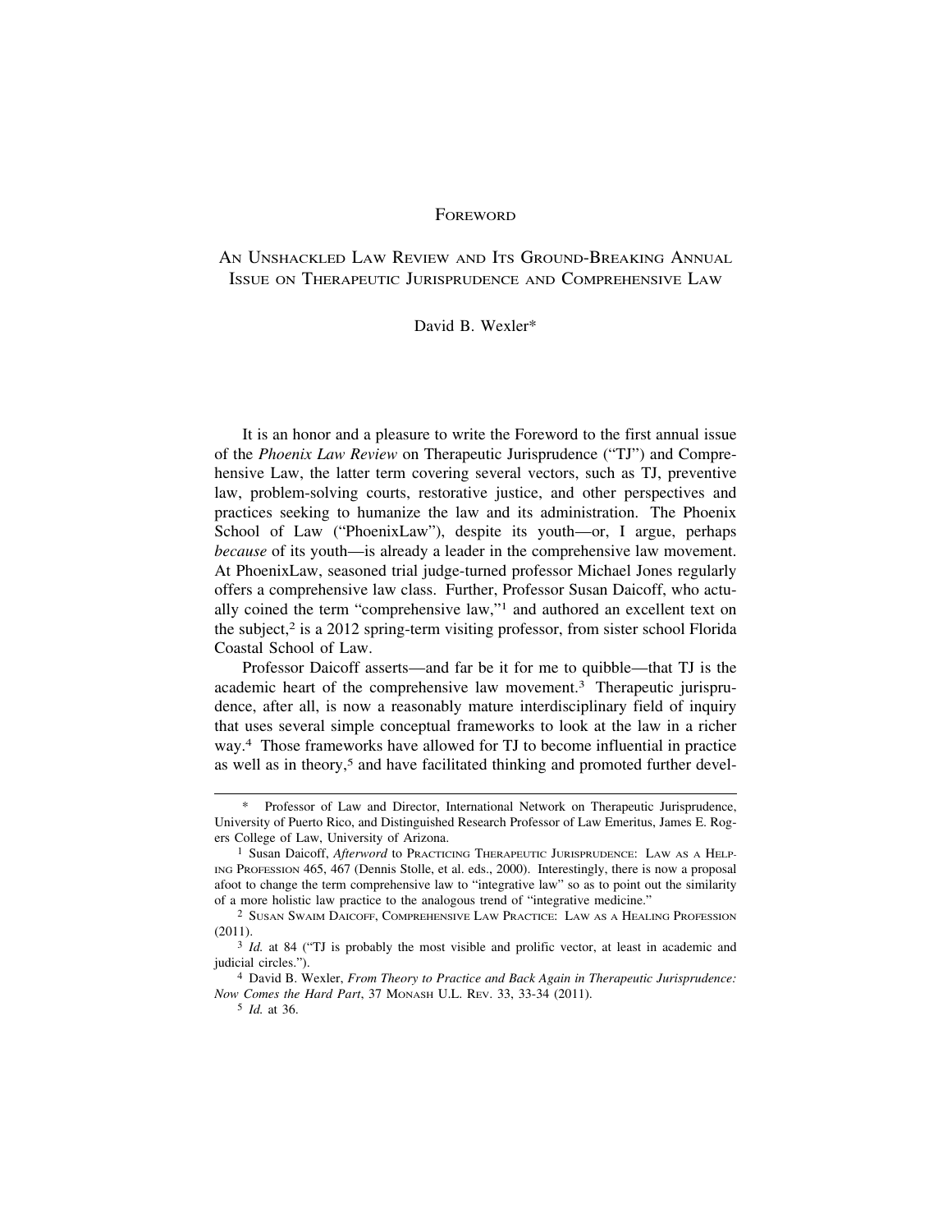# FOREWORD

## AN UNSHACKLED LAW REVIEW AND ITS GROUND-BREAKING ANNUAL ISSUE ON THERAPEUTIC JURISPRUDENCE AND COMPREHENSIVE LAW

David B. Wexler*

It is an honor and a pleasure to write the Foreword to the first annual issue of the *Phoenix Law Review* on Therapeutic Jurisprudence ("TJ") and Comprehensive Law, the latter term covering several vectors, such as TJ, preventive law, problem-solving courts, restorative justice, and other perspectives and practices seeking to humanize the law and its administration. The Phoenix School of Law ("PhoenixLaw"), despite its youth—or, I argue, perhaps *because* of its youth—is already a leader in the comprehensive law movement. At PhoenixLaw, seasoned trial judge-turned professor Michael Jones regularly offers a comprehensive law class. Further, Professor Susan Daicoff, who actually coined the term "comprehensive law,"[1] and authored an excellent text on the subject,[2] is a 2012 spring-term visiting professor, from sister school Florida Coastal School of Law.

Professor Daicoff asserts—and far be it for me to quibble—that TJ is the academic heart of the comprehensive law movement.[3] Therapeutic jurisprudence, after all, is now a reasonably mature interdisciplinary field of inquiry that uses several simple conceptual frameworks to look at the law in a richer way.[4] Those frameworks have allowed for TJ to become influential in practice as well as in theory,[5] and have facilitated thinking and promoted further devel-

---

\* Professor of Law and Director, International Network on Therapeutic Jurisprudence, University of Puerto Rico, and Distinguished Research Professor of Law Emeritus, James E. Rogers College of Law, University of Arizona.

[1] Susan Daicoff, *Afterword* to PRACTICING THERAPEUTIC JURISPRUDENCE: LAW AS A HELPING PROFESSION 465, 467 (Dennis Stolle, et al. eds., 2000). Interestingly, there is now a proposal afoot to change the term comprehensive law to "integrative law" so as to point out the similarity of a more holistic law practice to the analogous trend of "integrative medicine."

[2] SUSAN SWAIM DAICOFF, COMPREHENSIVE LAW PRACTICE: LAW AS A HEALING PROFESSION (2011).

[3] *Id.* at 84 ("TJ is probably the most visible and prolific vector, at least in academic and judicial circles.").

[4] David B. Wexler, *From Theory to Practice and Back Again in Therapeutic Jurisprudence: Now Comes the Hard Part*, 37 MONASH U.L. REV. 33, 33-34 (2011).

[5] *Id.* at 36.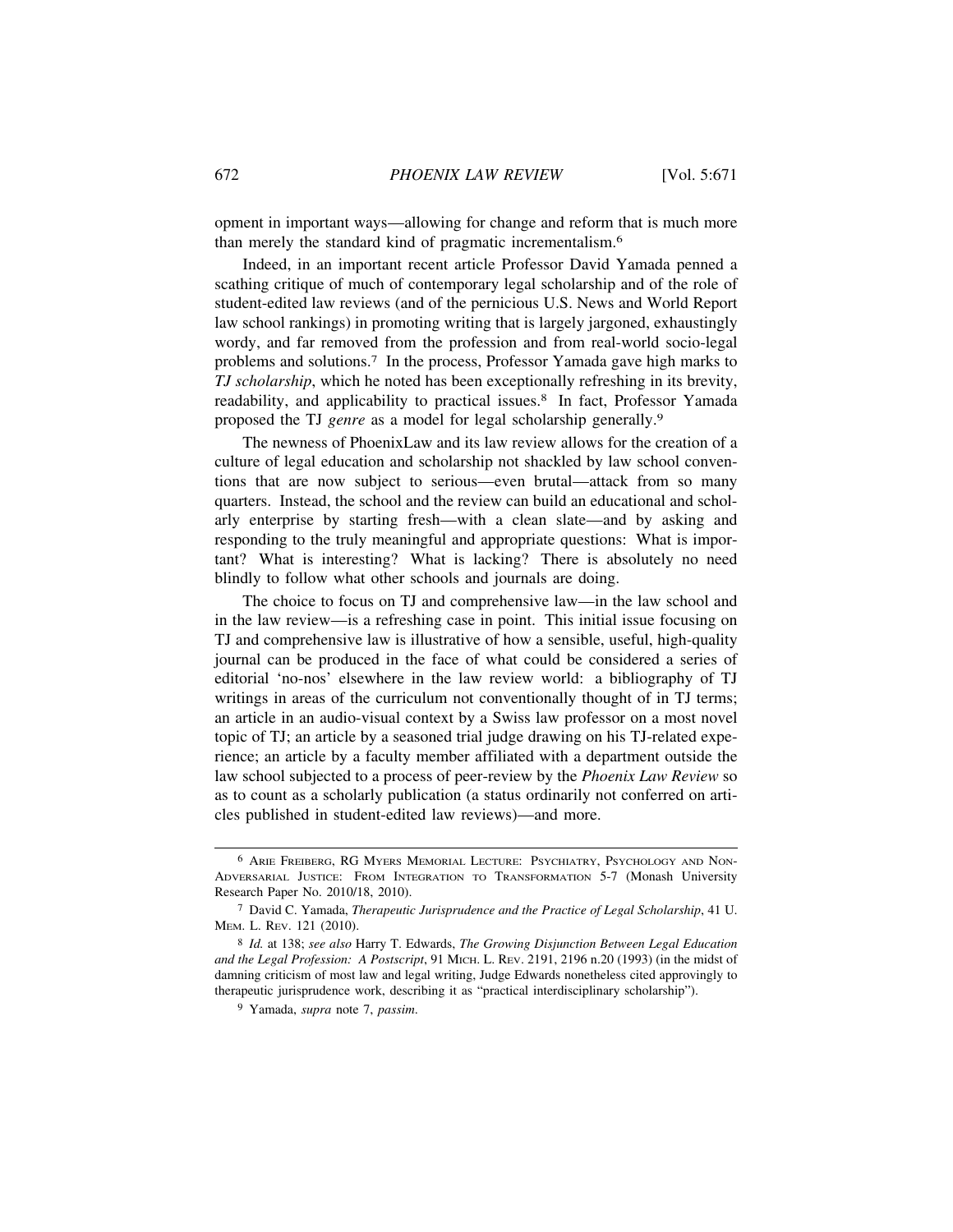opment in important ways—allowing for change and reform that is much more than merely the standard kind of pragmatic incrementalism.[6]

Indeed, in an important recent article Professor David Yamada penned a scathing critique of much of contemporary legal scholarship and of the role of student-edited law reviews (and of the pernicious U.S. News and World Report law school rankings) in promoting writing that is largely jargoned, exhaustingly wordy, and far removed from the profession and from real-world socio-legal problems and solutions.[7] In the process, Professor Yamada gave high marks to *TJ scholarship*, which he noted has been exceptionally refreshing in its brevity, readability, and applicability to practical issues.[8] In fact, Professor Yamada proposed the TJ *genre* as a model for legal scholarship generally.[9]

The newness of PhoenixLaw and its law review allows for the creation of a culture of legal education and scholarship not shackled by law school conventions that are now subject to serious—even brutal—attack from so many quarters. Instead, the school and the review can build an educational and scholarly enterprise by starting fresh—with a clean slate—and by asking and responding to the truly meaningful and appropriate questions: What is important? What is interesting? What is lacking? There is absolutely no need blindly to follow what other schools and journals are doing.

The choice to focus on TJ and comprehensive law—in the law school and in the law review—is a refreshing case in point. This initial issue focusing on TJ and comprehensive law is illustrative of how a sensible, useful, high-quality journal can be produced in the face of what could be considered a series of editorial 'no-nos' elsewhere in the law review world: a bibliography of TJ writings in areas of the curriculum not conventionally thought of in TJ terms; an article in an audio-visual context by a Swiss law professor on a most novel topic of TJ; an article by a seasoned trial judge drawing on his TJ-related experience; an article by a faculty member affiliated with a department outside the law school subjected to a process of peer-review by the *Phoenix Law Review* so as to count as a scholarly publication (a status ordinarily not conferred on articles published in student-edited law reviews)—and more.

---

[6] ARIE FREIBERG, RG MYERS MEMORIAL LECTURE: PSYCHIATRY, PSYCHOLOGY AND NON-ADVERSARIAL JUSTICE: FROM INTEGRATION TO TRANSFORMATION 5-7 (Monash University Research Paper No. 2010/18, 2010).

[7] David C. Yamada, *Therapeutic Jurisprudence and the Practice of Legal Scholarship*, 41 U. MEM. L. REV. 121 (2010).

[8] *Id.* at 138; *see also* Harry T. Edwards, *The Growing Disjunction Between Legal Education and the Legal Profession: A Postscript*, 91 MICH. L. REV. 2191, 2196 n.20 (1993) (in the midst of damning criticism of most law and legal writing, Judge Edwards nonetheless cited approvingly to therapeutic jurisprudence work, describing it as "practical interdisciplinary scholarship").

[9] Yamada, *supra* note 7, *passim*.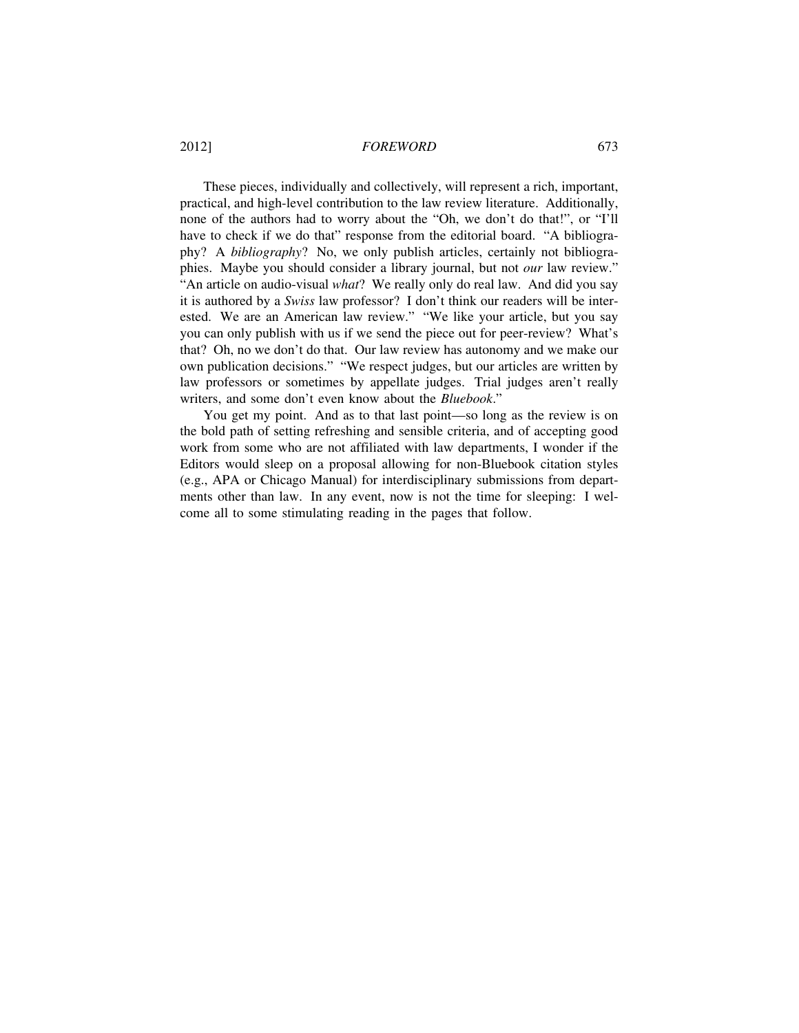These pieces, individually and collectively, will represent a rich, important, practical, and high-level contribution to the law review literature. Additionally, none of the authors had to worry about the "Oh, we don't do that!", or "I'll have to check if we do that" response from the editorial board. "A bibliography? A *bibliography*? No, we only publish articles, certainly not bibliographies. Maybe you should consider a library journal, but not *our* law review." "An article on audio-visual *what*? We really only do real law. And did you say it is authored by a *Swiss* law professor? I don't think our readers will be interested. We are an American law review." "We like your article, but you say you can only publish with us if we send the piece out for peer-review? What's that? Oh, no we don't do that. Our law review has autonomy and we make our own publication decisions." "We respect judges, but our articles are written by law professors or sometimes by appellate judges. Trial judges aren't really writers, and some don't even know about the *Bluebook*."

You get my point. And as to that last point—so long as the review is on the bold path of setting refreshing and sensible criteria, and of accepting good work from some who are not affiliated with law departments, I wonder if the Editors would sleep on a proposal allowing for non-Bluebook citation styles (e.g., APA or Chicago Manual) for interdisciplinary submissions from departments other than law. In any event, now is not the time for sleeping: I welcome all to some stimulating reading in the pages that follow.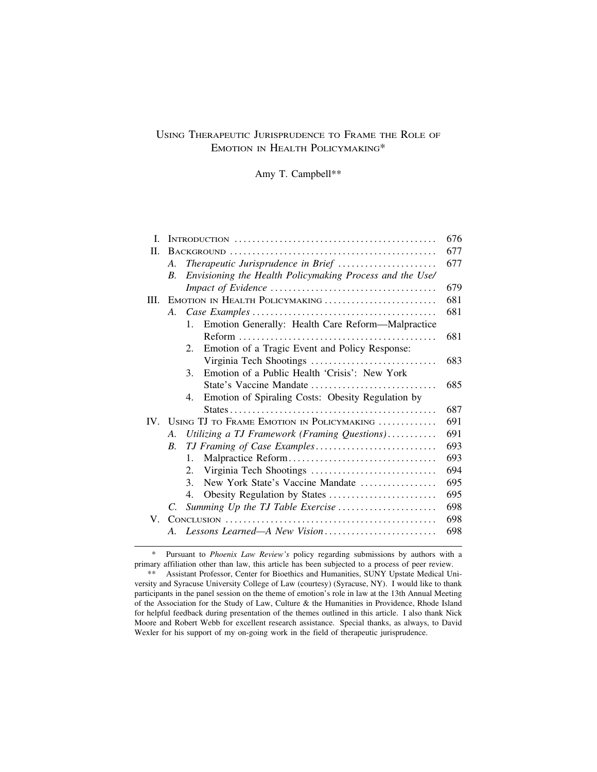# USING THERAPEUTIC JURISPRUDENCE TO FRAME THE ROLE OF EMOTION IN HEALTH POLICYMAKING*

Amy T. Campbell**

| | | |
|---|---|---|
| I. | INTRODUCTION | 676 |
| II. | BACKGROUND | 677 |
| | A. *Therapeutic Jurisprudence in Brief* | 677 |
| | B. *Envisioning the Health Policymaking Process and the Use/Impact of Evidence* | 679 |
| III. | EMOTION IN HEALTH POLICYMAKING | 681 |
| | A. *Case Examples* | 681 |
| | 1. Emotion Generally: Health Care Reform—Malpractice Reform | 681 |
| | 2. Emotion of a Tragic Event and Policy Response: Virginia Tech Shootings | 683 |
| | 3. Emotion of a Public Health 'Crisis': New York State's Vaccine Mandate | 685 |
| | 4. Emotion of Spiraling Costs: Obesity Regulation by States | 687 |
| IV. | USING TJ TO FRAME EMOTION IN POLICYMAKING | 691 |
| | A. *Utilizing a TJ Framework (Framing Questions)* | 691 |
| | B. *TJ Framing of Case Examples* | 693 |
| | 1. Malpractice Reform | 693 |
| | 2. Virginia Tech Shootings | 694 |
| | 3. New York State's Vaccine Mandate | 695 |
| | 4. Obesity Regulation by States | 695 |
| | C. *Summing Up the TJ Table Exercise* | 698 |
| V. | CONCLUSION | 698 |
| | A. *Lessons Learned—A New Vision* | 698 |

\* Pursuant to *Phoenix Law Review's* policy regarding submissions by authors with a primary affiliation other than law, this article has been subjected to a process of peer review.

\*\* Assistant Professor, Center for Bioethics and Humanities, SUNY Upstate Medical University and Syracuse University College of Law (courtesy) (Syracuse, NY). I would like to thank participants in the panel session on the theme of emotion's role in law at the 13th Annual Meeting of the Association for the Study of Law, Culture & the Humanities in Providence, Rhode Island for helpful feedback during presentation of the themes outlined in this article. I also thank Nick Moore and Robert Webb for excellent research assistance. Special thanks, as always, to David Wexler for his support of my on-going work in the field of therapeutic jurisprudence.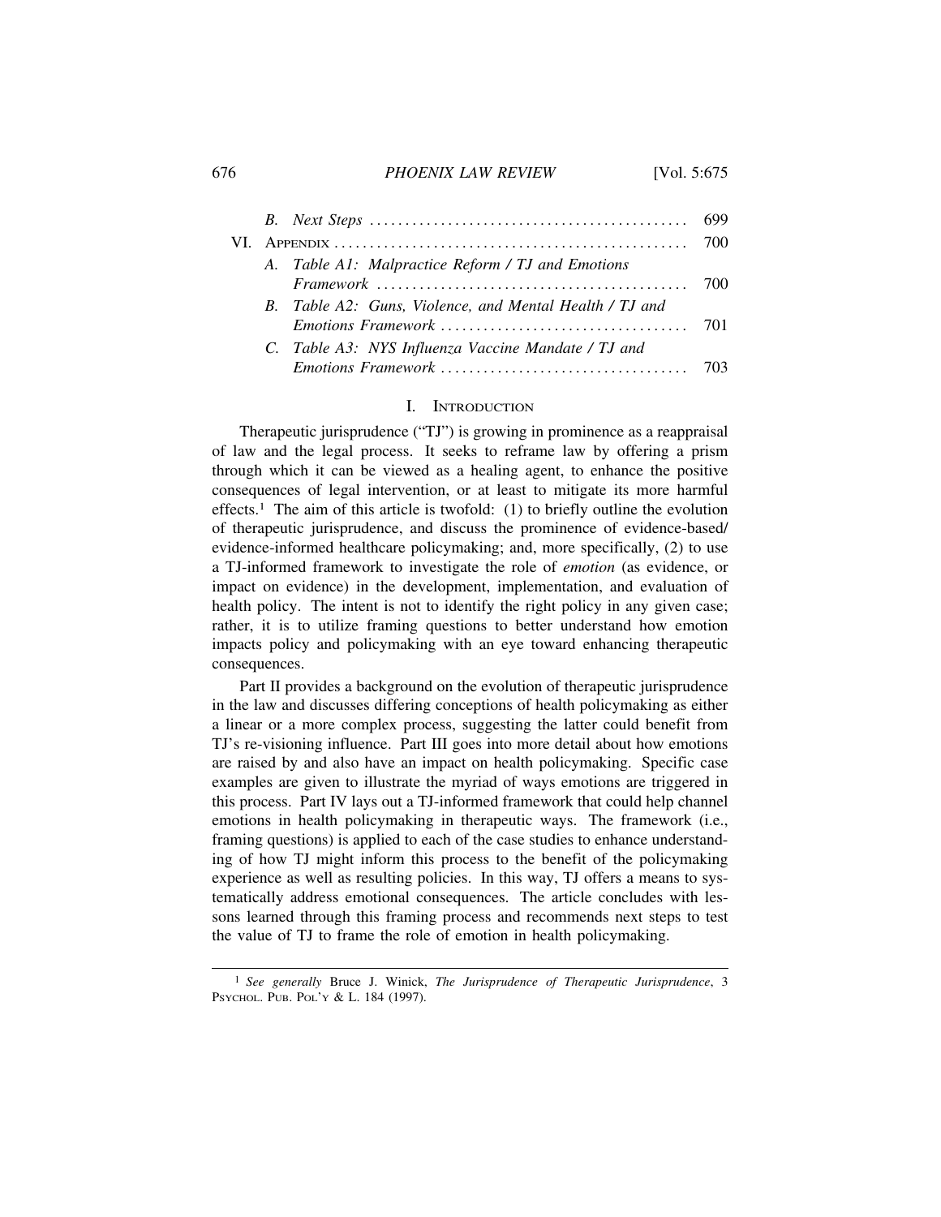B. Next Steps ........................................... 699

VI. APPENDIX ........................................... 700

A. Table A1: Malpractice Reform / TJ and Emotions Framework ........................................... 700

B. Table A2: Guns, Violence, and Mental Health / TJ and Emotions Framework ........................................... 701

C. Table A3: NYS Influenza Vaccine Mandate / TJ and Emotions Framework ........................................... 703

## I. INTRODUCTION

Therapeutic jurisprudence ("TJ") is growing in prominence as a reappraisal of law and the legal process. It seeks to reframe law by offering a prism through which it can be viewed as a healing agent, to enhance the positive consequences of legal intervention, or at least to mitigate its more harmful effects.[1] The aim of this article is twofold: (1) to briefly outline the evolution of therapeutic jurisprudence, and discuss the prominence of evidence-based/ evidence-informed healthcare policymaking; and, more specifically, (2) to use a TJ-informed framework to investigate the role of *emotion* (as evidence, or impact on evidence) in the development, implementation, and evaluation of health policy. The intent is not to identify the right policy in any given case; rather, it is to utilize framing questions to better understand how emotion impacts policy and policymaking with an eye toward enhancing therapeutic consequences.

Part II provides a background on the evolution of therapeutic jurisprudence in the law and discusses differing conceptions of health policymaking as either a linear or a more complex process, suggesting the latter could benefit from TJ's re-visioning influence. Part III goes into more detail about how emotions are raised by and also have an impact on health policymaking. Specific case examples are given to illustrate the myriad of ways emotions are triggered in this process. Part IV lays out a TJ-informed framework that could help channel emotions in health policymaking in therapeutic ways. The framework (i.e., framing questions) is applied to each of the case studies to enhance understanding of how TJ might inform this process to the benefit of the policymaking experience as well as resulting policies. In this way, TJ offers a means to systematically address emotional consequences. The article concludes with lessons learned through this framing process and recommends next steps to test the value of TJ to frame the role of emotion in health policymaking.

[1] *See generally* Bruce J. Winick, *The Jurisprudence of Therapeutic Jurisprudence*, 3 PSYCHOL. PUB. POL'Y & L. 184 (1997).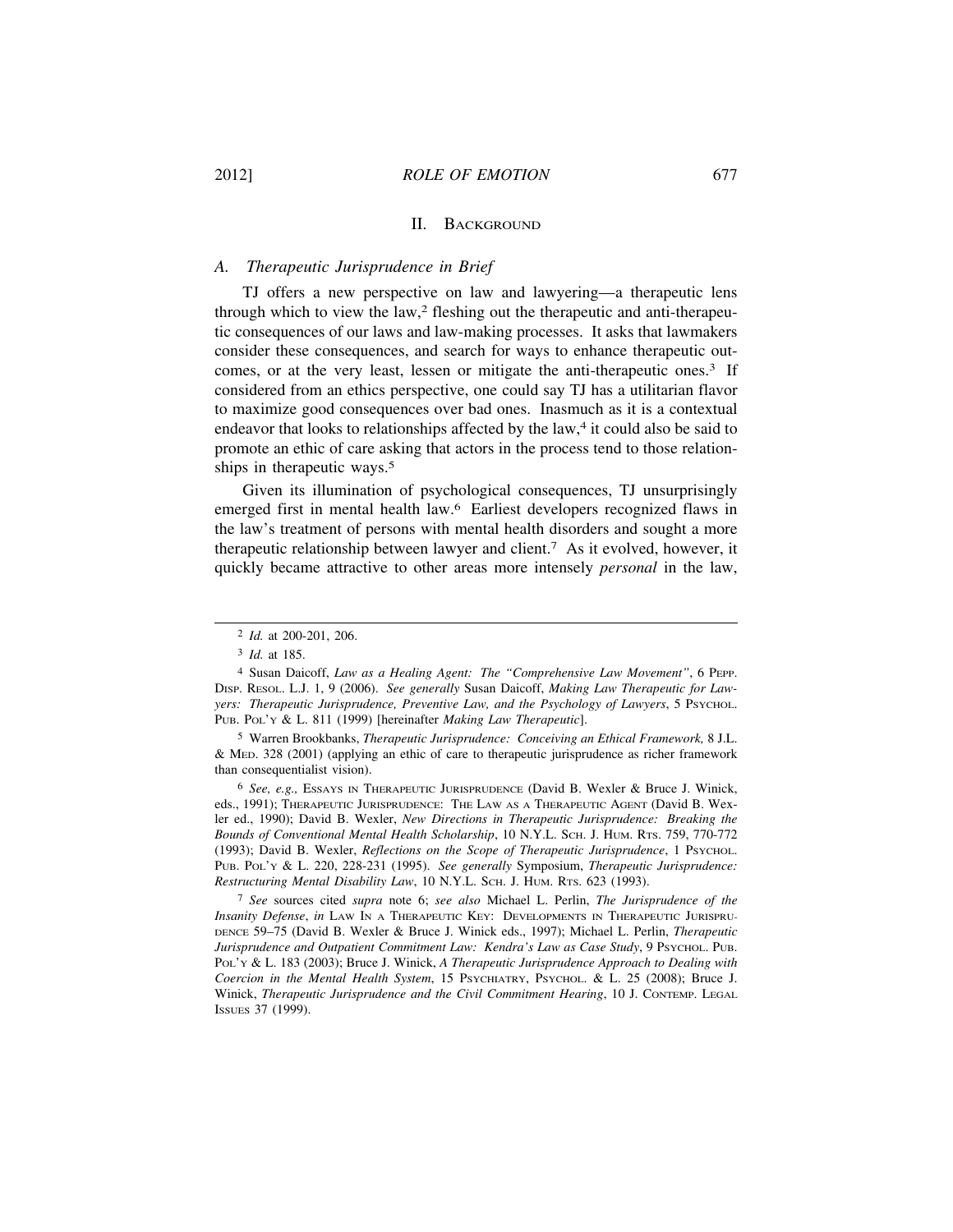## II. Background

### A. *Therapeutic Jurisprudence in Brief*

TJ offers a new perspective on law and lawyering—a therapeutic lens through which to view the law,[2] fleshing out the therapeutic and anti-therapeutic consequences of our laws and law-making processes. It asks that lawmakers consider these consequences, and search for ways to enhance therapeutic outcomes, or at the very least, lessen or mitigate the anti-therapeutic ones.[3] If considered from an ethics perspective, one could say TJ has a utilitarian flavor to maximize good consequences over bad ones. Inasmuch as it is a contextual endeavor that looks to relationships affected by the law,[4] it could also be said to promote an ethic of care asking that actors in the process tend to those relationships in therapeutic ways.[5]

Given its illumination of psychological consequences, TJ unsurprisingly emerged first in mental health law.[6] Earliest developers recognized flaws in the law's treatment of persons with mental health disorders and sought a more therapeutic relationship between lawyer and client.[7] As it evolved, however, it quickly became attractive to other areas more intensely *personal* in the law,

---

[2] *Id.* at 200-201, 206.

[3] *Id.* at 185.

[4] Susan Daicoff, *Law as a Healing Agent: The "Comprehensive Law Movement"*, 6 Pepp. Disp. Resol. L.J. 1, 9 (2006). *See generally* Susan Daicoff, *Making Law Therapeutic for Lawyers: Therapeutic Jurisprudence, Preventive Law, and the Psychology of Lawyers*, 5 Psychol. Pub. Pol'y & L. 811 (1999) [hereinafter *Making Law Therapeutic*].

[5] Warren Brookbanks, *Therapeutic Jurisprudence: Conceiving an Ethical Framework,* 8 J.L. & Med. 328 (2001) (applying an ethic of care to therapeutic jurisprudence as richer framework than consequentialist vision).

[6] *See, e.g.,* Essays in Therapeutic Jurisprudence (David B. Wexler & Bruce J. Winick, eds., 1991); Therapeutic Jurisprudence: The Law as a Therapeutic Agent (David B. Wexler ed., 1990); David B. Wexler, *New Directions in Therapeutic Jurisprudence: Breaking the Bounds of Conventional Mental Health Scholarship*, 10 N.Y.L. Sch. J. Hum. Rts. 759, 770-772 (1993); David B. Wexler, *Reflections on the Scope of Therapeutic Jurisprudence*, 1 Psychol. Pub. Pol'y & L. 220, 228-231 (1995). *See generally* Symposium, *Therapeutic Jurisprudence: Restructuring Mental Disability Law*, 10 N.Y.L. Sch. J. Hum. Rts. 623 (1993).

[7] *See* sources cited *supra* note 6; *see also* Michael L. Perlin, *The Jurisprudence of the Insanity Defense*, *in* Law In a Therapeutic Key: Developments in Therapeutic Jurisprudence 59–75 (David B. Wexler & Bruce J. Winick eds., 1997); Michael L. Perlin, *Therapeutic Jurisprudence and Outpatient Commitment Law: Kendra's Law as Case Study*, 9 Psychol. Pub. Pol'y & L. 183 (2003); Bruce J. Winick, *A Therapeutic Jurisprudence Approach to Dealing with Coercion in the Mental Health System*, 15 Psychiatry, Psychol. & L. 25 (2008); Bruce J. Winick, *Therapeutic Jurisprudence and the Civil Commitment Hearing*, 10 J. Contemp. Legal Issues 37 (1999).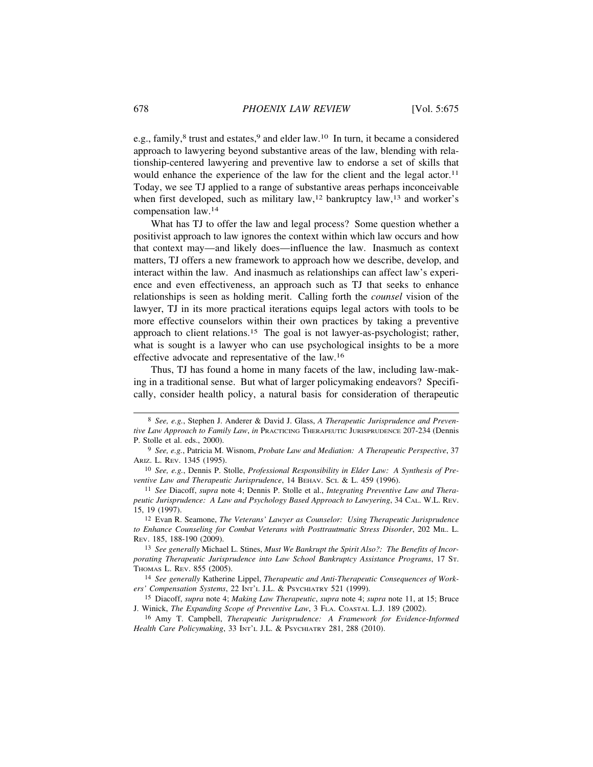e.g., family,[8] trust and estates,[9] and elder law.[10] In turn, it became a considered approach to lawyering beyond substantive areas of the law, blending with relationship-centered lawyering and preventive law to endorse a set of skills that would enhance the experience of the law for the client and the legal actor.[11] Today, we see TJ applied to a range of substantive areas perhaps inconceivable when first developed, such as military law,[12] bankruptcy law,[13] and worker's compensation law.[14]

What has TJ to offer the law and legal process? Some question whether a positivist approach to law ignores the context within which law occurs and how that context may—and likely does—influence the law. Inasmuch as context matters, TJ offers a new framework to approach how we describe, develop, and interact within the law. And inasmuch as relationships can affect law's experience and even effectiveness, an approach such as TJ that seeks to enhance relationships is seen as holding merit. Calling forth the *counsel* vision of the lawyer, TJ in its more practical iterations equips legal actors with tools to be more effective counselors within their own practices by taking a preventive approach to client relations.[15] The goal is not lawyer-as-psychologist; rather, what is sought is a lawyer who can use psychological insights to be a more effective advocate and representative of the law.[16]

Thus, TJ has found a home in many facets of the law, including law-making in a traditional sense. But what of larger policymaking endeavors? Specifically, consider health policy, a natural basis for consideration of therapeutic

---

[8] *See, e.g.*, Stephen J. Anderer & David J. Glass, *A Therapeutic Jurisprudence and Preventive Law Approach to Family Law*, *in* PRACTICING THERAPEUTIC JURISPRUDENCE 207-234 (Dennis P. Stolle et al. eds., 2000).

[9] *See, e.g.*, Patricia M. Wisnom, *Probate Law and Mediation: A Therapeutic Perspective*, 37 ARIZ. L. REV. 1345 (1995).

[10] *See, e.g.*, Dennis P. Stolle, *Professional Responsibility in Elder Law: A Synthesis of Preventive Law and Therapeutic Jurisprudence*, 14 BEHAV. SCI. & L. 459 (1996).

[11] *See* Diacoff, *supra* note 4; Dennis P. Stolle et al., *Integrating Preventive Law and Therapeutic Jurisprudence: A Law and Psychology Based Approach to Lawyering*, 34 CAL. W.L. REV. 15, 19 (1997).

[12] Evan R. Seamone, *The Veterans' Lawyer as Counselor: Using Therapeutic Jurisprudence to Enhance Counseling for Combat Veterans with Posttrautmatic Stress Disorder*, 202 MIL. L. REV. 185, 188-190 (2009).

[13] *See generally* Michael L. Stines, *Must We Bankrupt the Spirit Also?: The Benefits of Incorporating Therapeutic Jurisprudence into Law School Bankruptcy Assistance Programs*, 17 ST. THOMAS L. REV. 855 (2005).

[14] *See generally* Katherine Lippel, *Therapeutic and Anti-Therapeutic Consequences of Workers' Compensation Systems*, 22 INT'L J.L. & PSYCHIATRY 521 (1999).

[15] Diacoff, *supra* note 4; *Making Law Therapeutic*, *supra* note 4; *supra* note 11, at 15; Bruce J. Winick, *The Expanding Scope of Preventive Law*, 3 FLA. COASTAL L.J. 189 (2002).

[16] Amy T. Campbell, *Therapeutic Jurisprudence: A Framework for Evidence-Informed Health Care Policymaking*, 33 INT'L J.L. & PSYCHIATRY 281, 288 (2010).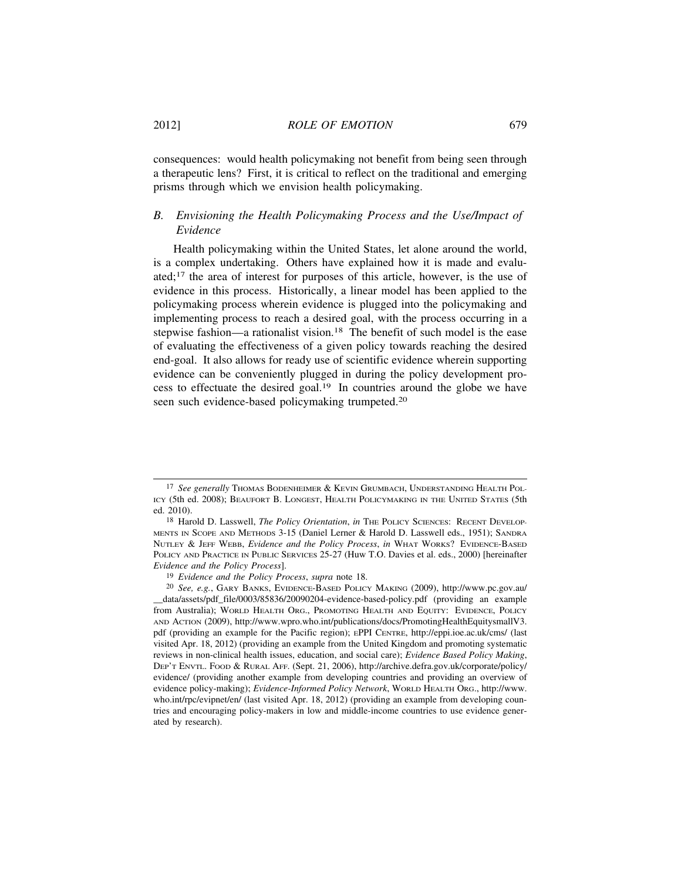consequences: would health policymaking not benefit from being seen through a therapeutic lens? First, it is critical to reflect on the traditional and emerging prisms through which we envision health policymaking.

### B. *Envisioning the Health Policymaking Process and the Use/Impact of Evidence*

Health policymaking within the United States, let alone around the world, is a complex undertaking. Others have explained how it is made and evaluated;[17] the area of interest for purposes of this article, however, is the use of evidence in this process. Historically, a linear model has been applied to the policymaking process wherein evidence is plugged into the policymaking and implementing process to reach a desired goal, with the process occurring in a stepwise fashion—a rationalist vision.[18] The benefit of such model is the ease of evaluating the effectiveness of a given policy towards reaching the desired end-goal. It also allows for ready use of scientific evidence wherein supporting evidence can be conveniently plugged in during the policy development process to effectuate the desired goal.[19] In countries around the globe we have seen such evidence-based policymaking trumpeted.[20]

---

[17] *See generally* THOMAS BODENHEIMER & KEVIN GRUMBACH, UNDERSTANDING HEALTH POLICY (5th ed. 2008); BEAUFORT B. LONGEST, HEALTH POLICYMAKING IN THE UNITED STATES (5th ed. 2010).

[18] Harold D. Lasswell, *The Policy Orientation*, *in* THE POLICY SCIENCES: RECENT DEVELOPMENTS IN SCOPE AND METHODS 3-15 (Daniel Lerner & Harold D. Lasswell eds., 1951); SANDRA NUTLEY & JEFF WEBB, *Evidence and the Policy Process*, *in* WHAT WORKS? EVIDENCE-BASED POLICY AND PRACTICE IN PUBLIC SERVICES 25-27 (Huw T.O. Davies et al. eds., 2000) [hereinafter *Evidence and the Policy Process*].

[19] *Evidence and the Policy Process*, *supra* note 18.

[20] *See, e.g.*, GARY BANKS, EVIDENCE-BASED POLICY MAKING (2009), http://www.pc.gov.au/__data/assets/pdf_file/0003/85836/20090204-evidence-based-policy.pdf (providing an example from Australia); WORLD HEALTH ORG., PROMOTING HEALTH AND EQUITY: EVIDENCE, POLICY AND ACTION (2009), http://www.wpro.who.int/publications/docs/PromotingHealthEquitysmallV3.pdf (providing an example for the Pacific region); EPPI CENTRE, http://eppi.ioe.ac.uk/cms/ (last visited Apr. 18, 2012) (providing an example from the United Kingdom and promoting systematic reviews in non-clinical health issues, education, and social care); *Evidence Based Policy Making*, DEP'T ENVTL. FOOD & RURAL AFF. (Sept. 21, 2006), http://archive.defra.gov.uk/corporate/policy/evidence/ (providing another example from developing countries and providing an overview of evidence policy-making); *Evidence-Informed Policy Network*, WORLD HEALTH ORG., http://www.who.int/rpc/evipnet/en/ (last visited Apr. 18, 2012) (providing an example from developing countries and encouraging policy-makers in low and middle-income countries to use evidence generated by research).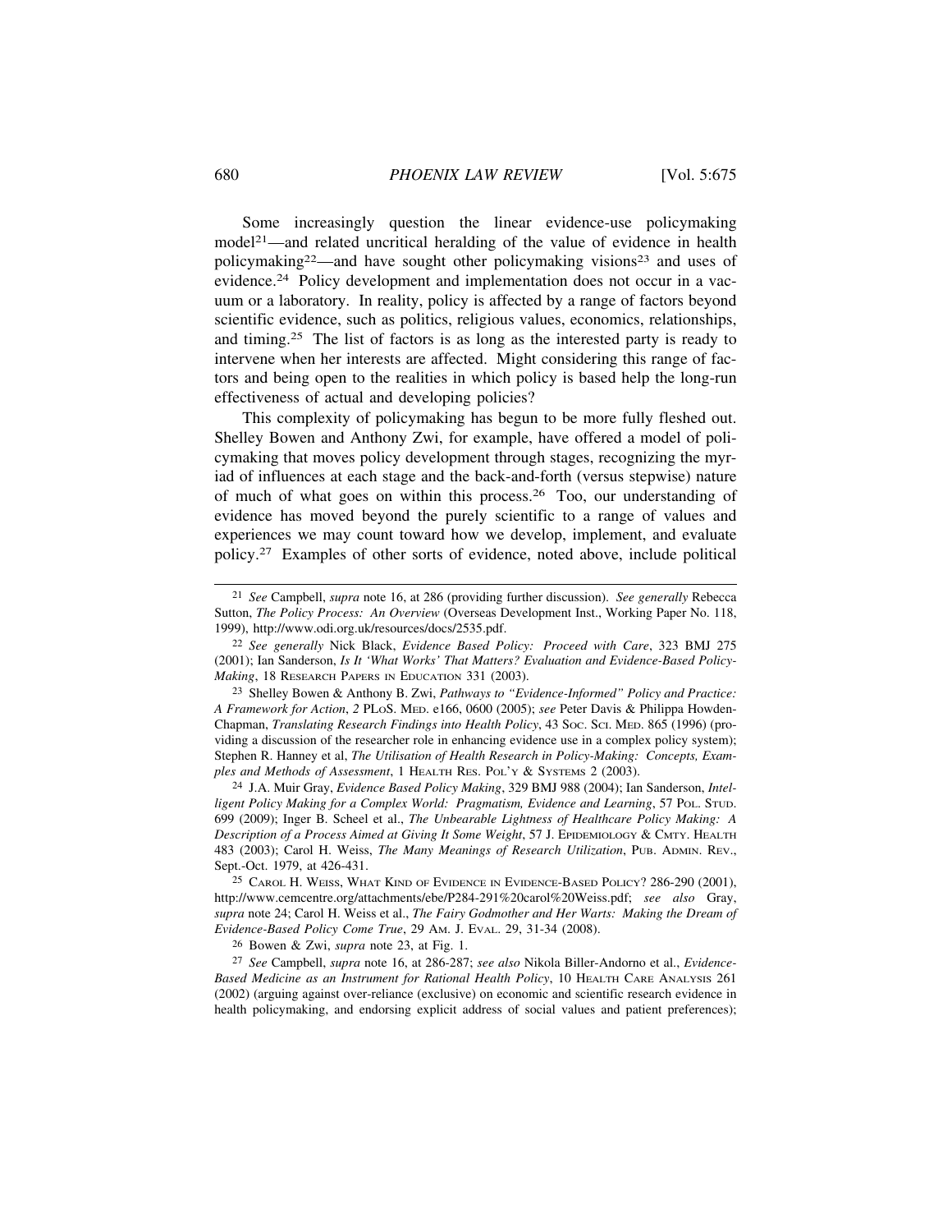Some increasingly question the linear evidence-use policymaking model[21]—and related uncritical heralding of the value of evidence in health policymaking[22]—and have sought other policymaking visions[23] and uses of evidence.[24] Policy development and implementation does not occur in a vacuum or a laboratory. In reality, policy is affected by a range of factors beyond scientific evidence, such as politics, religious values, economics, relationships, and timing.[25] The list of factors is as long as the interested party is ready to intervene when her interests are affected. Might considering this range of factors and being open to the realities in which policy is based help the long-run effectiveness of actual and developing policies?

This complexity of policymaking has begun to be more fully fleshed out. Shelley Bowen and Anthony Zwi, for example, have offered a model of policymaking that moves policy development through stages, recognizing the myriad of influences at each stage and the back-and-forth (versus stepwise) nature of much of what goes on within this process.[26] Too, our understanding of evidence has moved beyond the purely scientific to a range of values and experiences we may count toward how we develop, implement, and evaluate policy.[27] Examples of other sorts of evidence, noted above, include political

---

[21] *See* Campbell, *supra* note 16, at 286 (providing further discussion). *See generally* Rebecca Sutton, *The Policy Process: An Overview* (Overseas Development Inst., Working Paper No. 118, 1999), http://www.odi.org.uk/resources/docs/2535.pdf.

[22] *See generally* Nick Black, *Evidence Based Policy: Proceed with Care*, 323 BMJ 275 (2001); Ian Sanderson, *Is It 'What Works' That Matters? Evaluation and Evidence-Based Policy-Making*, 18 RESEARCH PAPERS IN EDUCATION 331 (2003).

[23] Shelley Bowen & Anthony B. Zwi, *Pathways to "Evidence-Informed" Policy and Practice: A Framework for Action*, 2 PLoS. MED. e166, 0600 (2005); *see* Peter Davis & Philippa Howden-Chapman, *Translating Research Findings into Health Policy*, 43 SOC. SCI. MED. 865 (1996) (providing a discussion of the researcher role in enhancing evidence use in a complex policy system); Stephen R. Hanney et al, *The Utilisation of Health Research in Policy-Making: Concepts, Examples and Methods of Assessment*, 1 HEALTH RES. POL'Y & SYSTEMS 2 (2003).

[24] J.A. Muir Gray, *Evidence Based Policy Making*, 329 BMJ 988 (2004); Ian Sanderson, *Intelligent Policy Making for a Complex World: Pragmatism, Evidence and Learning*, 57 POL. STUD. 699 (2009); Inger B. Scheel et al., *The Unbearable Lightness of Healthcare Policy Making: A Description of a Process Aimed at Giving It Some Weight*, 57 J. EPIDEMIOLOGY & CMTY. HEALTH 483 (2003); Carol H. Weiss, *The Many Meanings of Research Utilization*, PUB. ADMIN. REV., Sept.-Oct. 1979, at 426-431.

[25] CAROL H. WEISS, WHAT KIND OF EVIDENCE IN EVIDENCE-BASED POLICY? 286-290 (2001), http://www.cemcentre.org/attachments/ebe/P284-291%20carol%20Weiss.pdf; *see also* Gray, *supra* note 24; Carol H. Weiss et al., *The Fairy Godmother and Her Warts: Making the Dream of Evidence-Based Policy Come True*, 29 AM. J. EVAL. 29, 31-34 (2008).

[26] Bowen & Zwi, *supra* note 23, at Fig. 1.

[27] *See* Campbell, *supra* note 16, at 286-287; *see also* Nikola Biller-Andorno et al., *Evidence-Based Medicine as an Instrument for Rational Health Policy*, 10 HEALTH CARE ANALYSIS 261 (2002) (arguing against over-reliance (exclusive) on economic and scientific research evidence in health policymaking, and endorsing explicit address of social values and patient preferences);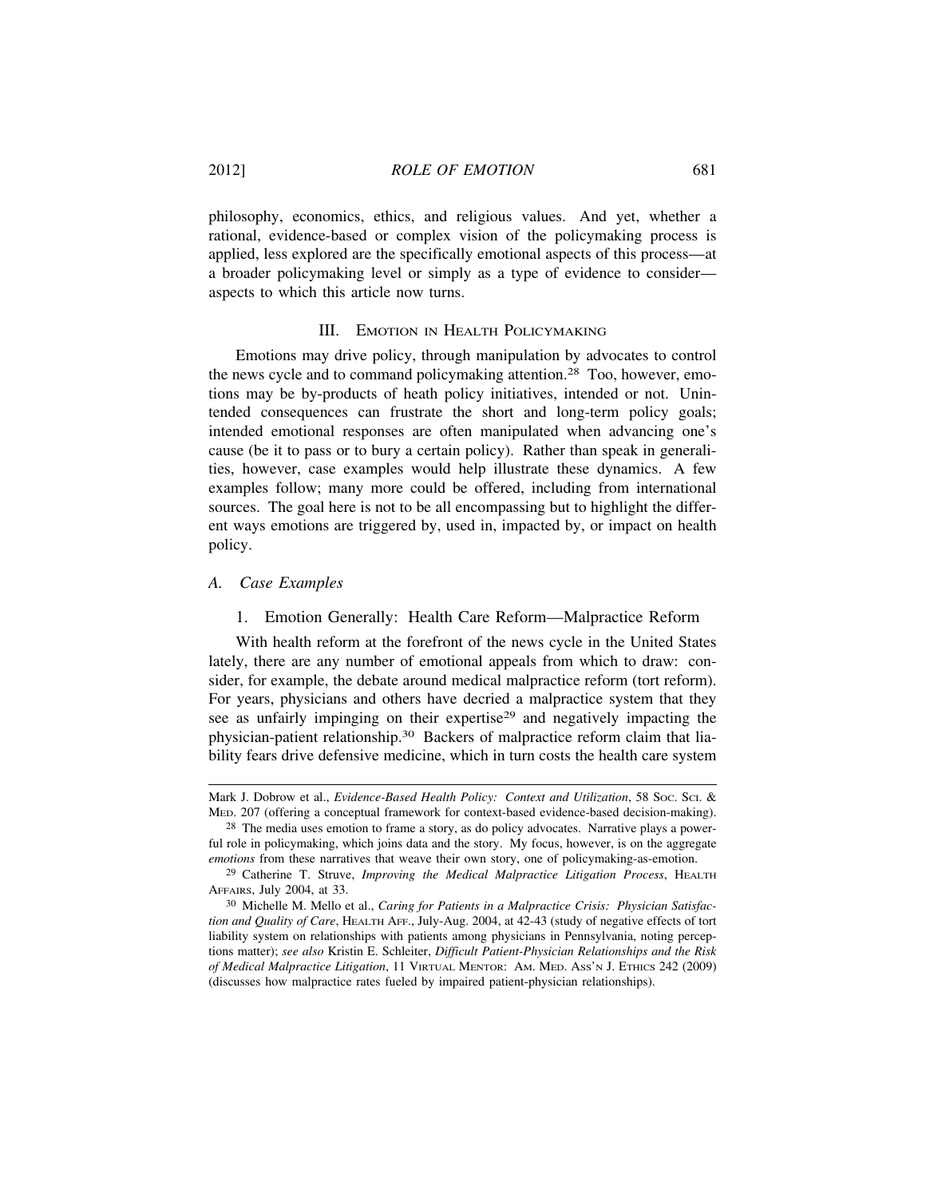philosophy, economics, ethics, and religious values. And yet, whether a rational, evidence-based or complex vision of the policymaking process is applied, less explored are the specifically emotional aspects of this process—at a broader policymaking level or simply as a type of evidence to consider—aspects to which this article now turns.

## III. Emotion in Health Policymaking

Emotions may drive policy, through manipulation by advocates to control the news cycle and to command policymaking attention.[28] Too, however, emotions may be by-products of heath policy initiatives, intended or not. Unintended consequences can frustrate the short and long-term policy goals; intended emotional responses are often manipulated when advancing one's cause (be it to pass or to bury a certain policy). Rather than speak in generalities, however, case examples would help illustrate these dynamics. A few examples follow; many more could be offered, including from international sources. The goal here is not to be all encompassing but to highlight the different ways emotions are triggered by, used in, impacted by, or impact on health policy.

### A. *Case Examples*

#### 1. Emotion Generally: Health Care Reform—Malpractice Reform

With health reform at the forefront of the news cycle in the United States lately, there are any number of emotional appeals from which to draw: consider, for example, the debate around medical malpractice reform (tort reform). For years, physicians and others have decried a malpractice system that they see as unfairly impinging on their expertise[29] and negatively impacting the physician-patient relationship.[30] Backers of malpractice reform claim that liability fears drive defensive medicine, which in turn costs the health care system

---

Mark J. Dobrow et al., *Evidence-Based Health Policy: Context and Utilization*, 58 Soc. Sci. & Med. 207 (offering a conceptual framework for context-based evidence-based decision-making).

[28] The media uses emotion to frame a story, as do policy advocates. Narrative plays a powerful role in policymaking, which joins data and the story. My focus, however, is on the aggregate *emotions* from these narratives that weave their own story, one of policymaking-as-emotion.

[29] Catherine T. Struve, *Improving the Medical Malpractice Litigation Process*, Health Affairs, July 2004, at 33.

[30] Michelle M. Mello et al., *Caring for Patients in a Malpractice Crisis: Physician Satisfaction and Quality of Care*, Health Aff., July-Aug. 2004, at 42-43 (study of negative effects of tort liability system on relationships with patients among physicians in Pennsylvania, noting perceptions matter); *see also* Kristin E. Schleiter, *Difficult Patient-Physician Relationships and the Risk of Medical Malpractice Litigation*, 11 Virtual Mentor: Am. Med. Ass'n J. Ethics 242 (2009) (discusses how malpractice rates fueled by impaired patient-physician relationships).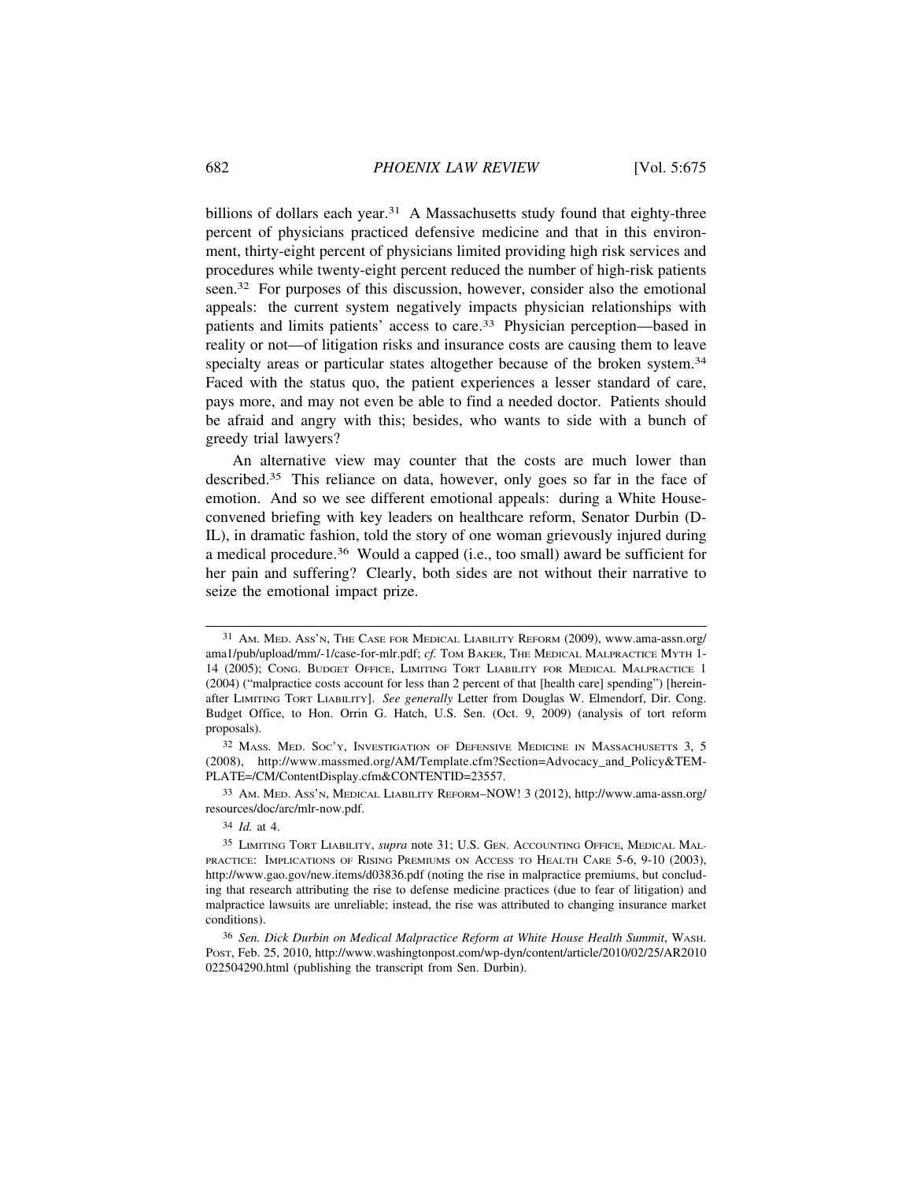billions of dollars each year.[31] A Massachusetts study found that eighty-three percent of physicians practiced defensive medicine and that in this environment, thirty-eight percent of physicians limited providing high risk services and procedures while twenty-eight percent reduced the number of high-risk patients seen.[32] For purposes of this discussion, however, consider also the emotional appeals: the current system negatively impacts physician relationships with patients and limits patients' access to care.[33] Physician perception—based in reality or not—of litigation risks and insurance costs are causing them to leave specialty areas or particular states altogether because of the broken system.[34] Faced with the status quo, the patient experiences a lesser standard of care, pays more, and may not even be able to find a needed doctor. Patients should be afraid and angry with this; besides, who wants to side with a bunch of greedy trial lawyers?

An alternative view may counter that the costs are much lower than described.[35] This reliance on data, however, only goes so far in the face of emotion. And so we see different emotional appeals: during a White House-convened briefing with key leaders on healthcare reform, Senator Durbin (D-IL), in dramatic fashion, told the story of one woman grievously injured during a medical procedure.[36] Would a capped (i.e., too small) award be sufficient for her pain and suffering? Clearly, both sides are not without their narrative to seize the emotional impact prize.

---

[31] AM. MED. ASS'N, THE CASE FOR MEDICAL LIABILITY REFORM (2009), www.ama-assn.org/ama1/pub/upload/mm/-1/case-for-mlr.pdf; *cf.* TOM BAKER, THE MEDICAL MALPRACTICE MYTH 1-14 (2005); CONG. BUDGET OFFICE, LIMITING TORT LIABILITY FOR MEDICAL MALPRACTICE 1 (2004) ("malpractice costs account for less than 2 percent of that [health care] spending") [hereinafter LIMITING TORT LIABILITY]. *See generally* Letter from Douglas W. Elmendorf, Dir. Cong. Budget Office, to Hon. Orrin G. Hatch, U.S. Sen. (Oct. 9, 2009) (analysis of tort reform proposals).

[32] MASS. MED. SOC'Y, INVESTIGATION OF DEFENSIVE MEDICINE IN MASSACHUSETTS 3, 5 (2008), http://www.massmed.org/AM/Template.cfm?Section=Advocacy_and_Policy&TEMPLATE=/CM/ContentDisplay.cfm&CONTENTID=23557.

[33] AM. MED. ASS'N, MEDICAL LIABILITY REFORM–NOW! 3 (2012), http://www.ama-assn.org/resources/doc/arc/mlr-now.pdf.

[34] *Id.* at 4.

[35] LIMITING TORT LIABILITY, *supra* note 31; U.S. GEN. ACCOUNTING OFFICE, MEDICAL MALPRACTICE: IMPLICATIONS OF RISING PREMIUMS ON ACCESS TO HEALTH CARE 5-6, 9-10 (2003), http://www.gao.gov/new.items/d03836.pdf (noting the rise in malpractice premiums, but concluding that research attributing the rise to defense medicine practices (due to fear of litigation) and malpractice lawsuits are unreliable; instead, the rise was attributed to changing insurance market conditions).

[36] *Sen. Dick Durbin on Medical Malpractice Reform at White House Health Summit*, WASH. POST, Feb. 25, 2010, http://www.washingtonpost.com/wp-dyn/content/article/2010/02/25/AR2010022504290.html (publishing the transcript from Sen. Durbin).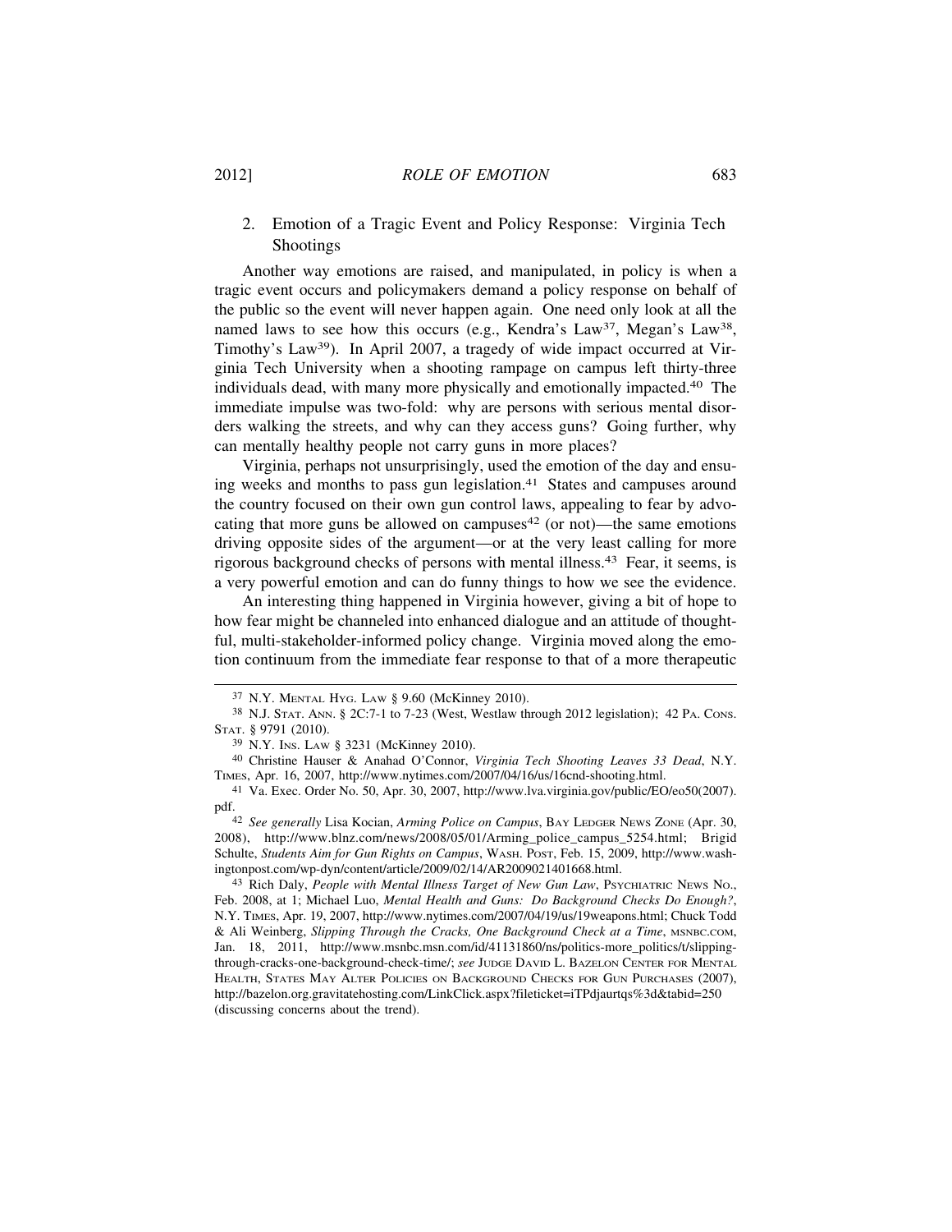### 2. Emotion of a Tragic Event and Policy Response: Virginia Tech Shootings

Another way emotions are raised, and manipulated, in policy is when a tragic event occurs and policymakers demand a policy response on behalf of the public so the event will never happen again. One need only look at all the named laws to see how this occurs (e.g., Kendra's Law[37], Megan's Law[38], Timothy's Law[39]). In April 2007, a tragedy of wide impact occurred at Virginia Tech University when a shooting rampage on campus left thirty-three individuals dead, with many more physically and emotionally impacted.[40] The immediate impulse was two-fold: why are persons with serious mental disorders walking the streets, and why can they access guns? Going further, why can mentally healthy people not carry guns in more places?

Virginia, perhaps not unsurprisingly, used the emotion of the day and ensuing weeks and months to pass gun legislation.[41] States and campuses around the country focused on their own gun control laws, appealing to fear by advocating that more guns be allowed on campuses[42] (or not)—the same emotions driving opposite sides of the argument—or at the very least calling for more rigorous background checks of persons with mental illness.[43] Fear, it seems, is a very powerful emotion and can do funny things to how we see the evidence.

An interesting thing happened in Virginia however, giving a bit of hope to how fear might be channeled into enhanced dialogue and an attitude of thoughtful, multi-stakeholder-informed policy change. Virginia moved along the emotion continuum from the immediate fear response to that of a more therapeutic

---

[37] N.Y. Mental Hyg. Law § 9.60 (McKinney 2010).

[38] N.J. Stat. Ann. § 2C:7-1 to 7-23 (West, Westlaw through 2012 legislation); 42 Pa. Cons. Stat. § 9791 (2010).

[39] N.Y. Ins. Law § 3231 (McKinney 2010).

[40] Christine Hauser & Anahad O'Connor, *Virginia Tech Shooting Leaves 33 Dead*, N.Y. Times, Apr. 16, 2007, http://www.nytimes.com/2007/04/16/us/16cnd-shooting.html.

[41] Va. Exec. Order No. 50, Apr. 30, 2007, http://www.lva.virginia.gov/public/EO/eo50(2007).pdf.

[42] *See generally* Lisa Kocian, *Arming Police on Campus*, Bay Ledger News Zone (Apr. 30, 2008), http://www.blnz.com/news/2008/05/01/Arming_police_campus_5254.html; Brigid Schulte, *Students Aim for Gun Rights on Campus*, Wash. Post, Feb. 15, 2009, http://www.washingtonpost.com/wp-dyn/content/article/2009/02/14/AR2009021401668.html.

[43] Rich Daly, *People with Mental Illness Target of New Gun Law*, Psychiatric News No., Feb. 2008, at 1; Michael Luo, *Mental Health and Guns: Do Background Checks Do Enough?*, N.Y. Times, Apr. 19, 2007, http://www.nytimes.com/2007/04/19/us/19weapons.html; Chuck Todd & Ali Weinberg, *Slipping Through the Cracks, One Background Check at a Time*, msnbc.com, Jan. 18, 2011, http://www.msnbc.msn.com/id/41131860/ns/politics-more_politics/t/slipping-through-cracks-one-background-check-time/; *see* Judge David L. Bazelon Center for Mental Health, States May Alter Policies on Background Checks for Gun Purchases (2007), http://bazelon.org.gravitatehosting.com/LinkClick.aspx?fileticket=iTPdjaurtqs%3d&tabid=250 (discussing concerns about the trend).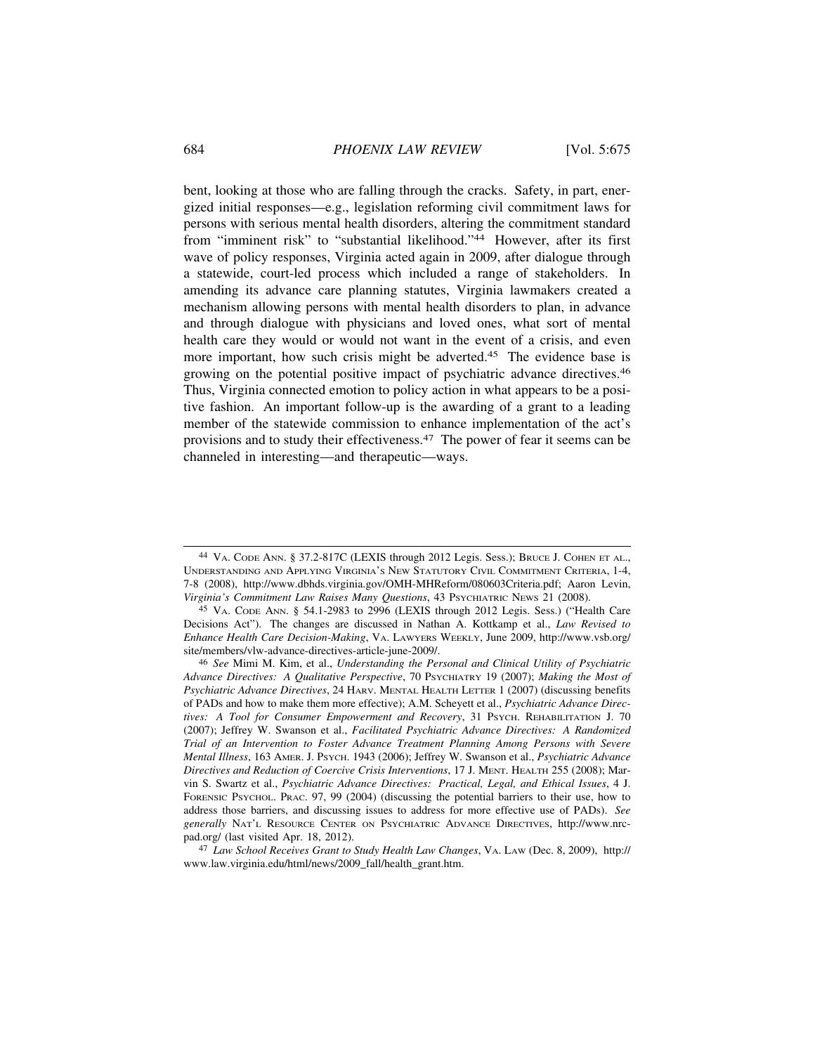bent, looking at those who are falling through the cracks. Safety, in part, energized initial responses—e.g., legislation reforming civil commitment laws for persons with serious mental health disorders, altering the commitment standard from "imminent risk" to "substantial likelihood."[44] However, after its first wave of policy responses, Virginia acted again in 2009, after dialogue through a statewide, court-led process which included a range of stakeholders. In amending its advance care planning statutes, Virginia lawmakers created a mechanism allowing persons with mental health disorders to plan, in advance and through dialogue with physicians and loved ones, what sort of mental health care they would or would not want in the event of a crisis, and even more important, how such crisis might be adverted.[45] The evidence base is growing on the potential positive impact of psychiatric advance directives.[46] Thus, Virginia connected emotion to policy action in what appears to be a positive fashion. An important follow-up is the awarding of a grant to a leading member of the statewide commission to enhance implementation of the act's provisions and to study their effectiveness.[47] The power of fear it seems can be channeled in interesting—and therapeutic—ways.

---

[44] VA. CODE ANN. § 37.2-817C (LEXIS through 2012 Legis. Sess.); BRUCE J. COHEN ET AL., UNDERSTANDING AND APPLYING VIRGINIA'S NEW STATUTORY CIVIL COMMITMENT CRITERIA, 1-4, 7-8 (2008), http://www.dbhds.virginia.gov/OMH-MHReform/080603Criteria.pdf; Aaron Levin, *Virginia's Commitment Law Raises Many Questions*, 43 PSYCHIATRIC NEWS 21 (2008).

[45] VA. CODE ANN. § 54.1-2983 to 2996 (LEXIS through 2012 Legis. Sess.) ("Health Care Decisions Act"). The changes are discussed in Nathan A. Kottkamp et al., *Law Revised to Enhance Health Care Decision-Making*, VA. LAWYERS WEEKLY, June 2009, http://www.vsb.org/site/members/vlw-advance-directives-article-june-2009/.

[46] *See* Mimi M. Kim, et al., *Understanding the Personal and Clinical Utility of Psychiatric Advance Directives: A Qualitative Perspective*, 70 PSYCHIATRY 19 (2007); *Making the Most of Psychiatric Advance Directives*, 24 HARV. MENTAL HEALTH LETTER 1 (2007) (discussing benefits of PADs and how to make them more effective); A.M. Scheyett et al., *Psychiatric Advance Directives: A Tool for Consumer Empowerment and Recovery*, 31 PSYCH. REHABILITATION J. 70 (2007); Jeffrey W. Swanson et al., *Facilitated Psychiatric Advance Directives: A Randomized Trial of an Intervention to Foster Advance Treatment Planning Among Persons with Severe Mental Illness*, 163 AMER. J. PSYCH. 1943 (2006); Jeffrey W. Swanson et al., *Psychiatric Advance Directives and Reduction of Coercive Crisis Interventions*, 17 J. MENT. HEALTH 255 (2008); Marvin S. Swartz et al., *Psychiatric Advance Directives: Practical, Legal, and Ethical Issues*, 4 J. FORENSIC PSYCHOL. PRAC. 97, 99 (2004) (discussing the potential barriers to their use, how to address those barriers, and discussing issues to address for more effective use of PADs). *See generally* NAT'L RESOURCE CENTER ON PSYCHIATRIC ADVANCE DIRECTIVES, http://www.nrc-pad.org/ (last visited Apr. 18, 2012).

[47] *Law School Receives Grant to Study Health Law Changes*, VA. LAW (Dec. 8, 2009), http://www.law.virginia.edu/html/news/2009_fall/health_grant.htm.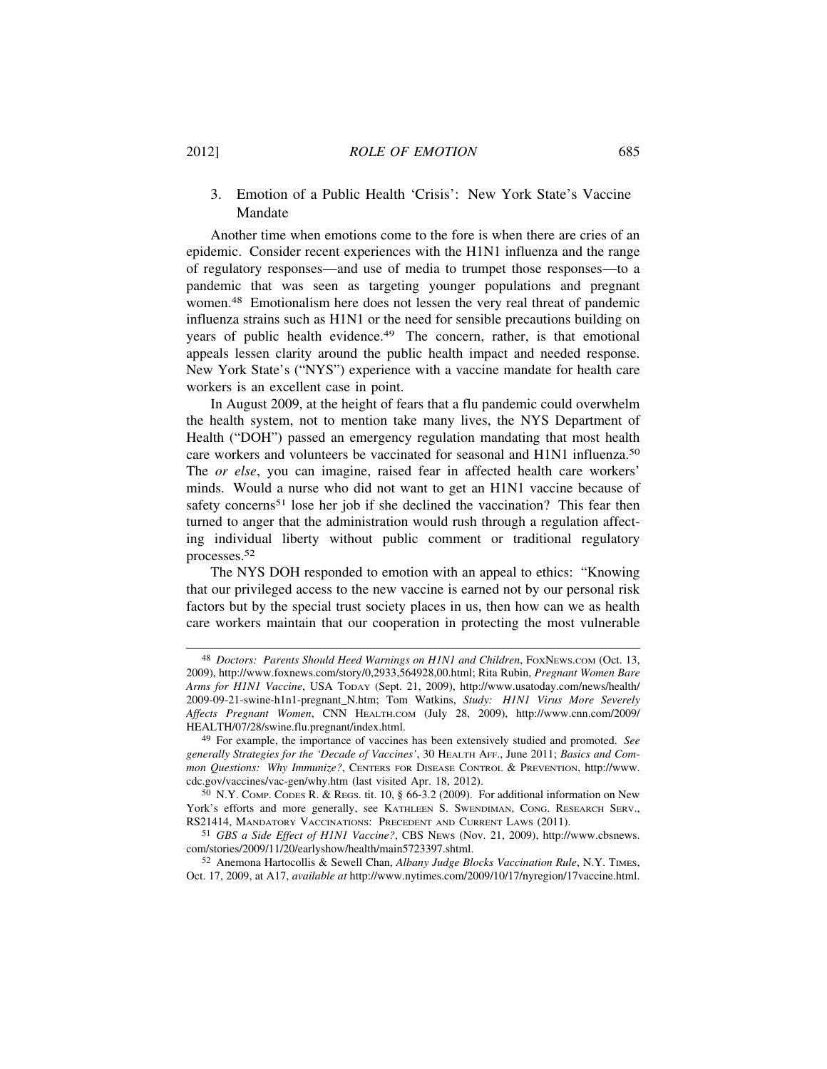### 3. Emotion of a Public Health 'Crisis': New York State's Vaccine Mandate

Another time when emotions come to the fore is when there are cries of an epidemic. Consider recent experiences with the H1N1 influenza and the range of regulatory responses—and use of media to trumpet those responses—to a pandemic that was seen as targeting younger populations and pregnant women.[48] Emotionalism here does not lessen the very real threat of pandemic influenza strains such as H1N1 or the need for sensible precautions building on years of public health evidence.[49] The concern, rather, is that emotional appeals lessen clarity around the public health impact and needed response. New York State's ("NYS") experience with a vaccine mandate for health care workers is an excellent case in point.

In August 2009, at the height of fears that a flu pandemic could overwhelm the health system, not to mention take many lives, the NYS Department of Health ("DOH") passed an emergency regulation mandating that most health care workers and volunteers be vaccinated for seasonal and H1N1 influenza.[50] The *or else*, you can imagine, raised fear in affected health care workers' minds. Would a nurse who did not want to get an H1N1 vaccine because of safety concerns[51] lose her job if she declined the vaccination? This fear then turned to anger that the administration would rush through a regulation affecting individual liberty without public comment or traditional regulatory processes.[52]

The NYS DOH responded to emotion with an appeal to ethics: "Knowing that our privileged access to the new vaccine is earned not by our personal risk factors but by the special trust society places in us, then how can we as health care workers maintain that our cooperation in protecting the most vulnerable

---

[48] *Doctors: Parents Should Heed Warnings on H1N1 and Children*, FOXNEWS.COM (Oct. 13, 2009), http://www.foxnews.com/story/0,2933,564928,00.html; Rita Rubin, *Pregnant Women Bare Arms for H1N1 Vaccine*, USA TODAY (Sept. 21, 2009), http://www.usatoday.com/news/health/2009-09-21-swine-h1n1-pregnant_N.htm; Tom Watkins, *Study: H1N1 Virus More Severely Affects Pregnant Women*, CNN HEALTH.COM (July 28, 2009), http://www.cnn.com/2009/HEALTH/07/28/swine.flu.pregnant/index.html.

[49] For example, the importance of vaccines has been extensively studied and promoted. *See generally Strategies for the 'Decade of Vaccines'*, 30 HEALTH AFF., June 2011; *Basics and Common Questions: Why Immunize?*, CENTERS FOR DISEASE CONTROL & PREVENTION, http://www.cdc.gov/vaccines/vac-gen/why.htm (last visited Apr. 18, 2012).

[50] N.Y. COMP. CODES R. & REGS. tit. 10, § 66-3.2 (2009). For additional information on New York's efforts and more generally, see KATHLEEN S. SWENDIMAN, CONG. RESEARCH SERV., RS21414, MANDATORY VACCINATIONS: PRECEDENT AND CURRENT LAWS (2011).

[51] *GBS a Side Effect of H1N1 Vaccine?*, CBS NEWS (Nov. 21, 2009), http://www.cbsnews.com/stories/2009/11/20/earlyshow/health/main5723397.shtml.

[52] Anemona Hartocollis & Sewell Chan, *Albany Judge Blocks Vaccination Rule*, N.Y. TIMES, Oct. 17, 2009, at A17, *available at* http://www.nytimes.com/2009/10/17/nyregion/17vaccine.html.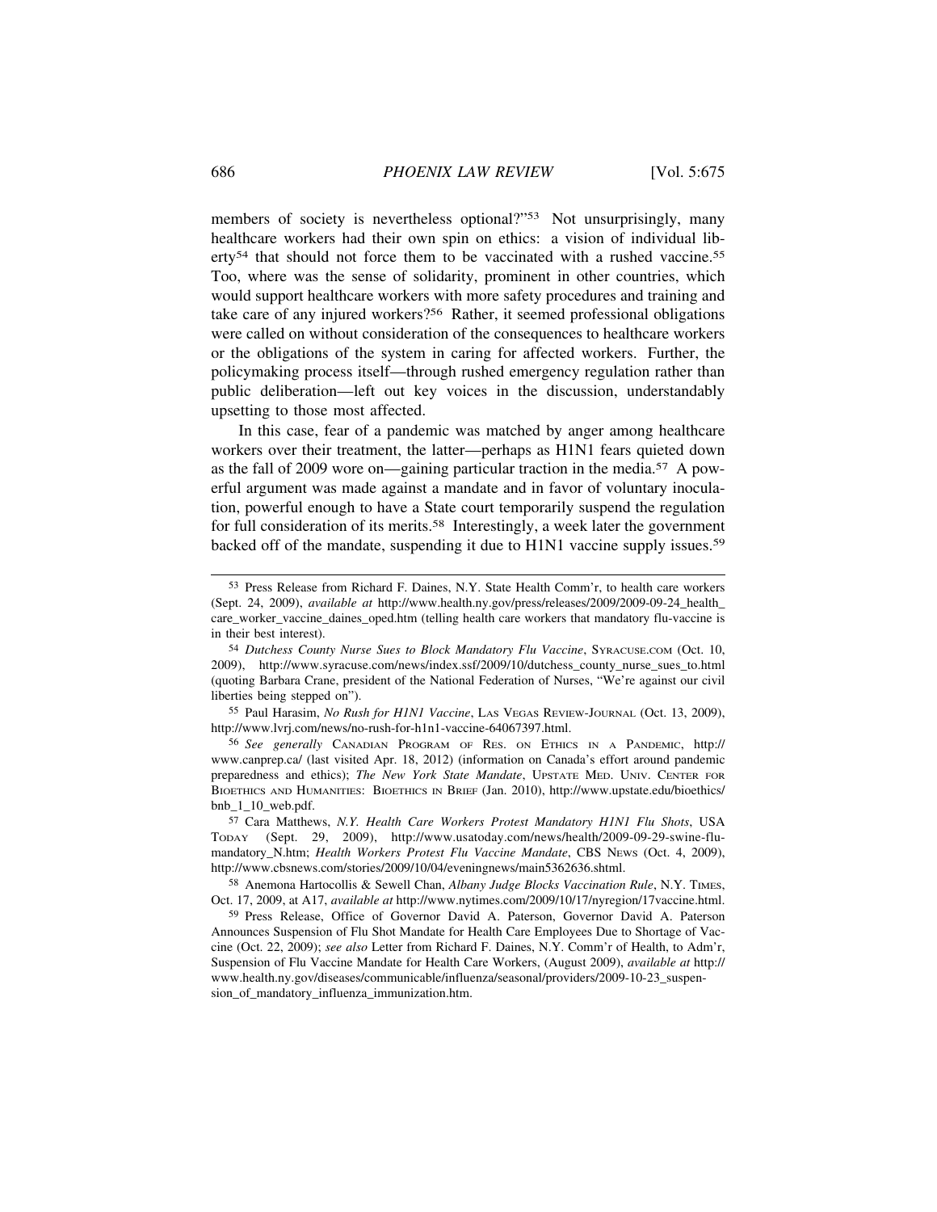members of society is nevertheless optional?"[53] Not unsurprisingly, many healthcare workers had their own spin on ethics: a vision of individual liberty[54] that should not force them to be vaccinated with a rushed vaccine.[55] Too, where was the sense of solidarity, prominent in other countries, which would support healthcare workers with more safety procedures and training and take care of any injured workers?[56] Rather, it seemed professional obligations were called on without consideration of the consequences to healthcare workers or the obligations of the system in caring for affected workers. Further, the policymaking process itself—through rushed emergency regulation rather than public deliberation—left out key voices in the discussion, understandably upsetting to those most affected.

In this case, fear of a pandemic was matched by anger among healthcare workers over their treatment, the latter—perhaps as H1N1 fears quieted down as the fall of 2009 wore on—gaining particular traction in the media.[57] A powerful argument was made against a mandate and in favor of voluntary inoculation, powerful enough to have a State court temporarily suspend the regulation for full consideration of its merits.[58] Interestingly, a week later the government backed off of the mandate, suspending it due to H1N1 vaccine supply issues.[59]

---

[53] Press Release from Richard F. Daines, N.Y. State Health Comm'r, to health care workers (Sept. 24, 2009), *available at* http://www.health.ny.gov/press/releases/2009/2009-09-24_health_care_worker_vaccine_daines_oped.htm (telling health care workers that mandatory flu-vaccine is in their best interest).

[54] *Dutchess County Nurse Sues to Block Mandatory Flu Vaccine*, SYRACUSE.COM (Oct. 10, 2009), http://www.syracuse.com/news/index.ssf/2009/10/dutchess_county_nurse_sues_to.html (quoting Barbara Crane, president of the National Federation of Nurses, "We're against our civil liberties being stepped on").

[55] Paul Harasim, *No Rush for H1N1 Vaccine*, LAS VEGAS REVIEW-JOURNAL (Oct. 13, 2009), http://www.lvrj.com/news/no-rush-for-h1n1-vaccine-64067397.html.

[56] *See generally* CANADIAN PROGRAM OF RES. ON ETHICS IN A PANDEMIC, http://www.canprep.ca/ (last visited Apr. 18, 2012) (information on Canada's effort around pandemic preparedness and ethics); *The New York State Mandate*, UPSTATE MED. UNIV. CENTER FOR BIOETHICS AND HUMANITIES: BIOETHICS IN BRIEF (Jan. 2010), http://www.upstate.edu/bioethics/bnb_1_10_web.pdf.

[57] Cara Matthews, *N.Y. Health Care Workers Protest Mandatory H1N1 Flu Shots*, USA TODAY (Sept. 29, 2009), http://www.usatoday.com/news/health/2009-09-29-swine-flu-mandatory_N.htm; *Health Workers Protest Flu Vaccine Mandate*, CBS NEWS (Oct. 4, 2009), http://www.cbsnews.com/stories/2009/10/04/eveningnews/main5362636.shtml.

[58] Anemona Hartocollis & Sewell Chan, *Albany Judge Blocks Vaccination Rule*, N.Y. TIMES, Oct. 17, 2009, at A17, *available at* http://www.nytimes.com/2009/10/17/nyregion/17vaccine.html.

[59] Press Release, Office of Governor David A. Paterson, Governor David A. Paterson Announces Suspension of Flu Shot Mandate for Health Care Employees Due to Shortage of Vaccine (Oct. 22, 2009); *see also* Letter from Richard F. Daines, N.Y. Comm'r of Health, to Adm'r, Suspension of Flu Vaccine Mandate for Health Care Workers, (August 2009), *available at* http://www.health.ny.gov/diseases/communicable/influenza/seasonal/providers/2009-10-23_suspension_of_mandatory_influenza_immunization.htm.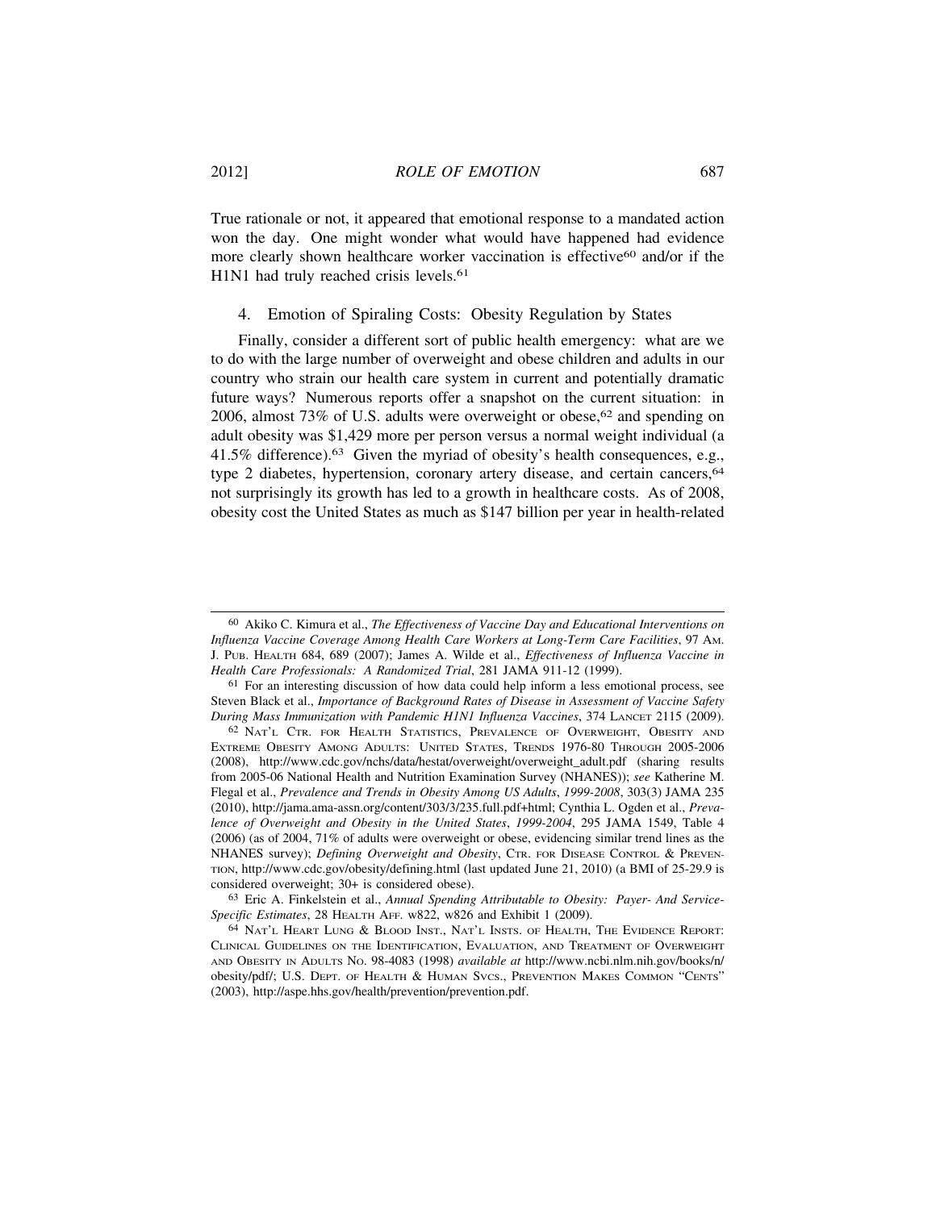True rationale or not, it appeared that emotional response to a mandated action won the day. One might wonder what would have happened had evidence more clearly shown healthcare worker vaccination is effective[60] and/or if the H1N1 had truly reached crisis levels.[61]

### 4. Emotion of Spiraling Costs: Obesity Regulation by States

Finally, consider a different sort of public health emergency: what are we to do with the large number of overweight and obese children and adults in our country who strain our health care system in current and potentially dramatic future ways? Numerous reports offer a snapshot on the current situation: in 2006, almost 73% of U.S. adults were overweight or obese,[62] and spending on adult obesity was $1,429 more per person versus a normal weight individual (a 41.5% difference).[63] Given the myriad of obesity's health consequences, e.g., type 2 diabetes, hypertension, coronary artery disease, and certain cancers,[64] not surprisingly its growth has led to a growth in healthcare costs. As of 2008, obesity cost the United States as much as $147 billion per year in health-related

---

[60] Akiko C. Kimura et al., *The Effectiveness of Vaccine Day and Educational Interventions on Influenza Vaccine Coverage Among Health Care Workers at Long-Term Care Facilities*, 97 Am. J. Pub. Health 684, 689 (2007); James A. Wilde et al., *Effectiveness of Influenza Vaccine in Health Care Professionals: A Randomized Trial*, 281 JAMA 911-12 (1999).

[61] For an interesting discussion of how data could help inform a less emotional process, see Steven Black et al., *Importance of Background Rates of Disease in Assessment of Vaccine Safety During Mass Immunization with Pandemic H1N1 Influenza Vaccines*, 374 Lancet 2115 (2009).

[62] Nat'l Ctr. for Health Statistics, Prevalence of Overweight, Obesity and Extreme Obesity Among Adults: United States, Trends 1976-80 Through 2005-2006 (2008), http://www.cdc.gov/nchs/data/hestat/overweight/overweight_adult.pdf (sharing results from 2005-06 National Health and Nutrition Examination Survey (NHANES)); *see* Katherine M. Flegal et al., *Prevalence and Trends in Obesity Among US Adults*, *1999-2008*, 303(3) JAMA 235 (2010), http://jama.ama-assn.org/content/303/3/235.full.pdf+html; Cynthia L. Ogden et al., *Prevalence of Overweight and Obesity in the United States*, *1999-2004*, 295 JAMA 1549, Table 4 (2006) (as of 2004, 71% of adults were overweight or obese, evidencing similar trend lines as the NHANES survey); *Defining Overweight and Obesity*, Ctr. for Disease Control & Prevention, http://www.cdc.gov/obesity/defining.html (last updated June 21, 2010) (a BMI of 25-29.9 is considered overweight; 30+ is considered obese).

[63] Eric A. Finkelstein et al., *Annual Spending Attributable to Obesity: Payer- And Service-Specific Estimates*, 28 Health Aff. w822, w826 and Exhibit 1 (2009).

[64] Nat'l Heart Lung & Blood Inst., Nat'l Insts. of Health, The Evidence Report: Clinical Guidelines on the Identification, Evaluation, and Treatment of Overweight and Obesity in Adults No. 98-4083 (1998) *available at* http://www.ncbi.nlm.nih.gov/books/n/obesity/pdf/; U.S. Dept. of Health & Human Svcs., Prevention Makes Common "Cents" (2003), http://aspe.hhs.gov/health/prevention/prevention.pdf.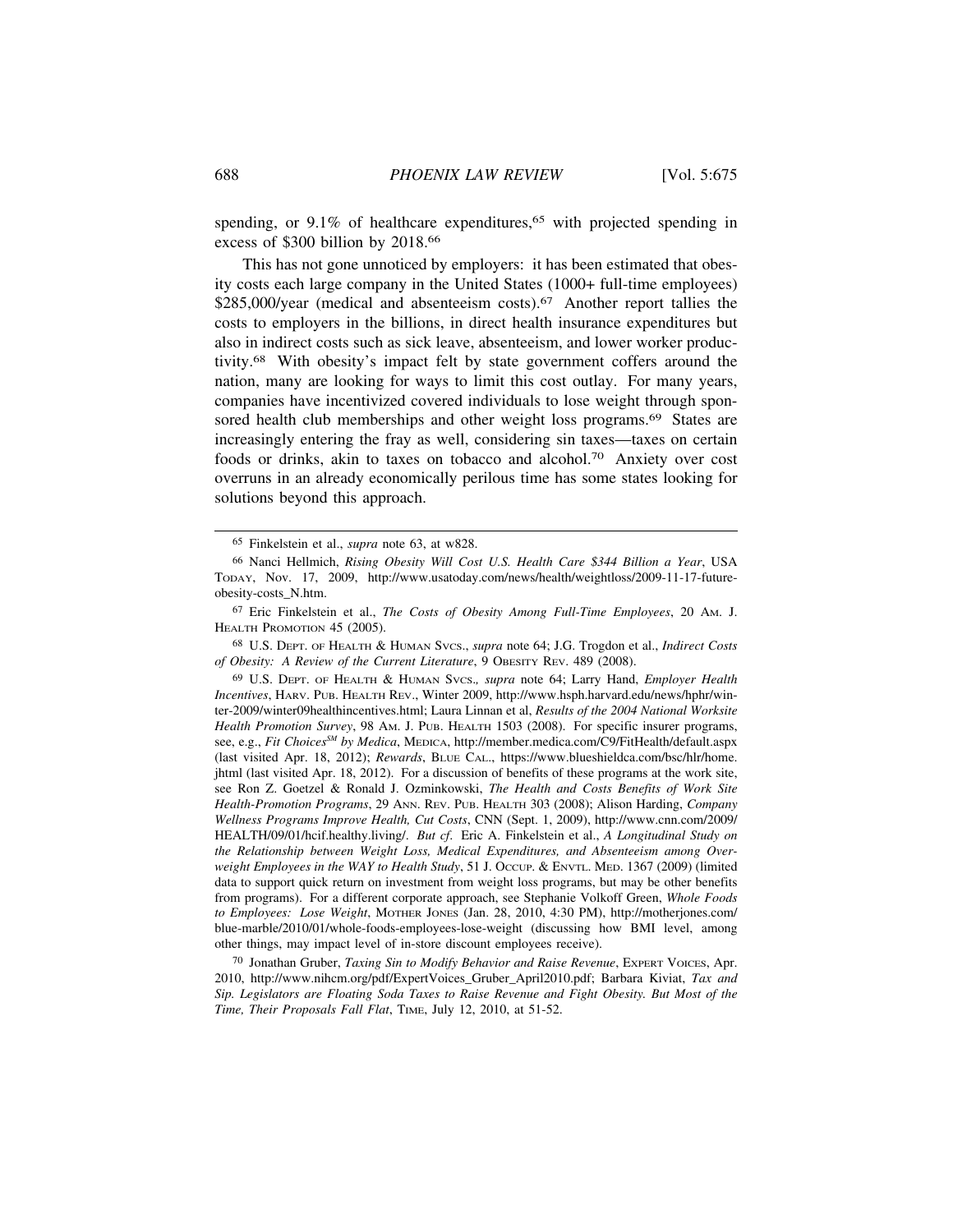spending, or 9.1% of healthcare expenditures,[65] with projected spending in excess of $300 billion by 2018.[66]

This has not gone unnoticed by employers: it has been estimated that obesity costs each large company in the United States (1000+ full-time employees) $285,000/year (medical and absenteeism costs).[67] Another report tallies the costs to employers in the billions, in direct health insurance expenditures but also in indirect costs such as sick leave, absenteeism, and lower worker productivity.[68] With obesity's impact felt by state government coffers around the nation, many are looking for ways to limit this cost outlay. For many years, companies have incentivized covered individuals to lose weight through sponsored health club memberships and other weight loss programs.[69] States are increasingly entering the fray as well, considering sin taxes—taxes on certain foods or drinks, akin to taxes on tobacco and alcohol.[70] Anxiety over cost overruns in an already economically perilous time has some states looking for solutions beyond this approach.

---

[65] Finkelstein et al., *supra* note 63, at w828.

[66] Nanci Hellmich, *Rising Obesity Will Cost U.S. Health Care $344 Billion a Year*, USA TODAY, Nov. 17, 2009, http://www.usatoday.com/news/health/weightloss/2009-11-17-future-obesity-costs_N.htm.

[67] Eric Finkelstein et al., *The Costs of Obesity Among Full-Time Employees*, 20 AM. J. HEALTH PROMOTION 45 (2005).

[68] U.S. DEPT. OF HEALTH & HUMAN SVCS., *supra* note 64; J.G. Trogdon et al., *Indirect Costs of Obesity: A Review of the Current Literature*, 9 OBESITY REV. 489 (2008).

[69] U.S. DEPT. OF HEALTH & HUMAN SVCS., *supra* note 64; Larry Hand, *Employer Health Incentives*, HARV. PUB. HEALTH REV., Winter 2009, http://www.hsph.harvard.edu/news/hphr/winter-2009/winter09healthincentives.html; Laura Linnan et al, *Results of the 2004 National Worksite Health Promotion Survey*, 98 AM. J. PUB. HEALTH 1503 (2008). For specific insurer programs, see, e.g., *Fit Choices^SM by Medica*, MEDICA, http://member.medica.com/C9/FitHealth/default.aspx (last visited Apr. 18, 2012); *Rewards*, BLUE CAL., https://www.blueshieldca.com/bsc/hlr/home.jhtml (last visited Apr. 18, 2012). For a discussion of benefits of these programs at the work site, see Ron Z. Goetzel & Ronald J. Ozminkowski, *The Health and Costs Benefits of Work Site Health-Promotion Programs*, 29 ANN. REV. PUB. HEALTH 303 (2008); Alison Harding, *Company Wellness Programs Improve Health, Cut Costs*, CNN (Sept. 1, 2009), http://www.cnn.com/2009/HEALTH/09/01/hcif.healthy.living/. *But cf*. Eric A. Finkelstein et al., *A Longitudinal Study on the Relationship between Weight Loss, Medical Expenditures, and Absenteeism among Overweight Employees in the WAY to Health Study*, 51 J. OCCUP. & ENVTL. MED. 1367 (2009) (limited data to support quick return on investment from weight loss programs, but may be other benefits from programs). For a different corporate approach, see Stephanie Volkoff Green, *Whole Foods to Employees: Lose Weight*, MOTHER JONES (Jan. 28, 2010, 4:30 PM), http://motherjones.com/blue-marble/2010/01/whole-foods-employees-lose-weight (discussing how BMI level, among other things, may impact level of in-store discount employees receive).

[70] Jonathan Gruber, *Taxing Sin to Modify Behavior and Raise Revenue*, EXPERT VOICES, Apr. 2010, http://www.nihcm.org/pdf/ExpertVoices_Gruber_April2010.pdf; Barbara Kiviat, *Tax and Sip. Legislators are Floating Soda Taxes to Raise Revenue and Fight Obesity. But Most of the Time, Their Proposals Fall Flat*, TIME, July 12, 2010, at 51-52.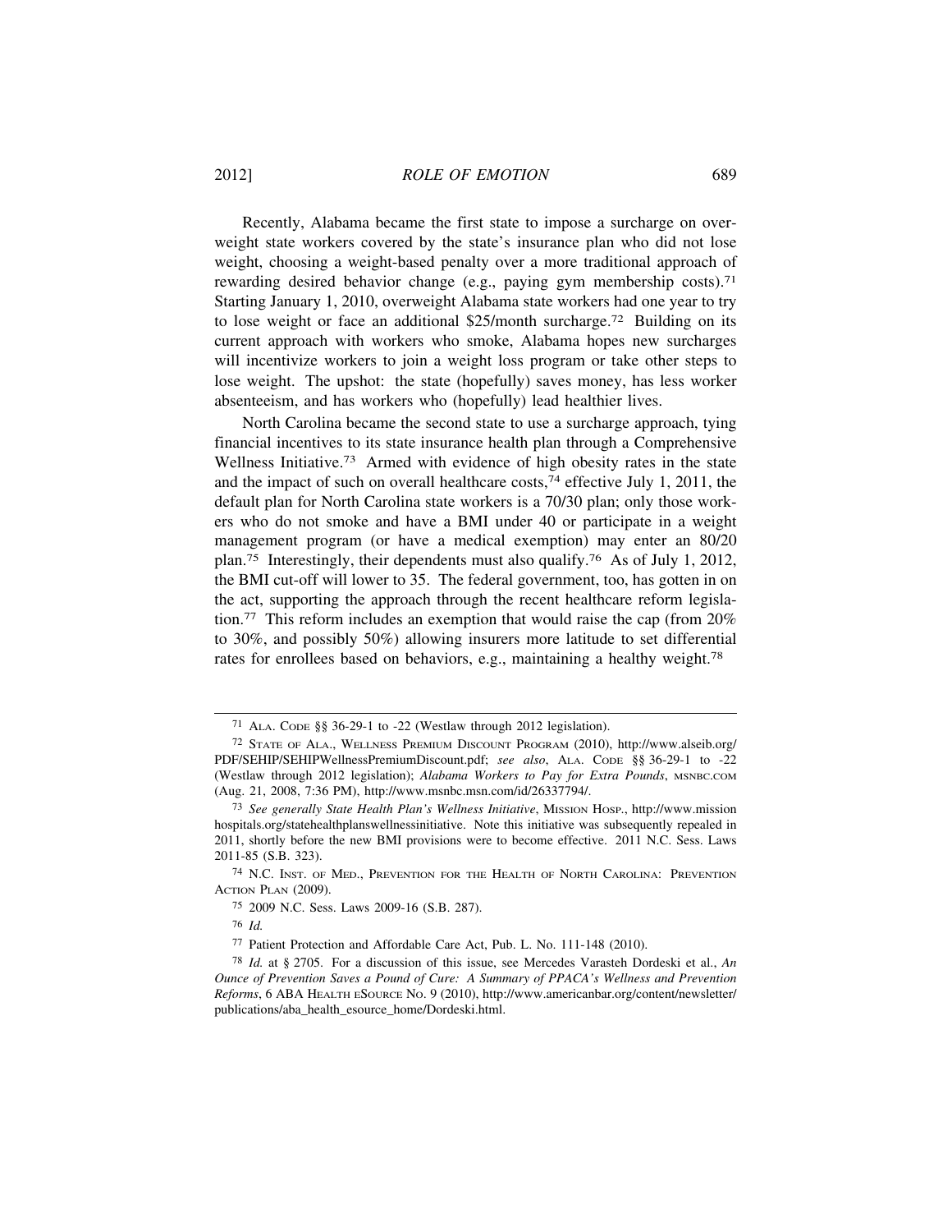Recently, Alabama became the first state to impose a surcharge on overweight state workers covered by the state's insurance plan who did not lose weight, choosing a weight-based penalty over a more traditional approach of rewarding desired behavior change (e.g., paying gym membership costs).[71] Starting January 1, 2010, overweight Alabama state workers had one year to try to lose weight or face an additional $25/month surcharge.[72] Building on its current approach with workers who smoke, Alabama hopes new surcharges will incentivize workers to join a weight loss program or take other steps to lose weight. The upshot: the state (hopefully) saves money, has less worker absenteeism, and has workers who (hopefully) lead healthier lives.

North Carolina became the second state to use a surcharge approach, tying financial incentives to its state insurance health plan through a Comprehensive Wellness Initiative.[73] Armed with evidence of high obesity rates in the state and the impact of such on overall healthcare costs,[74] effective July 1, 2011, the default plan for North Carolina state workers is a 70/30 plan; only those workers who do not smoke and have a BMI under 40 or participate in a weight management program (or have a medical exemption) may enter an 80/20 plan.[75] Interestingly, their dependents must also qualify.[76] As of July 1, 2012, the BMI cut-off will lower to 35. The federal government, too, has gotten in on the act, supporting the approach through the recent healthcare reform legislation.[77] This reform includes an exemption that would raise the cap (from 20% to 30%, and possibly 50%) allowing insurers more latitude to set differential rates for enrollees based on behaviors, e.g., maintaining a healthy weight.[78]

---

[71] ALA. CODE §§ 36-29-1 to -22 (Westlaw through 2012 legislation).

[72] STATE OF ALA., WELLNESS PREMIUM DISCOUNT PROGRAM (2010), http://www.alseib.org/PDF/SEHIP/SEHIPWellnessPremiumDiscount.pdf; *see also*, ALA. CODE §§ 36-29-1 to -22 (Westlaw through 2012 legislation); *Alabama Workers to Pay for Extra Pounds*, MSNBC.COM (Aug. 21, 2008, 7:36 PM), http://www.msnbc.msn.com/id/26337794/.

[73] *See generally State Health Plan's Wellness Initiative*, MISSION HOSP., http://www.missionhospitals.org/statehealthplanswellnessinitiative. Note this initiative was subsequently repealed in 2011, shortly before the new BMI provisions were to become effective. 2011 N.C. Sess. Laws 2011-85 (S.B. 323).

[74] N.C. INST. OF MED., PREVENTION FOR THE HEALTH OF NORTH CAROLINA: PREVENTION ACTION PLAN (2009).

[75] 2009 N.C. Sess. Laws 2009-16 (S.B. 287).

[76] *Id.*

[77] Patient Protection and Affordable Care Act, Pub. L. No. 111-148 (2010).

[78] *Id.* at § 2705. For a discussion of this issue, see Mercedes Varasteh Dordeski et al., *An Ounce of Prevention Saves a Pound of Cure: A Summary of PPACA's Wellness and Prevention Reforms*, 6 ABA HEALTH ESOURCE NO. 9 (2010), http://www.americanbar.org/content/newsletter/publications/aba_health_esource_home/Dordeski.html.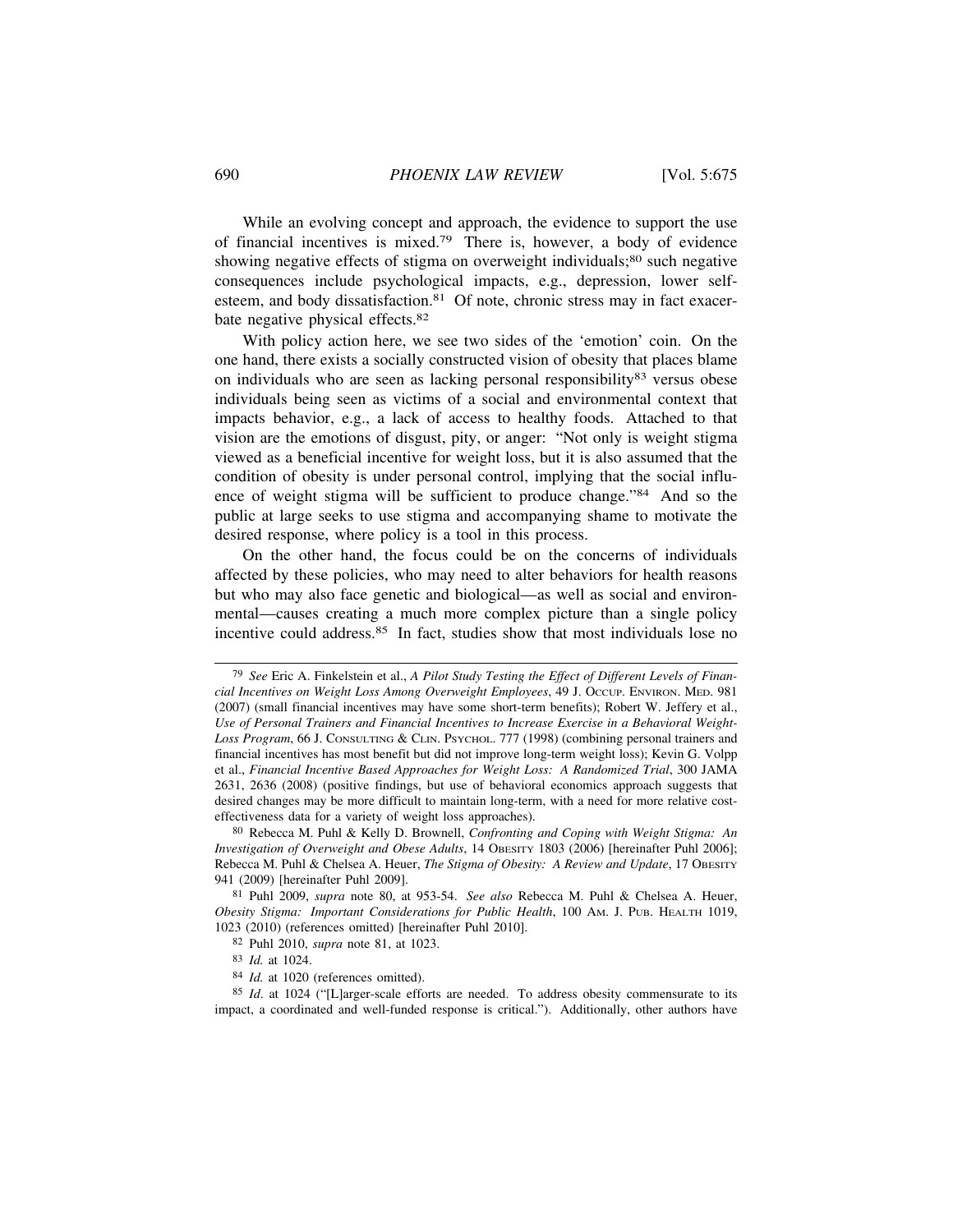While an evolving concept and approach, the evidence to support the use of financial incentives is mixed.[79] There is, however, a body of evidence showing negative effects of stigma on overweight individuals;[80] such negative consequences include psychological impacts, e.g., depression, lower self-esteem, and body dissatisfaction.[81] Of note, chronic stress may in fact exacerbate negative physical effects.[82]

With policy action here, we see two sides of the 'emotion' coin. On the one hand, there exists a socially constructed vision of obesity that places blame on individuals who are seen as lacking personal responsibility[83] versus obese individuals being seen as victims of a social and environmental context that impacts behavior, e.g., a lack of access to healthy foods. Attached to that vision are the emotions of disgust, pity, or anger: "Not only is weight stigma viewed as a beneficial incentive for weight loss, but it is also assumed that the condition of obesity is under personal control, implying that the social influence of weight stigma will be sufficient to produce change."[84] And so the public at large seeks to use stigma and accompanying shame to motivate the desired response, where policy is a tool in this process.

On the other hand, the focus could be on the concerns of individuals affected by these policies, who may need to alter behaviors for health reasons but who may also face genetic and biological—as well as social and environmental—causes creating a much more complex picture than a single policy incentive could address.[85] In fact, studies show that most individuals lose no

---

[79] *See* Eric A. Finkelstein et al., *A Pilot Study Testing the Effect of Different Levels of Financial Incentives on Weight Loss Among Overweight Employees*, 49 J. OCCUP. ENVIRON. MED. 981 (2007) (small financial incentives may have some short-term benefits); Robert W. Jeffery et al., *Use of Personal Trainers and Financial Incentives to Increase Exercise in a Behavioral Weight-Loss Program*, 66 J. CONSULTING & CLIN. PSYCHOL. 777 (1998) (combining personal trainers and financial incentives has most benefit but did not improve long-term weight loss); Kevin G. Volpp et al., *Financial Incentive Based Approaches for Weight Loss: A Randomized Trial*, 300 JAMA 2631, 2636 (2008) (positive findings, but use of behavioral economics approach suggests that desired changes may be more difficult to maintain long-term, with a need for more relative cost-effectiveness data for a variety of weight loss approaches).

[80] Rebecca M. Puhl & Kelly D. Brownell, *Confronting and Coping with Weight Stigma: An Investigation of Overweight and Obese Adults*, 14 OBESITY 1803 (2006) [hereinafter Puhl 2006]; Rebecca M. Puhl & Chelsea A. Heuer, *The Stigma of Obesity: A Review and Update*, 17 OBESITY 941 (2009) [hereinafter Puhl 2009].

[81] Puhl 2009, *supra* note 80, at 953-54. *See also* Rebecca M. Puhl & Chelsea A. Heuer, *Obesity Stigma: Important Considerations for Public Health*, 100 AM. J. PUB. HEALTH 1019, 1023 (2010) (references omitted) [hereinafter Puhl 2010].

[82] Puhl 2010, *supra* note 81, at 1023.

[83] *Id.* at 1024.

[84] *Id.* at 1020 (references omitted).

[85] *Id*. at 1024 ("[L]arger-scale efforts are needed. To address obesity commensurate to its impact, a coordinated and well-funded response is critical."). Additionally, other authors have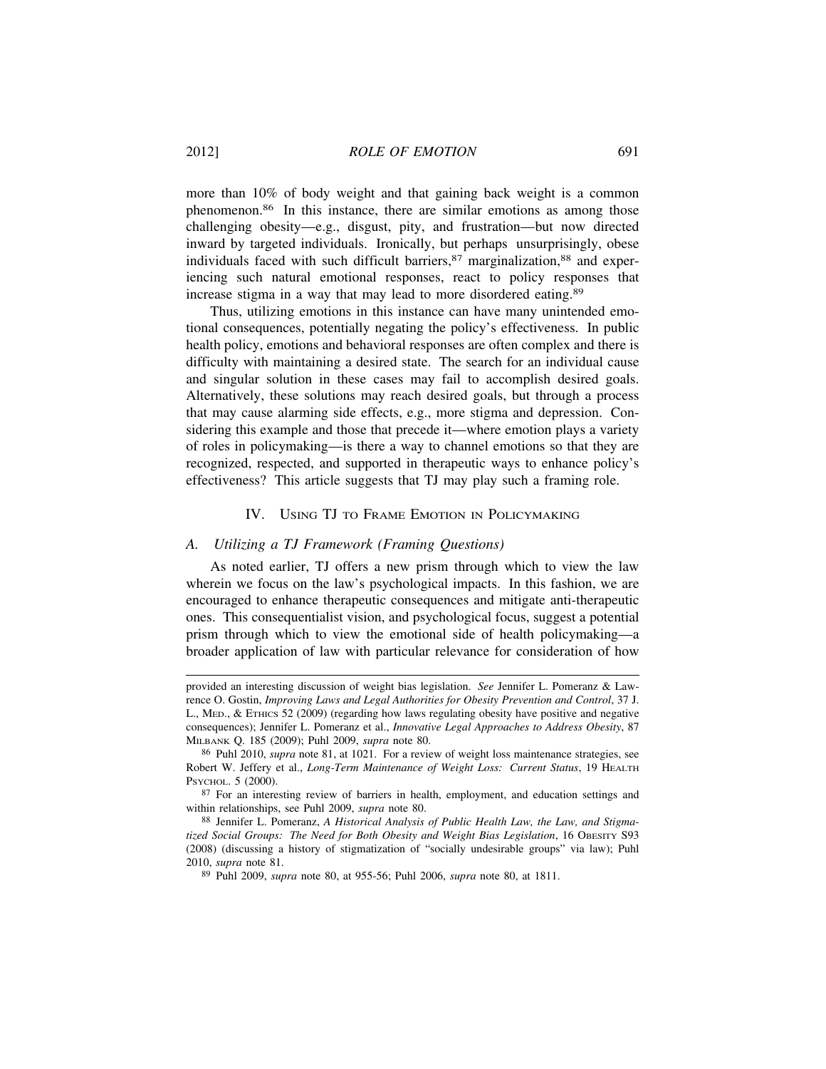more than 10% of body weight and that gaining back weight is a common phenomenon.[86] In this instance, there are similar emotions as among those challenging obesity—e.g., disgust, pity, and frustration—but now directed inward by targeted individuals. Ironically, but perhaps unsurprisingly, obese individuals faced with such difficult barriers,[87] marginalization,[88] and experiencing such natural emotional responses, react to policy responses that increase stigma in a way that may lead to more disordered eating.[89]

Thus, utilizing emotions in this instance can have many unintended emotional consequences, potentially negating the policy's effectiveness. In public health policy, emotions and behavioral responses are often complex and there is difficulty with maintaining a desired state. The search for an individual cause and singular solution in these cases may fail to accomplish desired goals. Alternatively, these solutions may reach desired goals, but through a process that may cause alarming side effects, e.g., more stigma and depression. Considering this example and those that precede it—where emotion plays a variety of roles in policymaking—is there a way to channel emotions so that they are recognized, respected, and supported in therapeutic ways to enhance policy's effectiveness? This article suggests that TJ may play such a framing role.

## IV. Using TJ to Frame Emotion in Policymaking

### A. *Utilizing a TJ Framework (Framing Questions)*

As noted earlier, TJ offers a new prism through which to view the law wherein we focus on the law's psychological impacts. In this fashion, we are encouraged to enhance therapeutic consequences and mitigate anti-therapeutic ones. This consequentialist vision, and psychological focus, suggest a potential prism through which to view the emotional side of health policymaking—a broader application of law with particular relevance for consideration of how

---

provided an interesting discussion of weight bias legislation. *See* Jennifer L. Pomeranz & Lawrence O. Gostin, *Improving Laws and Legal Authorities for Obesity Prevention and Control*, 37 J. L., Med., & Ethics 52 (2009) (regarding how laws regulating obesity have positive and negative consequences); Jennifer L. Pomeranz et al., *Innovative Legal Approaches to Address Obesity*, 87 Milbank Q. 185 (2009); Puhl 2009, *supra* note 80.

[86] Puhl 2010, *supra* note 81, at 1021. For a review of weight loss maintenance strategies, see Robert W. Jeffery et al., *Long-Term Maintenance of Weight Loss: Current Status*, 19 Health Psychol. 5 (2000).

[87] For an interesting review of barriers in health, employment, and education settings and within relationships, see Puhl 2009, *supra* note 80.

[88] Jennifer L. Pomeranz, *A Historical Analysis of Public Health Law, the Law, and Stigmatized Social Groups: The Need for Both Obesity and Weight Bias Legislation*, 16 Obesity S93 (2008) (discussing a history of stigmatization of "socially undesirable groups" via law); Puhl 2010, *supra* note 81.

[89] Puhl 2009, *supra* note 80, at 955-56; Puhl 2006, *supra* note 80, at 1811.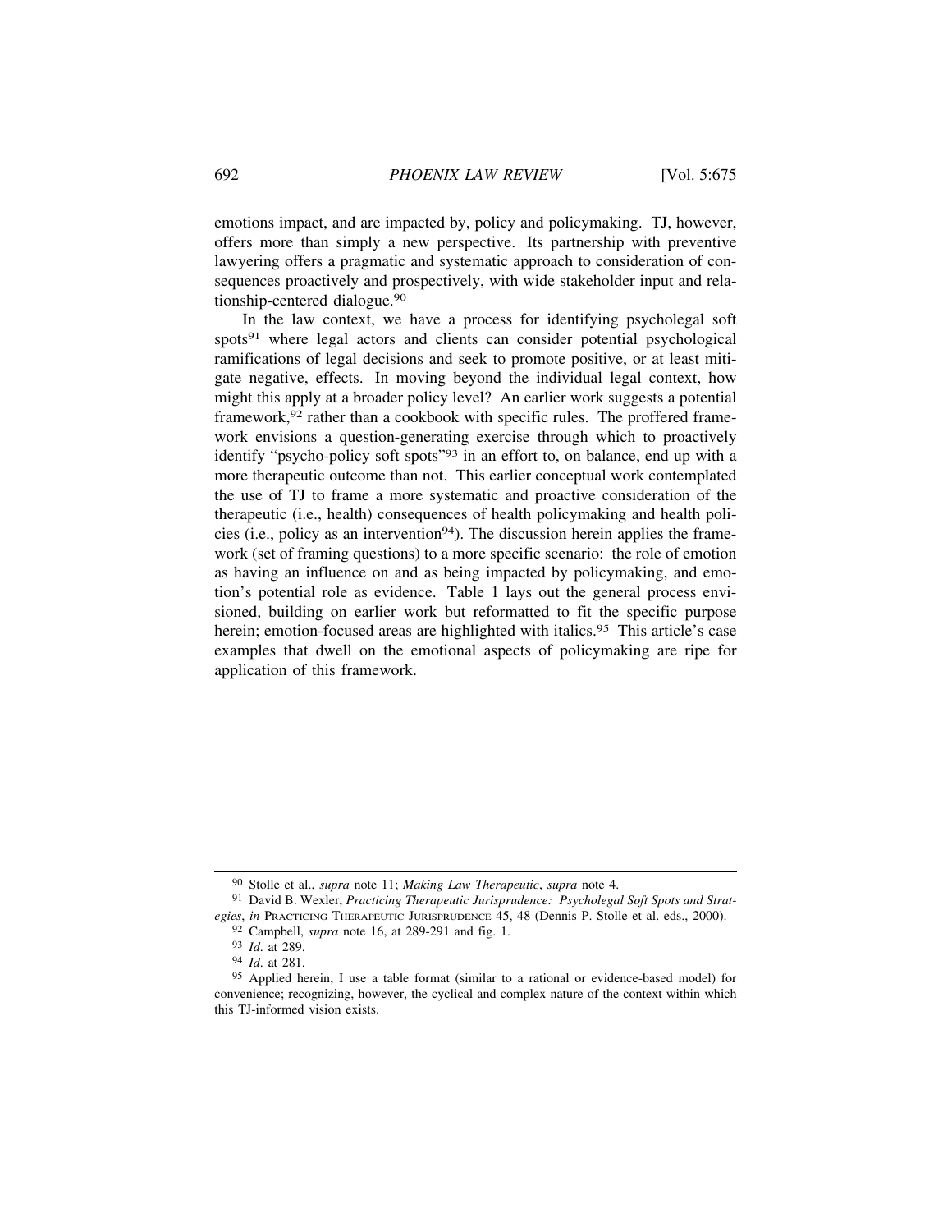emotions impact, and are impacted by, policy and policymaking. TJ, however, offers more than simply a new perspective. Its partnership with preventive lawyering offers a pragmatic and systematic approach to consideration of consequences proactively and prospectively, with wide stakeholder input and relationship-centered dialogue.[90]

In the law context, we have a process for identifying psycholegal soft spots[91] where legal actors and clients can consider potential psychological ramifications of legal decisions and seek to promote positive, or at least mitigate negative, effects. In moving beyond the individual legal context, how might this apply at a broader policy level? An earlier work suggests a potential framework,[92] rather than a cookbook with specific rules. The proffered framework envisions a question-generating exercise through which to proactively identify "psycho-policy soft spots"[93] in an effort to, on balance, end up with a more therapeutic outcome than not. This earlier conceptual work contemplated the use of TJ to frame a more systematic and proactive consideration of the therapeutic (i.e., health) consequences of health policymaking and health policies (i.e., policy as an intervention[94]). The discussion herein applies the framework (set of framing questions) to a more specific scenario: the role of emotion as having an influence on and as being impacted by policymaking, and emotion's potential role as evidence. Table 1 lays out the general process envisioned, building on earlier work but reformatted to fit the specific purpose herein; emotion-focused areas are highlighted with italics.[95] This article's case examples that dwell on the emotional aspects of policymaking are ripe for application of this framework.

---

[90] Stolle et al., *supra* note 11; *Making Law Therapeutic*, *supra* note 4.

[91] David B. Wexler, *Practicing Therapeutic Jurisprudence: Psycholegal Soft Spots and Strategies*, *in* PRACTICING THERAPEUTIC JURISPRUDENCE 45, 48 (Dennis P. Stolle et al. eds., 2000).

[92] Campbell, *supra* note 16, at 289-291 and fig. 1.

[93] *Id*. at 289.

[94] *Id*. at 281.

[95] Applied herein, I use a table format (similar to a rational or evidence-based model) for convenience; recognizing, however, the cyclical and complex nature of the context within which this TJ-informed vision exists.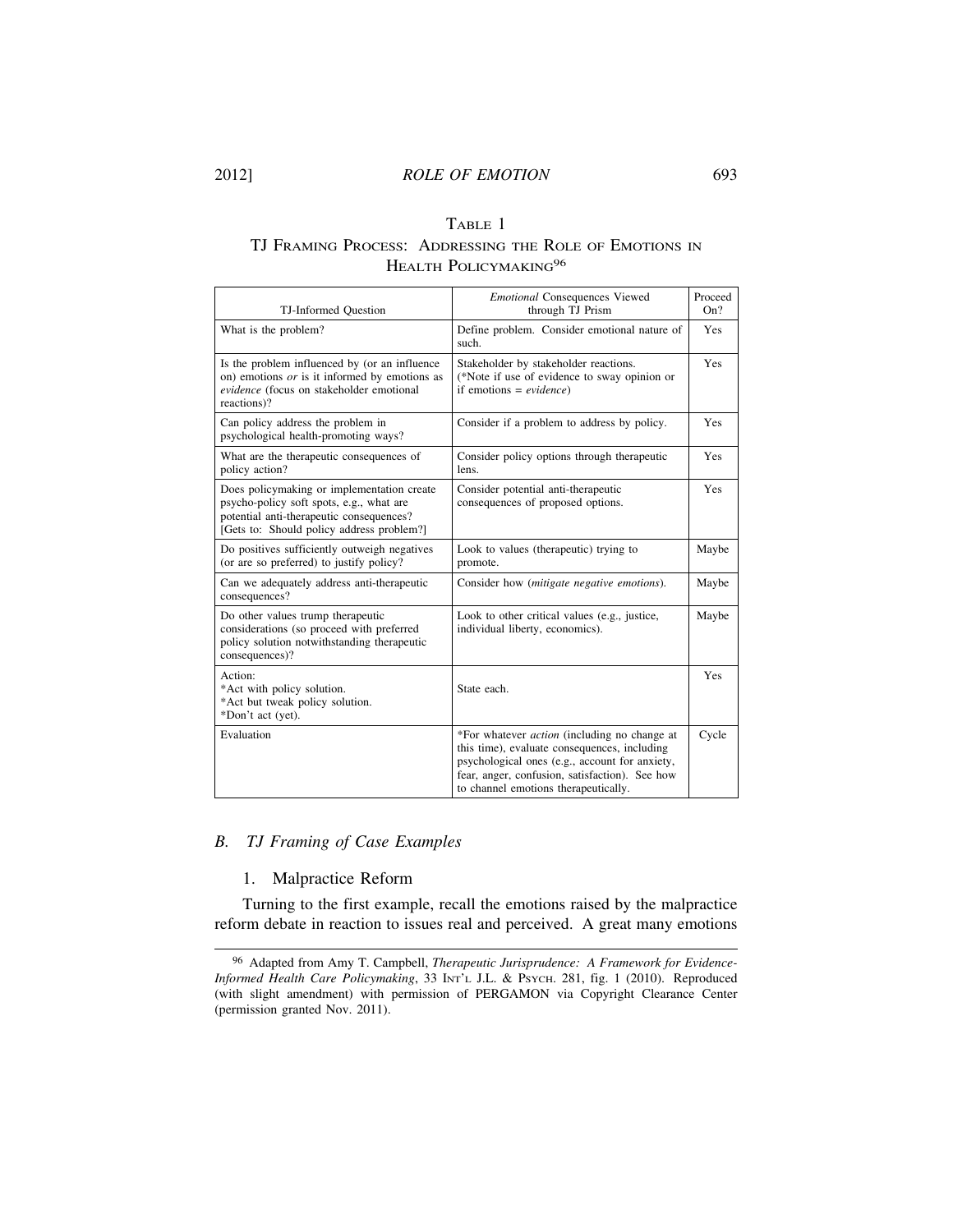TABLE 1

TJ FRAMING PROCESS: ADDRESSING THE ROLE OF EMOTIONS IN HEALTH POLICYMAKING[96]

| TJ-Informed Question | *Emotional* Consequences Viewed through TJ Prism | Proceed On? |
|---|---|---|
| What is the problem? | Define problem. Consider emotional nature of such. | Yes |
| Is the problem influenced by (or an influence on) emotions *or* is it informed by emotions as *evidence* (focus on stakeholder emotional reactions)? | Stakeholder by stakeholder reactions. (*Note if use of evidence to sway opinion or if emotions = *evidence*) | Yes |
| Can policy address the problem in psychological health-promoting ways? | Consider if a problem to address by policy. | Yes |
| What are the therapeutic consequences of policy action? | Consider policy options through therapeutic lens. | Yes |
| Does policymaking or implementation create psycho-policy soft spots, e.g., what are potential anti-therapeutic consequences? [Gets to: Should policy address problem?] | Consider potential anti-therapeutic consequences of proposed options. | Yes |
| Do positives sufficiently outweigh negatives (or are so preferred) to justify policy? | Look to values (therapeutic) trying to promote. | Maybe |
| Can we adequately address anti-therapeutic consequences? | Consider how (*mitigate negative emotions*). | Maybe |
| Do other values trump therapeutic considerations (so proceed with preferred policy solution notwithstanding therapeutic consequences)? | Look to other critical values (e.g., justice, individual liberty, economics). | Maybe |
| Action:<br>*Act with policy solution.<br>*Act but tweak policy solution.<br>*Don't act (yet). | State each. | Yes |
| Evaluation | *For whatever *action* (including no change at this time), evaluate consequences, including psychological ones (e.g., account for anxiety, fear, anger, confusion, satisfaction). See how to channel emotions therapeutically. | Cycle |

### B. *TJ Framing of Case Examples*

#### 1. Malpractice Reform

Turning to the first example, recall the emotions raised by the malpractice reform debate in reaction to issues real and perceived. A great many emotions

---

[96] Adapted from Amy T. Campbell, *Therapeutic Jurisprudence: A Framework for Evidence-Informed Health Care Policymaking*, 33 INT'L J.L. & PSYCH. 281, fig. 1 (2010). Reproduced (with slight amendment) with permission of PERGAMON via Copyright Clearance Center (permission granted Nov. 2011).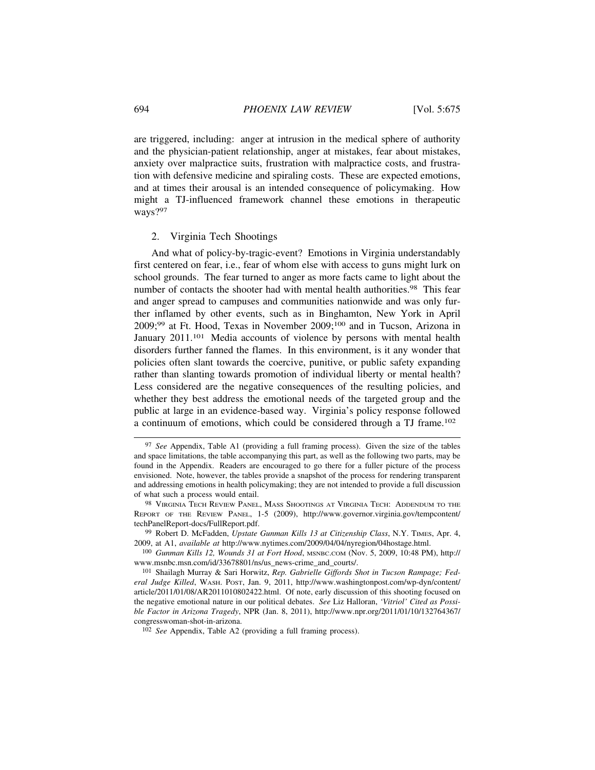are triggered, including: anger at intrusion in the medical sphere of authority and the physician-patient relationship, anger at mistakes, fear about mistakes, anxiety over malpractice suits, frustration with malpractice costs, and frustration with defensive medicine and spiraling costs. These are expected emotions, and at times their arousal is an intended consequence of policymaking. How might a TJ-influenced framework channel these emotions in therapeutic ways?[97]

### 2. Virginia Tech Shootings

And what of policy-by-tragic-event? Emotions in Virginia understandably first centered on fear, i.e., fear of whom else with access to guns might lurk on school grounds. The fear turned to anger as more facts came to light about the number of contacts the shooter had with mental health authorities.[98] This fear and anger spread to campuses and communities nationwide and was only further inflamed by other events, such as in Binghamton, New York in April 2009;[99] at Ft. Hood, Texas in November 2009;[100] and in Tucson, Arizona in January 2011.[101] Media accounts of violence by persons with mental health disorders further fanned the flames. In this environment, is it any wonder that policies often slant towards the coercive, punitive, or public safety expanding rather than slanting towards promotion of individual liberty or mental health? Less considered are the negative consequences of the resulting policies, and whether they best address the emotional needs of the targeted group and the public at large in an evidence-based way. Virginia's policy response followed a continuum of emotions, which could be considered through a TJ frame.[102]

---

[97] *See* Appendix, Table A1 (providing a full framing process). Given the size of the tables and space limitations, the table accompanying this part, as well as the following two parts, may be found in the Appendix. Readers are encouraged to go there for a fuller picture of the process envisioned. Note, however, the tables provide a snapshot of the process for rendering transparent and addressing emotions in health policymaking; they are not intended to provide a full discussion of what such a process would entail.

[98] VIRGINIA TECH REVIEW PANEL, MASS SHOOTINGS AT VIRGINIA TECH: ADDENDUM TO THE REPORT OF THE REVIEW PANEL, 1-5 (2009), http://www.governor.virginia.gov/tempcontent/techPanelReport-docs/FullReport.pdf.

[99] Robert D. McFadden, *Upstate Gunman Kills 13 at Citizenship Class*, N.Y. TIMES, Apr. 4, 2009, at A1, *available at* http://www.nytimes.com/2009/04/04/nyregion/04hostage.html.

[100] *Gunman Kills 12, Wounds 31 at Fort Hood*, MSNBC.COM (Nov. 5, 2009, 10:48 PM), http://www.msnbc.msn.com/id/33678801/ns/us_news-crime_and_courts/.

[101] Shailagh Murray & Sari Horwitz, *Rep. Gabrielle Giffords Shot in Tucson Rampage; Federal Judge Killed*, WASH. POST, Jan. 9, 2011, http://www.washingtonpost.com/wp-dyn/content/article/2011/01/08/AR2011010802422.html. Of note, early discussion of this shooting focused on the negative emotional nature in our political debates. *See* Liz Halloran, *'Vitriol' Cited as Possible Factor in Arizona Tragedy*, NPR (Jan. 8, 2011), http://www.npr.org/2011/01/10/132764367/congresswoman-shot-in-arizona.

[102] *See* Appendix, Table A2 (providing a full framing process).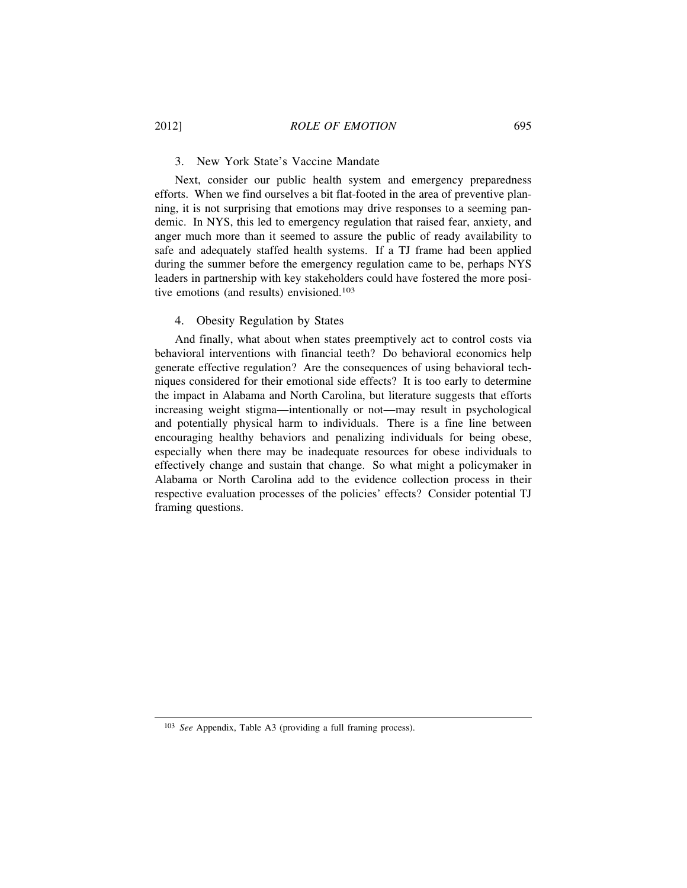### 3. New York State's Vaccine Mandate

Next, consider our public health system and emergency preparedness efforts. When we find ourselves a bit flat-footed in the area of preventive planning, it is not surprising that emotions may drive responses to a seeming pandemic. In NYS, this led to emergency regulation that raised fear, anxiety, and anger much more than it seemed to assure the public of ready availability to safe and adequately staffed health systems. If a TJ frame had been applied during the summer before the emergency regulation came to be, perhaps NYS leaders in partnership with key stakeholders could have fostered the more positive emotions (and results) envisioned.[103]

### 4. Obesity Regulation by States

And finally, what about when states preemptively act to control costs via behavioral interventions with financial teeth? Do behavioral economics help generate effective regulation? Are the consequences of using behavioral techniques considered for their emotional side effects? It is too early to determine the impact in Alabama and North Carolina, but literature suggests that efforts increasing weight stigma—intentionally or not—may result in psychological and potentially physical harm to individuals. There is a fine line between encouraging healthy behaviors and penalizing individuals for being obese, especially when there may be inadequate resources for obese individuals to effectively change and sustain that change. So what might a policymaker in Alabama or North Carolina add to the evidence collection process in their respective evaluation processes of the policies' effects? Consider potential TJ framing questions.

---

[103] *See* Appendix, Table A3 (providing a full framing process).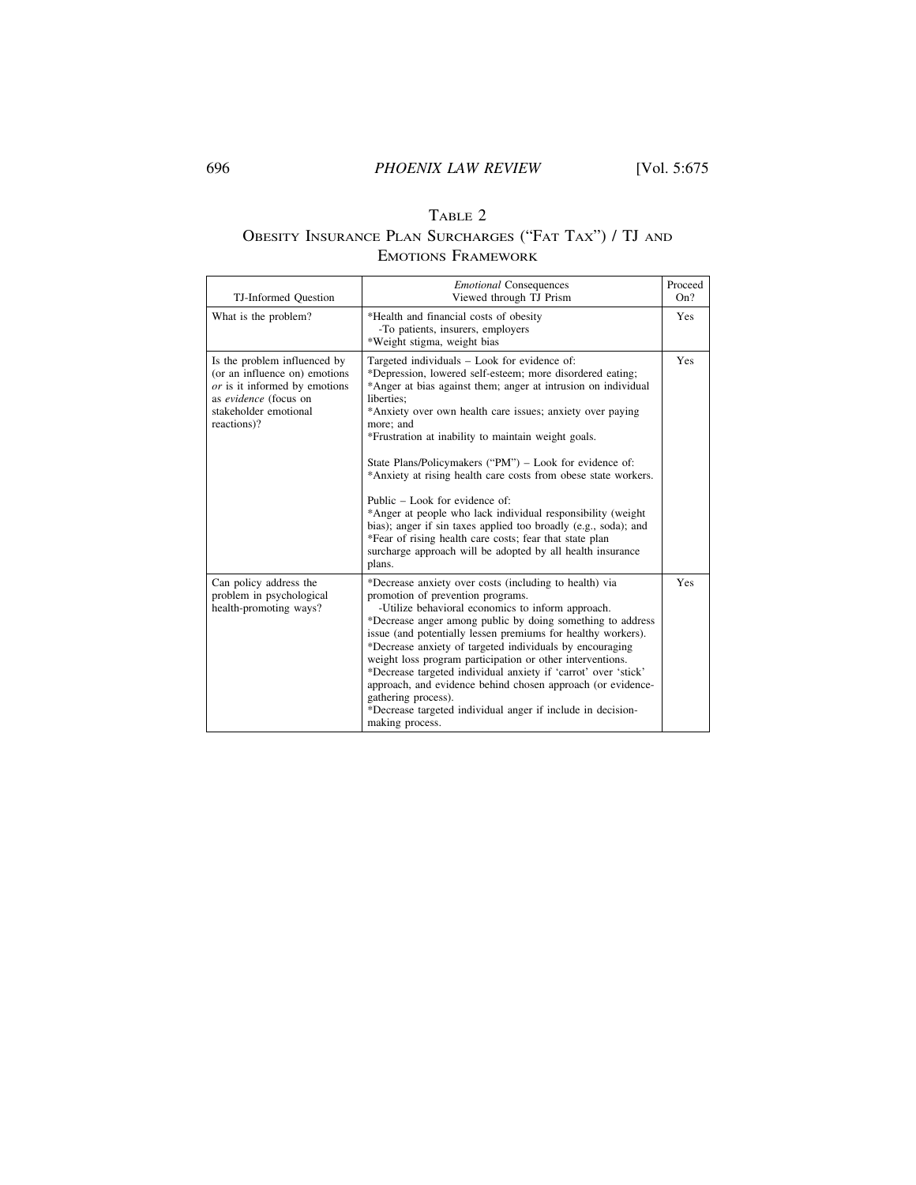## Table 2

### Obesity Insurance Plan Surcharges ("Fat Tax") / TJ and Emotions Framework

| TJ-Informed Question | *Emotional* Consequences Viewed through TJ Prism | Proceed On? |
|---|---|---|
| What is the problem? | *Health and financial costs of obesity<br>-To patients, insurers, employers<br>*Weight stigma, weight bias | Yes |
| Is the problem influenced by (or an influence on) emotions *or* is it informed by emotions as *evidence* (focus on stakeholder emotional reactions)? | Targeted individuals – Look for evidence of:<br>*Depression, lowered self-esteem; more disordered eating;<br>*Anger at bias against them; anger at intrusion on individual liberties;<br>*Anxiety over own health care issues; anxiety over paying more; and<br>*Frustration at inability to maintain weight goals.<br><br>State Plans/Policymakers ("PM") – Look for evidence of:<br>*Anxiety at rising health care costs from obese state workers.<br><br>Public – Look for evidence of:<br>*Anger at people who lack individual responsibility (weight bias); anger if sin taxes applied too broadly (e.g., soda); and<br>*Fear of rising health care costs; fear that state plan surcharge approach will be adopted by all health insurance plans. | Yes |
| Can policy address the problem in psychological health-promoting ways? | *Decrease anxiety over costs (including to health) via promotion of prevention programs.<br>-Utilize behavioral economics to inform approach.<br>*Decrease anger among public by doing something to address issue (and potentially lessen premiums for healthy workers).<br>*Decrease anxiety of targeted individuals by encouraging weight loss program participation or other interventions.<br>*Decrease targeted individual anxiety if 'carrot' over 'stick' approach, and evidence behind chosen approach (or evidence-gathering process).<br>*Decrease targeted individual anger if include in decision-making process. | Yes |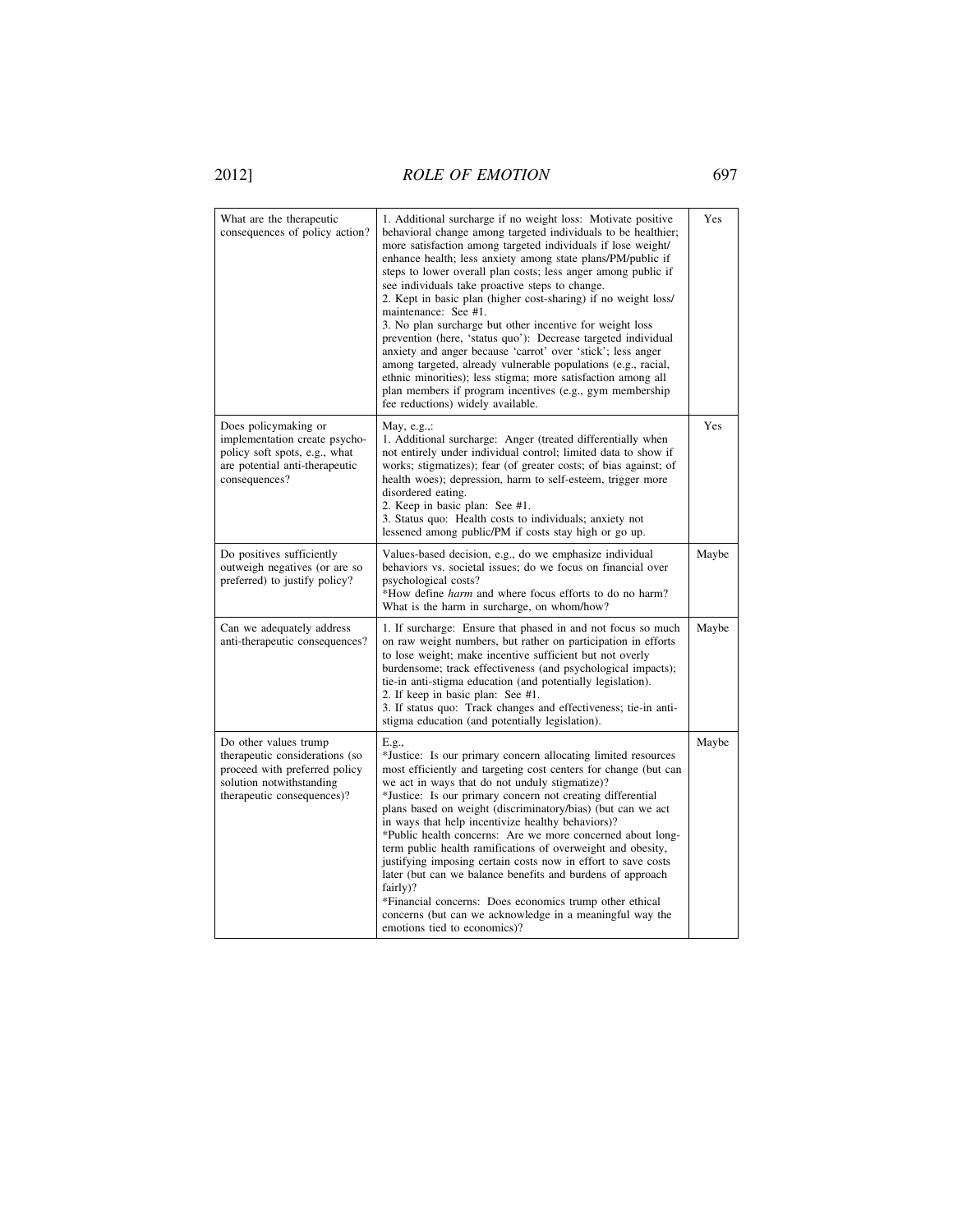| | | |
|---|---|---|
| What are the therapeutic consequences of policy action? | 1. Additional surcharge if no weight loss: Motivate positive behavioral change among targeted individuals to be healthier; more satisfaction among targeted individuals if lose weight/ enhance health; less anxiety among state plans/PM/public if steps to lower overall plan costs; less anger among public if see individuals take proactive steps to change.<br>2. Kept in basic plan (higher cost-sharing) if no weight loss/ maintenance: See #1.<br>3. No plan surcharge but other incentive for weight loss prevention (here, 'status quo'): Decrease targeted individual anxiety and anger because 'carrot' over 'stick'; less anger among targeted, already vulnerable populations (e.g., racial, ethnic minorities); less stigma; more satisfaction among all plan members if program incentives (e.g., gym membership fee reductions) widely available. | Yes |
| Does policymaking or implementation create psycho-policy soft spots, e.g., what are potential anti-therapeutic consequences? | May, e.g.,:<br>1. Additional surcharge: Anger (treated differentially when not entirely under individual control; limited data to show if works; stigmatizes); fear (of greater costs; of bias against; of health woes); depression, harm to self-esteem, trigger more disordered eating.<br>2. Keep in basic plan: See #1.<br>3. Status quo: Health costs to individuals; anxiety not lessened among public/PM if costs stay high or go up. | Yes |
| Do positives sufficiently outweigh negatives (or are so preferred) to justify policy? | Values-based decision, e.g., do we emphasize individual behaviors vs. societal issues; do we focus on financial over psychological costs?<br>*How define *harm* and where focus efforts to do no harm? What is the harm in surcharge, on whom/how? | Maybe |
| Can we adequately address anti-therapeutic consequences? | 1. If surcharge: Ensure that phased in and not focus so much on raw weight numbers, but rather on participation in efforts to lose weight; make incentive sufficient but not overly burdensome; track effectiveness (and psychological impacts); tie-in anti-stigma education (and potentially legislation).<br>2. If keep in basic plan: See #1.<br>3. If status quo: Track changes and effectiveness; tie-in anti-stigma education (and potentially legislation). | Maybe |
| Do other values trump therapeutic considerations (so proceed with preferred policy solution notwithstanding therapeutic consequences)? | E.g.,<br>*Justice: Is our primary concern allocating limited resources most efficiently and targeting cost centers for change (but can we act in ways that do not unduly stigmatize)?<br>*Justice: Is our primary concern not creating differential plans based on weight (discriminatory/bias) (but can we act in ways that help incentivize healthy behaviors)?<br>*Public health concerns: Are we more concerned about long-term public health ramifications of overweight and obesity, justifying imposing certain costs now in effort to save costs later (but can we balance benefits and burdens of approach fairly)?<br>*Financial concerns: Does economics trump other ethical concerns (but can we acknowledge in a meaningful way the emotions tied to economics)? | Maybe |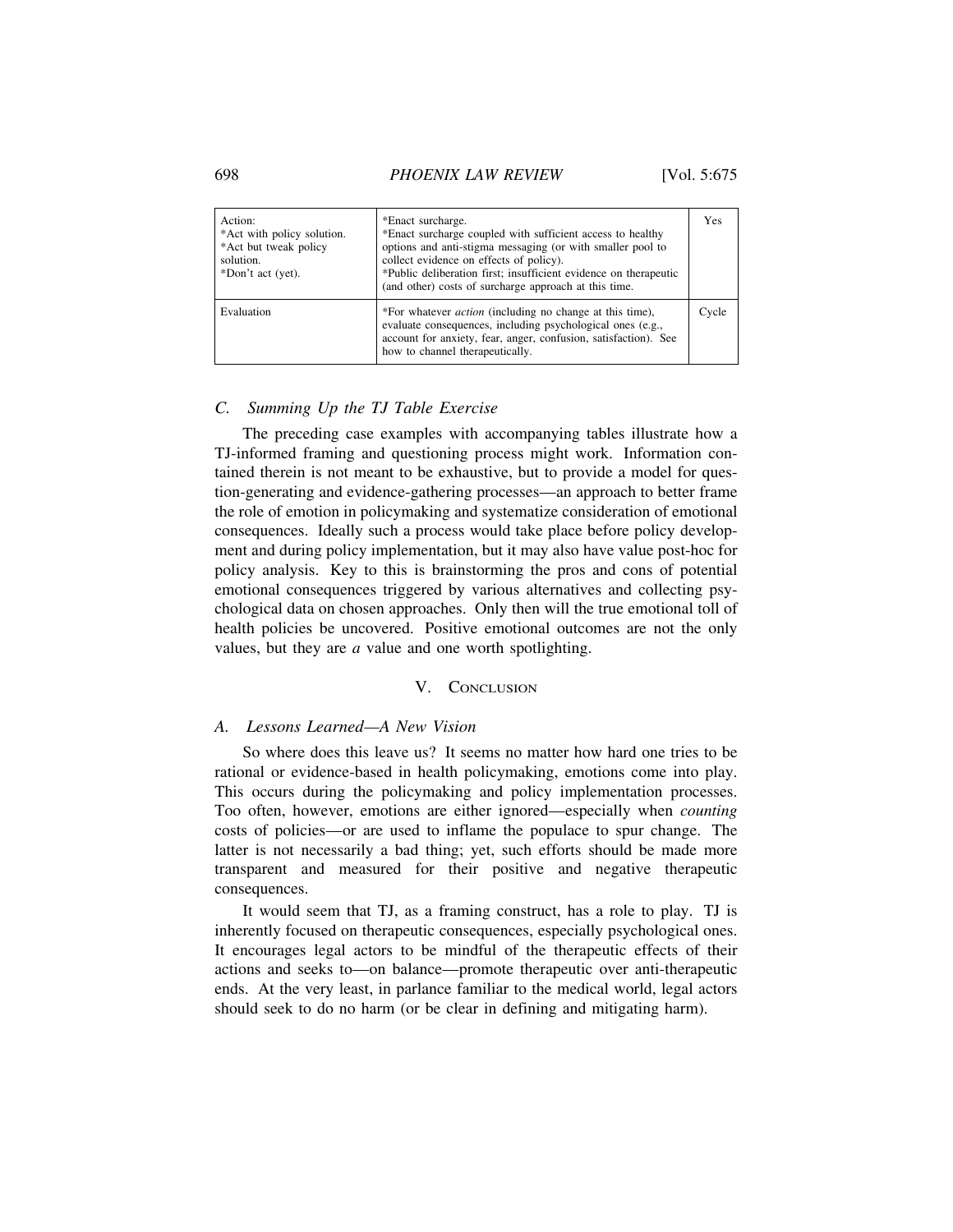| Action: *Act with policy solution. *Act but tweak policy solution. *Don't act (yet). | *Enact surcharge. *Enact surcharge coupled with sufficient access to healthy options and anti-stigma messaging (or with smaller pool to collect evidence on effects of policy). *Public deliberation first; insufficient evidence on therapeutic (and other) costs of surcharge approach at this time. | Yes |
|---|---|---|
| Evaluation | *For whatever *action* (including no change at this time), evaluate consequences, including psychological ones (e.g., account for anxiety, fear, anger, confusion, satisfaction). See how to channel therapeutically. | Cycle |

### *C. Summing Up the TJ Table Exercise*

The preceding case examples with accompanying tables illustrate how a TJ-informed framing and questioning process might work. Information contained therein is not meant to be exhaustive, but to provide a model for question-generating and evidence-gathering processes—an approach to better frame the role of emotion in policymaking and systematize consideration of emotional consequences. Ideally such a process would take place before policy development and during policy implementation, but it may also have value post-hoc for policy analysis. Key to this is brainstorming the pros and cons of potential emotional consequences triggered by various alternatives and collecting psychological data on chosen approaches. Only then will the true emotional toll of health policies be uncovered. Positive emotional outcomes are not the only values, but they are *a* value and one worth spotlighting.

## V. Conclusion

### *A. Lessons Learned—A New Vision*

So where does this leave us? It seems no matter how hard one tries to be rational or evidence-based in health policymaking, emotions come into play. This occurs during the policymaking and policy implementation processes. Too often, however, emotions are either ignored—especially when *counting* costs of policies—or are used to inflame the populace to spur change. The latter is not necessarily a bad thing; yet, such efforts should be made more transparent and measured for their positive and negative therapeutic consequences.

It would seem that TJ, as a framing construct, has a role to play. TJ is inherently focused on therapeutic consequences, especially psychological ones. It encourages legal actors to be mindful of the therapeutic effects of their actions and seeks to—on balance—promote therapeutic over anti-therapeutic ends. At the very least, in parlance familiar to the medical world, legal actors should seek to do no harm (or be clear in defining and mitigating harm).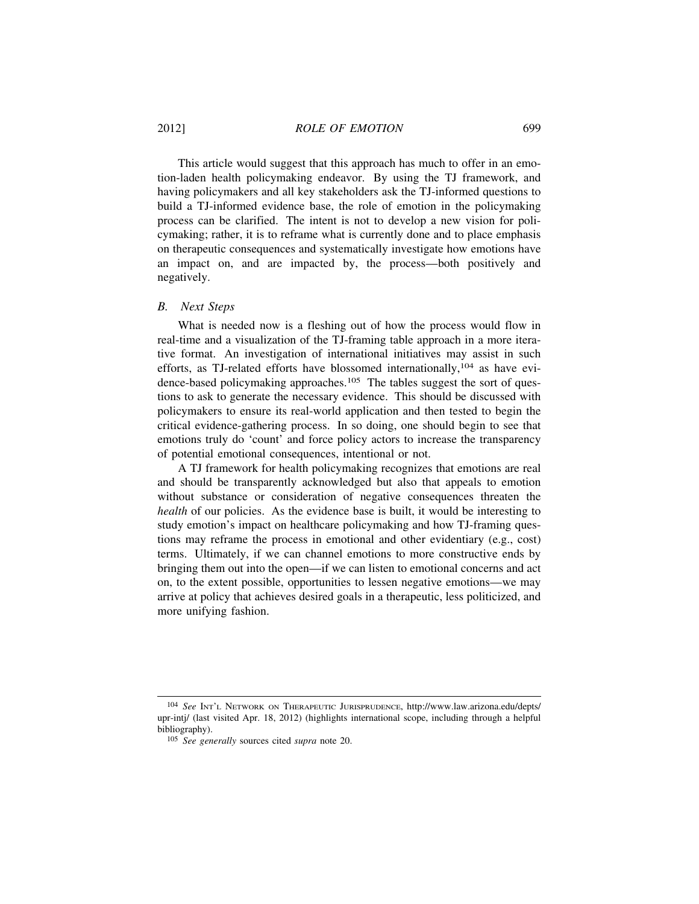This article would suggest that this approach has much to offer in an emotion-laden health policymaking endeavor. By using the TJ framework, and having policymakers and all key stakeholders ask the TJ-informed questions to build a TJ-informed evidence base, the role of emotion in the policymaking process can be clarified. The intent is not to develop a new vision for policymaking; rather, it is to reframe what is currently done and to place emphasis on therapeutic consequences and systematically investigate how emotions have an impact on, and are impacted by, the process—both positively and negatively.

### *B. Next Steps*

What is needed now is a fleshing out of how the process would flow in real-time and a visualization of the TJ-framing table approach in a more iterative format. An investigation of international initiatives may assist in such efforts, as TJ-related efforts have blossomed internationally,[104] as have evidence-based policymaking approaches.[105] The tables suggest the sort of questions to ask to generate the necessary evidence. This should be discussed with policymakers to ensure its real-world application and then tested to begin the critical evidence-gathering process. In so doing, one should begin to see that emotions truly do 'count' and force policy actors to increase the transparency of potential emotional consequences, intentional or not.

A TJ framework for health policymaking recognizes that emotions are real and should be transparently acknowledged but also that appeals to emotion without substance or consideration of negative consequences threaten the *health* of our policies. As the evidence base is built, it would be interesting to study emotion's impact on healthcare policymaking and how TJ-framing questions may reframe the process in emotional and other evidentiary (e.g., cost) terms. Ultimately, if we can channel emotions to more constructive ends by bringing them out into the open—if we can listen to emotional concerns and act on, to the extent possible, opportunities to lessen negative emotions—we may arrive at policy that achieves desired goals in a therapeutic, less politicized, and more unifying fashion.

---

[104] *See* INT'L NETWORK ON THERAPEUTIC JURISPRUDENCE, http://www.law.arizona.edu/depts/upr-intj/ (last visited Apr. 18, 2012) (highlights international scope, including through a helpful bibliography).

[105] *See generally* sources cited *supra* note 20.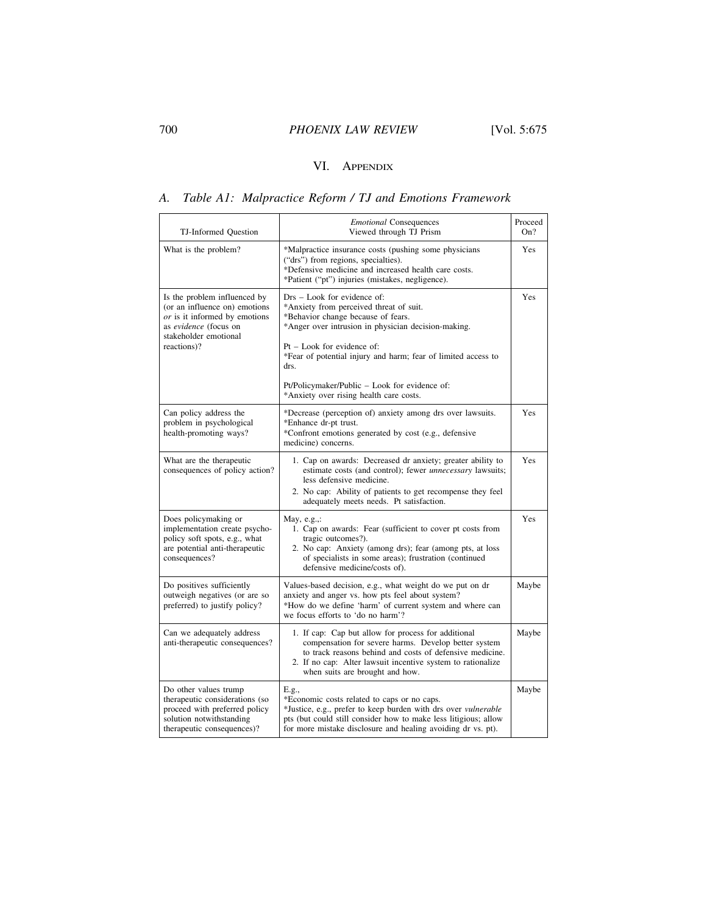## VI. Appendix

### A. *Table A1: Malpractice Reform / TJ and Emotions Framework*

| TJ-Informed Question | *Emotional* Consequences Viewed through TJ Prism | Proceed On? |
|---|---|---|
| What is the problem? | *Malpractice insurance costs (pushing some physicians ("drs") from regions, specialties).<br>*Defensive medicine and increased health care costs.<br>*Patient ("pt") injuries (mistakes, negligence). | Yes |
| Is the problem influenced by (or an influence on) emotions *or* is it informed by emotions as *evidence* (focus on stakeholder emotional reactions)? | Drs – Look for evidence of:<br>*Anxiety from perceived threat of suit.<br>*Behavior change because of fears.<br>*Anger over intrusion in physician decision-making.<br><br>Pt – Look for evidence of:<br>*Fear of potential injury and harm; fear of limited access to drs.<br><br>Pt/Policymaker/Public – Look for evidence of:<br>*Anxiety over rising health care costs. | Yes |
| Can policy address the problem in psychological health-promoting ways? | *Decrease (perception of) anxiety among drs over lawsuits.<br>*Enhance dr-pt trust.<br>*Confront emotions generated by cost (e.g., defensive medicine) concerns. | Yes |
| What are the therapeutic consequences of policy action? | 1. Cap on awards: Decreased dr anxiety; greater ability to estimate costs (and control); fewer *unnecessary* lawsuits; less defensive medicine.<br>2. No cap: Ability of patients to get recompense they feel adequately meets needs. Pt satisfaction. | Yes |
| Does policymaking or implementation create psycho-policy soft spots, e.g., what are potential anti-therapeutic consequences? | May, e.g.,:<br>1. Cap on awards: Fear (sufficient to cover pt costs from tragic outcomes?).<br>2. No cap: Anxiety (among drs); fear (among pts, at loss of specialists in some areas); frustration (continued defensive medicine/costs of). | Yes |
| Do positives sufficiently outweigh negatives (or are so preferred) to justify policy? | Values-based decision, e.g., what weight do we put on dr anxiety and anger vs. how pts feel about system?<br>*How do we define 'harm' of current system and where can we focus efforts to 'do no harm'? | Maybe |
| Can we adequately address anti-therapeutic consequences? | 1. If cap: Cap but allow for process for additional compensation for severe harms. Develop better system to track reasons behind and costs of defensive medicine.<br>2. If no cap: Alter lawsuit incentive system to rationalize when suits are brought and how. | Maybe |
| Do other values trump therapeutic considerations (so proceed with preferred policy solution notwithstanding therapeutic consequences)? | E.g.,<br>*Economic costs related to caps or no caps.<br>*Justice, e.g., prefer to keep burden with drs over *vulnerable* pts (but could still consider how to make less litigious; allow for more mistake disclosure and healing avoiding dr vs. pt). | Maybe |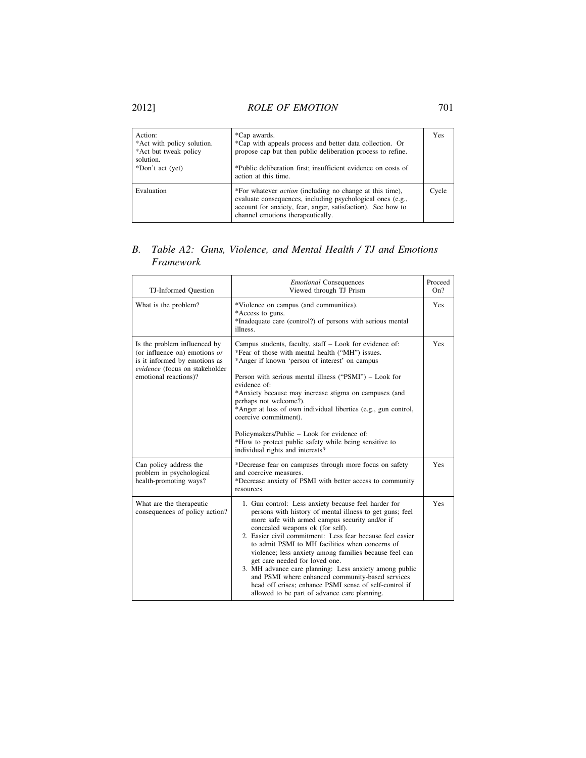| Action:<br>*Act with policy solution.<br>*Act but tweak policy solution.<br>*Don't act (yet) | *Cap awards.<br>*Cap with appeals process and better data collection. Or propose cap but then public deliberation process to refine.<br><br>*Public deliberation first; insufficient evidence on costs of action at this time. | Yes |
|---|---|---|
| Evaluation | *For whatever *action* (including no change at this time), evaluate consequences, including psychological ones (e.g., account for anxiety, fear, anger, satisfaction). See how to channel emotions therapeutically. | Cycle |

## B. *Table A2: Guns, Violence, and Mental Health / TJ and Emotions Framework*

| TJ-Informed Question | *Emotional* Consequences Viewed through TJ Prism | Proceed On? |
|---|---|---|
| What is the problem? | *Violence on campus (and communities).<br>*Access to guns.<br>*Inadequate care (control?) of persons with serious mental illness. | Yes |
| Is the problem influenced by (or influence on) emotions *or* is it informed by emotions as *evidence* (focus on stakeholder emotional reactions)? | Campus students, faculty, staff – Look for evidence of:<br>*Fear of those with mental health ("MH") issues.<br>*Anger if known 'person of interest' on campus<br><br>Person with serious mental illness ("PSMI") – Look for evidence of:<br>*Anxiety because may increase stigma on campuses (and perhaps not welcome?).<br>*Anger at loss of own individual liberties (e.g., gun control, coercive commitment).<br><br>Policymakers/Public – Look for evidence of:<br>*How to protect public safety while being sensitive to individual rights and interests? | Yes |
| Can policy address the problem in psychological health-promoting ways? | *Decrease fear on campuses through more focus on safety and coercive measures.<br>*Decrease anxiety of PSMI with better access to community resources. | Yes |
| What are the therapeutic consequences of policy action? | 1. Gun control: Less anxiety because feel harder for persons with history of mental illness to get guns; feel more safe with armed campus security and/or if concealed weapons ok (for self).<br>2. Easier civil commitment: Less fear because feel easier to admit PSMI to MH facilities when concerns of violence; less anxiety among families because feel can get care needed for loved one.<br>3. MH advance care planning: Less anxiety among public and PSMI where enhanced community-based services head off crises; enhance PSMI sense of self-control if allowed to be part of advance care planning. | Yes |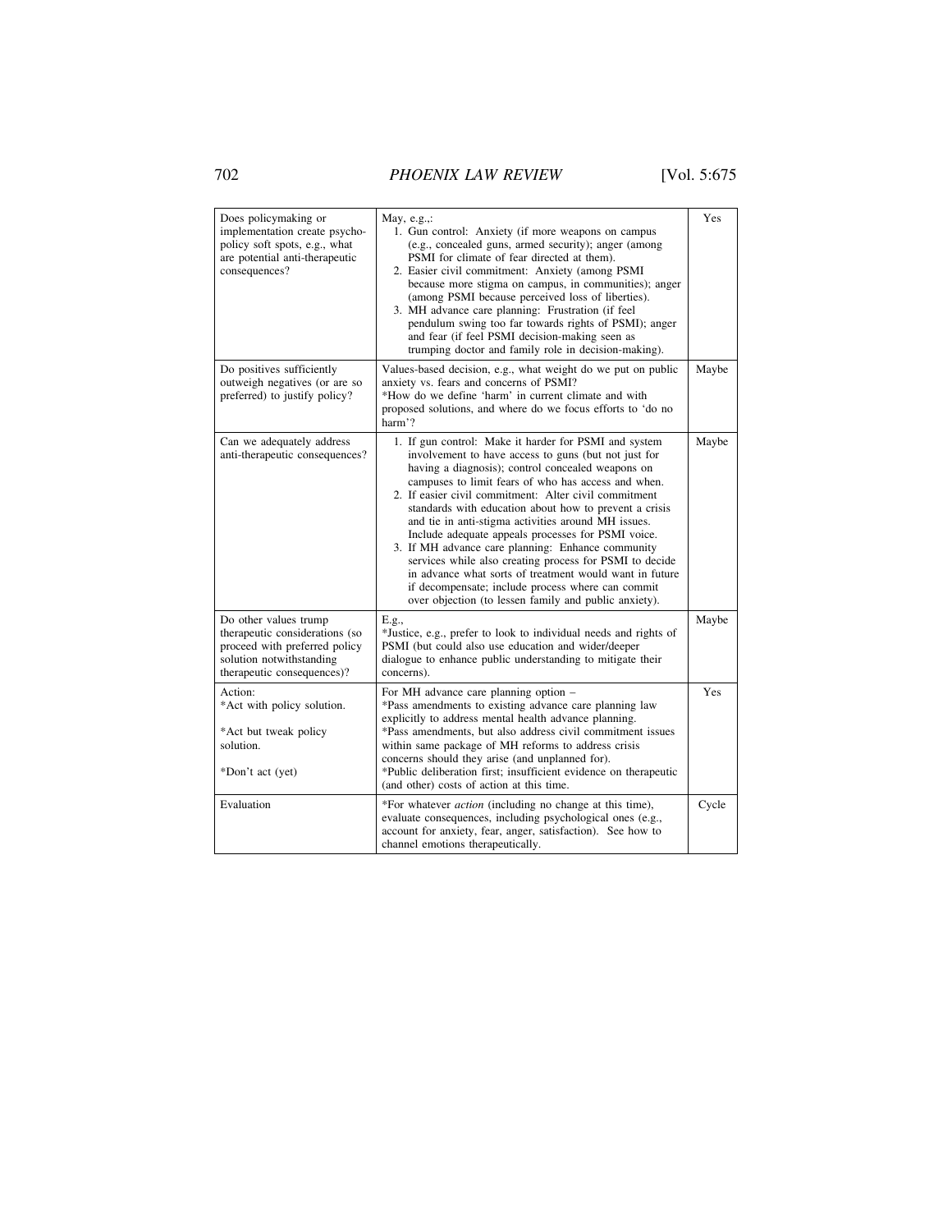| | | |
|---|---|---|
| Does policymaking or implementation create psycho-policy soft spots, e.g., what are potential anti-therapeutic consequences? | May, e.g.,:<br>1. Gun control: Anxiety (if more weapons on campus (e.g., concealed guns, armed security); anger (among PSMI for climate of fear directed at them).<br>2. Easier civil commitment: Anxiety (among PSMI because more stigma on campus, in communities); anger (among PSMI because perceived loss of liberties).<br>3. MH advance care planning: Frustration (if feel pendulum swing too far towards rights of PSMI); anger and fear (if feel PSMI decision-making seen as trumping doctor and family role in decision-making). | Yes |
| Do positives sufficiently outweigh negatives (or are so preferred) to justify policy? | Values-based decision, e.g., what weight do we put on public anxiety vs. fears and concerns of PSMI?<br>*How do we define 'harm' in current climate and with proposed solutions, and where do we focus efforts to 'do no harm'? | Maybe |
| Can we adequately address anti-therapeutic consequences? | 1. If gun control: Make it harder for PSMI and system involvement to have access to guns (but not just for having a diagnosis); control concealed weapons on campuses to limit fears of who has access and when.<br>2. If easier civil commitment: Alter civil commitment standards with education about how to prevent a crisis and tie in anti-stigma activities around MH issues. Include adequate appeals processes for PSMI voice.<br>3. If MH advance care planning: Enhance community services while also creating process for PSMI to decide in advance what sorts of treatment would want in future if decompensate; include process where can commit over objection (to lessen family and public anxiety). | Maybe |
| Do other values trump therapeutic considerations (so proceed with preferred policy solution notwithstanding therapeutic consequences)? | E.g.,<br>*Justice, e.g., prefer to look to individual needs and rights of PSMI (but could also use education and wider/deeper dialogue to enhance public understanding to mitigate their concerns). | Maybe |
| Action:<br>*Act with policy solution.<br><br>*Act but tweak policy solution.<br><br>*Don't act (yet) | For MH advance care planning option –<br>*Pass amendments to existing advance care planning law explicitly to address mental health advance planning.<br>*Pass amendments, but also address civil commitment issues within same package of MH reforms to address crisis concerns should they arise (and unplanned for).<br>*Public deliberation first; insufficient evidence on therapeutic (and other) costs of action at this time. | Yes |
| Evaluation | *For whatever *action* (including no change at this time), evaluate consequences, including psychological ones (e.g., account for anxiety, fear, anger, satisfaction). See how to channel emotions therapeutically. | Cycle |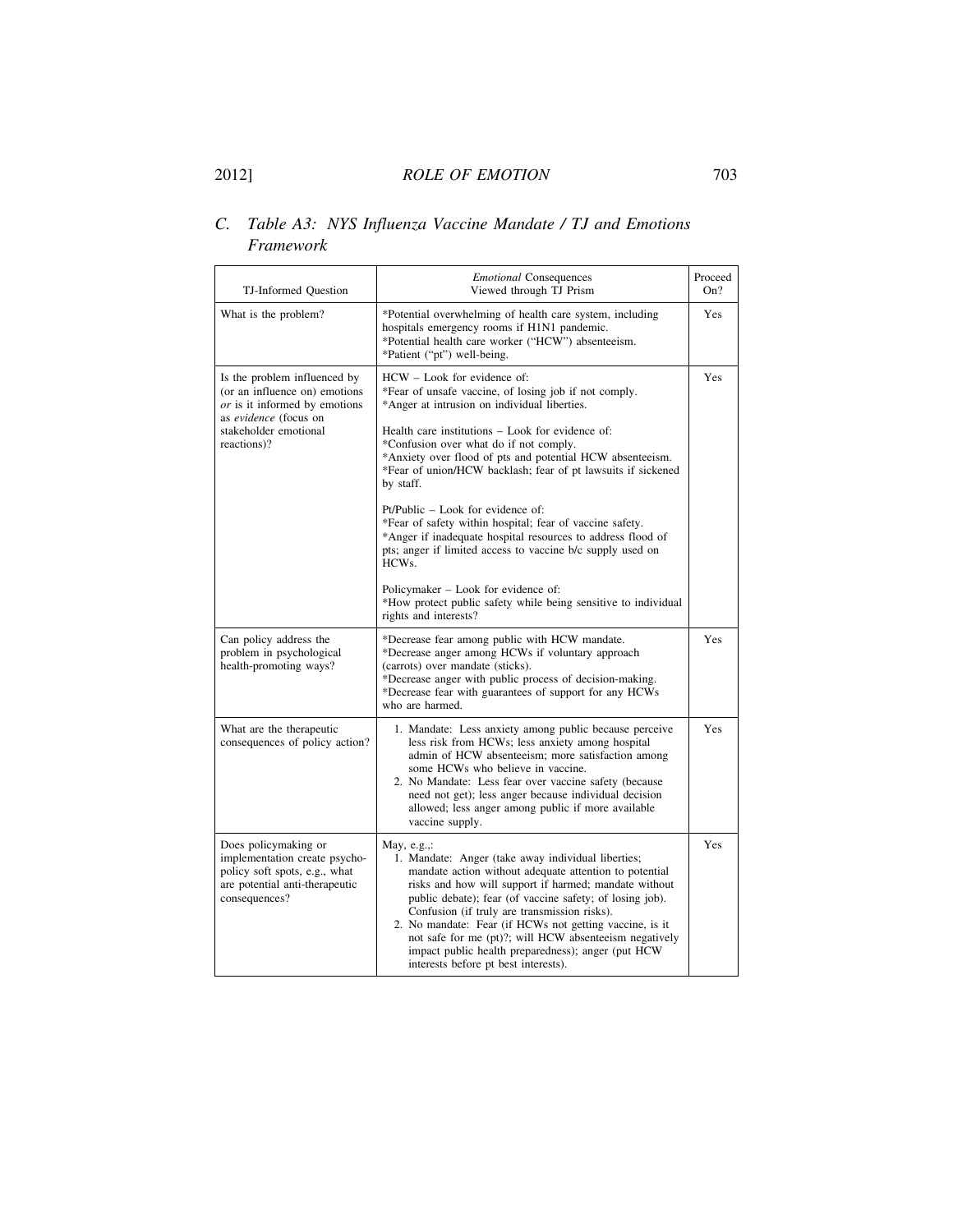### C. *Table A3: NYS Influenza Vaccine Mandate / TJ and Emotions Framework*

| TJ-Informed Question | *Emotional* Consequences Viewed through TJ Prism | Proceed On? |
|---|---|---|
| What is the problem? | *Potential overwhelming of health care system, including hospitals emergency rooms if H1N1 pandemic.<br>*Potential health care worker ("HCW") absenteeism.<br>*Patient ("pt") well-being. | Yes |
| Is the problem influenced by (or an influence on) emotions *or* is it informed by emotions as *evidence* (focus on stakeholder emotional reactions)? | HCW – Look for evidence of:<br>*Fear of unsafe vaccine, of losing job if not comply.<br>*Anger at intrusion on individual liberties.<br><br>Health care institutions – Look for evidence of:<br>*Confusion over what do if not comply.<br>*Anxiety over flood of pts and potential HCW absenteeism.<br>*Fear of union/HCW backlash; fear of pt lawsuits if sickened by staff.<br><br>Pt/Public – Look for evidence of:<br>*Fear of safety within hospital; fear of vaccine safety.<br>*Anger if inadequate hospital resources to address flood of pts; anger if limited access to vaccine b/c supply used on HCWs.<br><br>Policymaker – Look for evidence of:<br>*How protect public safety while being sensitive to individual rights and interests? | Yes |
| Can policy address the problem in psychological health-promoting ways? | *Decrease fear among public with HCW mandate.<br>*Decrease anger among HCWs if voluntary approach (carrots) over mandate (sticks).<br>*Decrease anger with public process of decision-making.<br>*Decrease fear with guarantees of support for any HCWs who are harmed. | Yes |
| What are the therapeutic consequences of policy action? | 1. Mandate: Less anxiety among public because perceive less risk from HCWs; less anxiety among hospital admin of HCW absenteeism; more satisfaction among some HCWs who believe in vaccine.<br>2. No Mandate: Less fear over vaccine safety (because need not get); less anger because individual decision allowed; less anger among public if more available vaccine supply. | Yes |
| Does policymaking or implementation create psycho-policy soft spots, e.g., what are potential anti-therapeutic consequences? | May, e.g.,:<br>1. Mandate: Anger (take away individual liberties; mandate action without adequate attention to potential risks and how will support if harmed; mandate without public debate); fear (of vaccine safety; of losing job). Confusion (if truly are transmission risks).<br>2. No mandate: Fear (if HCWs not getting vaccine, is it not safe for me (pt)?; will HCW absenteeism negatively impact public health preparedness); anger (put HCW interests before pt best interests). | Yes |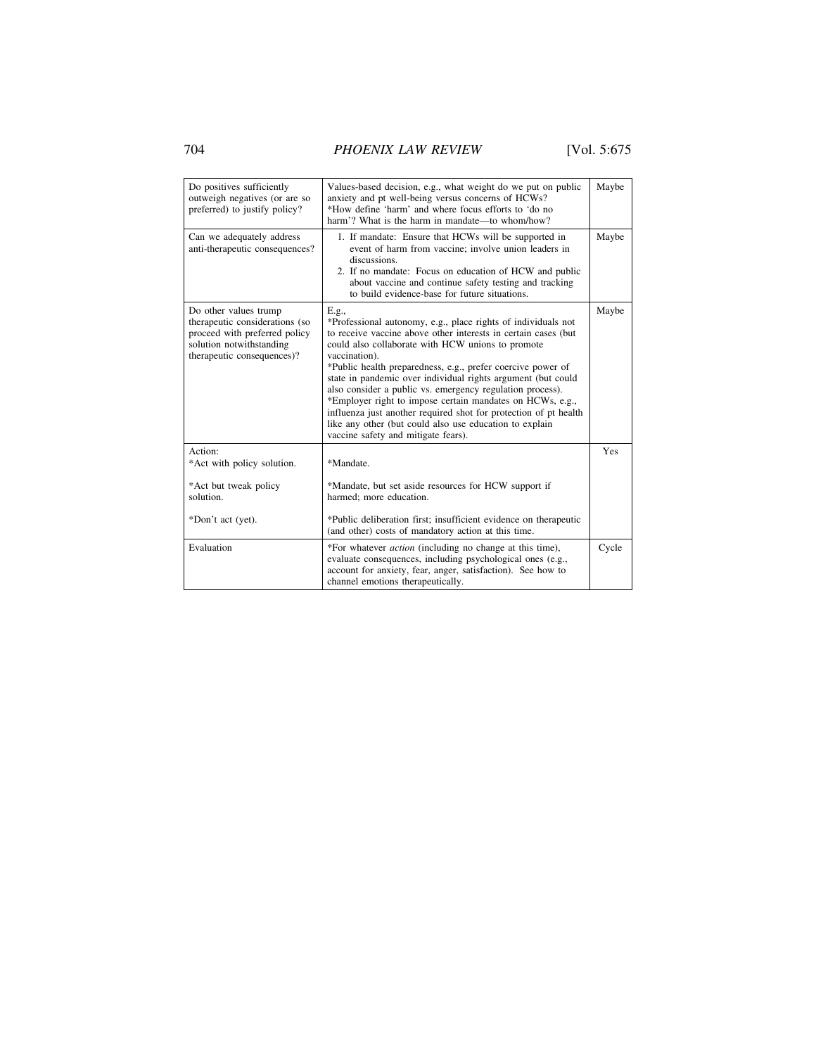| | | |
|---|---|---|
| Do positives sufficiently outweigh negatives (or are so preferred) to justify policy? | Values-based decision, e.g., what weight do we put on public anxiety and pt well-being versus concerns of HCWs? *How define 'harm' and where focus efforts to 'do no harm'? What is the harm in mandate—to whom/how? | Maybe |
| Can we adequately address anti-therapeutic consequences? | 1. If mandate: Ensure that HCWs will be supported in event of harm from vaccine; involve union leaders in discussions. 2. If no mandate: Focus on education of HCW and public about vaccine and continue safety testing and tracking to build evidence-base for future situations. | Maybe |
| Do other values trump therapeutic considerations (so proceed with preferred policy solution notwithstanding therapeutic consequences)? | E.g., *Professional autonomy, e.g., place rights of individuals not to receive vaccine above other interests in certain cases (but could also collaborate with HCW unions to promote vaccination). *Public health preparedness, e.g., prefer coercive power of state in pandemic over individual rights argument (but could also consider a public vs. emergency regulation process). *Employer right to impose certain mandates on HCWs, e.g., influenza just another required shot for protection of pt health like any other (but could also use education to explain vaccine safety and mitigate fears). | Maybe |
| Action: *Act with policy solution. *Act but tweak policy solution. *Don't act (yet). | *Mandate. *Mandate, but set aside resources for HCW support if harmed; more education. *Public deliberation first; insufficient evidence on therapeutic (and other) costs of mandatory action at this time. | Yes |
| Evaluation | *For whatever *action* (including no change at this time), evaluate consequences, including psychological ones (e.g., account for anxiety, fear, anger, satisfaction). See how to channel emotions therapeutically. | Cycle |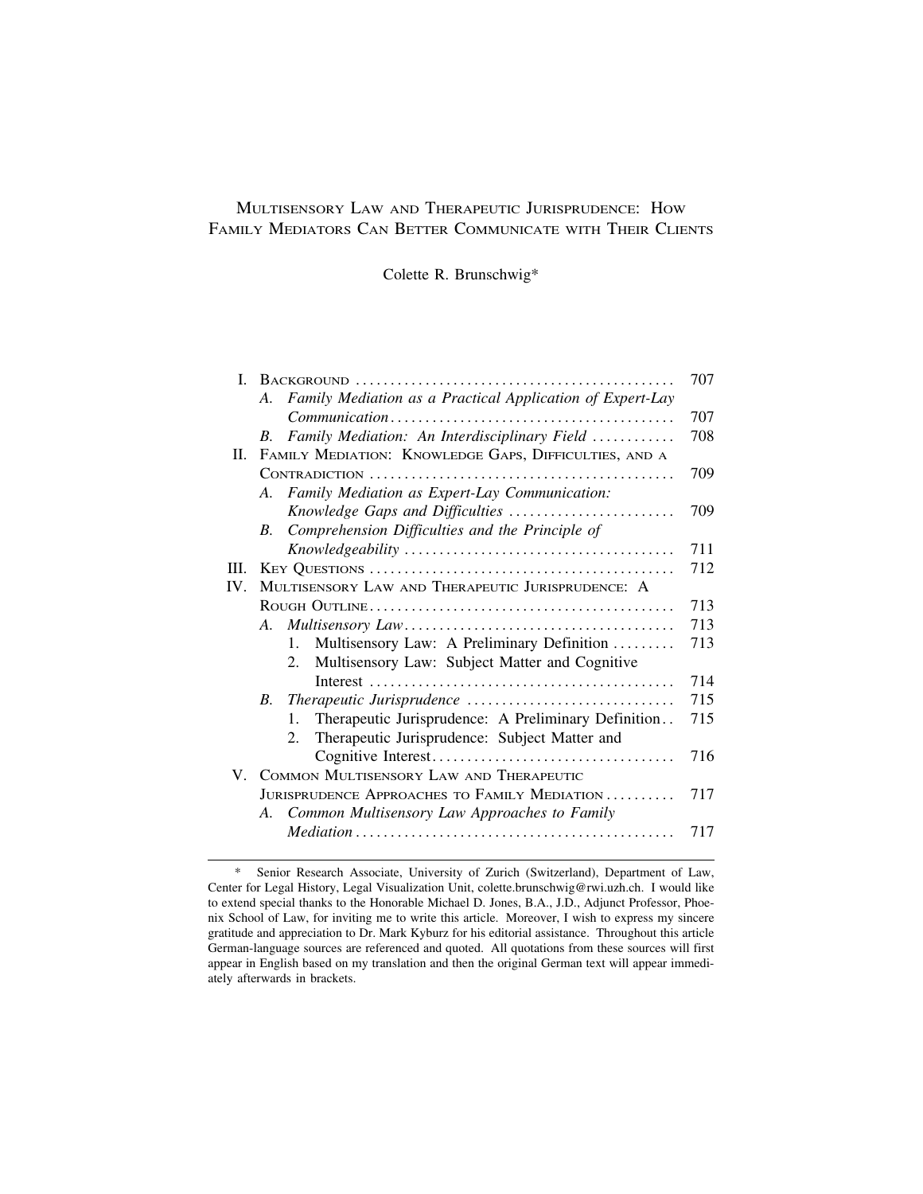# Multisensory Law and Therapeutic Jurisprudence: How Family Mediators Can Better Communicate with Their Clients

Colette R. Brunschwig*

| | | Page |
|---|---|---|
| I. | Background | 707 |
| | A. *Family Mediation as a Practical Application of Expert-Lay Communication* | 707 |
| | B. *Family Mediation: An Interdisciplinary Field* | 708 |
| II. | Family Mediation: Knowledge Gaps, Difficulties, and a Contradiction | 709 |
| | A. *Family Mediation as Expert-Lay Communication: Knowledge Gaps and Difficulties* | 709 |
| | B. *Comprehension Difficulties and the Principle of Knowledgeability* | 711 |
| III. | Key Questions | 712 |
| IV. | Multisensory Law and Therapeutic Jurisprudence: A Rough Outline | 713 |
| | A. *Multisensory Law* | 713 |
| | 1. Multisensory Law: A Preliminary Definition | 713 |
| | 2. Multisensory Law: Subject Matter and Cognitive Interest | 714 |
| | B. *Therapeutic Jurisprudence* | 715 |
| | 1. Therapeutic Jurisprudence: A Preliminary Definition | 715 |
| | 2. Therapeutic Jurisprudence: Subject Matter and Cognitive Interest | 716 |
| V. | Common Multisensory Law and Therapeutic Jurisprudence Approaches to Family Mediation | 717 |
| | A. *Common Multisensory Law Approaches to Family Mediation* | 717 |

---

\* Senior Research Associate, University of Zurich (Switzerland), Department of Law, Center for Legal History, Legal Visualization Unit, colette.brunschwig@rwi.uzh.ch. I would like to extend special thanks to the Honorable Michael D. Jones, B.A., J.D., Adjunct Professor, Phoenix School of Law, for inviting me to write this article. Moreover, I wish to express my sincere gratitude and appreciation to Dr. Mark Kyburz for his editorial assistance. Throughout this article German-language sources are referenced and quoted. All quotations from these sources will first appear in English based on my translation and then the original German text will appear immediately afterwards in brackets.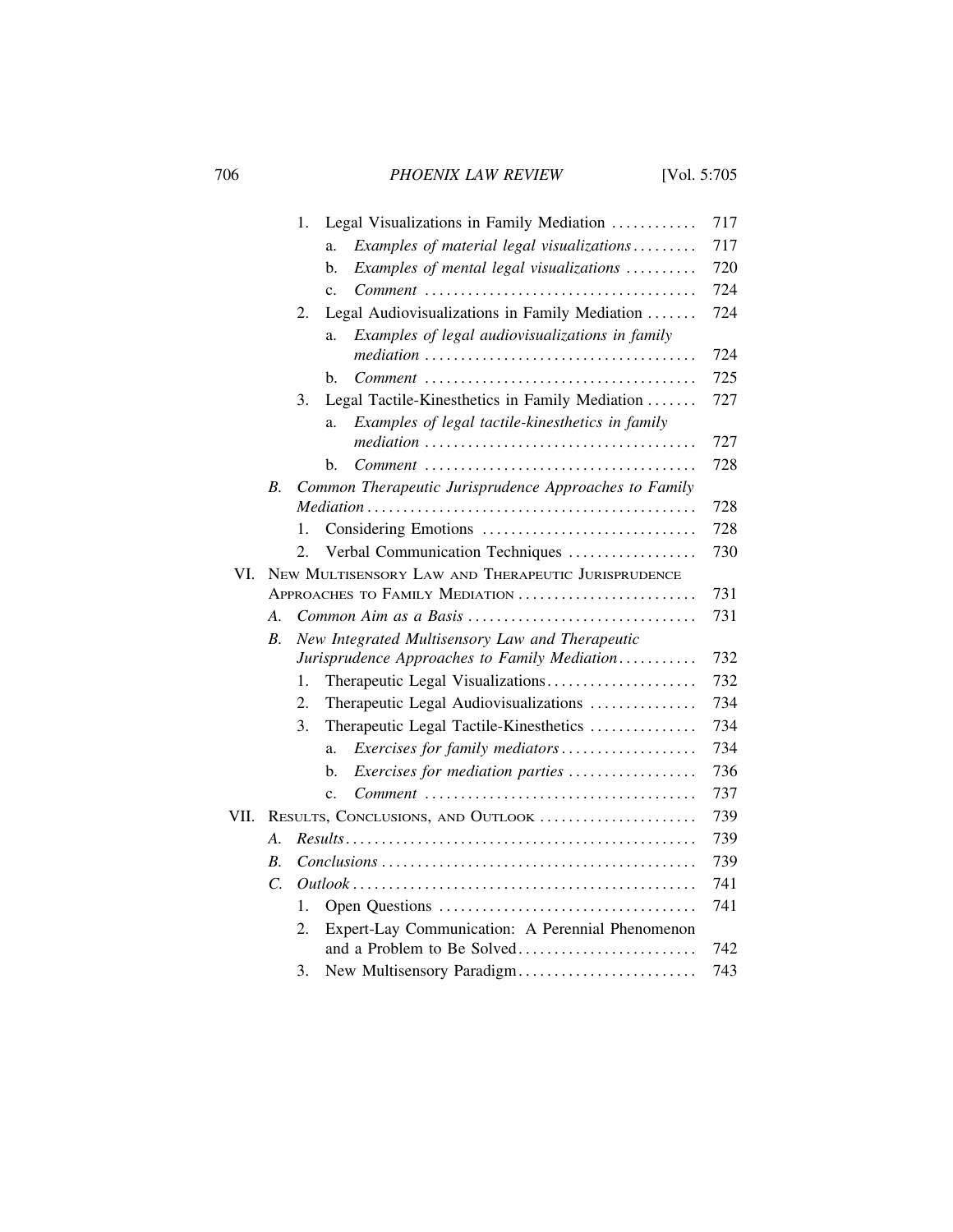1. Legal Visualizations in Family Mediation ............ 717
   - a. *Examples of material legal visualizations* ......... 717
   - b. *Examples of mental legal visualizations* .......... 720
   - c. *Comment* ...................................... 724
2. Legal Audiovisualizations in Family Mediation ....... 724
   - a. *Examples of legal audiovisualizations in family mediation* ...................................... 724
   - b. *Comment* ...................................... 725
3. Legal Tactile-Kinesthetics in Family Mediation ....... 727
   - a. *Examples of legal tactile-kinesthetics in family mediation* ...................................... 727
   - b. *Comment* ...................................... 728

*B. Common Therapeutic Jurisprudence Approaches to Family Mediation* .............................................. 728

1. Considering Emotions .............................. 728
2. Verbal Communication Techniques .................. 730

VI. New Multisensory Law and Therapeutic Jurisprudence Approaches to Family Mediation ......................... 731

*A. Common Aim as a Basis* ................................ 731

*B. New Integrated Multisensory Law and Therapeutic Jurisprudence Approaches to Family Mediation* ........... 732

1. Therapeutic Legal Visualizations..................... 732
2. Therapeutic Legal Audiovisualizations ............... 734
3. Therapeutic Legal Tactile-Kinesthetics ............... 734
   - a. *Exercises for family mediators* ................... 734
   - b. *Exercises for mediation parties* .................. 736
   - c. *Comment* ...................................... 737

VII. Results, Conclusions, and Outlook ...................... 739

*A. Results* ................................................ 739

*B. Conclusions* ............................................ 739

*C. Outlook* ................................................ 741

1. Open Questions .................................... 741
2. Expert-Lay Communication: A Perennial Phenomenon and a Problem to Be Solved......................... 742
3. New Multisensory Paradigm......................... 743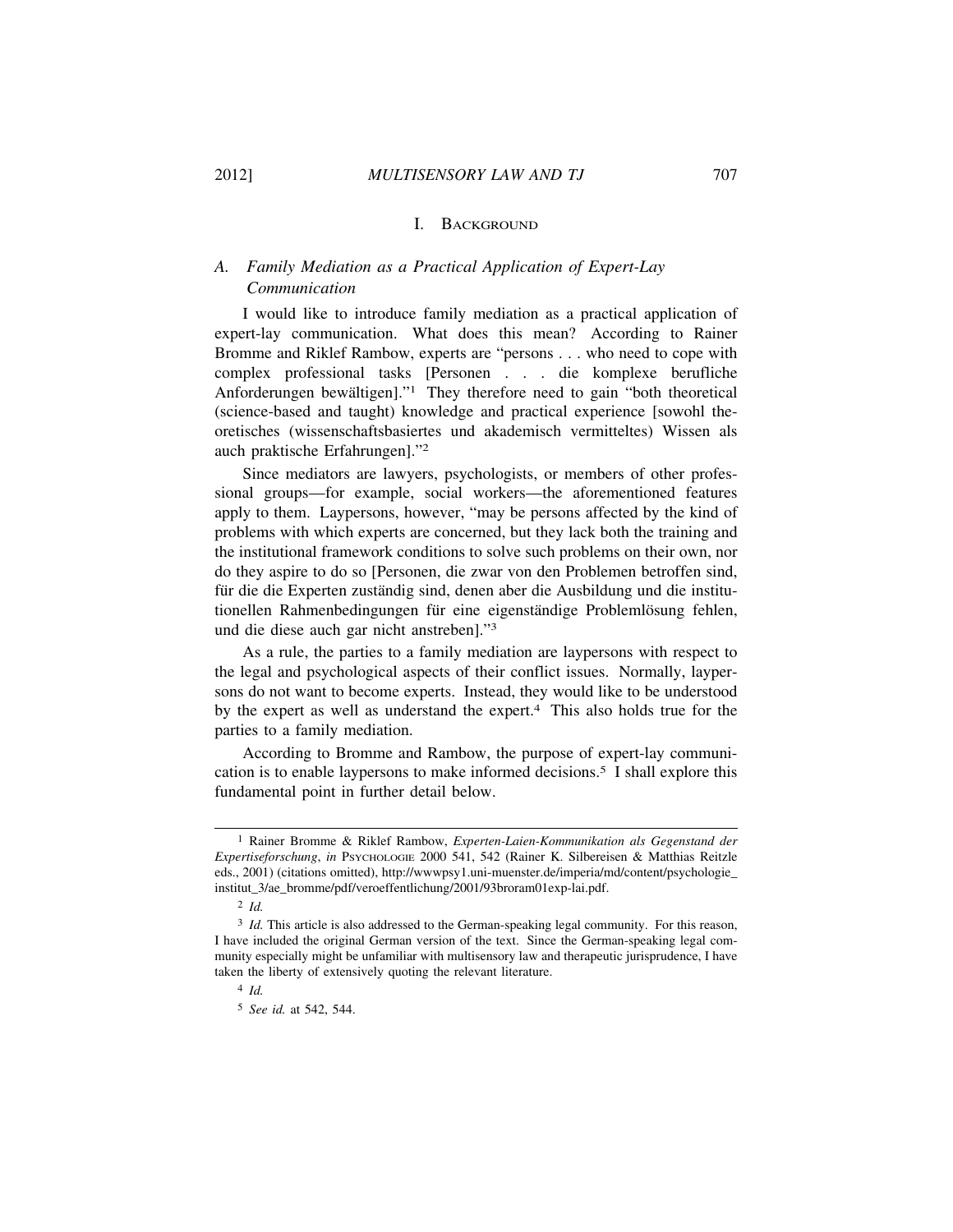# I. Background

## A. *Family Mediation as a Practical Application of Expert-Lay Communication*

I would like to introduce family mediation as a practical application of expert-lay communication. What does this mean? According to Rainer Bromme and Riklef Rambow, experts are "persons . . . who need to cope with complex professional tasks [Personen . . . die komplexe berufliche Anforderungen bewältigen]."[1] They therefore need to gain "both theoretical (science-based and taught) knowledge and practical experience [sowohl theoretisches (wissenschaftsbasiertes und akademisch vermitteltes) Wissen als auch praktische Erfahrungen]."[2]

Since mediators are lawyers, psychologists, or members of other professional groups—for example, social workers—the aforementioned features apply to them. Laypersons, however, "may be persons affected by the kind of problems with which experts are concerned, but they lack both the training and the institutional framework conditions to solve such problems on their own, nor do they aspire to do so [Personen, die zwar von den Problemen betroffen sind, für die die Experten zuständig sind, denen aber die Ausbildung und die institutionellen Rahmenbedingungen für eine eigenständige Problemlösung fehlen, und die diese auch gar nicht anstreben]."[3]

As a rule, the parties to a family mediation are laypersons with respect to the legal and psychological aspects of their conflict issues. Normally, laypersons do not want to become experts. Instead, they would like to be understood by the expert as well as understand the expert.[4] This also holds true for the parties to a family mediation.

According to Bromme and Rambow, the purpose of expert-lay communication is to enable laypersons to make informed decisions.[5] I shall explore this fundamental point in further detail below.

---

[1] Rainer Bromme & Riklef Rambow, *Experten-Laien-Kommunikation als Gegenstand der Expertiseforschung*, *in* PSYCHOLOGIE 2000 541, 542 (Rainer K. Silbereisen & Matthias Reitzle eds., 2001) (citations omitted), http://wwwpsy1.uni-muenster.de/imperia/md/content/psychologie_institut_3/ae_bromme/pdf/veroeffentlichung/2001/93broram01exp-lai.pdf.

[2] *Id.*

[3] *Id.* This article is also addressed to the German-speaking legal community. For this reason, I have included the original German version of the text. Since the German-speaking legal community especially might be unfamiliar with multisensory law and therapeutic jurisprudence, I have taken the liberty of extensively quoting the relevant literature.

[4] *Id.*

[5] *See id.* at 542, 544.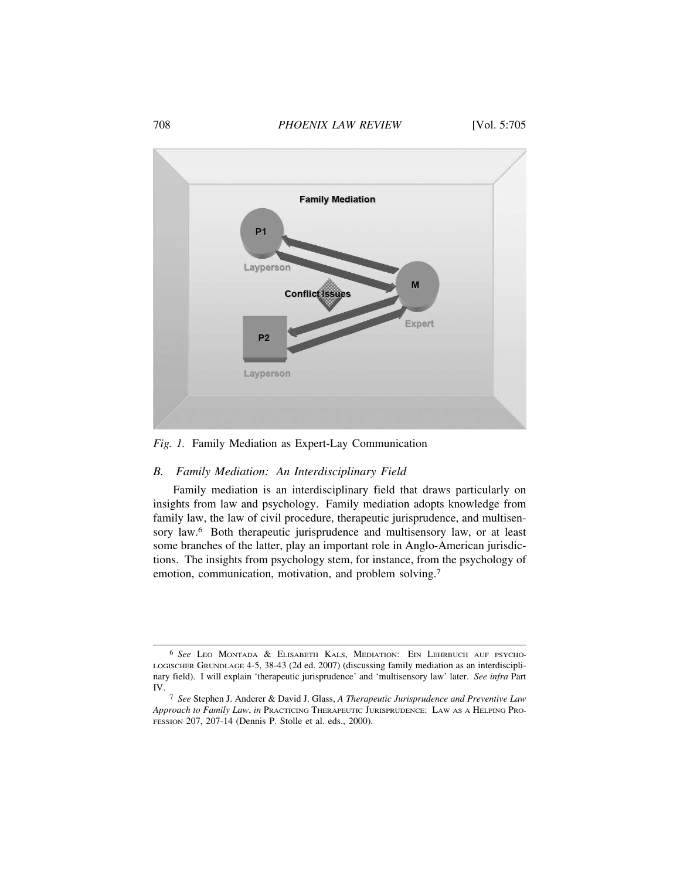*Fig. 1.* Family Mediation as Expert-Lay Communication

### *B. Family Mediation: An Interdisciplinary Field*

Family mediation is an interdisciplinary field that draws particularly on insights from law and psychology. Family mediation adopts knowledge from family law, the law of civil procedure, therapeutic jurisprudence, and multisensory law.[6] Both therapeutic jurisprudence and multisensory law, or at least some branches of the latter, play an important role in Anglo-American jurisdictions. The insights from psychology stem, for instance, from the psychology of emotion, communication, motivation, and problem solving.[7]

---

[6] *See* LEO MONTADA & ELISABETH KALS, MEDIATION: EIN LEHRBUCH AUF PSYCHOLOGISCHER GRUNDLAGE 4-5, 38-43 (2d ed. 2007) (discussing family mediation as an interdisciplinary field). I will explain 'therapeutic jurisprudence' and 'multisensory law' later. *See infra* Part IV.

[7] *See* Stephen J. Anderer & David J. Glass, *A Therapeutic Jurisprudence and Preventive Law Approach to Family Law*, *in* PRACTICING THERAPEUTIC JURISPRUDENCE: LAW AS A HELPING PROFESSION 207, 207-14 (Dennis P. Stolle et al. eds., 2000).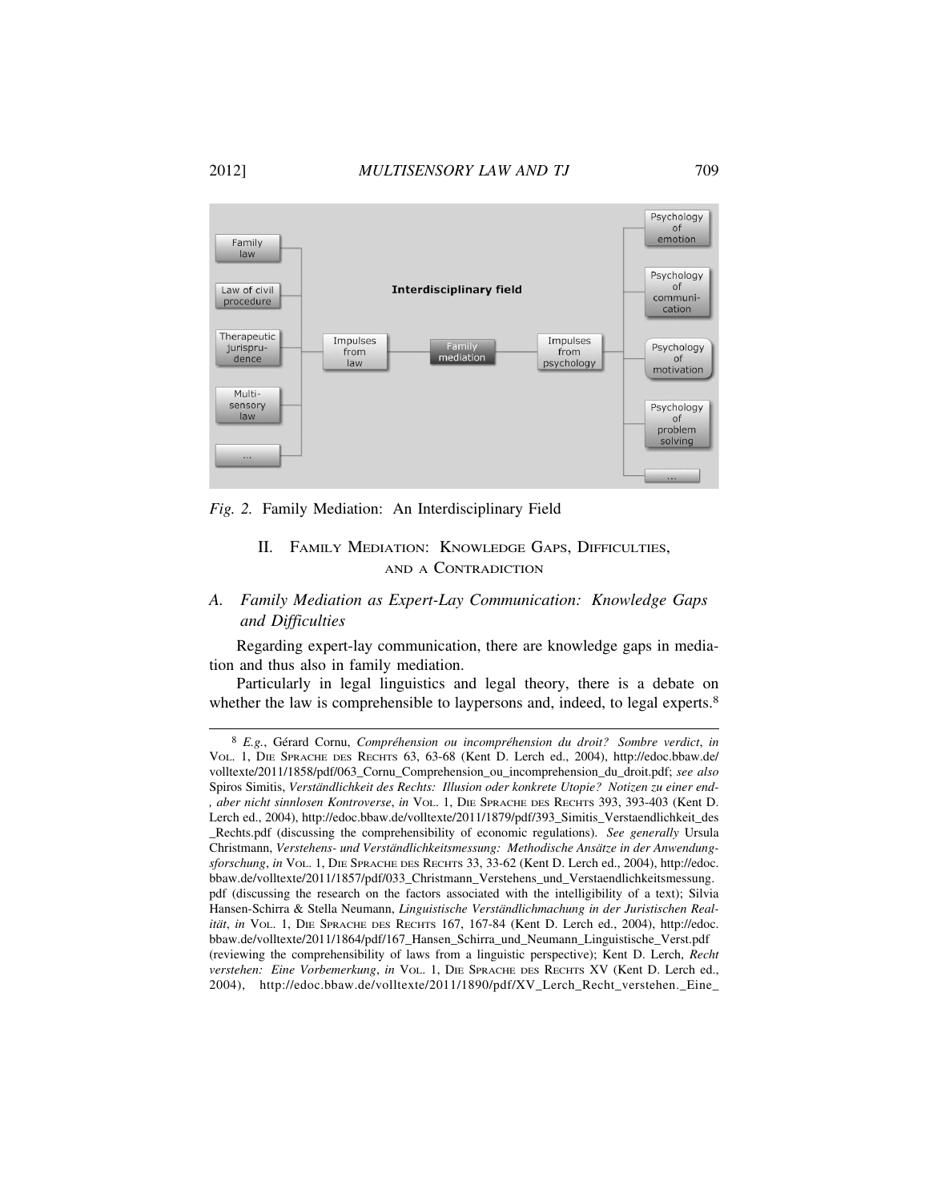Fig. 2. Family Mediation: An Interdisciplinary Field

## II. Family Mediation: Knowledge Gaps, Difficulties, and a Contradiction

### A. Family Mediation as Expert-Lay Communication: Knowledge Gaps and Difficulties

Regarding expert-lay communication, there are knowledge gaps in mediation and thus also in family mediation.

Particularly in legal linguistics and legal theory, there is a debate on whether the law is comprehensible to laypersons and, indeed, to legal experts.[8]

[8] *E.g.*, Gérard Cornu, *Compréhension ou incompréhension du droit? Sombre verdict*, *in* Vol. 1, Die Sprache des Rechts 63, 63-68 (Kent D. Lerch ed., 2004), http://edoc.bbaw.de/volltexte/2011/1858/pdf/063_Cornu_Comprehension_ou_incomprehension_du_droit.pdf; *see also* Spiros Simitis, *Verständlichkeit des Rechts: Illusion oder konkrete Utopie? Notizen zu einer end-, aber nicht sinnlosen Kontroverse*, *in* Vol. 1, Die Sprache des Rechts 393, 393-403 (Kent D. Lerch ed., 2004), http://edoc.bbaw.de/volltexte/2011/1879/pdf/393_Simitis_Verstaendlichkeit_des_Rechts.pdf (discussing the comprehensibility of economic regulations). *See generally* Ursula Christmann, *Verstehens- und Verständlichkeitsmessung: Methodische Ansätze in der Anwendungsforschung*, *in* Vol. 1, Die Sprache des Rechts 33, 33-62 (Kent D. Lerch ed., 2004), http://edoc.bbaw.de/volltexte/2011/1857/pdf/033_Christmann_Verstehens_und_Verstaendlichkeitsmessung.pdf (discussing the research on the factors associated with the intelligibility of a text); Silvia Hansen-Schirra & Stella Neumann, *Linguistische Verständlichmachung in der Juristischen Realität*, *in* Vol. 1, Die Sprache des Rechts 167, 167-84 (Kent D. Lerch ed., 2004), http://edoc.bbaw.de/volltexte/2011/1864/pdf/167_Hansen_Schirra_und_Neumann_Linguistische_Verst.pdf (reviewing the comprehensibility of laws from a linguistic perspective); Kent D. Lerch, *Recht verstehen: Eine Vorbemerkung*, *in* Vol. 1, Die Sprache des Rechts XV (Kent D. Lerch ed., 2004), http://edoc.bbaw.de/volltexte/2011/1890/pdf/XV_Lerch_Recht_verstehen._Eine_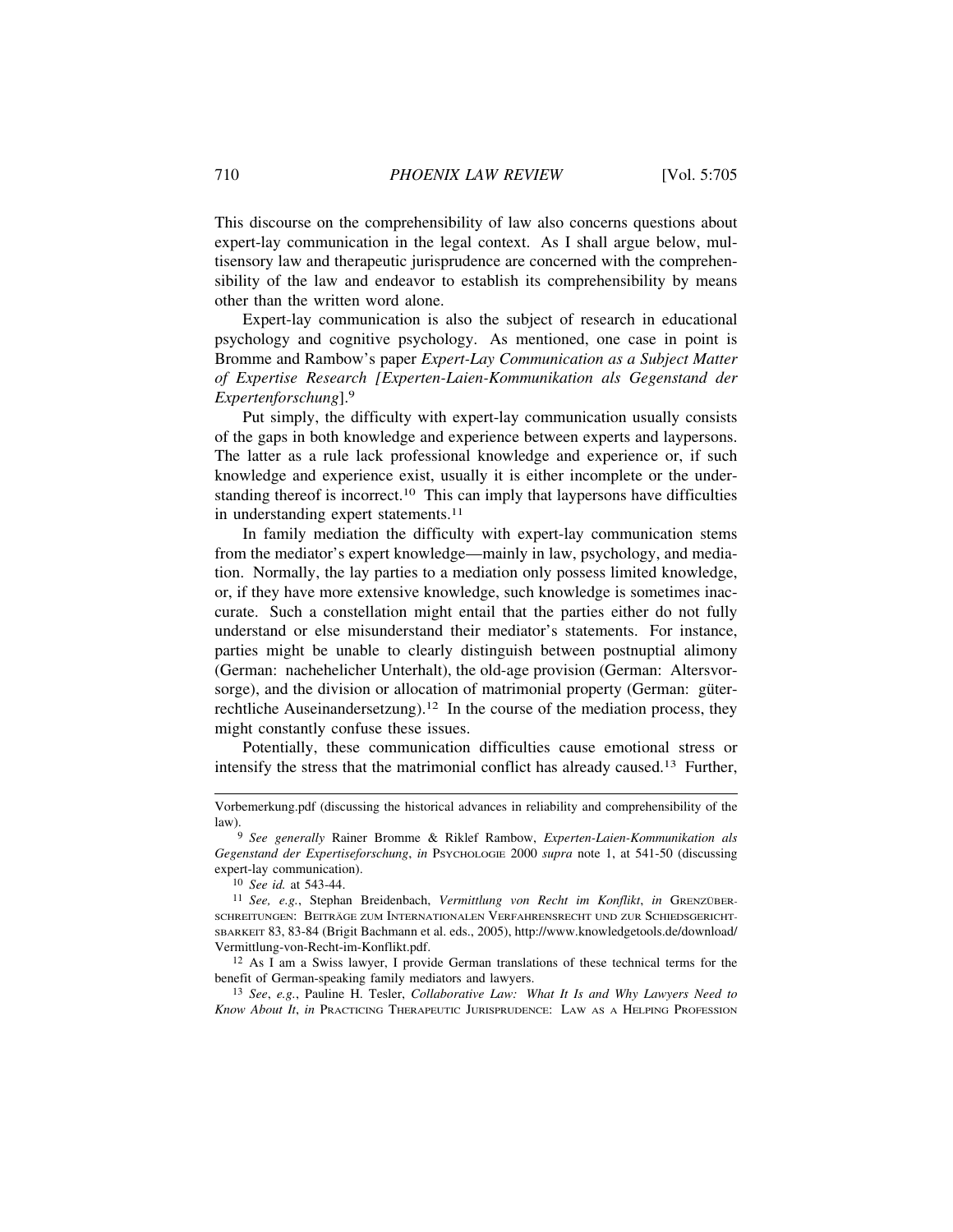This discourse on the comprehensibility of law also concerns questions about expert-lay communication in the legal context. As I shall argue below, multisensory law and therapeutic jurisprudence are concerned with the comprehensibility of the law and endeavor to establish its comprehensibility by means other than the written word alone.

Expert-lay communication is also the subject of research in educational psychology and cognitive psychology. As mentioned, one case in point is Bromme and Rambow's paper *Expert-Lay Communication as a Subject Matter of Expertise Research [Experten-Laien-Kommunikation als Gegenstand der Expertenforschung]*.[9]

Put simply, the difficulty with expert-lay communication usually consists of the gaps in both knowledge and experience between experts and laypersons. The latter as a rule lack professional knowledge and experience or, if such knowledge and experience exist, usually it is either incomplete or the understanding thereof is incorrect.[10] This can imply that laypersons have difficulties in understanding expert statements.[11]

In family mediation the difficulty with expert-lay communication stems from the mediator's expert knowledge—mainly in law, psychology, and mediation. Normally, the lay parties to a mediation only possess limited knowledge, or, if they have more extensive knowledge, such knowledge is sometimes inaccurate. Such a constellation might entail that the parties either do not fully understand or else misunderstand their mediator's statements. For instance, parties might be unable to clearly distinguish between postnuptial alimony (German: nachehelicher Unterhalt), the old-age provision (German: Altersvorsorge), and the division or allocation of matrimonial property (German: güterrechtliche Auseinandersetzung).[12] In the course of the mediation process, they might constantly confuse these issues.

Potentially, these communication difficulties cause emotional stress or intensify the stress that the matrimonial conflict has already caused.[13] Further,

---

Vorbemerkung.pdf (discussing the historical advances in reliability and comprehensibility of the law).

[9] *See generally* Rainer Bromme & Riklef Rambow, *Experten-Laien-Kommunikation als Gegenstand der Expertiseforschung*, *in* PSYCHOLOGIE 2000 *supra* note 1, at 541-50 (discussing expert-lay communication).

[10] *See id.* at 543-44.

[11] *See, e.g.*, Stephan Breidenbach, *Vermittlung von Recht im Konflikt*, *in* GRENZÜBERSCHREITUNGEN: BEITRÄGE ZUM INTERNATIONALEN VERFAHRENSRECHT UND ZUR SCHIEDSGERICHTSBARKEIT 83, 83-84 (Brigit Bachmann et al. eds., 2005), http://www.knowledgetools.de/download/Vermittlung-von-Recht-im-Konflikt.pdf.

[12] As I am a Swiss lawyer, I provide German translations of these technical terms for the benefit of German-speaking family mediators and lawyers.

[13] *See*, *e.g.*, Pauline H. Tesler, *Collaborative Law: What It Is and Why Lawyers Need to Know About It*, *in* PRACTICING THERAPEUTIC JURISPRUDENCE: LAW AS A HELPING PROFESSION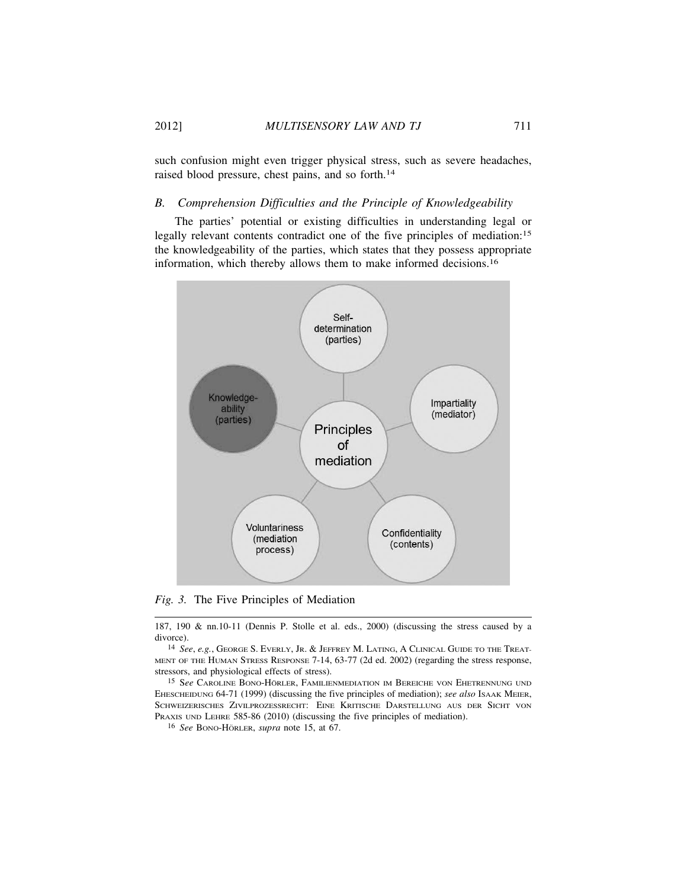such confusion might even trigger physical stress, such as severe headaches, raised blood pressure, chest pains, and so forth.[14]

### *B. Comprehension Difficulties and the Principle of Knowledgeability*

The parties' potential or existing difficulties in understanding legal or legally relevant contents contradict one of the five principles of mediation:[15] the knowledgeability of the parties, which states that they possess appropriate information, which thereby allows them to make informed decisions.[16]

*Fig. 3.* The Five Principles of Mediation

---

187, 190 & nn.10-11 (Dennis P. Stolle et al. eds., 2000) (discussing the stress caused by a divorce).

[14] *See*, *e.g.*, GEORGE S. EVERLY, JR. & JEFFREY M. LATING, A CLINICAL GUIDE TO THE TREATMENT OF THE HUMAN STRESS RESPONSE 7-14, 63-77 (2d ed. 2002) (regarding the stress response, stressors, and physiological effects of stress).

[15] *See* CAROLINE BONO-HÖRLER, FAMILIENMEDIATION IM BEREICHE VON EHETRENNUNG UND EHESCHEIDUNG 64-71 (1999) (discussing the five principles of mediation); *see also* ISAAK MEIER, SCHWEIZERISCHES ZIVILPROZESSRECHT: EINE KRITISCHE DARSTELLUNG AUS DER SICHT VON PRAXIS UND LEHRE 585-86 (2010) (discussing the five principles of mediation).

[16] *See* BONO-HÖRLER, *supra* note 15, at 67.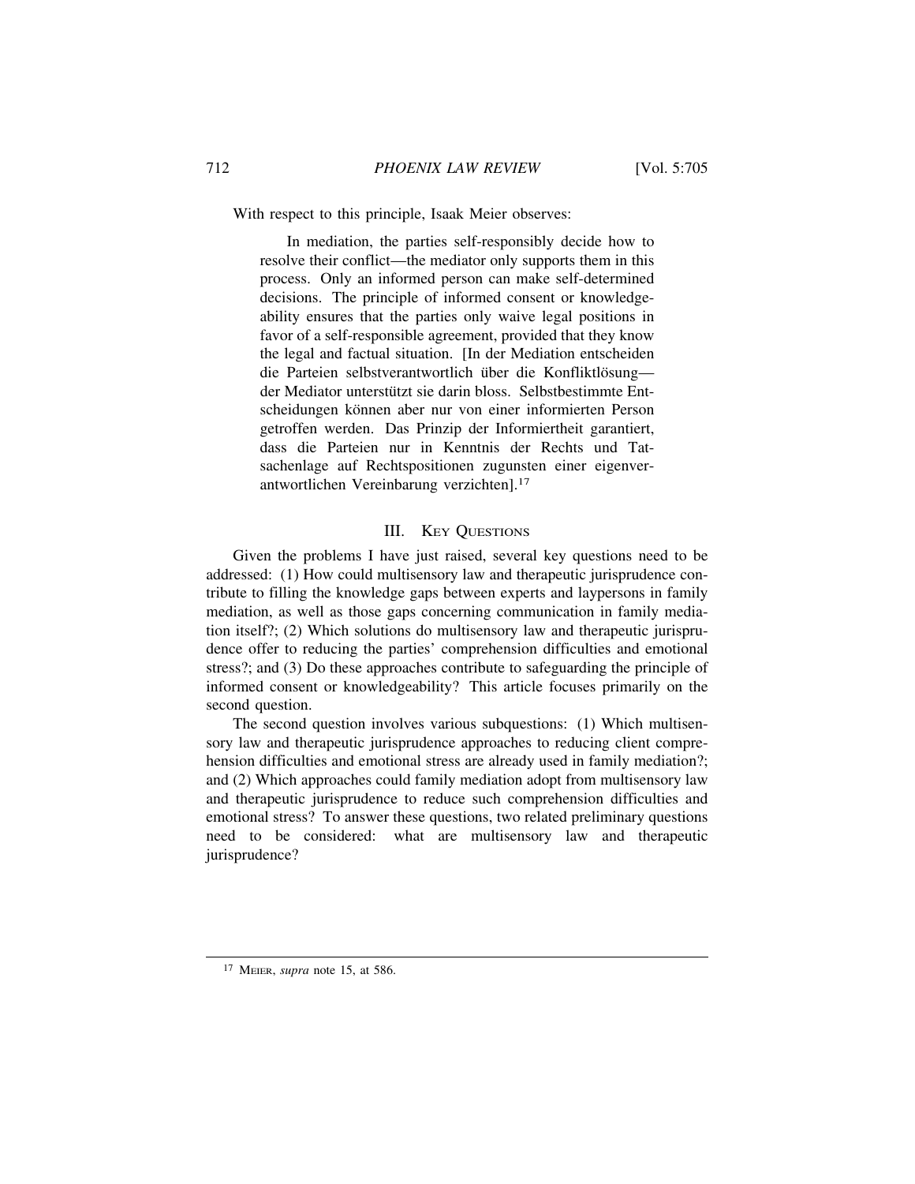With respect to this principle, Isaak Meier observes:

> In mediation, the parties self-responsibly decide how to resolve their conflict—the mediator only supports them in this process. Only an informed person can make self-determined decisions. The principle of informed consent or knowledgeability ensures that the parties only waive legal positions in favor of a self-responsible agreement, provided that they know the legal and factual situation. [In der Mediation entscheiden die Parteien selbstverantwortlich über die Konfliktlösung—der Mediator unterstützt sie darin bloss. Selbstbestimmte Entscheidungen können aber nur von einer informierten Person getroffen werden. Das Prinzip der Informiertheit garantiert, dass die Parteien nur in Kenntnis der Rechts und Tatsachenlage auf Rechtspositionen zugunsten einer eigenverantwortlichen Vereinbarung verzichten].[17]

## III. Key Questions

Given the problems I have just raised, several key questions need to be addressed: (1) How could multisensory law and therapeutic jurisprudence contribute to filling the knowledge gaps between experts and laypersons in family mediation, as well as those gaps concerning communication in family mediation itself?; (2) Which solutions do multisensory law and therapeutic jurisprudence offer to reducing the parties' comprehension difficulties and emotional stress?; and (3) Do these approaches contribute to safeguarding the principle of informed consent or knowledgeability? This article focuses primarily on the second question.

The second question involves various subquestions: (1) Which multisensory law and therapeutic jurisprudence approaches to reducing client comprehension difficulties and emotional stress are already used in family mediation?; and (2) Which approaches could family mediation adopt from multisensory law and therapeutic jurisprudence to reduce such comprehension difficulties and emotional stress? To answer these questions, two related preliminary questions need to be considered: what are multisensory law and therapeutic jurisprudence?

---

[17] Meier, *supra* note 15, at 586.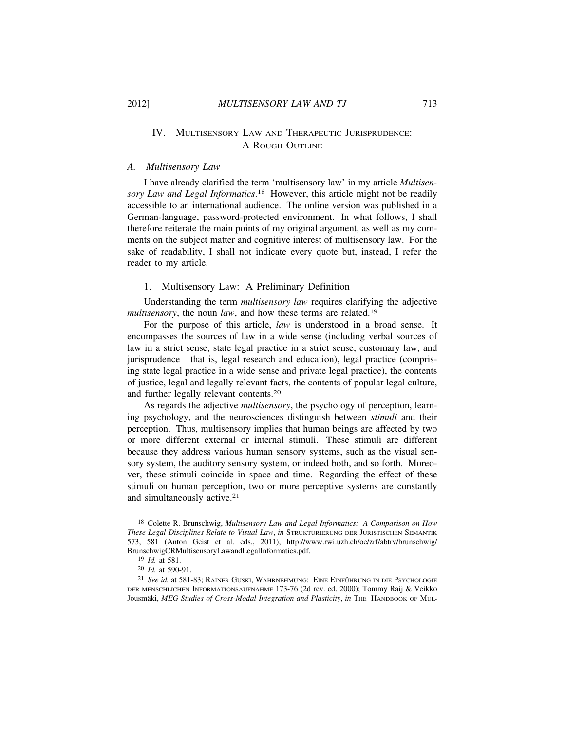## IV. Multisensory Law and Therapeutic Jurisprudence: A Rough Outline

### A. Multisensory Law

I have already clarified the term 'multisensory law' in my article *Multisensory Law and Legal Informatics*.[18] However, this article might not be readily accessible to an international audience. The online version was published in a German-language, password-protected environment. In what follows, I shall therefore reiterate the main points of my original argument, as well as my comments on the subject matter and cognitive interest of multisensory law. For the sake of readability, I shall not indicate every quote but, instead, I refer the reader to my article.

#### 1. Multisensory Law: A Preliminary Definition

Understanding the term *multisensory law* requires clarifying the adjective *multisensory*, the noun *law*, and how these terms are related.[19]

For the purpose of this article, *law* is understood in a broad sense. It encompasses the sources of law in a wide sense (including verbal sources of law in a strict sense, state legal practice in a strict sense, customary law, and jurisprudence—that is, legal research and education), legal practice (comprising state legal practice in a wide sense and private legal practice), the contents of justice, legal and legally relevant facts, the contents of popular legal culture, and further legally relevant contents.[20]

As regards the adjective *multisensory*, the psychology of perception, learning psychology, and the neurosciences distinguish between *stimuli* and their perception. Thus, multisensory implies that human beings are affected by two or more different external or internal stimuli. These stimuli are different because they address various human sensory systems, such as the visual sensory system, the auditory sensory system, or indeed both, and so forth. Moreover, these stimuli coincide in space and time. Regarding the effect of these stimuli on human perception, two or more perceptive systems are constantly and simultaneously active.[21]

---

[18] Colette R. Brunschwig, *Multisensory Law and Legal Informatics: A Comparison on How These Legal Disciplines Relate to Visual Law*, *in* Strukturierung der Juristischen Semantik 573, 581 (Anton Geist et al. eds., 2011), http://www.rwi.uzh.ch/oe/zrf/abtrv/brunschwig/BrunschwigCRMultisensoryLawandLegalInformatics.pdf.

[19] *Id.* at 581.

[20] *Id.* at 590-91.

[21] *See id.* at 581-83; Rainer Guski, Wahrnehmung: Eine Einführung in die Psychologie der menschlichen Informationsaufnahme 173-76 (2d rev. ed. 2000); Tommy Raij & Veikko Jousmäki, *MEG Studies of Cross-Modal Integration and Plasticity*, *in* The Handbook of Mul-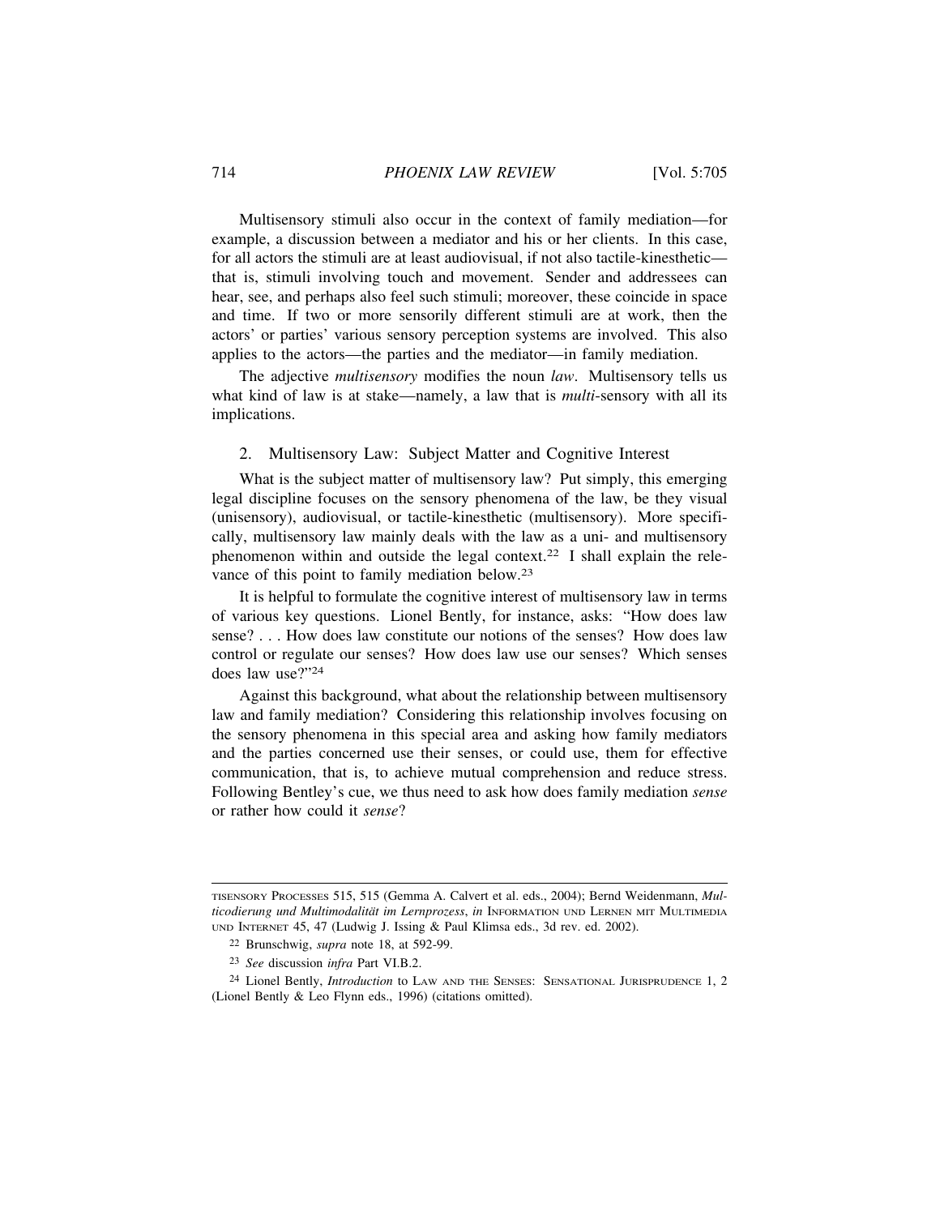Multisensory stimuli also occur in the context of family mediation—for example, a discussion between a mediator and his or her clients. In this case, for all actors the stimuli are at least audiovisual, if not also tactile-kinesthetic—that is, stimuli involving touch and movement. Sender and addressees can hear, see, and perhaps also feel such stimuli; moreover, these coincide in space and time. If two or more sensorily different stimuli are at work, then the actors' or parties' various sensory perception systems are involved. This also applies to the actors—the parties and the mediator—in family mediation.

The adjective *multisensory* modifies the noun *law*. Multisensory tells us what kind of law is at stake—namely, a law that is *multi*-sensory with all its implications.

### 2. Multisensory Law: Subject Matter and Cognitive Interest

What is the subject matter of multisensory law? Put simply, this emerging legal discipline focuses on the sensory phenomena of the law, be they visual (unisensory), audiovisual, or tactile-kinesthetic (multisensory). More specifically, multisensory law mainly deals with the law as a uni- and multisensory phenomenon within and outside the legal context.[22] I shall explain the relevance of this point to family mediation below.[23]

It is helpful to formulate the cognitive interest of multisensory law in terms of various key questions. Lionel Bently, for instance, asks: "How does law sense? . . . How does law constitute our notions of the senses? How does law control or regulate our senses? How does law use our senses? Which senses does law use?"[24]

Against this background, what about the relationship between multisensory law and family mediation? Considering this relationship involves focusing on the sensory phenomena in this special area and asking how family mediators and the parties concerned use their senses, or could use, them for effective communication, that is, to achieve mutual comprehension and reduce stress. Following Bentley's cue, we thus need to ask how does family mediation *sense* or rather how could it *sense*?

---

TISENSORY PROCESSES 515, 515 (Gemma A. Calvert et al. eds., 2004); Bernd Weidenmann, *Multicodierung und Multimodalität im Lernprozess*, *in* INFORMATION UND LERNEN MIT MULTIMEDIA UND INTERNET 45, 47 (Ludwig J. Issing & Paul Klimsa eds., 3d rev. ed. 2002).

[22] Brunschwig, *supra* note 18, at 592-99.

[23] *See* discussion *infra* Part VI.B.2.

[24] Lionel Bently, *Introduction* to LAW AND THE SENSES: SENSATIONAL JURISPRUDENCE 1, 2 (Lionel Bently & Leo Flynn eds., 1996) (citations omitted).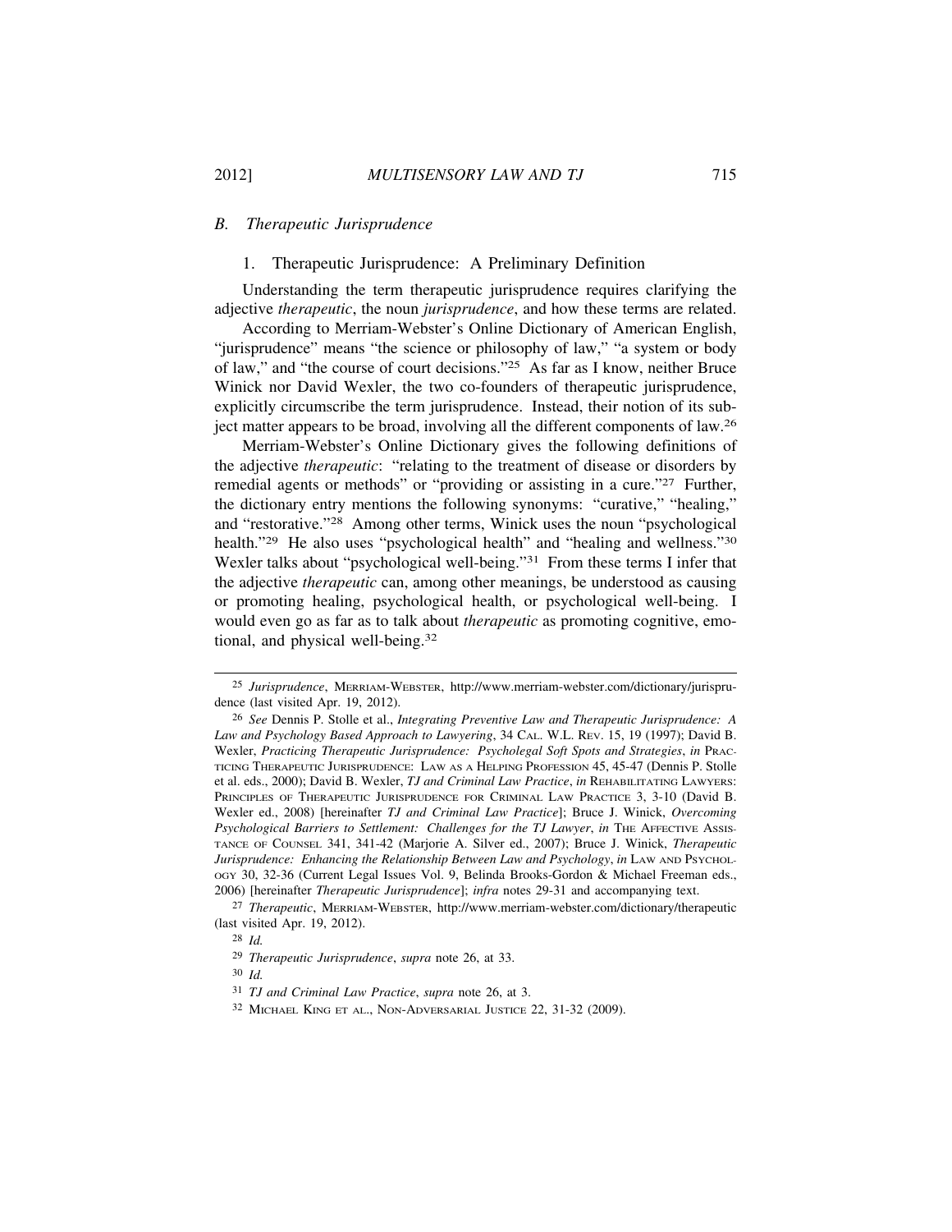### B. *Therapeutic Jurisprudence*

#### 1. Therapeutic Jurisprudence: A Preliminary Definition

Understanding the term therapeutic jurisprudence requires clarifying the adjective *therapeutic*, the noun *jurisprudence*, and how these terms are related.

According to Merriam-Webster's Online Dictionary of American English, "jurisprudence" means "the science or philosophy of law," "a system or body of law," and "the course of court decisions."[25] As far as I know, neither Bruce Winick nor David Wexler, the two co-founders of therapeutic jurisprudence, explicitly circumscribe the term jurisprudence. Instead, their notion of its subject matter appears to be broad, involving all the different components of law.[26]

Merriam-Webster's Online Dictionary gives the following definitions of the adjective *therapeutic*: "relating to the treatment of disease or disorders by remedial agents or methods" or "providing or assisting in a cure."[27] Further, the dictionary entry mentions the following synonyms: "curative," "healing," and "restorative."[28] Among other terms, Winick uses the noun "psychological health."[29] He also uses "psychological health" and "healing and wellness."[30] Wexler talks about "psychological well-being."[31] From these terms I infer that the adjective *therapeutic* can, among other meanings, be understood as causing or promoting healing, psychological health, or psychological well-being. I would even go as far as to talk about *therapeutic* as promoting cognitive, emotional, and physical well-being.[32]

---

[25] *Jurisprudence*, MERRIAM-WEBSTER, http://www.merriam-webster.com/dictionary/jurisprudence (last visited Apr. 19, 2012).

[26] *See* Dennis P. Stolle et al., *Integrating Preventive Law and Therapeutic Jurisprudence: A Law and Psychology Based Approach to Lawyering*, 34 CAL. W.L. REV. 15, 19 (1997); David B. Wexler, *Practicing Therapeutic Jurisprudence: Psycholegal Soft Spots and Strategies*, *in* PRACTICING THERAPEUTIC JURISPRUDENCE: LAW AS A HELPING PROFESSION 45, 45-47 (Dennis P. Stolle et al. eds., 2000); David B. Wexler, *TJ and Criminal Law Practice*, *in* REHABILITATING LAWYERS: PRINCIPLES OF THERAPEUTIC JURISPRUDENCE FOR CRIMINAL LAW PRACTICE 3, 3-10 (David B. Wexler ed., 2008) [hereinafter *TJ and Criminal Law Practice*]; Bruce J. Winick, *Overcoming Psychological Barriers to Settlement: Challenges for the TJ Lawyer*, *in* THE AFFECTIVE ASSISTANCE OF COUNSEL 341, 341-42 (Marjorie A. Silver ed., 2007); Bruce J. Winick, *Therapeutic Jurisprudence: Enhancing the Relationship Between Law and Psychology*, *in* LAW AND PSYCHOLOGY 30, 32-36 (Current Legal Issues Vol. 9, Belinda Brooks-Gordon & Michael Freeman eds., 2006) [hereinafter *Therapeutic Jurisprudence*]; *infra* notes 29-31 and accompanying text.

[27] *Therapeutic*, MERRIAM-WEBSTER, http://www.merriam-webster.com/dictionary/therapeutic (last visited Apr. 19, 2012).

[28] *Id.*

[29] *Therapeutic Jurisprudence*, *supra* note 26, at 33.

[30] *Id.*

[31] *TJ and Criminal Law Practice*, *supra* note 26, at 3.

[32] MICHAEL KING ET AL., NON-ADVERSARIAL JUSTICE 22, 31-32 (2009).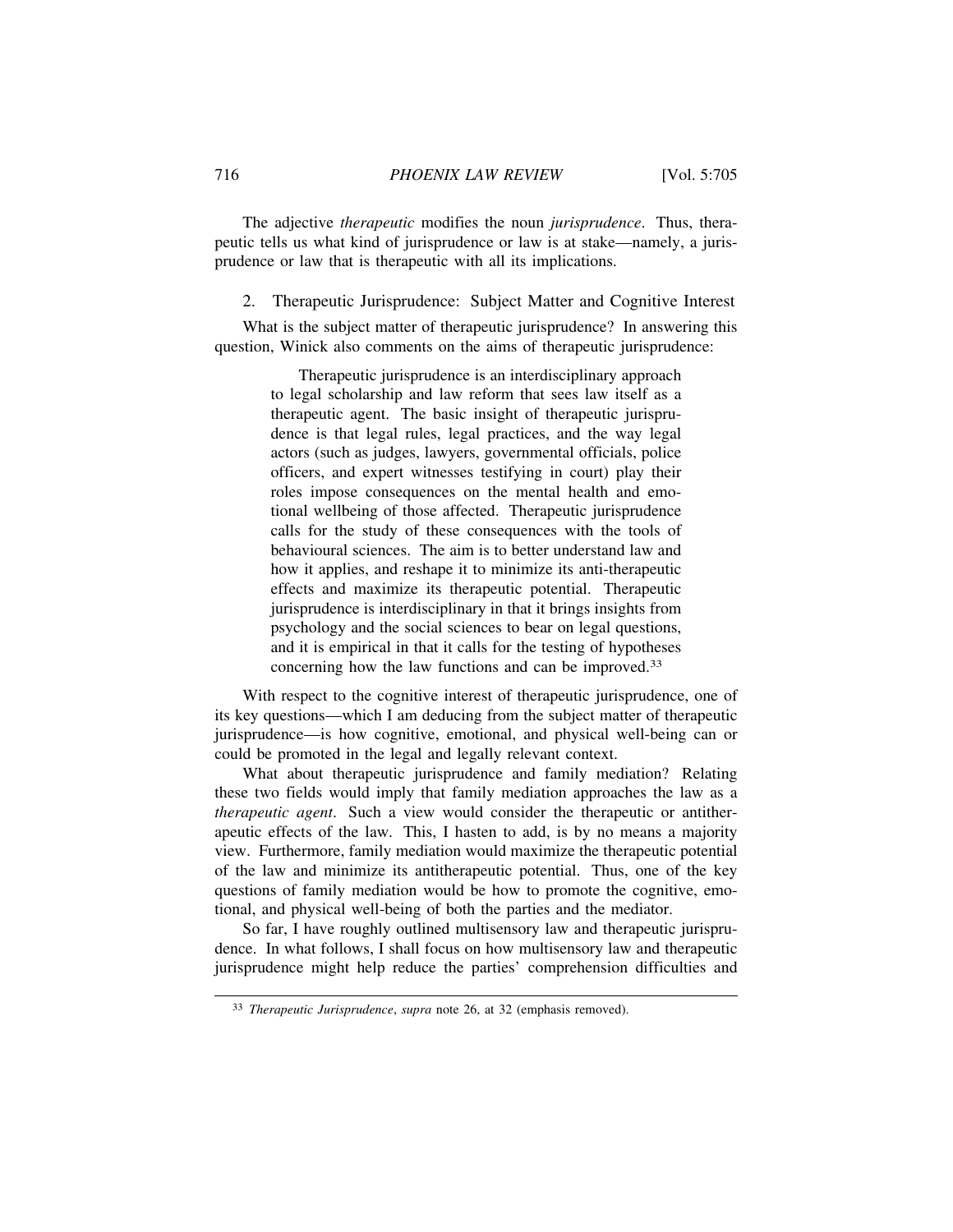The adjective *therapeutic* modifies the noun *jurisprudence*. Thus, therapeutic tells us what kind of jurisprudence or law is at stake—namely, a jurisprudence or law that is therapeutic with all its implications.

### 2. Therapeutic Jurisprudence: Subject Matter and Cognitive Interest

What is the subject matter of therapeutic jurisprudence? In answering this question, Winick also comments on the aims of therapeutic jurisprudence:

> Therapeutic jurisprudence is an interdisciplinary approach to legal scholarship and law reform that sees law itself as a therapeutic agent. The basic insight of therapeutic jurisprudence is that legal rules, legal practices, and the way legal actors (such as judges, lawyers, governmental officials, police officers, and expert witnesses testifying in court) play their roles impose consequences on the mental health and emotional wellbeing of those affected. Therapeutic jurisprudence calls for the study of these consequences with the tools of behavioural sciences. The aim is to better understand law and how it applies, and reshape it to minimize its anti-therapeutic effects and maximize its therapeutic potential. Therapeutic jurisprudence is interdisciplinary in that it brings insights from psychology and the social sciences to bear on legal questions, and it is empirical in that it calls for the testing of hypotheses concerning how the law functions and can be improved.[33]

With respect to the cognitive interest of therapeutic jurisprudence, one of its key questions—which I am deducing from the subject matter of therapeutic jurisprudence—is how cognitive, emotional, and physical well-being can or could be promoted in the legal and legally relevant context.

What about therapeutic jurisprudence and family mediation? Relating these two fields would imply that family mediation approaches the law as a *therapeutic agent*. Such a view would consider the therapeutic or antitherapeutic effects of the law. This, I hasten to add, is by no means a majority view. Furthermore, family mediation would maximize the therapeutic potential of the law and minimize its antitherapeutic potential. Thus, one of the key questions of family mediation would be how to promote the cognitive, emotional, and physical well-being of both the parties and the mediator.

So far, I have roughly outlined multisensory law and therapeutic jurisprudence. In what follows, I shall focus on how multisensory law and therapeutic jurisprudence might help reduce the parties' comprehension difficulties and

---

[33] *Therapeutic Jurisprudence*, *supra* note 26, at 32 (emphasis removed).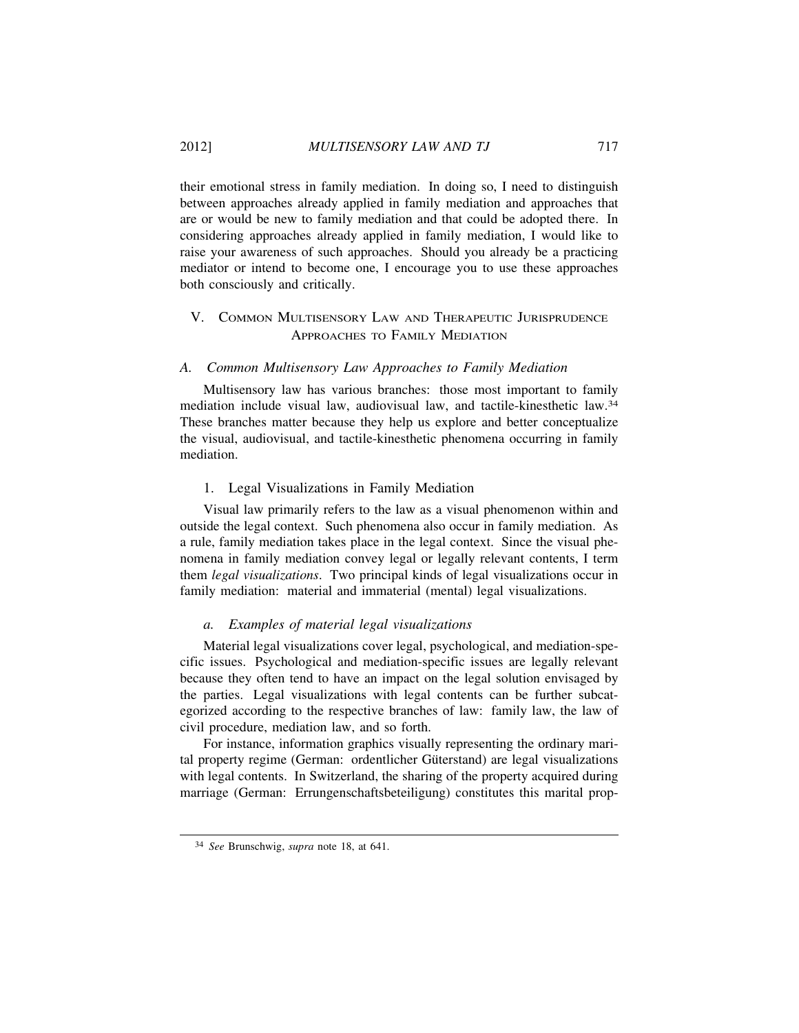their emotional stress in family mediation. In doing so, I need to distinguish between approaches already applied in family mediation and approaches that are or would be new to family mediation and that could be adopted there. In considering approaches already applied in family mediation, I would like to raise your awareness of such approaches. Should you already be a practicing mediator or intend to become one, I encourage you to use these approaches both consciously and critically.

## V. Common Multisensory Law and Therapeutic Jurisprudence Approaches to Family Mediation

### A. *Common Multisensory Law Approaches to Family Mediation*

Multisensory law has various branches: those most important to family mediation include visual law, audiovisual law, and tactile-kinesthetic law.[34] These branches matter because they help us explore and better conceptualize the visual, audiovisual, and tactile-kinesthetic phenomena occurring in family mediation.

#### 1. Legal Visualizations in Family Mediation

Visual law primarily refers to the law as a visual phenomenon within and outside the legal context. Such phenomena also occur in family mediation. As a rule, family mediation takes place in the legal context. Since the visual phenomena in family mediation convey legal or legally relevant contents, I term them *legal visualizations*. Two principal kinds of legal visualizations occur in family mediation: material and immaterial (mental) legal visualizations.

##### a. *Examples of material legal visualizations*

Material legal visualizations cover legal, psychological, and mediation-specific issues. Psychological and mediation-specific issues are legally relevant because they often tend to have an impact on the legal solution envisaged by the parties. Legal visualizations with legal contents can be further subcategorized according to the respective branches of law: family law, the law of civil procedure, mediation law, and so forth.

For instance, information graphics visually representing the ordinary marital property regime (German: ordentlicher Güterstand) are legal visualizations with legal contents. In Switzerland, the sharing of the property acquired during marriage (German: Errungenschaftsbeteiligung) constitutes this marital prop-

---

[34] *See* Brunschwig, *supra* note 18, at 641.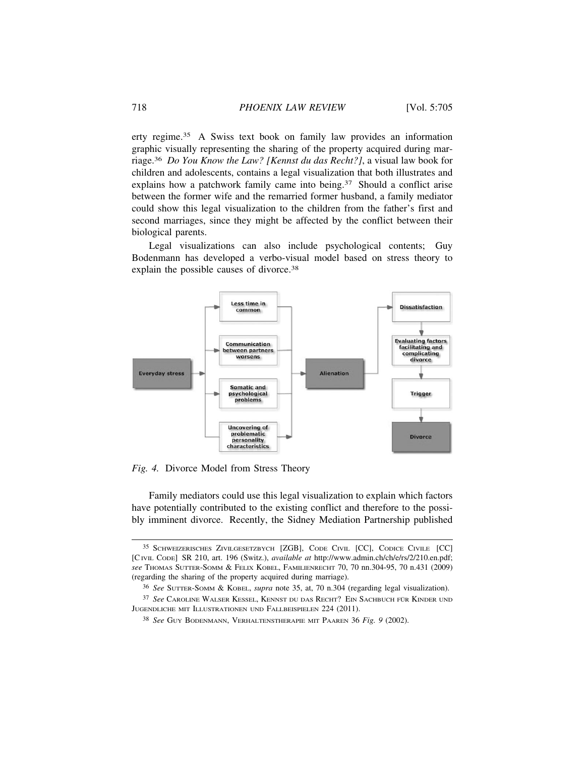erty regime.[35] A Swiss text book on family law provides an information graphic visually representing the sharing of the property acquired during marriage.[36] *Do You Know the Law? [Kennst du das Recht?]*, a visual law book for children and adolescents, contains a legal visualization that both illustrates and explains how a patchwork family came into being.[37] Should a conflict arise between the former wife and the remarried former husband, a family mediator could show this legal visualization to the children from the father's first and second marriages, since they might be affected by the conflict between their biological parents.

Legal visualizations can also include psychological contents; Guy Bodenmann has developed a verbo-visual model based on stress theory to explain the possible causes of divorce.[38]

*Fig. 4.* Divorce Model from Stress Theory

Family mediators could use this legal visualization to explain which factors have potentially contributed to the existing conflict and therefore to the possibly imminent divorce. Recently, the Sidney Mediation Partnership published

---

[35] SCHWEIZERISCHES ZIVILGESETZBYCH [ZGB], CODE CIVIL [CC], CODICE CIVILE [CC] [CIVIL CODE] SR 210, art. 196 (Switz.), *available at* http://www.admin.ch/ch/e/rs/2/210.en.pdf; *see* THOMAS SUTTER-SOMM & FELIX KOBEL, FAMILIENRECHT 70, 70 nn.304-95, 70 n.431 (2009) (regarding the sharing of the property acquired during marriage).

[36] *See* SUTTER-SOMM & KOBEL, *supra* note 35, at, 70 n.304 (regarding legal visualization).

[37] *See* CAROLINE WALSER KESSEL, KENNST DU DAS RECHT? EIN SACHBUCH FÜR KINDER UND JUGENDLICHE MIT ILLUSTRATIONEN UND FALLBEISPIELEN 224 (2011).

[38] *See* GUY BODENMANN, VERHALTENSTHERAPIE MIT PAAREN 36 *Fig. 9* (2002).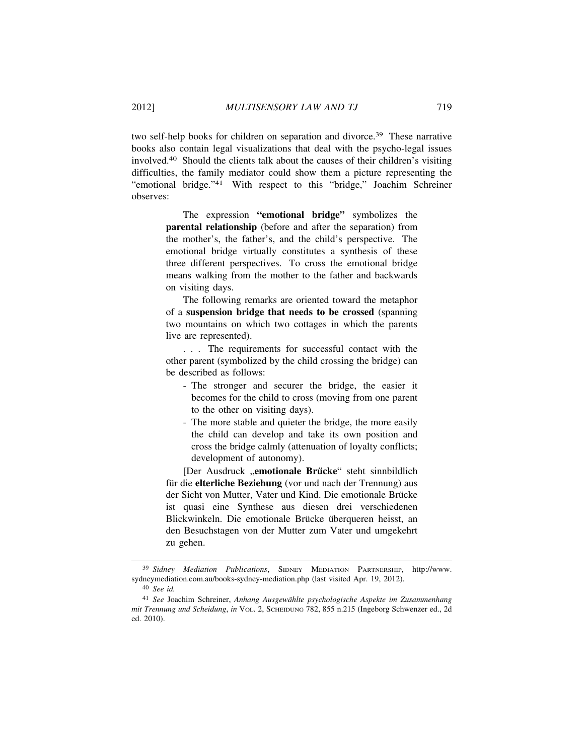two self-help books for children on separation and divorce.[39] These narrative books also contain legal visualizations that deal with the psycho-legal issues involved.[40] Should the clients talk about the causes of their children's visiting difficulties, the family mediator could show them a picture representing the "emotional bridge."[41] With respect to this "bridge," Joachim Schreiner observes:

> The expression **"emotional bridge"** symbolizes the **parental relationship** (before and after the separation) from the mother's, the father's, and the child's perspective. The emotional bridge virtually constitutes a synthesis of these three different perspectives. To cross the emotional bridge means walking from the mother to the father and backwards on visiting days.
>
> The following remarks are oriented toward the metaphor of a **suspension bridge that needs to be crossed** (spanning two mountains on which two cottages in which the parents live are represented).
>
> . . . The requirements for successful contact with the other parent (symbolized by the child crossing the bridge) can be described as follows:
>
> - The stronger and securer the bridge, the easier it becomes for the child to cross (moving from one parent to the other on visiting days).
> - The more stable and quieter the bridge, the more easily the child can develop and take its own position and cross the bridge calmly (attenuation of loyalty conflicts; development of autonomy).
>
> [Der Ausdruck „**emotionale Brücke**" steht sinnbildlich für die **elterliche Beziehung** (vor und nach der Trennung) aus der Sicht von Mutter, Vater und Kind. Die emotionale Brücke ist quasi eine Synthese aus diesen drei verschiedenen Blickwinkeln. Die emotionale Brücke überqueren heisst, an den Besuchstagen von der Mutter zum Vater und umgekehrt zu gehen.

---

[39] *Sidney Mediation Publications*, SIDNEY MEDIATION PARTNERSHIP, http://www.sydneymediation.com.au/books-sydney-mediation.php (last visited Apr. 19, 2012).

[40] *See id.*

[41] *See* Joachim Schreiner, *Anhang Ausgewählte psychologische Aspekte im Zusammenhang mit Trennung und Scheidung*, *in* VOL. 2, SCHEIDUNG 782, 855 n.215 (Ingeborg Schwenzer ed., 2d ed. 2010).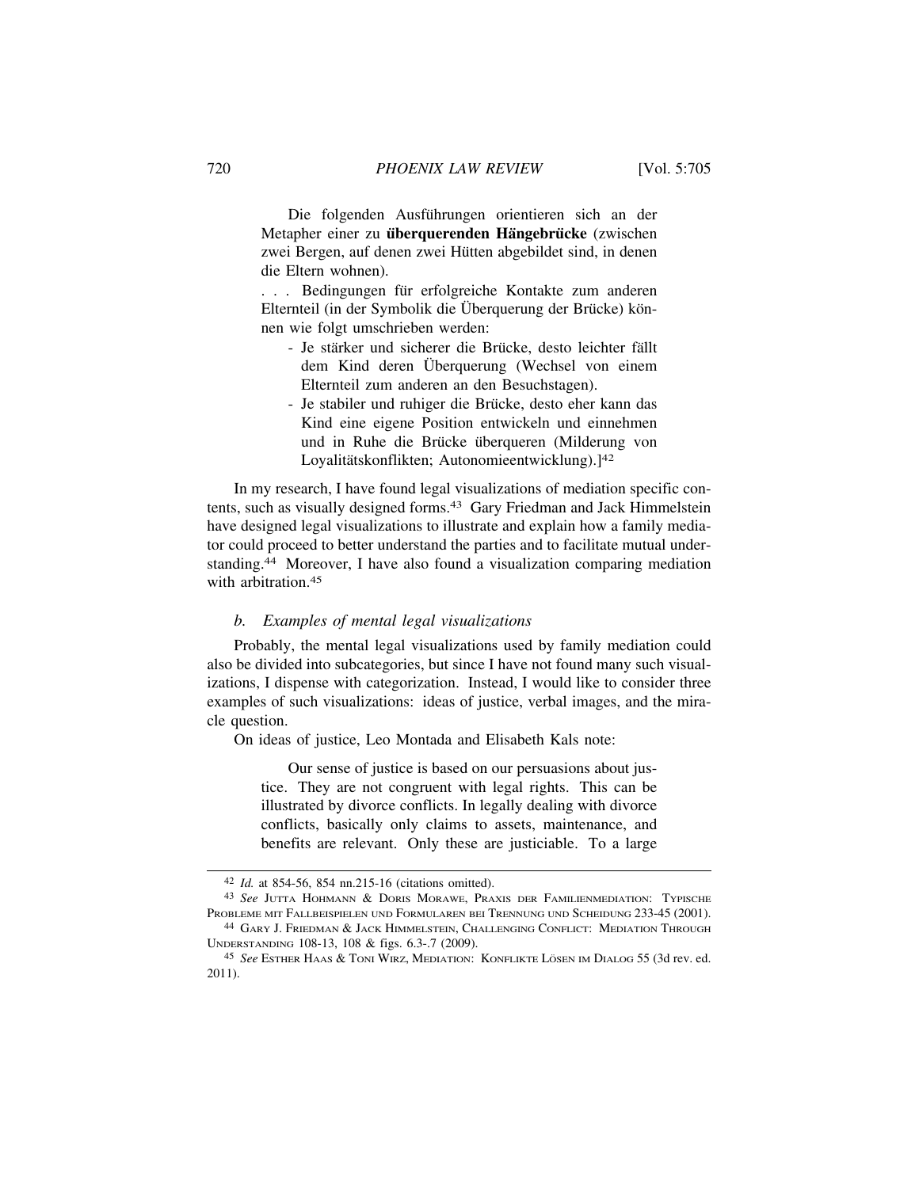> Die folgenden Ausführungen orientieren sich an der Metapher einer zu **überquerenden Hängebrücke** (zwischen zwei Bergen, auf denen zwei Hütten abgebildet sind, in denen die Eltern wohnen).
>
> . . . Bedingungen für erfolgreiche Kontakte zum anderen Elternteil (in der Symbolik die Überquerung der Brücke) können wie folgt umschrieben werden:
>
> - Je stärker und sicherer die Brücke, desto leichter fällt dem Kind deren Überquerung (Wechsel von einem Elternteil zum anderen an den Besuchstagen).
> - Je stabiler und ruhiger die Brücke, desto eher kann das Kind eine eigene Position entwickeln und einnehmen und in Ruhe die Brücke überqueren (Milderung von Loyalitätskonflikten; Autonomieentwicklung).][42]

In my research, I have found legal visualizations of mediation specific contents, such as visually designed forms.[43] Gary Friedman and Jack Himmelstein have designed legal visualizations to illustrate and explain how a family mediator could proceed to better understand the parties and to facilitate mutual understanding.[44] Moreover, I have also found a visualization comparing mediation with arbitration.[45]

### *b. Examples of mental legal visualizations*

Probably, the mental legal visualizations used by family mediation could also be divided into subcategories, but since I have not found many such visualizations, I dispense with categorization. Instead, I would like to consider three examples of such visualizations: ideas of justice, verbal images, and the miracle question.

On ideas of justice, Leo Montada and Elisabeth Kals note:

> Our sense of justice is based on our persuasions about justice. They are not congruent with legal rights. This can be illustrated by divorce conflicts. In legally dealing with divorce conflicts, basically only claims to assets, maintenance, and benefits are relevant. Only these are justiciable. To a large

---

[42] *Id.* at 854-56, 854 nn.215-16 (citations omitted).

[43] *See* Jutta Hohmann & Doris Morawe, Praxis der Familienmediation: Typische Probleme mit Fallbeispielen und Formularen bei Trennung und Scheidung 233-45 (2001).

[44] Gary J. Friedman & Jack Himmelstein, Challenging Conflict: Mediation Through Understanding 108-13, 108 & figs. 6.3-.7 (2009).

[45] *See* Esther Haas & Toni Wirz, Mediation: Konflikte Lösen im Dialog 55 (3d rev. ed. 2011).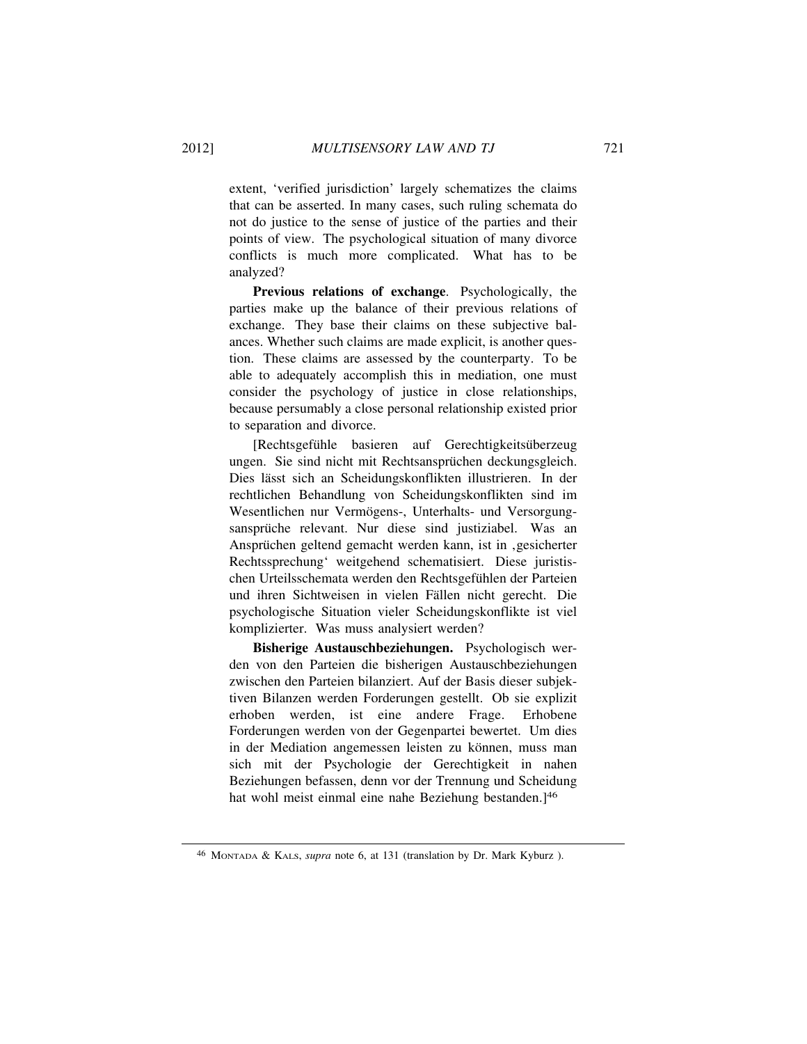extent, 'verified jurisdiction' largely schematizes the claims that can be asserted. In many cases, such ruling schemata do not do justice to the sense of justice of the parties and their points of view. The psychological situation of many divorce conflicts is much more complicated. What has to be analyzed?

**Previous relations of exchange**. Psychologically, the parties make up the balance of their previous relations of exchange. They base their claims on these subjective balances. Whether such claims are made explicit, is another question. These claims are assessed by the counterparty. To be able to adequately accomplish this in mediation, one must consider the psychology of justice in close relationships, because persumably a close personal relationship existed prior to separation and divorce.

[Rechtsgefühle basieren auf Gerechtigkeitsüberzeugungen. Sie sind nicht mit Rechtsansprüchen deckungsgleich. Dies lässt sich an Scheidungskonflikten illustrieren. In der rechtlichen Behandlung von Scheidungskonflikten sind im Wesentlichen nur Vermögens-, Unterhalts- und Versorgungsansprüche relevant. Nur diese sind justiziabel. Was an Ansprüchen geltend gemacht werden kann, ist in ‚gesicherter Rechtssprechung' weitgehend schematisiert. Diese juristischen Urteilsschemata werden den Rechtsgefühlen der Parteien und ihren Sichtweisen in vielen Fällen nicht gerecht. Die psychologische Situation vieler Scheidungskonflikte ist viel komplizierter. Was muss analysiert werden?

**Bisherige Austauschbeziehungen.** Psychologisch werden von den Parteien die bisherigen Austauschbeziehungen zwischen den Parteien bilanziert. Auf der Basis dieser subjektiven Bilanzen werden Forderungen gestellt. Ob sie explizit erhoben werden, ist eine andere Frage. Erhobene Forderungen werden von der Gegenpartei bewertet. Um dies in der Mediation angemessen leisten zu können, muss man sich mit der Psychologie der Gerechtigkeit in nahen Beziehungen befassen, denn vor der Trennung und Scheidung hat wohl meist einmal eine nahe Beziehung bestanden.][46]

---

[46] MONTADA & KALS, *supra* note 6, at 131 (translation by Dr. Mark Kyburz ).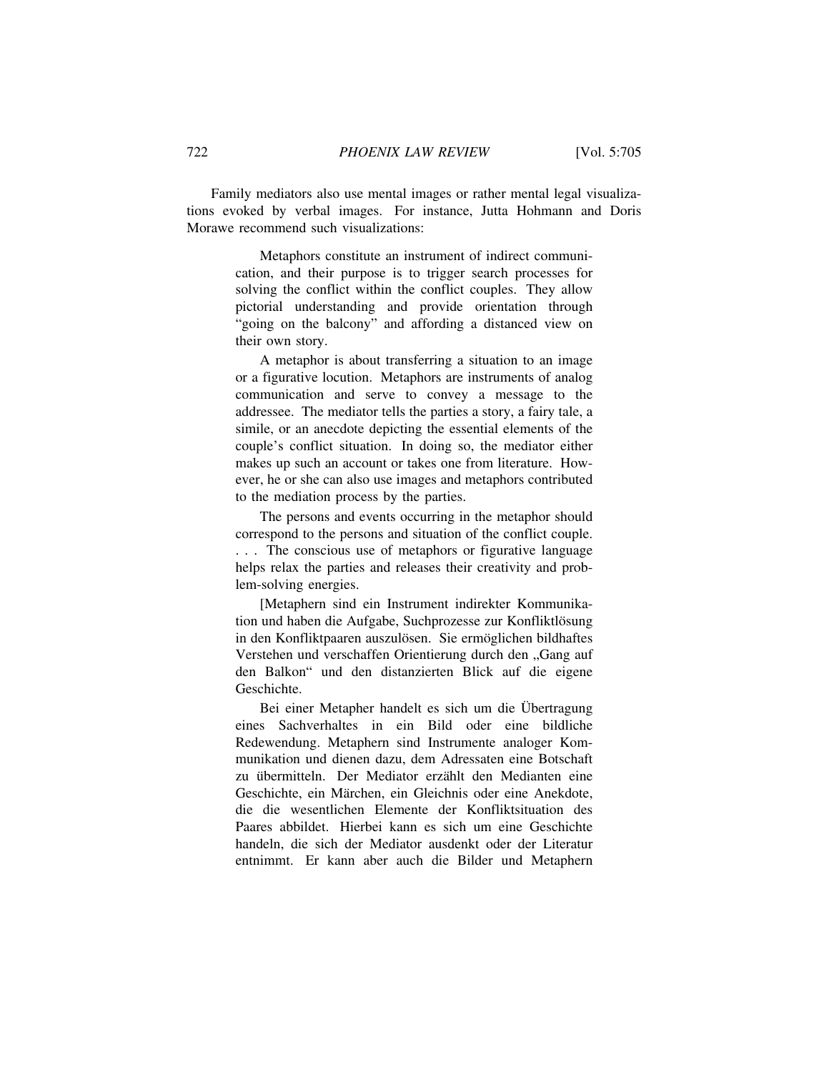Family mediators also use mental images or rather mental legal visualizations evoked by verbal images. For instance, Jutta Hohmann and Doris Morawe recommend such visualizations:

> Metaphors constitute an instrument of indirect communication, and their purpose is to trigger search processes for solving the conflict within the conflict couples. They allow pictorial understanding and provide orientation through "going on the balcony" and affording a distanced view on their own story.
>
> A metaphor is about transferring a situation to an image or a figurative locution. Metaphors are instruments of analog communication and serve to convey a message to the addressee. The mediator tells the parties a story, a fairy tale, a simile, or an anecdote depicting the essential elements of the couple's conflict situation. In doing so, the mediator either makes up such an account or takes one from literature. However, he or she can also use images and metaphors contributed to the mediation process by the parties.
>
> The persons and events occurring in the metaphor should correspond to the persons and situation of the conflict couple. . . . The conscious use of metaphors or figurative language helps relax the parties and releases their creativity and problem-solving energies.
>
> [Metaphern sind ein Instrument indirekter Kommunikation und haben die Aufgabe, Suchprozesse zur Konfliktlösung in den Konfliktpaaren auszulösen. Sie ermöglichen bildhaftes Verstehen und verschaffen Orientierung durch den „Gang auf den Balkon" und den distanzierten Blick auf die eigene Geschichte.
>
> Bei einer Metapher handelt es sich um die Übertragung eines Sachverhaltes in ein Bild oder eine bildliche Redewendung. Metaphern sind Instrumente analoger Kommunikation und dienen dazu, dem Adressaten eine Botschaft zu übermitteln. Der Mediator erzählt den Medianten eine Geschichte, ein Märchen, ein Gleichnis oder eine Anekdote, die die wesentlichen Elemente der Konfliktsituation des Paares abbildet. Hierbei kann es sich um eine Geschichte handeln, die sich der Mediator ausdenkt oder der Literatur entnimmt. Er kann aber auch die Bilder und Metaphern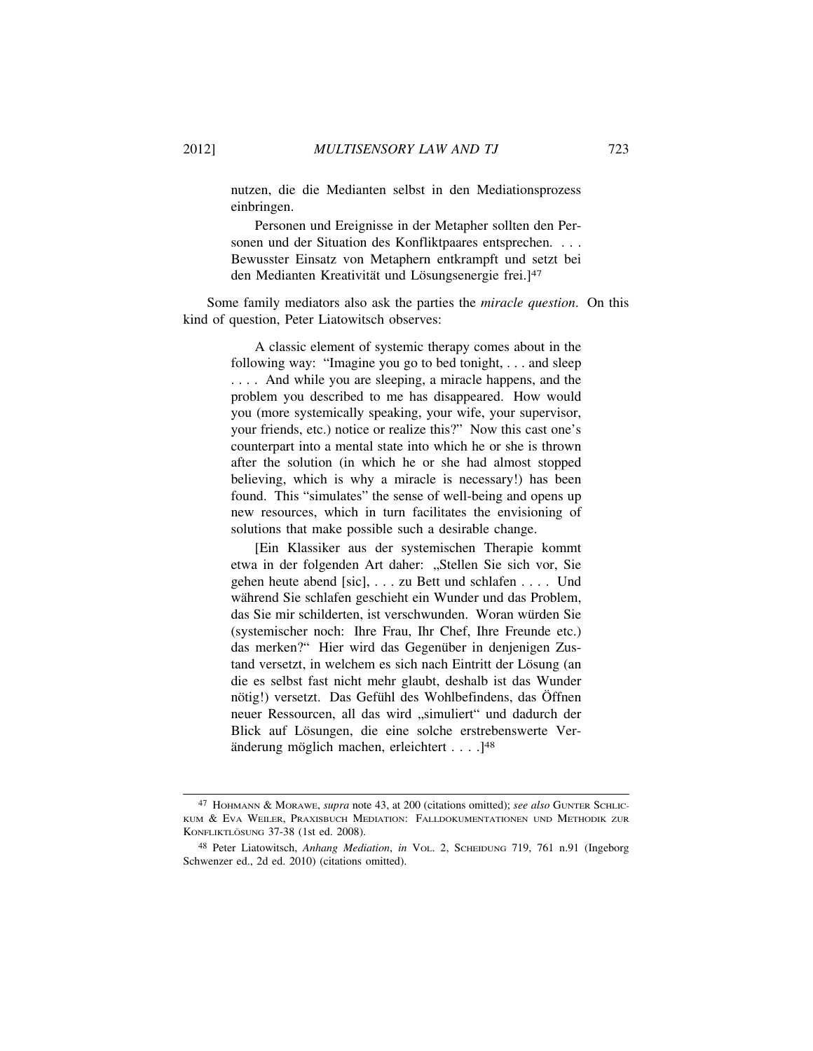> nutzen, die die Medianten selbst in den Mediationsprozess einbringen.
>
> Personen und Ereignisse in der Metapher sollten den Personen und der Situation des Konfliktpaares entsprechen. . . . Bewusster Einsatz von Metaphern entkrampft und setzt bei den Medianten Kreativität und Lösungsenergie frei.][47]

Some family mediators also ask the parties the *miracle question*. On this kind of question, Peter Liatowitsch observes:

> A classic element of systemic therapy comes about in the following way: "Imagine you go to bed tonight, . . . and sleep . . . . And while you are sleeping, a miracle happens, and the problem you described to me has disappeared. How would you (more systemically speaking, your wife, your supervisor, your friends, etc.) notice or realize this?" Now this cast one's counterpart into a mental state into which he or she is thrown after the solution (in which he or she had almost stopped believing, which is why a miracle is necessary!) has been found. This "simulates" the sense of well-being and opens up new resources, which in turn facilitates the envisioning of solutions that make possible such a desirable change.
>
> [Ein Klassiker aus der systemischen Therapie kommt etwa in der folgenden Art daher: „Stellen Sie sich vor, Sie gehen heute abend [sic], . . . zu Bett und schlafen . . . . Und während Sie schlafen geschieht ein Wunder und das Problem, das Sie mir schilderten, ist verschwunden. Woran würden Sie (systemischer noch: Ihre Frau, Ihr Chef, Ihre Freunde etc.) das merken?" Hier wird das Gegenüber in denjenigen Zustand versetzt, in welchem es sich nach Eintritt der Lösung (an die es selbst fast nicht mehr glaubt, deshalb ist das Wunder nötig!) versetzt. Das Gefühl des Wohlbefindens, das Öffnen neuer Ressourcen, all das wird „simuliert" und dadurch der Blick auf Lösungen, die eine solche erstrebenswerte Veränderung möglich machen, erleichtert . . . .][48]

---

[47] HOHMANN & MORAWE, *supra* note 43, at 200 (citations omitted); *see also* GUNTER SCHLICKUM & EVA WEILER, PRAXISBUCH MEDIATION: FALLDOKUMENTATIONEN UND METHODIK ZUR KONFLIKTLÖSUNG 37-38 (1st ed. 2008).

[48] Peter Liatowitsch, *Anhang Mediation*, *in* VOL. 2, SCHEIDUNG 719, 761 n.91 (Ingeborg Schwenzer ed., 2d ed. 2010) (citations omitted).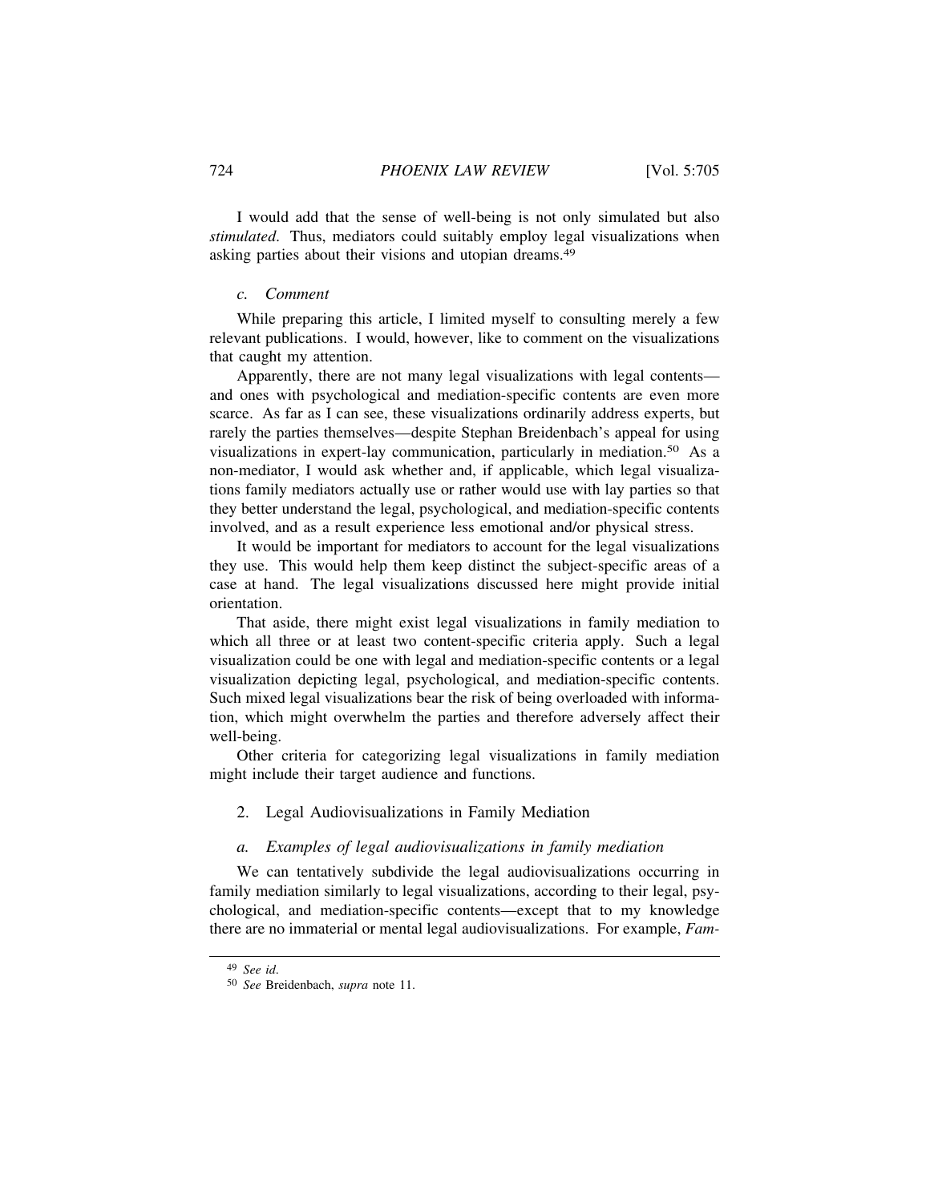I would add that the sense of well-being is not only simulated but also *stimulated*. Thus, mediators could suitably employ legal visualizations when asking parties about their visions and utopian dreams.[49]

#### *c. Comment*

While preparing this article, I limited myself to consulting merely a few relevant publications. I would, however, like to comment on the visualizations that caught my attention.

Apparently, there are not many legal visualizations with legal contents—and ones with psychological and mediation-specific contents are even more scarce. As far as I can see, these visualizations ordinarily address experts, but rarely the parties themselves—despite Stephan Breidenbach's appeal for using visualizations in expert-lay communication, particularly in mediation.[50] As a non-mediator, I would ask whether and, if applicable, which legal visualizations family mediators actually use or rather would use with lay parties so that they better understand the legal, psychological, and mediation-specific contents involved, and as a result experience less emotional and/or physical stress.

It would be important for mediators to account for the legal visualizations they use. This would help them keep distinct the subject-specific areas of a case at hand. The legal visualizations discussed here might provide initial orientation.

That aside, there might exist legal visualizations in family mediation to which all three or at least two content-specific criteria apply. Such a legal visualization could be one with legal and mediation-specific contents or a legal visualization depicting legal, psychological, and mediation-specific contents. Such mixed legal visualizations bear the risk of being overloaded with information, which might overwhelm the parties and therefore adversely affect their well-being.

Other criteria for categorizing legal visualizations in family mediation might include their target audience and functions.

### 2. Legal Audiovisualizations in Family Mediation

#### *a. Examples of legal audiovisualizations in family mediation*

We can tentatively subdivide the legal audiovisualizations occurring in family mediation similarly to legal visualizations, according to their legal, psychological, and mediation-specific contents—except that to my knowledge there are no immaterial or mental legal audiovisualizations. For example, *Fam-*

---

[49] *See id.*

[50] *See* Breidenbach, *supra* note 11.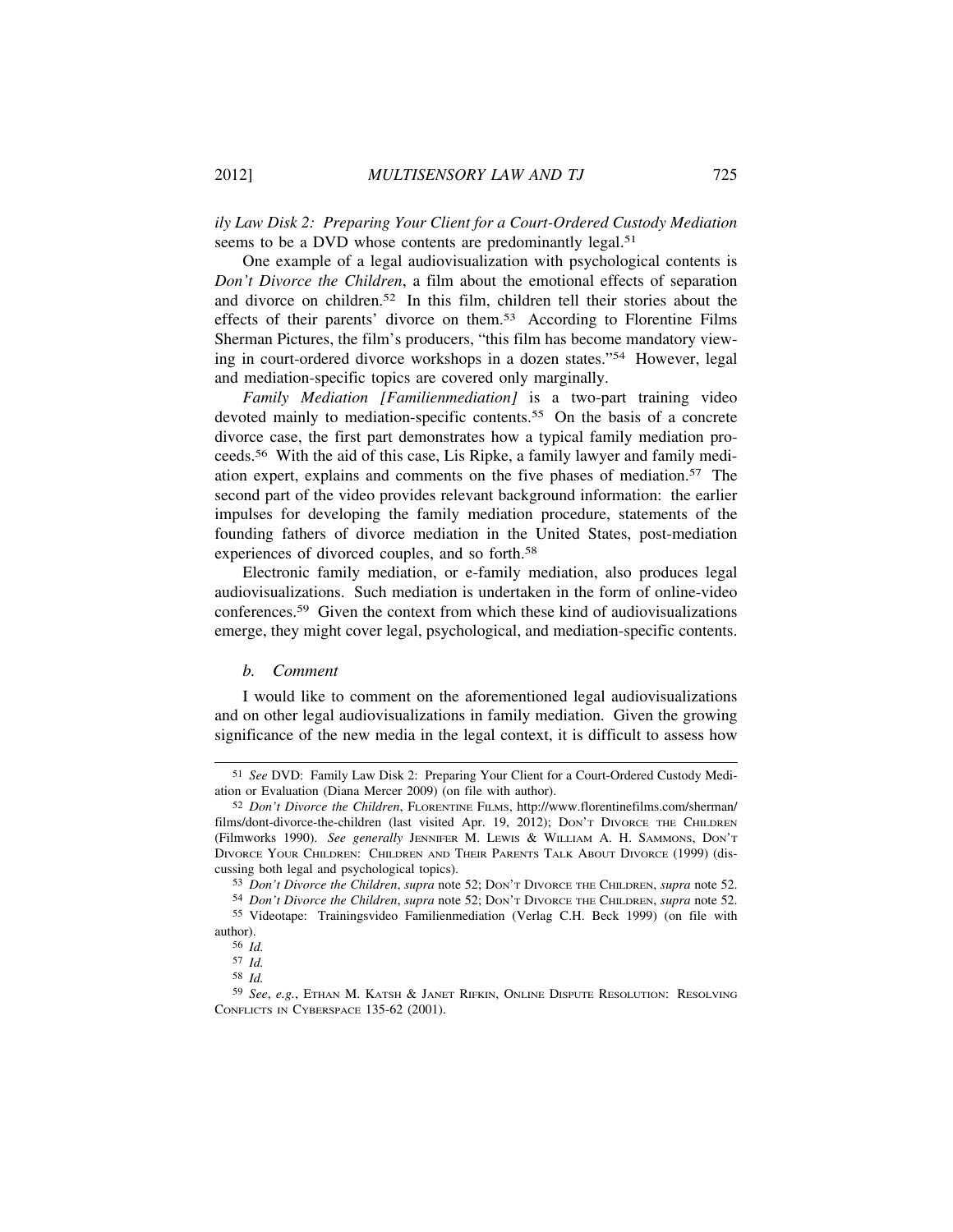*ily Law Disk 2: Preparing Your Client for a Court-Ordered Custody Mediation* seems to be a DVD whose contents are predominantly legal.[51]

One example of a legal audiovisualization with psychological contents is *Don't Divorce the Children*, a film about the emotional effects of separation and divorce on children.[52] In this film, children tell their stories about the effects of their parents' divorce on them.[53] According to Florentine Films Sherman Pictures, the film's producers, "this film has become mandatory viewing in court-ordered divorce workshops in a dozen states."[54] However, legal and mediation-specific topics are covered only marginally.

*Family Mediation [Familienmediation]* is a two-part training video devoted mainly to mediation-specific contents.[55] On the basis of a concrete divorce case, the first part demonstrates how a typical family mediation proceeds.[56] With the aid of this case, Lis Ripke, a family lawyer and family mediation expert, explains and comments on the five phases of mediation.[57] The second part of the video provides relevant background information: the earlier impulses for developing the family mediation procedure, statements of the founding fathers of divorce mediation in the United States, post-mediation experiences of divorced couples, and so forth.[58]

Electronic family mediation, or e-family mediation, also produces legal audiovisualizations. Such mediation is undertaken in the form of online-video conferences.[59] Given the context from which these kind of audiovisualizations emerge, they might cover legal, psychological, and mediation-specific contents.

*b. Comment*

I would like to comment on the aforementioned legal audiovisualizations and on other legal audiovisualizations in family mediation. Given the growing significance of the new media in the legal context, it is difficult to assess how

---

[51] *See* DVD: Family Law Disk 2: Preparing Your Client for a Court-Ordered Custody Mediation or Evaluation (Diana Mercer 2009) (on file with author).

[52] *Don't Divorce the Children*, FLORENTINE FILMS, http://www.florentinefilms.com/sherman/films/dont-divorce-the-children (last visited Apr. 19, 2012); DON'T DIVORCE THE CHILDREN (Filmworks 1990). *See generally* JENNIFER M. LEWIS & WILLIAM A. H. SAMMONS, DON'T DIVORCE YOUR CHILDREN: CHILDREN AND THEIR PARENTS TALK ABOUT DIVORCE (1999) (discussing both legal and psychological topics).

[53] *Don't Divorce the Children*, *supra* note 52; DON'T DIVORCE THE CHILDREN, *supra* note 52.

[54] *Don't Divorce the Children*, *supra* note 52; DON'T DIVORCE THE CHILDREN, *supra* note 52.

[55] Videotape: Trainingsvideo Familienmediation (Verlag C.H. Beck 1999) (on file with author).

[56] *Id.*

[57] *Id.*

[58] *Id.*

[59] *See*, *e.g.*, ETHAN M. KATSH & JANET RIFKIN, ONLINE DISPUTE RESOLUTION: RESOLVING CONFLICTS IN CYBERSPACE 135-62 (2001).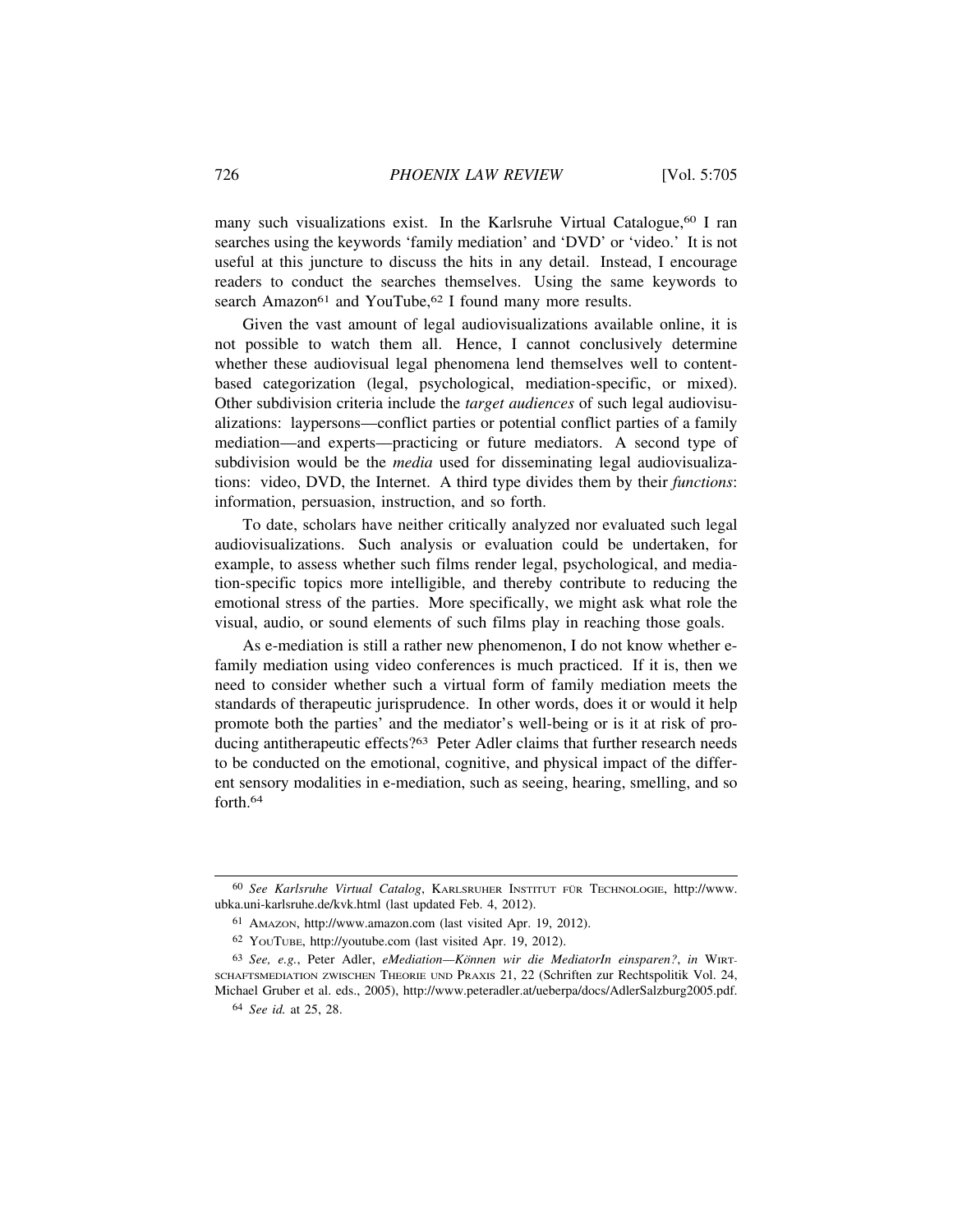many such visualizations exist. In the Karlsruhe Virtual Catalogue,[60] I ran searches using the keywords 'family mediation' and 'DVD' or 'video.' It is not useful at this juncture to discuss the hits in any detail. Instead, I encourage readers to conduct the searches themselves. Using the same keywords to search Amazon[61] and YouTube,[62] I found many more results.

Given the vast amount of legal audiovisualizations available online, it is not possible to watch them all. Hence, I cannot conclusively determine whether these audiovisual legal phenomena lend themselves well to content-based categorization (legal, psychological, mediation-specific, or mixed). Other subdivision criteria include the *target audiences* of such legal audiovisualizations: laypersons—conflict parties or potential conflict parties of a family mediation—and experts—practicing or future mediators. A second type of subdivision would be the *media* used for disseminating legal audiovisualizations: video, DVD, the Internet. A third type divides them by their *functions*: information, persuasion, instruction, and so forth.

To date, scholars have neither critically analyzed nor evaluated such legal audiovisualizations. Such analysis or evaluation could be undertaken, for example, to assess whether such films render legal, psychological, and mediation-specific topics more intelligible, and thereby contribute to reducing the emotional stress of the parties. More specifically, we might ask what role the visual, audio, or sound elements of such films play in reaching those goals.

As e-mediation is still a rather new phenomenon, I do not know whether e-family mediation using video conferences is much practiced. If it is, then we need to consider whether such a virtual form of family mediation meets the standards of therapeutic jurisprudence. In other words, does it or would it help promote both the parties' and the mediator's well-being or is it at risk of producing antitherapeutic effects?[63] Peter Adler claims that further research needs to be conducted on the emotional, cognitive, and physical impact of the different sensory modalities in e-mediation, such as seeing, hearing, smelling, and so forth.[64]

---

[60] *See Karlsruhe Virtual Catalog*, KARLSRUHER INSTITUT FÜR TECHNOLOGIE, http://www.ubka.uni-karlsruhe.de/kvk.html (last updated Feb. 4, 2012).

[61] AMAZON, http://www.amazon.com (last visited Apr. 19, 2012).

[62] YOUTUBE, http://youtube.com (last visited Apr. 19, 2012).

[63] *See, e.g.*, Peter Adler, *eMediation—Können wir die MediatorIn einsparen?*, *in* WIRTSCHAFTSMEDIATION ZWISCHEN THEORIE UND PRAXIS 21, 22 (Schriften zur Rechtspolitik Vol. 24, Michael Gruber et al. eds., 2005), http://www.peteradler.at/ueberpa/docs/AdlerSalzburg2005.pdf.

[64] *See id.* at 25, 28.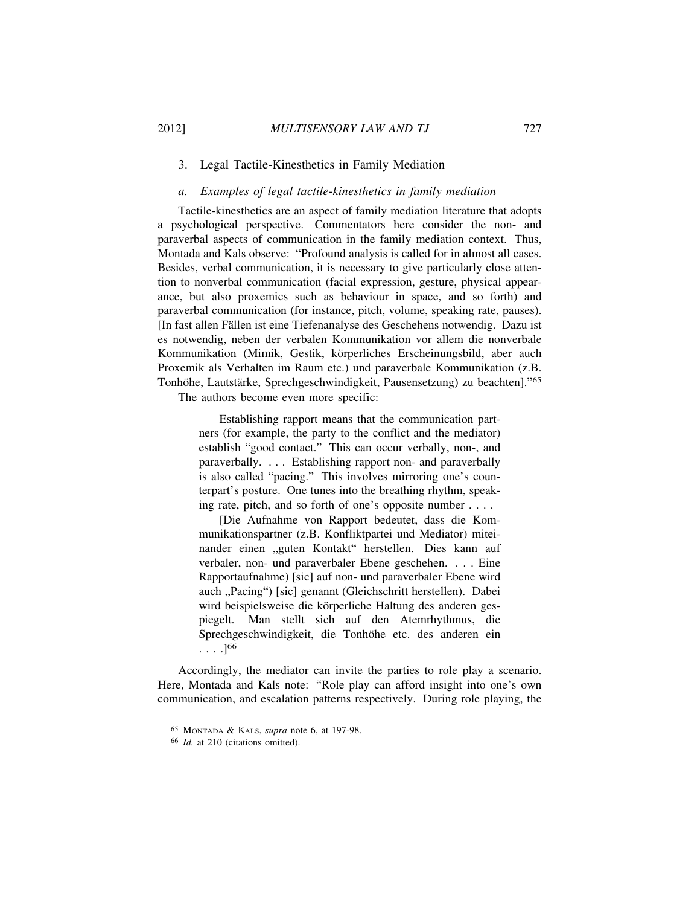### 3. Legal Tactile-Kinesthetics in Family Mediation

#### *a. Examples of legal tactile-kinesthetics in family mediation*

Tactile-kinesthetics are an aspect of family mediation literature that adopts a psychological perspective. Commentators here consider the non- and paraverbal aspects of communication in the family mediation context. Thus, Montada and Kals observe: "Profound analysis is called for in almost all cases. Besides, verbal communication, it is necessary to give particularly close attention to nonverbal communication (facial expression, gesture, physical appearance, but also proxemics such as behaviour in space, and so forth) and paraverbal communication (for instance, pitch, volume, speaking rate, pauses). [In fast allen Fällen ist eine Tiefenanalyse des Geschehens notwendig. Dazu ist es notwendig, neben der verbalen Kommunikation vor allem die nonverbale Kommunikation (Mimik, Gestik, körperliches Erscheinungsbild, aber auch Proxemik als Verhalten im Raum etc.) und paraverbale Kommunikation (z.B. Tonhöhe, Lautstärke, Sprechgeschwindigkeit, Pausensetzung) zu beachten]."[65]

The authors become even more specific:

> Establishing rapport means that the communication partners (for example, the party to the conflict and the mediator) establish "good contact." This can occur verbally, non-, and paraverbally. . . . Establishing rapport non- and paraverbally is also called "pacing." This involves mirroring one's counterpart's posture. One tunes into the breathing rhythm, speaking rate, pitch, and so forth of one's opposite number . . . .
>
> [Die Aufnahme von Rapport bedeutet, dass die Kommunikationspartner (z.B. Konfliktpartei und Mediator) miteinander einen „guten Kontakt" herstellen. Dies kann auf verbaler, non- und paraverbaler Ebene geschehen. . . . Eine Rapportaufnahme) [sic] auf non- und paraverbaler Ebene wird auch „Pacing") [sic] genannt (Gleichschritt herstellen). Dabei wird beispielsweise die körperliche Haltung des anderen gespiegelt. Man stellt sich auf den Atemrhythmus, die Sprechgeschwindigkeit, die Tonhöhe etc. des anderen ein . . . .][66]

Accordingly, the mediator can invite the parties to role play a scenario. Here, Montada and Kals note: "Role play can afford insight into one's own communication, and escalation patterns respectively. During role playing, the

---

[65] MONTADA & KALS, *supra* note 6, at 197-98.

[66] *Id.* at 210 (citations omitted).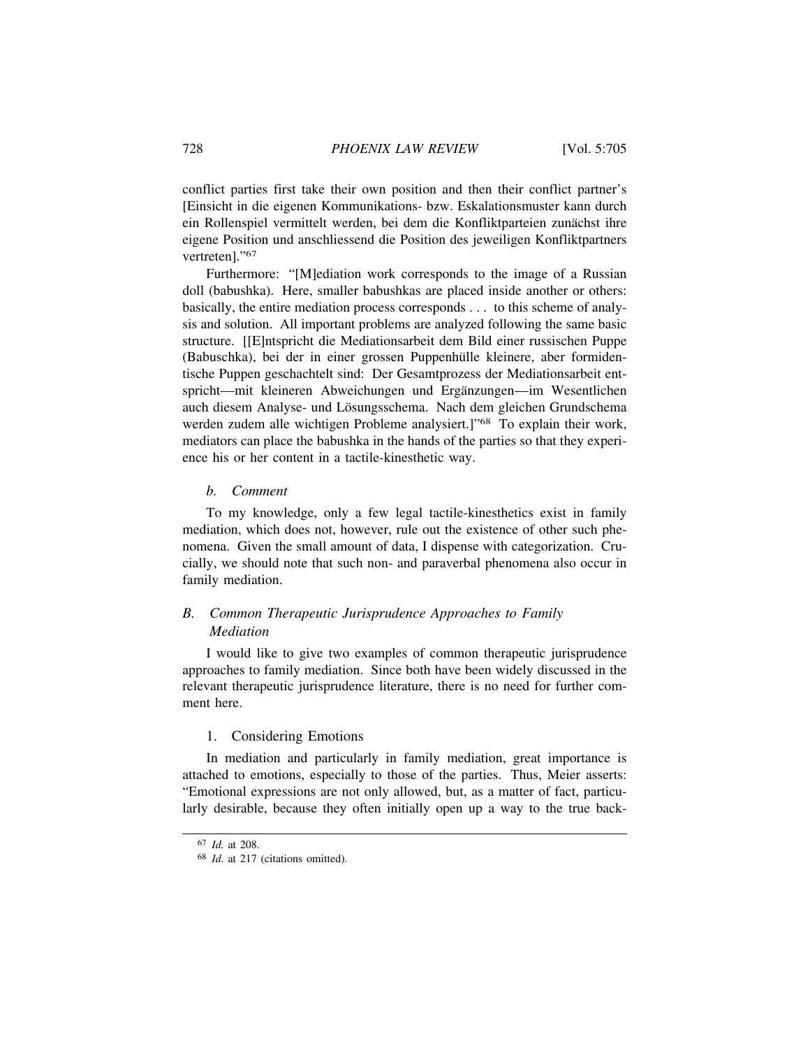conflict parties first take their own position and then their conflict partner's [Einsicht in die eigenen Kommunikations- bzw. Eskalationsmuster kann durch ein Rollenspiel vermittelt werden, bei dem die Konfliktparteien zunächst ihre eigene Position und anschliessend die Position des jeweiligen Konfliktpartners vertreten]."[67]

Furthermore: "[M]ediation work corresponds to the image of a Russian doll (babushka). Here, smaller babushkas are placed inside another or others: basically, the entire mediation process corresponds . . . to this scheme of analysis and solution. All important problems are analyzed following the same basic structure. [[E]ntspricht die Mediationsarbeit dem Bild einer russischen Puppe (Babuschka), bei der in einer grossen Puppenhülle kleinere, aber formidentische Puppen geschachtelt sind: Der Gesamtprozess der Mediationsarbeit entspricht—mit kleineren Abweichungen und Ergänzungen—im Wesentlichen auch diesem Analyse- und Lösungsschema. Nach dem gleichen Grundschema werden zudem alle wichtigen Probleme analysiert.]"[68] To explain their work, mediators can place the babushka in the hands of the parties so that they experience his or her content in a tactile-kinesthetic way.

#### *b. Comment*

To my knowledge, only a few legal tactile-kinesthetics exist in family mediation, which does not, however, rule out the existence of other such phenomena. Given the small amount of data, I dispense with categorization. Crucially, we should note that such non- and paraverbal phenomena also occur in family mediation.

## *B. Common Therapeutic Jurisprudence Approaches to Family Mediation*

I would like to give two examples of common therapeutic jurisprudence approaches to family mediation. Since both have been widely discussed in the relevant therapeutic jurisprudence literature, there is no need for further comment here.

### 1. Considering Emotions

In mediation and particularly in family mediation, great importance is attached to emotions, especially to those of the parties. Thus, Meier asserts: "Emotional expressions are not only allowed, but, as a matter of fact, particularly desirable, because they often initially open up a way to the true back-

---

[67] *Id.* at 208.

[68] *Id.* at 217 (citations omitted).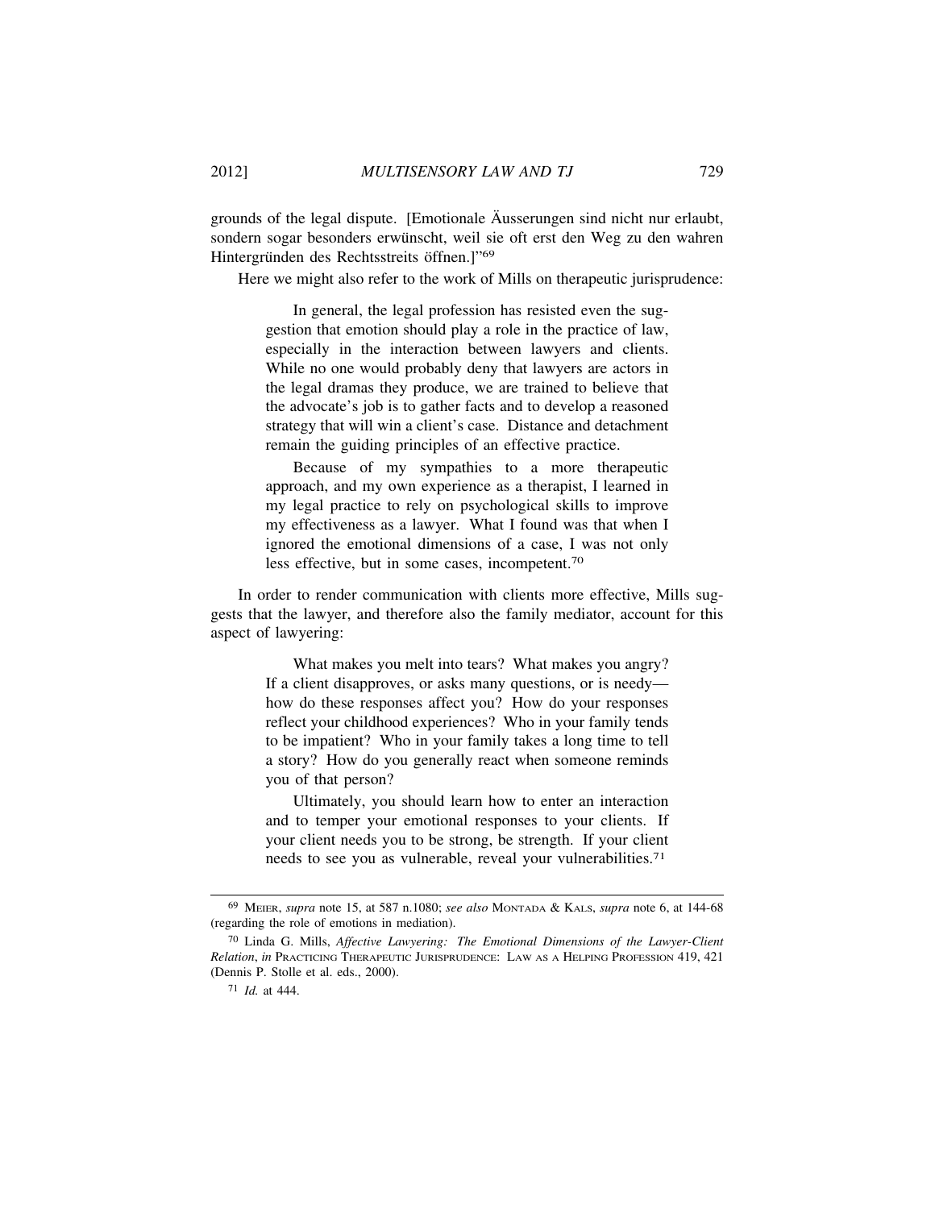grounds of the legal dispute. [Emotionale Äusserungen sind nicht nur erlaubt, sondern sogar besonders erwünscht, weil sie oft erst den Weg zu den wahren Hintergründen des Rechtsstreits öffnen.]"[69]

Here we might also refer to the work of Mills on therapeutic jurisprudence:

> In general, the legal profession has resisted even the suggestion that emotion should play a role in the practice of law, especially in the interaction between lawyers and clients. While no one would probably deny that lawyers are actors in the legal dramas they produce, we are trained to believe that the advocate's job is to gather facts and to develop a reasoned strategy that will win a client's case. Distance and detachment remain the guiding principles of an effective practice.
>
> Because of my sympathies to a more therapeutic approach, and my own experience as a therapist, I learned in my legal practice to rely on psychological skills to improve my effectiveness as a lawyer. What I found was that when I ignored the emotional dimensions of a case, I was not only less effective, but in some cases, incompetent.[70]

In order to render communication with clients more effective, Mills suggests that the lawyer, and therefore also the family mediator, account for this aspect of lawyering:

> What makes you melt into tears? What makes you angry? If a client disapproves, or asks many questions, or is needy—how do these responses affect you? How do your responses reflect your childhood experiences? Who in your family tends to be impatient? Who in your family takes a long time to tell a story? How do you generally react when someone reminds you of that person?
>
> Ultimately, you should learn how to enter an interaction and to temper your emotional responses to your clients. If your client needs you to be strong, be strength. If your client needs to see you as vulnerable, reveal your vulnerabilities.[71]

---

[69] MEIER, *supra* note 15, at 587 n.1080; *see also* MONTADA & KALS, *supra* note 6, at 144-68 (regarding the role of emotions in mediation).

[70] Linda G. Mills, *Affective Lawyering: The Emotional Dimensions of the Lawyer-Client Relation*, *in* PRACTICING THERAPEUTIC JURISPRUDENCE: LAW AS A HELPING PROFESSION 419, 421 (Dennis P. Stolle et al. eds., 2000).

[71] *Id.* at 444.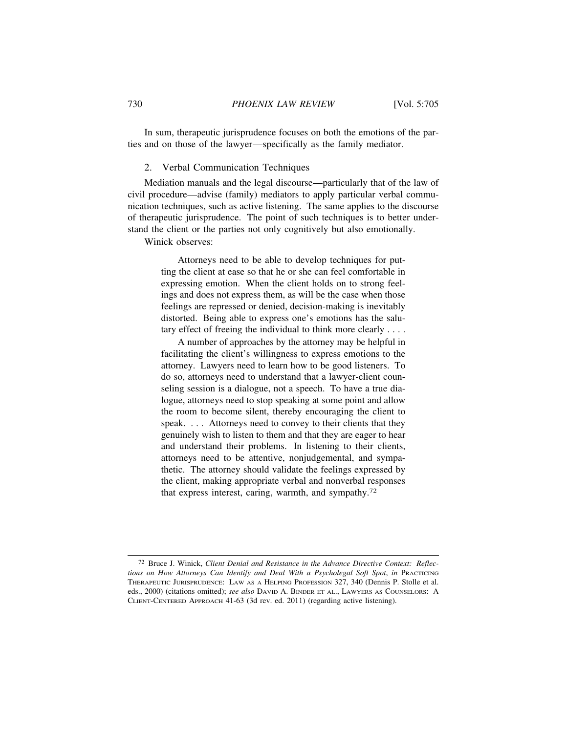In sum, therapeutic jurisprudence focuses on both the emotions of the parties and on those of the lawyer—specifically as the family mediator.

### 2. Verbal Communication Techniques

Mediation manuals and the legal discourse—particularly that of the law of civil procedure—advise (family) mediators to apply particular verbal communication techniques, such as active listening. The same applies to the discourse of therapeutic jurisprudence. The point of such techniques is to better understand the client or the parties not only cognitively but also emotionally.

Winick observes:

> Attorneys need to be able to develop techniques for putting the client at ease so that he or she can feel comfortable in expressing emotion. When the client holds on to strong feelings and does not express them, as will be the case when those feelings are repressed or denied, decision-making is inevitably distorted. Being able to express one's emotions has the salutary effect of freeing the individual to think more clearly . . . .
>
> A number of approaches by the attorney may be helpful in facilitating the client's willingness to express emotions to the attorney. Lawyers need to learn how to be good listeners. To do so, attorneys need to understand that a lawyer-client counseling session is a dialogue, not a speech. To have a true dialogue, attorneys need to stop speaking at some point and allow the room to become silent, thereby encouraging the client to speak. . . . Attorneys need to convey to their clients that they genuinely wish to listen to them and that they are eager to hear and understand their problems. In listening to their clients, attorneys need to be attentive, nonjudgemental, and sympathetic. The attorney should validate the feelings expressed by the client, making appropriate verbal and nonverbal responses that express interest, caring, warmth, and sympathy.[72]

---

[72] Bruce J. Winick, *Client Denial and Resistance in the Advance Directive Context: Reflections on How Attorneys Can Identify and Deal With a Psycholegal Soft Spot*, *in* PRACTICING THERAPEUTIC JURISPRUDENCE: LAW AS A HELPING PROFESSION 327, 340 (Dennis P. Stolle et al. eds., 2000) (citations omitted); *see also* DAVID A. BINDER ET AL., LAWYERS AS COUNSELORS: A CLIENT-CENTERED APPROACH 41-63 (3d rev. ed. 2011) (regarding active listening).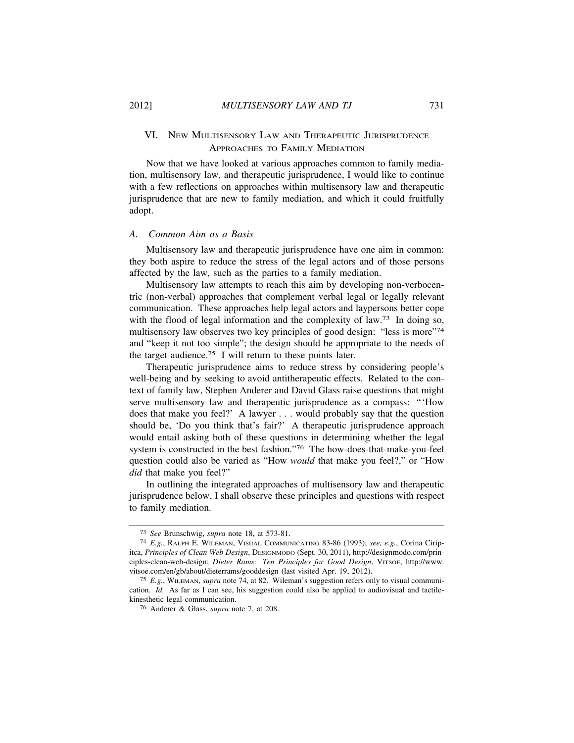## VI. New Multisensory Law and Therapeutic Jurisprudence Approaches to Family Mediation

Now that we have looked at various approaches common to family mediation, multisensory law, and therapeutic jurisprudence, I would like to continue with a few reflections on approaches within multisensory law and therapeutic jurisprudence that are new to family mediation, and which it could fruitfully adopt.

### A. *Common Aim as a Basis*

Multisensory law and therapeutic jurisprudence have one aim in common: they both aspire to reduce the stress of the legal actors and of those persons affected by the law, such as the parties to a family mediation.

Multisensory law attempts to reach this aim by developing non-verbocentric (non-verbal) approaches that complement verbal legal or legally relevant communication. These approaches help legal actors and laypersons better cope with the flood of legal information and the complexity of law.[73] In doing so, multisensory law observes two key principles of good design: "less is more"[74] and "keep it not too simple"; the design should be appropriate to the needs of the target audience.[75] I will return to these points later.

Therapeutic jurisprudence aims to reduce stress by considering people's well-being and by seeking to avoid antitherapeutic effects. Related to the context of family law, Stephen Anderer and David Glass raise questions that might serve multisensory law and therapeutic jurisprudence as a compass: "'How does that make you feel?' A lawyer . . . would probably say that the question should be, 'Do you think that's fair?' A therapeutic jurisprudence approach would entail asking both of these questions in determining whether the legal system is constructed in the best fashion."[76] The how-does-that-make-you-feel question could also be varied as "How *would* that make you feel?," or "How *did* that make you feel?"

In outlining the integrated approaches of multisensory law and therapeutic jurisprudence below, I shall observe these principles and questions with respect to family mediation.

---

[73] *See* Brunschwig, *supra* note 18, at 573-81.

[74] *E.g.*, Ralph E. Wileman, Visual Communicating 83-86 (1993); *see, e.g.*, Corina Ciripitca, *Principles of Clean Web Design*, Designmodo (Sept. 30, 2011), http://designmodo.com/principles-clean-web-design; *Dieter Rams: Ten Principles for Good Design*, Vitsoe, http://www.vitsoe.com/en/gb/about/dieterrams/gooddesign (last visited Apr. 19, 2012).

[75] *E.g.*, Wileman, *supra* note 74, at 82. Wileman's suggestion refers only to visual communication. *Id.* As far as I can see, his suggestion could also be applied to audiovisual and tactile-kinesthetic legal communication.

[76] Anderer & Glass, *supra* note 7, at 208.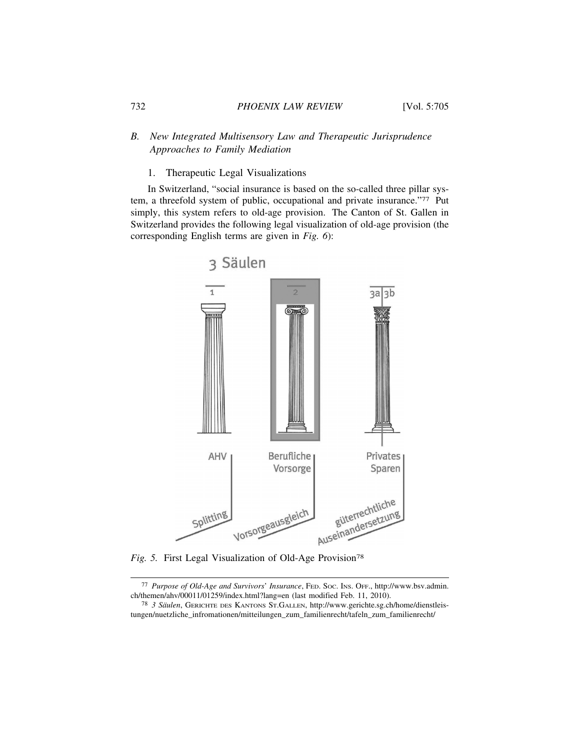### B. New Integrated Multisensory Law and Therapeutic Jurisprudence Approaches to Family Mediation

#### 1. Therapeutic Legal Visualizations

In Switzerland, "social insurance is based on the so-called three pillar system, a threefold system of public, occupational and private insurance."[77] Put simply, this system refers to old-age provision. The Canton of St. Gallen in Switzerland provides the following legal visualization of old-age provision (the corresponding English terms are given in *Fig. 6*):

3 Säulen

1 — AHV — Splitting

2 — Berufliche Vorsorge — Vorsorgeausgleich

3a | 3b — Privates Sparen — güterrechtliche Auseinandersetzung

*Fig. 5.* First Legal Visualization of Old-Age Provision[78]

---

[77] *Purpose of Old-Age and Survivors' Insurance*, FED. SOC. INS. OFF., http://www.bsv.admin.ch/themen/ahv/00011/01259/index.html?lang=en (last modified Feb. 11, 2010).

[78] *3 Säulen*, GERICHTE DES KANTONS ST.GALLEN, http://www.gerichte.sg.ch/home/dienstleistungen/nuetzliche_infromationen/mitteilungen_zum_familienrecht/tafeln_zum_familienrecht/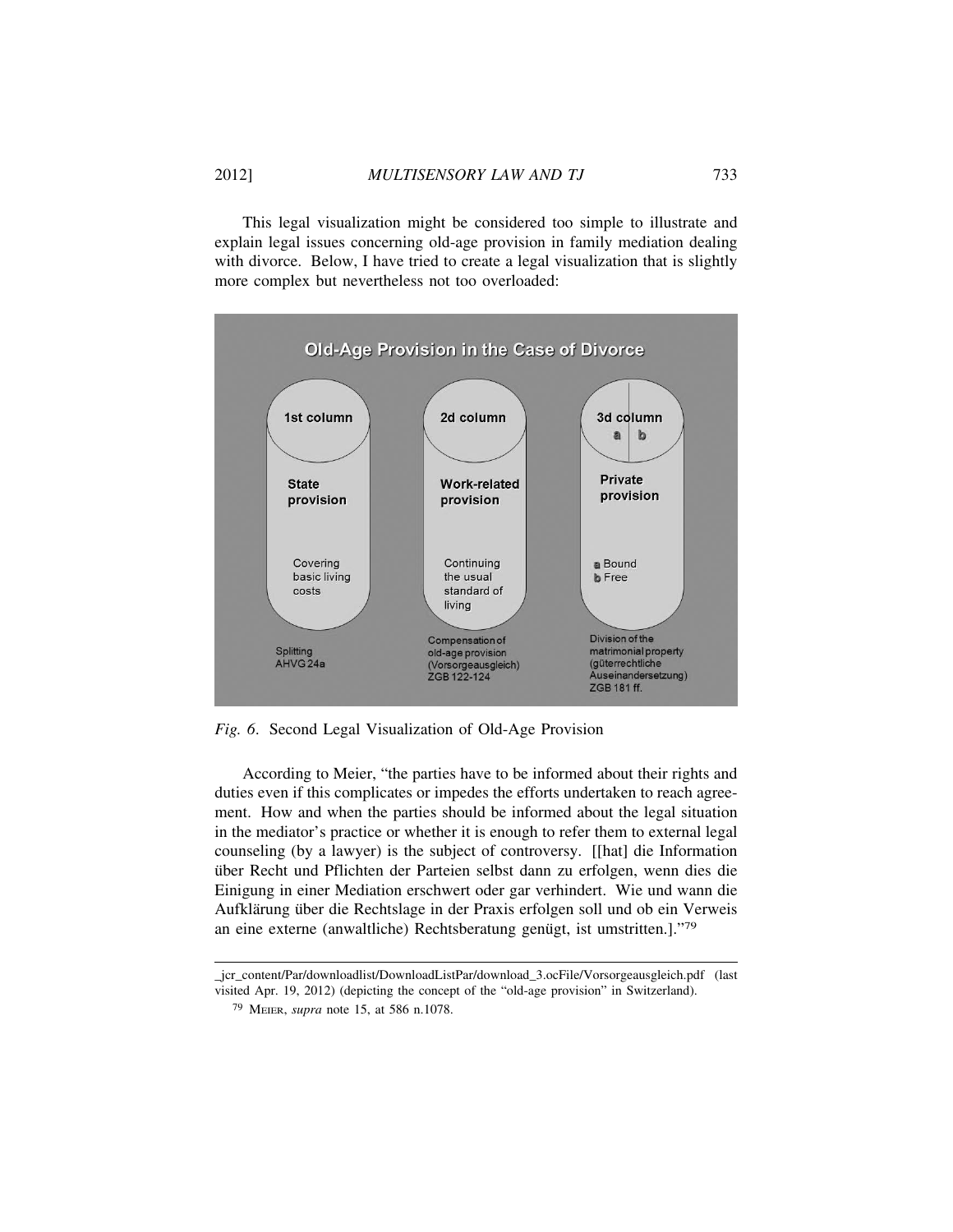This legal visualization might be considered too simple to illustrate and explain legal issues concerning old-age provision in family mediation dealing with divorce. Below, I have tried to create a legal visualization that is slightly more complex but nevertheless not too overloaded:

**Old-Age Provision in the Case of Divorce**

| 1st column | 2d column | 3d column (a \| b) |
| --- | --- | --- |
| **State provision** | **Work-related provision** | **Private provision** |
| Covering basic living costs | Continuing the usual standard of living | a Bound<br>b Free |
| Splitting AHVG 24a | Compensation of old-age provision (Vorsorgeausgleich) ZGB 122-124 | Division of the matrimonial property (güterrechtliche Auseinandersetzung) ZGB 181 ff. |

*Fig. 6.* Second Legal Visualization of Old-Age Provision

According to Meier, "the parties have to be informed about their rights and duties even if this complicates or impedes the efforts undertaken to reach agreement. How and when the parties should be informed about the legal situation in the mediator's practice or whether it is enough to refer them to external legal counseling (by a lawyer) is the subject of controversy. [[hat] die Information über Recht und Pflichten der Parteien selbst dann zu erfolgen, wenn dies die Einigung in einer Mediation erschwert oder gar verhindert. Wie und wann die Aufklärung über die Rechtslage in der Praxis erfolgen soll und ob ein Verweis an eine externe (anwaltliche) Rechtsberatung genügt, ist umstritten.]."[79]

---

_jcr_content/Par/downloadlist/DownloadListPar/download_3.ocFile/Vorsorgeausgleich.pdf (last visited Apr. 19, 2012) (depicting the concept of the "old-age provision" in Switzerland).

[79] MEIER, *supra* note 15, at 586 n.1078.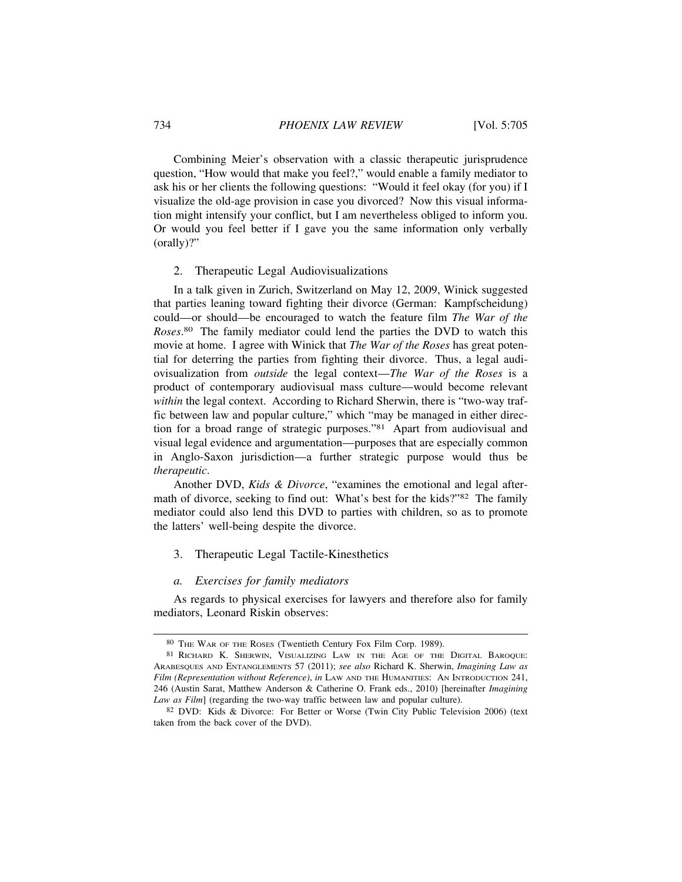Combining Meier's observation with a classic therapeutic jurisprudence question, "How would that make you feel?," would enable a family mediator to ask his or her clients the following questions: "Would it feel okay (for you) if I visualize the old-age provision in case you divorced? Now this visual information might intensify your conflict, but I am nevertheless obliged to inform you. Or would you feel better if I gave you the same information only verbally (orally)?"

### 2. Therapeutic Legal Audiovisualizations

In a talk given in Zurich, Switzerland on May 12, 2009, Winick suggested that parties leaning toward fighting their divorce (German: Kampfscheidung) could—or should—be encouraged to watch the feature film *The War of the Roses*.[80] The family mediator could lend the parties the DVD to watch this movie at home. I agree with Winick that *The War of the Roses* has great potential for deterring the parties from fighting their divorce. Thus, a legal audiovisualization from *outside* the legal context—*The War of the Roses* is a product of contemporary audiovisual mass culture—would become relevant *within* the legal context. According to Richard Sherwin, there is "two-way traffic between law and popular culture," which "may be managed in either direction for a broad range of strategic purposes."[81] Apart from audiovisual and visual legal evidence and argumentation—purposes that are especially common in Anglo-Saxon jurisdiction—a further strategic purpose would thus be *therapeutic*.

Another DVD, *Kids & Divorce*, "examines the emotional and legal aftermath of divorce, seeking to find out: What's best for the kids?"[82] The family mediator could also lend this DVD to parties with children, so as to promote the latters' well-being despite the divorce.

### 3. Therapeutic Legal Tactile-Kinesthetics

#### *a. Exercises for family mediators*

As regards to physical exercises for lawyers and therefore also for family mediators, Leonard Riskin observes:

---

[80] THE WAR OF THE ROSES (Twentieth Century Fox Film Corp. 1989).

[81] RICHARD K. SHERWIN, VISUALIZING LAW IN THE AGE OF THE DIGITAL BAROQUE: ARABESQUES AND ENTANGLEMENTS 57 (2011); *see also* Richard K. Sherwin, *Imagining Law as Film (Representation without Reference)*, *in* LAW AND THE HUMANITIES: AN INTRODUCTION 241, 246 (Austin Sarat, Matthew Anderson & Catherine O. Frank eds., 2010) [hereinafter *Imagining Law as Film*] (regarding the two-way traffic between law and popular culture).

[82] DVD: Kids & Divorce: For Better or Worse (Twin City Public Television 2006) (text taken from the back cover of the DVD).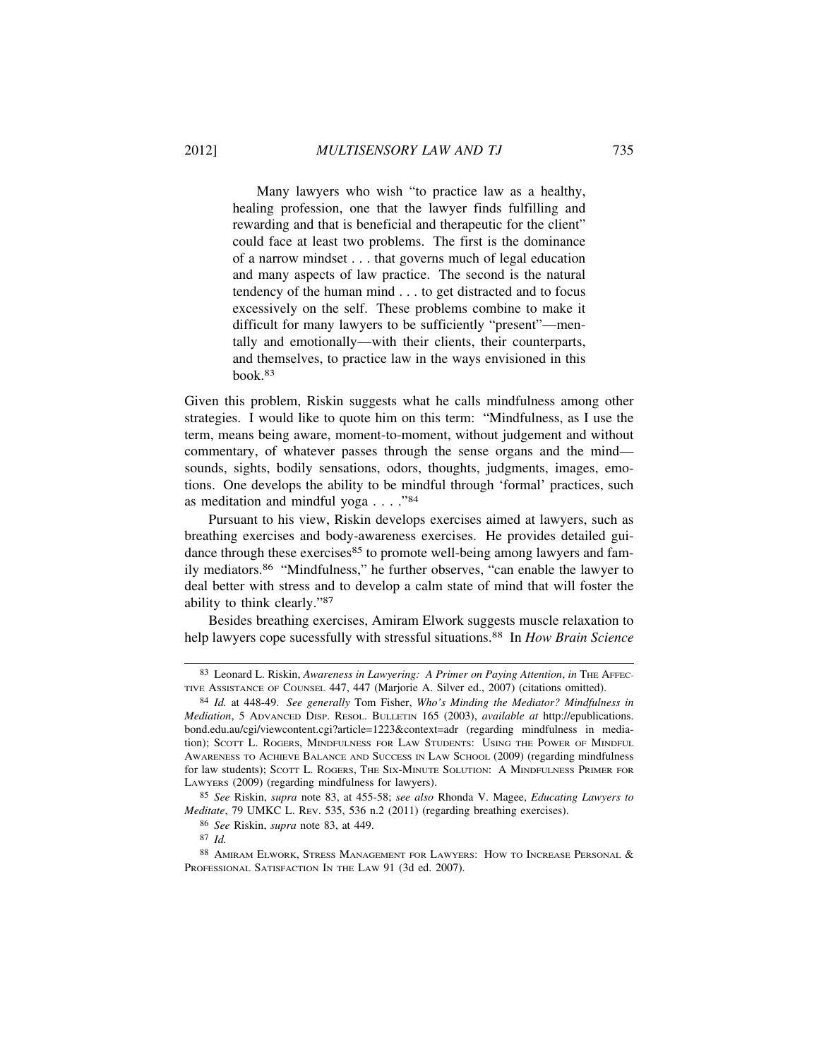> Many lawyers who wish "to practice law as a healthy, healing profession, one that the lawyer finds fulfilling and rewarding and that is beneficial and therapeutic for the client" could face at least two problems. The first is the dominance of a narrow mindset . . . that governs much of legal education and many aspects of law practice. The second is the natural tendency of the human mind . . . to get distracted and to focus excessively on the self. These problems combine to make it difficult for many lawyers to be sufficiently "present"—mentally and emotionally—with their clients, their counterparts, and themselves, to practice law in the ways envisioned in this book.[83]

Given this problem, Riskin suggests what he calls mindfulness among other strategies. I would like to quote him on this term: "Mindfulness, as I use the term, means being aware, moment-to-moment, without judgement and without commentary, of whatever passes through the sense organs and the mind—sounds, sights, bodily sensations, odors, thoughts, judgments, images, emotions. One develops the ability to be mindful through 'formal' practices, such as meditation and mindful yoga . . . ."[84]

Pursuant to his view, Riskin develops exercises aimed at lawyers, such as breathing exercises and body-awareness exercises. He provides detailed guidance through these exercises[85] to promote well-being among lawyers and family mediators.[86] "Mindfulness," he further observes, "can enable the lawyer to deal better with stress and to develop a calm state of mind that will foster the ability to think clearly."[87]

Besides breathing exercises, Amiram Elwork suggests muscle relaxation to help lawyers cope sucessfully with stressful situations.[88] In *How Brain Science*

---

[83] Leonard L. Riskin, *Awareness in Lawyering: A Primer on Paying Attention*, *in* THE AFFECTIVE ASSISTANCE OF COUNSEL 447, 447 (Marjorie A. Silver ed., 2007) (citations omitted).

[84] *Id.* at 448-49. *See generally* Tom Fisher, *Who's Minding the Mediator? Mindfulness in Mediation*, 5 ADVANCED DISP. RESOL. BULLETIN 165 (2003), *available at* http://epublications.bond.edu.au/cgi/viewcontent.cgi?article=1223&context=adr (regarding mindfulness in mediation); SCOTT L. ROGERS, MINDFULNESS FOR LAW STUDENTS: USING THE POWER OF MINDFUL AWARENESS TO ACHIEVE BALANCE AND SUCCESS IN LAW SCHOOL (2009) (regarding mindfulness for law students); SCOTT L. ROGERS, THE SIX-MINUTE SOLUTION: A MINDFULNESS PRIMER FOR LAWYERS (2009) (regarding mindfulness for lawyers).

[85] *See* Riskin, *supra* note 83, at 455-58; *see also* Rhonda V. Magee, *Educating Lawyers to Meditate*, 79 UMKC L. REV. 535, 536 n.2 (2011) (regarding breathing exercises).

[86] *See* Riskin, *supra* note 83, at 449.

[87] *Id.*

[88] AMIRAM ELWORK, STRESS MANAGEMENT FOR LAWYERS: HOW TO INCREASE PERSONAL & PROFESSIONAL SATISFACTION IN THE LAW 91 (3d ed. 2007).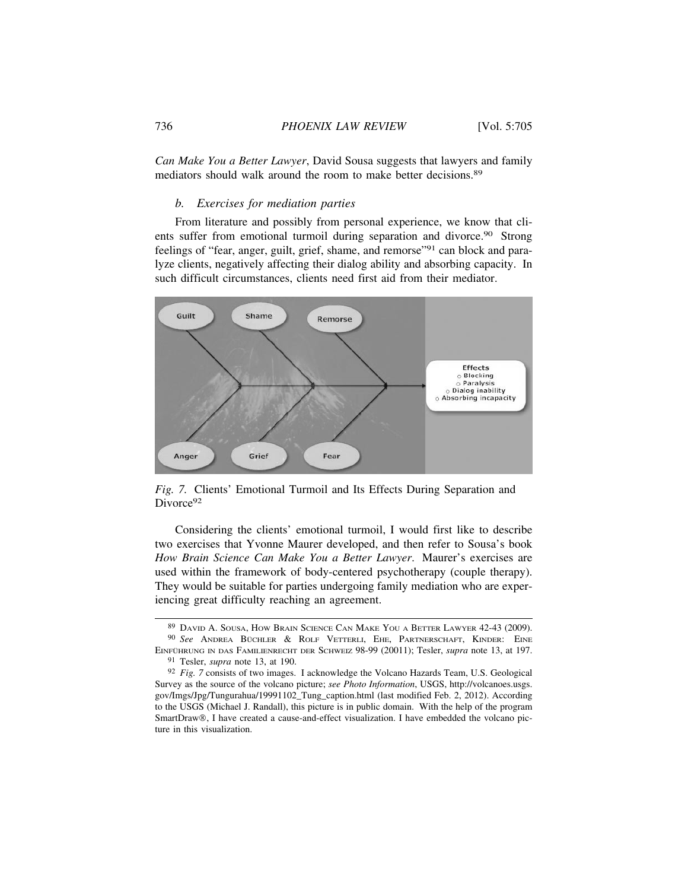*Can Make You a Better Lawyer*, David Sousa suggests that lawyers and family mediators should walk around the room to make better decisions.[89]

### *b. Exercises for mediation parties*

From literature and possibly from personal experience, we know that clients suffer from emotional turmoil during separation and divorce.[90] Strong feelings of "fear, anger, guilt, grief, shame, and remorse"[91] can block and paralyze clients, negatively affecting their dialog ability and absorbing capacity. In such difficult circumstances, clients need first aid from their mediator.

*Fig. 7.* Clients' Emotional Turmoil and Its Effects During Separation and Divorce[92]

Considering the clients' emotional turmoil, I would first like to describe two exercises that Yvonne Maurer developed, and then refer to Sousa's book *How Brain Science Can Make You a Better Lawyer*. Maurer's exercises are used within the framework of body-centered psychotherapy (couple therapy). They would be suitable for parties undergoing family mediation who are experiencing great difficulty reaching an agreement.

---

[89] David A. Sousa, How Brain Science Can Make You a Better Lawyer 42-43 (2009).

[90] *See* Andrea Büchler & Rolf Vetterli, Ehe, Partnerschaft, Kinder: Eine Einführung in das Familienrecht der Schweiz 98-99 (20011); Tesler, *supra* note 13, at 197.

[91] Tesler, *supra* note 13, at 190.

[92] *Fig. 7* consists of two images. I acknowledge the Volcano Hazards Team, U.S. Geological Survey as the source of the volcano picture; *see Photo Information*, USGS, http://volcanoes.usgs.gov/Imgs/Jpg/Tungurahua/19991102_Tung_caption.html (last modified Feb. 2, 2012). According to the USGS (Michael J. Randall), this picture is in public domain. With the help of the program SmartDraw®, I have created a cause-and-effect visualization. I have embedded the volcano picture in this visualization.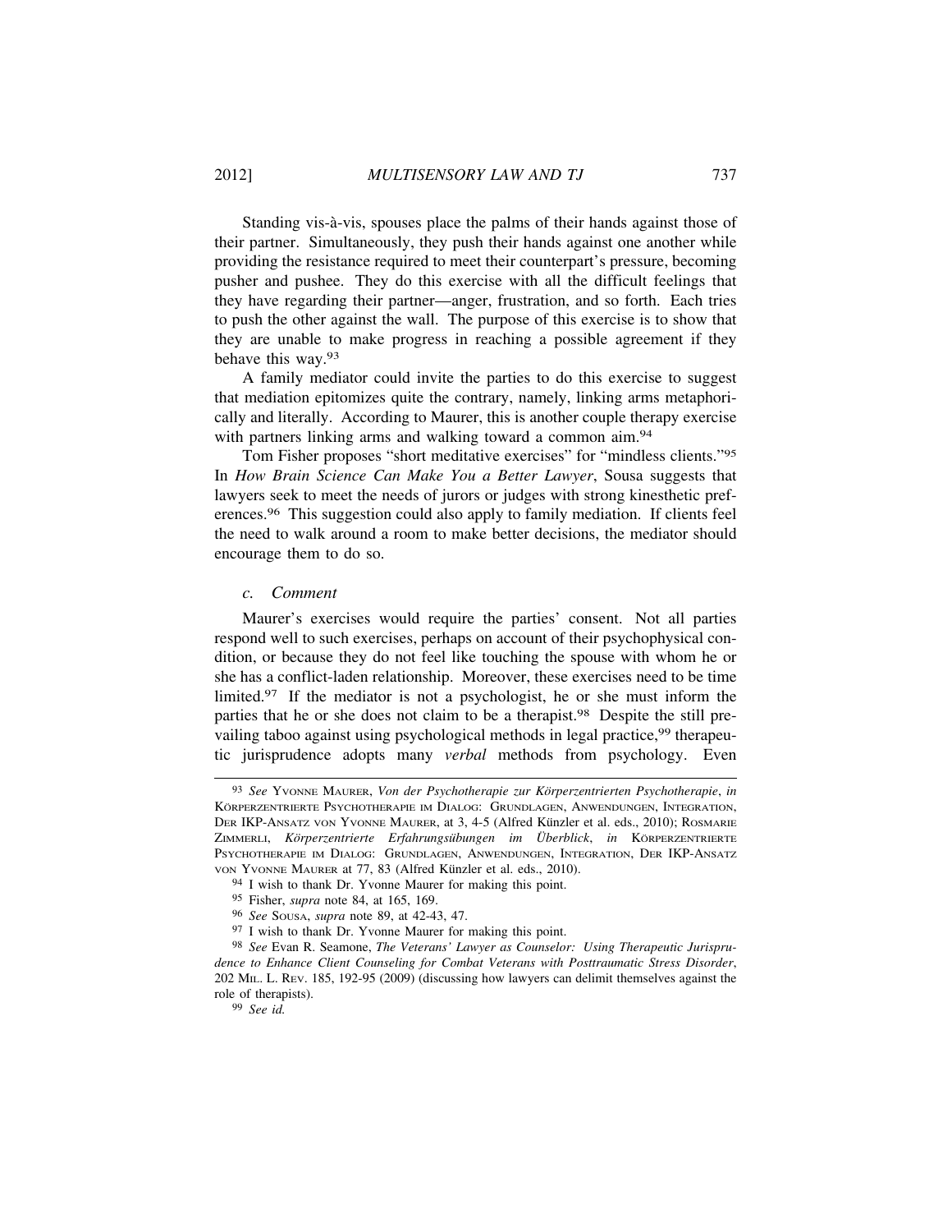Standing vis-à-vis, spouses place the palms of their hands against those of their partner. Simultaneously, they push their hands against one another while providing the resistance required to meet their counterpart's pressure, becoming pusher and pushee. They do this exercise with all the difficult feelings that they have regarding their partner—anger, frustration, and so forth. Each tries to push the other against the wall. The purpose of this exercise is to show that they are unable to make progress in reaching a possible agreement if they behave this way.[93]

A family mediator could invite the parties to do this exercise to suggest that mediation epitomizes quite the contrary, namely, linking arms metaphorically and literally. According to Maurer, this is another couple therapy exercise with partners linking arms and walking toward a common aim.[94]

Tom Fisher proposes "short meditative exercises" for "mindless clients."[95] In *How Brain Science Can Make You a Better Lawyer*, Sousa suggests that lawyers seek to meet the needs of jurors or judges with strong kinesthetic preferences.[96] This suggestion could also apply to family mediation. If clients feel the need to walk around a room to make better decisions, the mediator should encourage them to do so.

### *c. Comment*

Maurer's exercises would require the parties' consent. Not all parties respond well to such exercises, perhaps on account of their psychophysical condition, or because they do not feel like touching the spouse with whom he or she has a conflict-laden relationship. Moreover, these exercises need to be time limited.[97] If the mediator is not a psychologist, he or she must inform the parties that he or she does not claim to be a therapist.[98] Despite the still prevailing taboo against using psychological methods in legal practice,[99] therapeutic jurisprudence adopts many *verbal* methods from psychology. Even

---

[93] *See* YVONNE MAURER, *Von der Psychotherapie zur Körperzentrierten Psychotherapie*, *in* KÖRPERZENTRIERTE PSYCHOTHERAPIE IM DIALOG: GRUNDLAGEN, ANWENDUNGEN, INTEGRATION, DER IKP-ANSATZ VON YVONNE MAURER, at 3, 4-5 (Alfred Künzler et al. eds., 2010); ROSMARIE ZIMMERLI, *Körperzentrierte Erfahrungsübungen im Überblick*, *in* KÖRPERZENTRIERTE PSYCHOTHERAPIE IM DIALOG: GRUNDLAGEN, ANWENDUNGEN, INTEGRATION, DER IKP-ANSATZ VON YVONNE MAURER at 77, 83 (Alfred Künzler et al. eds., 2010).

[94] I wish to thank Dr. Yvonne Maurer for making this point.

[95] Fisher, *supra* note 84, at 165, 169.

[96] *See* SOUSA, *supra* note 89, at 42-43, 47.

[97] I wish to thank Dr. Yvonne Maurer for making this point.

[98] *See* Evan R. Seamone, *The Veterans' Lawyer as Counselor: Using Therapeutic Jurisprudence to Enhance Client Counseling for Combat Veterans with Posttraumatic Stress Disorder*, 202 MIL. L. REV. 185, 192-95 (2009) (discussing how lawyers can delimit themselves against the role of therapists).

[99] *See id.*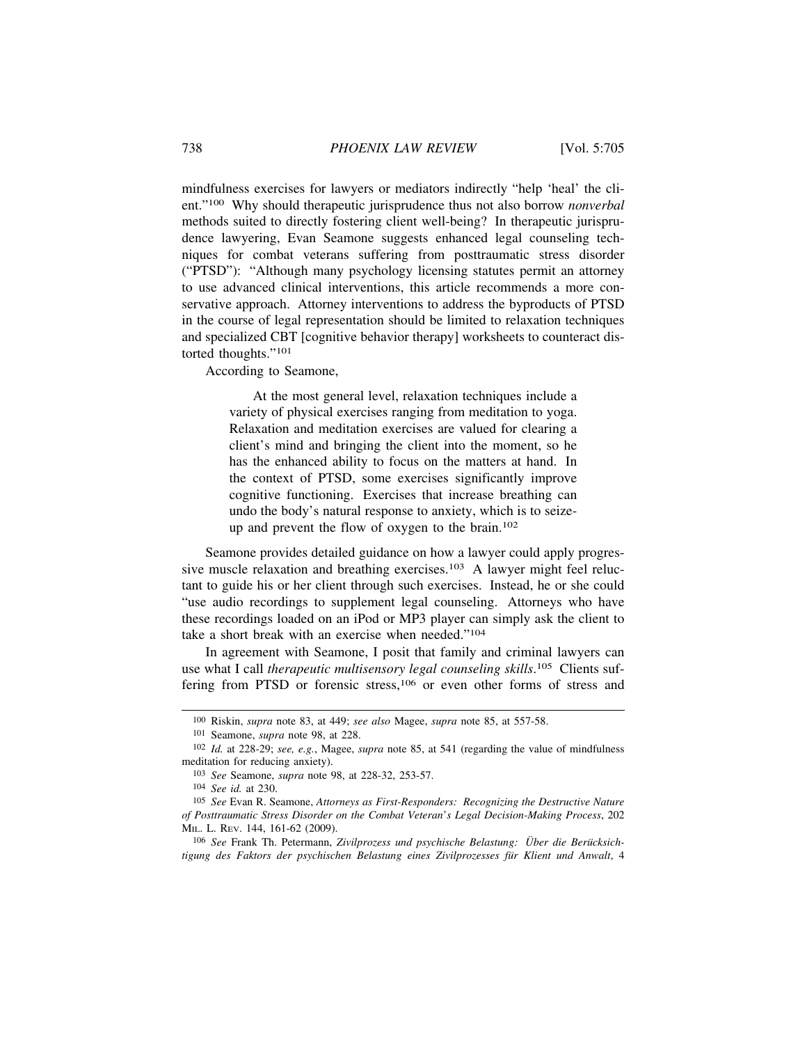mindfulness exercises for lawyers or mediators indirectly "help 'heal' the client."[100] Why should therapeutic jurisprudence thus not also borrow *nonverbal* methods suited to directly fostering client well-being? In therapeutic jurisprudence lawyering, Evan Seamone suggests enhanced legal counseling techniques for combat veterans suffering from posttraumatic stress disorder ("PTSD"): "Although many psychology licensing statutes permit an attorney to use advanced clinical interventions, this article recommends a more conservative approach. Attorney interventions to address the byproducts of PTSD in the course of legal representation should be limited to relaxation techniques and specialized CBT [cognitive behavior therapy] worksheets to counteract distorted thoughts."[101]

According to Seamone,

> At the most general level, relaxation techniques include a variety of physical exercises ranging from meditation to yoga. Relaxation and meditation exercises are valued for clearing a client's mind and bringing the client into the moment, so he has the enhanced ability to focus on the matters at hand. In the context of PTSD, some exercises significantly improve cognitive functioning. Exercises that increase breathing can undo the body's natural response to anxiety, which is to seize-up and prevent the flow of oxygen to the brain.[102]

Seamone provides detailed guidance on how a lawyer could apply progressive muscle relaxation and breathing exercises.[103] A lawyer might feel reluctant to guide his or her client through such exercises. Instead, he or she could "use audio recordings to supplement legal counseling. Attorneys who have these recordings loaded on an iPod or MP3 player can simply ask the client to take a short break with an exercise when needed."[104]

In agreement with Seamone, I posit that family and criminal lawyers can use what I call *therapeutic multisensory legal counseling skills*.[105] Clients suffering from PTSD or forensic stress,[106] or even other forms of stress and

---

[100] Riskin, *supra* note 83, at 449; *see also* Magee, *supra* note 85, at 557-58.

[101] Seamone, *supra* note 98, at 228.

[102] *Id.* at 228-29; *see, e.g.*, Magee, *supra* note 85, at 541 (regarding the value of mindfulness meditation for reducing anxiety).

[103] *See* Seamone, *supra* note 98, at 228-32, 253-57.

[104] *See id.* at 230.

[105] *See* Evan R. Seamone, *Attorneys as First-Responders: Recognizing the Destructive Nature of Posttraumatic Stress Disorder on the Combat Veteran's Legal Decision-Making Process*, 202 MIL. L. REV. 144, 161-62 (2009).

[106] *See* Frank Th. Petermann, *Zivilprozess und psychische Belastung: Über die Berücksichtigung des Faktors der psychischen Belastung eines Zivilprozesses für Klient und Anwalt*, 4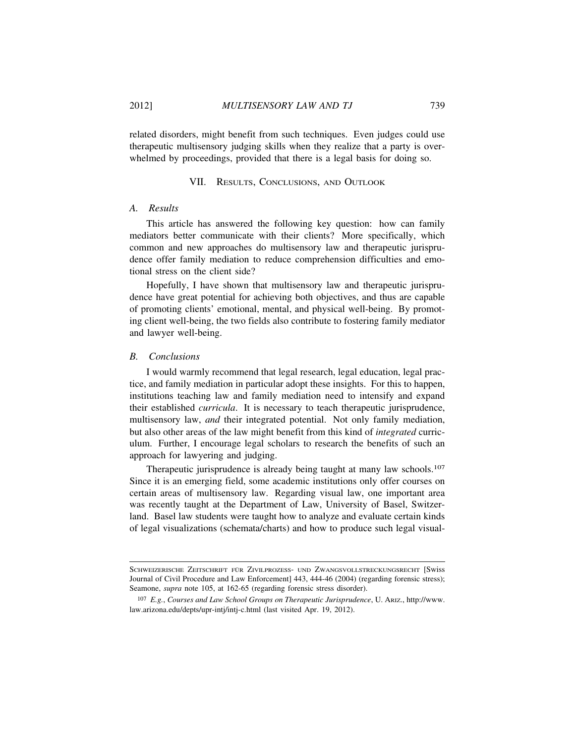related disorders, might benefit from such techniques. Even judges could use therapeutic multisensory judging skills when they realize that a party is overwhelmed by proceedings, provided that there is a legal basis for doing so.

## VII. Results, Conclusions, and Outlook

### *A. Results*

This article has answered the following key question: how can family mediators better communicate with their clients? More specifically, which common and new approaches do multisensory law and therapeutic jurisprudence offer family mediation to reduce comprehension difficulties and emotional stress on the client side?

Hopefully, I have shown that multisensory law and therapeutic jurisprudence have great potential for achieving both objectives, and thus are capable of promoting clients' emotional, mental, and physical well-being. By promoting client well-being, the two fields also contribute to fostering family mediator and lawyer well-being.

### *B. Conclusions*

I would warmly recommend that legal research, legal education, legal practice, and family mediation in particular adopt these insights. For this to happen, institutions teaching law and family mediation need to intensify and expand their established *curricula*. It is necessary to teach therapeutic jurisprudence, multisensory law, *and* their integrated potential. Not only family mediation, but also other areas of the law might benefit from this kind of *integrated* curriculum. Further, I encourage legal scholars to research the benefits of such an approach for lawyering and judging.

Therapeutic jurisprudence is already being taught at many law schools.[107] Since it is an emerging field, some academic institutions only offer courses on certain areas of multisensory law. Regarding visual law, one important area was recently taught at the Department of Law, University of Basel, Switzerland. Basel law students were taught how to analyze and evaluate certain kinds of legal visualizations (schemata/charts) and how to produce such legal visual-

---

Schweizerische Zeitschrift für Zivilprozess- und Zwangsvollstreckungsrecht [Swiss Journal of Civil Procedure and Law Enforcement] 443, 444-46 (2004) (regarding forensic stress); Seamone, *supra* note 105, at 162-65 (regarding forensic stress disorder).

[107] *E.g.*, *Courses and Law School Groups on Therapeutic Jurisprudence*, U. Ariz., http://www.law.arizona.edu/depts/upr-intj/intj-c.html (last visited Apr. 19, 2012).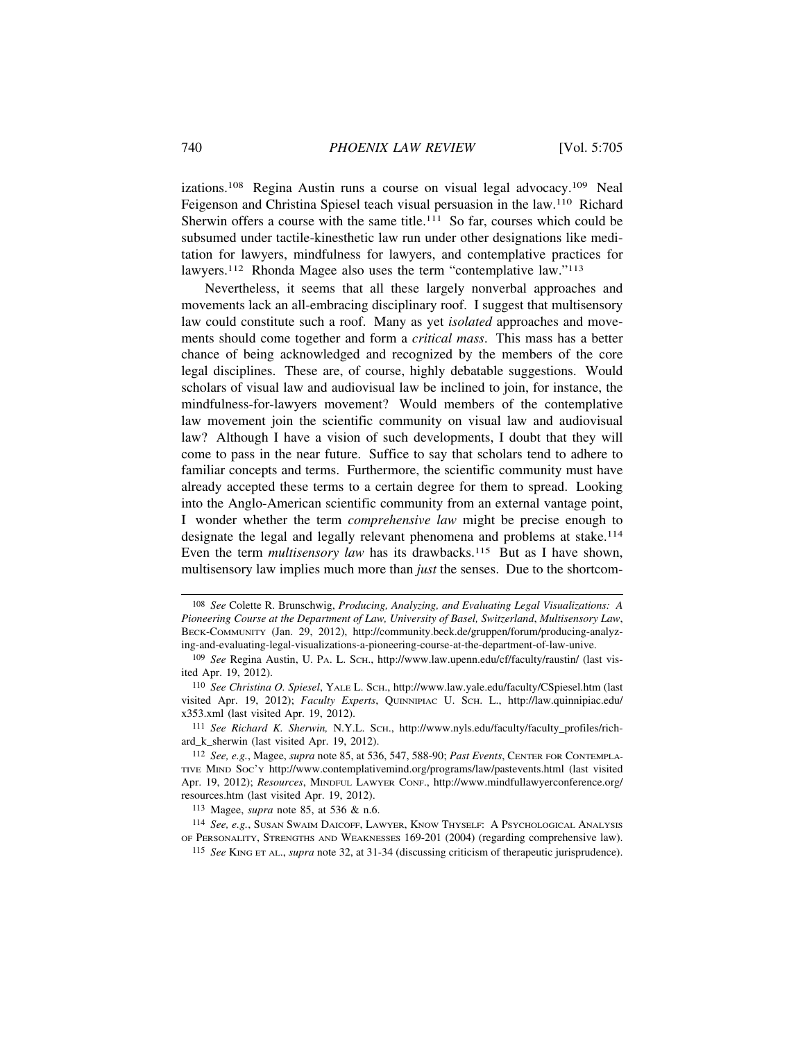izations.[108] Regina Austin runs a course on visual legal advocacy.[109] Neal Feigenson and Christina Spiesel teach visual persuasion in the law.[110] Richard Sherwin offers a course with the same title.[111] So far, courses which could be subsumed under tactile-kinesthetic law run under other designations like meditation for lawyers, mindfulness for lawyers, and contemplative practices for lawyers.[112] Rhonda Magee also uses the term "contemplative law."[113]

Nevertheless, it seems that all these largely nonverbal approaches and movements lack an all-embracing disciplinary roof. I suggest that multisensory law could constitute such a roof. Many as yet *isolated* approaches and movements should come together and form a *critical mass*. This mass has a better chance of being acknowledged and recognized by the members of the core legal disciplines. These are, of course, highly debatable suggestions. Would scholars of visual law and audiovisual law be inclined to join, for instance, the mindfulness-for-lawyers movement? Would members of the contemplative law movement join the scientific community on visual law and audiovisual law? Although I have a vision of such developments, I doubt that they will come to pass in the near future. Suffice to say that scholars tend to adhere to familiar concepts and terms. Furthermore, the scientific community must have already accepted these terms to a certain degree for them to spread. Looking into the Anglo-American scientific community from an external vantage point, I wonder whether the term *comprehensive law* might be precise enough to designate the legal and legally relevant phenomena and problems at stake.[114] Even the term *multisensory law* has its drawbacks.[115] But as I have shown, multisensory law implies much more than *just* the senses. Due to the shortcom-

---

[108] *See* Colette R. Brunschwig, *Producing, Analyzing, and Evaluating Legal Visualizations: A Pioneering Course at the Department of Law, University of Basel, Switzerland*, *Multisensory Law*, BECK-COMMUNITY (Jan. 29, 2012), http://community.beck.de/gruppen/forum/producing-analyzing-and-evaluating-legal-visualizations-a-pioneering-course-at-the-department-of-law-unive.

[109] *See* Regina Austin, U. PA. L. SCH., http://www.law.upenn.edu/cf/faculty/raustin/ (last visited Apr. 19, 2012).

[110] *See Christina O. Spiesel*, YALE L. SCH., http://www.law.yale.edu/faculty/CSpiesel.htm (last visited Apr. 19, 2012); *Faculty Experts*, QUINNIPIAC U. SCH. L., http://law.quinnipiac.edu/x353.xml (last visited Apr. 19, 2012).

[111] *See Richard K. Sherwin,* N.Y.L. SCH., http://www.nyls.edu/faculty/faculty_profiles/richard_k_sherwin (last visited Apr. 19, 2012).

[112] *See, e.g.*, Magee, *supra* note 85, at 536, 547, 588-90; *Past Events*, CENTER FOR CONTEMPLATIVE MIND SOC'Y http://www.contemplativemind.org/programs/law/pastevents.html (last visited Apr. 19, 2012); *Resources*, MINDFUL LAWYER CONF., http://www.mindfullawyerconference.org/resources.htm (last visited Apr. 19, 2012).

[113] Magee, *supra* note 85, at 536 & n.6.

[114] *See, e.g.*, SUSAN SWAIM DAICOFF, LAWYER, KNOW THYSELF: A PSYCHOLOGICAL ANALYSIS OF PERSONALITY, STRENGTHS AND WEAKNESSES 169-201 (2004) (regarding comprehensive law).

[115] *See* KING ET AL., *supra* note 32, at 31-34 (discussing criticism of therapeutic jurisprudence).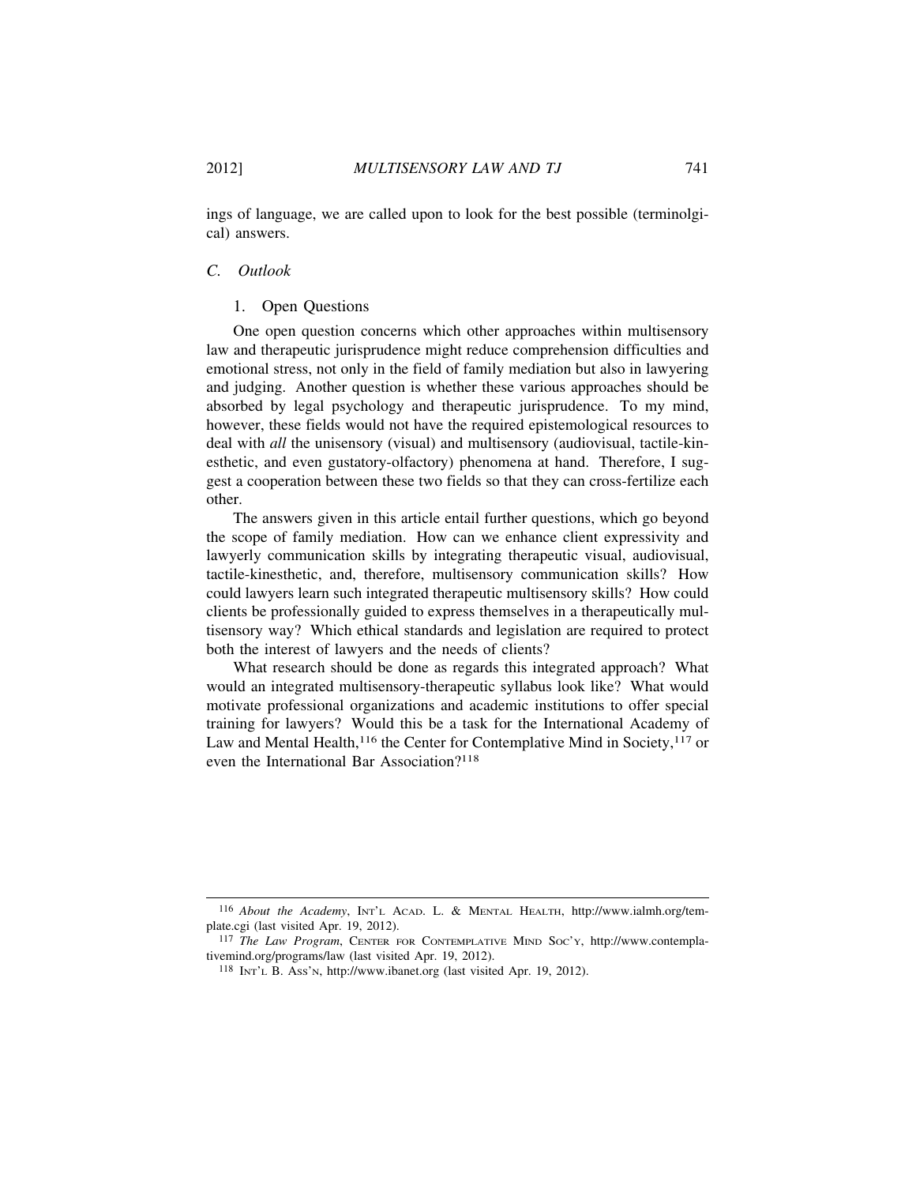ings of language, we are called upon to look for the best possible (terminolgical) answers.

### *C. Outlook*

#### 1. Open Questions

One open question concerns which other approaches within multisensory law and therapeutic jurisprudence might reduce comprehension difficulties and emotional stress, not only in the field of family mediation but also in lawyering and judging. Another question is whether these various approaches should be absorbed by legal psychology and therapeutic jurisprudence. To my mind, however, these fields would not have the required epistemological resources to deal with *all* the unisensory (visual) and multisensory (audiovisual, tactile-kinesthetic, and even gustatory-olfactory) phenomena at hand. Therefore, I suggest a cooperation between these two fields so that they can cross-fertilize each other.

The answers given in this article entail further questions, which go beyond the scope of family mediation. How can we enhance client expressivity and lawyerly communication skills by integrating therapeutic visual, audiovisual, tactile-kinesthetic, and, therefore, multisensory communication skills? How could lawyers learn such integrated therapeutic multisensory skills? How could clients be professionally guided to express themselves in a therapeutically multisensory way? Which ethical standards and legislation are required to protect both the interest of lawyers and the needs of clients?

What research should be done as regards this integrated approach? What would an integrated multisensory-therapeutic syllabus look like? What would motivate professional organizations and academic institutions to offer special training for lawyers? Would this be a task for the International Academy of Law and Mental Health,[116] the Center for Contemplative Mind in Society,[117] or even the International Bar Association?[118]

---

[116] *About the Academy*, INT'L ACAD. L. & MENTAL HEALTH, http://www.ialmh.org/template.cgi (last visited Apr. 19, 2012).

[117] *The Law Program*, CENTER FOR CONTEMPLATIVE MIND SOC'Y, http://www.contemplativemind.org/programs/law (last visited Apr. 19, 2012).

[118] INT'L B. ASS'N, http://www.ibanet.org (last visited Apr. 19, 2012).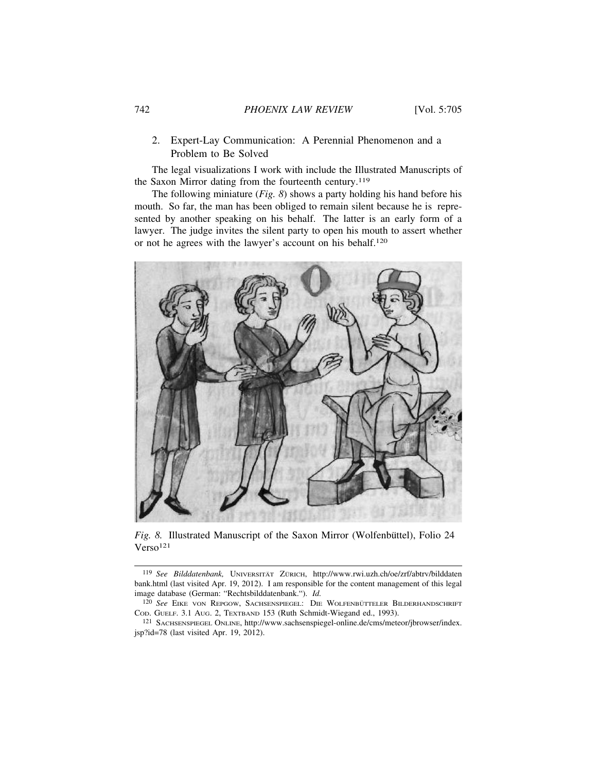2. Expert-Lay Communication: A Perennial Phenomenon and a Problem to Be Solved

The legal visualizations I work with include the Illustrated Manuscripts of the Saxon Mirror dating from the fourteenth century.[119]

The following miniature (*Fig. 8*) shows a party holding his hand before his mouth. So far, the man has been obliged to remain silent because he is represented by another speaking on his behalf. The latter is an early form of a lawyer. The judge invites the silent party to open his mouth to assert whether or not he agrees with the lawyer's account on his behalf.[120]

*Fig. 8.* Illustrated Manuscript of the Saxon Mirror (Wolfenbüttel), Folio 24 Verso[121]

---

[119] *See Bilddatenbank,* UNIVERSITÄT ZÜRICH, http://www.rwi.uzh.ch/oe/zrf/abtrv/bilddatenbank.html (last visited Apr. 19, 2012). I am responsible for the content management of this legal image database (German: "Rechtsbilddatenbank."). *Id.*

[120] *See* EIKE VON REPGOW, SACHSENSPIEGEL: DIE WOLFENBÜTTELER BILDERHANDSCHRIFT COD. GUELF. 3.1 AUG. 2, TEXTBAND 153 (Ruth Schmidt-Wiegand ed., 1993).

[121] SACHSENSPIEGEL ONLINE, http://www.sachsenspiegel-online.de/cms/meteor/jbrowser/index.jsp?id=78 (last visited Apr. 19, 2012).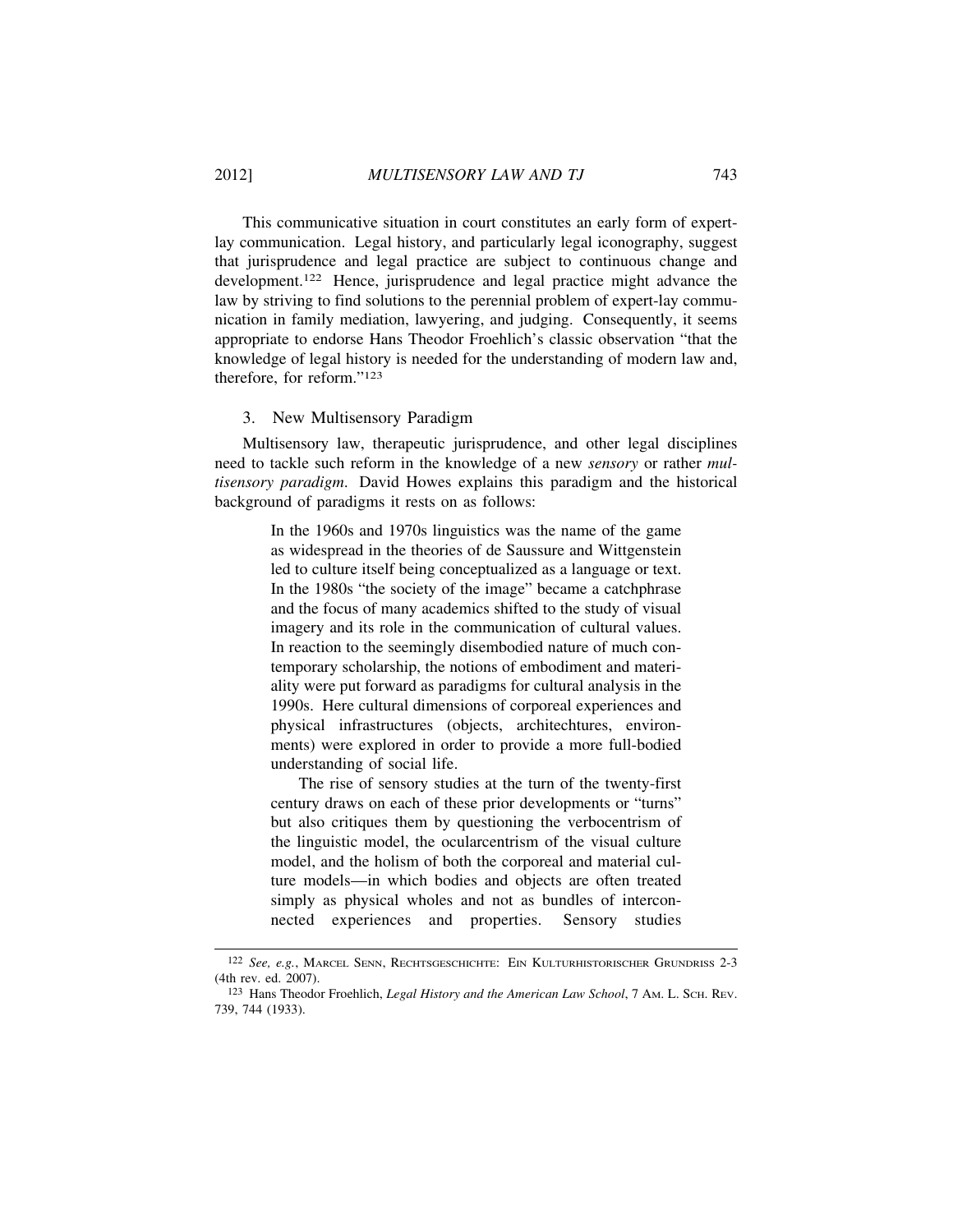This communicative situation in court constitutes an early form of expert-lay communication. Legal history, and particularly legal iconography, suggest that jurisprudence and legal practice are subject to continuous change and development.[122] Hence, jurisprudence and legal practice might advance the law by striving to find solutions to the perennial problem of expert-lay communication in family mediation, lawyering, and judging. Consequently, it seems appropriate to endorse Hans Theodor Froehlich's classic observation "that the knowledge of legal history is needed for the understanding of modern law and, therefore, for reform."[123]

### 3. New Multisensory Paradigm

Multisensory law, therapeutic jurisprudence, and other legal disciplines need to tackle such reform in the knowledge of a new *sensory* or rather *multisensory paradigm*. David Howes explains this paradigm and the historical background of paradigms it rests on as follows:

> In the 1960s and 1970s linguistics was the name of the game as widespread in the theories of de Saussure and Wittgenstein led to culture itself being conceptualized as a language or text. In the 1980s "the society of the image" became a catchphrase and the focus of many academics shifted to the study of visual imagery and its role in the communication of cultural values. In reaction to the seemingly disembodied nature of much contemporary scholarship, the notions of embodiment and materiality were put forward as paradigms for cultural analysis in the 1990s. Here cultural dimensions of corporeal experiences and physical infrastructures (objects, architechtures, environments) were explored in order to provide a more full-bodied understanding of social life.
>
> The rise of sensory studies at the turn of the twenty-first century draws on each of these prior developments or "turns" but also critiques them by questioning the verbocentrism of the linguistic model, the ocularcentrism of the visual culture model, and the holism of both the corporeal and material culture models—in which bodies and objects are often treated simply as physical wholes and not as bundles of interconnected experiences and properties. Sensory studies

---

[122] *See, e.g.*, MARCEL SENN, RECHTSGESCHICHTE: EIN KULTURHISTORISCHER GRUNDRISS 2-3 (4th rev. ed. 2007).

[123] Hans Theodor Froehlich, *Legal History and the American Law School*, 7 AM. L. SCH. REV. 739, 744 (1933).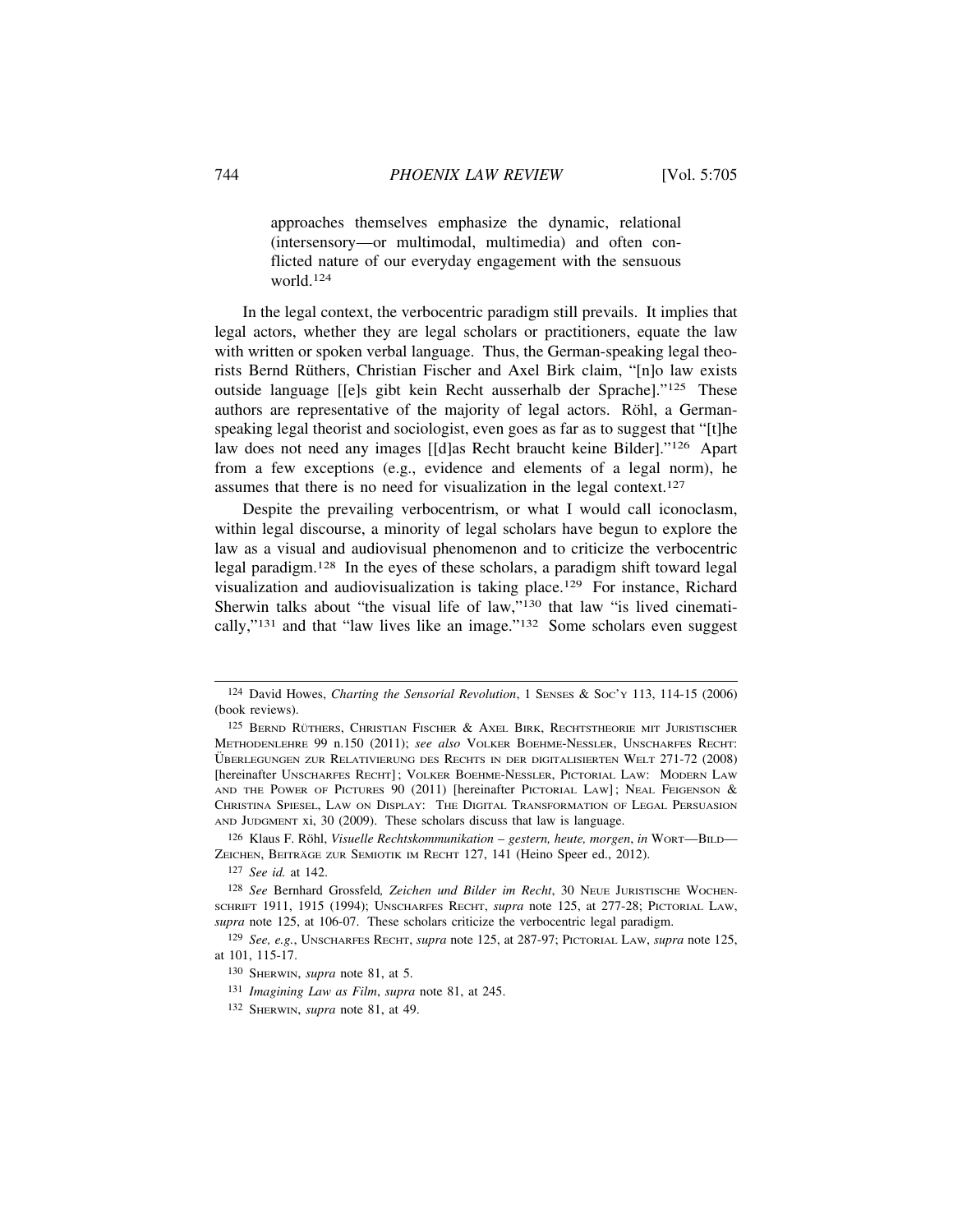approaches themselves emphasize the dynamic, relational (intersensory—or multimodal, multimedia) and often conflicted nature of our everyday engagement with the sensuous world.[124]

In the legal context, the verbocentric paradigm still prevails. It implies that legal actors, whether they are legal scholars or practitioners, equate the law with written or spoken verbal language. Thus, the German-speaking legal theorists Bernd Rüthers, Christian Fischer and Axel Birk claim, "[n]o law exists outside language [[e]s gibt kein Recht ausserhalb der Sprache]."[125] These authors are representative of the majority of legal actors. Röhl, a German-speaking legal theorist and sociologist, even goes as far as to suggest that "[t]he law does not need any images [[d]as Recht braucht keine Bilder]."[126] Apart from a few exceptions (e.g., evidence and elements of a legal norm), he assumes that there is no need for visualization in the legal context.[127]

Despite the prevailing verbocentrism, or what I would call iconoclasm, within legal discourse, a minority of legal scholars have begun to explore the law as a visual and audiovisual phenomenon and to criticize the verbocentric legal paradigm.[128] In the eyes of these scholars, a paradigm shift toward legal visualization and audiovisualization is taking place.[129] For instance, Richard Sherwin talks about "the visual life of law,"[130] that law "is lived cinematically,"[131] and that "law lives like an image."[132] Some scholars even suggest

---

[124] David Howes, *Charting the Sensorial Revolution*, 1 SENSES & SOC'Y 113, 114-15 (2006) (book reviews).

[125] BERND RÜTHERS, CHRISTIAN FISCHER & AXEL BIRK, RECHTSTHEORIE MIT JURISTISCHER METHODENLEHRE 99 n.150 (2011); *see also* VOLKER BOEHME-NESSLER, UNSCHARFES RECHT: ÜBERLEGUNGEN ZUR RELATIVIERUNG DES RECHTS IN DER DIGITALISIERTEN WELT 271-72 (2008) [hereinafter UNSCHARFES RECHT]; VOLKER BOEHME-NESSLER, PICTORIAL LAW: MODERN LAW AND THE POWER OF PICTURES 90 (2011) [hereinafter PICTORIAL LAW]; NEAL FEIGENSON & CHRISTINA SPIESEL, LAW ON DISPLAY: THE DIGITAL TRANSFORMATION OF LEGAL PERSUASION AND JUDGMENT xi, 30 (2009). These scholars discuss that law is language.

[126] Klaus F. Röhl, *Visuelle Rechtskommunikation – gestern, heute, morgen*, *in* WORT—BILD—ZEICHEN, BEITRÄGE ZUR SEMIOTIK IM RECHT 127, 141 (Heino Speer ed., 2012).

[127] *See id.* at 142.

[128] *See* Bernhard Grossfeld*, Zeichen und Bilder im Recht*, 30 NEUE JURISTISCHE WOCHENSCHRIFT 1911, 1915 (1994); UNSCHARFES RECHT, *supra* note 125, at 277-28; PICTORIAL LAW, *supra* note 125, at 106-07. These scholars criticize the verbocentric legal paradigm.

[129] *See, e.g.*, UNSCHARFES RECHT, *supra* note 125, at 287-97; PICTORIAL LAW, *supra* note 125, at 101, 115-17.

[130] SHERWIN, *supra* note 81, at 5.

[131] *Imagining Law as Film*, *supra* note 81, at 245.

[132] SHERWIN, *supra* note 81, at 49.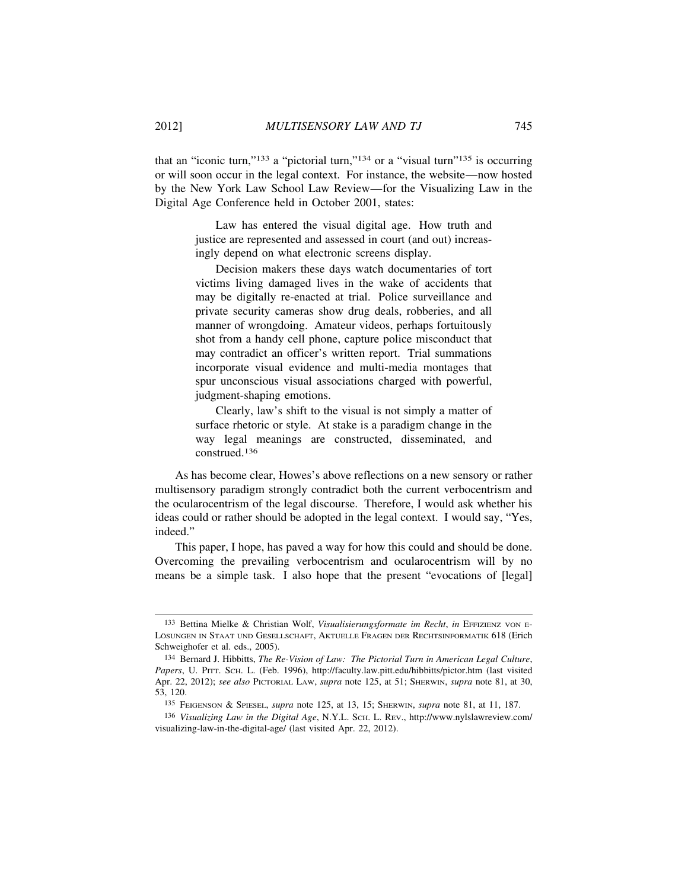that an "iconic turn,"[133] a "pictorial turn,"[134] or a "visual turn"[135] is occurring or will soon occur in the legal context. For instance, the website—now hosted by the New York Law School Law Review—for the Visualizing Law in the Digital Age Conference held in October 2001, states:

> Law has entered the visual digital age. How truth and justice are represented and assessed in court (and out) increasingly depend on what electronic screens display.
>
> Decision makers these days watch documentaries of tort victims living damaged lives in the wake of accidents that may be digitally re-enacted at trial. Police surveillance and private security cameras show drug deals, robberies, and all manner of wrongdoing. Amateur videos, perhaps fortuitously shot from a handy cell phone, capture police misconduct that may contradict an officer's written report. Trial summations incorporate visual evidence and multi-media montages that spur unconscious visual associations charged with powerful, judgment-shaping emotions.
>
> Clearly, law's shift to the visual is not simply a matter of surface rhetoric or style. At stake is a paradigm change in the way legal meanings are constructed, disseminated, and construed.[136]

As has become clear, Howes's above reflections on a new sensory or rather multisensory paradigm strongly contradict both the current verbocentrism and the ocularocentrism of the legal discourse. Therefore, I would ask whether his ideas could or rather should be adopted in the legal context. I would say, "Yes, indeed."

This paper, I hope, has paved a way for how this could and should be done. Overcoming the prevailing verbocentrism and ocularocentrism will by no means be a simple task. I also hope that the present "evocations of [legal]

---

[133] Bettina Mielke & Christian Wolf, *Visualisierungsformate im Recht*, *in* Effizienz von e-Lösungen in Staat und Gesellschaft, Aktuelle Fragen der Rechtsinformatik 618 (Erich Schweighofer et al. eds., 2005).

[134] Bernard J. Hibbitts, *The Re-Vision of Law: The Pictorial Turn in American Legal Culture*, *Papers*, U. Pitt. Sch. L. (Feb. 1996), http://faculty.law.pitt.edu/hibbitts/pictor.htm (last visited Apr. 22, 2012); *see also* Pictorial Law, *supra* note 125, at 51; Sherwin, *supra* note 81, at 30, 53, 120.

[135] Feigenson & Spiesel, *supra* note 125, at 13, 15; Sherwin, *supra* note 81, at 11, 187.

[136] *Visualizing Law in the Digital Age*, N.Y.L. Sch. L. Rev., http://www.nylslawreview.com/visualizing-law-in-the-digital-age/ (last visited Apr. 22, 2012).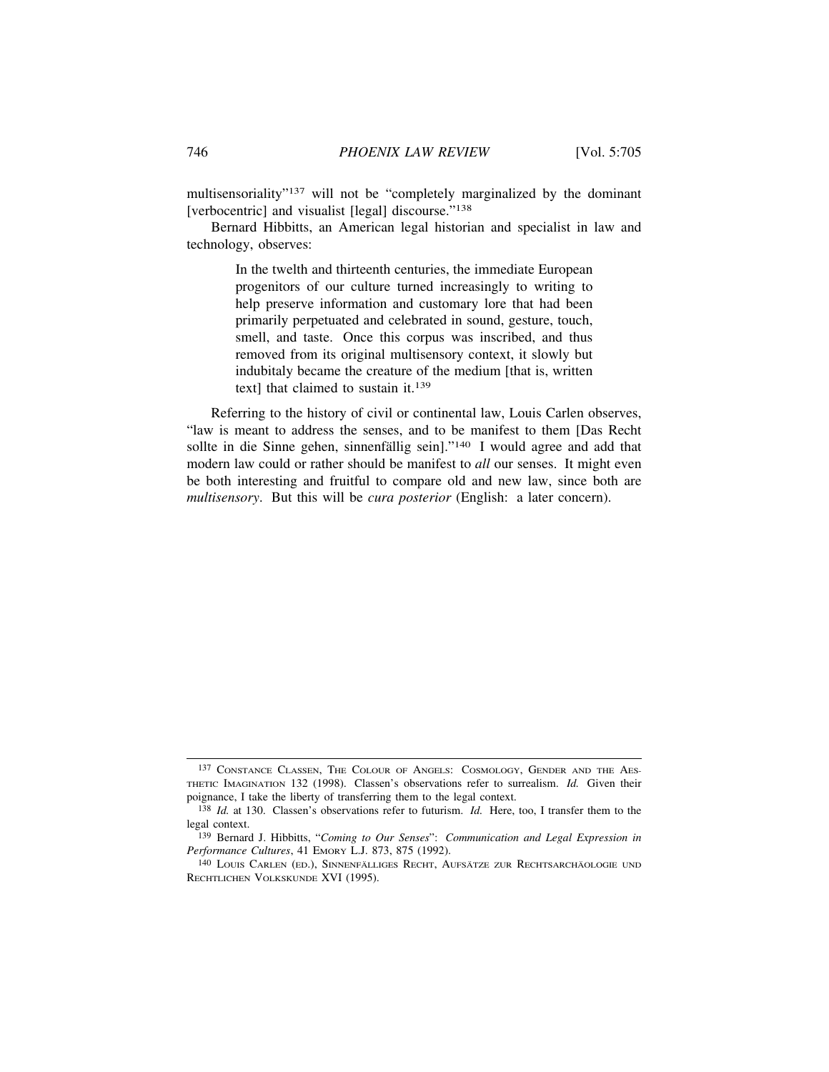multisensoriality"[137] will not be "completely marginalized by the dominant [verbocentric] and visualist [legal] discourse."[138]

Bernard Hibbitts, an American legal historian and specialist in law and technology, observes:

> In the twelth and thirteenth centuries, the immediate European progenitors of our culture turned increasingly to writing to help preserve information and customary lore that had been primarily perpetuated and celebrated in sound, gesture, touch, smell, and taste. Once this corpus was inscribed, and thus removed from its original multisensory context, it slowly but indubitaly became the creature of the medium [that is, written text] that claimed to sustain it.[139]

Referring to the history of civil or continental law, Louis Carlen observes, "law is meant to address the senses, and to be manifest to them [Das Recht sollte in die Sinne gehen, sinnenfällig sein]."[140] I would agree and add that modern law could or rather should be manifest to *all* our senses. It might even be both interesting and fruitful to compare old and new law, since both are *multisensory*. But this will be *cura posterior* (English: a later concern).

---

[137] CONSTANCE CLASSEN, THE COLOUR OF ANGELS: COSMOLOGY, GENDER AND THE AESTHETIC IMAGINATION 132 (1998). Classen's observations refer to surrealism. *Id.* Given their poignance, I take the liberty of transferring them to the legal context.

[138] *Id.* at 130. Classen's observations refer to futurism. *Id.* Here, too, I transfer them to the legal context.

[139] Bernard J. Hibbitts, "*Coming to Our Senses*": *Communication and Legal Expression in Performance Cultures*, 41 EMORY L.J. 873, 875 (1992).

[140] LOUIS CARLEN (ED.), SINNENFÄLLIGES RECHT, AUFSÄTZE ZUR RECHTSARCHÄOLOGIE UND RECHTLICHEN VOLKSKUNDE XVI (1995).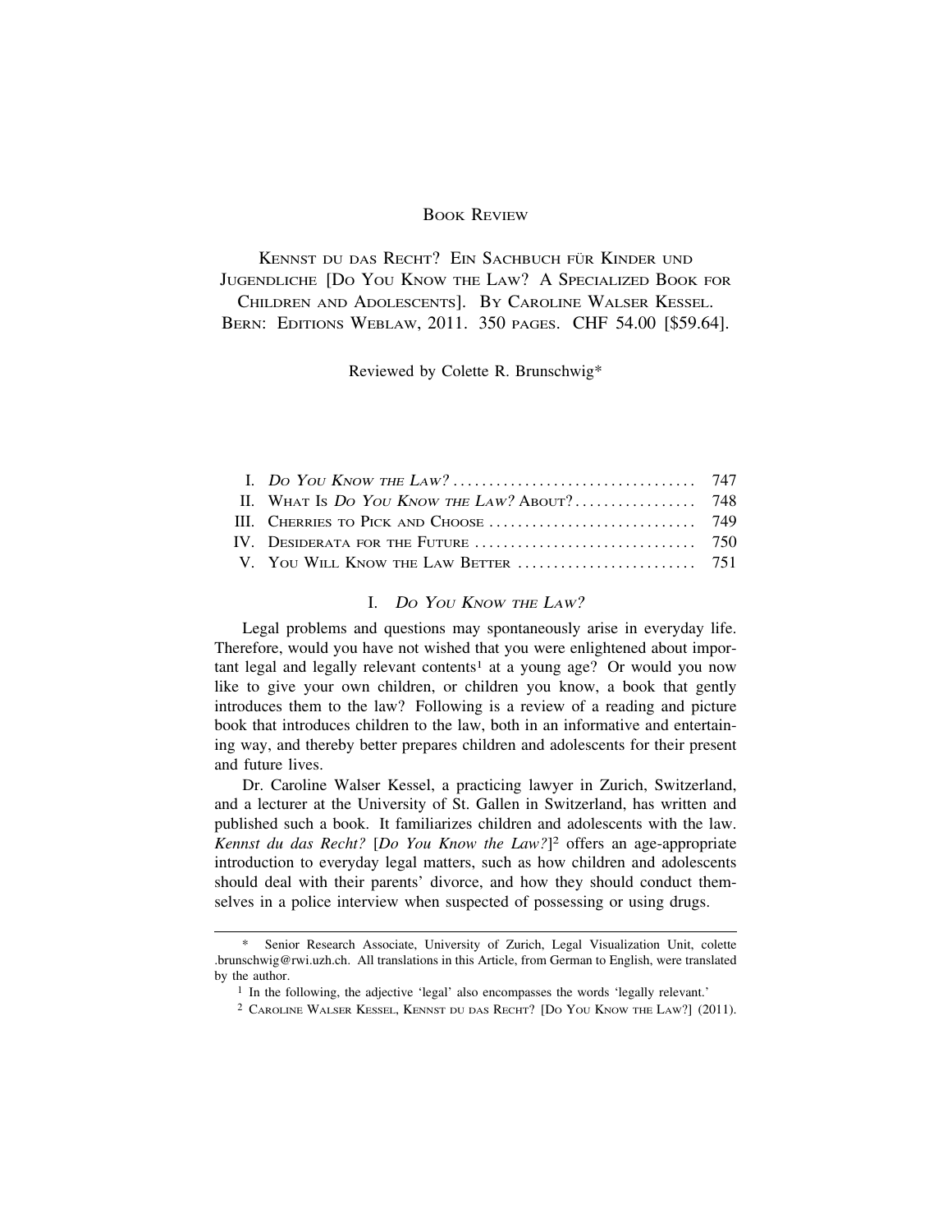BOOK REVIEW

# KENNST DU DAS RECHT? EIN SACHBUCH FÜR KINDER UND JUGENDLICHE [DO YOU KNOW THE LAW? A SPECIALIZED BOOK FOR CHILDREN AND ADOLESCENTS]. BY CAROLINE WALSER KESSEL. BERN: EDITIONS WEBLAW, 2011. 350 PAGES. CHF 54.00 [$59.64].

Reviewed by Colette R. Brunschwig*

| | |
|---|---|
| I. *DO YOU KNOW THE LAW?* | 747 |
| II. WHAT IS *DO YOU KNOW THE LAW?* ABOUT? | 748 |
| III. CHERRIES TO PICK AND CHOOSE | 749 |
| IV. DESIDERATA FOR THE FUTURE | 750 |
| V. YOU WILL KNOW THE LAW BETTER | 751 |

## I. *DO YOU KNOW THE LAW?*

Legal problems and questions may spontaneously arise in everyday life. Therefore, would you have not wished that you were enlightened about important legal and legally relevant contents[1] at a young age? Or would you now like to give your own children, or children you know, a book that gently introduces them to the law? Following is a review of a reading and picture book that introduces children to the law, both in an informative and entertaining way, and thereby better prepares children and adolescents for their present and future lives.

Dr. Caroline Walser Kessel, a practicing lawyer in Zurich, Switzerland, and a lecturer at the University of St. Gallen in Switzerland, has written and published such a book. It familiarizes children and adolescents with the law. *Kennst du das Recht?* [*Do You Know the Law?*][2] offers an age-appropriate introduction to everyday legal matters, such as how children and adolescents should deal with their parents' divorce, and how they should conduct themselves in a police interview when suspected of possessing or using drugs.

---

\* Senior Research Associate, University of Zurich, Legal Visualization Unit, colette.brunschwig@rwi.uzh.ch. All translations in this Article, from German to English, were translated by the author.

[1] In the following, the adjective 'legal' also encompasses the words 'legally relevant.'

[2] CAROLINE WALSER KESSEL, KENNST DU DAS RECHT? [DO YOU KNOW THE LAW?] (2011).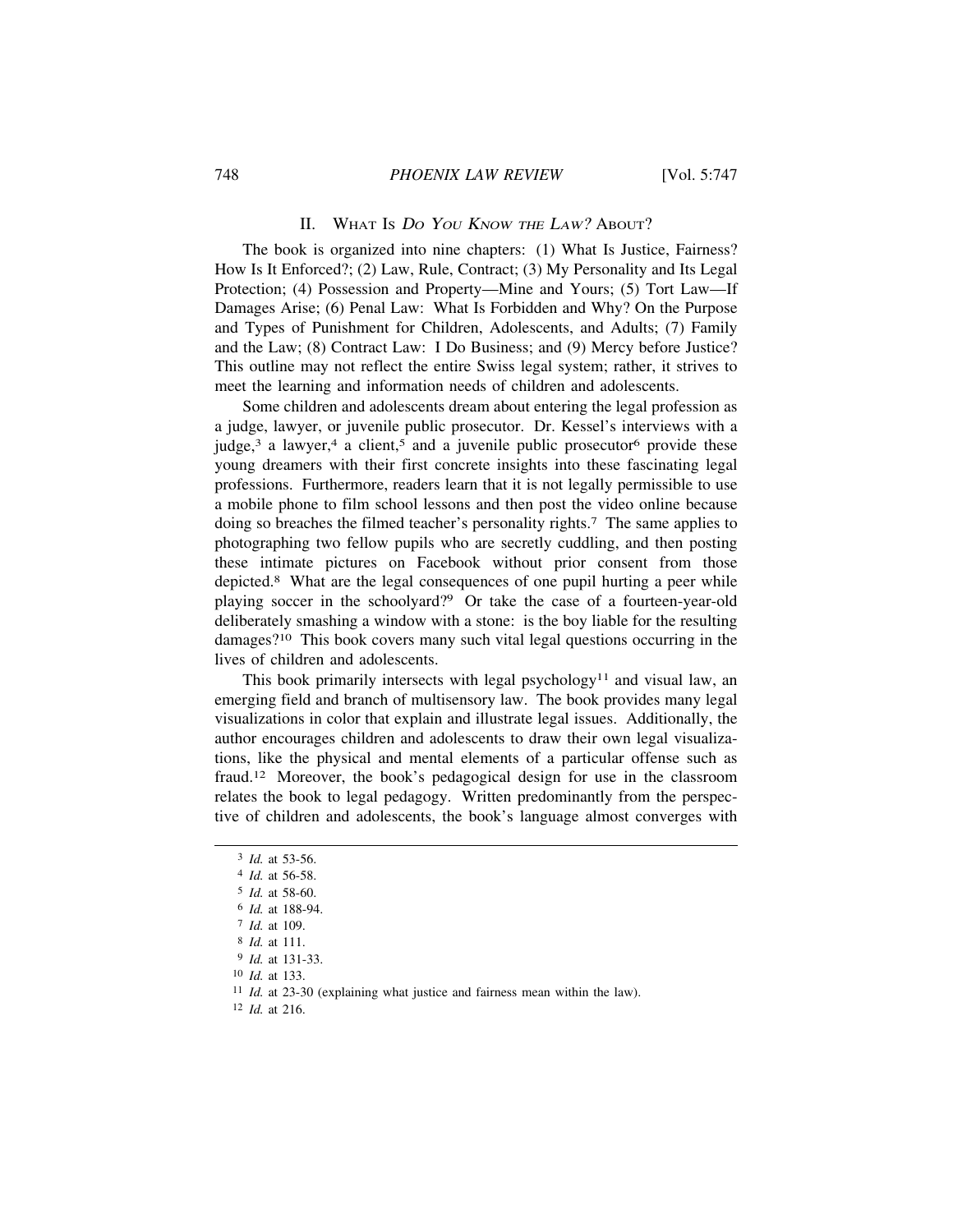## II. What Is *Do You Know the Law?* About?

The book is organized into nine chapters: (1) What Is Justice, Fairness? How Is It Enforced?; (2) Law, Rule, Contract; (3) My Personality and Its Legal Protection; (4) Possession and Property—Mine and Yours; (5) Tort Law—If Damages Arise; (6) Penal Law: What Is Forbidden and Why? On the Purpose and Types of Punishment for Children, Adolescents, and Adults; (7) Family and the Law; (8) Contract Law: I Do Business; and (9) Mercy before Justice? This outline may not reflect the entire Swiss legal system; rather, it strives to meet the learning and information needs of children and adolescents.

Some children and adolescents dream about entering the legal profession as a judge, lawyer, or juvenile public prosecutor. Dr. Kessel's interviews with a judge,[3] a lawyer,[4] a client,[5] and a juvenile public prosecutor[6] provide these young dreamers with their first concrete insights into these fascinating legal professions. Furthermore, readers learn that it is not legally permissible to use a mobile phone to film school lessons and then post the video online because doing so breaches the filmed teacher's personality rights.[7] The same applies to photographing two fellow pupils who are secretly cuddling, and then posting these intimate pictures on Facebook without prior consent from those depicted.[8] What are the legal consequences of one pupil hurting a peer while playing soccer in the schoolyard?[9] Or take the case of a fourteen-year-old deliberately smashing a window with a stone: is the boy liable for the resulting damages?[10] This book covers many such vital legal questions occurring in the lives of children and adolescents.

This book primarily intersects with legal psychology[11] and visual law, an emerging field and branch of multisensory law. The book provides many legal visualizations in color that explain and illustrate legal issues. Additionally, the author encourages children and adolescents to draw their own legal visualizations, like the physical and mental elements of a particular offense such as fraud.[12] Moreover, the book's pedagogical design for use in the classroom relates the book to legal pedagogy. Written predominantly from the perspective of children and adolescents, the book's language almost converges with

---

[3] *Id.* at 53-56.

[4] *Id.* at 56-58.

[5] *Id.* at 58-60.

[6] *Id.* at 188-94.

[7] *Id.* at 109.

[8] *Id.* at 111.

[9] *Id.* at 131-33.

[10] *Id.* at 133.

[11] *Id.* at 23-30 (explaining what justice and fairness mean within the law).

[12] *Id.* at 216.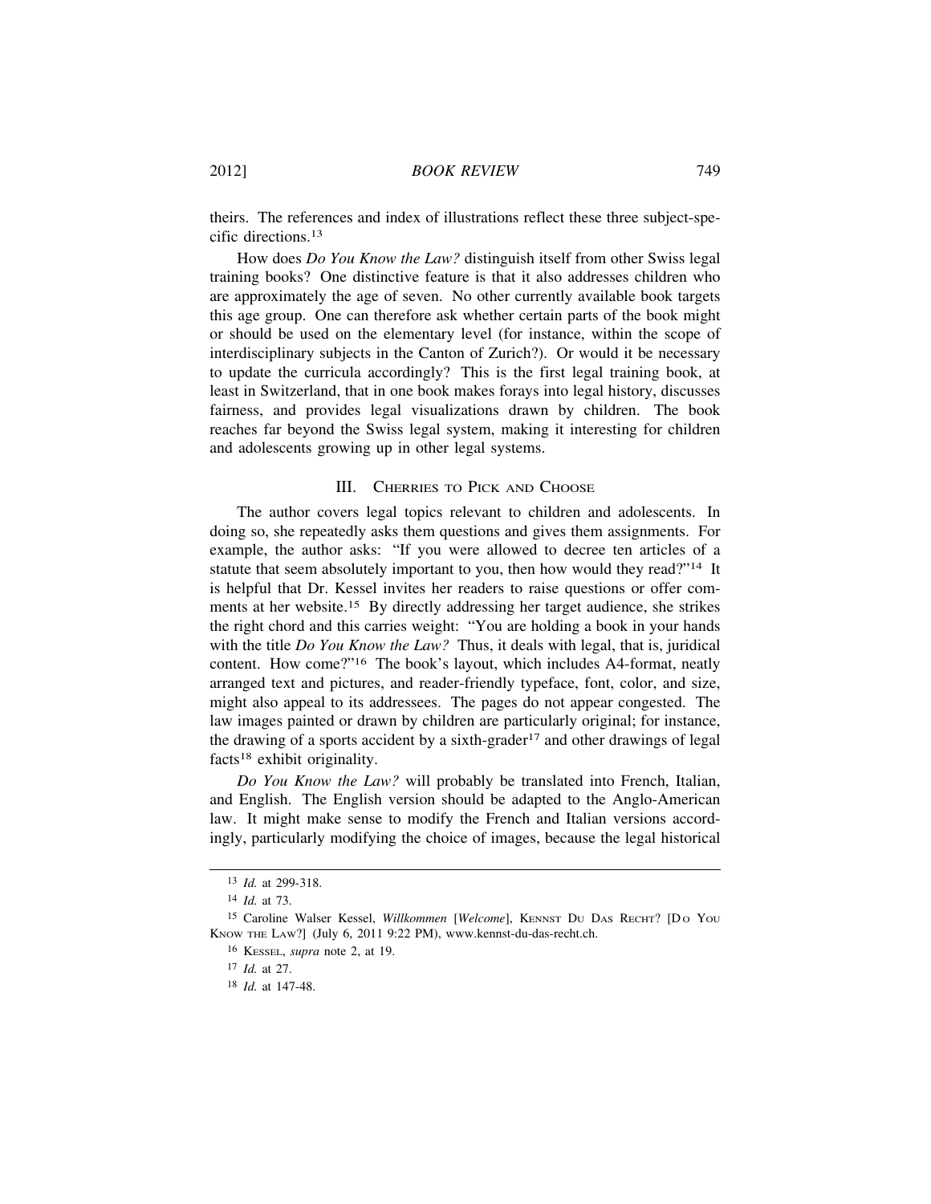theirs. The references and index of illustrations reflect these three subject-specific directions.[13]

How does *Do You Know the Law?* distinguish itself from other Swiss legal training books? One distinctive feature is that it also addresses children who are approximately the age of seven. No other currently available book targets this age group. One can therefore ask whether certain parts of the book might or should be used on the elementary level (for instance, within the scope of interdisciplinary subjects in the Canton of Zurich?). Or would it be necessary to update the curricula accordingly? This is the first legal training book, at least in Switzerland, that in one book makes forays into legal history, discusses fairness, and provides legal visualizations drawn by children. The book reaches far beyond the Swiss legal system, making it interesting for children and adolescents growing up in other legal systems.

## III. CHERRIES TO PICK AND CHOOSE

The author covers legal topics relevant to children and adolescents. In doing so, she repeatedly asks them questions and gives them assignments. For example, the author asks: "If you were allowed to decree ten articles of a statute that seem absolutely important to you, then how would they read?"[14] It is helpful that Dr. Kessel invites her readers to raise questions or offer comments at her website.[15] By directly addressing her target audience, she strikes the right chord and this carries weight: "You are holding a book in your hands with the title *Do You Know the Law?* Thus, it deals with legal, that is, juridical content. How come?"[16] The book's layout, which includes A4-format, neatly arranged text and pictures, and reader-friendly typeface, font, color, and size, might also appeal to its addressees. The pages do not appear congested. The law images painted or drawn by children are particularly original; for instance, the drawing of a sports accident by a sixth-grader[17] and other drawings of legal facts[18] exhibit originality.

*Do You Know the Law?* will probably be translated into French, Italian, and English. The English version should be adapted to the Anglo-American law. It might make sense to modify the French and Italian versions accordingly, particularly modifying the choice of images, because the legal historical

---

[13] *Id.* at 299-318.

[14] *Id.* at 73.

[15] Caroline Walser Kessel, *Willkommen* [*Welcome*], KENNST DU DAS RECHT? [DO YOU KNOW THE LAW?] (July 6, 2011 9:22 PM), www.kennst-du-das-recht.ch.

[16] KESSEL, *supra* note 2, at 19.

[17] *Id.* at 27.

[18] *Id.* at 147-48.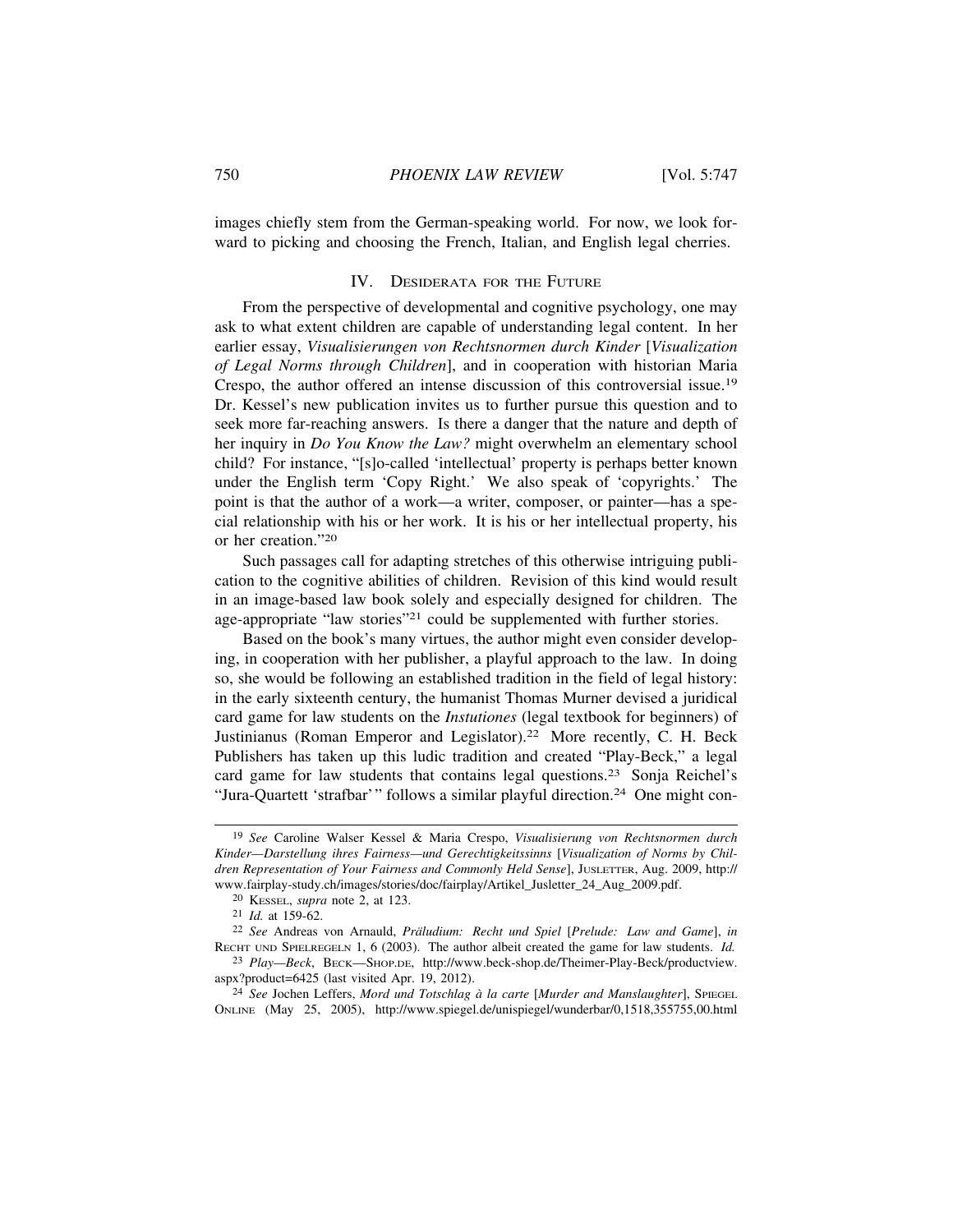images chiefly stem from the German-speaking world. For now, we look forward to picking and choosing the French, Italian, and English legal cherries.

## IV. Desiderata for the Future

From the perspective of developmental and cognitive psychology, one may ask to what extent children are capable of understanding legal content. In her earlier essay, *Visualisierungen von Rechtsnormen durch Kinder* [*Visualization of Legal Norms through Children*], and in cooperation with historian Maria Crespo, the author offered an intense discussion of this controversial issue.[19] Dr. Kessel's new publication invites us to further pursue this question and to seek more far-reaching answers. Is there a danger that the nature and depth of her inquiry in *Do You Know the Law?* might overwhelm an elementary school child? For instance, "[s]o-called 'intellectual' property is perhaps better known under the English term 'Copy Right.' We also speak of 'copyrights.' The point is that the author of a work—a writer, composer, or painter—has a special relationship with his or her work. It is his or her intellectual property, his or her creation."[20]

Such passages call for adapting stretches of this otherwise intriguing publication to the cognitive abilities of children. Revision of this kind would result in an image-based law book solely and especially designed for children. The age-appropriate "law stories"[21] could be supplemented with further stories.

Based on the book's many virtues, the author might even consider developing, in cooperation with her publisher, a playful approach to the law. In doing so, she would be following an established tradition in the field of legal history: in the early sixteenth century, the humanist Thomas Murner devised a juridical card game for law students on the *Instutiones* (legal textbook for beginners) of Justinianus (Roman Emperor and Legislator).[22] More recently, C. H. Beck Publishers has taken up this ludic tradition and created "Play-Beck," a legal card game for law students that contains legal questions.[23] Sonja Reichel's "Jura-Quartett 'strafbar'" follows a similar playful direction.[24] One might con-

---

[19] *See* Caroline Walser Kessel & Maria Crespo, *Visualisierung von Rechtsnormen durch Kinder—Darstellung ihres Fairness—und Gerechtigkeitssinns* [*Visualization of Norms by Children Representation of Your Fairness and Commonly Held Sense*], Jusletter, Aug. 2009, http://www.fairplay-study.ch/images/stories/doc/fairplay/Artikel_Jusletter_24_Aug_2009.pdf.

[20] Kessel, *supra* note 2, at 123.

[21] *Id.* at 159-62.

[22] *See* Andreas von Arnauld, *Präludium: Recht und Spiel* [*Prelude: Law and Game*], *in* Recht und Spielregeln 1, 6 (2003). The author albeit created the game for law students. *Id.*

[23] *Play—Beck*, Beck—Shop.de, http://www.beck-shop.de/Theimer-Play-Beck/productview.aspx?product=6425 (last visited Apr. 19, 2012).

[24] *See* Jochen Leffers, *Mord und Totschlag à la carte* [*Murder and Manslaughter*], Spiegel Online (May 25, 2005), http://www.spiegel.de/unispiegel/wunderbar/0,1518,355755,00.html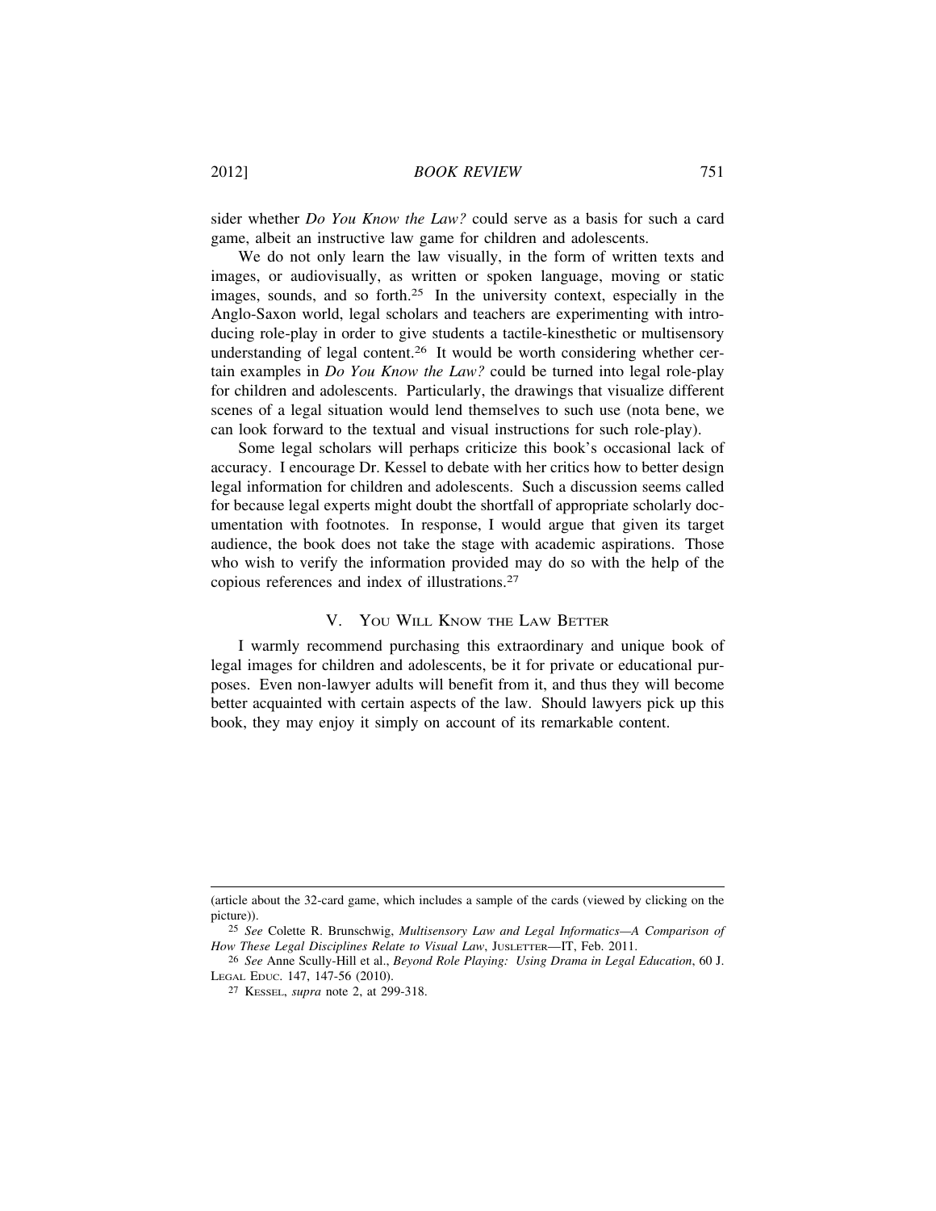sider whether *Do You Know the Law?* could serve as a basis for such a card game, albeit an instructive law game for children and adolescents.

We do not only learn the law visually, in the form of written texts and images, or audiovisually, as written or spoken language, moving or static images, sounds, and so forth.[25] In the university context, especially in the Anglo-Saxon world, legal scholars and teachers are experimenting with introducing role-play in order to give students a tactile-kinesthetic or multisensory understanding of legal content.[26] It would be worth considering whether certain examples in *Do You Know the Law?* could be turned into legal role-play for children and adolescents. Particularly, the drawings that visualize different scenes of a legal situation would lend themselves to such use (nota bene, we can look forward to the textual and visual instructions for such role-play).

Some legal scholars will perhaps criticize this book's occasional lack of accuracy. I encourage Dr. Kessel to debate with her critics how to better design legal information for children and adolescents. Such a discussion seems called for because legal experts might doubt the shortfall of appropriate scholarly documentation with footnotes. In response, I would argue that given its target audience, the book does not take the stage with academic aspirations. Those who wish to verify the information provided may do so with the help of the copious references and index of illustrations.[27]

## V. You Will Know the Law Better

I warmly recommend purchasing this extraordinary and unique book of legal images for children and adolescents, be it for private or educational purposes. Even non-lawyer adults will benefit from it, and thus they will become better acquainted with certain aspects of the law. Should lawyers pick up this book, they may enjoy it simply on account of its remarkable content.

---

(article about the 32-card game, which includes a sample of the cards (viewed by clicking on the picture)).

[25] *See* Colette R. Brunschwig, *Multisensory Law and Legal Informatics—A Comparison of How These Legal Disciplines Relate to Visual Law*, Jusletter—IT, Feb. 2011.

[26] *See* Anne Scully-Hill et al., *Beyond Role Playing: Using Drama in Legal Education*, 60 J. Legal Educ. 147, 147-56 (2010).

[27] Kessel, *supra* note 2, at 299-318.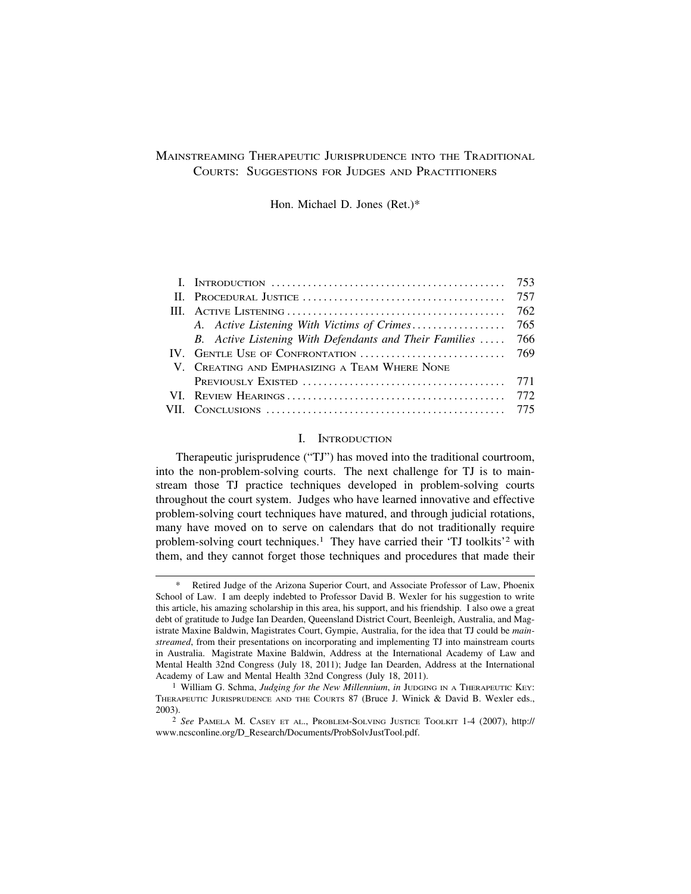# Mainstreaming Therapeutic Jurisprudence into the Traditional Courts: Suggestions for Judges and Practitioners

Hon. Michael D. Jones (Ret.)*

| | | |
|---|---|---|
| I. | Introduction | 753 |
| II. | Procedural Justice | 757 |
| III. | Active Listening | 762 |
| | *A. Active Listening With Victims of Crimes* | 765 |
| | *B. Active Listening With Defendants and Their Families* | 766 |
| IV. | Gentle Use of Confrontation | 769 |
| V. | Creating and Emphasizing a Team Where None Previously Existed | 771 |
| VI. | Review Hearings | 772 |
| VII. | Conclusions | 775 |

## I. Introduction

Therapeutic jurisprudence ("TJ") has moved into the traditional courtroom, into the non-problem-solving courts. The next challenge for TJ is to mainstream those TJ practice techniques developed in problem-solving courts throughout the court system. Judges who have learned innovative and effective problem-solving court techniques have matured, and through judicial rotations, many have moved on to serve on calendars that do not traditionally require problem-solving court techniques.[1] They have carried their 'TJ toolkits'[2] with them, and they cannot forget those techniques and procedures that made their

---

\* Retired Judge of the Arizona Superior Court, and Associate Professor of Law, Phoenix School of Law. I am deeply indebted to Professor David B. Wexler for his suggestion to write this article, his amazing scholarship in this area, his support, and his friendship. I also owe a great debt of gratitude to Judge Ian Dearden, Queensland District Court, Beenleigh, Australia, and Magistrate Maxine Baldwin, Magistrates Court, Gympie, Australia, for the idea that TJ could be *mainstreamed*, from their presentations on incorporating and implementing TJ into mainstream courts in Australia. Magistrate Maxine Baldwin, Address at the International Academy of Law and Mental Health 32nd Congress (July 18, 2011); Judge Ian Dearden, Address at the International Academy of Law and Mental Health 32nd Congress (July 18, 2011).

[1] William G. Schma, *Judging for the New Millennium*, *in* Judging in a Therapeutic Key: Therapeutic Jurisprudence and the Courts 87 (Bruce J. Winick & David B. Wexler eds., 2003).

[2] *See* Pamela M. Casey et al., Problem-Solving Justice Toolkit 1-4 (2007), http://www.ncsconline.org/D_Research/Documents/ProbSolvJustTool.pdf.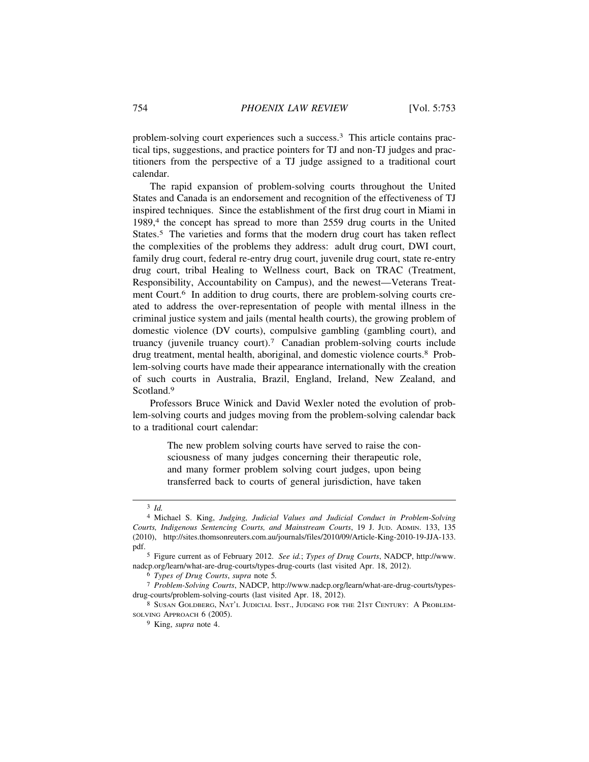problem-solving court experiences such a success.[3] This article contains practical tips, suggestions, and practice pointers for TJ and non-TJ judges and practitioners from the perspective of a TJ judge assigned to a traditional court calendar.

The rapid expansion of problem-solving courts throughout the United States and Canada is an endorsement and recognition of the effectiveness of TJ inspired techniques. Since the establishment of the first drug court in Miami in 1989,[4] the concept has spread to more than 2559 drug courts in the United States.[5] The varieties and forms that the modern drug court has taken reflect the complexities of the problems they address: adult drug court, DWI court, family drug court, federal re-entry drug court, juvenile drug court, state re-entry drug court, tribal Healing to Wellness court, Back on TRAC (Treatment, Responsibility, Accountability on Campus), and the newest—Veterans Treatment Court.[6] In addition to drug courts, there are problem-solving courts created to address the over-representation of people with mental illness in the criminal justice system and jails (mental health courts), the growing problem of domestic violence (DV courts), compulsive gambling (gambling court), and truancy (juvenile truancy court).[7] Canadian problem-solving courts include drug treatment, mental health, aboriginal, and domestic violence courts.[8] Problem-solving courts have made their appearance internationally with the creation of such courts in Australia, Brazil, England, Ireland, New Zealand, and Scotland.[9]

Professors Bruce Winick and David Wexler noted the evolution of problem-solving courts and judges moving from the problem-solving calendar back to a traditional court calendar:

> The new problem solving courts have served to raise the consciousness of many judges concerning their therapeutic role, and many former problem solving court judges, upon being transferred back to courts of general jurisdiction, have taken

---

[3] *Id.*

[4] Michael S. King, *Judging, Judicial Values and Judicial Conduct in Problem-Solving Courts, Indigenous Sentencing Courts, and Mainstream Courts*, 19 J. JUD. ADMIN. 133, 135 (2010), http://sites.thomsonreuters.com.au/journals/files/2010/09/Article-King-2010-19-JJA-133.pdf.

[5] Figure current as of February 2012. *See id.*; *Types of Drug Courts*, NADCP, http://www.nadcp.org/learn/what-are-drug-courts/types-drug-courts (last visited Apr. 18, 2012).

[6] *Types of Drug Courts*, *supra* note 5.

[7] *Problem-Solving Courts*, NADCP, http://www.nadcp.org/learn/what-are-drug-courts/types-drug-courts/problem-solving-courts (last visited Apr. 18, 2012).

[8] SUSAN GOLDBERG, NAT'L JUDICIAL INST., JUDGING FOR THE 21ST CENTURY: A PROBLEM-SOLVING APPROACH 6 (2005).

[9] King, *supra* note 4.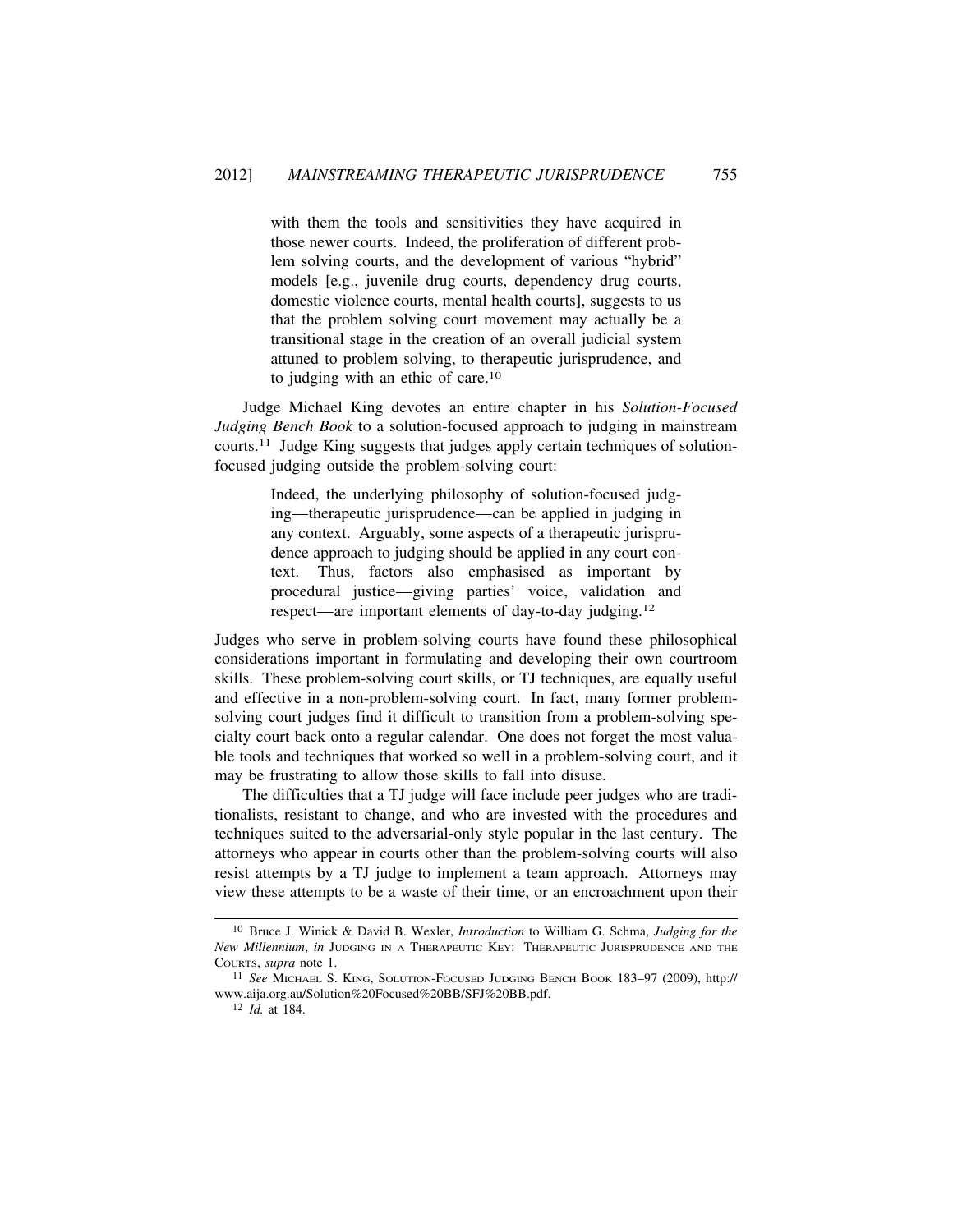> with them the tools and sensitivities they have acquired in those newer courts. Indeed, the proliferation of different problem solving courts, and the development of various "hybrid" models [e.g., juvenile drug courts, dependency drug courts, domestic violence courts, mental health courts], suggests to us that the problem solving court movement may actually be a transitional stage in the creation of an overall judicial system attuned to problem solving, to therapeutic jurisprudence, and to judging with an ethic of care.[10]

Judge Michael King devotes an entire chapter in his *Solution-Focused Judging Bench Book* to a solution-focused approach to judging in mainstream courts.[11] Judge King suggests that judges apply certain techniques of solution-focused judging outside the problem-solving court:

> Indeed, the underlying philosophy of solution-focused judging—therapeutic jurisprudence—can be applied in judging in any context. Arguably, some aspects of a therapeutic jurisprudence approach to judging should be applied in any court context. Thus, factors also emphasised as important by procedural justice—giving parties' voice, validation and respect—are important elements of day-to-day judging.[12]

Judges who serve in problem-solving courts have found these philosophical considerations important in formulating and developing their own courtroom skills. These problem-solving court skills, or TJ techniques, are equally useful and effective in a non-problem-solving court. In fact, many former problem-solving court judges find it difficult to transition from a problem-solving specialty court back onto a regular calendar. One does not forget the most valuable tools and techniques that worked so well in a problem-solving court, and it may be frustrating to allow those skills to fall into disuse.

The difficulties that a TJ judge will face include peer judges who are traditionalists, resistant to change, and who are invested with the procedures and techniques suited to the adversarial-only style popular in the last century. The attorneys who appear in courts other than the problem-solving courts will also resist attempts by a TJ judge to implement a team approach. Attorneys may view these attempts to be a waste of their time, or an encroachment upon their

---

[10] Bruce J. Winick & David B. Wexler, *Introduction* to William G. Schma, *Judging for the New Millennium*, *in* JUDGING IN A THERAPEUTIC KEY: THERAPEUTIC JURISPRUDENCE AND THE COURTS, *supra* note 1.

[11] *See* MICHAEL S. KING, SOLUTION-FOCUSED JUDGING BENCH BOOK 183–97 (2009), http://www.aija.org.au/Solution%20Focused%20BB/SFJ%20BB.pdf.

[12] *Id.* at 184.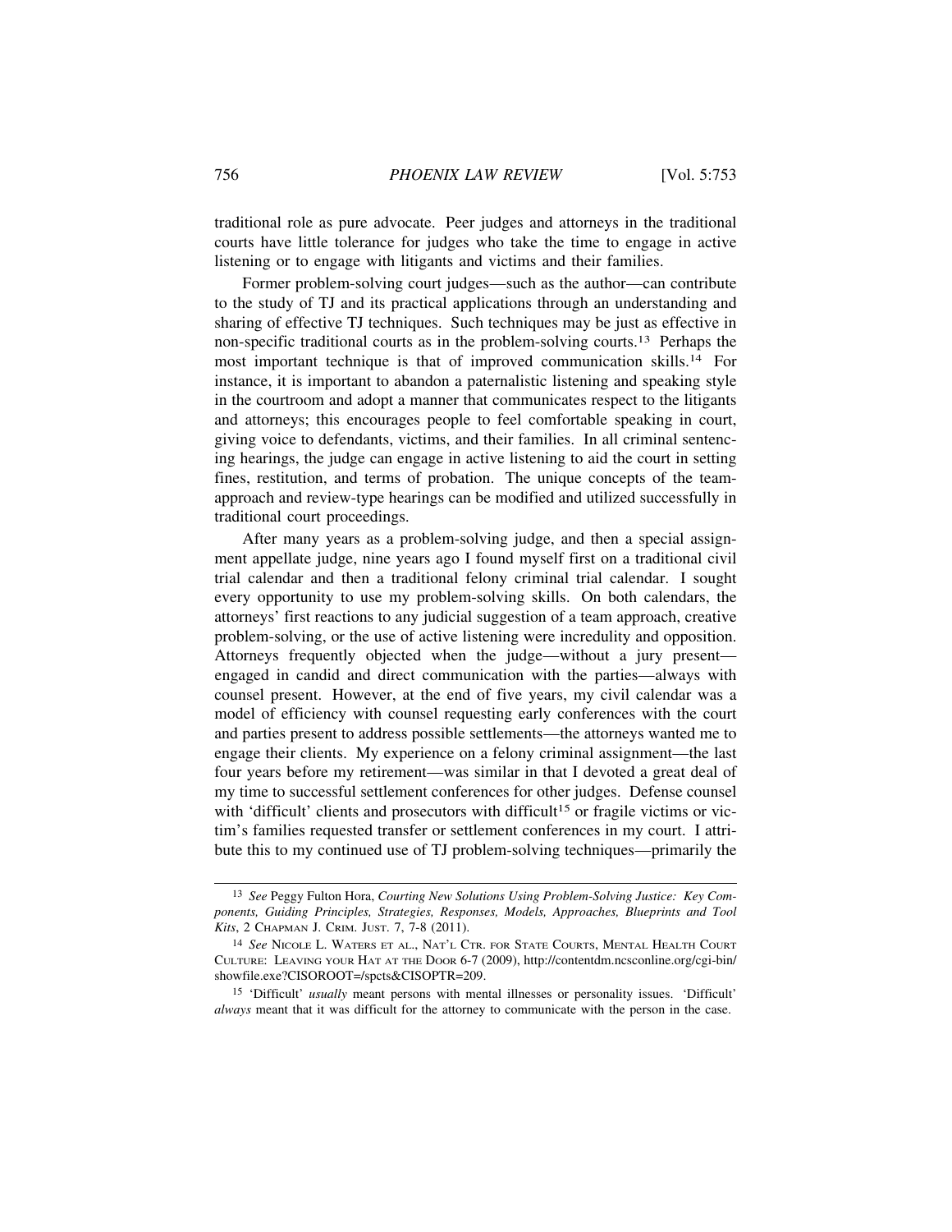traditional role as pure advocate. Peer judges and attorneys in the traditional courts have little tolerance for judges who take the time to engage in active listening or to engage with litigants and victims and their families.

Former problem-solving court judges—such as the author—can contribute to the study of TJ and its practical applications through an understanding and sharing of effective TJ techniques. Such techniques may be just as effective in non-specific traditional courts as in the problem-solving courts.[13] Perhaps the most important technique is that of improved communication skills.[14] For instance, it is important to abandon a paternalistic listening and speaking style in the courtroom and adopt a manner that communicates respect to the litigants and attorneys; this encourages people to feel comfortable speaking in court, giving voice to defendants, victims, and their families. In all criminal sentencing hearings, the judge can engage in active listening to aid the court in setting fines, restitution, and terms of probation. The unique concepts of the team-approach and review-type hearings can be modified and utilized successfully in traditional court proceedings.

After many years as a problem-solving judge, and then a special assignment appellate judge, nine years ago I found myself first on a traditional civil trial calendar and then a traditional felony criminal trial calendar. I sought every opportunity to use my problem-solving skills. On both calendars, the attorneys' first reactions to any judicial suggestion of a team approach, creative problem-solving, or the use of active listening were incredulity and opposition. Attorneys frequently objected when the judge—without a jury present—engaged in candid and direct communication with the parties—always with counsel present. However, at the end of five years, my civil calendar was a model of efficiency with counsel requesting early conferences with the court and parties present to address possible settlements—the attorneys wanted me to engage their clients. My experience on a felony criminal assignment—the last four years before my retirement—was similar in that I devoted a great deal of my time to successful settlement conferences for other judges. Defense counsel with 'difficult' clients and prosecutors with difficult[15] or fragile victims or victim's families requested transfer or settlement conferences in my court. I attribute this to my continued use of TJ problem-solving techniques—primarily the

---

[13] *See* Peggy Fulton Hora, *Courting New Solutions Using Problem-Solving Justice: Key Components, Guiding Principles, Strategies, Responses, Models, Approaches, Blueprints and Tool Kits*, 2 CHAPMAN J. CRIM. JUST. 7, 7-8 (2011).

[14] *See* NICOLE L. WATERS ET AL., NAT'L CTR. FOR STATE COURTS, MENTAL HEALTH COURT CULTURE: LEAVING YOUR HAT AT THE DOOR 6-7 (2009), http://contentdm.ncsconline.org/cgi-bin/showfile.exe?CISOROOT=/spcts&CISOPTR=209.

[15] 'Difficult' *usually* meant persons with mental illnesses or personality issues. 'Difficult' *always* meant that it was difficult for the attorney to communicate with the person in the case.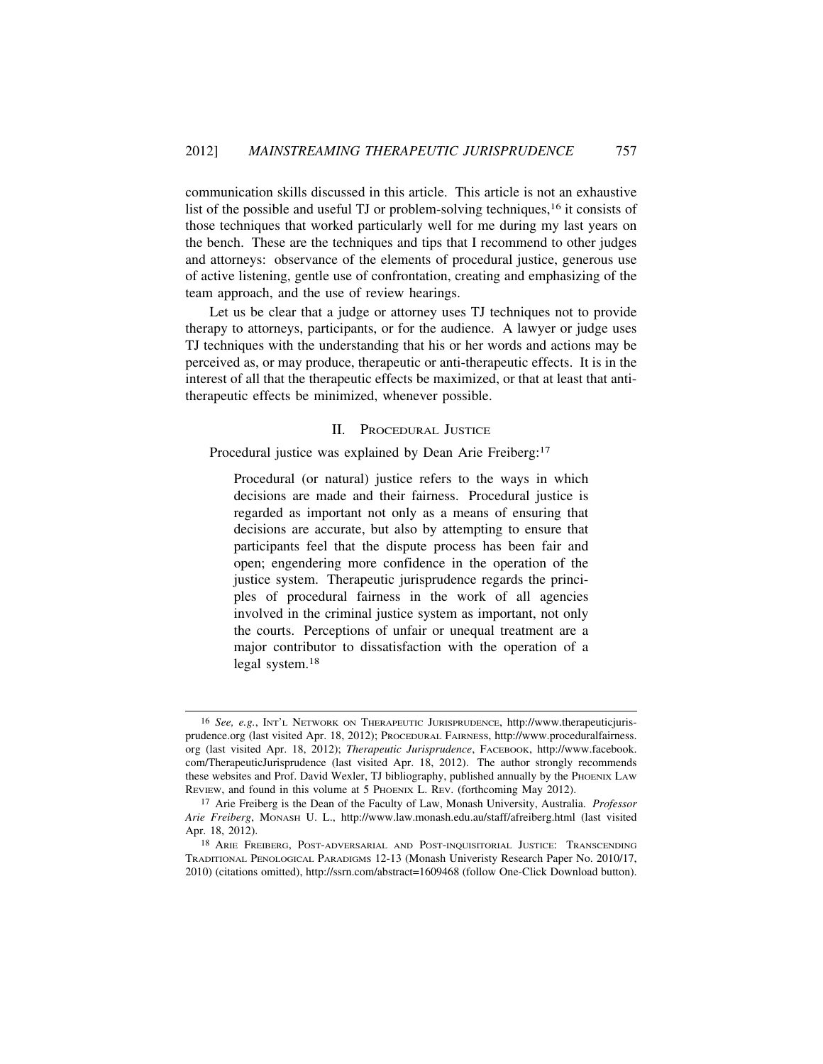communication skills discussed in this article. This article is not an exhaustive list of the possible and useful TJ or problem-solving techniques,[16] it consists of those techniques that worked particularly well for me during my last years on the bench. These are the techniques and tips that I recommend to other judges and attorneys: observance of the elements of procedural justice, generous use of active listening, gentle use of confrontation, creating and emphasizing of the team approach, and the use of review hearings.

Let us be clear that a judge or attorney uses TJ techniques not to provide therapy to attorneys, participants, or for the audience. A lawyer or judge uses TJ techniques with the understanding that his or her words and actions may be perceived as, or may produce, therapeutic or anti-therapeutic effects. It is in the interest of all that the therapeutic effects be maximized, or that at least that anti-therapeutic effects be minimized, whenever possible.

## II. PROCEDURAL JUSTICE

Procedural justice was explained by Dean Arie Freiberg:[17]

> Procedural (or natural) justice refers to the ways in which decisions are made and their fairness. Procedural justice is regarded as important not only as a means of ensuring that decisions are accurate, but also by attempting to ensure that participants feel that the dispute process has been fair and open; engendering more confidence in the operation of the justice system. Therapeutic jurisprudence regards the principles of procedural fairness in the work of all agencies involved in the criminal justice system as important, not only the courts. Perceptions of unfair or unequal treatment are a major contributor to dissatisfaction with the operation of a legal system.[18]

---

[16] *See, e.g.*, INT'L NETWORK ON THERAPEUTIC JURISPRUDENCE, http://www.therapeuticjurisprudence.org (last visited Apr. 18, 2012); PROCEDURAL FAIRNESS, http://www.proceduralfairness.org (last visited Apr. 18, 2012); *Therapeutic Jurisprudence*, FACEBOOK, http://www.facebook.com/TherapeuticJurisprudence (last visited Apr. 18, 2012). The author strongly recommends these websites and Prof. David Wexler, TJ bibliography, published annually by the PHOENIX LAW REVIEW, and found in this volume at 5 PHOENIX L. REV. (forthcoming May 2012).

[17] Arie Freiberg is the Dean of the Faculty of Law, Monash University, Australia. *Professor Arie Freiberg*, MONASH U. L., http://www.law.monash.edu.au/staff/afreiberg.html (last visited Apr. 18, 2012).

[18] ARIE FREIBERG, POST-ADVERSARIAL AND POST-INQUISITORIAL JUSTICE: TRANSCENDING TRADITIONAL PENOLOGICAL PARADIGMS 12-13 (Monash Univeristy Research Paper No. 2010/17, 2010) (citations omitted), http://ssrn.com/abstract=1609468 (follow One-Click Download button).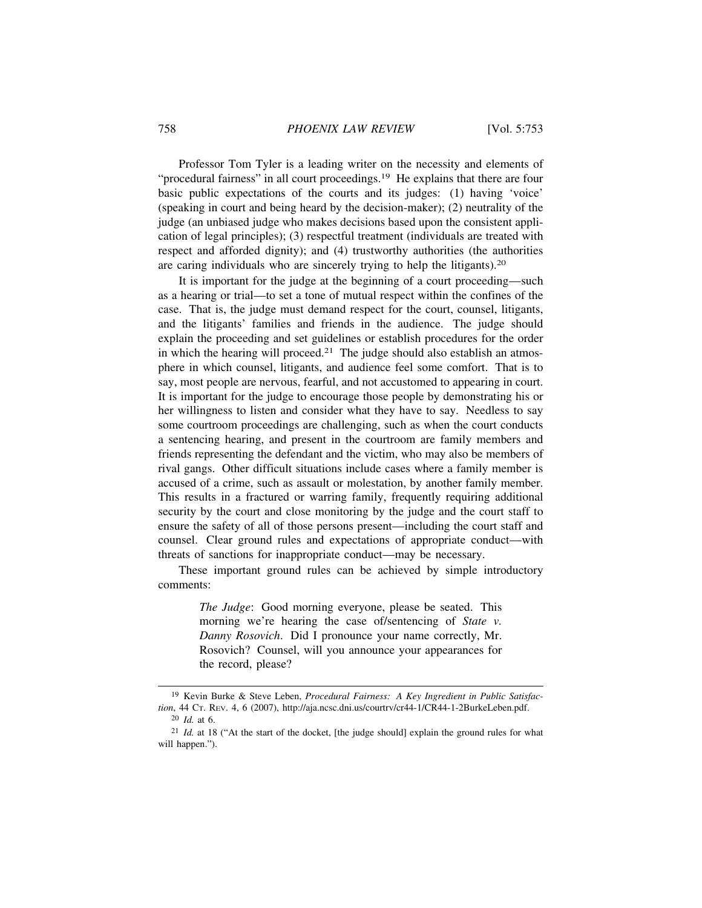Professor Tom Tyler is a leading writer on the necessity and elements of "procedural fairness" in all court proceedings.[19] He explains that there are four basic public expectations of the courts and its judges: (1) having 'voice' (speaking in court and being heard by the decision-maker); (2) neutrality of the judge (an unbiased judge who makes decisions based upon the consistent application of legal principles); (3) respectful treatment (individuals are treated with respect and afforded dignity); and (4) trustworthy authorities (the authorities are caring individuals who are sincerely trying to help the litigants).[20]

It is important for the judge at the beginning of a court proceeding—such as a hearing or trial—to set a tone of mutual respect within the confines of the case. That is, the judge must demand respect for the court, counsel, litigants, and the litigants' families and friends in the audience. The judge should explain the proceeding and set guidelines or establish procedures for the order in which the hearing will proceed.[21] The judge should also establish an atmosphere in which counsel, litigants, and audience feel some comfort. That is to say, most people are nervous, fearful, and not accustomed to appearing in court. It is important for the judge to encourage those people by demonstrating his or her willingness to listen and consider what they have to say. Needless to say some courtroom proceedings are challenging, such as when the court conducts a sentencing hearing, and present in the courtroom are family members and friends representing the defendant and the victim, who may also be members of rival gangs. Other difficult situations include cases where a family member is accused of a crime, such as assault or molestation, by another family member. This results in a fractured or warring family, frequently requiring additional security by the court and close monitoring by the judge and the court staff to ensure the safety of all of those persons present—including the court staff and counsel. Clear ground rules and expectations of appropriate conduct—with threats of sanctions for inappropriate conduct—may be necessary.

These important ground rules can be achieved by simple introductory comments:

> *The Judge*: Good morning everyone, please be seated. This morning we're hearing the case of/sentencing of *State v. Danny Rosovich*. Did I pronounce your name correctly, Mr. Rosovich? Counsel, will you announce your appearances for the record, please?

---

[19] Kevin Burke & Steve Leben, *Procedural Fairness: A Key Ingredient in Public Satisfaction*, 44 Ct. Rev. 4, 6 (2007), http://aja.ncsc.dni.us/courtrv/cr44-1/CR44-1-2BurkeLeben.pdf.

[20] *Id.* at 6.

[21] *Id.* at 18 ("At the start of the docket, [the judge should] explain the ground rules for what will happen.").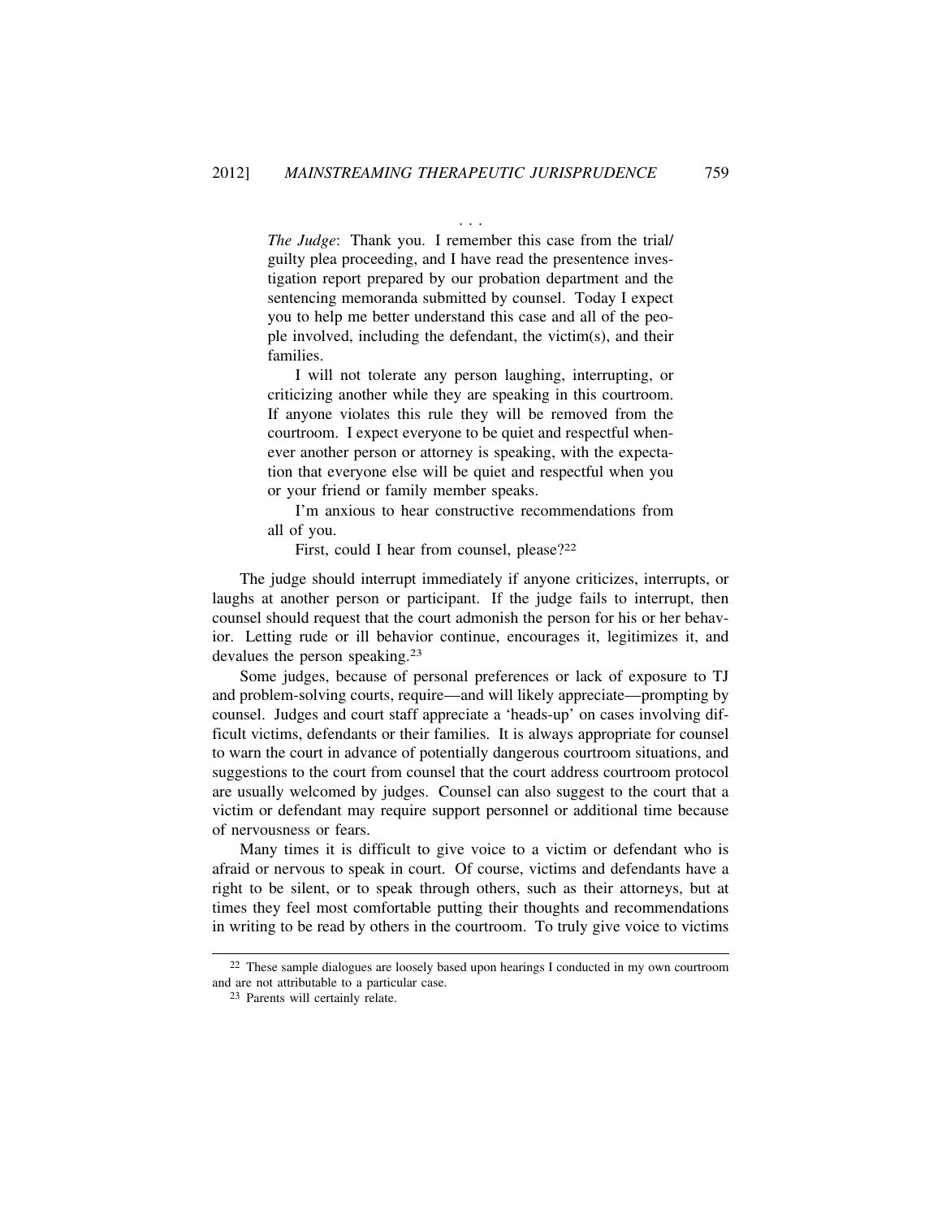. . .

*The Judge*: Thank you. I remember this case from the trial/guilty plea proceeding, and I have read the presentence investigation report prepared by our probation department and the sentencing memoranda submitted by counsel. Today I expect you to help me better understand this case and all of the people involved, including the defendant, the victim(s), and their families.

> I will not tolerate any person laughing, interrupting, or criticizing another while they are speaking in this courtroom. If anyone violates this rule they will be removed from the courtroom. I expect everyone to be quiet and respectful whenever another person or attorney is speaking, with the expectation that everyone else will be quiet and respectful when you or your friend or family member speaks.
>
> I'm anxious to hear constructive recommendations from all of you.
>
> First, could I hear from counsel, please?[22]

The judge should interrupt immediately if anyone criticizes, interrupts, or laughs at another person or participant. If the judge fails to interrupt, then counsel should request that the court admonish the person for his or her behavior. Letting rude or ill behavior continue, encourages it, legitimizes it, and devalues the person speaking.[23]

Some judges, because of personal preferences or lack of exposure to TJ and problem-solving courts, require—and will likely appreciate—prompting by counsel. Judges and court staff appreciate a 'heads-up' on cases involving difficult victims, defendants or their families. It is always appropriate for counsel to warn the court in advance of potentially dangerous courtroom situations, and suggestions to the court from counsel that the court address courtroom protocol are usually welcomed by judges. Counsel can also suggest to the court that a victim or defendant may require support personnel or additional time because of nervousness or fears.

Many times it is difficult to give voice to a victim or defendant who is afraid or nervous to speak in court. Of course, victims and defendants have a right to be silent, or to speak through others, such as their attorneys, but at times they feel most comfortable putting their thoughts and recommendations in writing to be read by others in the courtroom. To truly give voice to victims

---

[22] These sample dialogues are loosely based upon hearings I conducted in my own courtroom and are not attributable to a particular case.

[23] Parents will certainly relate.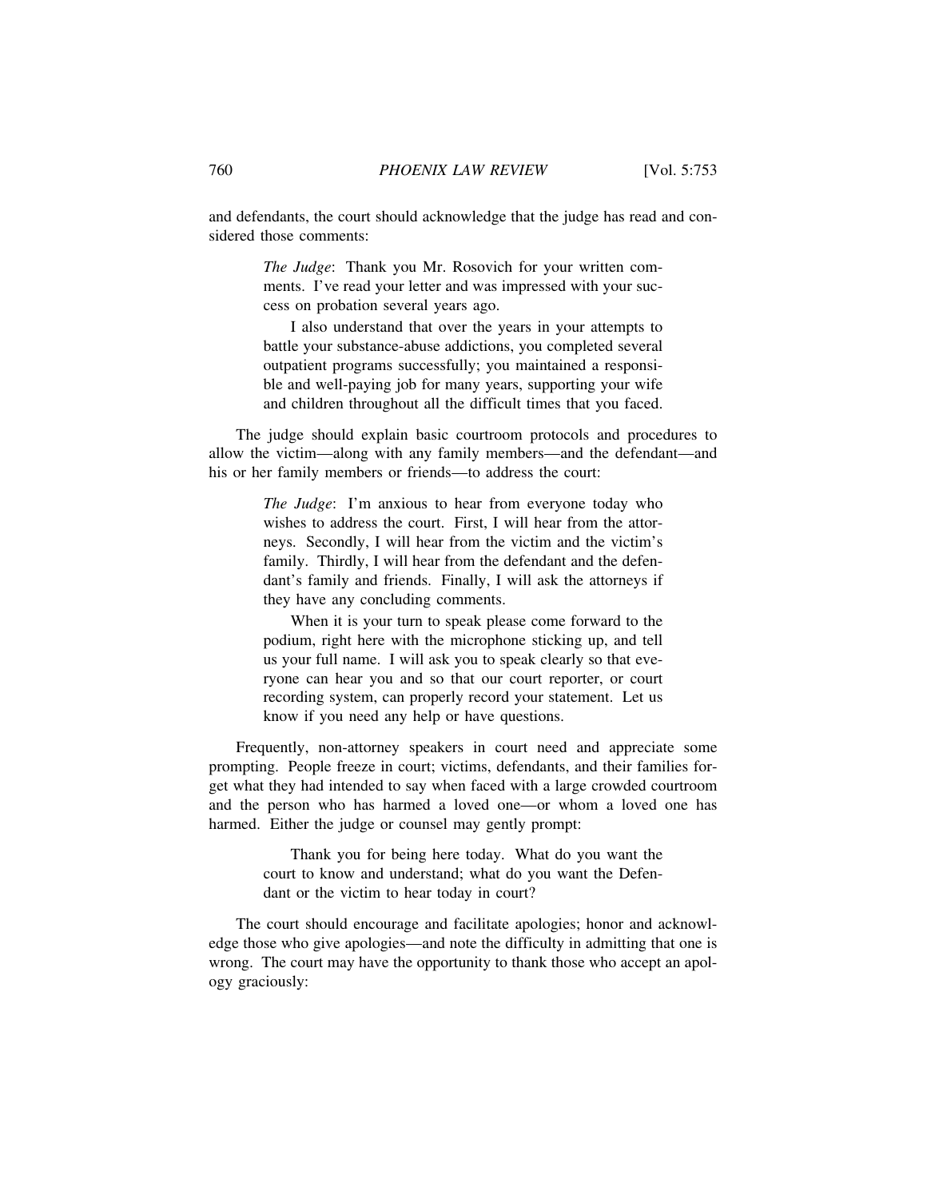and defendants, the court should acknowledge that the judge has read and considered those comments:

> *The Judge*: Thank you Mr. Rosovich for your written comments. I've read your letter and was impressed with your success on probation several years ago.
>
> I also understand that over the years in your attempts to battle your substance-abuse addictions, you completed several outpatient programs successfully; you maintained a responsible and well-paying job for many years, supporting your wife and children throughout all the difficult times that you faced.

The judge should explain basic courtroom protocols and procedures to allow the victim—along with any family members—and the defendant—and his or her family members or friends—to address the court:

> *The Judge*: I'm anxious to hear from everyone today who wishes to address the court. First, I will hear from the attorneys. Secondly, I will hear from the victim and the victim's family. Thirdly, I will hear from the defendant and the defendant's family and friends. Finally, I will ask the attorneys if they have any concluding comments.
>
> When it is your turn to speak please come forward to the podium, right here with the microphone sticking up, and tell us your full name. I will ask you to speak clearly so that everyone can hear you and so that our court reporter, or court recording system, can properly record your statement. Let us know if you need any help or have questions.

Frequently, non-attorney speakers in court need and appreciate some prompting. People freeze in court; victims, defendants, and their families forget what they had intended to say when faced with a large crowded courtroom and the person who has harmed a loved one—or whom a loved one has harmed. Either the judge or counsel may gently prompt:

> Thank you for being here today. What do you want the court to know and understand; what do you want the Defendant or the victim to hear today in court?

The court should encourage and facilitate apologies; honor and acknowledge those who give apologies—and note the difficulty in admitting that one is wrong. The court may have the opportunity to thank those who accept an apology graciously: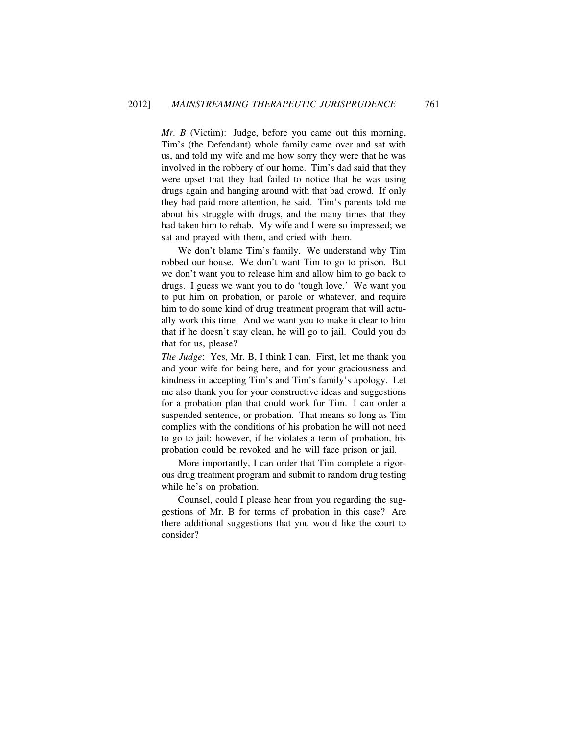*Mr. B* (Victim): Judge, before you came out this morning, Tim's (the Defendant) whole family came over and sat with us, and told my wife and me how sorry they were that he was involved in the robbery of our home. Tim's dad said that they were upset that they had failed to notice that he was using drugs again and hanging around with that bad crowd. If only they had paid more attention, he said. Tim's parents told me about his struggle with drugs, and the many times that they had taken him to rehab. My wife and I were so impressed; we sat and prayed with them, and cried with them.

We don't blame Tim's family. We understand why Tim robbed our house. We don't want Tim to go to prison. But we don't want you to release him and allow him to go back to drugs. I guess we want you to do 'tough love.' We want you to put him on probation, or parole or whatever, and require him to do some kind of drug treatment program that will actually work this time. And we want you to make it clear to him that if he doesn't stay clean, he will go to jail. Could you do that for us, please?

*The Judge*: Yes, Mr. B, I think I can. First, let me thank you and your wife for being here, and for your graciousness and kindness in accepting Tim's and Tim's family's apology. Let me also thank you for your constructive ideas and suggestions for a probation plan that could work for Tim. I can order a suspended sentence, or probation. That means so long as Tim complies with the conditions of his probation he will not need to go to jail; however, if he violates a term of probation, his probation could be revoked and he will face prison or jail.

More importantly, I can order that Tim complete a rigorous drug treatment program and submit to random drug testing while he's on probation.

Counsel, could I please hear from you regarding the suggestions of Mr. B for terms of probation in this case? Are there additional suggestions that you would like the court to consider?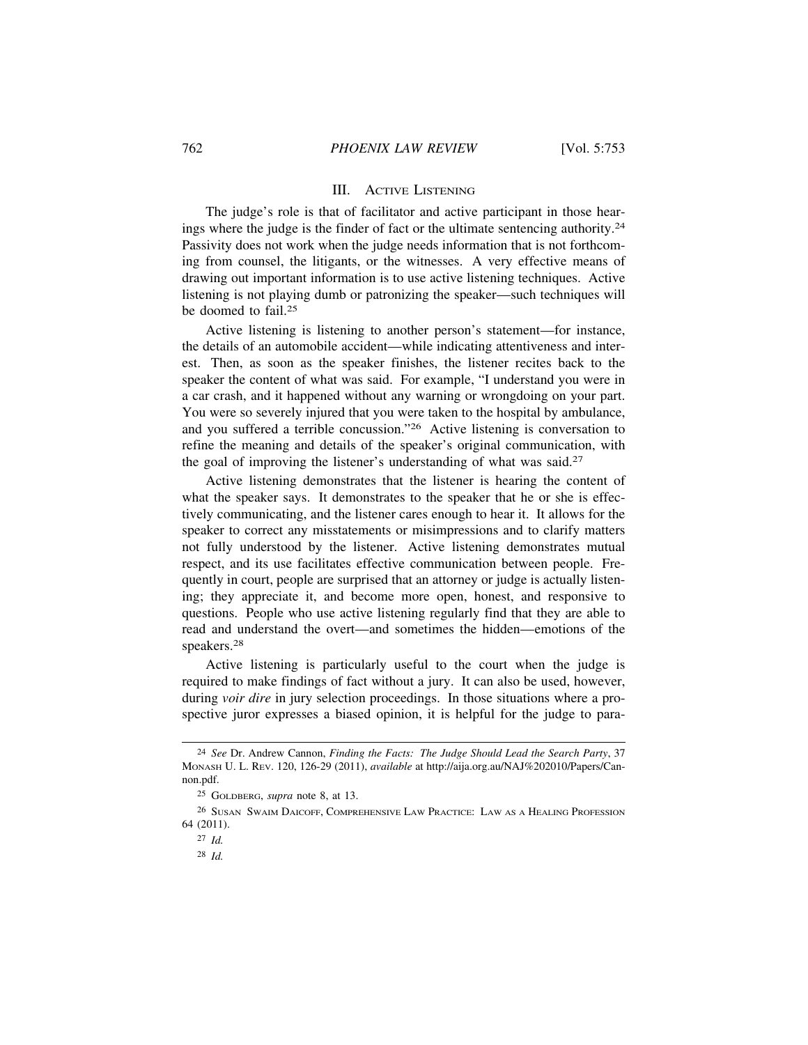## III. Active Listening

The judge's role is that of facilitator and active participant in those hearings where the judge is the finder of fact or the ultimate sentencing authority.[24] Passivity does not work when the judge needs information that is not forthcoming from counsel, the litigants, or the witnesses. A very effective means of drawing out important information is to use active listening techniques. Active listening is not playing dumb or patronizing the speaker—such techniques will be doomed to fail.[25]

Active listening is listening to another person's statement—for instance, the details of an automobile accident—while indicating attentiveness and interest. Then, as soon as the speaker finishes, the listener recites back to the speaker the content of what was said. For example, "I understand you were in a car crash, and it happened without any warning or wrongdoing on your part. You were so severely injured that you were taken to the hospital by ambulance, and you suffered a terrible concussion."[26] Active listening is conversation to refine the meaning and details of the speaker's original communication, with the goal of improving the listener's understanding of what was said.[27]

Active listening demonstrates that the listener is hearing the content of what the speaker says. It demonstrates to the speaker that he or she is effectively communicating, and the listener cares enough to hear it. It allows for the speaker to correct any misstatements or misimpressions and to clarify matters not fully understood by the listener. Active listening demonstrates mutual respect, and its use facilitates effective communication between people. Frequently in court, people are surprised that an attorney or judge is actually listening; they appreciate it, and become more open, honest, and responsive to questions. People who use active listening regularly find that they are able to read and understand the overt—and sometimes the hidden—emotions of the speakers.[28]

Active listening is particularly useful to the court when the judge is required to make findings of fact without a jury. It can also be used, however, during *voir dire* in jury selection proceedings. In those situations where a prospective juror expresses a biased opinion, it is helpful for the judge to para-

---

[24] *See* Dr. Andrew Cannon, *Finding the Facts: The Judge Should Lead the Search Party*, 37 Monash U. L. Rev. 120, 126-29 (2011), *available* at http://aija.org.au/NAJ%202010/Papers/Cannon.pdf.

[25] Goldberg, *supra* note 8, at 13.

[26] Susan Swaim Daicoff, Comprehensive Law Practice: Law as a Healing Profession 64 (2011).

[27] *Id.*

[28] *Id.*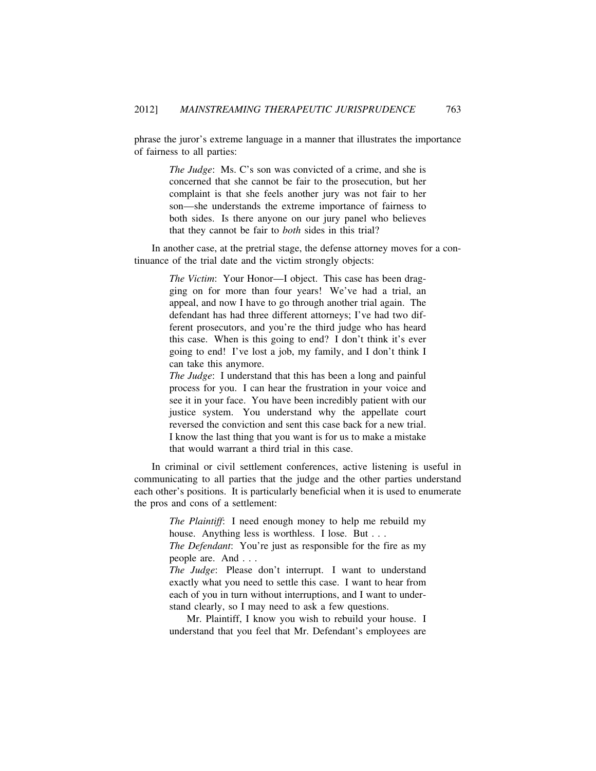phrase the juror's extreme language in a manner that illustrates the importance of fairness to all parties:

> *The Judge*: Ms. C's son was convicted of a crime, and she is concerned that she cannot be fair to the prosecution, but her complaint is that she feels another jury was not fair to her son—she understands the extreme importance of fairness to both sides. Is there anyone on our jury panel who believes that they cannot be fair to *both* sides in this trial?

In another case, at the pretrial stage, the defense attorney moves for a continuance of the trial date and the victim strongly objects:

> *The Victim*: Your Honor—I object. This case has been dragging on for more than four years! We've had a trial, an appeal, and now I have to go through another trial again. The defendant has had three different attorneys; I've had two different prosecutors, and you're the third judge who has heard this case. When is this going to end? I don't think it's ever going to end! I've lost a job, my family, and I don't think I can take this anymore.
>
> *The Judge*: I understand that this has been a long and painful process for you. I can hear the frustration in your voice and see it in your face. You have been incredibly patient with our justice system. You understand why the appellate court reversed the conviction and sent this case back for a new trial. I know the last thing that you want is for us to make a mistake that would warrant a third trial in this case.

In criminal or civil settlement conferences, active listening is useful in communicating to all parties that the judge and the other parties understand each other's positions. It is particularly beneficial when it is used to enumerate the pros and cons of a settlement:

> *The Plaintiff*: I need enough money to help me rebuild my house. Anything less is worthless. I lose. But . . .
>
> *The Defendant*: You're just as responsible for the fire as my people are. And . . .
>
> *The Judge*: Please don't interrupt. I want to understand exactly what you need to settle this case. I want to hear from each of you in turn without interruptions, and I want to understand clearly, so I may need to ask a few questions.
>
> Mr. Plaintiff, I know you wish to rebuild your house. I understand that you feel that Mr. Defendant's employees are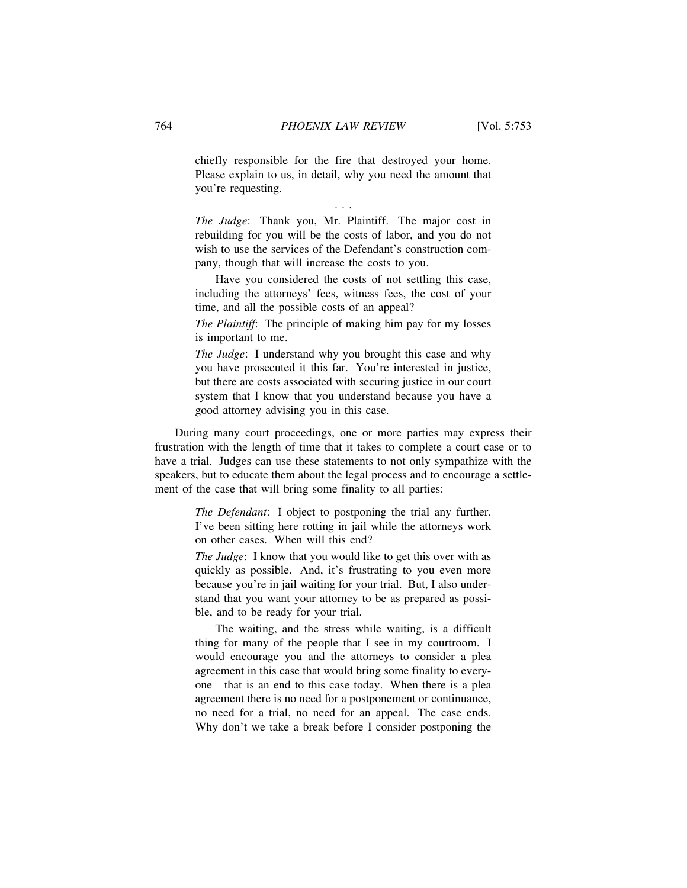> chiefly responsible for the fire that destroyed your home. Please explain to us, in detail, why you need the amount that you're requesting.
>
> . . .
>
> *The Judge*: Thank you, Mr. Plaintiff. The major cost in rebuilding for you will be the costs of labor, and you do not wish to use the services of the Defendant's construction company, though that will increase the costs to you.
>
> Have you considered the costs of not settling this case, including the attorneys' fees, witness fees, the cost of your time, and all the possible costs of an appeal?
>
> *The Plaintiff*: The principle of making him pay for my losses is important to me.
>
> *The Judge*: I understand why you brought this case and why you have prosecuted it this far. You're interested in justice, but there are costs associated with securing justice in our court system that I know that you understand because you have a good attorney advising you in this case.

During many court proceedings, one or more parties may express their frustration with the length of time that it takes to complete a court case or to have a trial. Judges can use these statements to not only sympathize with the speakers, but to educate them about the legal process and to encourage a settlement of the case that will bring some finality to all parties:

> *The Defendant*: I object to postponing the trial any further. I've been sitting here rotting in jail while the attorneys work on other cases. When will this end?
>
> *The Judge*: I know that you would like to get this over with as quickly as possible. And, it's frustrating to you even more because you're in jail waiting for your trial. But, I also understand that you want your attorney to be as prepared as possible, and to be ready for your trial.
>
> The waiting, and the stress while waiting, is a difficult thing for many of the people that I see in my courtroom. I would encourage you and the attorneys to consider a plea agreement in this case that would bring some finality to everyone—that is an end to this case today. When there is a plea agreement there is no need for a postponement or continuance, no need for a trial, no need for an appeal. The case ends. Why don't we take a break before I consider postponing the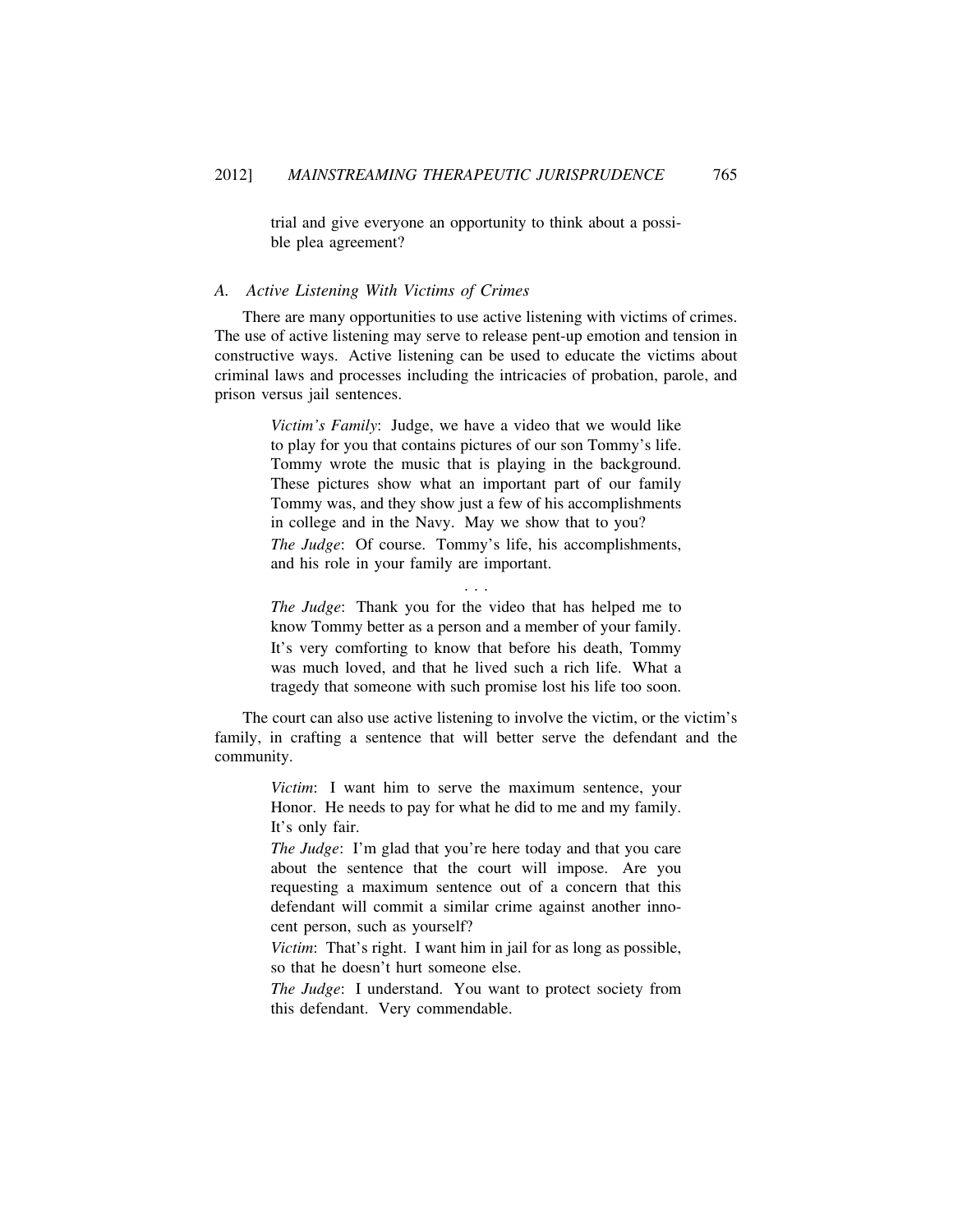trial and give everyone an opportunity to think about a possible plea agreement?

### A. *Active Listening With Victims of Crimes*

There are many opportunities to use active listening with victims of crimes. The use of active listening may serve to release pent-up emotion and tension in constructive ways. Active listening can be used to educate the victims about criminal laws and processes including the intricacies of probation, parole, and prison versus jail sentences.

> *Victim's Family*: Judge, we have a video that we would like to play for you that contains pictures of our son Tommy's life. Tommy wrote the music that is playing in the background. These pictures show what an important part of our family Tommy was, and they show just a few of his accomplishments in college and in the Navy. May we show that to you?
>
> *The Judge*: Of course. Tommy's life, his accomplishments, and his role in your family are important.
>
> . . .
>
> *The Judge*: Thank you for the video that has helped me to know Tommy better as a person and a member of your family. It's very comforting to know that before his death, Tommy was much loved, and that he lived such a rich life. What a tragedy that someone with such promise lost his life too soon.

The court can also use active listening to involve the victim, or the victim's family, in crafting a sentence that will better serve the defendant and the community.

> *Victim*: I want him to serve the maximum sentence, your Honor. He needs to pay for what he did to me and my family. It's only fair.
>
> *The Judge*: I'm glad that you're here today and that you care about the sentence that the court will impose. Are you requesting a maximum sentence out of a concern that this defendant will commit a similar crime against another innocent person, such as yourself?
>
> *Victim*: That's right. I want him in jail for as long as possible, so that he doesn't hurt someone else.
>
> *The Judge*: I understand. You want to protect society from this defendant. Very commendable.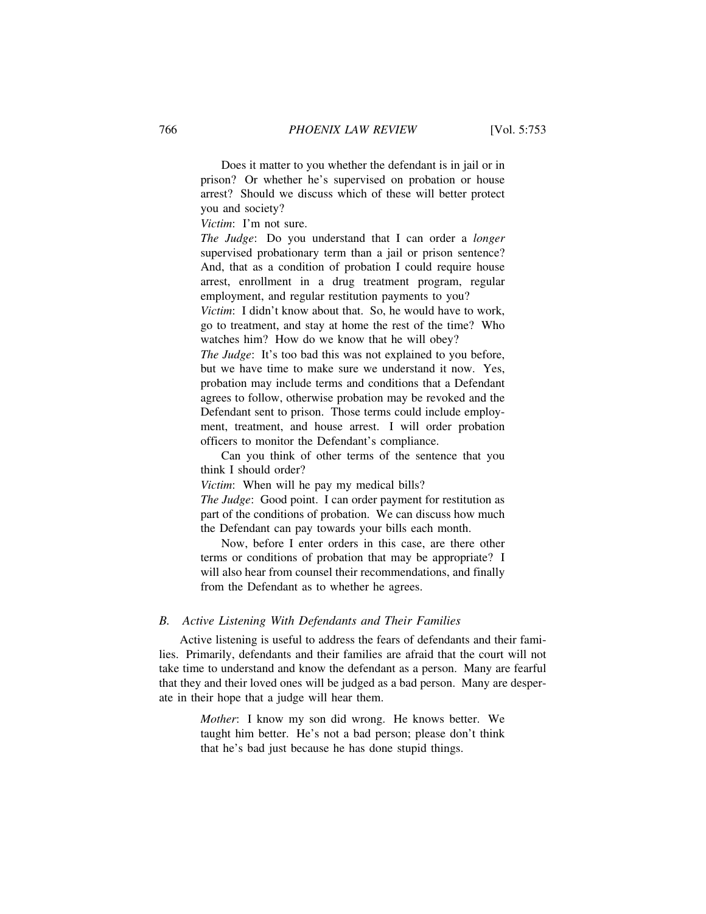Does it matter to you whether the defendant is in jail or in prison? Or whether he's supervised on probation or house arrest? Should we discuss which of these will better protect you and society?

*Victim*: I'm not sure.

*The Judge*: Do you understand that I can order a *longer* supervised probationary term than a jail or prison sentence? And, that as a condition of probation I could require house arrest, enrollment in a drug treatment program, regular employment, and regular restitution payments to you?

*Victim*: I didn't know about that. So, he would have to work, go to treatment, and stay at home the rest of the time? Who watches him? How do we know that he will obey?

*The Judge*: It's too bad this was not explained to you before, but we have time to make sure we understand it now. Yes, probation may include terms and conditions that a Defendant agrees to follow, otherwise probation may be revoked and the Defendant sent to prison. Those terms could include employment, treatment, and house arrest. I will order probation officers to monitor the Defendant's compliance.

Can you think of other terms of the sentence that you think I should order?

*Victim*: When will he pay my medical bills?

*The Judge*: Good point. I can order payment for restitution as part of the conditions of probation. We can discuss how much the Defendant can pay towards your bills each month.

Now, before I enter orders in this case, are there other terms or conditions of probation that may be appropriate? I will also hear from counsel their recommendations, and finally from the Defendant as to whether he agrees.

### *B. Active Listening With Defendants and Their Families*

Active listening is useful to address the fears of defendants and their families. Primarily, defendants and their families are afraid that the court will not take time to understand and know the defendant as a person. Many are fearful that they and their loved ones will be judged as a bad person. Many are desperate in their hope that a judge will hear them.

*Mother*: I know my son did wrong. He knows better. We taught him better. He's not a bad person; please don't think that he's bad just because he has done stupid things.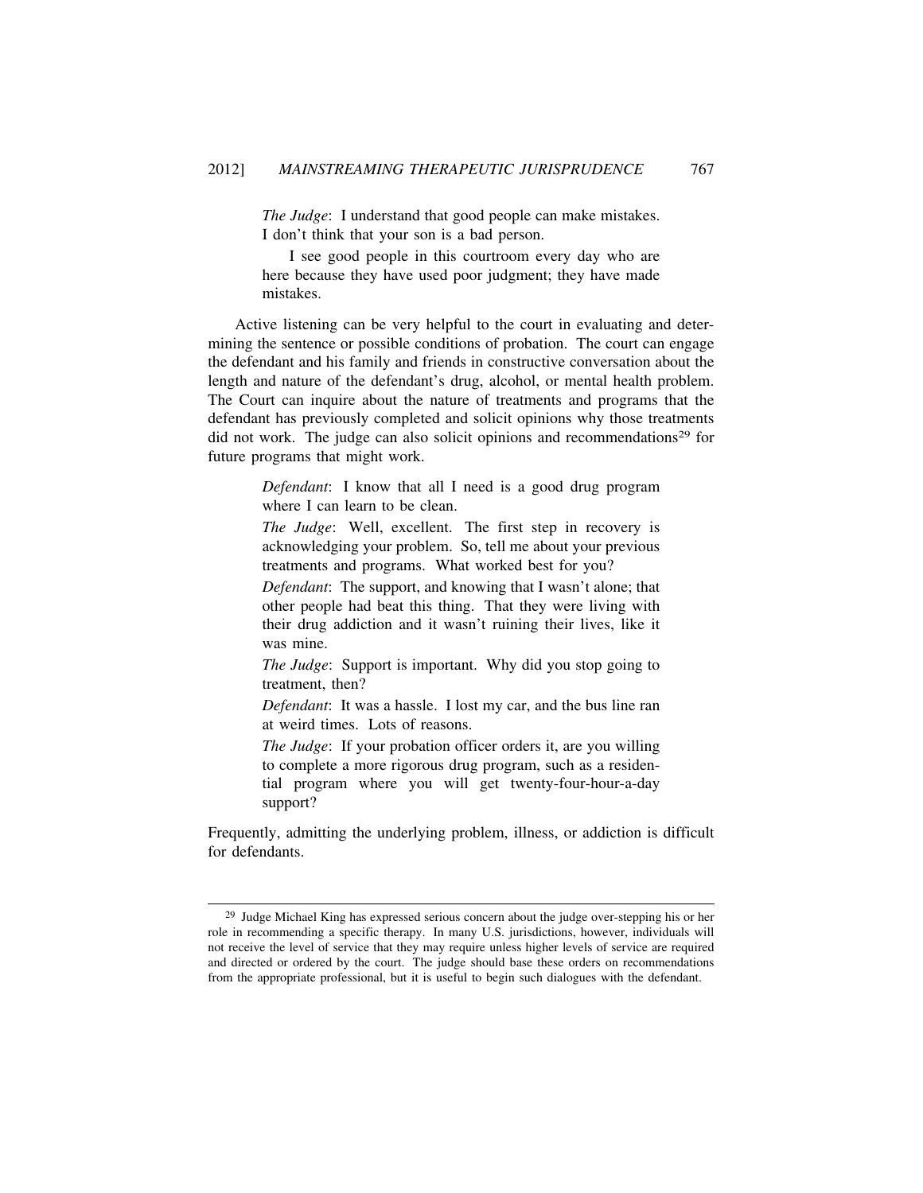> *The Judge*: I understand that good people can make mistakes. I don't think that your son is a bad person.
>
> I see good people in this courtroom every day who are here because they have used poor judgment; they have made mistakes.

Active listening can be very helpful to the court in evaluating and determining the sentence or possible conditions of probation. The court can engage the defendant and his family and friends in constructive conversation about the length and nature of the defendant's drug, alcohol, or mental health problem. The Court can inquire about the nature of treatments and programs that the defendant has previously completed and solicit opinions why those treatments did not work. The judge can also solicit opinions and recommendations[29] for future programs that might work.

> *Defendant*: I know that all I need is a good drug program where I can learn to be clean.
>
> *The Judge*: Well, excellent. The first step in recovery is acknowledging your problem. So, tell me about your previous treatments and programs. What worked best for you?
>
> *Defendant*: The support, and knowing that I wasn't alone; that other people had beat this thing. That they were living with their drug addiction and it wasn't ruining their lives, like it was mine.
>
> *The Judge*: Support is important. Why did you stop going to treatment, then?
>
> *Defendant*: It was a hassle. I lost my car, and the bus line ran at weird times. Lots of reasons.
>
> *The Judge*: If your probation officer orders it, are you willing to complete a more rigorous drug program, such as a residential program where you will get twenty-four-hour-a-day support?

Frequently, admitting the underlying problem, illness, or addiction is difficult for defendants.

---

[29] Judge Michael King has expressed serious concern about the judge over-stepping his or her role in recommending a specific therapy. In many U.S. jurisdictions, however, individuals will not receive the level of service that they may require unless higher levels of service are required and directed or ordered by the court. The judge should base these orders on recommendations from the appropriate professional, but it is useful to begin such dialogues with the defendant.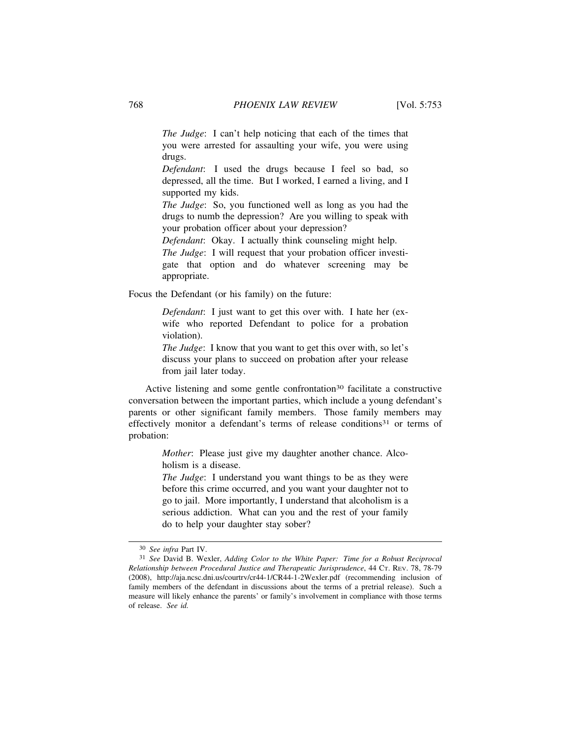*The Judge*: I can't help noticing that each of the times that you were arrested for assaulting your wife, you were using drugs.

*Defendant*: I used the drugs because I feel so bad, so depressed, all the time. But I worked, I earned a living, and I supported my kids.

*The Judge*: So, you functioned well as long as you had the drugs to numb the depression? Are you willing to speak with your probation officer about your depression?

*Defendant*: Okay. I actually think counseling might help.

*The Judge*: I will request that your probation officer investigate that option and do whatever screening may be appropriate.

Focus the Defendant (or his family) on the future:

*Defendant*: I just want to get this over with. I hate her (ex-wife who reported Defendant to police for a probation violation).

*The Judge*: I know that you want to get this over with, so let's discuss your plans to succeed on probation after your release from jail later today.

Active listening and some gentle confrontation[30] facilitate a constructive conversation between the important parties, which include a young defendant's parents or other significant family members. Those family members may effectively monitor a defendant's terms of release conditions[31] or terms of probation:

*Mother*: Please just give my daughter another chance. Alcoholism is a disease.

*The Judge*: I understand you want things to be as they were before this crime occurred, and you want your daughter not to go to jail. More importantly, I understand that alcoholism is a serious addiction. What can you and the rest of your family do to help your daughter stay sober?

---

[30] *See infra* Part IV.

[31] *See* David B. Wexler, *Adding Color to the White Paper: Time for a Robust Reciprocal Relationship between Procedural Justice and Therapeutic Jurisprudence*, 44 CT. REV. 78, 78-79 (2008), http://aja.ncsc.dni.us/courtrv/cr44-1/CR44-1-2Wexler.pdf (recommending inclusion of family members of the defendant in discussions about the terms of a pretrial release). Such a measure will likely enhance the parents' or family's involvement in compliance with those terms of release. *See id.*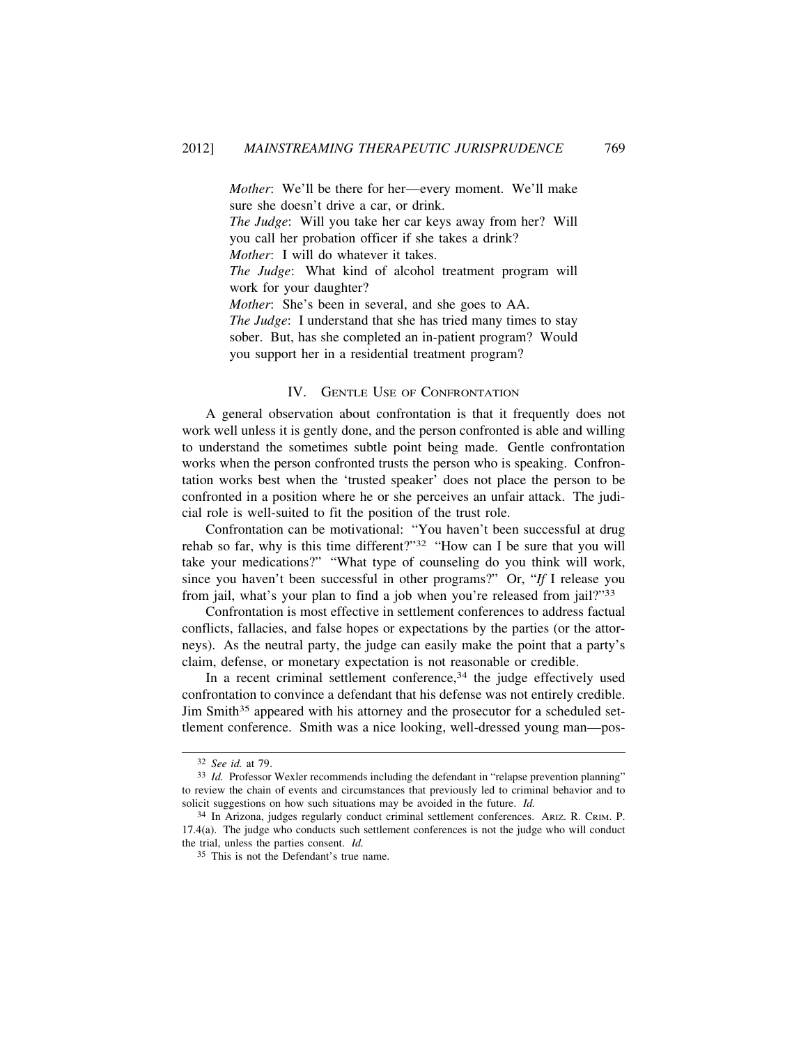*Mother*: We'll be there for her—every moment. We'll make sure she doesn't drive a car, or drink.
*The Judge*: Will you take her car keys away from her? Will you call her probation officer if she takes a drink?
*Mother*: I will do whatever it takes.
*The Judge*: What kind of alcohol treatment program will work for your daughter?
*Mother*: She's been in several, and she goes to AA.
*The Judge*: I understand that she has tried many times to stay sober. But, has she completed an in-patient program? Would you support her in a residential treatment program?

## IV. Gentle Use of Confrontation

A general observation about confrontation is that it frequently does not work well unless it is gently done, and the person confronted is able and willing to understand the sometimes subtle point being made. Gentle confrontation works when the person confronted trusts the person who is speaking. Confrontation works best when the 'trusted speaker' does not place the person to be confronted in a position where he or she perceives an unfair attack. The judicial role is well-suited to fit the position of the trust role.

Confrontation can be motivational: "You haven't been successful at drug rehab so far, why is this time different?"[32] "How can I be sure that you will take your medications?" "What type of counseling do you think will work, since you haven't been successful in other programs?" Or, "*If* I release you from jail, what's your plan to find a job when you're released from jail?"[33]

Confrontation is most effective in settlement conferences to address factual conflicts, fallacies, and false hopes or expectations by the parties (or the attorneys). As the neutral party, the judge can easily make the point that a party's claim, defense, or monetary expectation is not reasonable or credible.

In a recent criminal settlement conference,[34] the judge effectively used confrontation to convince a defendant that his defense was not entirely credible. Jim Smith[35] appeared with his attorney and the prosecutor for a scheduled settlement conference. Smith was a nice looking, well-dressed young man—pos-

---

[32] *See id.* at 79.

[33] *Id.* Professor Wexler recommends including the defendant in "relapse prevention planning" to review the chain of events and circumstances that previously led to criminal behavior and to solicit suggestions on how such situations may be avoided in the future. *Id.*

[34] In Arizona, judges regularly conduct criminal settlement conferences. Ariz. R. Crim. P. 17.4(a). The judge who conducts such settlement conferences is not the judge who will conduct the trial, unless the parties consent. *Id.*

[35] This is not the Defendant's true name.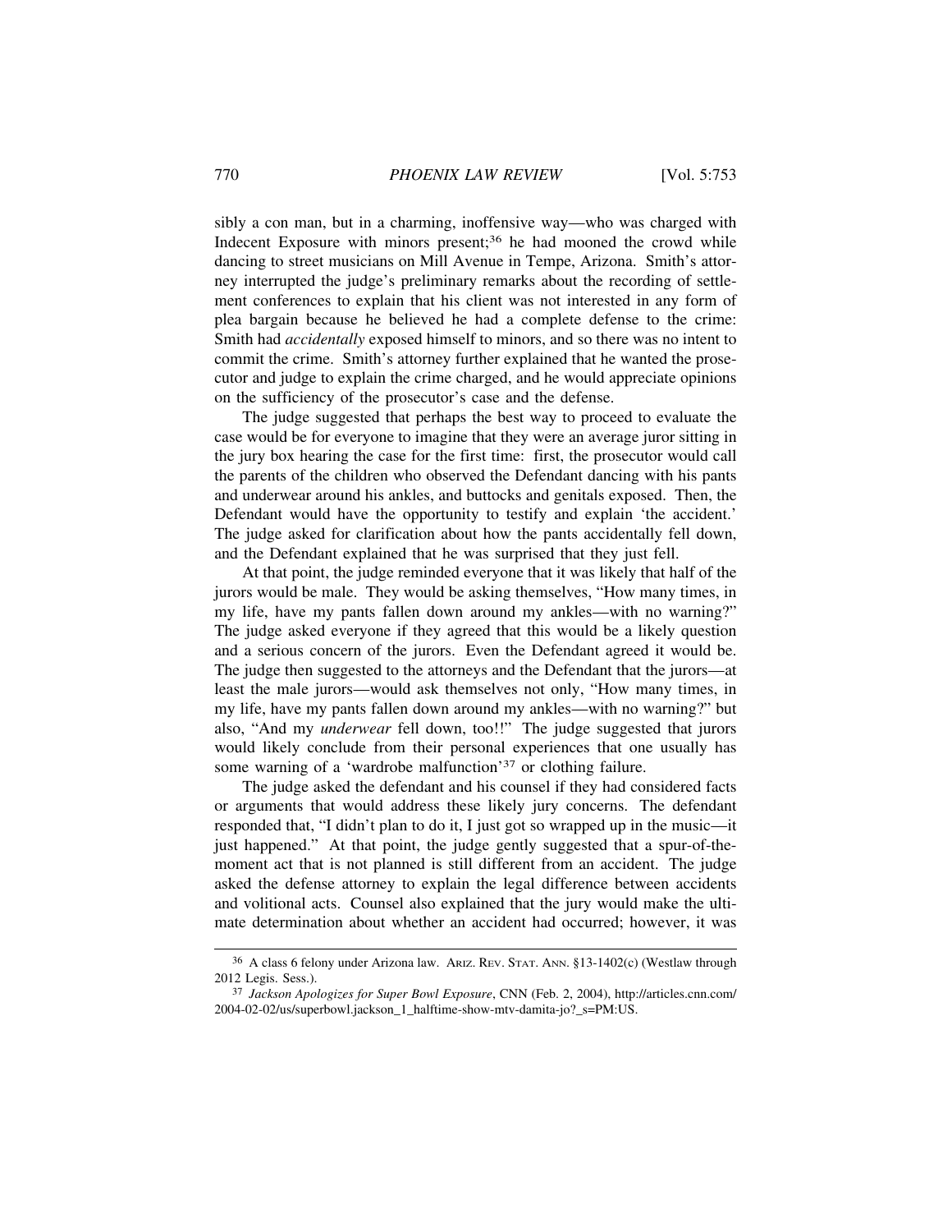sibly a con man, but in a charming, inoffensive way—who was charged with Indecent Exposure with minors present;[36] he had mooned the crowd while dancing to street musicians on Mill Avenue in Tempe, Arizona. Smith's attorney interrupted the judge's preliminary remarks about the recording of settlement conferences to explain that his client was not interested in any form of plea bargain because he believed he had a complete defense to the crime: Smith had *accidentally* exposed himself to minors, and so there was no intent to commit the crime. Smith's attorney further explained that he wanted the prosecutor and judge to explain the crime charged, and he would appreciate opinions on the sufficiency of the prosecutor's case and the defense.

The judge suggested that perhaps the best way to proceed to evaluate the case would be for everyone to imagine that they were an average juror sitting in the jury box hearing the case for the first time: first, the prosecutor would call the parents of the children who observed the Defendant dancing with his pants and underwear around his ankles, and buttocks and genitals exposed. Then, the Defendant would have the opportunity to testify and explain 'the accident.' The judge asked for clarification about how the pants accidentally fell down, and the Defendant explained that he was surprised that they just fell.

At that point, the judge reminded everyone that it was likely that half of the jurors would be male. They would be asking themselves, "How many times, in my life, have my pants fallen down around my ankles—with no warning?" The judge asked everyone if they agreed that this would be a likely question and a serious concern of the jurors. Even the Defendant agreed it would be. The judge then suggested to the attorneys and the Defendant that the jurors—at least the male jurors—would ask themselves not only, "How many times, in my life, have my pants fallen down around my ankles—with no warning?" but also, "And my *underwear* fell down, too!!" The judge suggested that jurors would likely conclude from their personal experiences that one usually has some warning of a 'wardrobe malfunction'[37] or clothing failure.

The judge asked the defendant and his counsel if they had considered facts or arguments that would address these likely jury concerns. The defendant responded that, "I didn't plan to do it, I just got so wrapped up in the music—it just happened." At that point, the judge gently suggested that a spur-of-the-moment act that is not planned is still different from an accident. The judge asked the defense attorney to explain the legal difference between accidents and volitional acts. Counsel also explained that the jury would make the ultimate determination about whether an accident had occurred; however, it was

---

[36] A class 6 felony under Arizona law. ARIZ. REV. STAT. ANN. §13-1402(c) (Westlaw through 2012 Legis. Sess.).

[37] *Jackson Apologizes for Super Bowl Exposure*, CNN (Feb. 2, 2004), http://articles.cnn.com/2004-02-02/us/superbowl.jackson_1_halftime-show-mtv-damita-jo?_s=PM:US.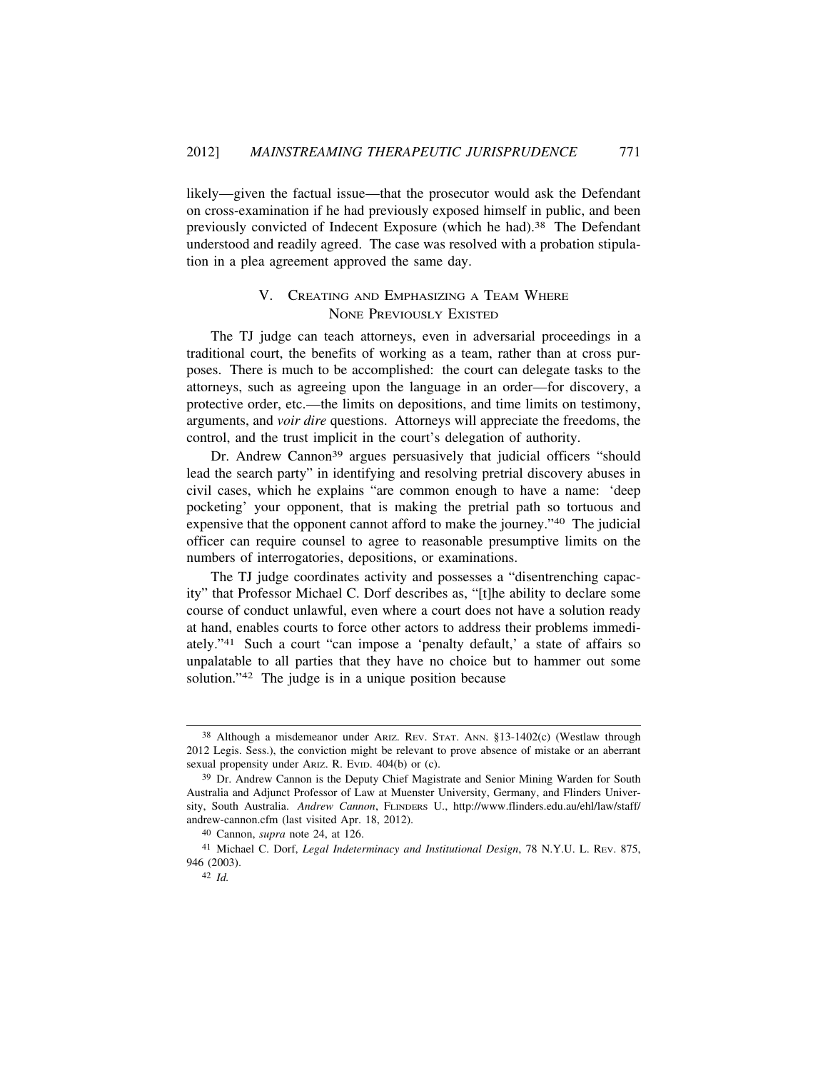likely—given the factual issue—that the prosecutor would ask the Defendant on cross-examination if he had previously exposed himself in public, and been previously convicted of Indecent Exposure (which he had).[38] The Defendant understood and readily agreed. The case was resolved with a probation stipulation in a plea agreement approved the same day.

## V. Creating and Emphasizing a Team Where None Previously Existed

The TJ judge can teach attorneys, even in adversarial proceedings in a traditional court, the benefits of working as a team, rather than at cross purposes. There is much to be accomplished: the court can delegate tasks to the attorneys, such as agreeing upon the language in an order—for discovery, a protective order, etc.—the limits on depositions, and time limits on testimony, arguments, and *voir dire* questions. Attorneys will appreciate the freedoms, the control, and the trust implicit in the court's delegation of authority.

Dr. Andrew Cannon[39] argues persuasively that judicial officers "should lead the search party" in identifying and resolving pretrial discovery abuses in civil cases, which he explains "are common enough to have a name: 'deep pocketing' your opponent, that is making the pretrial path so tortuous and expensive that the opponent cannot afford to make the journey."[40] The judicial officer can require counsel to agree to reasonable presumptive limits on the numbers of interrogatories, depositions, or examinations.

The TJ judge coordinates activity and possesses a "disentrenching capacity" that Professor Michael C. Dorf describes as, "[t]he ability to declare some course of conduct unlawful, even where a court does not have a solution ready at hand, enables courts to force other actors to address their problems immediately."[41] Such a court "can impose a 'penalty default,' a state of affairs so unpalatable to all parties that they have no choice but to hammer out some solution."[42] The judge is in a unique position because

---

[38] Although a misdemeanor under Ariz. Rev. Stat. Ann. §13-1402(c) (Westlaw through 2012 Legis. Sess.), the conviction might be relevant to prove absence of mistake or an aberrant sexual propensity under Ariz. R. Evid. 404(b) or (c).

[39] Dr. Andrew Cannon is the Deputy Chief Magistrate and Senior Mining Warden for South Australia and Adjunct Professor of Law at Muenster University, Germany, and Flinders University, South Australia. *Andrew Cannon*, Flinders U., http://www.flinders.edu.au/ehl/law/staff/andrew-cannon.cfm (last visited Apr. 18, 2012).

[40] Cannon, *supra* note 24, at 126.

[41] Michael C. Dorf, *Legal Indeterminacy and Institutional Design*, 78 N.Y.U. L. Rev. 875, 946 (2003).

[42] *Id.*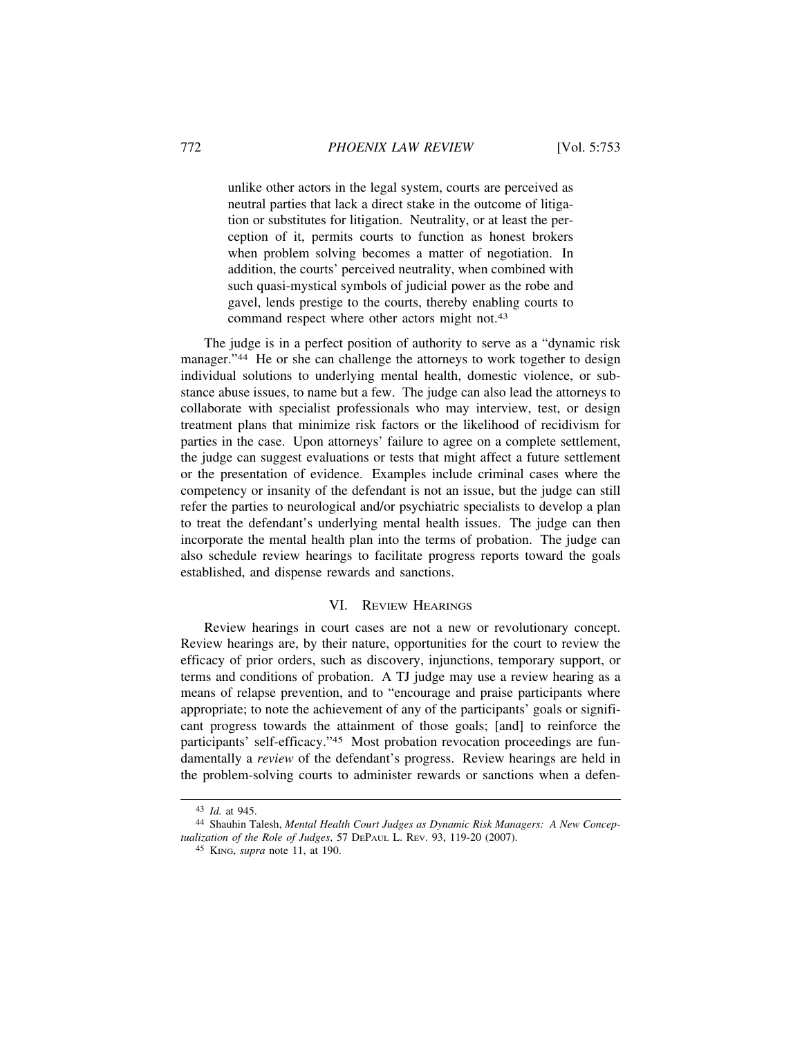> unlike other actors in the legal system, courts are perceived as neutral parties that lack a direct stake in the outcome of litigation or substitutes for litigation. Neutrality, or at least the perception of it, permits courts to function as honest brokers when problem solving becomes a matter of negotiation. In addition, the courts' perceived neutrality, when combined with such quasi-mystical symbols of judicial power as the robe and gavel, lends prestige to the courts, thereby enabling courts to command respect where other actors might not.[43]

The judge is in a perfect position of authority to serve as a "dynamic risk manager."[44] He or she can challenge the attorneys to work together to design individual solutions to underlying mental health, domestic violence, or substance abuse issues, to name but a few. The judge can also lead the attorneys to collaborate with specialist professionals who may interview, test, or design treatment plans that minimize risk factors or the likelihood of recidivism for parties in the case. Upon attorneys' failure to agree on a complete settlement, the judge can suggest evaluations or tests that might affect a future settlement or the presentation of evidence. Examples include criminal cases where the competency or insanity of the defendant is not an issue, but the judge can still refer the parties to neurological and/or psychiatric specialists to develop a plan to treat the defendant's underlying mental health issues. The judge can then incorporate the mental health plan into the terms of probation. The judge can also schedule review hearings to facilitate progress reports toward the goals established, and dispense rewards and sanctions.

## VI. Review Hearings

Review hearings in court cases are not a new or revolutionary concept. Review hearings are, by their nature, opportunities for the court to review the efficacy of prior orders, such as discovery, injunctions, temporary support, or terms and conditions of probation. A TJ judge may use a review hearing as a means of relapse prevention, and to "encourage and praise participants where appropriate; to note the achievement of any of the participants' goals or significant progress towards the attainment of those goals; [and] to reinforce the participants' self-efficacy."[45] Most probation revocation proceedings are fundamentally a *review* of the defendant's progress. Review hearings are held in the problem-solving courts to administer rewards or sanctions when a defen-

---

[43] *Id.* at 945.

[44] Shauhin Talesh, *Mental Health Court Judges as Dynamic Risk Managers: A New Conceptualization of the Role of Judges*, 57 DePaul L. Rev. 93, 119-20 (2007).

[45] King, *supra* note 11, at 190.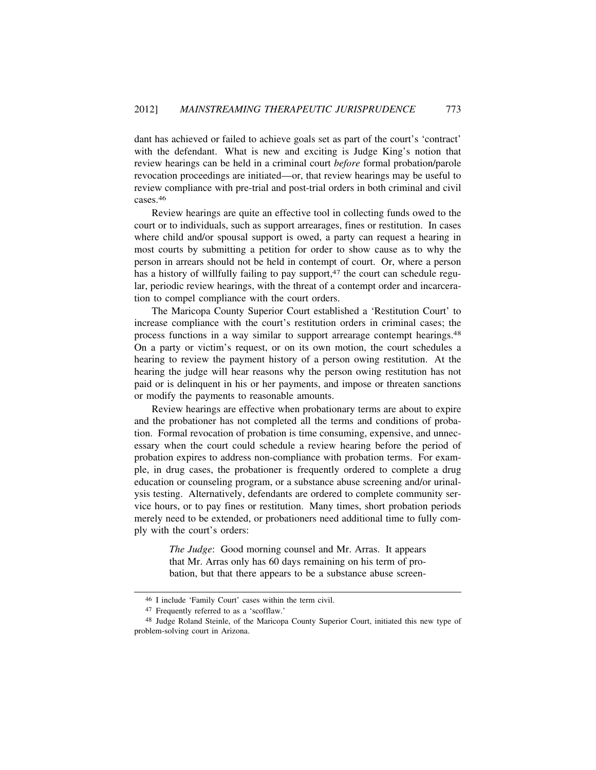dant has achieved or failed to achieve goals set as part of the court's 'contract' with the defendant. What is new and exciting is Judge King's notion that review hearings can be held in a criminal court *before* formal probation/parole revocation proceedings are initiated—or, that review hearings may be useful to review compliance with pre-trial and post-trial orders in both criminal and civil cases.[46]

Review hearings are quite an effective tool in collecting funds owed to the court or to individuals, such as support arrearages, fines or restitution. In cases where child and/or spousal support is owed, a party can request a hearing in most courts by submitting a petition for order to show cause as to why the person in arrears should not be held in contempt of court. Or, where a person has a history of willfully failing to pay support,[47] the court can schedule regular, periodic review hearings, with the threat of a contempt order and incarceration to compel compliance with the court orders.

The Maricopa County Superior Court established a 'Restitution Court' to increase compliance with the court's restitution orders in criminal cases; the process functions in a way similar to support arrearage contempt hearings.[48] On a party or victim's request, or on its own motion, the court schedules a hearing to review the payment history of a person owing restitution. At the hearing the judge will hear reasons why the person owing restitution has not paid or is delinquent in his or her payments, and impose or threaten sanctions or modify the payments to reasonable amounts.

Review hearings are effective when probationary terms are about to expire and the probationer has not completed all the terms and conditions of probation. Formal revocation of probation is time consuming, expensive, and unnecessary when the court could schedule a review hearing before the period of probation expires to address non-compliance with probation terms. For example, in drug cases, the probationer is frequently ordered to complete a drug education or counseling program, or a substance abuse screening and/or urinalysis testing. Alternatively, defendants are ordered to complete community service hours, or to pay fines or restitution. Many times, short probation periods merely need to be extended, or probationers need additional time to fully comply with the court's orders:

> *The Judge*: Good morning counsel and Mr. Arras. It appears that Mr. Arras only has 60 days remaining on his term of probation, but that there appears to be a substance abuse screen-

---

46 I include 'Family Court' cases within the term civil.

47 Frequently referred to as a 'scofflaw.'

48 Judge Roland Steinle, of the Maricopa County Superior Court, initiated this new type of problem-solving court in Arizona.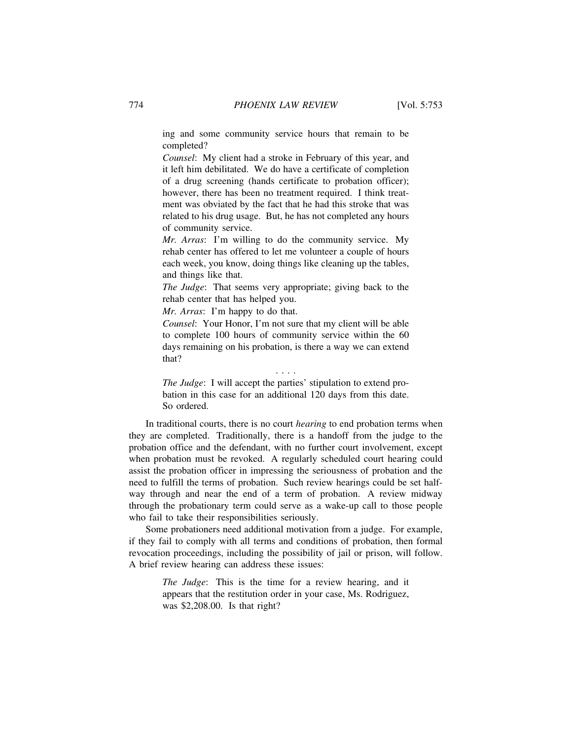> ing and some community service hours that remain to be completed?
>
> *Counsel*: My client had a stroke in February of this year, and it left him debilitated. We do have a certificate of completion of a drug screening (hands certificate to probation officer); however, there has been no treatment required. I think treatment was obviated by the fact that he had this stroke that was related to his drug usage. But, he has not completed any hours of community service.
>
> *Mr. Arras*: I'm willing to do the community service. My rehab center has offered to let me volunteer a couple of hours each week, you know, doing things like cleaning up the tables, and things like that.
>
> *The Judge*: That seems very appropriate; giving back to the rehab center that has helped you.
>
> *Mr. Arras*: I'm happy to do that.
>
> *Counsel*: Your Honor, I'm not sure that my client will be able to complete 100 hours of community service within the 60 days remaining on his probation, is there a way we can extend that?
>
> . . . .
>
> *The Judge*: I will accept the parties' stipulation to extend probation in this case for an additional 120 days from this date. So ordered.

In traditional courts, there is no court *hearing* to end probation terms when they are completed. Traditionally, there is a handoff from the judge to the probation office and the defendant, with no further court involvement, except when probation must be revoked. A regularly scheduled court hearing could assist the probation officer in impressing the seriousness of probation and the need to fulfill the terms of probation. Such review hearings could be set halfway through and near the end of a term of probation. A review midway through the probationary term could serve as a wake-up call to those people who fail to take their responsibilities seriously.

Some probationers need additional motivation from a judge. For example, if they fail to comply with all terms and conditions of probation, then formal revocation proceedings, including the possibility of jail or prison, will follow. A brief review hearing can address these issues:

> *The Judge*: This is the time for a review hearing, and it appears that the restitution order in your case, Ms. Rodriguez, was $2,208.00. Is that right?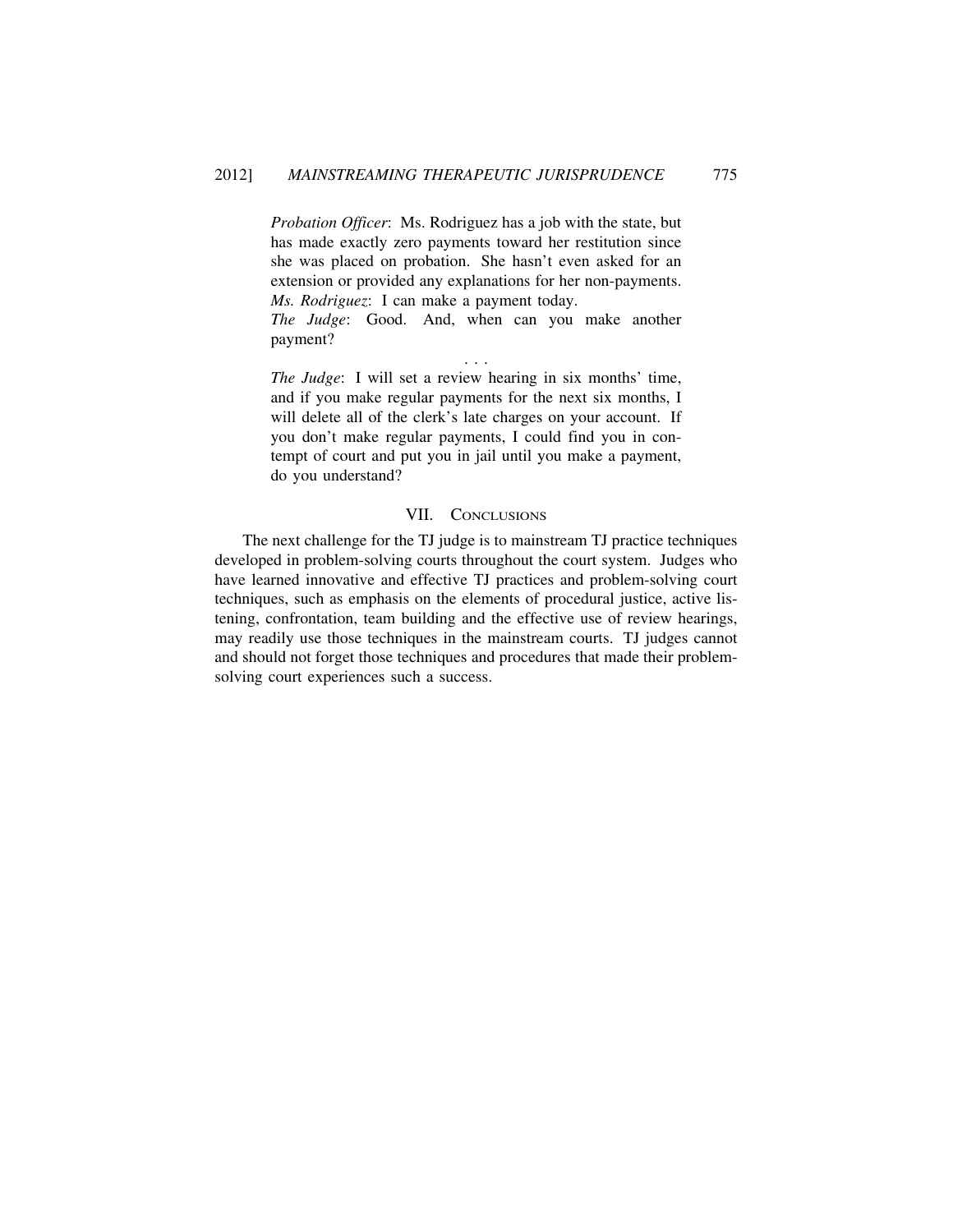*Probation Officer*: Ms. Rodriguez has a job with the state, but has made exactly zero payments toward her restitution since she was placed on probation. She hasn't even asked for an extension or provided any explanations for her non-payments.
*Ms. Rodriguez*: I can make a payment today.
*The Judge*: Good. And, when can you make another payment?

. . .

*The Judge*: I will set a review hearing in six months' time, and if you make regular payments for the next six months, I will delete all of the clerk's late charges on your account. If you don't make regular payments, I could find you in contempt of court and put you in jail until you make a payment, do you understand?

## VII. Conclusions

The next challenge for the TJ judge is to mainstream TJ practice techniques developed in problem-solving courts throughout the court system. Judges who have learned innovative and effective TJ practices and problem-solving court techniques, such as emphasis on the elements of procedural justice, active listening, confrontation, team building and the effective use of review hearings, may readily use those techniques in the mainstream courts. TJ judges cannot and should not forget those techniques and procedures that made their problem-solving court experiences such a success.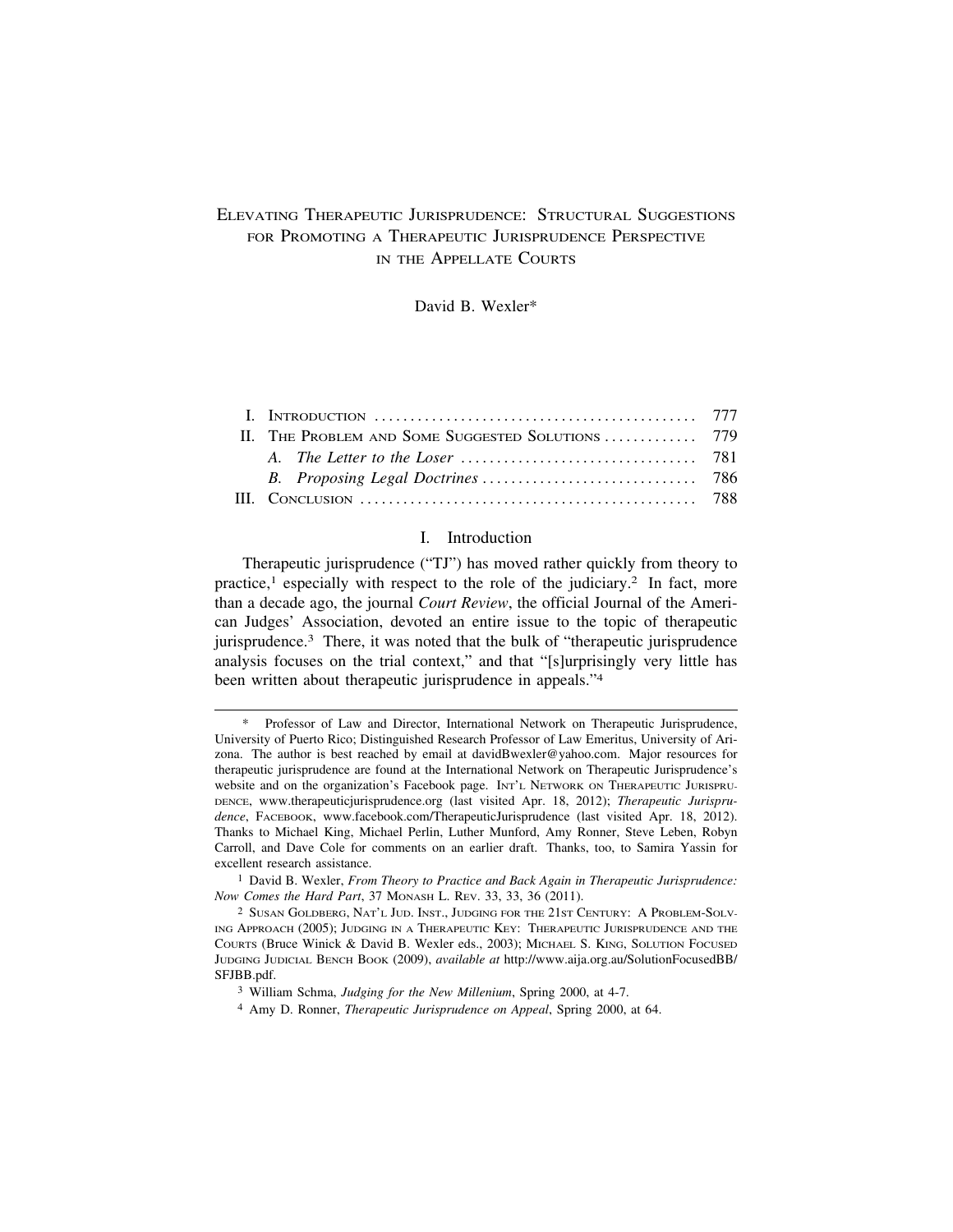# Elevating Therapeutic Jurisprudence: Structural Suggestions for Promoting a Therapeutic Jurisprudence Perspective in the Appellate Courts

David B. Wexler*

| | |
|---|---|
| I. Introduction | 777 |
| II. The Problem and Some Suggested Solutions | 779 |
| *A. The Letter to the Loser* | 781 |
| *B. Proposing Legal Doctrines* | 786 |
| III. Conclusion | 788 |

## I. Introduction

Therapeutic jurisprudence ("TJ") has moved rather quickly from theory to practice,[1] especially with respect to the role of the judiciary.[2] In fact, more than a decade ago, the journal *Court Review*, the official Journal of the American Judges' Association, devoted an entire issue to the topic of therapeutic jurisprudence.[3] There, it was noted that the bulk of "therapeutic jurisprudence analysis focuses on the trial context," and that "[s]urprisingly very little has been written about therapeutic jurisprudence in appeals."[4]

---

\* Professor of Law and Director, International Network on Therapeutic Jurisprudence, University of Puerto Rico; Distinguished Research Professor of Law Emeritus, University of Arizona. The author is best reached by email at davidBwexler@yahoo.com. Major resources for therapeutic jurisprudence are found at the International Network on Therapeutic Jurisprudence's website and on the organization's Facebook page. Int'l Network on Therapeutic Jurisprudence, www.therapeuticjurisprudence.org (last visited Apr. 18, 2012); *Therapeutic Jurisprudence*, Facebook, www.facebook.com/TherapeuticJurisprudence (last visited Apr. 18, 2012). Thanks to Michael King, Michael Perlin, Luther Munford, Amy Ronner, Steve Leben, Robyn Carroll, and Dave Cole for comments on an earlier draft. Thanks, too, to Samira Yassin for excellent research assistance.

1 David B. Wexler, *From Theory to Practice and Back Again in Therapeutic Jurisprudence: Now Comes the Hard Part*, 37 Monash L. Rev. 33, 33, 36 (2011).

2 Susan Goldberg, Nat'l Jud. Inst., Judging for the 21st Century: A Problem-Solving Approach (2005); Judging in a Therapeutic Key: Therapeutic Jurisprudence and the Courts (Bruce Winick & David B. Wexler eds., 2003); Michael S. King, Solution Focused Judging Judicial Bench Book (2009), *available at* http://www.aija.org.au/SolutionFocusedBB/SFJBB.pdf.

3 William Schma, *Judging for the New Millenium*, Spring 2000, at 4-7.

4 Amy D. Ronner, *Therapeutic Jurisprudence on Appeal*, Spring 2000, at 64.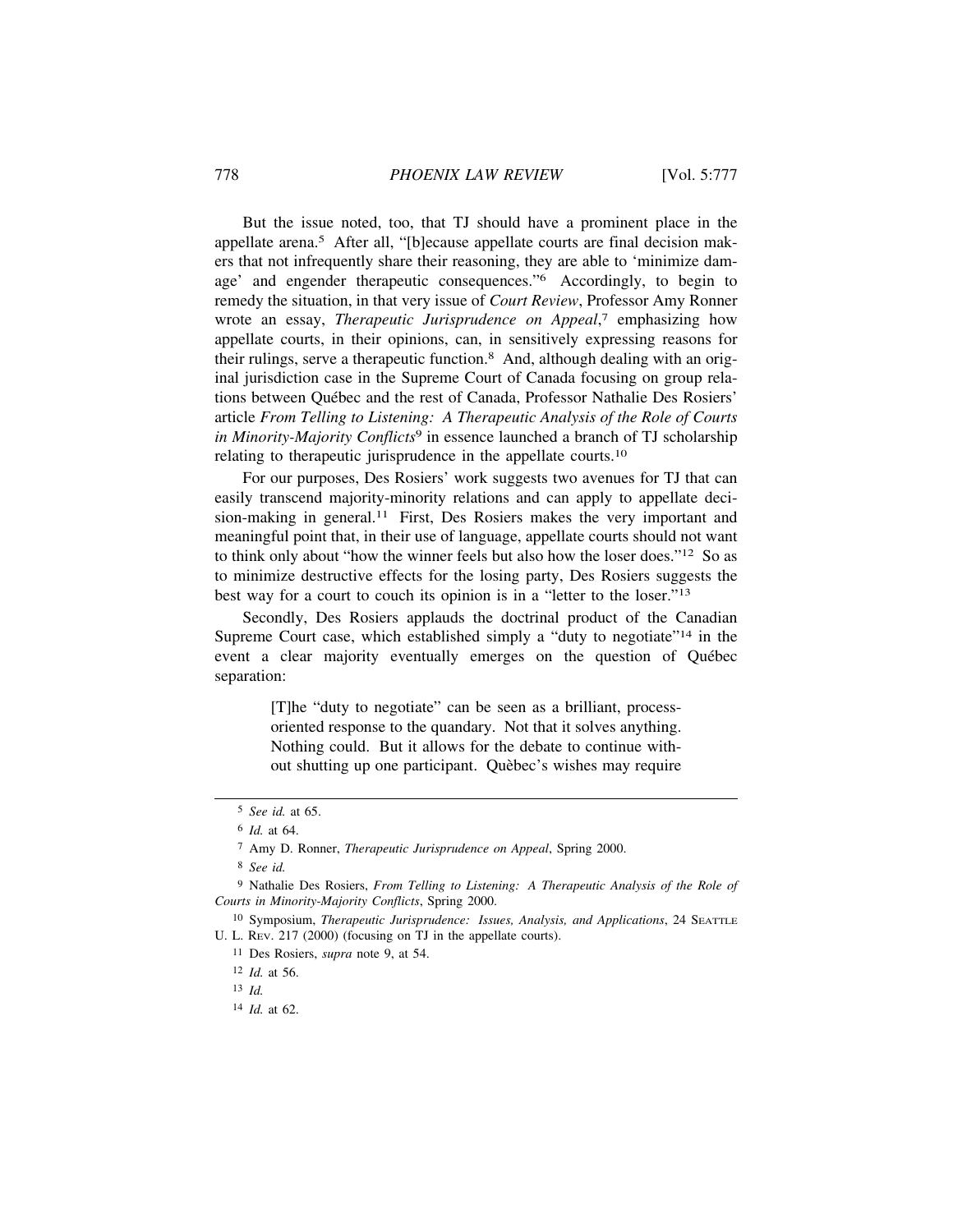But the issue noted, too, that TJ should have a prominent place in the appellate arena.[5] After all, "[b]ecause appellate courts are final decision makers that not infrequently share their reasoning, they are able to 'minimize damage' and engender therapeutic consequences."[6] Accordingly, to begin to remedy the situation, in that very issue of *Court Review*, Professor Amy Ronner wrote an essay, *Therapeutic Jurisprudence on Appeal*,[7] emphasizing how appellate courts, in their opinions, can, in sensitively expressing reasons for their rulings, serve a therapeutic function.[8] And, although dealing with an original jurisdiction case in the Supreme Court of Canada focusing on group relations between Québec and the rest of Canada, Professor Nathalie Des Rosiers' article *From Telling to Listening: A Therapeutic Analysis of the Role of Courts in Minority-Majority Conflicts*[9] in essence launched a branch of TJ scholarship relating to therapeutic jurisprudence in the appellate courts.[10]

For our purposes, Des Rosiers' work suggests two avenues for TJ that can easily transcend majority-minority relations and can apply to appellate decision-making in general.[11] First, Des Rosiers makes the very important and meaningful point that, in their use of language, appellate courts should not want to think only about "how the winner feels but also how the loser does."[12] So as to minimize destructive effects for the losing party, Des Rosiers suggests the best way for a court to couch its opinion is in a "letter to the loser."[13]

Secondly, Des Rosiers applauds the doctrinal product of the Canadian Supreme Court case, which established simply a "duty to negotiate"[14] in the event a clear majority eventually emerges on the question of Québec separation:

> [T]he "duty to negotiate" can be seen as a brilliant, process-oriented response to the quandary. Not that it solves anything. Nothing could. But it allows for the debate to continue without shutting up one participant. Quèbec's wishes may require

[5] *See id.* at 65.

[6] *Id.* at 64.

[7] Amy D. Ronner, *Therapeutic Jurisprudence on Appeal*, Spring 2000.

[8] *See id.*

[9] Nathalie Des Rosiers, *From Telling to Listening: A Therapeutic Analysis of the Role of Courts in Minority-Majority Conflicts*, Spring 2000.

[10] Symposium, *Therapeutic Jurisprudence: Issues, Analysis, and Applications*, 24 SEATTLE U. L. REV. 217 (2000) (focusing on TJ in the appellate courts).

[11] Des Rosiers, *supra* note 9, at 54.

[12] *Id.* at 56.

[13] *Id.*

[14] *Id.* at 62.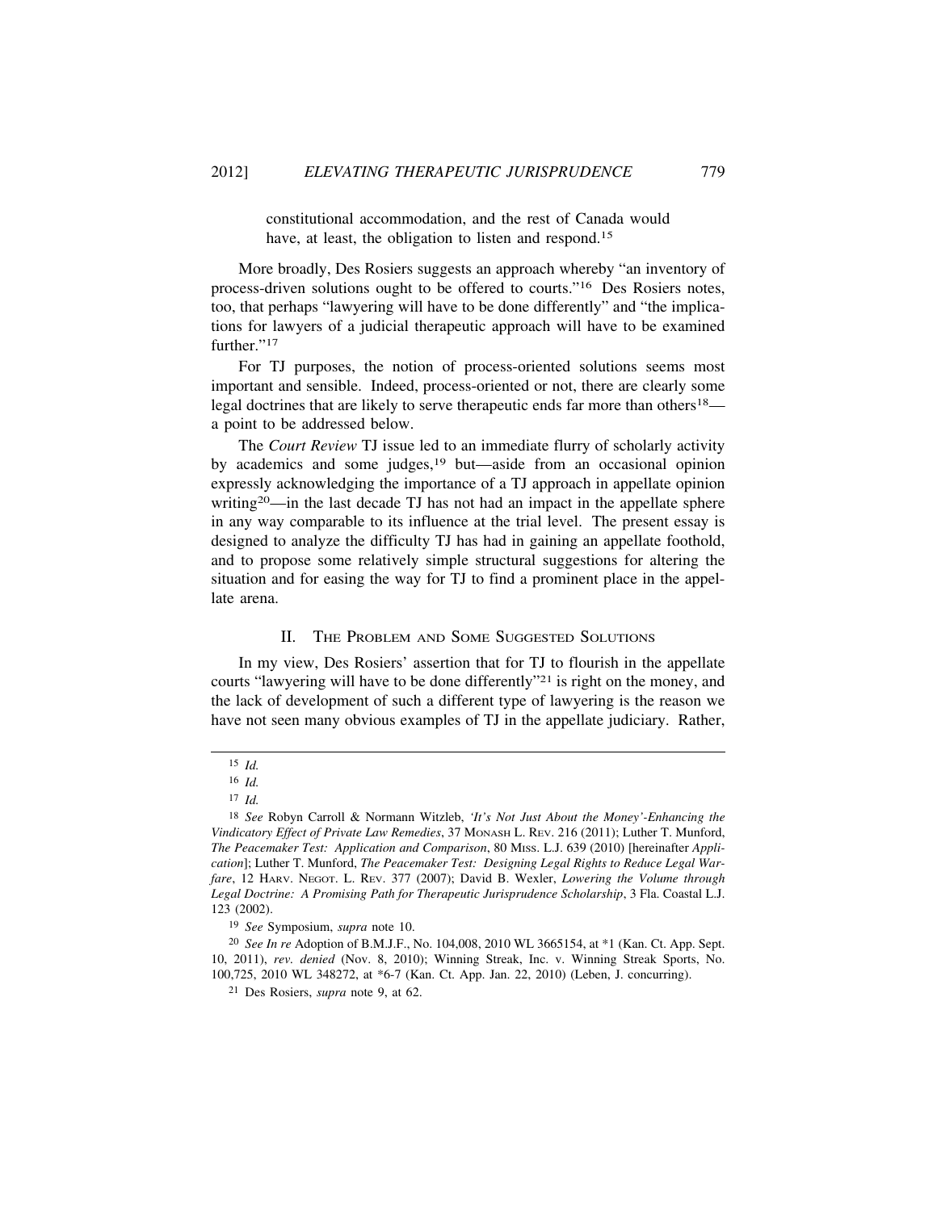> constitutional accommodation, and the rest of Canada would have, at least, the obligation to listen and respond.[15]

More broadly, Des Rosiers suggests an approach whereby "an inventory of process-driven solutions ought to be offered to courts."[16] Des Rosiers notes, too, that perhaps "lawyering will have to be done differently" and "the implications for lawyers of a judicial therapeutic approach will have to be examined further."[17]

For TJ purposes, the notion of process-oriented solutions seems most important and sensible. Indeed, process-oriented or not, there are clearly some legal doctrines that are likely to serve therapeutic ends far more than others[18]—a point to be addressed below.

The *Court Review* TJ issue led to an immediate flurry of scholarly activity by academics and some judges,[19] but—aside from an occasional opinion expressly acknowledging the importance of a TJ approach in appellate opinion writing[20]—in the last decade TJ has not had an impact in the appellate sphere in any way comparable to its influence at the trial level. The present essay is designed to analyze the difficulty TJ has had in gaining an appellate foothold, and to propose some relatively simple structural suggestions for altering the situation and for easing the way for TJ to find a prominent place in the appellate arena.

## II. The Problem and Some Suggested Solutions

In my view, Des Rosiers' assertion that for TJ to flourish in the appellate courts "lawyering will have to be done differently"[21] is right on the money, and the lack of development of such a different type of lawyering is the reason we have not seen many obvious examples of TJ in the appellate judiciary. Rather,

---

[15] *Id.*

[16] *Id.*

[17] *Id.*

[18] *See* Robyn Carroll & Normann Witzleb, *'It's Not Just About the Money'-Enhancing the Vindicatory Effect of Private Law Remedies*, 37 Monash L. Rev. 216 (2011); Luther T. Munford, *The Peacemaker Test: Application and Comparison*, 80 Miss. L.J. 639 (2010) [hereinafter *Application*]; Luther T. Munford, *The Peacemaker Test: Designing Legal Rights to Reduce Legal Warfare*, 12 Harv. Negot. L. Rev. 377 (2007); David B. Wexler, *Lowering the Volume through Legal Doctrine: A Promising Path for Therapeutic Jurisprudence Scholarship*, 3 Fla. Coastal L.J. 123 (2002).

[19] *See* Symposium, *supra* note 10.

[20] *See In re* Adoption of B.M.J.F., No. 104,008, 2010 WL 3665154, at *1 (Kan. Ct. App. Sept. 10, 2011), *rev. denied* (Nov. 8, 2010); Winning Streak, Inc. v. Winning Streak Sports, No. 100,725, 2010 WL 348272, at *6-7 (Kan. Ct. App. Jan. 22, 2010) (Leben, J. concurring).

[21] Des Rosiers, *supra* note 9, at 62.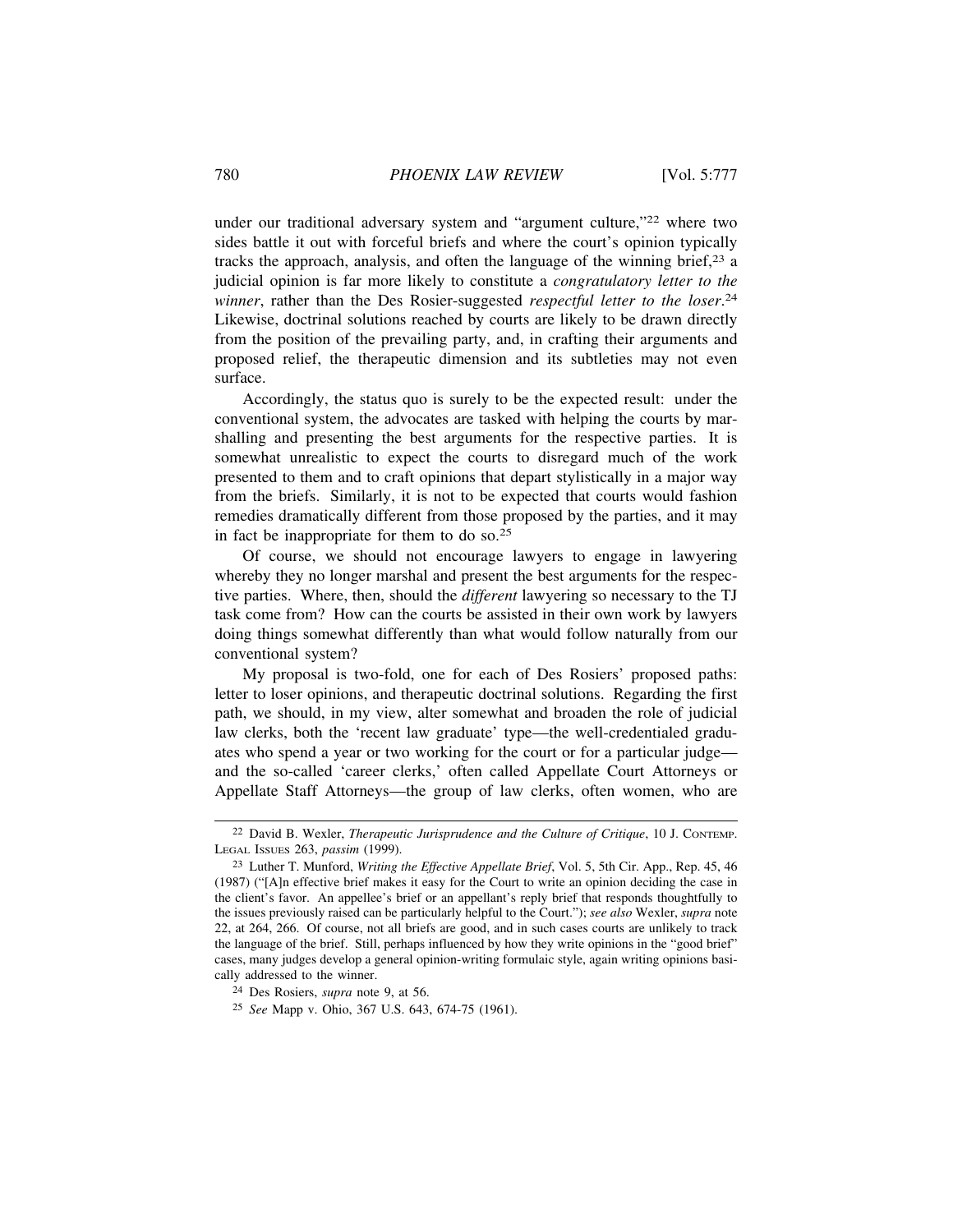under our traditional adversary system and "argument culture,"[22] where two sides battle it out with forceful briefs and where the court's opinion typically tracks the approach, analysis, and often the language of the winning brief,[23] a judicial opinion is far more likely to constitute a *congratulatory letter to the winner*, rather than the Des Rosier-suggested *respectful letter to the loser*.[24] Likewise, doctrinal solutions reached by courts are likely to be drawn directly from the position of the prevailing party, and, in crafting their arguments and proposed relief, the therapeutic dimension and its subtleties may not even surface.

Accordingly, the status quo is surely to be the expected result: under the conventional system, the advocates are tasked with helping the courts by marshalling and presenting the best arguments for the respective parties. It is somewhat unrealistic to expect the courts to disregard much of the work presented to them and to craft opinions that depart stylistically in a major way from the briefs. Similarly, it is not to be expected that courts would fashion remedies dramatically different from those proposed by the parties, and it may in fact be inappropriate for them to do so.[25]

Of course, we should not encourage lawyers to engage in lawyering whereby they no longer marshal and present the best arguments for the respective parties. Where, then, should the *different* lawyering so necessary to the TJ task come from? How can the courts be assisted in their own work by lawyers doing things somewhat differently than what would follow naturally from our conventional system?

My proposal is two-fold, one for each of Des Rosiers' proposed paths: letter to loser opinions, and therapeutic doctrinal solutions. Regarding the first path, we should, in my view, alter somewhat and broaden the role of judicial law clerks, both the 'recent law graduate' type—the well-credentialed graduates who spend a year or two working for the court or for a particular judge—and the so-called 'career clerks,' often called Appellate Court Attorneys or Appellate Staff Attorneys—the group of law clerks, often women, who are

---

[22] David B. Wexler, *Therapeutic Jurisprudence and the Culture of Critique*, 10 J. CONTEMP. LEGAL ISSUES 263, *passim* (1999).

[23] Luther T. Munford, *Writing the Effective Appellate Brief*, Vol. 5, 5th Cir. App., Rep. 45, 46 (1987) ("[A]n effective brief makes it easy for the Court to write an opinion deciding the case in the client's favor. An appellee's brief or an appellant's reply brief that responds thoughtfully to the issues previously raised can be particularly helpful to the Court."); *see also* Wexler, *supra* note 22, at 264, 266. Of course, not all briefs are good, and in such cases courts are unlikely to track the language of the brief. Still, perhaps influenced by how they write opinions in the "good brief" cases, many judges develop a general opinion-writing formulaic style, again writing opinions basically addressed to the winner.

[24] Des Rosiers, *supra* note 9, at 56.

[25] *See* Mapp v. Ohio, 367 U.S. 643, 674-75 (1961).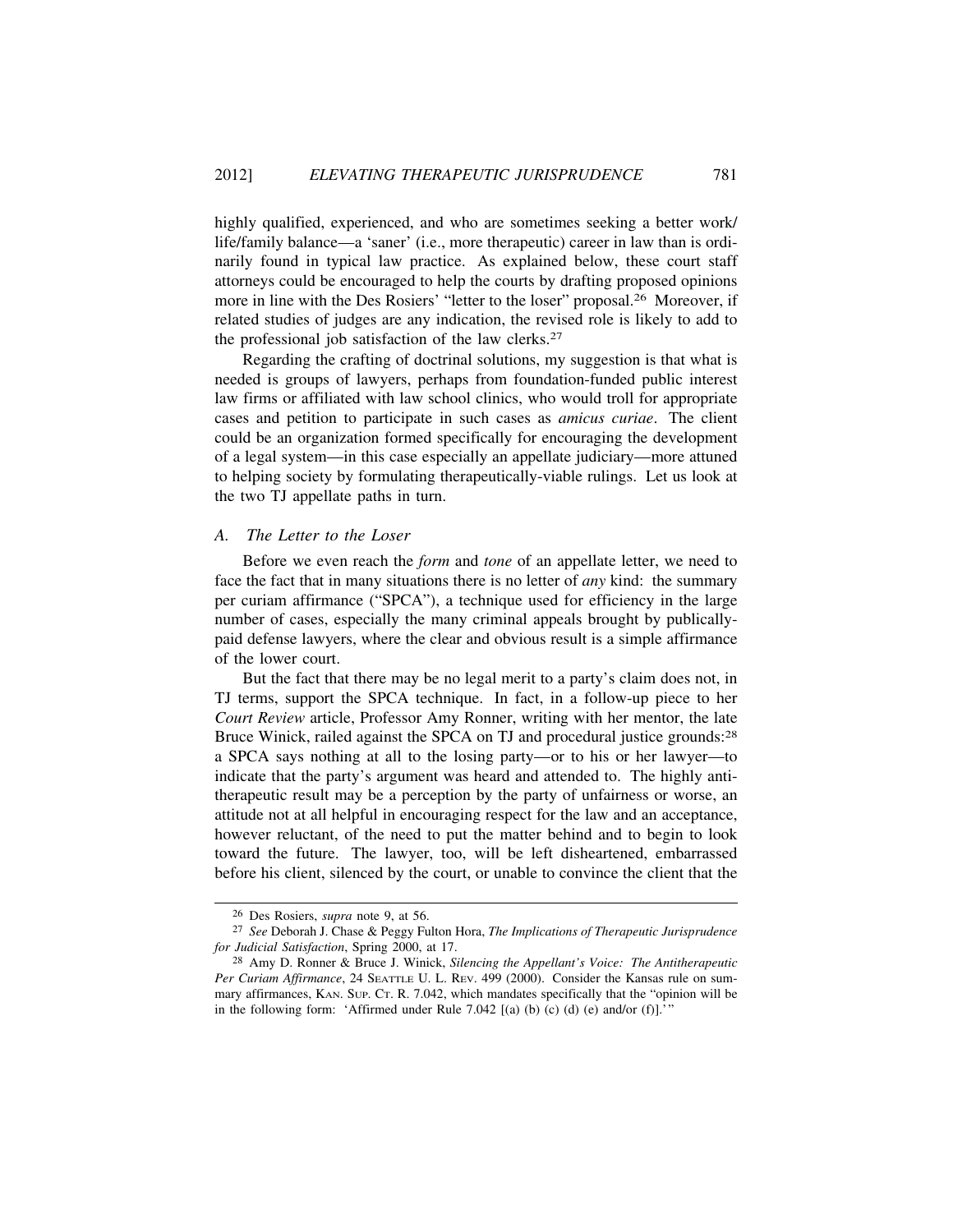highly qualified, experienced, and who are sometimes seeking a better work/life/family balance—a 'saner' (i.e., more therapeutic) career in law than is ordinarily found in typical law practice. As explained below, these court staff attorneys could be encouraged to help the courts by drafting proposed opinions more in line with the Des Rosiers' "letter to the loser" proposal.[26] Moreover, if related studies of judges are any indication, the revised role is likely to add to the professional job satisfaction of the law clerks.[27]

Regarding the crafting of doctrinal solutions, my suggestion is that what is needed is groups of lawyers, perhaps from foundation-funded public interest law firms or affiliated with law school clinics, who would troll for appropriate cases and petition to participate in such cases as *amicus curiae*. The client could be an organization formed specifically for encouraging the development of a legal system—in this case especially an appellate judiciary—more attuned to helping society by formulating therapeutically-viable rulings. Let us look at the two TJ appellate paths in turn.

### *A. The Letter to the Loser*

Before we even reach the *form* and *tone* of an appellate letter, we need to face the fact that in many situations there is no letter of *any* kind: the summary per curiam affirmance ("SPCA"), a technique used for efficiency in the large number of cases, especially the many criminal appeals brought by publically-paid defense lawyers, where the clear and obvious result is a simple affirmance of the lower court.

But the fact that there may be no legal merit to a party's claim does not, in TJ terms, support the SPCA technique. In fact, in a follow-up piece to her *Court Review* article, Professor Amy Ronner, writing with her mentor, the late Bruce Winick, railed against the SPCA on TJ and procedural justice grounds:[28] a SPCA says nothing at all to the losing party—or to his or her lawyer—to indicate that the party's argument was heard and attended to. The highly anti-therapeutic result may be a perception by the party of unfairness or worse, an attitude not at all helpful in encouraging respect for the law and an acceptance, however reluctant, of the need to put the matter behind and to begin to look toward the future. The lawyer, too, will be left disheartened, embarrassed before his client, silenced by the court, or unable to convince the client that the

---

26 Des Rosiers, *supra* note 9, at 56.

27 *See* Deborah J. Chase & Peggy Fulton Hora, *The Implications of Therapeutic Jurisprudence for Judicial Satisfaction*, Spring 2000, at 17.

28 Amy D. Ronner & Bruce J. Winick, *Silencing the Appellant's Voice: The Antitherapeutic Per Curiam Affirmance*, 24 SEATTLE U. L. REV. 499 (2000). Consider the Kansas rule on summary affirmances, KAN. SUP. CT. R. 7.042, which mandates specifically that the "opinion will be in the following form: 'Affirmed under Rule 7.042 [(a) (b) (c) (d) (e) and/or (f)].'"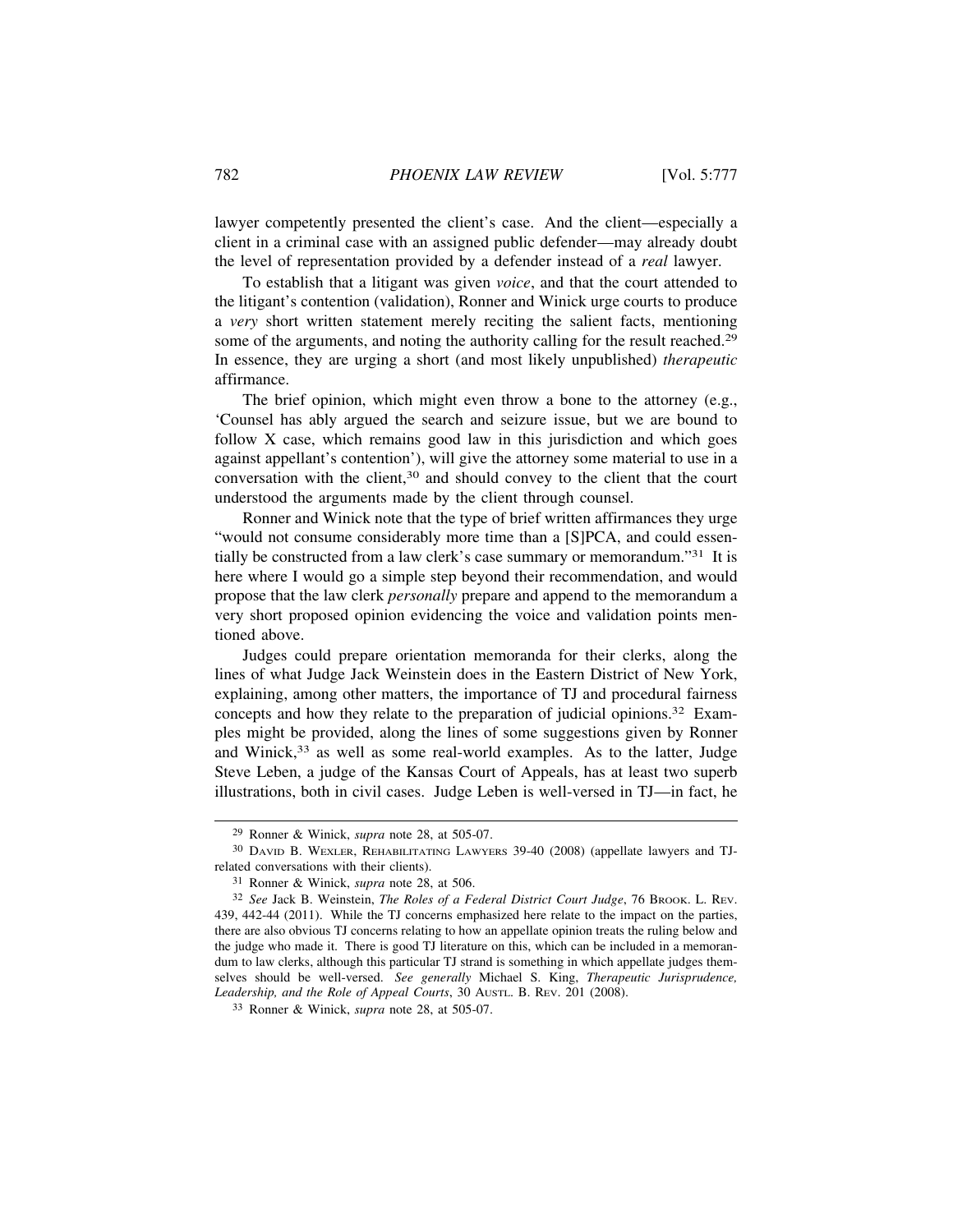lawyer competently presented the client's case. And the client—especially a client in a criminal case with an assigned public defender—may already doubt the level of representation provided by a defender instead of a *real* lawyer.

To establish that a litigant was given *voice*, and that the court attended to the litigant's contention (validation), Ronner and Winick urge courts to produce a *very* short written statement merely reciting the salient facts, mentioning some of the arguments, and noting the authority calling for the result reached.[29] In essence, they are urging a short (and most likely unpublished) *therapeutic* affirmance.

The brief opinion, which might even throw a bone to the attorney (e.g., 'Counsel has ably argued the search and seizure issue, but we are bound to follow X case, which remains good law in this jurisdiction and which goes against appellant's contention'), will give the attorney some material to use in a conversation with the client,[30] and should convey to the client that the court understood the arguments made by the client through counsel.

Ronner and Winick note that the type of brief written affirmances they urge "would not consume considerably more time than a [S]PCA, and could essentially be constructed from a law clerk's case summary or memorandum."[31] It is here where I would go a simple step beyond their recommendation, and would propose that the law clerk *personally* prepare and append to the memorandum a very short proposed opinion evidencing the voice and validation points mentioned above.

Judges could prepare orientation memoranda for their clerks, along the lines of what Judge Jack Weinstein does in the Eastern District of New York, explaining, among other matters, the importance of TJ and procedural fairness concepts and how they relate to the preparation of judicial opinions.[32] Examples might be provided, along the lines of some suggestions given by Ronner and Winick,[33] as well as some real-world examples. As to the latter, Judge Steve Leben, a judge of the Kansas Court of Appeals, has at least two superb illustrations, both in civil cases. Judge Leben is well-versed in TJ—in fact, he

---

[29] Ronner & Winick, *supra* note 28, at 505-07.

[30] DAVID B. WEXLER, REHABILITATING LAWYERS 39-40 (2008) (appellate lawyers and TJ-related conversations with their clients).

[31] Ronner & Winick, *supra* note 28, at 506.

[32] *See* Jack B. Weinstein, *The Roles of a Federal District Court Judge*, 76 BROOK. L. REV. 439, 442-44 (2011). While the TJ concerns emphasized here relate to the impact on the parties, there are also obvious TJ concerns relating to how an appellate opinion treats the ruling below and the judge who made it. There is good TJ literature on this, which can be included in a memorandum to law clerks, although this particular TJ strand is something in which appellate judges themselves should be well-versed. *See generally* Michael S. King, *Therapeutic Jurisprudence, Leadership, and the Role of Appeal Courts*, 30 AUSTL. B. REV. 201 (2008).

[33] Ronner & Winick, *supra* note 28, at 505-07.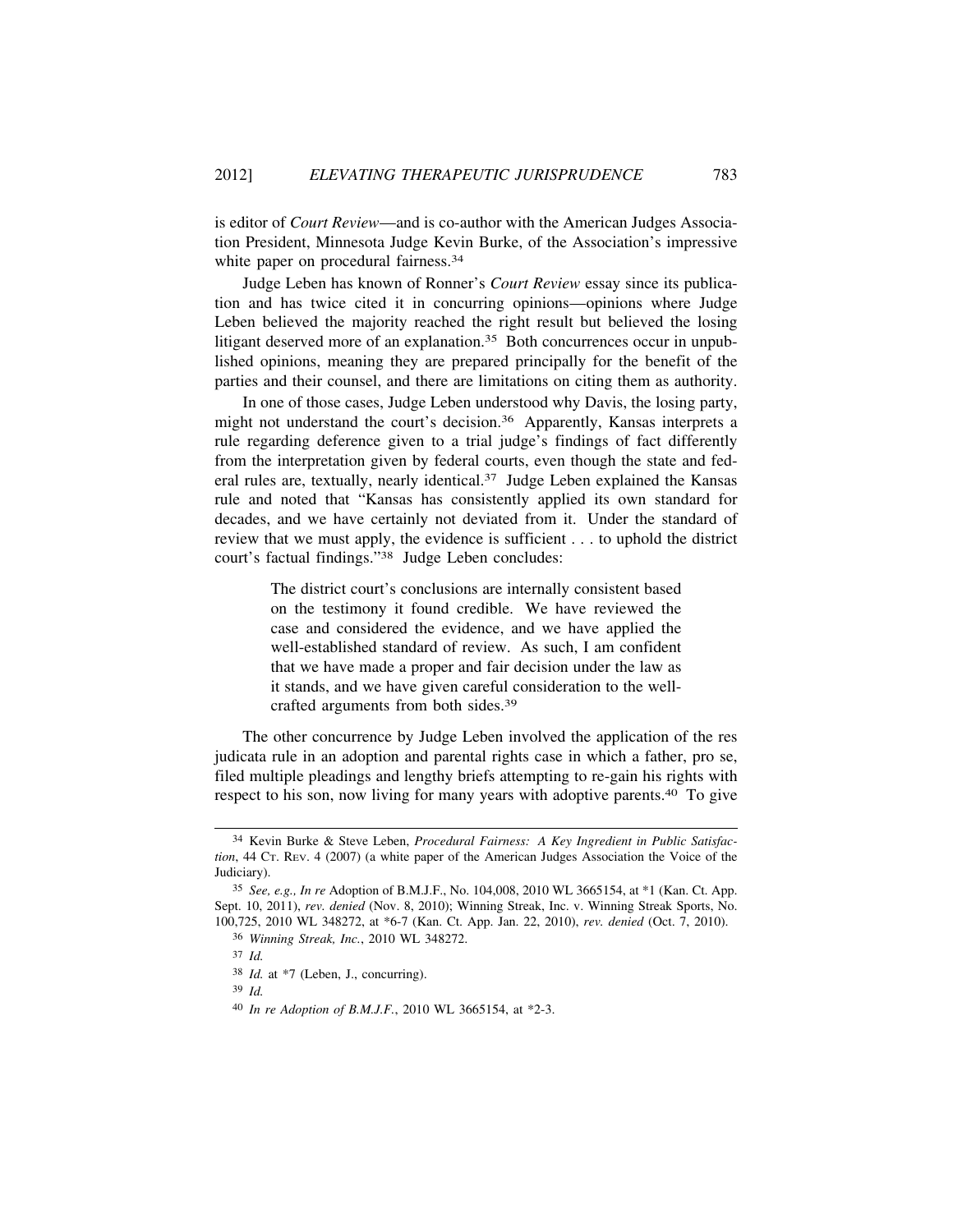is editor of *Court Review*—and is co-author with the American Judges Association President, Minnesota Judge Kevin Burke, of the Association's impressive white paper on procedural fairness.[34]

Judge Leben has known of Ronner's *Court Review* essay since its publication and has twice cited it in concurring opinions—opinions where Judge Leben believed the majority reached the right result but believed the losing litigant deserved more of an explanation.[35] Both concurrences occur in unpublished opinions, meaning they are prepared principally for the benefit of the parties and their counsel, and there are limitations on citing them as authority.

In one of those cases, Judge Leben understood why Davis, the losing party, might not understand the court's decision.[36] Apparently, Kansas interprets a rule regarding deference given to a trial judge's findings of fact differently from the interpretation given by federal courts, even though the state and federal rules are, textually, nearly identical.[37] Judge Leben explained the Kansas rule and noted that "Kansas has consistently applied its own standard for decades, and we have certainly not deviated from it. Under the standard of review that we must apply, the evidence is sufficient . . . to uphold the district court's factual findings."[38] Judge Leben concludes:

> The district court's conclusions are internally consistent based on the testimony it found credible. We have reviewed the case and considered the evidence, and we have applied the well-established standard of review. As such, I am confident that we have made a proper and fair decision under the law as it stands, and we have given careful consideration to the well-crafted arguments from both sides.[39]

The other concurrence by Judge Leben involved the application of the res judicata rule in an adoption and parental rights case in which a father, pro se, filed multiple pleadings and lengthy briefs attempting to re-gain his rights with respect to his son, now living for many years with adoptive parents.[40] To give

---

[34] Kevin Burke & Steve Leben, *Procedural Fairness: A Key Ingredient in Public Satisfaction*, 44 CT. REV. 4 (2007) (a white paper of the American Judges Association the Voice of the Judiciary).

[35] *See, e.g., In re* Adoption of B.M.J.F., No. 104,008, 2010 WL 3665154, at *1 (Kan. Ct. App. Sept. 10, 2011), *rev. denied* (Nov. 8, 2010); Winning Streak, Inc. v. Winning Streak Sports, No. 100,725, 2010 WL 348272, at *6-7 (Kan. Ct. App. Jan. 22, 2010), *rev. denied* (Oct. 7, 2010).

[36] *Winning Streak, Inc.*, 2010 WL 348272.

[37] *Id.*

[38] *Id.* at *7 (Leben, J., concurring).

[39] *Id.*

[40] *In re Adoption of B.M.J.F.*, 2010 WL 3665154, at *2-3.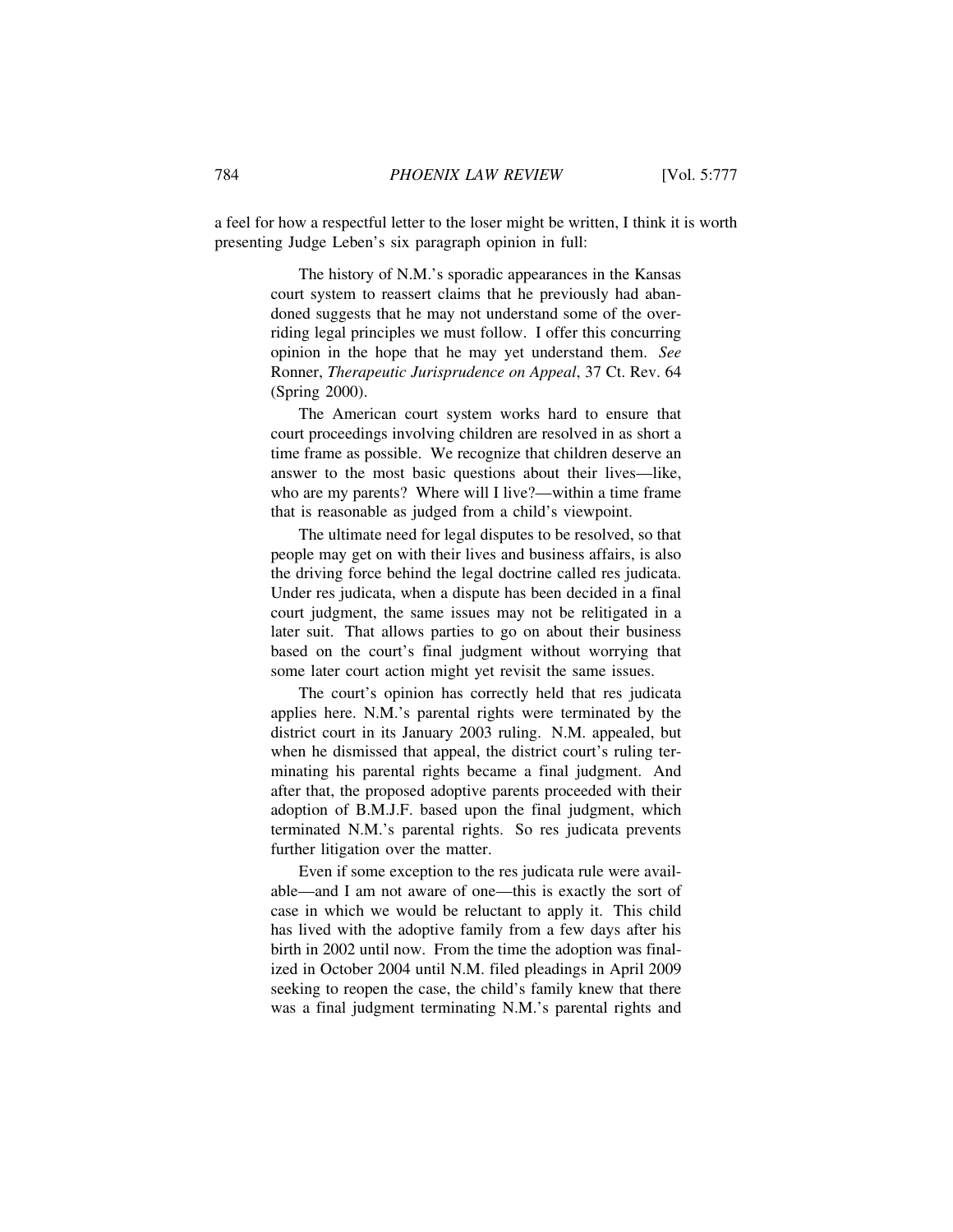a feel for how a respectful letter to the loser might be written, I think it is worth presenting Judge Leben's six paragraph opinion in full:

> The history of N.M.'s sporadic appearances in the Kansas court system to reassert claims that he previously had abandoned suggests that he may not understand some of the overriding legal principles we must follow. I offer this concurring opinion in the hope that he may yet understand them. *See* Ronner, *Therapeutic Jurisprudence on Appeal*, 37 Ct. Rev. 64 (Spring 2000).
>
> The American court system works hard to ensure that court proceedings involving children are resolved in as short a time frame as possible. We recognize that children deserve an answer to the most basic questions about their lives—like, who are my parents? Where will I live?—within a time frame that is reasonable as judged from a child's viewpoint.
>
> The ultimate need for legal disputes to be resolved, so that people may get on with their lives and business affairs, is also the driving force behind the legal doctrine called res judicata. Under res judicata, when a dispute has been decided in a final court judgment, the same issues may not be relitigated in a later suit. That allows parties to go on about their business based on the court's final judgment without worrying that some later court action might yet revisit the same issues.
>
> The court's opinion has correctly held that res judicata applies here. N.M.'s parental rights were terminated by the district court in its January 2003 ruling. N.M. appealed, but when he dismissed that appeal, the district court's ruling terminating his parental rights became a final judgment. And after that, the proposed adoptive parents proceeded with their adoption of B.M.J.F. based upon the final judgment, which terminated N.M.'s parental rights. So res judicata prevents further litigation over the matter.
>
> Even if some exception to the res judicata rule were available—and I am not aware of one—this is exactly the sort of case in which we would be reluctant to apply it. This child has lived with the adoptive family from a few days after his birth in 2002 until now. From the time the adoption was finalized in October 2004 until N.M. filed pleadings in April 2009 seeking to reopen the case, the child's family knew that there was a final judgment terminating N.M.'s parental rights and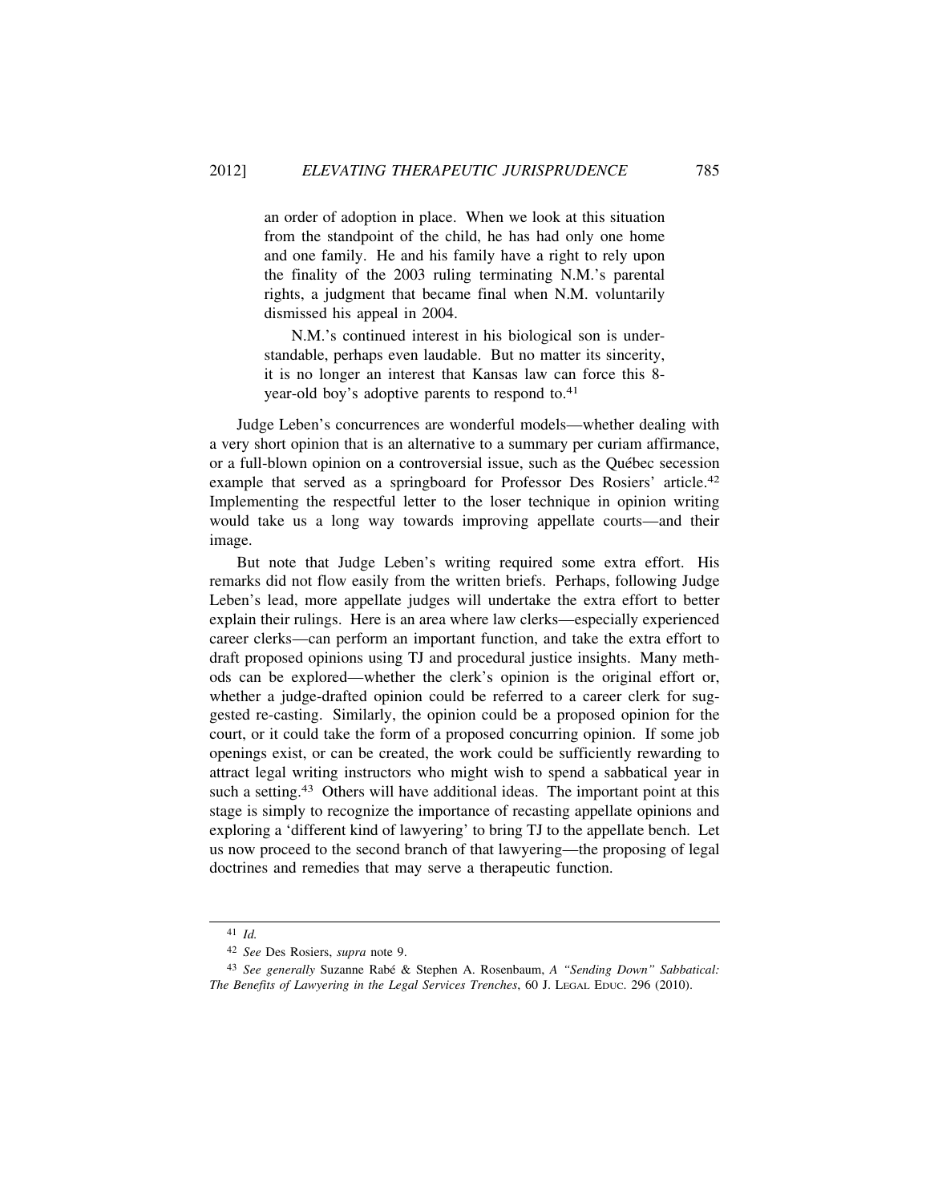> an order of adoption in place. When we look at this situation from the standpoint of the child, he has had only one home and one family. He and his family have a right to rely upon the finality of the 2003 ruling terminating N.M.'s parental rights, a judgment that became final when N.M. voluntarily dismissed his appeal in 2004.
>
> N.M.'s continued interest in his biological son is understandable, perhaps even laudable. But no matter its sincerity, it is no longer an interest that Kansas law can force this 8-year-old boy's adoptive parents to respond to.[41]

Judge Leben's concurrences are wonderful models—whether dealing with a very short opinion that is an alternative to a summary per curiam affirmance, or a full-blown opinion on a controversial issue, such as the Québec secession example that served as a springboard for Professor Des Rosiers' article.[42] Implementing the respectful letter to the loser technique in opinion writing would take us a long way towards improving appellate courts—and their image.

But note that Judge Leben's writing required some extra effort. His remarks did not flow easily from the written briefs. Perhaps, following Judge Leben's lead, more appellate judges will undertake the extra effort to better explain their rulings. Here is an area where law clerks—especially experienced career clerks—can perform an important function, and take the extra effort to draft proposed opinions using TJ and procedural justice insights. Many methods can be explored—whether the clerk's opinion is the original effort or, whether a judge-drafted opinion could be referred to a career clerk for suggested re-casting. Similarly, the opinion could be a proposed opinion for the court, or it could take the form of a proposed concurring opinion. If some job openings exist, or can be created, the work could be sufficiently rewarding to attract legal writing instructors who might wish to spend a sabbatical year in such a setting.[43] Others will have additional ideas. The important point at this stage is simply to recognize the importance of recasting appellate opinions and exploring a 'different kind of lawyering' to bring TJ to the appellate bench. Let us now proceed to the second branch of that lawyering—the proposing of legal doctrines and remedies that may serve a therapeutic function.

---

[41] *Id.*

[42] *See* Des Rosiers, *supra* note 9.

[43] *See generally* Suzanne Rabé & Stephen A. Rosenbaum, *A "Sending Down" Sabbatical: The Benefits of Lawyering in the Legal Services Trenches*, 60 J. LEGAL EDUC. 296 (2010).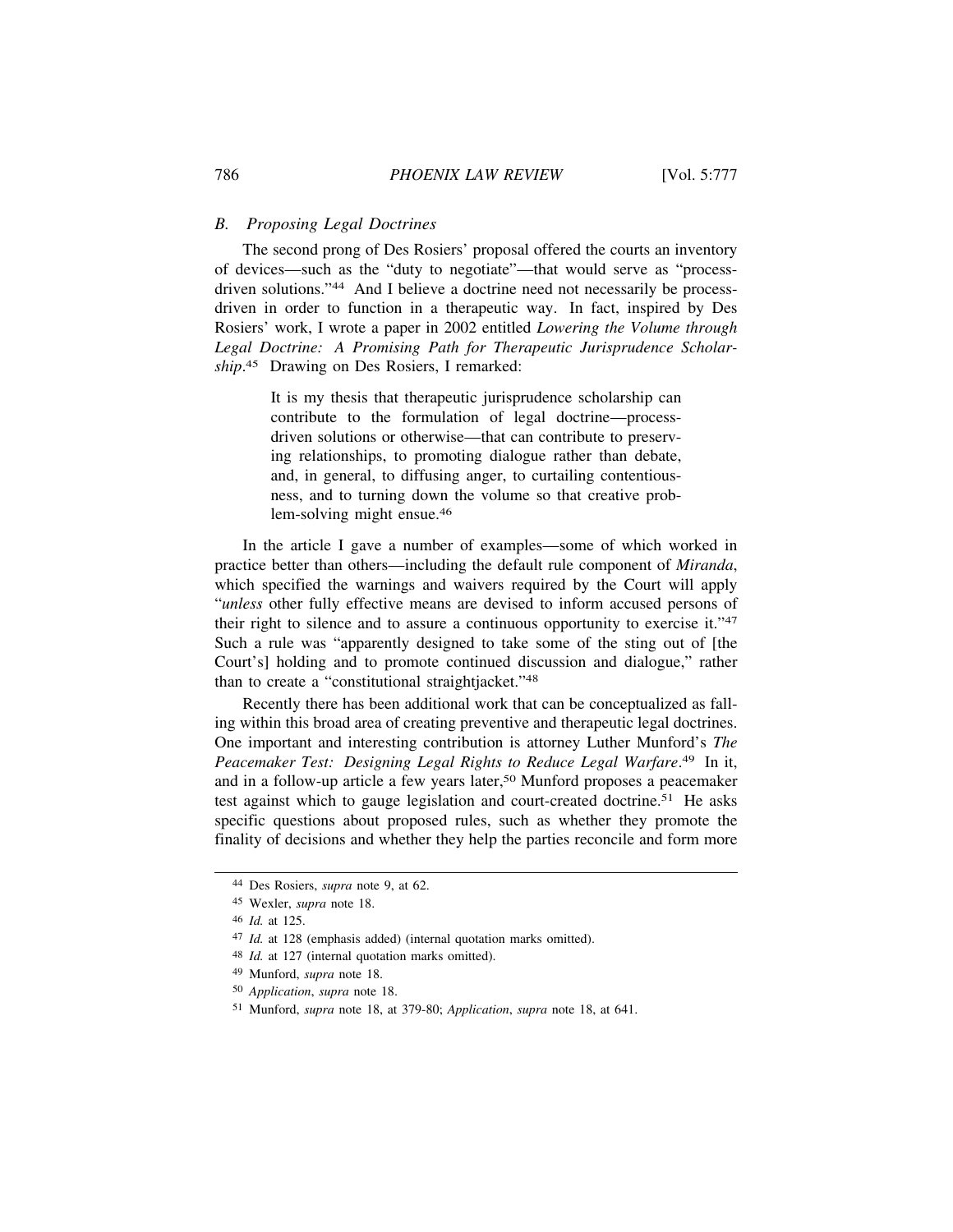### *B. Proposing Legal Doctrines*

The second prong of Des Rosiers' proposal offered the courts an inventory of devices—such as the "duty to negotiate"—that would serve as "process-driven solutions."[44] And I believe a doctrine need not necessarily be process-driven in order to function in a therapeutic way. In fact, inspired by Des Rosiers' work, I wrote a paper in 2002 entitled *Lowering the Volume through Legal Doctrine: A Promising Path for Therapeutic Jurisprudence Scholarship*.[45] Drawing on Des Rosiers, I remarked:

> It is my thesis that therapeutic jurisprudence scholarship can contribute to the formulation of legal doctrine—process-driven solutions or otherwise—that can contribute to preserving relationships, to promoting dialogue rather than debate, and, in general, to diffusing anger, to curtailing contentiousness, and to turning down the volume so that creative problem-solving might ensue.[46]

In the article I gave a number of examples—some of which worked in practice better than others—including the default rule component of *Miranda*, which specified the warnings and waivers required by the Court will apply "*unless* other fully effective means are devised to inform accused persons of their right to silence and to assure a continuous opportunity to exercise it."[47] Such a rule was "apparently designed to take some of the sting out of [the Court's] holding and to promote continued discussion and dialogue," rather than to create a "constitutional straightjacket."[48]

Recently there has been additional work that can be conceptualized as falling within this broad area of creating preventive and therapeutic legal doctrines. One important and interesting contribution is attorney Luther Munford's *The Peacemaker Test: Designing Legal Rights to Reduce Legal Warfare*.[49] In it, and in a follow-up article a few years later,[50] Munford proposes a peacemaker test against which to gauge legislation and court-created doctrine.[51] He asks specific questions about proposed rules, such as whether they promote the finality of decisions and whether they help the parties reconcile and form more

---

[44] Des Rosiers, *supra* note 9, at 62.

[45] Wexler, *supra* note 18.

[46] *Id.* at 125.

[47] *Id.* at 128 (emphasis added) (internal quotation marks omitted).

[48] *Id.* at 127 (internal quotation marks omitted).

[49] Munford, *supra* note 18.

[50] *Application*, *supra* note 18.

[51] Munford, *supra* note 18, at 379-80; *Application*, *supra* note 18, at 641.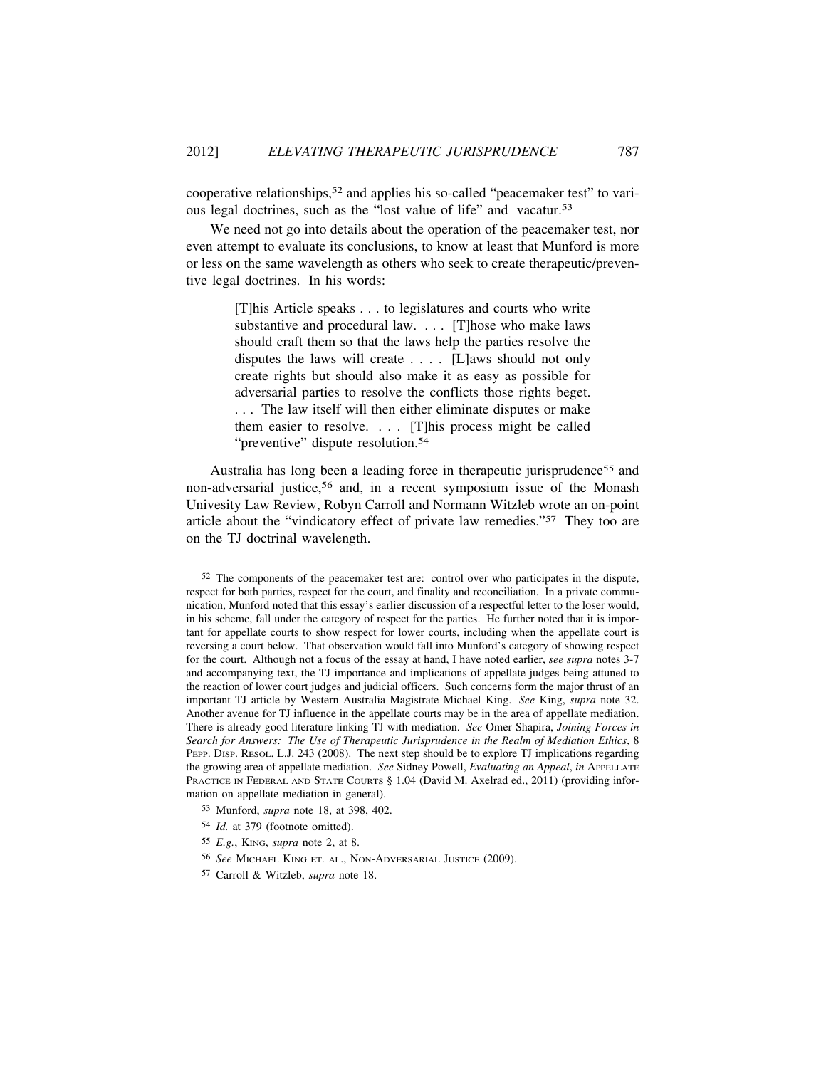cooperative relationships,[52] and applies his so-called "peacemaker test" to various legal doctrines, such as the "lost value of life" and vacatur.[53]

We need not go into details about the operation of the peacemaker test, nor even attempt to evaluate its conclusions, to know at least that Munford is more or less on the same wavelength as others who seek to create therapeutic/preventive legal doctrines. In his words:

> [T]his Article speaks . . . to legislatures and courts who write substantive and procedural law. . . . [T]hose who make laws should craft them so that the laws help the parties resolve the disputes the laws will create . . . . [L]aws should not only create rights but should also make it as easy as possible for adversarial parties to resolve the conflicts those rights beget. . . . The law itself will then either eliminate disputes or make them easier to resolve. . . . [T]his process might be called "preventive" dispute resolution.[54]

Australia has long been a leading force in therapeutic jurisprudence[55] and non-adversarial justice,[56] and, in a recent symposium issue of the Monash Univesity Law Review, Robyn Carroll and Normann Witzleb wrote an on-point article about the "vindicatory effect of private law remedies."[57] They too are on the TJ doctrinal wavelength.

---

[52] The components of the peacemaker test are: control over who participates in the dispute, respect for both parties, respect for the court, and finality and reconciliation. In a private communication, Munford noted that this essay's earlier discussion of a respectful letter to the loser would, in his scheme, fall under the category of respect for the parties. He further noted that it is important for appellate courts to show respect for lower courts, including when the appellate court is reversing a court below. That observation would fall into Munford's category of showing respect for the court. Although not a focus of the essay at hand, I have noted earlier, *see supra* notes 3-7 and accompanying text, the TJ importance and implications of appellate judges being attuned to the reaction of lower court judges and judicial officers. Such concerns form the major thrust of an important TJ article by Western Australia Magistrate Michael King. *See* King, *supra* note 32. Another avenue for TJ influence in the appellate courts may be in the area of appellate mediation. There is already good literature linking TJ with mediation. *See* Omer Shapira, *Joining Forces in Search for Answers: The Use of Therapeutic Jurisprudence in the Realm of Mediation Ethics*, 8 PEPP. DISP. RESOL. L.J. 243 (2008). The next step should be to explore TJ implications regarding the growing area of appellate mediation. *See* Sidney Powell, *Evaluating an Appeal*, *in* APPELLATE PRACTICE IN FEDERAL AND STATE COURTS § 1.04 (David M. Axelrad ed., 2011) (providing information on appellate mediation in general).

[53] Munford, *supra* note 18, at 398, 402.

[54] *Id.* at 379 (footnote omitted).

[55] *E.g.*, KING, *supra* note 2, at 8.

[56] *See* MICHAEL KING ET. AL., NON-ADVERSARIAL JUSTICE (2009).

[57] Carroll & Witzleb, *supra* note 18.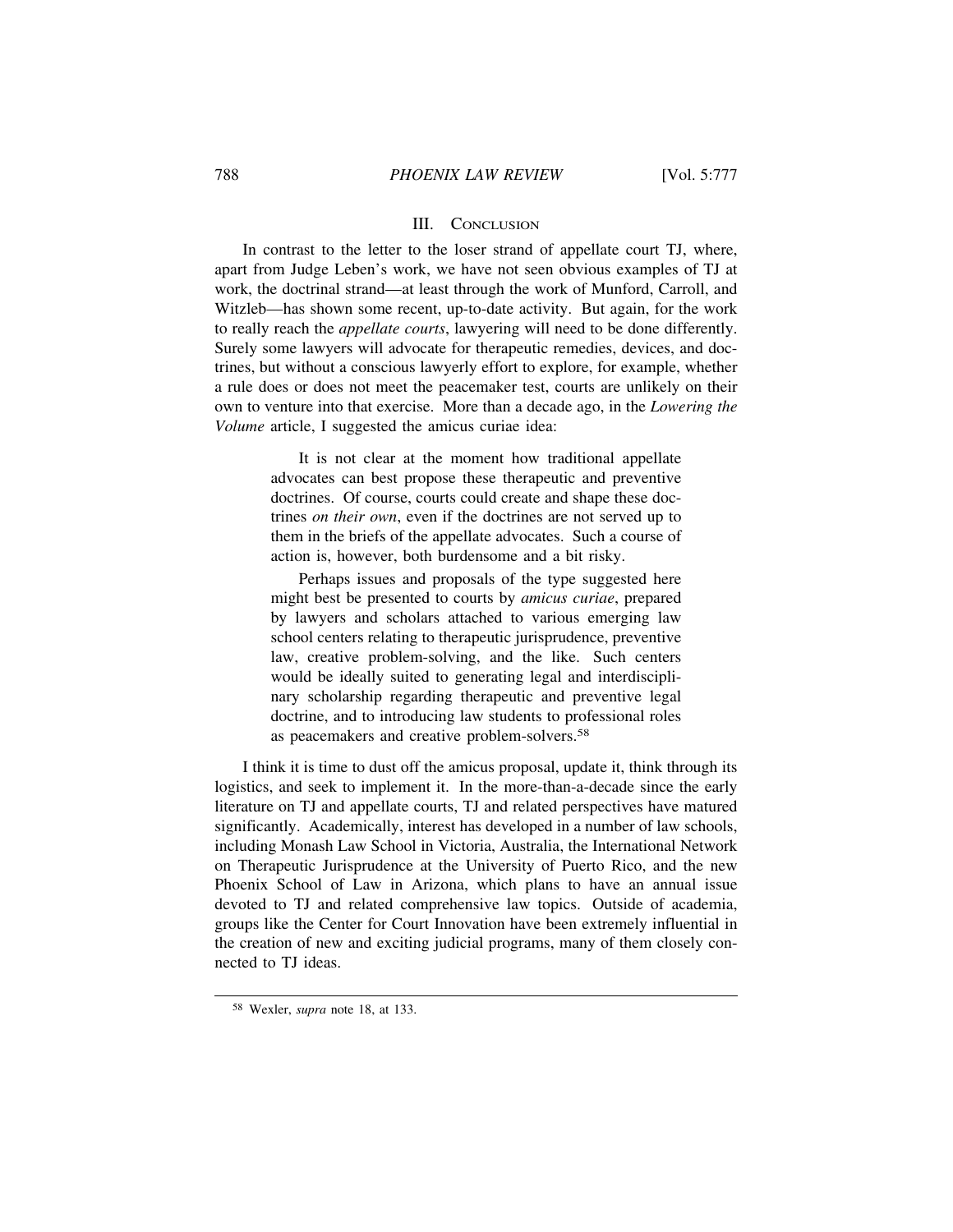## III. Conclusion

In contrast to the letter to the loser strand of appellate court TJ, where, apart from Judge Leben's work, we have not seen obvious examples of TJ at work, the doctrinal strand—at least through the work of Munford, Carroll, and Witzleb—has shown some recent, up-to-date activity. But again, for the work to really reach the *appellate courts*, lawyering will need to be done differently. Surely some lawyers will advocate for therapeutic remedies, devices, and doctrines, but without a conscious lawyerly effort to explore, for example, whether a rule does or does not meet the peacemaker test, courts are unlikely on their own to venture into that exercise. More than a decade ago, in the *Lowering the Volume* article, I suggested the amicus curiae idea:

> It is not clear at the moment how traditional appellate advocates can best propose these therapeutic and preventive doctrines. Of course, courts could create and shape these doctrines *on their own*, even if the doctrines are not served up to them in the briefs of the appellate advocates. Such a course of action is, however, both burdensome and a bit risky.
>
> Perhaps issues and proposals of the type suggested here might best be presented to courts by *amicus curiae*, prepared by lawyers and scholars attached to various emerging law school centers relating to therapeutic jurisprudence, preventive law, creative problem-solving, and the like. Such centers would be ideally suited to generating legal and interdisciplinary scholarship regarding therapeutic and preventive legal doctrine, and to introducing law students to professional roles as peacemakers and creative problem-solvers.[58]

I think it is time to dust off the amicus proposal, update it, think through its logistics, and seek to implement it. In the more-than-a-decade since the early literature on TJ and appellate courts, TJ and related perspectives have matured significantly. Academically, interest has developed in a number of law schools, including Monash Law School in Victoria, Australia, the International Network on Therapeutic Jurisprudence at the University of Puerto Rico, and the new Phoenix School of Law in Arizona, which plans to have an annual issue devoted to TJ and related comprehensive law topics. Outside of academia, groups like the Center for Court Innovation have been extremely influential in the creation of new and exciting judicial programs, many of them closely connected to TJ ideas.

---

[58] Wexler, *supra* note 18, at 133.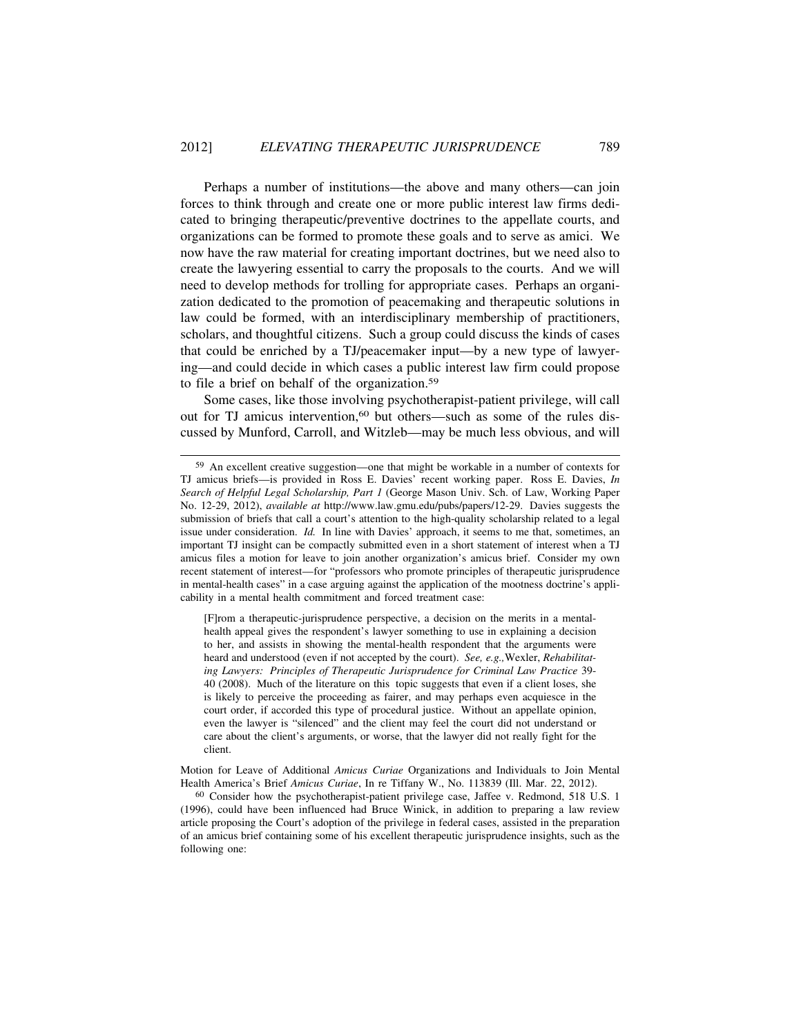Perhaps a number of institutions—the above and many others—can join forces to think through and create one or more public interest law firms dedicated to bringing therapeutic/preventive doctrines to the appellate courts, and organizations can be formed to promote these goals and to serve as amici. We now have the raw material for creating important doctrines, but we need also to create the lawyering essential to carry the proposals to the courts. And we will need to develop methods for trolling for appropriate cases. Perhaps an organization dedicated to the promotion of peacemaking and therapeutic solutions in law could be formed, with an interdisciplinary membership of practitioners, scholars, and thoughtful citizens. Such a group could discuss the kinds of cases that could be enriched by a TJ/peacemaker input—by a new type of lawyering—and could decide in which cases a public interest law firm could propose to file a brief on behalf of the organization.[59]

Some cases, like those involving psychotherapist-patient privilege, will call out for TJ amicus intervention,[60] but others—such as some of the rules discussed by Munford, Carroll, and Witzleb—may be much less obvious, and will

---

[59] An excellent creative suggestion—one that might be workable in a number of contexts for TJ amicus briefs—is provided in Ross E. Davies' recent working paper. Ross E. Davies, *In Search of Helpful Legal Scholarship, Part 1* (George Mason Univ. Sch. of Law, Working Paper No. 12-29, 2012), *available at* http://www.law.gmu.edu/pubs/papers/12-29. Davies suggests the submission of briefs that call a court's attention to the high-quality scholarship related to a legal issue under consideration. *Id.* In line with Davies' approach, it seems to me that, sometimes, an important TJ insight can be compactly submitted even in a short statement of interest when a TJ amicus files a motion for leave to join another organization's amicus brief. Consider my own recent statement of interest—for "professors who promote principles of therapeutic jurisprudence in mental-health cases" in a case arguing against the application of the mootness doctrine's applicability in a mental health commitment and forced treatment case:

> [F]rom a therapeutic-jurisprudence perspective, a decision on the merits in a mental-health appeal gives the respondent's lawyer something to use in explaining a decision to her, and assists in showing the mental-health respondent that the arguments were heard and understood (even if not accepted by the court). *See, e.g.,* Wexler, *Rehabilitating Lawyers: Principles of Therapeutic Jurisprudence for Criminal Law Practice* 39-40 (2008). Much of the literature on this topic suggests that even if a client loses, she is likely to perceive the proceeding as fairer, and may perhaps even acquiesce in the court order, if accorded this type of procedural justice. Without an appellate opinion, even the lawyer is "silenced" and the client may feel the court did not understand or care about the client's arguments, or worse, that the lawyer did not really fight for the client.

Motion for Leave of Additional *Amicus Curiae* Organizations and Individuals to Join Mental Health America's Brief *Amicus Curiae*, In re Tiffany W., No. 113839 (Ill. Mar. 22, 2012).

[60] Consider how the psychotherapist-patient privilege case, Jaffee v. Redmond, 518 U.S. 1 (1996), could have been influenced had Bruce Winick, in addition to preparing a law review article proposing the Court's adoption of the privilege in federal cases, assisted in the preparation of an amicus brief containing some of his excellent therapeutic jurisprudence insights, such as the following one: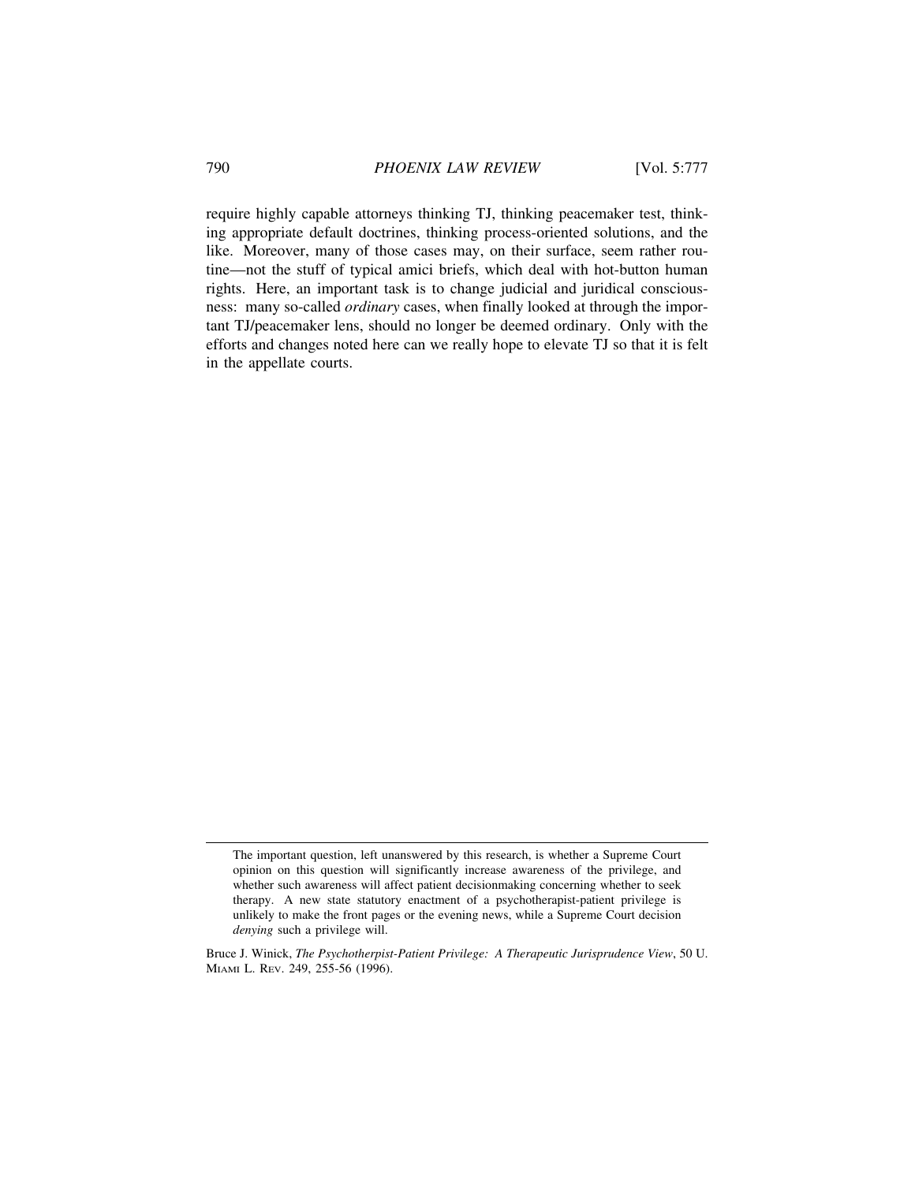require highly capable attorneys thinking TJ, thinking peacemaker test, thinking appropriate default doctrines, thinking process-oriented solutions, and the like. Moreover, many of those cases may, on their surface, seem rather routine—not the stuff of typical amici briefs, which deal with hot-button human rights. Here, an important task is to change judicial and juridical consciousness: many so-called *ordinary* cases, when finally looked at through the important TJ/peacemaker lens, should no longer be deemed ordinary. Only with the efforts and changes noted here can we really hope to elevate TJ so that it is felt in the appellate courts.

---

> The important question, left unanswered by this research, is whether a Supreme Court opinion on this question will significantly increase awareness of the privilege, and whether such awareness will affect patient decisionmaking concerning whether to seek therapy. A new state statutory enactment of a psychotherapist-patient privilege is unlikely to make the front pages or the evening news, while a Supreme Court decision *denying* such a privilege will.

Bruce J. Winick, *The Psychotherapist-Patient Privilege: A Therapeutic Jurisprudence View*, 50 U. MIAMI L. REV. 249, 255-56 (1996).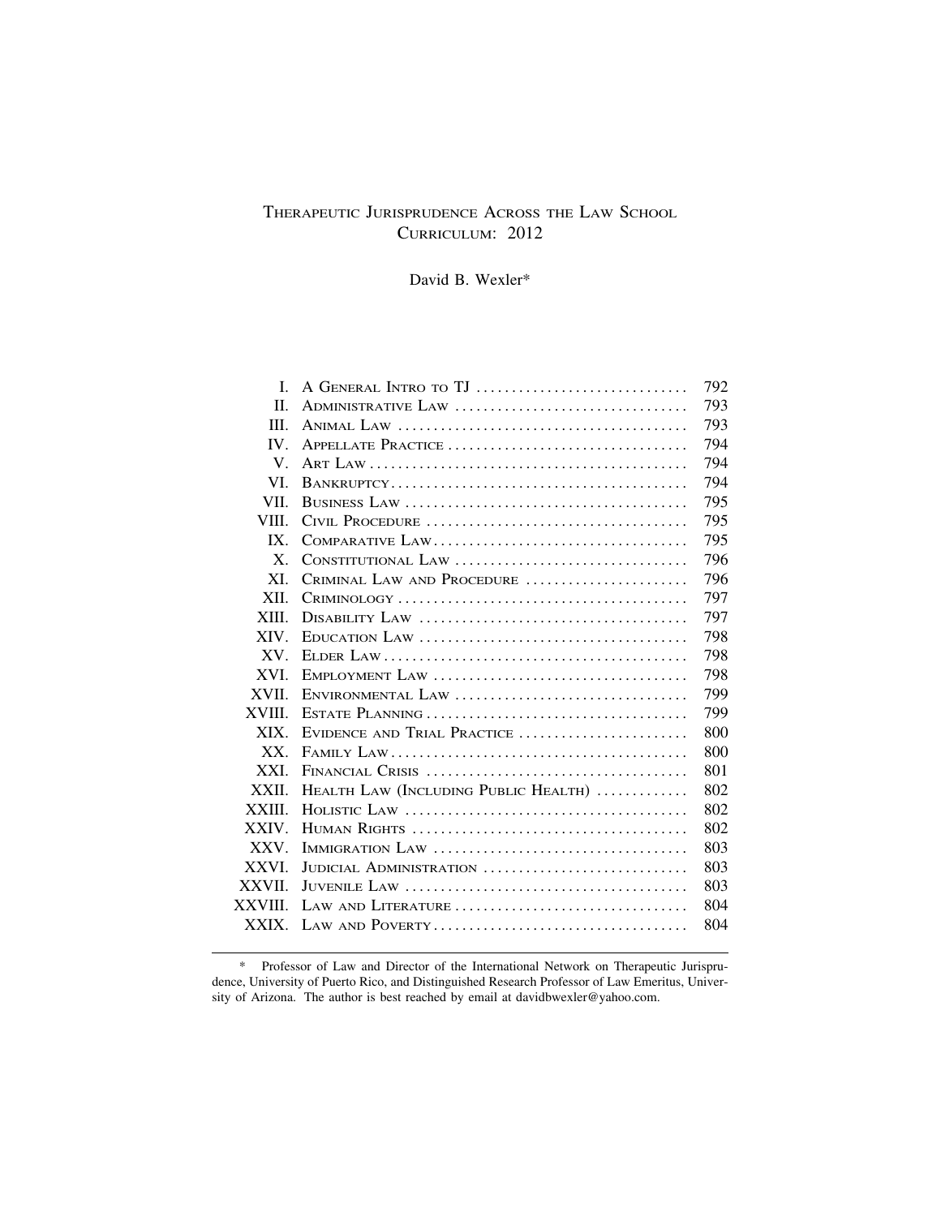# Therapeutic Jurisprudence Across the Law School Curriculum: 2012

David B. Wexler*

| | | |
|---|---|---|
| I. | A General Intro to TJ | 792 |
| II. | Administrative Law | 793 |
| III. | Animal Law | 793 |
| IV. | Appellate Practice | 794 |
| V. | Art Law | 794 |
| VI. | Bankruptcy | 794 |
| VII. | Business Law | 795 |
| VIII. | Civil Procedure | 795 |
| IX. | Comparative Law | 795 |
| X. | Constitutional Law | 796 |
| XI. | Criminal Law and Procedure | 796 |
| XII. | Criminology | 797 |
| XIII. | Disability Law | 797 |
| XIV. | Education Law | 798 |
| XV. | Elder Law | 798 |
| XVI. | Employment Law | 798 |
| XVII. | Environmental Law | 799 |
| XVIII. | Estate Planning | 799 |
| XIX. | Evidence and Trial Practice | 800 |
| XX. | Family Law | 800 |
| XXI. | Financial Crisis | 801 |
| XXII. | Health Law (Including Public Health) | 802 |
| XXIII. | Holistic Law | 802 |
| XXIV. | Human Rights | 802 |
| XXV. | Immigration Law | 803 |
| XXVI. | Judicial Administration | 803 |
| XXVII. | Juvenile Law | 803 |
| XXVIII. | Law and Literature | 804 |
| XXIX. | Law and Poverty | 804 |

\* Professor of Law and Director of the International Network on Therapeutic Jurisprudence, University of Puerto Rico, and Distinguished Research Professor of Law Emeritus, University of Arizona. The author is best reached by email at davidbwexler@yahoo.com.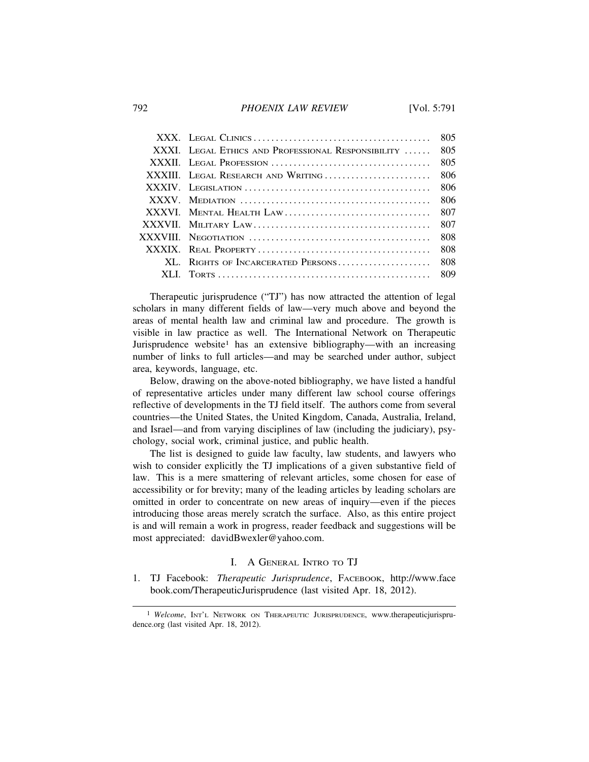| | | |
|---|---|---|
| XXX. | Legal Clinics | 805 |
| XXXI. | Legal Ethics and Professional Responsibility | 805 |
| XXXII. | Legal Profession | 805 |
| XXXIII. | Legal Research and Writing | 806 |
| XXXIV. | Legislation | 806 |
| XXXV. | Mediation | 806 |
| XXXVI. | Mental Health Law | 807 |
| XXXVII. | Military Law | 807 |
| XXXVIII. | Negotiation | 808 |
| XXXIX. | Real Property | 808 |
| XL. | Rights of Incarcerated Persons | 808 |
| XLI. | Torts | 809 |

Therapeutic jurisprudence ("TJ") has now attracted the attention of legal scholars in many different fields of law—very much above and beyond the areas of mental health law and criminal law and procedure. The growth is visible in law practice as well. The International Network on Therapeutic Jurisprudence website[1] has an extensive bibliography—with an increasing number of links to full articles—and may be searched under author, subject area, keywords, language, etc.

Below, drawing on the above-noted bibliography, we have listed a handful of representative articles under many different law school course offerings reflective of developments in the TJ field itself. The authors come from several countries—the United States, the United Kingdom, Canada, Australia, Ireland, and Israel—and from varying disciplines of law (including the judiciary), psychology, social work, criminal justice, and public health.

The list is designed to guide law faculty, law students, and lawyers who wish to consider explicitly the TJ implications of a given substantive field of law. This is a mere smattering of relevant articles, some chosen for ease of accessibility or for brevity; many of the leading articles by leading scholars are omitted in order to concentrate on new areas of inquiry—even if the pieces introducing those areas merely scratch the surface. Also, as this entire project is and will remain a work in progress, reader feedback and suggestions will be most appreciated: davidBwexler@yahoo.com.

## I. A General Intro to TJ

1. TJ Facebook: *Therapeutic Jurisprudence*, Facebook, http://www.facebook.com/TherapeuticJurisprudence (last visited Apr. 18, 2012).

---

[1] *Welcome*, Int'l Network on Therapeutic Jurisprudence, www.therapeuticjurisprudence.org (last visited Apr. 18, 2012).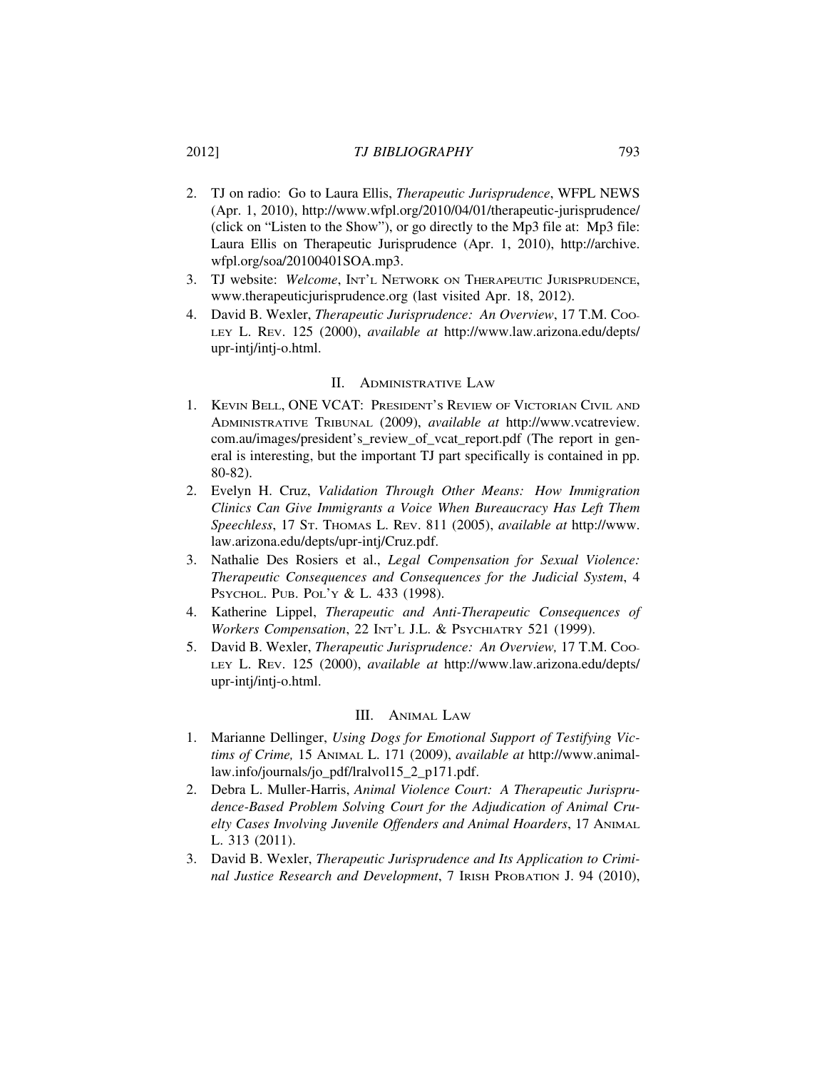2. TJ on radio: Go to Laura Ellis, *Therapeutic Jurisprudence*, WFPL NEWS (Apr. 1, 2010), http://www.wfpl.org/2010/04/01/therapeutic-jurisprudence/ (click on "Listen to the Show"), or go directly to the Mp3 file at: Mp3 file: Laura Ellis on Therapeutic Jurisprudence (Apr. 1, 2010), http://archive.wfpl.org/soa/20100401SOA.mp3.
3. TJ website: *Welcome*, INT'L NETWORK ON THERAPEUTIC JURISPRUDENCE, www.therapeuticjurisprudence.org (last visited Apr. 18, 2012).
4. David B. Wexler, *Therapeutic Jurisprudence: An Overview*, 17 T.M. COOLEY L. REV. 125 (2000), *available at* http://www.law.arizona.edu/depts/upr-intj/intj-o.html.

## II. ADMINISTRATIVE LAW

1. KEVIN BELL, ONE VCAT: PRESIDENT'S REVIEW OF VICTORIAN CIVIL AND ADMINISTRATIVE TRIBUNAL (2009), *available at* http://www.vcatreview.com.au/images/president's_review_of_vcat_report.pdf (The report in general is interesting, but the important TJ part specifically is contained in pp. 80-82).
2. Evelyn H. Cruz, *Validation Through Other Means: How Immigration Clinics Can Give Immigrants a Voice When Bureaucracy Has Left Them Speechless*, 17 ST. THOMAS L. REV. 811 (2005), *available at* http://www.law.arizona.edu/depts/upr-intj/Cruz.pdf.
3. Nathalie Des Rosiers et al., *Legal Compensation for Sexual Violence: Therapeutic Consequences and Consequences for the Judicial System*, 4 PSYCHOL. PUB. POL'Y & L. 433 (1998).
4. Katherine Lippel, *Therapeutic and Anti-Therapeutic Consequences of Workers Compensation*, 22 INT'L J.L. & PSYCHIATRY 521 (1999).
5. David B. Wexler, *Therapeutic Jurisprudence: An Overview,* 17 T.M. COOLEY L. REV. 125 (2000), *available at* http://www.law.arizona.edu/depts/upr-intj/intj-o.html.

## III. ANIMAL LAW

1. Marianne Dellinger, *Using Dogs for Emotional Support of Testifying Victims of Crime,* 15 ANIMAL L. 171 (2009), *available at* http://www.animallaw.info/journals/jo_pdf/lralvol15_2_p171.pdf.
2. Debra L. Muller-Harris, *Animal Violence Court: A Therapeutic Jurisprudence-Based Problem Solving Court for the Adjudication of Animal Cruelty Cases Involving Juvenile Offenders and Animal Hoarders*, 17 ANIMAL L. 313 (2011).
3. David B. Wexler, *Therapeutic Jurisprudence and Its Application to Criminal Justice Research and Development*, 7 IRISH PROBATION J. 94 (2010),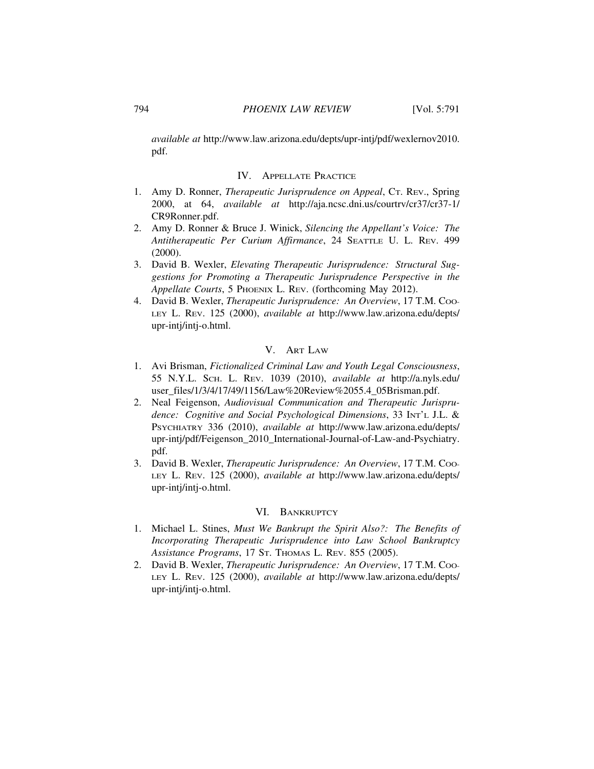*available at* http://www.law.arizona.edu/depts/upr-intj/pdf/wexlernov2010.pdf.

## IV. Appellate Practice

1. Amy D. Ronner, *Therapeutic Jurisprudence on Appeal*, CT. REV., Spring 2000, at 64, *available at* http://aja.ncsc.dni.us/courtrv/cr37/cr37-1/CR9Ronner.pdf.
2. Amy D. Ronner & Bruce J. Winick, *Silencing the Appellant's Voice: The Antitherapeutic Per Curium Affirmance*, 24 SEATTLE U. L. REV. 499 (2000).
3. David B. Wexler, *Elevating Therapeutic Jurisprudence: Structural Suggestions for Promoting a Therapeutic Jurisprudence Perspective in the Appellate Courts*, 5 PHOENIX L. REV. (forthcoming May 2012).
4. David B. Wexler, *Therapeutic Jurisprudence: An Overview*, 17 T.M. COOLEY L. REV. 125 (2000), *available at* http://www.law.arizona.edu/depts/upr-intj/intj-o.html.

## V. Art Law

1. Avi Brisman, *Fictionalized Criminal Law and Youth Legal Consciousness*, 55 N.Y.L. SCH. L. REV. 1039 (2010), *available at* http://a.nyls.edu/user_files/1/3/4/17/49/1156/Law%20Review%2055.4_05Brisman.pdf.
2. Neal Feigenson, *Audiovisual Communication and Therapeutic Jurisprudence: Cognitive and Social Psychological Dimensions*, 33 INT'L J.L. & PSYCHIATRY 336 (2010), *available at* http://www.law.arizona.edu/depts/upr-intj/pdf/Feigenson_2010_International-Journal-of-Law-and-Psychiatry.pdf.
3. David B. Wexler, *Therapeutic Jurisprudence: An Overview*, 17 T.M. COOLEY L. REV. 125 (2000), *available at* http://www.law.arizona.edu/depts/upr-intj/intj-o.html.

## VI. Bankruptcy

1. Michael L. Stines, *Must We Bankrupt the Spirit Also?: The Benefits of Incorporating Therapeutic Jurisprudence into Law School Bankruptcy Assistance Programs*, 17 ST. THOMAS L. REV. 855 (2005).
2. David B. Wexler, *Therapeutic Jurisprudence: An Overview*, 17 T.M. COOLEY L. REV. 125 (2000), *available at* http://www.law.arizona.edu/depts/upr-intj/intj-o.html.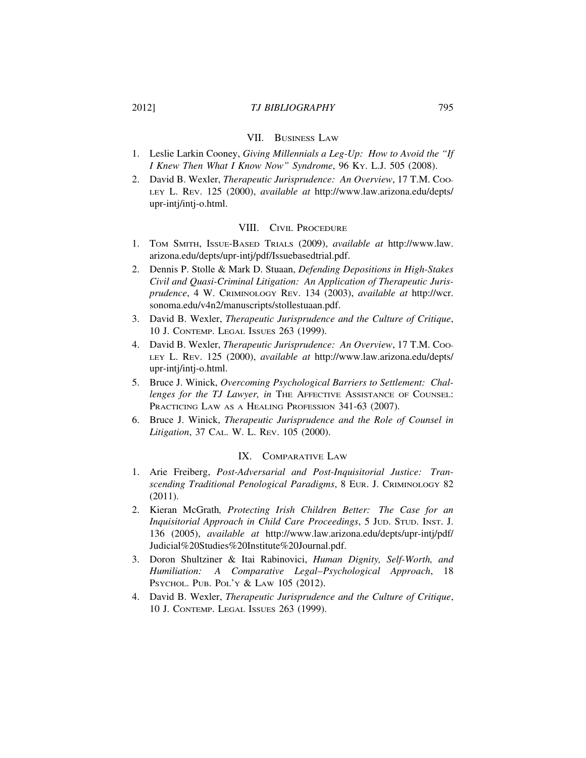## VII. Business Law

1. Leslie Larkin Cooney, *Giving Millennials a Leg-Up: How to Avoid the "If I Knew Then What I Know Now" Syndrome*, 96 Ky. L.J. 505 (2008).
2. David B. Wexler, *Therapeutic Jurisprudence: An Overview*, 17 T.M. Cooley L. Rev. 125 (2000), *available at* http://www.law.arizona.edu/depts/upr-intj/intj-o.html.

## VIII. Civil Procedure

1. Tom Smith, Issue-Based Trials (2009), *available at* http://www.law.arizona.edu/depts/upr-intj/pdf/Issuebasedtrial.pdf.
2. Dennis P. Stolle & Mark D. Stuaan, *Defending Depositions in High-Stakes Civil and Quasi-Criminal Litigation: An Application of Therapeutic Jurisprudence*, 4 W. Criminology Rev. 134 (2003), *available at* http://wcr.sonoma.edu/v4n2/manuscripts/stollestuaan.pdf.
3. David B. Wexler, *Therapeutic Jurisprudence and the Culture of Critique*, 10 J. Contemp. Legal Issues 263 (1999).
4. David B. Wexler, *Therapeutic Jurisprudence: An Overview*, 17 T.M. Cooley L. Rev. 125 (2000), *available at* http://www.law.arizona.edu/depts/upr-intj/intj-o.html.
5. Bruce J. Winick, *Overcoming Psychological Barriers to Settlement: Challenges for the TJ Lawyer, in* The Affective Assistance of Counsel: Practicing Law as a Healing Profession 341-63 (2007).
6. Bruce J. Winick, *Therapeutic Jurisprudence and the Role of Counsel in Litigation*, 37 Cal. W. L. Rev. 105 (2000).

## IX. Comparative Law

1. Arie Freiberg, *Post-Adversarial and Post-Inquisitorial Justice: Transcending Traditional Penological Paradigms*, 8 Eur. J. Criminology 82 (2011).
2. Kieran McGrath*, Protecting Irish Children Better: The Case for an Inquisitorial Approach in Child Care Proceedings*, 5 Jud. Stud. Inst. J. 136 (2005), *available at* http://www.law.arizona.edu/depts/upr-intj/pdf/Judicial%20Studies%20Institute%20Journal.pdf.
3. Doron Shultziner & Itai Rabinovici, *Human Dignity, Self-Worth, and Humiliation: A Comparative Legal–Psychological Approach*, 18 Psychol. Pub. Pol'y & Law 105 (2012).
4. David B. Wexler, *Therapeutic Jurisprudence and the Culture of Critique*, 10 J. Contemp. Legal Issues 263 (1999).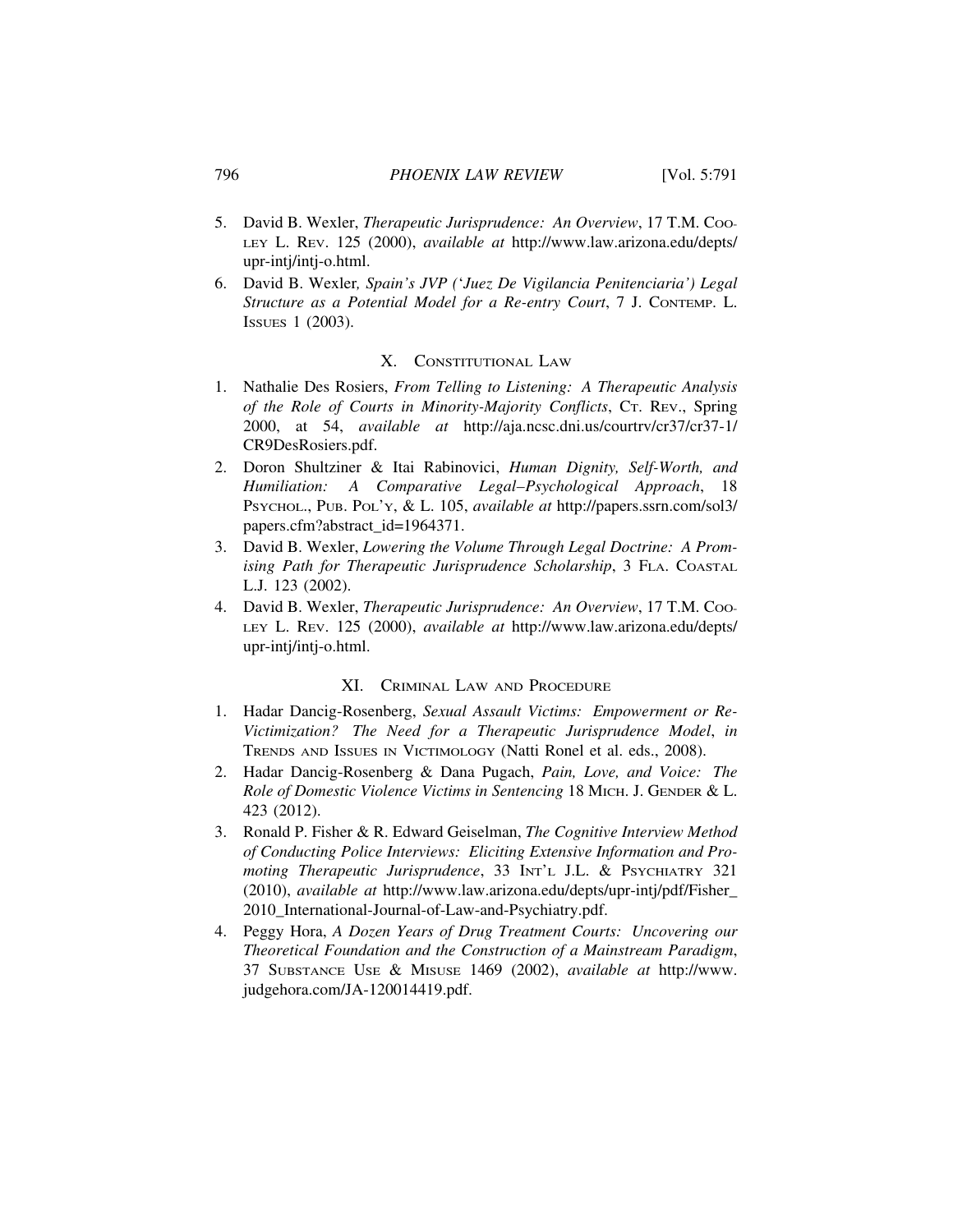5. David B. Wexler, *Therapeutic Jurisprudence: An Overview*, 17 T.M. Cooley L. Rev. 125 (2000), *available at* http://www.law.arizona.edu/depts/upr-intj/intj-o.html.
6. David B. Wexler*, Spain's JVP ('Juez De Vigilancia Penitenciaria') Legal Structure as a Potential Model for a Re-entry Court*, 7 J. Contemp. L. Issues 1 (2003).

## X. Constitutional Law

1. Nathalie Des Rosiers, *From Telling to Listening: A Therapeutic Analysis of the Role of Courts in Minority-Majority Conflicts*, Ct. Rev., Spring 2000, at 54, *available at* http://aja.ncsc.dni.us/courtrv/cr37/cr37-1/CR9DesRosiers.pdf.
2. Doron Shultziner & Itai Rabinovici, *Human Dignity, Self-Worth, and Humiliation: A Comparative Legal–Psychological Approach*, 18 Psychol., Pub. Pol'y, & L. 105, *available at* http://papers.ssrn.com/sol3/papers.cfm?abstract_id=1964371.
3. David B. Wexler, *Lowering the Volume Through Legal Doctrine: A Promising Path for Therapeutic Jurisprudence Scholarship*, 3 Fla. Coastal L.J. 123 (2002).
4. David B. Wexler, *Therapeutic Jurisprudence: An Overview*, 17 T.M. Cooley L. Rev. 125 (2000), *available at* http://www.law.arizona.edu/depts/upr-intj/intj-o.html.

## XI. Criminal Law and Procedure

1. Hadar Dancig-Rosenberg, *Sexual Assault Victims: Empowerment or Re-Victimization? The Need for a Therapeutic Jurisprudence Model*, *in* Trends and Issues in Victimology (Natti Ronel et al. eds., 2008).
2. Hadar Dancig-Rosenberg & Dana Pugach, *Pain, Love, and Voice: The Role of Domestic Violence Victims in Sentencing* 18 Mich. J. Gender & L. 423 (2012).
3. Ronald P. Fisher & R. Edward Geiselman, *The Cognitive Interview Method of Conducting Police Interviews: Eliciting Extensive Information and Promoting Therapeutic Jurisprudence*, 33 Int'l J.L. & Psychiatry 321 (2010), *available at* http://www.law.arizona.edu/depts/upr-intj/pdf/Fisher_2010_International-Journal-of-Law-and-Psychiatry.pdf.
4. Peggy Hora, *A Dozen Years of Drug Treatment Courts: Uncovering our Theoretical Foundation and the Construction of a Mainstream Paradigm*, 37 Substance Use & Misuse 1469 (2002), *available at* http://www.judgehora.com/JA-120014419.pdf.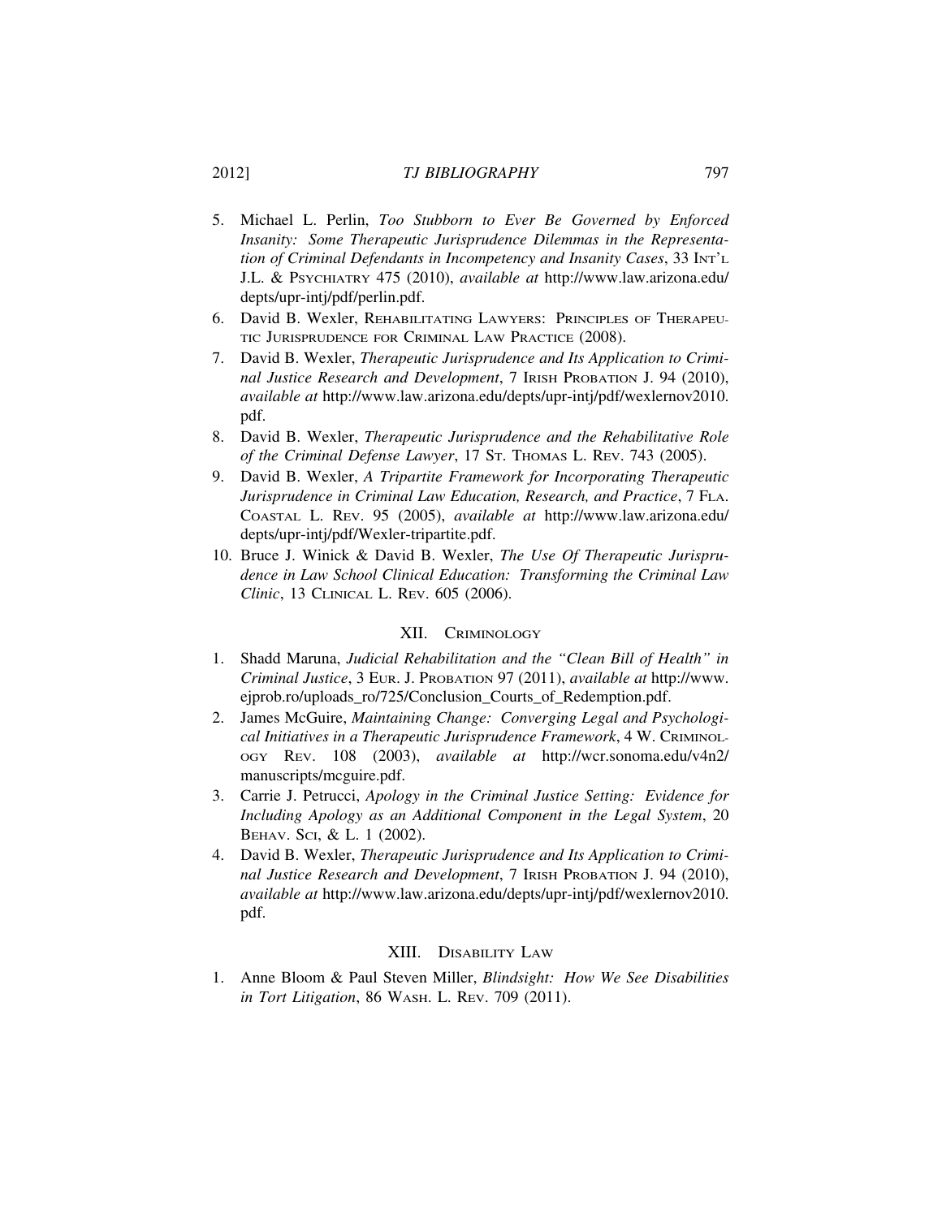5. Michael L. Perlin, *Too Stubborn to Ever Be Governed by Enforced Insanity: Some Therapeutic Jurisprudence Dilemmas in the Representation of Criminal Defendants in Incompetency and Insanity Cases*, 33 INT'L J.L. & PSYCHIATRY 475 (2010), *available at* http://www.law.arizona.edu/depts/upr-intj/pdf/perlin.pdf.
6. David B. Wexler, REHABILITATING LAWYERS: PRINCIPLES OF THERAPEUTIC JURISPRUDENCE FOR CRIMINAL LAW PRACTICE (2008).
7. David B. Wexler, *Therapeutic Jurisprudence and Its Application to Criminal Justice Research and Development*, 7 IRISH PROBATION J. 94 (2010), *available at* http://www.law.arizona.edu/depts/upr-intj/pdf/wexlernov2010.pdf.
8. David B. Wexler, *Therapeutic Jurisprudence and the Rehabilitative Role of the Criminal Defense Lawyer*, 17 ST. THOMAS L. REV. 743 (2005).
9. David B. Wexler, *A Tripartite Framework for Incorporating Therapeutic Jurisprudence in Criminal Law Education, Research, and Practice*, 7 FLA. COASTAL L. REV. 95 (2005), *available at* http://www.law.arizona.edu/depts/upr-intj/pdf/Wexler-tripartite.pdf.
10. Bruce J. Winick & David B. Wexler, *The Use Of Therapeutic Jurisprudence in Law School Clinical Education: Transforming the Criminal Law Clinic*, 13 CLINICAL L. REV. 605 (2006).

## XII. CRIMINOLOGY

1. Shadd Maruna, *Judicial Rehabilitation and the "Clean Bill of Health" in Criminal Justice*, 3 EUR. J. PROBATION 97 (2011), *available at* http://www.ejprob.ro/uploads_ro/725/Conclusion_Courts_of_Redemption.pdf.
2. James McGuire, *Maintaining Change: Converging Legal and Psychological Initiatives in a Therapeutic Jurisprudence Framework*, 4 W. CRIMINOLOGY REV. 108 (2003), *available at* http://wcr.sonoma.edu/v4n2/manuscripts/mcguire.pdf.
3. Carrie J. Petrucci, *Apology in the Criminal Justice Setting: Evidence for Including Apology as an Additional Component in the Legal System*, 20 BEHAV. SCI, & L. 1 (2002).
4. David B. Wexler, *Therapeutic Jurisprudence and Its Application to Criminal Justice Research and Development*, 7 IRISH PROBATION J. 94 (2010), *available at* http://www.law.arizona.edu/depts/upr-intj/pdf/wexlernov2010.pdf.

## XIII. DISABILITY LAW

1. Anne Bloom & Paul Steven Miller, *Blindsight: How We See Disabilities in Tort Litigation*, 86 WASH. L. REV. 709 (2011).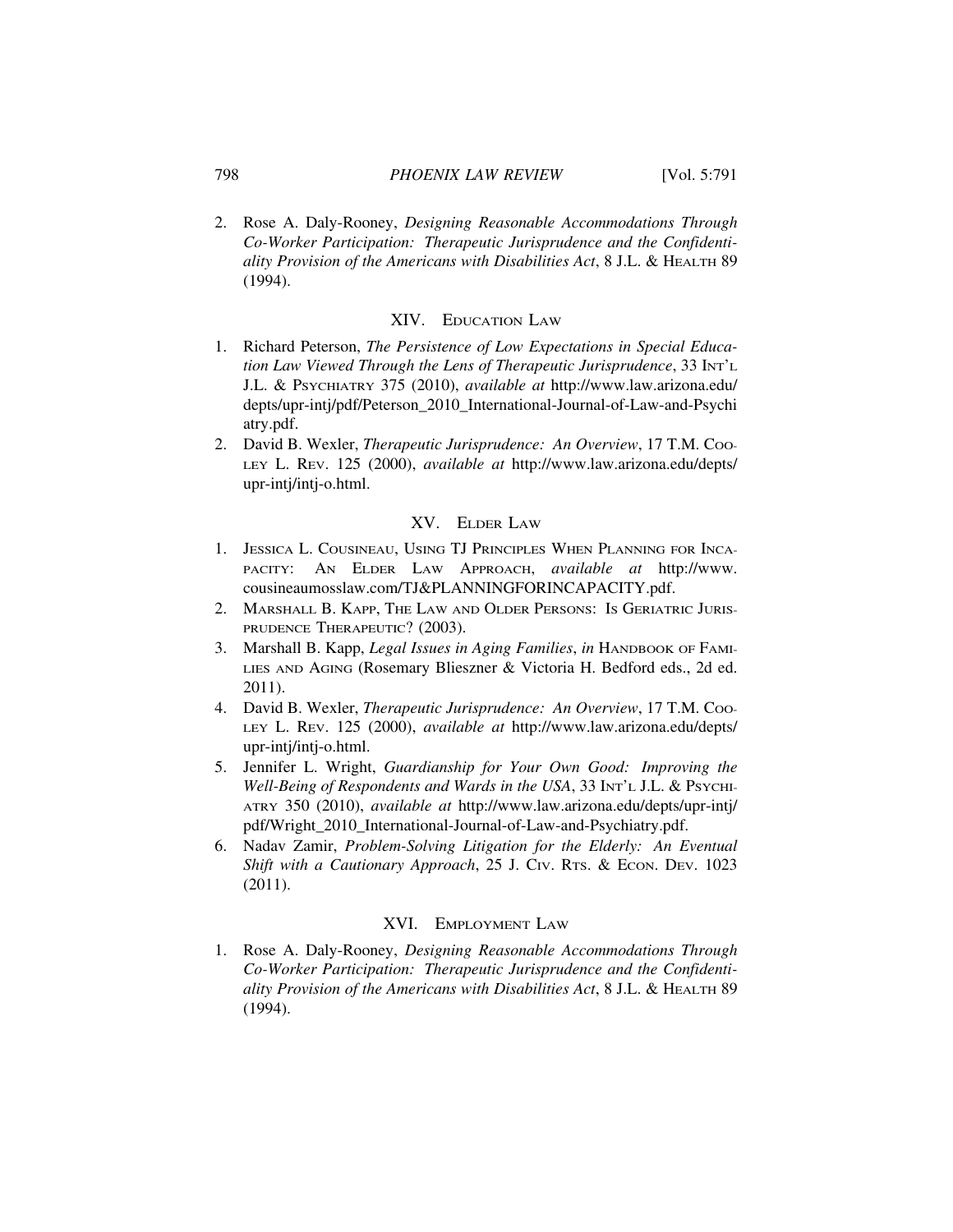2. Rose A. Daly-Rooney, *Designing Reasonable Accommodations Through Co-Worker Participation: Therapeutic Jurisprudence and the Confidentiality Provision of the Americans with Disabilities Act*, 8 J.L. & HEALTH 89 (1994).

## XIV. EDUCATION LAW

1. Richard Peterson, *The Persistence of Low Expectations in Special Education Law Viewed Through the Lens of Therapeutic Jurisprudence*, 33 INT'L J.L. & PSYCHIATRY 375 (2010), *available at* http://www.law.arizona.edu/depts/upr-intj/pdf/Peterson_2010_International-Journal-of-Law-and-Psychiatry.pdf.
2. David B. Wexler, *Therapeutic Jurisprudence: An Overview*, 17 T.M. COOLEY L. REV. 125 (2000), *available at* http://www.law.arizona.edu/depts/upr-intj/intj-o.html.

## XV. ELDER LAW

1. JESSICA L. COUSINEAU, USING TJ PRINCIPLES WHEN PLANNING FOR INCAPACITY: AN ELDER LAW APPROACH, *available at* http://www.cousineaumosslaw.com/TJ&PLANNINGFORINCAPACITY.pdf.
2. MARSHALL B. KAPP, THE LAW AND OLDER PERSONS: IS GERIATRIC JURISPRUDENCE THERAPEUTIC? (2003).
3. Marshall B. Kapp, *Legal Issues in Aging Families*, *in* HANDBOOK OF FAMILIES AND AGING (Rosemary Blieszner & Victoria H. Bedford eds., 2d ed. 2011).
4. David B. Wexler, *Therapeutic Jurisprudence: An Overview*, 17 T.M. COOLEY L. REV. 125 (2000), *available at* http://www.law.arizona.edu/depts/upr-intj/intj-o.html.
5. Jennifer L. Wright, *Guardianship for Your Own Good: Improving the Well-Being of Respondents and Wards in the USA*, 33 INT'L J.L. & PSYCHIATRY 350 (2010), *available at* http://www.law.arizona.edu/depts/upr-intj/pdf/Wright_2010_International-Journal-of-Law-and-Psychiatry.pdf.
6. Nadav Zamir, *Problem-Solving Litigation for the Elderly: An Eventual Shift with a Cautionary Approach*, 25 J. CIV. RTS. & ECON. DEV. 1023 (2011).

## XVI. EMPLOYMENT LAW

1. Rose A. Daly-Rooney, *Designing Reasonable Accommodations Through Co-Worker Participation: Therapeutic Jurisprudence and the Confidentiality Provision of the Americans with Disabilities Act*, 8 J.L. & HEALTH 89 (1994).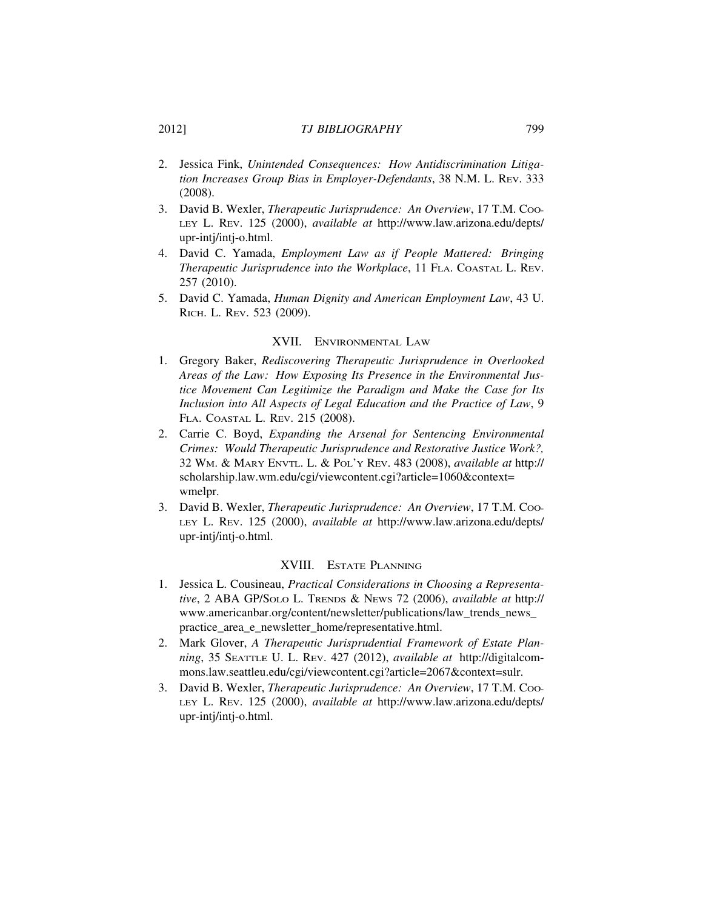2. Jessica Fink, *Unintended Consequences: How Antidiscrimination Litigation Increases Group Bias in Employer-Defendants*, 38 N.M. L. REV. 333 (2008).
3. David B. Wexler, *Therapeutic Jurisprudence: An Overview*, 17 T.M. COOLEY L. REV. 125 (2000), *available at* http://www.law.arizona.edu/depts/upr-intj/intj-o.html.
4. David C. Yamada, *Employment Law as if People Mattered: Bringing Therapeutic Jurisprudence into the Workplace*, 11 FLA. COASTAL L. REV. 257 (2010).
5. David C. Yamada, *Human Dignity and American Employment Law*, 43 U. RICH. L. REV. 523 (2009).

## XVII. ENVIRONMENTAL LAW

1. Gregory Baker, *Rediscovering Therapeutic Jurisprudence in Overlooked Areas of the Law: How Exposing Its Presence in the Environmental Justice Movement Can Legitimize the Paradigm and Make the Case for Its Inclusion into All Aspects of Legal Education and the Practice of Law*, 9 FLA. COASTAL L. REV. 215 (2008).
2. Carrie C. Boyd, *Expanding the Arsenal for Sentencing Environmental Crimes: Would Therapeutic Jurisprudence and Restorative Justice Work?,* 32 WM. & MARY ENVTL. L. & POL'Y REV. 483 (2008), *available at* http://scholarship.law.wm.edu/cgi/viewcontent.cgi?article=1060&context=wmelpr.
3. David B. Wexler, *Therapeutic Jurisprudence: An Overview*, 17 T.M. COOLEY L. REV. 125 (2000), *available at* http://www.law.arizona.edu/depts/upr-intj/intj-o.html.

## XVIII. ESTATE PLANNING

1. Jessica L. Cousineau, *Practical Considerations in Choosing a Representative*, 2 ABA GP/SOLO L. TRENDS & NEWS 72 (2006), *available at* http://www.americanbar.org/content/newsletter/publications/law_trends_news_practice_area_e_newsletter_home/representative.html.
2. Mark Glover, *A Therapeutic Jurisprudential Framework of Estate Planning*, 35 SEATTLE U. L. REV. 427 (2012), *available at* http://digitalcommons.law.seattleu.edu/cgi/viewcontent.cgi?article=2067&context=sulr.
3. David B. Wexler, *Therapeutic Jurisprudence: An Overview*, 17 T.M. COOLEY L. REV. 125 (2000), *available at* http://www.law.arizona.edu/depts/upr-intj/intj-o.html.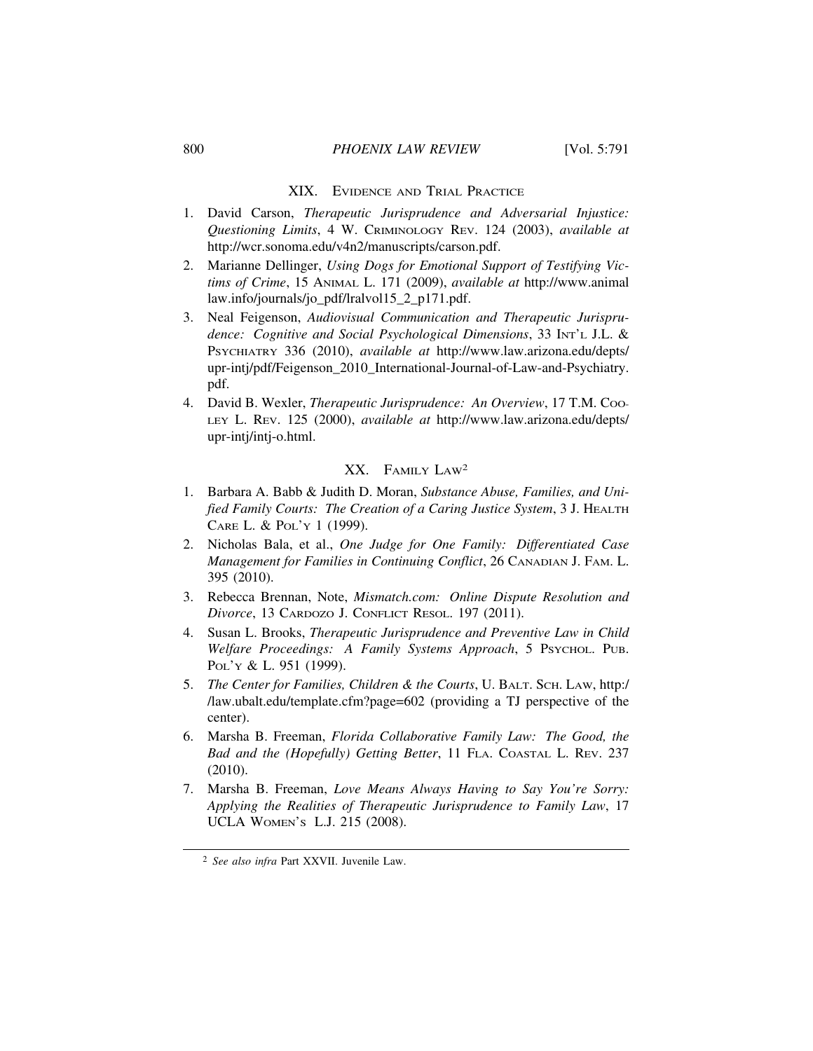## XIX. Evidence and Trial Practice

1. David Carson, *Therapeutic Jurisprudence and Adversarial Injustice: Questioning Limits*, 4 W. Criminology Rev. 124 (2003), *available at* http://wcr.sonoma.edu/v4n2/manuscripts/carson.pdf.
2. Marianne Dellinger, *Using Dogs for Emotional Support of Testifying Victims of Crime*, 15 Animal L. 171 (2009), *available at* http://www.animallaw.info/journals/jo_pdf/lralvol15_2_p171.pdf.
3. Neal Feigenson, *Audiovisual Communication and Therapeutic Jurisprudence: Cognitive and Social Psychological Dimensions*, 33 Int'l J.L. & Psychiatry 336 (2010), *available at* http://www.law.arizona.edu/depts/upr-intj/pdf/Feigenson_2010_International-Journal-of-Law-and-Psychiatry.pdf.
4. David B. Wexler, *Therapeutic Jurisprudence: An Overview*, 17 T.M. Cooley L. Rev. 125 (2000), *available at* http://www.law.arizona.edu/depts/upr-intj/intj-o.html.

## XX. Family Law[2]

1. Barbara A. Babb & Judith D. Moran, *Substance Abuse, Families, and Unified Family Courts: The Creation of a Caring Justice System*, 3 J. Health Care L. & Pol'y 1 (1999).
2. Nicholas Bala, et al., *One Judge for One Family: Differentiated Case Management for Families in Continuing Conflict*, 26 Canadian J. Fam. L. 395 (2010).
3. Rebecca Brennan, Note, *Mismatch.com: Online Dispute Resolution and Divorce*, 13 Cardozo J. Conflict Resol. 197 (2011).
4. Susan L. Brooks, *Therapeutic Jurisprudence and Preventive Law in Child Welfare Proceedings: A Family Systems Approach*, 5 Psychol. Pub. Pol'y & L. 951 (1999).
5. *The Center for Families, Children & the Courts*, U. Balt. Sch. Law, http://law.ubalt.edu/template.cfm?page=602 (providing a TJ perspective of the center).
6. Marsha B. Freeman, *Florida Collaborative Family Law: The Good, the Bad and the (Hopefully) Getting Better*, 11 Fla. Coastal L. Rev. 237 (2010).
7. Marsha B. Freeman, *Love Means Always Having to Say You're Sorry: Applying the Realities of Therapeutic Jurisprudence to Family Law*, 17 UCLA Women's L.J. 215 (2008).

---

[2] *See also infra* Part XXVII. Juvenile Law.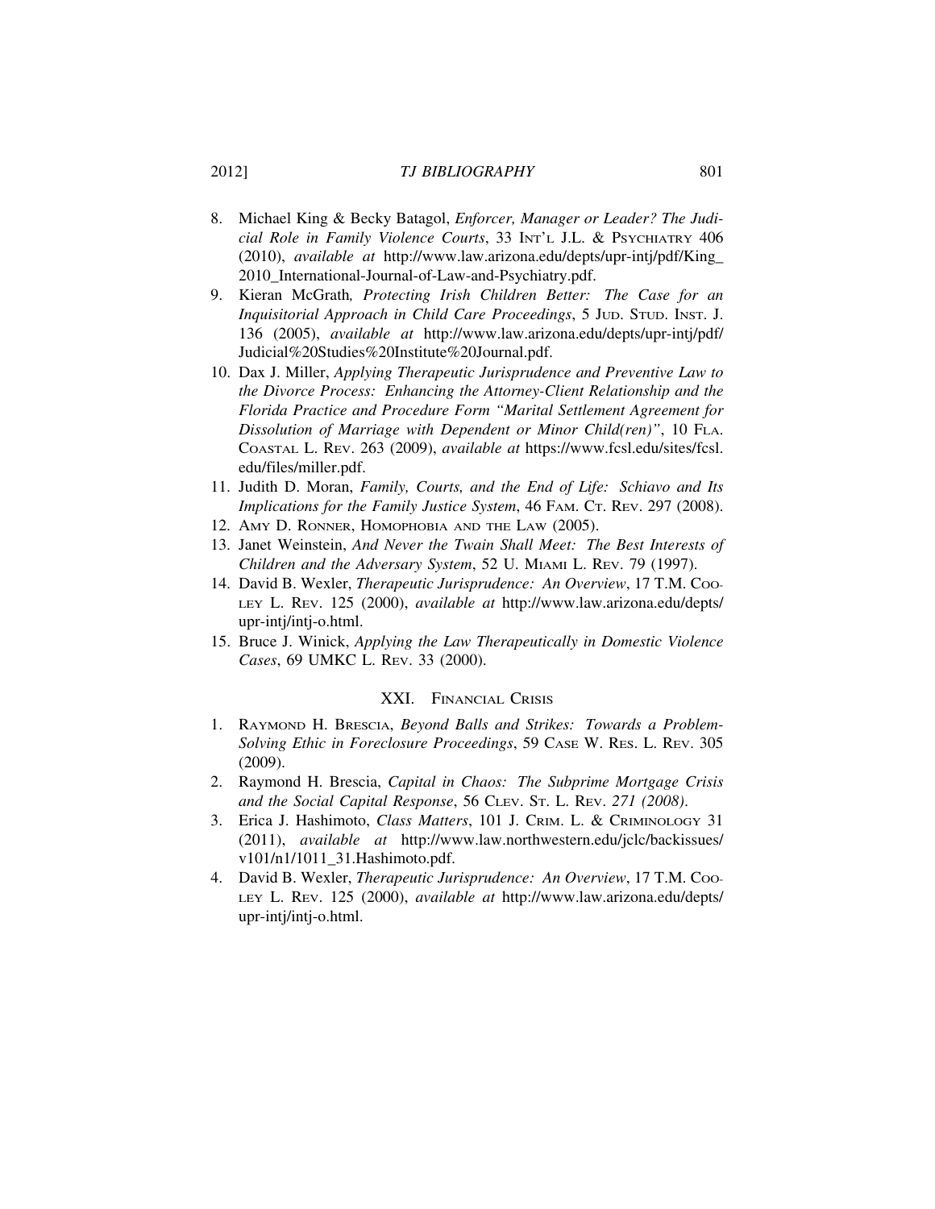8. Michael King & Becky Batagol, *Enforcer, Manager or Leader? The Judicial Role in Family Violence Courts*, 33 INT'L J.L. & PSYCHIATRY 406 (2010), *available at* http://www.law.arizona.edu/depts/upr-intj/pdf/King_2010_International-Journal-of-Law-and-Psychiatry.pdf.
9. Kieran McGrath, *Protecting Irish Children Better: The Case for an Inquisitorial Approach in Child Care Proceedings*, 5 JUD. STUD. INST. J. 136 (2005), *available at* http://www.law.arizona.edu/depts/upr-intj/pdf/Judicial%20Studies%20Institute%20Journal.pdf.
10. Dax J. Miller, *Applying Therapeutic Jurisprudence and Preventive Law to the Divorce Process: Enhancing the Attorney-Client Relationship and the Florida Practice and Procedure Form "Marital Settlement Agreement for Dissolution of Marriage with Dependent or Minor Child(ren)"*, 10 FLA. COASTAL L. REV. 263 (2009), *available at* https://www.fcsl.edu/sites/fcsl.edu/files/miller.pdf.
11. Judith D. Moran, *Family, Courts, and the End of Life: Schiavo and Its Implications for the Family Justice System*, 46 FAM. CT. REV. 297 (2008).
12. AMY D. RONNER, HOMOPHOBIA AND THE LAW (2005).
13. Janet Weinstein, *And Never the Twain Shall Meet: The Best Interests of Children and the Adversary System*, 52 U. MIAMI L. REV. 79 (1997).
14. David B. Wexler, *Therapeutic Jurisprudence: An Overview*, 17 T.M. COOLEY L. REV. 125 (2000), *available at* http://www.law.arizona.edu/depts/upr-intj/intj-o.html.
15. Bruce J. Winick, *Applying the Law Therapeutically in Domestic Violence Cases*, 69 UMKC L. REV. 33 (2000).

## XXI. FINANCIAL CRISIS

1. RAYMOND H. BRESCIA, *Beyond Balls and Strikes: Towards a Problem-Solving Ethic in Foreclosure Proceedings*, 59 CASE W. RES. L. REV. 305 (2009).
2. Raymond H. Brescia, *Capital in Chaos: The Subprime Mortgage Crisis and the Social Capital Response*, 56 CLEV. ST. L. REV. *271 (2008).*
3. Erica J. Hashimoto, *Class Matters*, 101 J. CRIM. L. & CRIMINOLOGY 31 (2011), *available at* http://www.law.northwestern.edu/jclc/backissues/v101/n1/1011_31.Hashimoto.pdf.
4. David B. Wexler, *Therapeutic Jurisprudence: An Overview*, 17 T.M. COOLEY L. REV. 125 (2000), *available at* http://www.law.arizona.edu/depts/upr-intj/intj-o.html.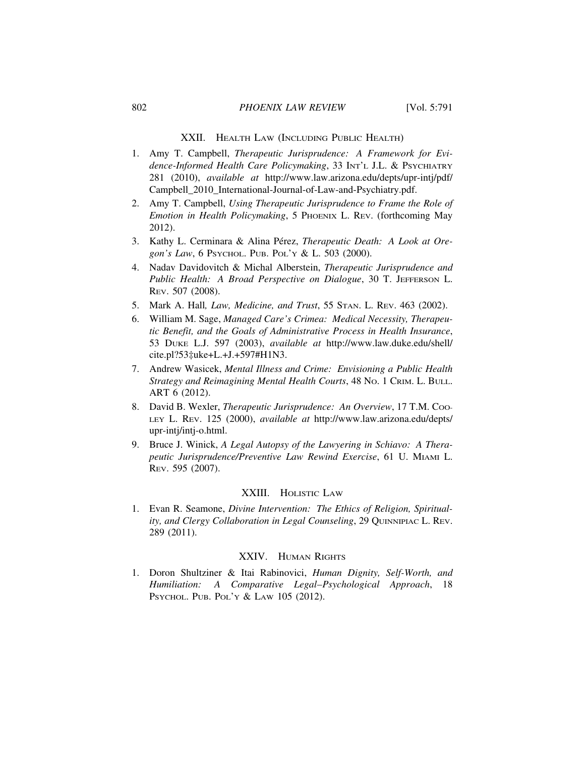## XXII. Health Law (Including Public Health)

1. Amy T. Campbell, *Therapeutic Jurisprudence: A Framework for Evidence-Informed Health Care Policymaking*, 33 Int'l J.L. & Psychiatry 281 (2010), *available at* http://www.law.arizona.edu/depts/upr-intj/pdf/Campbell_2010_International-Journal-of-Law-and-Psychiatry.pdf.
2. Amy T. Campbell, *Using Therapeutic Jurisprudence to Frame the Role of Emotion in Health Policymaking*, 5 Phoenix L. Rev. (forthcoming May 2012).
3. Kathy L. Cerminara & Alina Pérez, *Therapeutic Death: A Look at Oregon's Law*, 6 Psychol. Pub. Pol'y & L. 503 (2000).
4. Nadav Davidovitch & Michal Alberstein, *Therapeutic Jurisprudence and Public Health: A Broad Perspective on Dialogue*, 30 T. Jefferson L. Rev. 507 (2008).
5. Mark A. Hall*, Law, Medicine, and Trust*, 55 Stan. L. Rev. 463 (2002).
6. William M. Sage, *Managed Care's Crimea: Medical Necessity, Therapeutic Benefit, and the Goals of Administrative Process in Health Insurance*, 53 Duke L.J. 597 (2003), *available at* http://www.law.duke.edu/shell/cite.pl?53‡uke+L.+J.+597#H1N3.
7. Andrew Wasicek, *Mental Illness and Crime: Envisioning a Public Health Strategy and Reimagining Mental Health Courts*, 48 No. 1 Crim. L. Bull. ART 6 (2012).
8. David B. Wexler, *Therapeutic Jurisprudence: An Overview*, 17 T.M. Cooley L. Rev. 125 (2000), *available at* http://www.law.arizona.edu/depts/upr-intj/intj-o.html.
9. Bruce J. Winick, *A Legal Autopsy of the Lawyering in Schiavo: A Therapeutic Jurisprudence/Preventive Law Rewind Exercise*, 61 U. Miami L. Rev. 595 (2007).

## XXIII. Holistic Law

1. Evan R. Seamone, *Divine Intervention: The Ethics of Religion, Spirituality, and Clergy Collaboration in Legal Counseling*, 29 Quinnipiac L. Rev. 289 (2011).

## XXIV. Human Rights

1. Doron Shultziner & Itai Rabinovici, *Human Dignity, Self-Worth, and Humiliation: A Comparative Legal–Psychological Approach*, 18 Psychol. Pub. Pol'y & Law 105 (2012).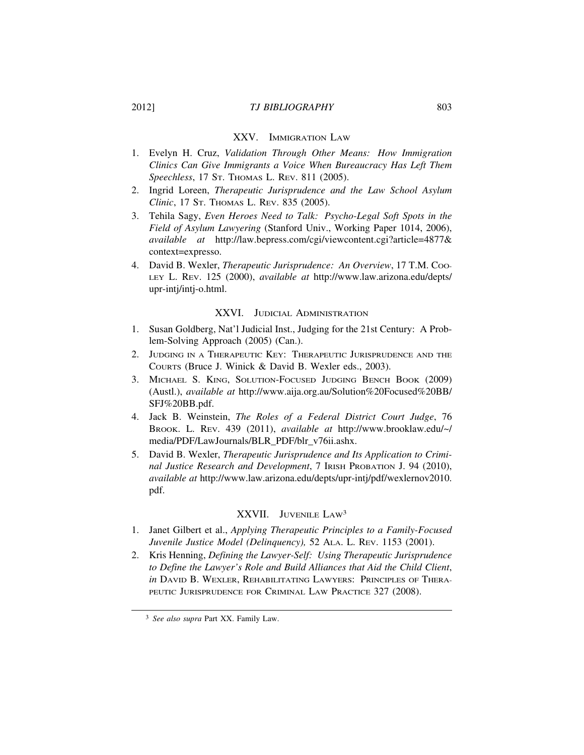## XXV. Immigration Law

1. Evelyn H. Cruz, *Validation Through Other Means: How Immigration Clinics Can Give Immigrants a Voice When Bureaucracy Has Left Them Speechless*, 17 St. Thomas L. Rev. 811 (2005).
2. Ingrid Loreen, *Therapeutic Jurisprudence and the Law School Asylum Clinic*, 17 St. Thomas L. Rev. 835 (2005).
3. Tehila Sagy, *Even Heroes Need to Talk: Psycho-Legal Soft Spots in the Field of Asylum Lawyering* (Stanford Univ., Working Paper 1014, 2006), *available at* http://law.bepress.com/cgi/viewcontent.cgi?article=4877&context=expresso.
4. David B. Wexler, *Therapeutic Jurisprudence: An Overview*, 17 T.M. Cooley L. Rev. 125 (2000), *available at* http://www.law.arizona.edu/depts/upr-intj/intj-o.html.

## XXVI. Judicial Administration

1. Susan Goldberg, Nat'l Judicial Inst., Judging for the 21st Century: A Problem-Solving Approach (2005) (Can.).
2. Judging in a Therapeutic Key: Therapeutic Jurisprudence and the Courts (Bruce J. Winick & David B. Wexler eds., 2003).
3. Michael S. King, Solution-Focused Judging Bench Book (2009) (Austl.), *available at* http://www.aija.org.au/Solution%20Focused%20BB/SFJ%20BB.pdf.
4. Jack B. Weinstein, *The Roles of a Federal District Court Judge*, 76 Brook. L. Rev. 439 (2011), *available at* http://www.brooklaw.edu/~/media/PDF/LawJournals/BLR_PDF/blr_v76ii.ashx.
5. David B. Wexler, *Therapeutic Jurisprudence and Its Application to Criminal Justice Research and Development*, 7 Irish Probation J. 94 (2010), *available at* http://www.law.arizona.edu/depts/upr-intj/pdf/wexlernov2010.pdf.

## XXVII. Juvenile Law[3]

1. Janet Gilbert et al., *Applying Therapeutic Principles to a Family-Focused Juvenile Justice Model (Delinquency),* 52 Ala. L. Rev. 1153 (2001).
2. Kris Henning, *Defining the Lawyer-Self: Using Therapeutic Jurisprudence to Define the Lawyer's Role and Build Alliances that Aid the Child Client*, *in* David B. Wexler, Rehabilitating Lawyers: Principles of Therapeutic Jurisprudence for Criminal Law Practice 327 (2008).

---

[3] *See also supra* Part XX. Family Law.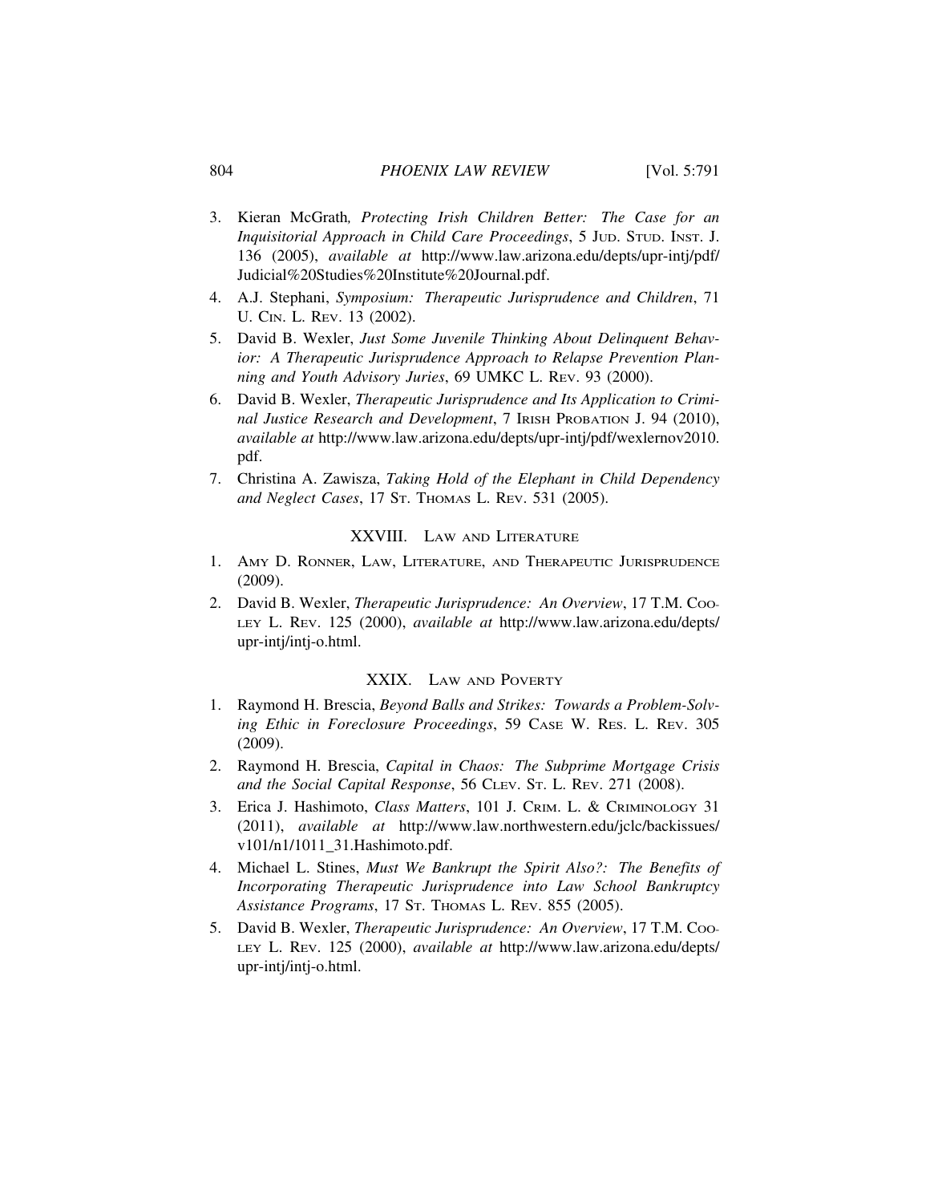3. Kieran McGrath*, Protecting Irish Children Better: The Case for an Inquisitorial Approach in Child Care Proceedings*, 5 JUD. STUD. INST. J. 136 (2005), *available at* http://www.law.arizona.edu/depts/upr-intj/pdf/Judicial%20Studies%20Institute%20Journal.pdf.
4. A.J. Stephani, *Symposium: Therapeutic Jurisprudence and Children*, 71 U. CIN. L. REV. 13 (2002).
5. David B. Wexler, *Just Some Juvenile Thinking About Delinquent Behavior: A Therapeutic Jurisprudence Approach to Relapse Prevention Planning and Youth Advisory Juries*, 69 UMKC L. REV. 93 (2000).
6. David B. Wexler, *Therapeutic Jurisprudence and Its Application to Criminal Justice Research and Development*, 7 IRISH PROBATION J. 94 (2010), *available at* http://www.law.arizona.edu/depts/upr-intj/pdf/wexlernov2010.pdf.
7. Christina A. Zawisza, *Taking Hold of the Elephant in Child Dependency and Neglect Cases*, 17 ST. THOMAS L. REV. 531 (2005).

## XXVIII. LAW AND LITERATURE

1. AMY D. RONNER, LAW, LITERATURE, AND THERAPEUTIC JURISPRUDENCE (2009).
2. David B. Wexler, *Therapeutic Jurisprudence: An Overview*, 17 T.M. COOLEY L. REV. 125 (2000), *available at* http://www.law.arizona.edu/depts/upr-intj/intj-o.html.

## XXIX. LAW AND POVERTY

1. Raymond H. Brescia, *Beyond Balls and Strikes: Towards a Problem-Solving Ethic in Foreclosure Proceedings*, 59 CASE W. RES. L. REV. 305 (2009).
2. Raymond H. Brescia, *Capital in Chaos: The Subprime Mortgage Crisis and the Social Capital Response*, 56 CLEV. ST. L. REV. 271 (2008).
3. Erica J. Hashimoto, *Class Matters*, 101 J. CRIM. L. & CRIMINOLOGY 31 (2011), *available at* http://www.law.northwestern.edu/jclc/backissues/v101/n1/1011_31.Hashimoto.pdf.
4. Michael L. Stines, *Must We Bankrupt the Spirit Also?: The Benefits of Incorporating Therapeutic Jurisprudence into Law School Bankruptcy Assistance Programs*, 17 ST. THOMAS L. REV. 855 (2005).
5. David B. Wexler, *Therapeutic Jurisprudence: An Overview*, 17 T.M. COOLEY L. REV. 125 (2000), *available at* http://www.law.arizona.edu/depts/upr-intj/intj-o.html.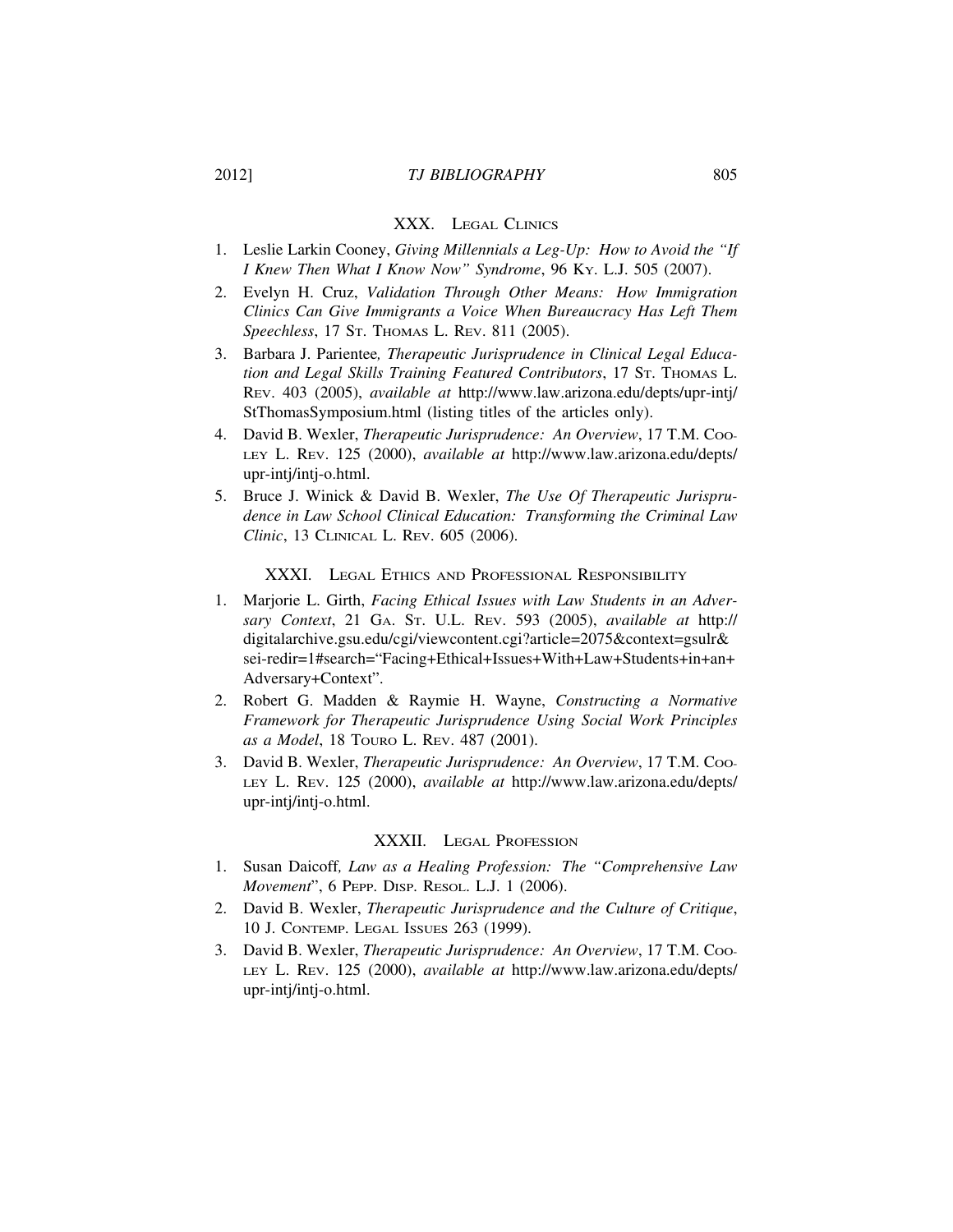## XXX. Legal Clinics

1. Leslie Larkin Cooney, *Giving Millennials a Leg-Up: How to Avoid the "If I Knew Then What I Know Now" Syndrome*, 96 Ky. L.J. 505 (2007).
2. Evelyn H. Cruz, *Validation Through Other Means: How Immigration Clinics Can Give Immigrants a Voice When Bureaucracy Has Left Them Speechless*, 17 St. Thomas L. Rev. 811 (2005).
3. Barbara J. Parientee*, Therapeutic Jurisprudence in Clinical Legal Education and Legal Skills Training Featured Contributors*, 17 St. Thomas L. Rev. 403 (2005), *available at* http://www.law.arizona.edu/depts/upr-intj/StThomasSymposium.html (listing titles of the articles only).
4. David B. Wexler, *Therapeutic Jurisprudence: An Overview*, 17 T.M. Cooley L. Rev. 125 (2000), *available at* http://www.law.arizona.edu/depts/upr-intj/intj-o.html.
5. Bruce J. Winick & David B. Wexler, *The Use Of Therapeutic Jurisprudence in Law School Clinical Education: Transforming the Criminal Law Clinic*, 13 Clinical L. Rev. 605 (2006).

## XXXI. Legal Ethics and Professional Responsibility

1. Marjorie L. Girth, *Facing Ethical Issues with Law Students in an Adversary Context*, 21 Ga. St. U.L. Rev. 593 (2005), *available at* http://digitalarchive.gsu.edu/cgi/viewcontent.cgi?article=2075&context=gsulr&sei-redir=1#search="Facing+Ethical+Issues+With+Law+Students+in+an+Adversary+Context".
2. Robert G. Madden & Raymie H. Wayne, *Constructing a Normative Framework for Therapeutic Jurisprudence Using Social Work Principles as a Model*, 18 Touro L. Rev. 487 (2001).
3. David B. Wexler, *Therapeutic Jurisprudence: An Overview*, 17 T.M. Cooley L. Rev. 125 (2000), *available at* http://www.law.arizona.edu/depts/upr-intj/intj-o.html.

## XXXII. Legal Profession

1. Susan Daicoff*, Law as a Healing Profession: The "Comprehensive Law Movement*", 6 Pepp. Disp. Resol. L.J. 1 (2006).
2. David B. Wexler, *Therapeutic Jurisprudence and the Culture of Critique*, 10 J. Contemp. Legal Issues 263 (1999).
3. David B. Wexler, *Therapeutic Jurisprudence: An Overview*, 17 T.M. Cooley L. Rev. 125 (2000), *available at* http://www.law.arizona.edu/depts/upr-intj/intj-o.html.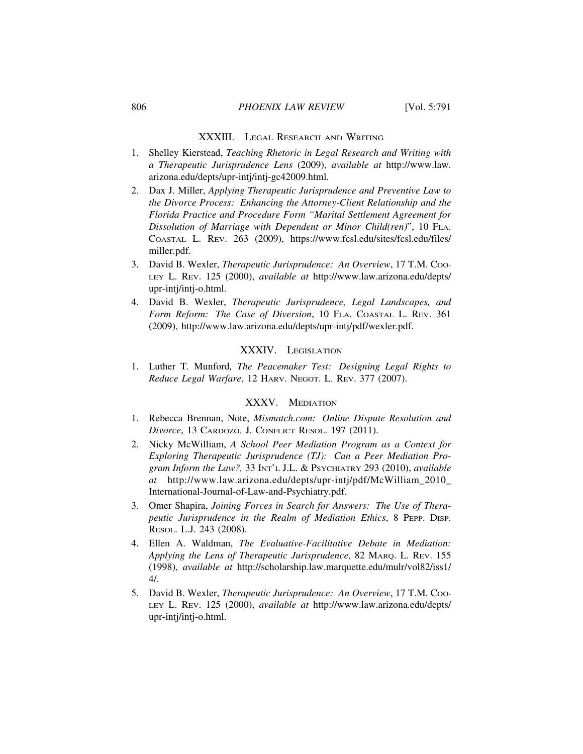## XXXIII. LEGAL RESEARCH AND WRITING

1. Shelley Kierstead, *Teaching Rhetoric in Legal Research and Writing with a Therapeutic Jurisprudence Lens* (2009), *available at* http://www.law.arizona.edu/depts/upr-intj/intj-gc42009.html.
2. Dax J. Miller, *Applying Therapeutic Jurisprudence and Preventive Law to the Divorce Process: Enhancing the Attorney-Client Relationship and the Florida Practice and Procedure Form "Marital Settlement Agreement for Dissolution of Marriage with Dependent or Minor Child(ren)*", 10 FLA. COASTAL L. REV. 263 (2009), https://www.fcsl.edu/sites/fcsl.edu/files/miller.pdf.
3. David B. Wexler, *Therapeutic Jurisprudence: An Overview*, 17 T.M. COOLEY L. REV. 125 (2000), *available at* http://www.law.arizona.edu/depts/upr-intj/intj-o.html.
4. David B. Wexler, *Therapeutic Jurisprudence, Legal Landscapes, and Form Reform: The Case of Diversion*, 10 FLA. COASTAL L. REV. 361 (2009), http://www.law.arizona.edu/depts/upr-intj/pdf/wexler.pdf.

## XXXIV. LEGISLATION

1. Luther T. Munford*, The Peacemaker Test: Designing Legal Rights to Reduce Legal Warfare*, 12 HARV. NEGOT. L. REV. 377 (2007).

## XXXV. MEDIATION

1. Rebecca Brennan, Note, *Mismatch.com: Online Dispute Resolution and Divorce*, 13 CARDOZO. J. CONFLICT RESOL. 197 (2011).
2. Nicky McWilliam, *A School Peer Mediation Program as a Context for Exploring Therapeutic Jurisprudence (TJ): Can a Peer Mediation Program Inform the Law?,* 33 INT'L J.L. & PSYCHIATRY 293 (2010), *available at* http://www.law.arizona.edu/depts/upr-intj/pdf/McWilliam_2010_International-Journal-of-Law-and-Psychiatry.pdf.
3. Omer Shapira, *Joining Forces in Search for Answers: The Use of Therapeutic Jurisprudence in the Realm of Mediation Ethics*, 8 PEPP. DISP. RESOL. L.J. 243 (2008).
4. Ellen A. Waldman, *The Evaluative-Facilitative Debate in Mediation: Applying the Lens of Therapeutic Jurisprudence*, 82 MARQ. L. REV. 155 (1998), *available at* http://scholarship.law.marquette.edu/mulr/vol82/iss1/4/.
5. David B. Wexler, *Therapeutic Jurisprudence: An Overview*, 17 T.M. COOLEY L. REV. 125 (2000), *available at* http://www.law.arizona.edu/depts/upr-intj/intj-o.html.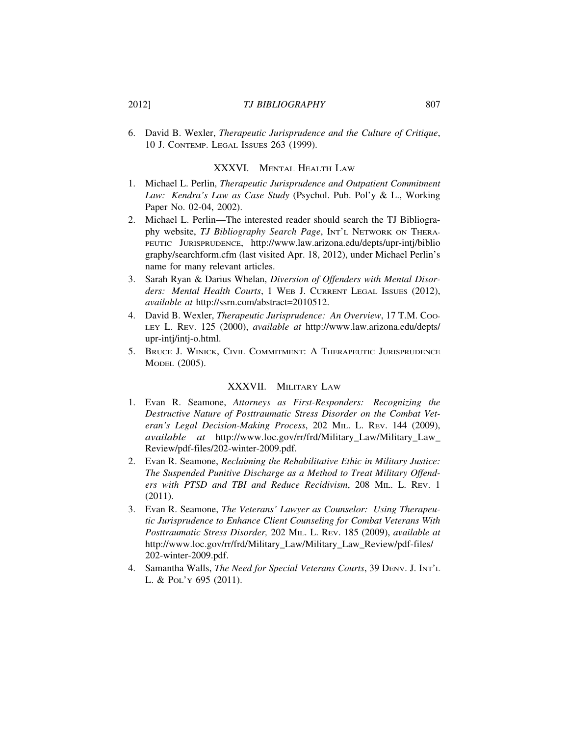6. David B. Wexler, *Therapeutic Jurisprudence and the Culture of Critique*, 10 J. CONTEMP. LEGAL ISSUES 263 (1999).

## XXXVI. MENTAL HEALTH LAW

1. Michael L. Perlin, *Therapeutic Jurisprudence and Outpatient Commitment Law: Kendra's Law as Case Study* (Psychol. Pub. Pol'y & L., Working Paper No. 02-04, 2002).
2. Michael L. Perlin—The interested reader should search the TJ Bibliography website, *TJ Bibliography Search Page*, INT'L NETWORK ON THERAPEUTIC JURISPRUDENCE, http://www.law.arizona.edu/depts/upr-intj/bibliography/searchform.cfm (last visited Apr. 18, 2012), under Michael Perlin's name for many relevant articles.
3. Sarah Ryan & Darius Whelan, *Diversion of Offenders with Mental Disorders: Mental Health Courts*, 1 WEB J. CURRENT LEGAL ISSUES (2012), *available at* http://ssrn.com/abstract=2010512.
4. David B. Wexler, *Therapeutic Jurisprudence: An Overview*, 17 T.M. COOLEY L. REV. 125 (2000), *available at* http://www.law.arizona.edu/depts/upr-intj/intj-o.html.
5. BRUCE J. WINICK, CIVIL COMMITMENT: A THERAPEUTIC JURISPRUDENCE MODEL (2005).

## XXXVII. MILITARY LAW

1. Evan R. Seamone, *Attorneys as First-Responders: Recognizing the Destructive Nature of Posttraumatic Stress Disorder on the Combat Veteran's Legal Decision-Making Process*, 202 MIL. L. REV. 144 (2009), *available at* http://www.loc.gov/rr/frd/Military_Law/Military_Law_Review/pdf-files/202-winter-2009.pdf.
2. Evan R. Seamone, *Reclaiming the Rehabilitative Ethic in Military Justice: The Suspended Punitive Discharge as a Method to Treat Military Offenders with PTSD and TBI and Reduce Recidivism*, 208 MIL. L. REV. 1 (2011).
3. Evan R. Seamone, *The Veterans' Lawyer as Counselor: Using Therapeutic Jurisprudence to Enhance Client Counseling for Combat Veterans With Posttraumatic Stress Disorder,* 202 MIL. L. REV. 185 (2009), *available at* http://www.loc.gov/rr/frd/Military_Law/Military_Law_Review/pdf-files/202-winter-2009.pdf.
4. Samantha Walls, *The Need for Special Veterans Courts*, 39 DENV. J. INT'L L. & POL'Y 695 (2011).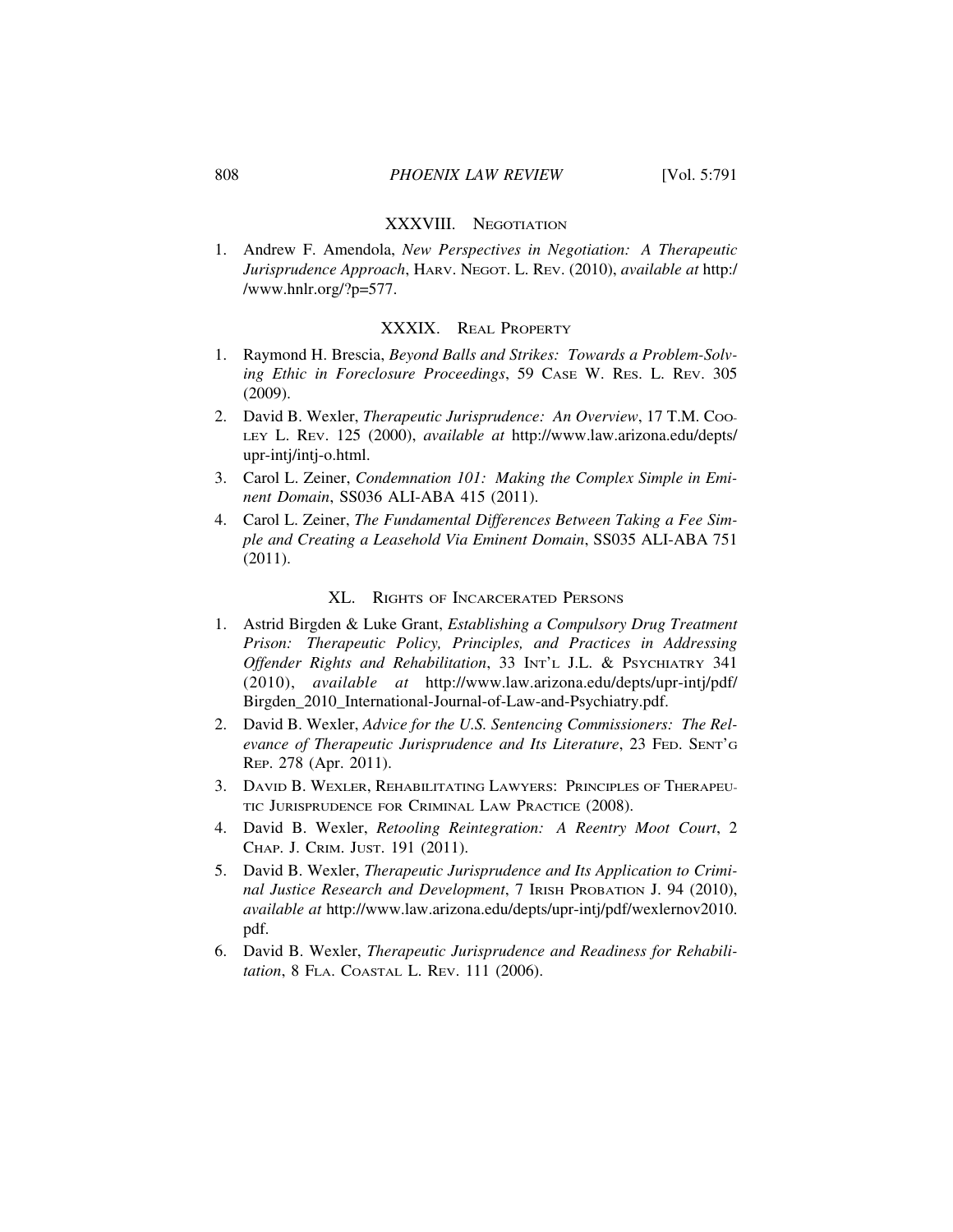## XXXVIII. NEGOTIATION

1. Andrew F. Amendola, *New Perspectives in Negotiation: A Therapeutic Jurisprudence Approach*, HARV. NEGOT. L. REV. (2010), *available at* http://www.hnlr.org/?p=577.

## XXXIX. REAL PROPERTY

1. Raymond H. Brescia, *Beyond Balls and Strikes: Towards a Problem-Solving Ethic in Foreclosure Proceedings*, 59 CASE W. RES. L. REV. 305 (2009).
2. David B. Wexler, *Therapeutic Jurisprudence: An Overview*, 17 T.M. COOLEY L. REV. 125 (2000), *available at* http://www.law.arizona.edu/depts/upr-intj/intj-o.html.
3. Carol L. Zeiner, *Condemnation 101: Making the Complex Simple in Eminent Domain*, SS036 ALI-ABA 415 (2011).
4. Carol L. Zeiner, *The Fundamental Differences Between Taking a Fee Simple and Creating a Leasehold Via Eminent Domain*, SS035 ALI-ABA 751 (2011).

## XL. RIGHTS OF INCARCERATED PERSONS

1. Astrid Birgden & Luke Grant, *Establishing a Compulsory Drug Treatment Prison: Therapeutic Policy, Principles, and Practices in Addressing Offender Rights and Rehabilitation*, 33 INT'L J.L. & PSYCHIATRY 341 (2010), *available at* http://www.law.arizona.edu/depts/upr-intj/pdf/Birgden_2010_International-Journal-of-Law-and-Psychiatry.pdf.
2. David B. Wexler, *Advice for the U.S. Sentencing Commissioners: The Relevance of Therapeutic Jurisprudence and Its Literature*, 23 FED. SENT'G REP. 278 (Apr. 2011).
3. DAVID B. WEXLER, REHABILITATING LAWYERS: PRINCIPLES OF THERAPEUTIC JURISPRUDENCE FOR CRIMINAL LAW PRACTICE (2008).
4. David B. Wexler, *Retooling Reintegration: A Reentry Moot Court*, 2 CHAP. J. CRIM. JUST. 191 (2011).
5. David B. Wexler, *Therapeutic Jurisprudence and Its Application to Criminal Justice Research and Development*, 7 IRISH PROBATION J. 94 (2010), *available at* http://www.law.arizona.edu/depts/upr-intj/pdf/wexlernov2010.pdf.
6. David B. Wexler, *Therapeutic Jurisprudence and Readiness for Rehabilitation*, 8 FLA. COASTAL L. REV. 111 (2006).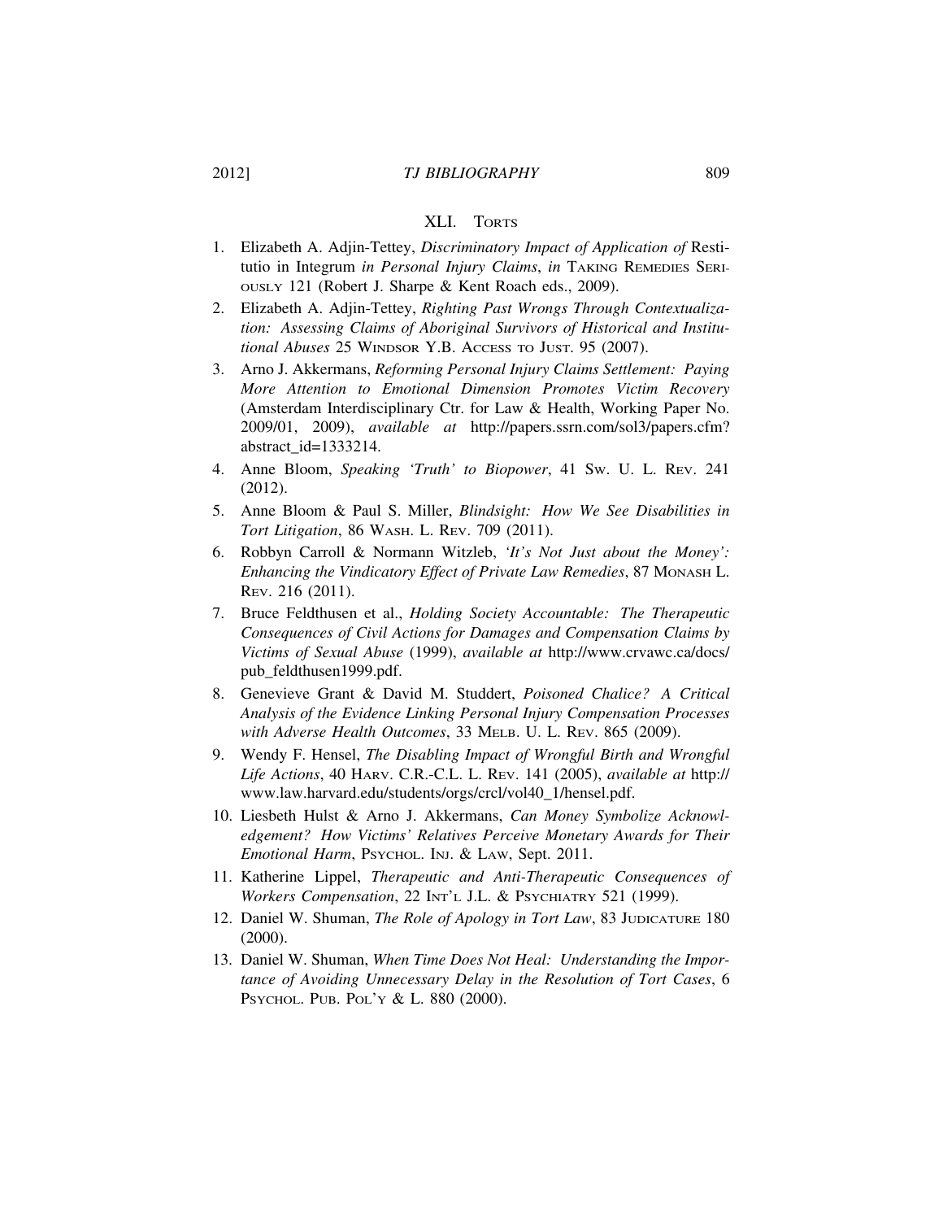## XLI. TORTS

1. Elizabeth A. Adjin-Tettey, *Discriminatory Impact of Application of* Restitutio in Integrum *in Personal Injury Claims*, *in* TAKING REMEDIES SERIOUSLY 121 (Robert J. Sharpe & Kent Roach eds., 2009).
2. Elizabeth A. Adjin-Tettey, *Righting Past Wrongs Through Contextualization: Assessing Claims of Aboriginal Survivors of Historical and Institutional Abuses* 25 WINDSOR Y.B. ACCESS TO JUST. 95 (2007).
3. Arno J. Akkermans, *Reforming Personal Injury Claims Settlement: Paying More Attention to Emotional Dimension Promotes Victim Recovery* (Amsterdam Interdisciplinary Ctr. for Law & Health, Working Paper No. 2009/01, 2009), *available at* http://papers.ssrn.com/sol3/papers.cfm?abstract_id=1333214.
4. Anne Bloom, *Speaking 'Truth' to Biopower*, 41 SW. U. L. REV. 241 (2012).
5. Anne Bloom & Paul S. Miller, *Blindsight: How We See Disabilities in Tort Litigation*, 86 WASH. L. REV. 709 (2011).
6. Robbyn Carroll & Normann Witzleb, *'It's Not Just about the Money': Enhancing the Vindicatory Effect of Private Law Remedies*, 87 MONASH L. REV. 216 (2011).
7. Bruce Feldthusen et al., *Holding Society Accountable: The Therapeutic Consequences of Civil Actions for Damages and Compensation Claims by Victims of Sexual Abuse* (1999), *available at* http://www.crvawc.ca/docs/pub_feldthusen1999.pdf.
8. Genevieve Grant & David M. Studdert, *Poisoned Chalice? A Critical Analysis of the Evidence Linking Personal Injury Compensation Processes with Adverse Health Outcomes*, 33 MELB. U. L. REV. 865 (2009).
9. Wendy F. Hensel, *The Disabling Impact of Wrongful Birth and Wrongful Life Actions*, 40 HARV. C.R.-C.L. L. REV. 141 (2005), *available at* http://www.law.harvard.edu/students/orgs/crcl/vol40_1/hensel.pdf.
10. Liesbeth Hulst & Arno J. Akkermans, *Can Money Symbolize Acknowledgement? How Victims' Relatives Perceive Monetary Awards for Their Emotional Harm*, PSYCHOL. INJ. & LAW, Sept. 2011.
11. Katherine Lippel, *Therapeutic and Anti-Therapeutic Consequences of Workers Compensation*, 22 INT'L J.L. & PSYCHIATRY 521 (1999).
12. Daniel W. Shuman, *The Role of Apology in Tort Law*, 83 JUDICATURE 180 (2000).
13. Daniel W. Shuman, *When Time Does Not Heal: Understanding the Importance of Avoiding Unnecessary Delay in the Resolution of Tort Cases*, 6 PSYCHOL. PUB. POL'Y & L. 880 (2000).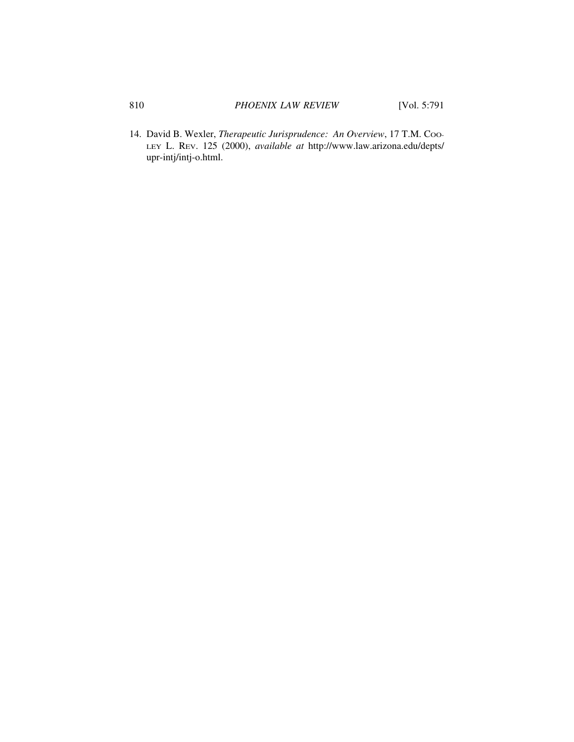14. David B. Wexler, *Therapeutic Jurisprudence: An Overview*, 17 T.M. COOLEY L. REV. 125 (2000), *available at* http://www.law.arizona.edu/depts/upr-intj/intj-o.html.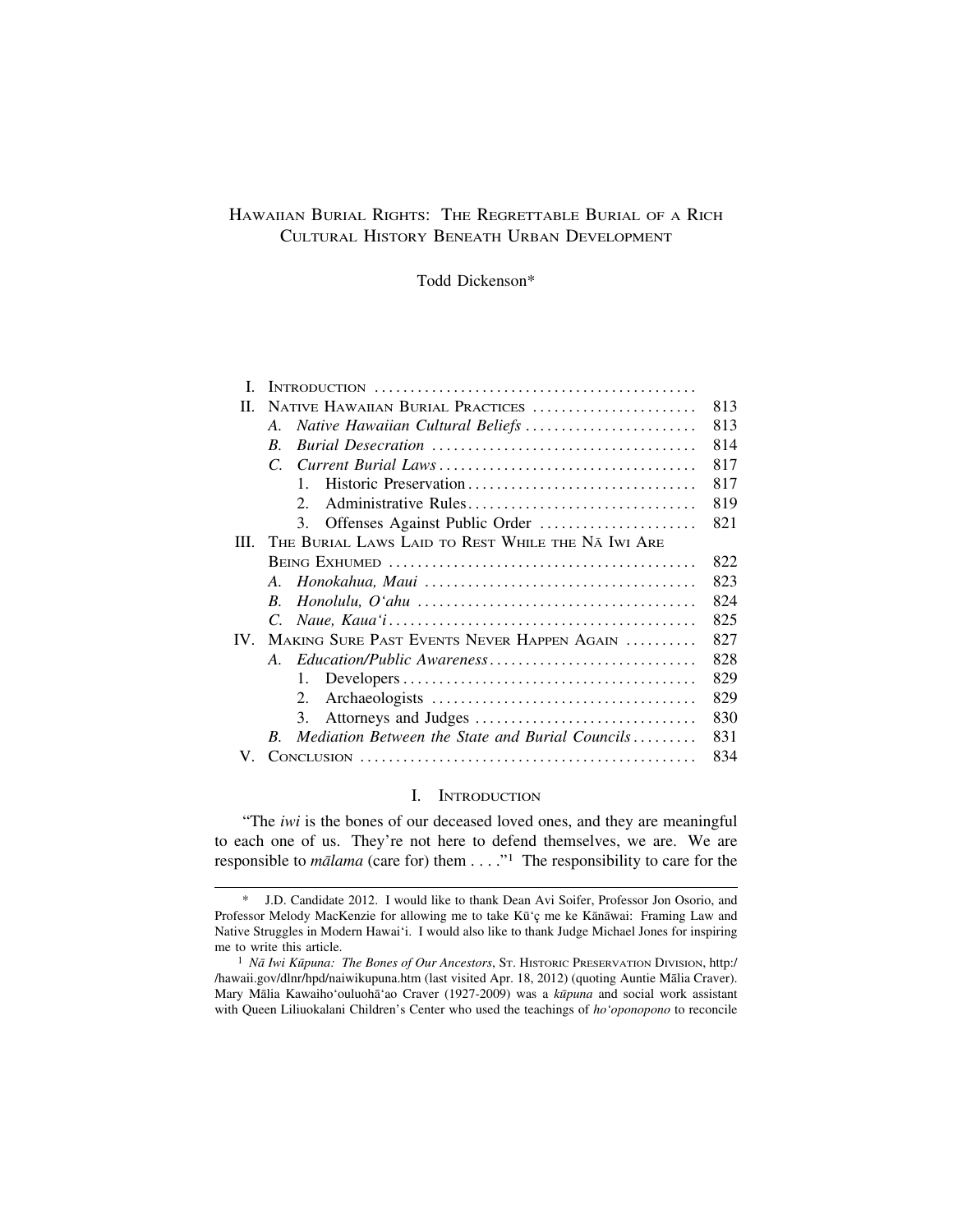# HAWAIIAN BURIAL RIGHTS: THE REGRETTABLE BURIAL OF A RICH CULTURAL HISTORY BENEATH URBAN DEVELOPMENT

Todd Dickenson*

| | | |
|---|---|---|
| I. | INTRODUCTION | |
| II. | NATIVE HAWAIIAN BURIAL PRACTICES | 813 |
| | *A. Native Hawaiian Cultural Beliefs* | 813 |
| | *B. Burial Desecration* | 814 |
| | *C. Current Burial Laws* | 817 |
| | 1. Historic Preservation | 817 |
| | 2. Administrative Rules | 819 |
| | 3. Offenses Against Public Order | 821 |
| III. | THE BURIAL LAWS LAID TO REST WHILE THE NĀ IWI ARE BEING EXHUMED | 822 |
| | *A. Honokahua, Maui* | 823 |
| | *B. Honolulu, O'ahu* | 824 |
| | *C. Naue, Kaua'i* | 825 |
| IV. | MAKING SURE PAST EVENTS NEVER HAPPEN AGAIN | 827 |
| | *A. Education/Public Awareness* | 828 |
| | 1. Developers | 829 |
| | 2. Archaeologists | 829 |
| | 3. Attorneys and Judges | 830 |
| | *B. Mediation Between the State and Burial Councils* | 831 |
| V. | CONCLUSION | 834 |

## I. INTRODUCTION

"The *iwi* is the bones of our deceased loved ones, and they are meaningful to each one of us. They're not here to defend themselves, we are. We are responsible to *mālama* (care for) them . . . ."[1] The responsibility to care for the

---

\* J.D. Candidate 2012. I would like to thank Dean Avi Soifer, Professor Jon Osorio, and Professor Melody MacKenzie for allowing me to take Kū'ç me ke Kānāwai: Framing Law and Native Struggles in Modern Hawai'i. I would also like to thank Judge Michael Jones for inspiring me to write this article.

[1] *Nā Iwi Kūpuna: The Bones of Our Ancestors*, ST. HISTORIC PRESERVATION DIVISION, http://hawaii.gov/dlnr/hpd/naiwikupuna.htm (last visited Apr. 18, 2012) (quoting Auntie Mālia Craver). Mary Mālia Kawaiho'ouluohā'ao Craver (1927-2009) was a *kūpuna* and social work assistant with Queen Liliuokalani Children's Center who used the teachings of *ho'oponopono* to reconcile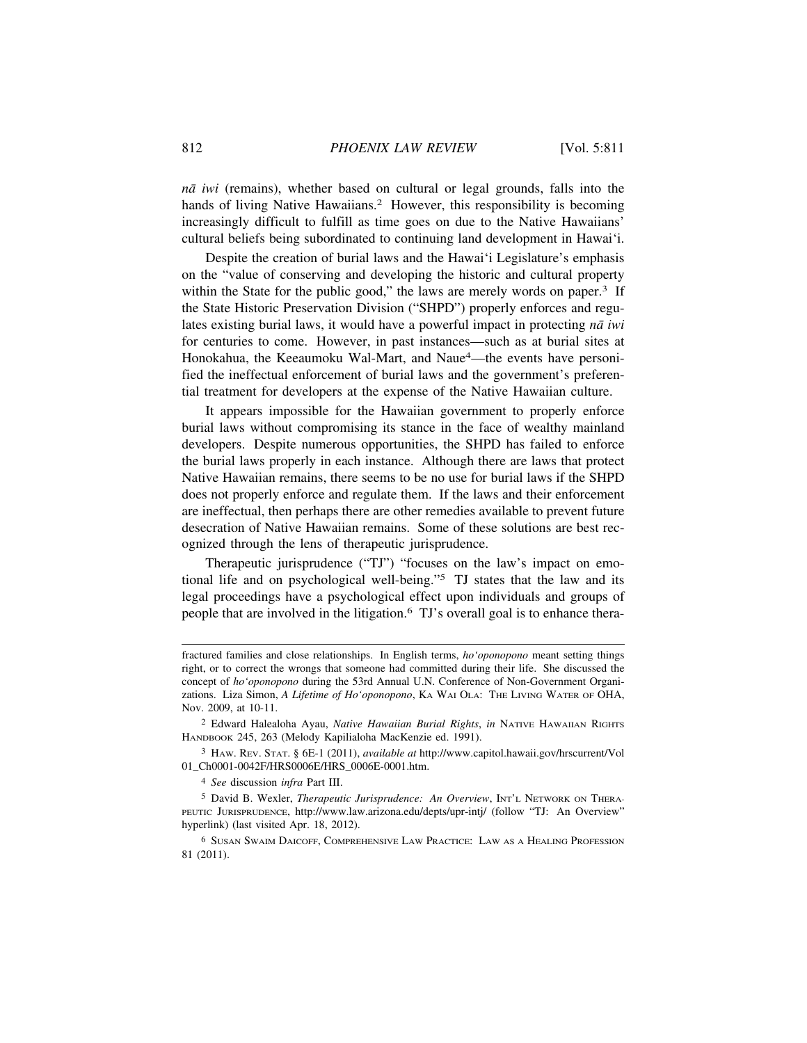*nā iwi* (remains), whether based on cultural or legal grounds, falls into the hands of living Native Hawaiians.[2] However, this responsibility is becoming increasingly difficult to fulfill as time goes on due to the Native Hawaiians' cultural beliefs being subordinated to continuing land development in Hawai'i.

Despite the creation of burial laws and the Hawai'i Legislature's emphasis on the "value of conserving and developing the historic and cultural property within the State for the public good," the laws are merely words on paper.[3] If the State Historic Preservation Division ("SHPD") properly enforces and regulates existing burial laws, it would have a powerful impact in protecting *nā iwi* for centuries to come. However, in past instances—such as at burial sites at Honokahua, the Keeaumoku Wal-Mart, and Naue[4]—the events have personified the ineffectual enforcement of burial laws and the government's preferential treatment for developers at the expense of the Native Hawaiian culture.

It appears impossible for the Hawaiian government to properly enforce burial laws without compromising its stance in the face of wealthy mainland developers. Despite numerous opportunities, the SHPD has failed to enforce the burial laws properly in each instance. Although there are laws that protect Native Hawaiian remains, there seems to be no use for burial laws if the SHPD does not properly enforce and regulate them. If the laws and their enforcement are ineffectual, then perhaps there are other remedies available to prevent future desecration of Native Hawaiian remains. Some of these solutions are best recognized through the lens of therapeutic jurisprudence.

Therapeutic jurisprudence ("TJ") "focuses on the law's impact on emotional life and on psychological well-being."[5] TJ states that the law and its legal proceedings have a psychological effect upon individuals and groups of people that are involved in the litigation.[6] TJ's overall goal is to enhance thera-

---

fractured families and close relationships. In English terms, *ho'oponopono* meant setting things right, or to correct the wrongs that someone had committed during their life. She discussed the concept of *ho'oponopono* during the 53rd Annual U.N. Conference of Non-Government Organizations. Liza Simon, *A Lifetime of Ho'oponopono*, KA WAI OLA: THE LIVING WATER OF OHA, Nov. 2009, at 10-11.

[2] Edward Halealoha Ayau, *Native Hawaiian Burial Rights*, *in* NATIVE HAWAIIAN RIGHTS HANDBOOK 245, 263 (Melody Kapilialoha MacKenzie ed. 1991).

[3] HAW. REV. STAT. § 6E-1 (2011), *available at* http://www.capitol.hawaii.gov/hrscurrent/Vol01_Ch0001-0042F/HRS0006E/HRS_0006E-0001.htm.

[4] *See* discussion *infra* Part III.

[5] David B. Wexler, *Therapeutic Jurisprudence: An Overview*, INT'L NETWORK ON THERAPEUTIC JURISPRUDENCE, http://www.law.arizona.edu/depts/upr-intj/ (follow "TJ: An Overview" hyperlink) (last visited Apr. 18, 2012).

[6] SUSAN SWAIM DAICOFF, COMPREHENSIVE LAW PRACTICE: LAW AS A HEALING PROFESSION 81 (2011).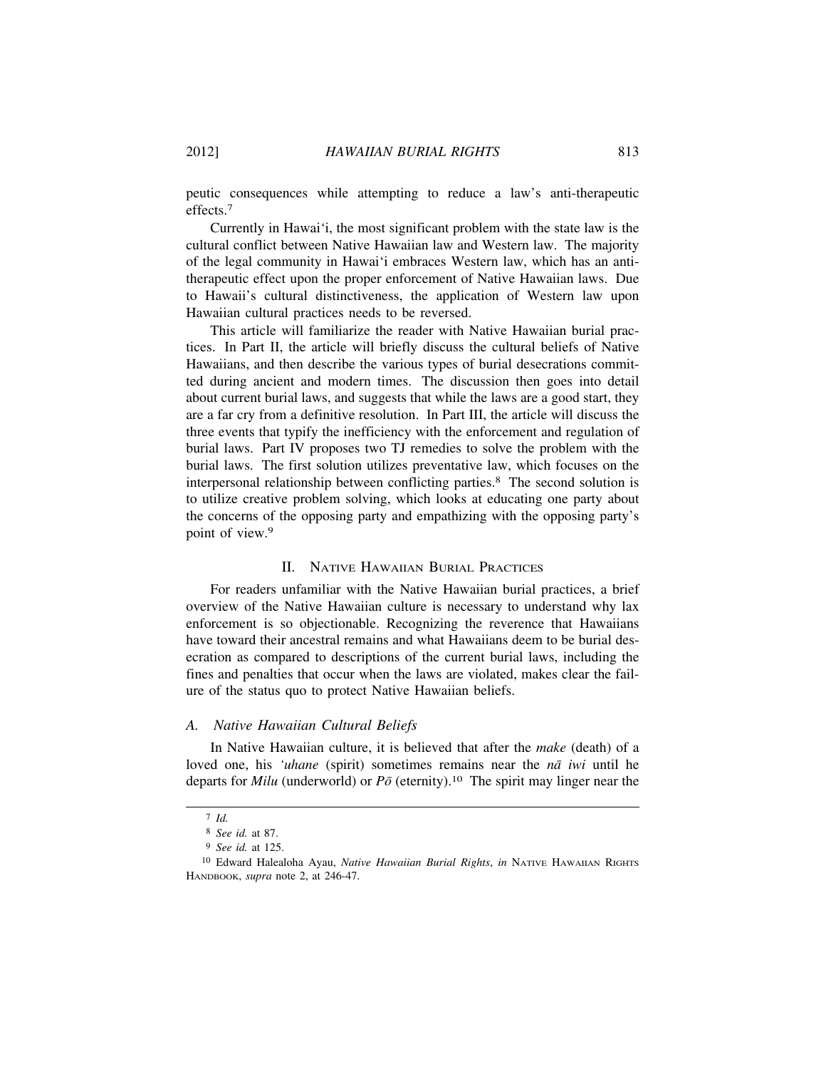peutic consequences while attempting to reduce a law's anti-therapeutic effects.[7]

Currently in Hawai'i, the most significant problem with the state law is the cultural conflict between Native Hawaiian law and Western law. The majority of the legal community in Hawai'i embraces Western law, which has an anti-therapeutic effect upon the proper enforcement of Native Hawaiian laws. Due to Hawaii's cultural distinctiveness, the application of Western law upon Hawaiian cultural practices needs to be reversed.

This article will familiarize the reader with Native Hawaiian burial practices. In Part II, the article will briefly discuss the cultural beliefs of Native Hawaiians, and then describe the various types of burial desecrations committed during ancient and modern times. The discussion then goes into detail about current burial laws, and suggests that while the laws are a good start, they are a far cry from a definitive resolution. In Part III, the article will discuss the three events that typify the inefficiency with the enforcement and regulation of burial laws. Part IV proposes two TJ remedies to solve the problem with the burial laws. The first solution utilizes preventative law, which focuses on the interpersonal relationship between conflicting parties.[8] The second solution is to utilize creative problem solving, which looks at educating one party about the concerns of the opposing party and empathizing with the opposing party's point of view.[9]

## II. Native Hawaiian Burial Practices

For readers unfamiliar with the Native Hawaiian burial practices, a brief overview of the Native Hawaiian culture is necessary to understand why lax enforcement is so objectionable. Recognizing the reverence that Hawaiians have toward their ancestral remains and what Hawaiians deem to be burial desecration as compared to descriptions of the current burial laws, including the fines and penalties that occur when the laws are violated, makes clear the failure of the status quo to protect Native Hawaiian beliefs.

### A. Native Hawaiian Cultural Beliefs

In Native Hawaiian culture, it is believed that after the *make* (death) of a loved one, his *'uhane* (spirit) sometimes remains near the *nā iwi* until he departs for *Milu* (underworld) or *Pō* (eternity).[10] The spirit may linger near the

---

[7] *Id.*

[8] *See id.* at 87.

[9] *See id.* at 125.

[10] Edward Halealoha Ayau, *Native Hawaiian Burial Rights*, *in* NATIVE HAWAIIAN RIGHTS HANDBOOK, *supra* note 2, at 246-47.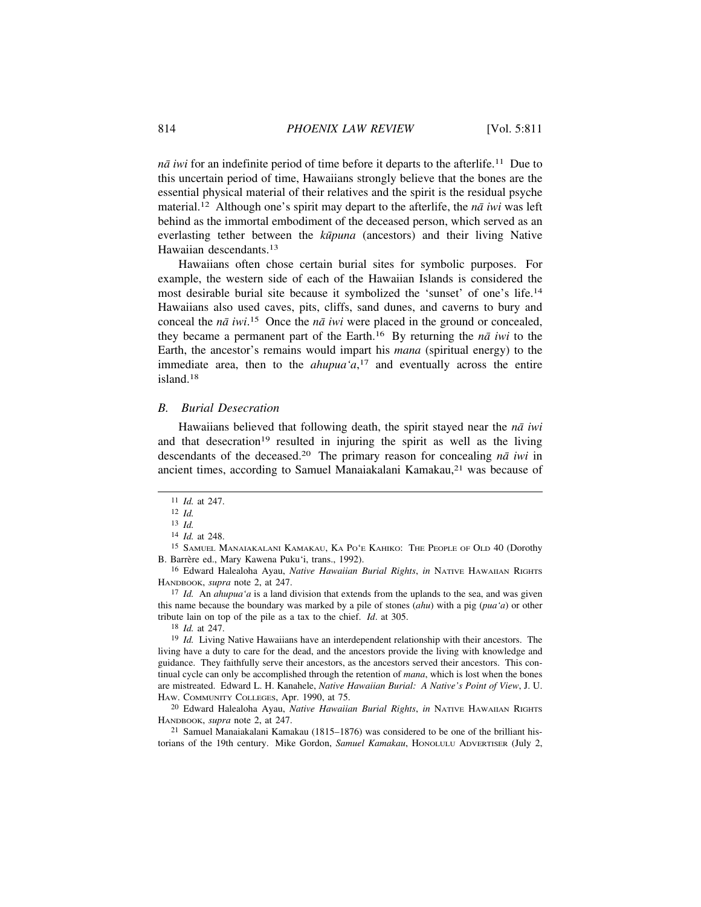*nā iwi* for an indefinite period of time before it departs to the afterlife.[11] Due to this uncertain period of time, Hawaiians strongly believe that the bones are the essential physical material of their relatives and the spirit is the residual psyche material.[12] Although one's spirit may depart to the afterlife, the *nā iwi* was left behind as the immortal embodiment of the deceased person, which served as an everlasting tether between the *kūpuna* (ancestors) and their living Native Hawaiian descendants.[13]

Hawaiians often chose certain burial sites for symbolic purposes. For example, the western side of each of the Hawaiian Islands is considered the most desirable burial site because it symbolized the 'sunset' of one's life.[14] Hawaiians also used caves, pits, cliffs, sand dunes, and caverns to bury and conceal the *nā iwi*.[15] Once the *nā iwi* were placed in the ground or concealed, they became a permanent part of the Earth.[16] By returning the *nā iwi* to the Earth, the ancestor's remains would impart his *mana* (spiritual energy) to the immediate area, then to the *ahupua'a*,[17] and eventually across the entire island.[18]

### *B. Burial Desecration*

Hawaiians believed that following death, the spirit stayed near the *nā iwi* and that desecration[19] resulted in injuring the spirit as well as the living descendants of the deceased.[20] The primary reason for concealing *nā iwi* in ancient times, according to Samuel Manaiakalani Kamakau,[21] was because of

---

[11] *Id.* at 247.

[12] *Id.*

[13] *Id.*

[14] *Id.* at 248.

[15] SAMUEL MANAIAKALANI KAMAKAU, KA PO'E KAHIKO: THE PEOPLE OF OLD 40 (Dorothy B. Barrère ed., Mary Kawena Puku'i, trans., 1992).

[16] Edward Halealoha Ayau, *Native Hawaiian Burial Rights*, *in* NATIVE HAWAIIAN RIGHTS HANDBOOK, *supra* note 2, at 247.

[17] *Id.* An *ahupua'a* is a land division that extends from the uplands to the sea, and was given this name because the boundary was marked by a pile of stones (*ahu*) with a pig (*pua'a*) or other tribute lain on top of the pile as a tax to the chief. *Id*. at 305.

[18] *Id.* at 247.

[19] *Id.* Living Native Hawaiians have an interdependent relationship with their ancestors. The living have a duty to care for the dead, and the ancestors provide the living with knowledge and guidance. They faithfully serve their ancestors, as the ancestors served their ancestors. This continual cycle can only be accomplished through the retention of *mana*, which is lost when the bones are mistreated. Edward L. H. Kanahele, *Native Hawaiian Burial: A Native's Point of View*, J. U. HAW. COMMUNITY COLLEGES, Apr. 1990, at 75.

[20] Edward Halealoha Ayau, *Native Hawaiian Burial Rights*, *in* NATIVE HAWAIIAN RIGHTS HANDBOOK, *supra* note 2, at 247.

[21] Samuel Manaiakalani Kamakau (1815–1876) was considered to be one of the brilliant historians of the 19th century. Mike Gordon, *Samuel Kamakau*, HONOLULU ADVERTISER (July 2,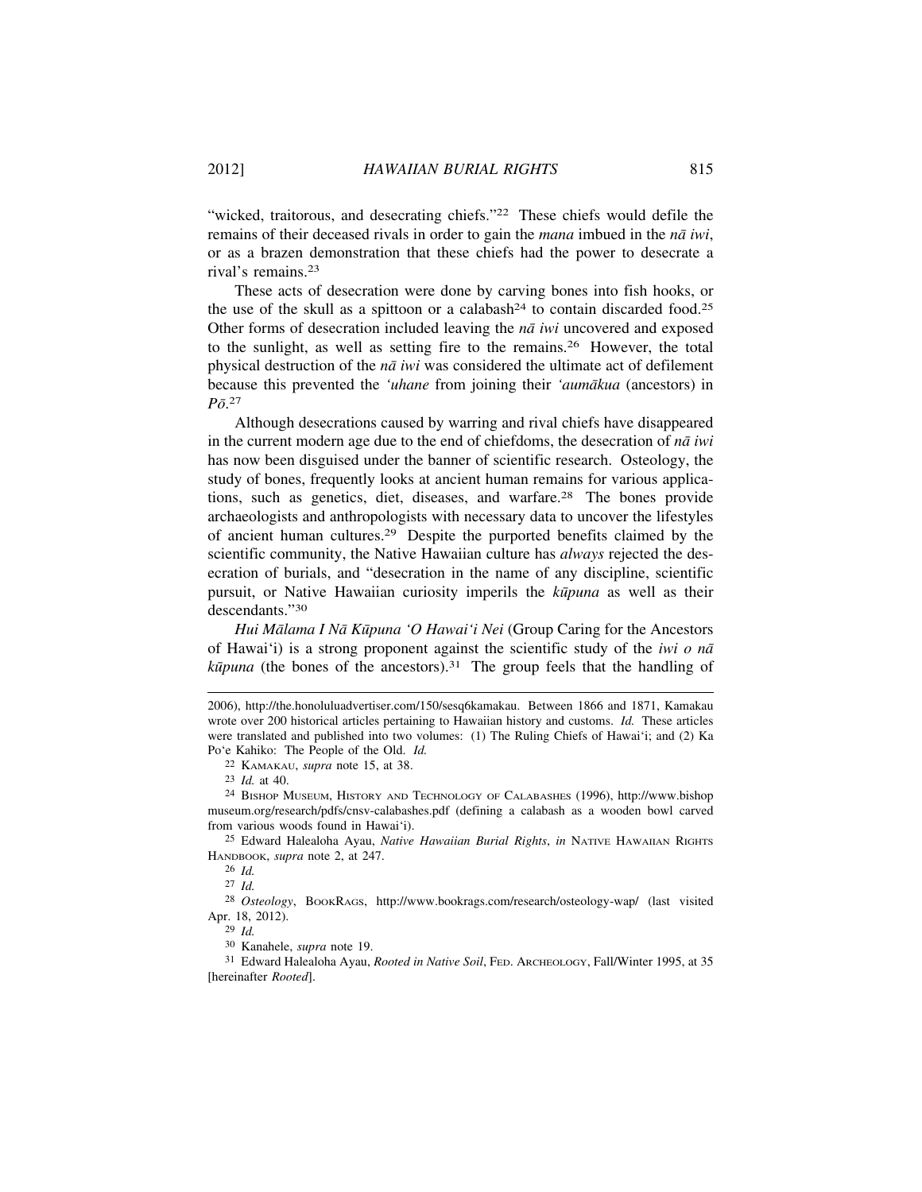"wicked, traitorous, and desecrating chiefs."[22] These chiefs would defile the remains of their deceased rivals in order to gain the *mana* imbued in the *nā iwi*, or as a brazen demonstration that these chiefs had the power to desecrate a rival's remains.[23]

These acts of desecration were done by carving bones into fish hooks, or the use of the skull as a spittoon or a calabash[24] to contain discarded food.[25] Other forms of desecration included leaving the *nā iwi* uncovered and exposed to the sunlight, as well as setting fire to the remains.[26] However, the total physical destruction of the *nā iwi* was considered the ultimate act of defilement because this prevented the *'uhane* from joining their *'aumākua* (ancestors) in *Pō*.[27]

Although desecrations caused by warring and rival chiefs have disappeared in the current modern age due to the end of chiefdoms, the desecration of *nā iwi* has now been disguised under the banner of scientific research. Osteology, the study of bones, frequently looks at ancient human remains for various applications, such as genetics, diet, diseases, and warfare.[28] The bones provide archaeologists and anthropologists with necessary data to uncover the lifestyles of ancient human cultures.[29] Despite the purported benefits claimed by the scientific community, the Native Hawaiian culture has *always* rejected the desecration of burials, and "desecration in the name of any discipline, scientific pursuit, or Native Hawaiian curiosity imperils the *kūpuna* as well as their descendants."[30]

*Hui Mālama I Nā Kūpuna 'O Hawai'i Nei* (Group Caring for the Ancestors of Hawai'i) is a strong proponent against the scientific study of the *iwi o nā kūpuna* (the bones of the ancestors).[31] The group feels that the handling of

---

2006), http://the.honoluluadvertiser.com/150/sesq6kamakau. Between 1866 and 1871, Kamakau wrote over 200 historical articles pertaining to Hawaiian history and customs. *Id.* These articles were translated and published into two volumes: (1) The Ruling Chiefs of Hawai'i; and (2) Ka Po'e Kahiko: The People of the Old. *Id.*

[22] KAMAKAU, *supra* note 15, at 38.

[23] *Id.* at 40.

[24] BISHOP MUSEUM, HISTORY AND TECHNOLOGY OF CALABASHES (1996), http://www.bishopmuseum.org/research/pdfs/cnsv-calabashes.pdf (defining a calabash as a wooden bowl carved from various woods found in Hawai'i).

[25] Edward Halealoha Ayau, *Native Hawaiian Burial Rights*, *in* NATIVE HAWAIIAN RIGHTS HANDBOOK, *supra* note 2, at 247.

[26] *Id.*

[27] *Id.*

[28] *Osteology*, BOOKRAGS, http://www.bookrags.com/research/osteology-wap/ (last visited Apr. 18, 2012).

[29] *Id.*

[30] Kanahele, *supra* note 19.

[31] Edward Halealoha Ayau, *Rooted in Native Soil*, FED. ARCHEOLOGY, Fall/Winter 1995, at 35 [hereinafter *Rooted*].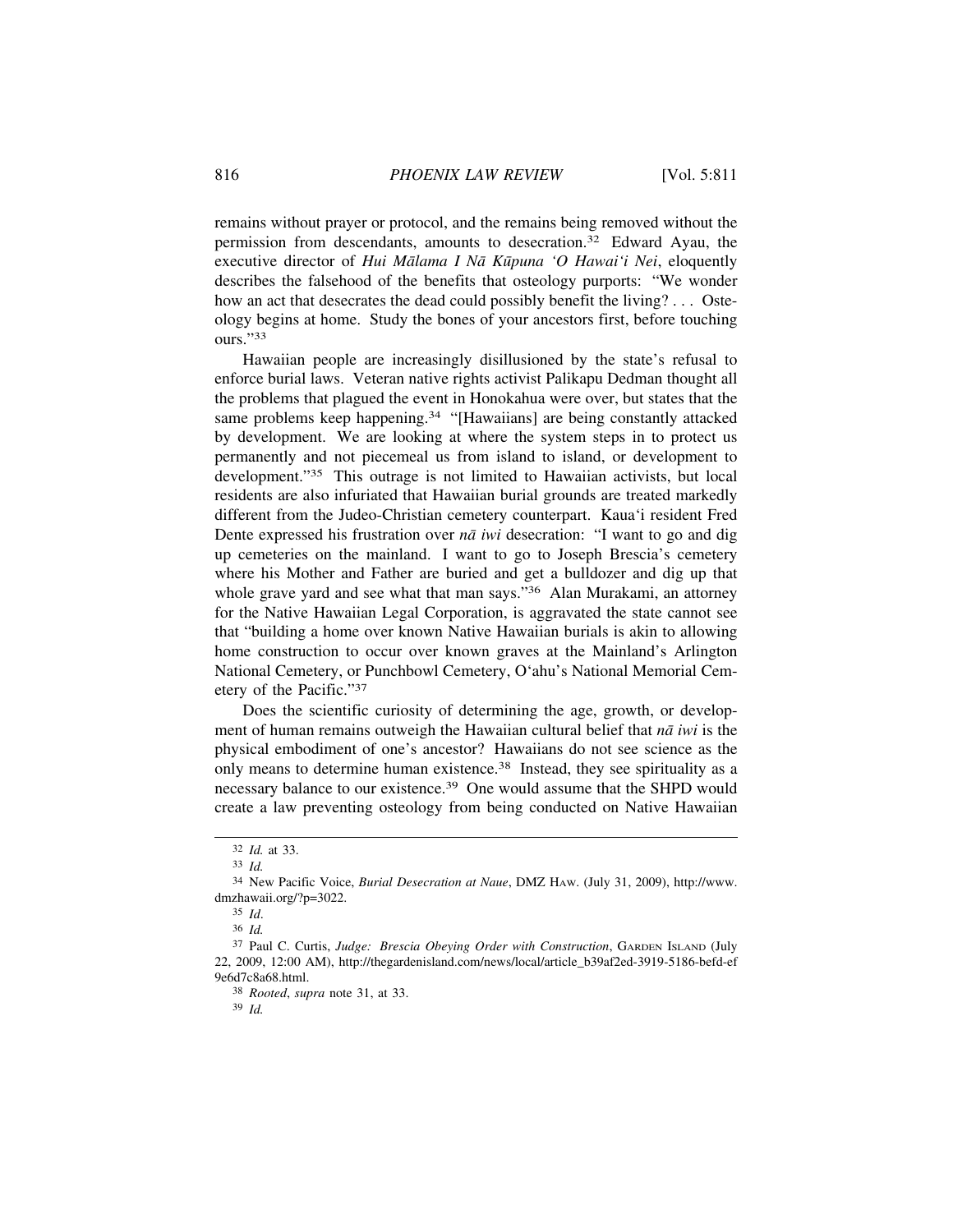remains without prayer or protocol, and the remains being removed without the permission from descendants, amounts to desecration.[32] Edward Ayau, the executive director of *Hui Mālama I Nā Kūpuna 'O Hawai'i Nei*, eloquently describes the falsehood of the benefits that osteology purports: "We wonder how an act that desecrates the dead could possibly benefit the living? . . . Osteology begins at home. Study the bones of your ancestors first, before touching ours."[33]

Hawaiian people are increasingly disillusioned by the state's refusal to enforce burial laws. Veteran native rights activist Palikapu Dedman thought all the problems that plagued the event in Honokahua were over, but states that the same problems keep happening.[34] "[Hawaiians] are being constantly attacked by development. We are looking at where the system steps in to protect us permanently and not piecemeal us from island to island, or development to development."[35] This outrage is not limited to Hawaiian activists, but local residents are also infuriated that Hawaiian burial grounds are treated markedly different from the Judeo-Christian cemetery counterpart. Kaua'i resident Fred Dente expressed his frustration over *nā iwi* desecration: "I want to go and dig up cemeteries on the mainland. I want to go to Joseph Brescia's cemetery where his Mother and Father are buried and get a bulldozer and dig up that whole grave yard and see what that man says."[36] Alan Murakami, an attorney for the Native Hawaiian Legal Corporation, is aggravated the state cannot see that "building a home over known Native Hawaiian burials is akin to allowing home construction to occur over known graves at the Mainland's Arlington National Cemetery, or Punchbowl Cemetery, O'ahu's National Memorial Cemetery of the Pacific."[37]

Does the scientific curiosity of determining the age, growth, or development of human remains outweigh the Hawaiian cultural belief that *nā iwi* is the physical embodiment of one's ancestor? Hawaiians do not see science as the only means to determine human existence.[38] Instead, they see spirituality as a necessary balance to our existence.[39] One would assume that the SHPD would create a law preventing osteology from being conducted on Native Hawaiian

---

[32] *Id.* at 33.

[33] *Id.*

[34] New Pacific Voice, *Burial Desecration at Naue*, DMZ Haw. (July 31, 2009), http://www.dmzhawaii.org/?p=3022.

[35] *Id.*

[36] *Id.*

[37] Paul C. Curtis, *Judge: Brescia Obeying Order with Construction*, Garden Island (July 22, 2009, 12:00 AM), http://thegardenisland.com/news/local/article_b39af2ed-3919-5186-befd-ef9e6d7c8a68.html.

[38] *Rooted*, *supra* note 31, at 33.

[39] *Id.*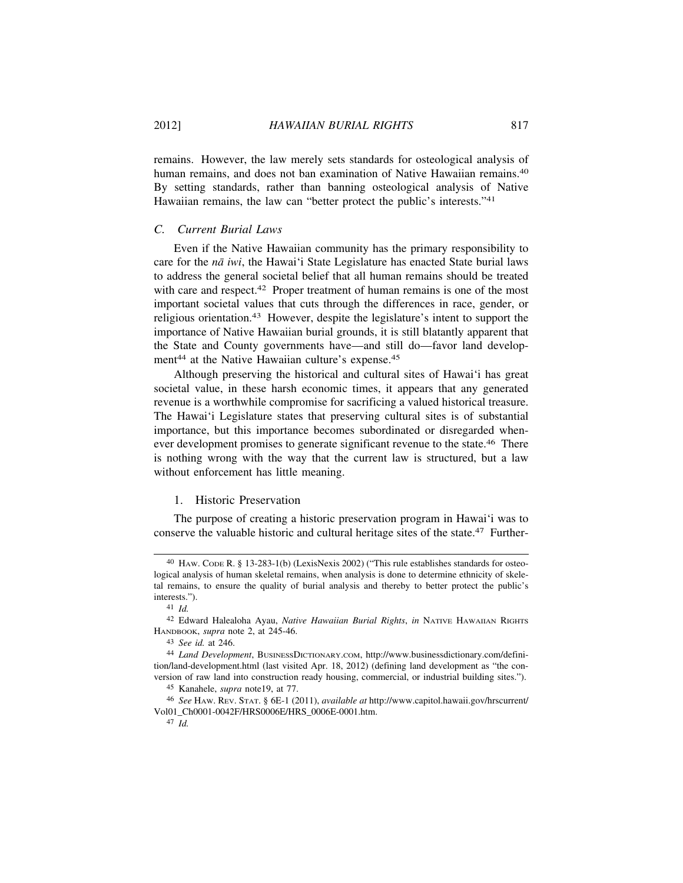remains. However, the law merely sets standards for osteological analysis of human remains, and does not ban examination of Native Hawaiian remains.[40] By setting standards, rather than banning osteological analysis of Native Hawaiian remains, the law can "better protect the public's interests."[41]

### C. *Current Burial Laws*

Even if the Native Hawaiian community has the primary responsibility to care for the *nā iwi*, the Hawai'i State Legislature has enacted State burial laws to address the general societal belief that all human remains should be treated with care and respect.[42] Proper treatment of human remains is one of the most important societal values that cuts through the differences in race, gender, or religious orientation.[43] However, despite the legislature's intent to support the importance of Native Hawaiian burial grounds, it is still blatantly apparent that the State and County governments have—and still do—favor land development[44] at the Native Hawaiian culture's expense.[45]

Although preserving the historical and cultural sites of Hawai'i has great societal value, in these harsh economic times, it appears that any generated revenue is a worthwhile compromise for sacrificing a valued historical treasure. The Hawai'i Legislature states that preserving cultural sites is of substantial importance, but this importance becomes subordinated or disregarded whenever development promises to generate significant revenue to the state.[46] There is nothing wrong with the way that the current law is structured, but a law without enforcement has little meaning.

#### 1. Historic Preservation

The purpose of creating a historic preservation program in Hawai'i was to conserve the valuable historic and cultural heritage sites of the state.[47] Further-

---

[40] HAW. CODE R. § 13-283-1(b) (LexisNexis 2002) ("This rule establishes standards for osteological analysis of human skeletal remains, when analysis is done to determine ethnicity of skeletal remains, to ensure the quality of burial analysis and thereby to better protect the public's interests.").

[41] *Id.*

[42] Edward Halealoha Ayau, *Native Hawaiian Burial Rights*, *in* NATIVE HAWAIIAN RIGHTS HANDBOOK, *supra* note 2, at 245-46.

[43] *See id.* at 246.

[44] *Land Development*, BUSINESSDICTIONARY.COM, http://www.businessdictionary.com/definition/land-development.html (last visited Apr. 18, 2012) (defining land development as "the conversion of raw land into construction ready housing, commercial, or industrial building sites.").

[45] Kanahele, *supra* note19, at 77.

[46] *See* HAW. REV. STAT. § 6E-1 (2011), *available at* http://www.capitol.hawaii.gov/hrscurrent/Vol01_Ch0001-0042F/HRS0006E/HRS_0006E-0001.htm.

[47] *Id.*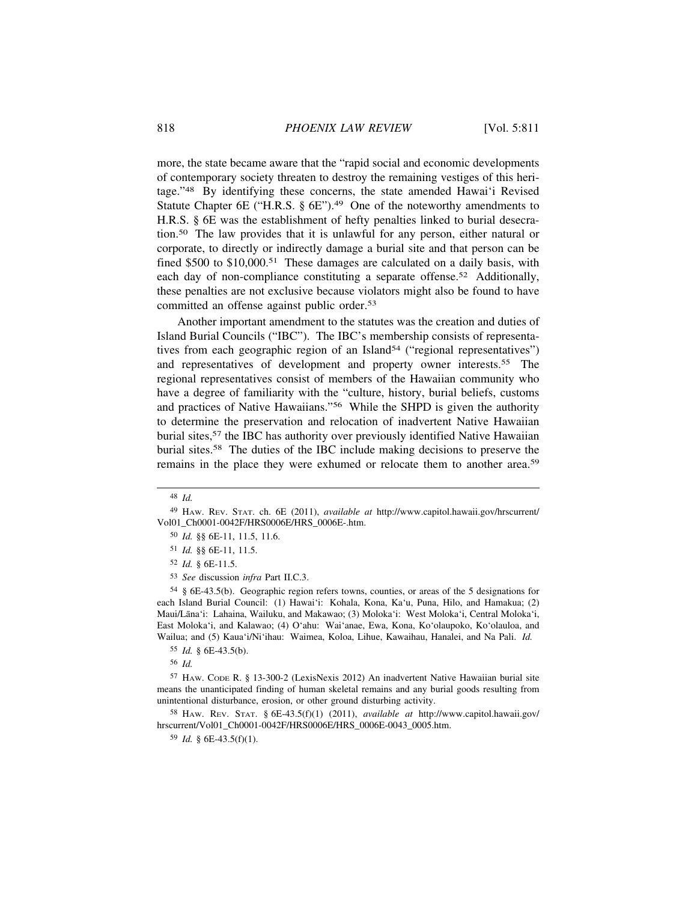more, the state became aware that the "rapid social and economic developments of contemporary society threaten to destroy the remaining vestiges of this heritage."[48] By identifying these concerns, the state amended Hawai'i Revised Statute Chapter 6E ("H.R.S. § 6E").[49] One of the noteworthy amendments to H.R.S. § 6E was the establishment of hefty penalties linked to burial desecration.[50] The law provides that it is unlawful for any person, either natural or corporate, to directly or indirectly damage a burial site and that person can be fined \$500 to \$10,000.[51] These damages are calculated on a daily basis, with each day of non-compliance constituting a separate offense.[52] Additionally, these penalties are not exclusive because violators might also be found to have committed an offense against public order.[53]

Another important amendment to the statutes was the creation and duties of Island Burial Councils ("IBC"). The IBC's membership consists of representatives from each geographic region of an Island[54] ("regional representatives") and representatives of development and property owner interests.[55] The regional representatives consist of members of the Hawaiian community who have a degree of familiarity with the "culture, history, burial beliefs, customs and practices of Native Hawaiians."[56] While the SHPD is given the authority to determine the preservation and relocation of inadvertent Native Hawaiian burial sites,[57] the IBC has authority over previously identified Native Hawaiian burial sites.[58] The duties of the IBC include making decisions to preserve the remains in the place they were exhumed or relocate them to another area.[59]

---

[48] *Id.*

[49] HAW. REV. STAT. ch. 6E (2011), *available at* http://www.capitol.hawaii.gov/hrscurrent/Vol01_Ch0001-0042F/HRS0006E/HRS_0006E-.htm.

[50] *Id.* §§ 6E-11, 11.5, 11.6.

[51] *Id.* §§ 6E-11, 11.5.

[52] *Id.* § 6E-11.5.

[53] *See* discussion *infra* Part II.C.3.

[54] § 6E-43.5(b). Geographic region refers towns, counties, or areas of the 5 designations for each Island Burial Council: (1) Hawai'i: Kohala, Kona, Ka'u, Puna, Hilo, and Hamakua; (2) Maui/Lāna'i: Lahaina, Wailuku, and Makawao; (3) Moloka'i: West Moloka'i, Central Moloka'i, East Moloka'i, and Kalawao; (4) O'ahu: Wai'anae, Ewa, Kona, Ko'olaupoko, Ko'olauloa, and Wailua; and (5) Kaua'i/Ni'ihau: Waimea, Koloa, Lihue, Kawaihau, Hanalei, and Na Pali. *Id.*

[55] *Id.* § 6E-43.5(b).

[56] *Id.*

[57] HAW. CODE R. § 13-300-2 (LexisNexis 2012) An inadvertent Native Hawaiian burial site means the unanticipated finding of human skeletal remains and any burial goods resulting from unintentional disturbance, erosion, or other ground disturbing activity.

[58] HAW. REV. STAT. § 6E-43.5(f)(1) (2011), *available at* http://www.capitol.hawaii.gov/hrscurrent/Vol01_Ch0001-0042F/HRS0006E/HRS_0006E-0043_0005.htm.

[59] *Id.* § 6E-43.5(f)(1).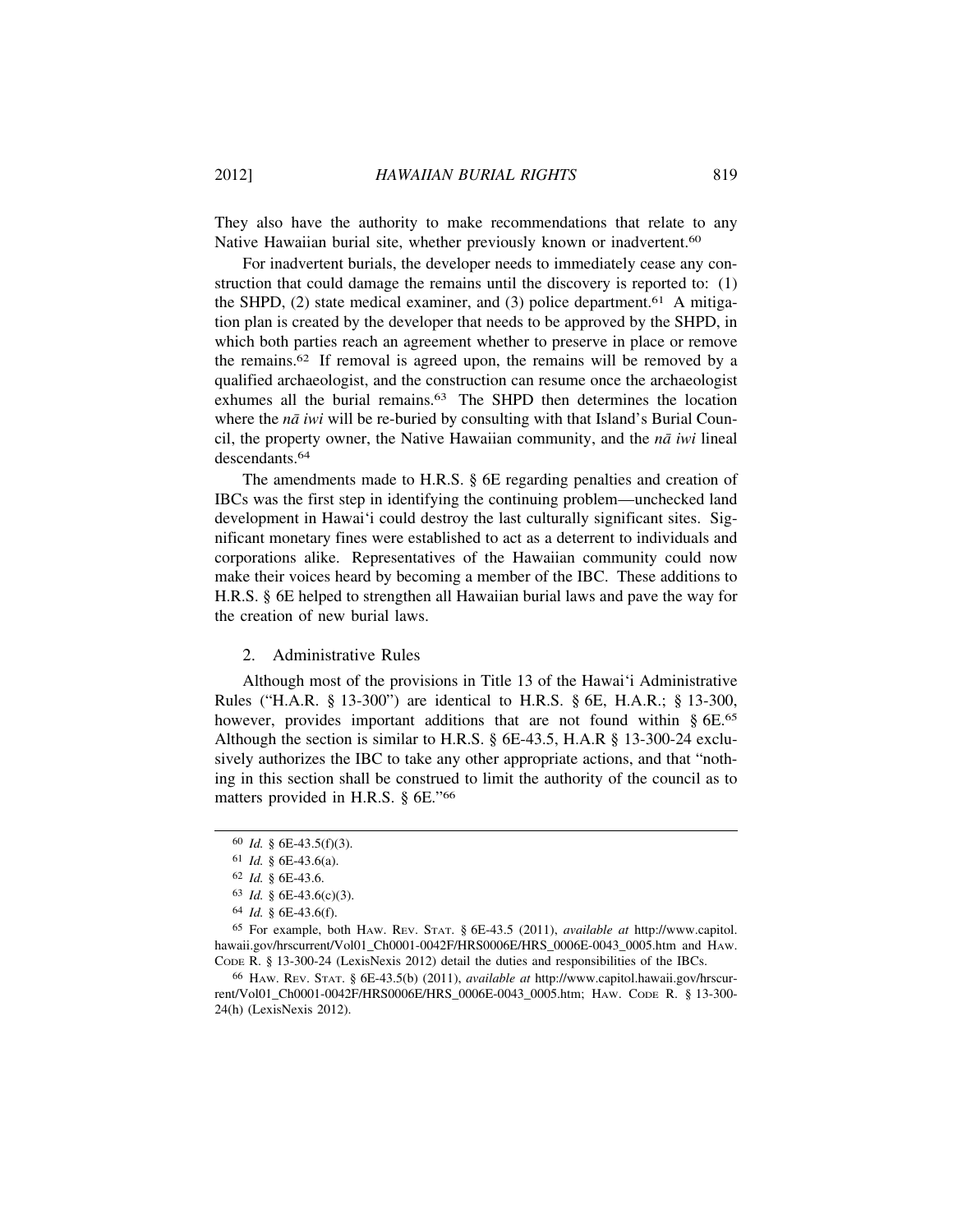They also have the authority to make recommendations that relate to any Native Hawaiian burial site, whether previously known or inadvertent.[60]

For inadvertent burials, the developer needs to immediately cease any construction that could damage the remains until the discovery is reported to: (1) the SHPD, (2) state medical examiner, and (3) police department.[61] A mitigation plan is created by the developer that needs to be approved by the SHPD, in which both parties reach an agreement whether to preserve in place or remove the remains.[62] If removal is agreed upon, the remains will be removed by a qualified archaeologist, and the construction can resume once the archaeologist exhumes all the burial remains.[63] The SHPD then determines the location where the *nā iwi* will be re-buried by consulting with that Island's Burial Council, the property owner, the Native Hawaiian community, and the *nā iwi* lineal descendants.[64]

The amendments made to H.R.S. § 6E regarding penalties and creation of IBCs was the first step in identifying the continuing problem—unchecked land development in Hawai'i could destroy the last culturally significant sites. Significant monetary fines were established to act as a deterrent to individuals and corporations alike. Representatives of the Hawaiian community could now make their voices heard by becoming a member of the IBC. These additions to H.R.S. § 6E helped to strengthen all Hawaiian burial laws and pave the way for the creation of new burial laws.

### 2. Administrative Rules

Although most of the provisions in Title 13 of the Hawai'i Administrative Rules ("H.A.R. § 13-300") are identical to H.R.S. § 6E, H.A.R.; § 13-300, however, provides important additions that are not found within § 6E.[65] Although the section is similar to H.R.S. § 6E-43.5, H.A.R § 13-300-24 exclusively authorizes the IBC to take any other appropriate actions, and that "nothing in this section shall be construed to limit the authority of the council as to matters provided in H.R.S. § 6E."[66]

---

[60] *Id.* § 6E-43.5(f)(3).

[61] *Id.* § 6E-43.6(a).

[62] *Id.* § 6E-43.6.

[63] *Id.* § 6E-43.6(c)(3).

[64] *Id.* § 6E-43.6(f).

[65] For example, both HAW. REV. STAT. § 6E-43.5 (2011), *available at* http://www.capitol.hawaii.gov/hrscurrent/Vol01_Ch0001-0042F/HRS0006E/HRS_0006E-0043_0005.htm and HAW. CODE R. § 13-300-24 (LexisNexis 2012) detail the duties and responsibilities of the IBCs.

[66] HAW. REV. STAT. § 6E-43.5(b) (2011), *available at* http://www.capitol.hawaii.gov/hrscurrent/Vol01_Ch0001-0042F/HRS0006E/HRS_0006E-0043_0005.htm; HAW. CODE R. § 13-300-24(h) (LexisNexis 2012).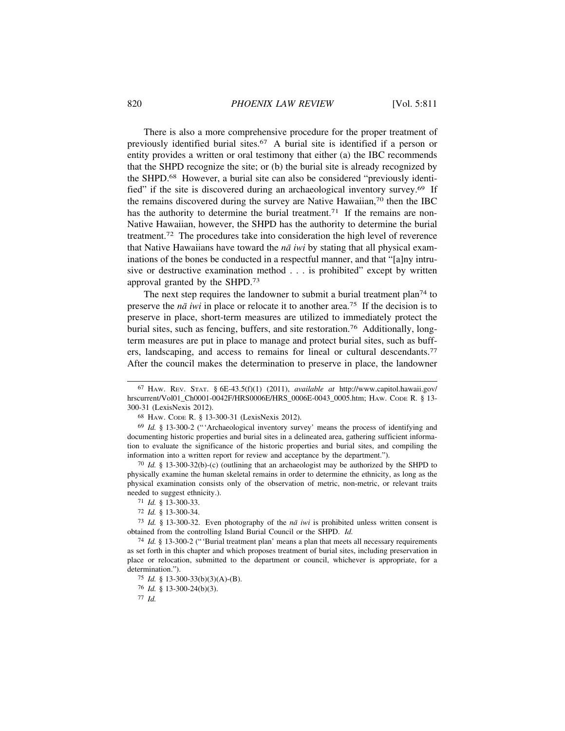There is also a more comprehensive procedure for the proper treatment of previously identified burial sites.[67] A burial site is identified if a person or entity provides a written or oral testimony that either (a) the IBC recommends that the SHPD recognize the site; or (b) the burial site is already recognized by the SHPD.[68] However, a burial site can also be considered "previously identified" if the site is discovered during an archaeological inventory survey.[69] If the remains discovered during the survey are Native Hawaiian,[70] then the IBC has the authority to determine the burial treatment.[71] If the remains are non-Native Hawaiian, however, the SHPD has the authority to determine the burial treatment.[72] The procedures take into consideration the high level of reverence that Native Hawaiians have toward the *nā iwi* by stating that all physical examinations of the bones be conducted in a respectful manner, and that "[a]ny intrusive or destructive examination method . . . is prohibited" except by written approval granted by the SHPD.[73]

The next step requires the landowner to submit a burial treatment plan[74] to preserve the *nā iwi* in place or relocate it to another area.[75] If the decision is to preserve in place, short-term measures are utilized to immediately protect the burial sites, such as fencing, buffers, and site restoration.[76] Additionally, long-term measures are put in place to manage and protect burial sites, such as buffers, landscaping, and access to remains for lineal or cultural descendants.[77] After the council makes the determination to preserve in place, the landowner

---

[67] HAW. REV. STAT. § 6E-43.5(f)(1) (2011), *available at* http://www.capitol.hawaii.gov/hrscurrent/Vol01_Ch0001-0042F/HRS0006E/HRS_0006E-0043_0005.htm; HAW. CODE R. § 13-300-31 (LexisNexis 2012).

[68] HAW. CODE R. § 13-300-31 (LexisNexis 2012).

[69] *Id.* § 13-300-2 ("'Archaeological inventory survey' means the process of identifying and documenting historic properties and burial sites in a delineated area, gathering sufficient information to evaluate the significance of the historic properties and burial sites, and compiling the information into a written report for review and acceptance by the department.").

[70] *Id.* § 13-300-32(b)-(c) (outlining that an archaeologist may be authorized by the SHPD to physically examine the human skeletal remains in order to determine the ethnicity, as long as the physical examination consists only of the observation of metric, non-metric, or relevant traits needed to suggest ethnicity.).

[71] *Id.* § 13-300-33.

[72] *Id.* § 13-300-34.

[73] *Id.* § 13-300-32. Even photography of the *nā iwi* is prohibited unless written consent is obtained from the controlling Island Burial Council or the SHPD. *Id.*

[74] *Id.* § 13-300-2 ("'Burial treatment plan' means a plan that meets all necessary requirements as set forth in this chapter and which proposes treatment of burial sites, including preservation in place or relocation, submitted to the department or council, whichever is appropriate, for a determination.").

[75] *Id.* § 13-300-33(b)(3)(A)-(B).

[76] *Id.* § 13-300-24(b)(3).

[77] *Id.*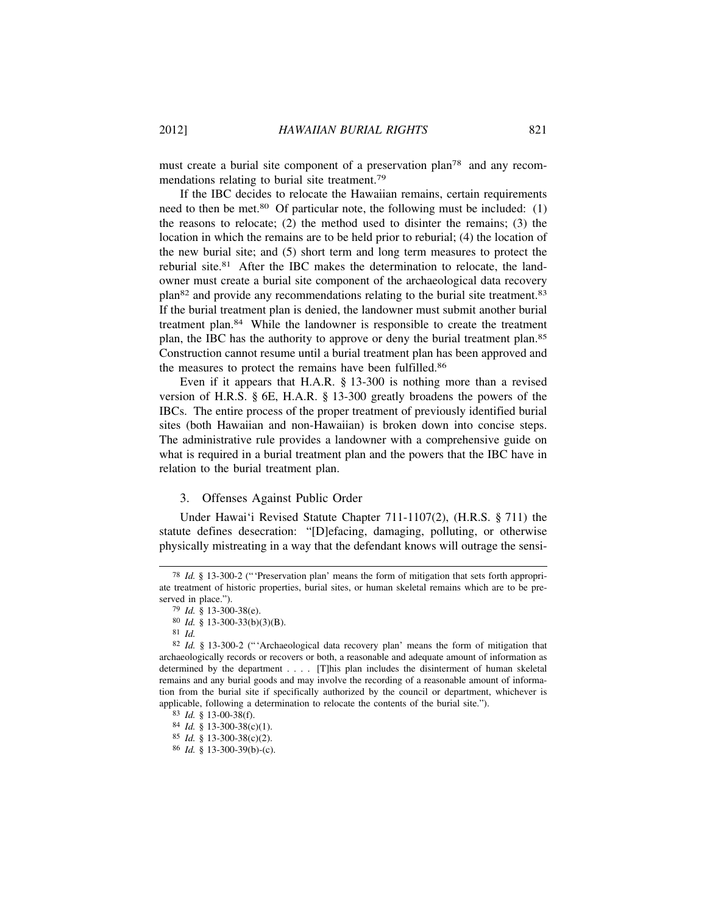must create a burial site component of a preservation plan[78] and any recommendations relating to burial site treatment.[79]

If the IBC decides to relocate the Hawaiian remains, certain requirements need to then be met.[80] Of particular note, the following must be included: (1) the reasons to relocate; (2) the method used to disinter the remains; (3) the location in which the remains are to be held prior to reburial; (4) the location of the new burial site; and (5) short term and long term measures to protect the reburial site.[81] After the IBC makes the determination to relocate, the landowner must create a burial site component of the archaeological data recovery plan[82] and provide any recommendations relating to the burial site treatment.[83] If the burial treatment plan is denied, the landowner must submit another burial treatment plan.[84] While the landowner is responsible to create the treatment plan, the IBC has the authority to approve or deny the burial treatment plan.[85] Construction cannot resume until a burial treatment plan has been approved and the measures to protect the remains have been fulfilled.[86]

Even if it appears that H.A.R. § 13-300 is nothing more than a revised version of H.R.S. § 6E, H.A.R. § 13-300 greatly broadens the powers of the IBCs. The entire process of the proper treatment of previously identified burial sites (both Hawaiian and non-Hawaiian) is broken down into concise steps. The administrative rule provides a landowner with a comprehensive guide on what is required in a burial treatment plan and the powers that the IBC have in relation to the burial treatment plan.

### 3. Offenses Against Public Order

Under Hawai'i Revised Statute Chapter 711-1107(2), (H.R.S. § 711) the statute defines desecration: "[D]efacing, damaging, polluting, or otherwise physically mistreating in a way that the defendant knows will outrage the sensi-

---

[78] *Id.* § 13-300-2 ("'Preservation plan' means the form of mitigation that sets forth appropriate treatment of historic properties, burial sites, or human skeletal remains which are to be preserved in place.").

[79] *Id.* § 13-300-38(e).

[80] *Id.* § 13-300-33(b)(3)(B).

[81] *Id.*

[82] *Id.* § 13-300-2 ("'Archaeological data recovery plan' means the form of mitigation that archaeologically records or recovers or both, a reasonable and adequate amount of information as determined by the department . . . . [T]his plan includes the disinterment of human skeletal remains and any burial goods and may involve the recording of a reasonable amount of information from the burial site if specifically authorized by the council or department, whichever is applicable, following a determination to relocate the contents of the burial site.").

[83] *Id.* § 13-00-38(f).

[84] *Id.* § 13-300-38(c)(1).

[85] *Id.* § 13-300-38(c)(2).

[86] *Id.* § 13-300-39(b)-(c).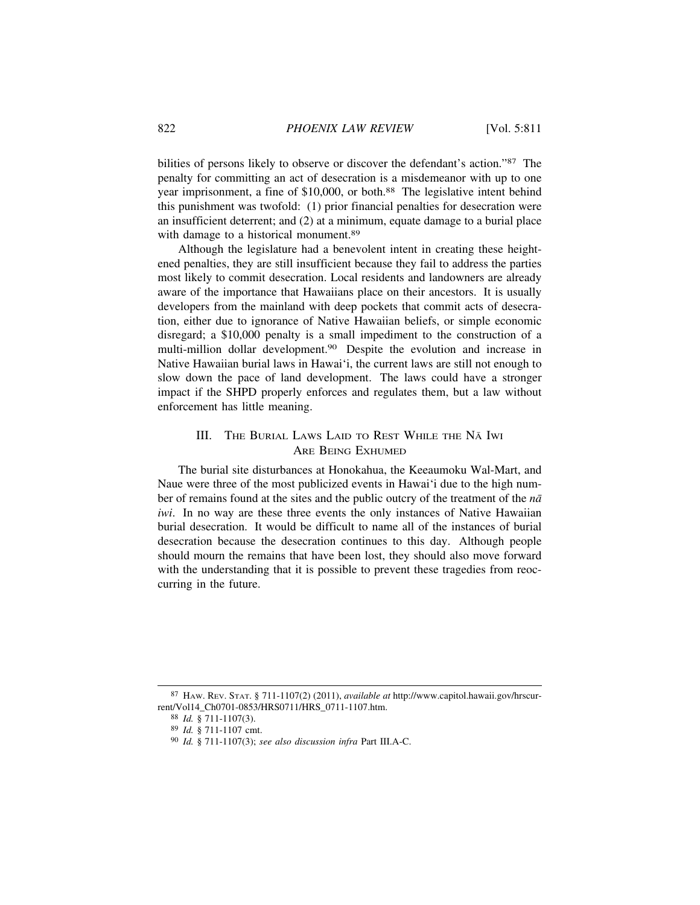bilities of persons likely to observe or discover the defendant's action."[87] The penalty for committing an act of desecration is a misdemeanor with up to one year imprisonment, a fine of $10,000, or both.[88] The legislative intent behind this punishment was twofold: (1) prior financial penalties for desecration were an insufficient deterrent; and (2) at a minimum, equate damage to a burial place with damage to a historical monument.[89]

Although the legislature had a benevolent intent in creating these heightened penalties, they are still insufficient because they fail to address the parties most likely to commit desecration. Local residents and landowners are already aware of the importance that Hawaiians place on their ancestors. It is usually developers from the mainland with deep pockets that commit acts of desecration, either due to ignorance of Native Hawaiian beliefs, or simple economic disregard; a $10,000 penalty is a small impediment to the construction of a multi-million dollar development.[90] Despite the evolution and increase in Native Hawaiian burial laws in Hawai'i, the current laws are still not enough to slow down the pace of land development. The laws could have a stronger impact if the SHPD properly enforces and regulates them, but a law without enforcement has little meaning.

## III. The Burial Laws Laid to Rest While the Nā Iwi Are Being Exhumed

The burial site disturbances at Honokahua, the Keeaumoku Wal-Mart, and Naue were three of the most publicized events in Hawai'i due to the high number of remains found at the sites and the public outcry of the treatment of the *nā iwi*. In no way are these three events the only instances of Native Hawaiian burial desecration. It would be difficult to name all of the instances of burial desecration because the desecration continues to this day. Although people should mourn the remains that have been lost, they should also move forward with the understanding that it is possible to prevent these tragedies from reoccurring in the future.

---

[87] Haw. Rev. Stat. § 711-1107(2) (2011), *available at* http://www.capitol.hawaii.gov/hrscurrent/Vol14_Ch0701-0853/HRS0711/HRS_0711-1107.htm.

[88] *Id.* § 711-1107(3).

[89] *Id.* § 711-1107 cmt.

[90] *Id.* § 711-1107(3); *see also discussion infra* Part III.A-C.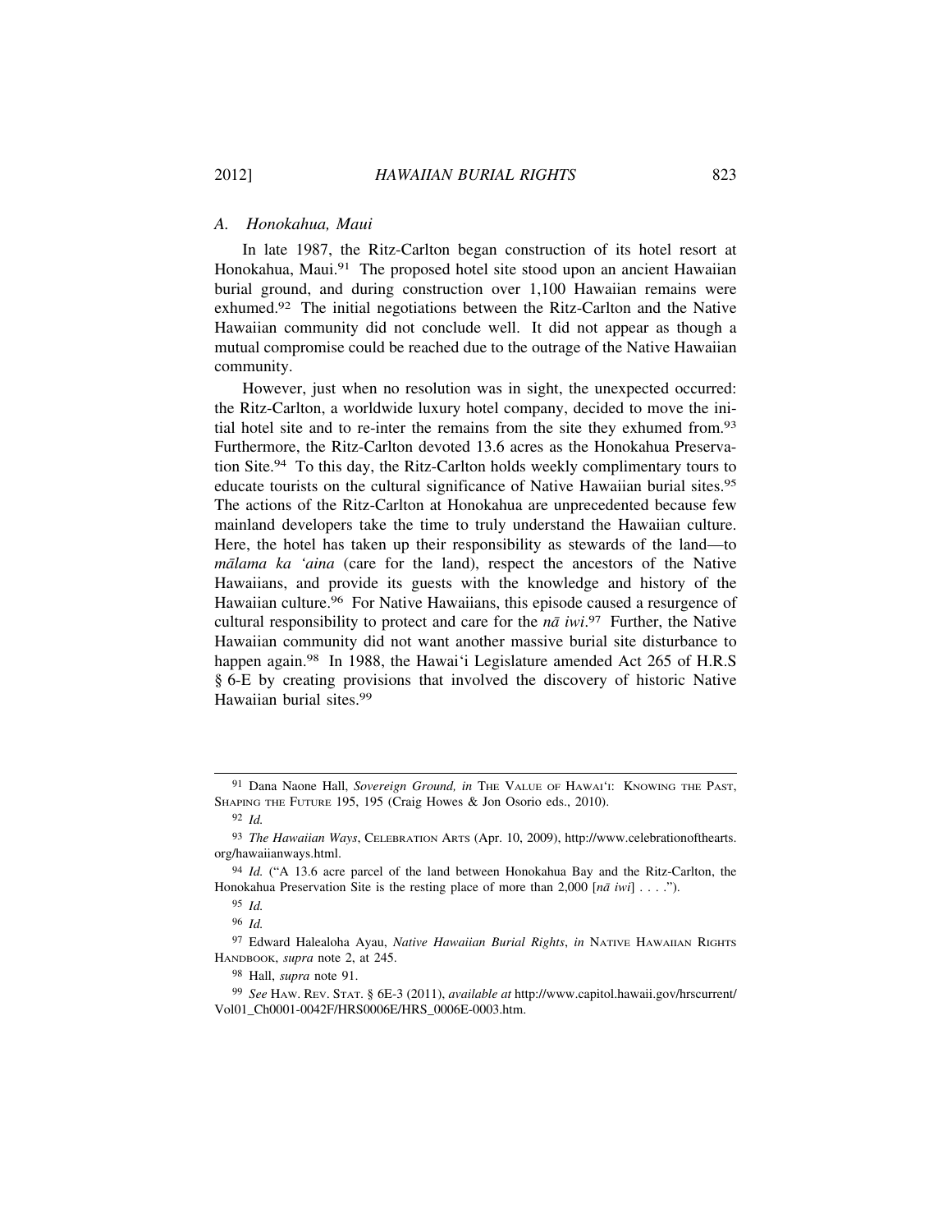### *A. Honokahua, Maui*

In late 1987, the Ritz-Carlton began construction of its hotel resort at Honokahua, Maui.[91] The proposed hotel site stood upon an ancient Hawaiian burial ground, and during construction over 1,100 Hawaiian remains were exhumed.[92] The initial negotiations between the Ritz-Carlton and the Native Hawaiian community did not conclude well. It did not appear as though a mutual compromise could be reached due to the outrage of the Native Hawaiian community.

However, just when no resolution was in sight, the unexpected occurred: the Ritz-Carlton, a worldwide luxury hotel company, decided to move the initial hotel site and to re-inter the remains from the site they exhumed from.[93] Furthermore, the Ritz-Carlton devoted 13.6 acres as the Honokahua Preservation Site.[94] To this day, the Ritz-Carlton holds weekly complimentary tours to educate tourists on the cultural significance of Native Hawaiian burial sites.[95] The actions of the Ritz-Carlton at Honokahua are unprecedented because few mainland developers take the time to truly understand the Hawaiian culture. Here, the hotel has taken up their responsibility as stewards of the land—to *mālama ka ʻaina* (care for the land), respect the ancestors of the Native Hawaiians, and provide its guests with the knowledge and history of the Hawaiian culture.[96] For Native Hawaiians, this episode caused a resurgence of cultural responsibility to protect and care for the *nā iwi*.[97] Further, the Native Hawaiian community did not want another massive burial site disturbance to happen again.[98] In 1988, the Hawaiʻi Legislature amended Act 265 of H.R.S § 6-E by creating provisions that involved the discovery of historic Native Hawaiian burial sites.[99]

---

[91] Dana Naone Hall, *Sovereign Ground, in* THE VALUE OF HAWAIʻI: KNOWING THE PAST, SHAPING THE FUTURE 195, 195 (Craig Howes & Jon Osorio eds., 2010).

[92] *Id.*

[93] *The Hawaiian Ways*, CELEBRATION ARTS (Apr. 10, 2009), http://www.celebrationofthearts.org/hawaiianways.html.

[94] *Id.* ("A 13.6 acre parcel of the land between Honokahua Bay and the Ritz-Carlton, the Honokahua Preservation Site is the resting place of more than 2,000 [*nā iwi*] . . . .").

[95] *Id.*

[96] *Id.*

[97] Edward Halealoha Ayau, *Native Hawaiian Burial Rights*, *in* NATIVE HAWAIIAN RIGHTS HANDBOOK, *supra* note 2, at 245.

[98] Hall, *supra* note 91.

[99] *See* HAW. REV. STAT. § 6E-3 (2011), *available at* http://www.capitol.hawaii.gov/hrscurrent/Vol01_Ch0001-0042F/HRS0006E/HRS_0006E-0003.htm.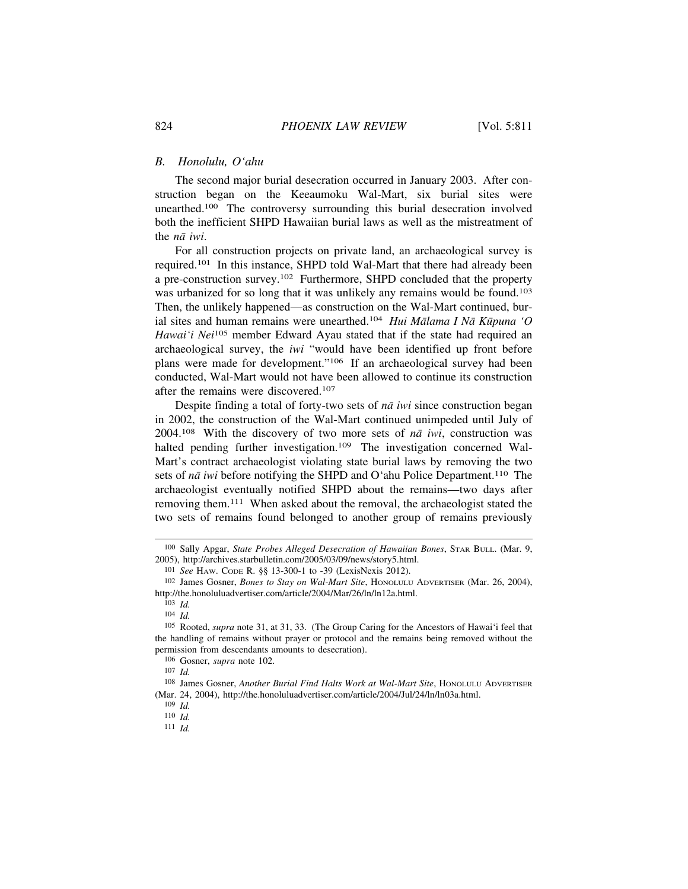### *B. Honolulu, O'ahu*

The second major burial desecration occurred in January 2003. After construction began on the Keeaumoku Wal-Mart, six burial sites were unearthed.[100] The controversy surrounding this burial desecration involved both the inefficient SHPD Hawaiian burial laws as well as the mistreatment of the *nā iwi*.

For all construction projects on private land, an archaeological survey is required.[101] In this instance, SHPD told Wal-Mart that there had already been a pre-construction survey.[102] Furthermore, SHPD concluded that the property was urbanized for so long that it was unlikely any remains would be found.[103] Then, the unlikely happened—as construction on the Wal-Mart continued, burial sites and human remains were unearthed.[104] *Hui Mālama I Nā Kūpuna 'O Hawai'i Nei*[105] member Edward Ayau stated that if the state had required an archaeological survey, the *iwi* "would have been identified up front before plans were made for development."[106] If an archaeological survey had been conducted, Wal-Mart would not have been allowed to continue its construction after the remains were discovered.[107]

Despite finding a total of forty-two sets of *nā iwi* since construction began in 2002, the construction of the Wal-Mart continued unimpeded until July of 2004.[108] With the discovery of two more sets of *nā iwi*, construction was halted pending further investigation.[109] The investigation concerned Wal-Mart's contract archaeologist violating state burial laws by removing the two sets of *nā iwi* before notifying the SHPD and O'ahu Police Department.[110] The archaeologist eventually notified SHPD about the remains—two days after removing them.[111] When asked about the removal, the archaeologist stated the two sets of remains found belonged to another group of remains previously

---

[100] Sally Apgar, *State Probes Alleged Desecration of Hawaiian Bones*, STAR BULL. (Mar. 9, 2005), http://archives.starbulletin.com/2005/03/09/news/story5.html.

[101] *See* HAW. CODE R. §§ 13-300-1 to -39 (LexisNexis 2012).

[102] James Gosner, *Bones to Stay on Wal-Mart Site*, HONOLULU ADVERTISER (Mar. 26, 2004), http://the.honoluluadvertiser.com/article/2004/Mar/26/ln/ln12a.html.

[103] *Id.*

[104] *Id.*

[105] Rooted, *supra* note 31, at 31, 33. (The Group Caring for the Ancestors of Hawai'i feel that the handling of remains without prayer or protocol and the remains being removed without the permission from descendants amounts to desecration).

[106] Gosner, *supra* note 102.

[107] *Id.*

[108] James Gosner, *Another Burial Find Halts Work at Wal-Mart Site*, HONOLULU ADVERTISER (Mar. 24, 2004), http://the.honoluluadvertiser.com/article/2004/Jul/24/ln/ln03a.html.

[109] *Id.*

[110] *Id.*

[111] *Id.*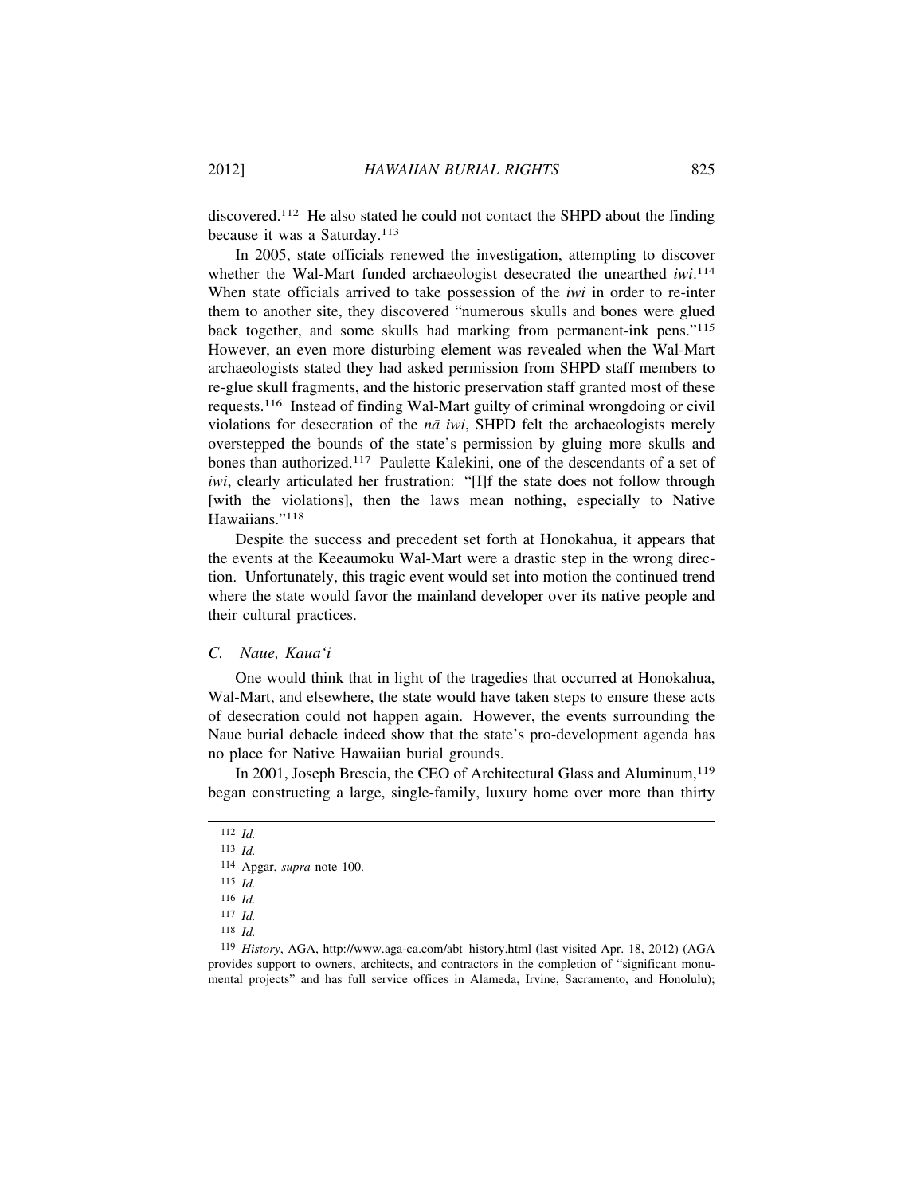discovered.[112] He also stated he could not contact the SHPD about the finding because it was a Saturday.[113]

In 2005, state officials renewed the investigation, attempting to discover whether the Wal-Mart funded archaeologist desecrated the unearthed *iwi*.[114] When state officials arrived to take possession of the *iwi* in order to re-inter them to another site, they discovered "numerous skulls and bones were glued back together, and some skulls had marking from permanent-ink pens."[115] However, an even more disturbing element was revealed when the Wal-Mart archaeologists stated they had asked permission from SHPD staff members to re-glue skull fragments, and the historic preservation staff granted most of these requests.[116] Instead of finding Wal-Mart guilty of criminal wrongdoing or civil violations for desecration of the *nā iwi*, SHPD felt the archaeologists merely overstepped the bounds of the state's permission by gluing more skulls and bones than authorized.[117] Paulette Kalekini, one of the descendants of a set of *iwi*, clearly articulated her frustration: "[I]f the state does not follow through [with the violations], then the laws mean nothing, especially to Native Hawaiians."[118]

Despite the success and precedent set forth at Honokahua, it appears that the events at the Keeaumoku Wal-Mart were a drastic step in the wrong direction. Unfortunately, this tragic event would set into motion the continued trend where the state would favor the mainland developer over its native people and their cultural practices.

### *C. Naue, Kaua'i*

One would think that in light of the tragedies that occurred at Honokahua, Wal-Mart, and elsewhere, the state would have taken steps to ensure these acts of desecration could not happen again. However, the events surrounding the Naue burial debacle indeed show that the state's pro-development agenda has no place for Native Hawaiian burial grounds.

In 2001, Joseph Brescia, the CEO of Architectural Glass and Aluminum,[119] began constructing a large, single-family, luxury home over more than thirty

---

[112] *Id.*

[113] *Id.*

[114] Apgar, *supra* note 100.

[115] *Id.*

[116] *Id.*

[117] *Id.*

[118] *Id.*

[119] *History*, AGA, http://www.aga-ca.com/abt_history.html (last visited Apr. 18, 2012) (AGA provides support to owners, architects, and contractors in the completion of "significant monumental projects" and has full service offices in Alameda, Irvine, Sacramento, and Honolulu);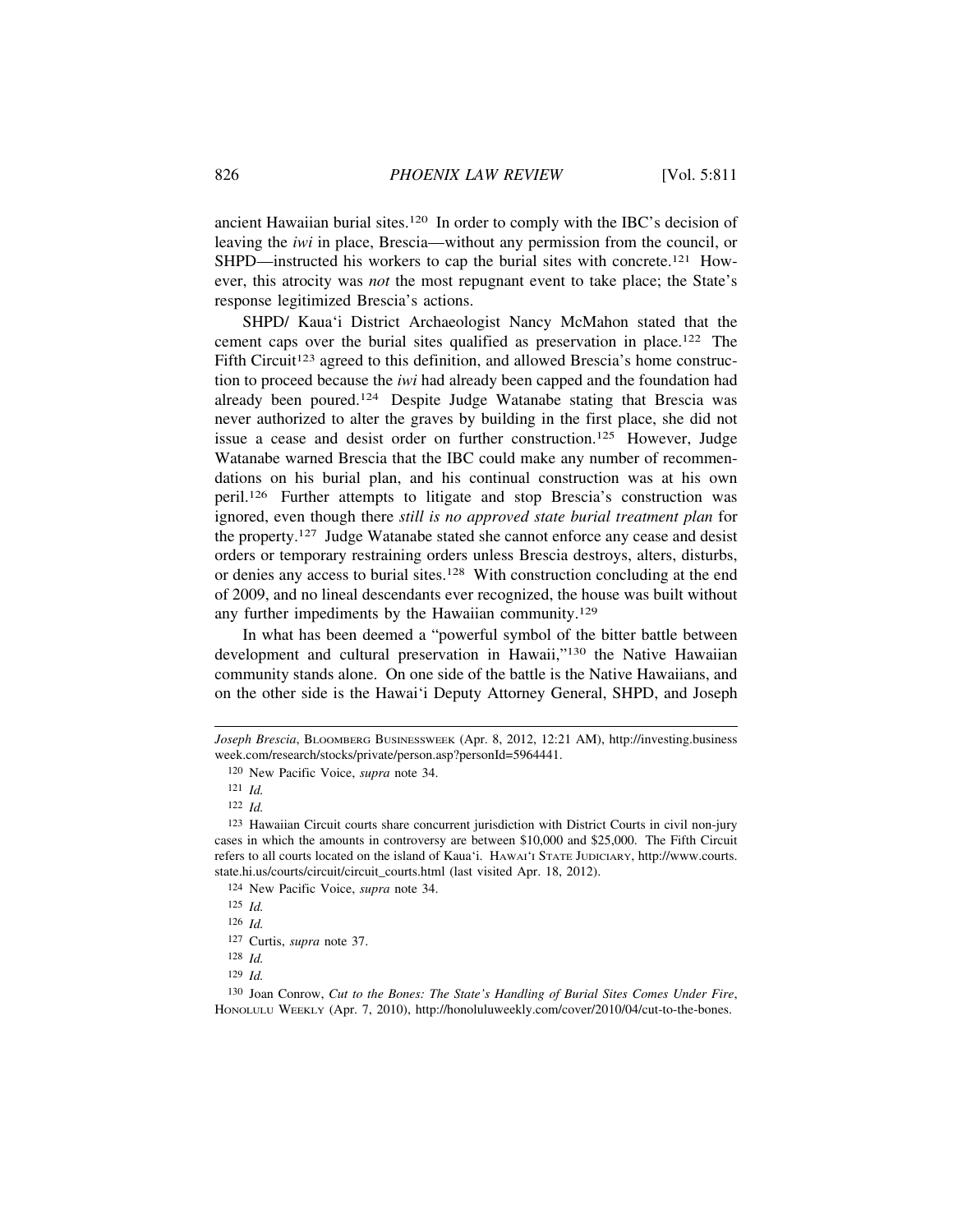ancient Hawaiian burial sites.[120] In order to comply with the IBC's decision of leaving the *iwi* in place, Brescia—without any permission from the council, or SHPD—instructed his workers to cap the burial sites with concrete.[121] However, this atrocity was *not* the most repugnant event to take place; the State's response legitimized Brescia's actions.

SHPD/ Kaua'i District Archaeologist Nancy McMahon stated that the cement caps over the burial sites qualified as preservation in place.[122] The Fifth Circuit[123] agreed to this definition, and allowed Brescia's home construction to proceed because the *iwi* had already been capped and the foundation had already been poured.[124] Despite Judge Watanabe stating that Brescia was never authorized to alter the graves by building in the first place, she did not issue a cease and desist order on further construction.[125] However, Judge Watanabe warned Brescia that the IBC could make any number of recommendations on his burial plan, and his continual construction was at his own peril.[126] Further attempts to litigate and stop Brescia's construction was ignored, even though there *still is no approved state burial treatment plan* for the property.[127] Judge Watanabe stated she cannot enforce any cease and desist orders or temporary restraining orders unless Brescia destroys, alters, disturbs, or denies any access to burial sites.[128] With construction concluding at the end of 2009, and no lineal descendants ever recognized, the house was built without any further impediments by the Hawaiian community.[129]

In what has been deemed a "powerful symbol of the bitter battle between development and cultural preservation in Hawaii,"[130] the Native Hawaiian community stands alone. On one side of the battle is the Native Hawaiians, and on the other side is the Hawai'i Deputy Attorney General, SHPD, and Joseph

---

*Joseph Brescia*, BLOOMBERG BUSINESSWEEK (Apr. 8, 2012, 12:21 AM), http://investing.businessweek.com/research/stocks/private/person.asp?personId=5964441.

[120] New Pacific Voice, *supra* note 34.

[121] *Id.*

[122] *Id.*

[123] Hawaiian Circuit courts share concurrent jurisdiction with District Courts in civil non-jury cases in which the amounts in controversy are between $10,000 and $25,000. The Fifth Circuit refers to all courts located on the island of Kaua'i. HAWAI'I STATE JUDICIARY, http://www.courts.state.hi.us/courts/circuit/circuit_courts.html (last visited Apr. 18, 2012).

[124] New Pacific Voice, *supra* note 34.

[125] *Id.*

[126] *Id.*

[127] Curtis, *supra* note 37.

[128] *Id.*

[129] *Id.*

[130] Joan Conrow, *Cut to the Bones: The State's Handling of Burial Sites Comes Under Fire*, HONOLULU WEEKLY (Apr. 7, 2010), http://honoluluweekly.com/cover/2010/04/cut-to-the-bones.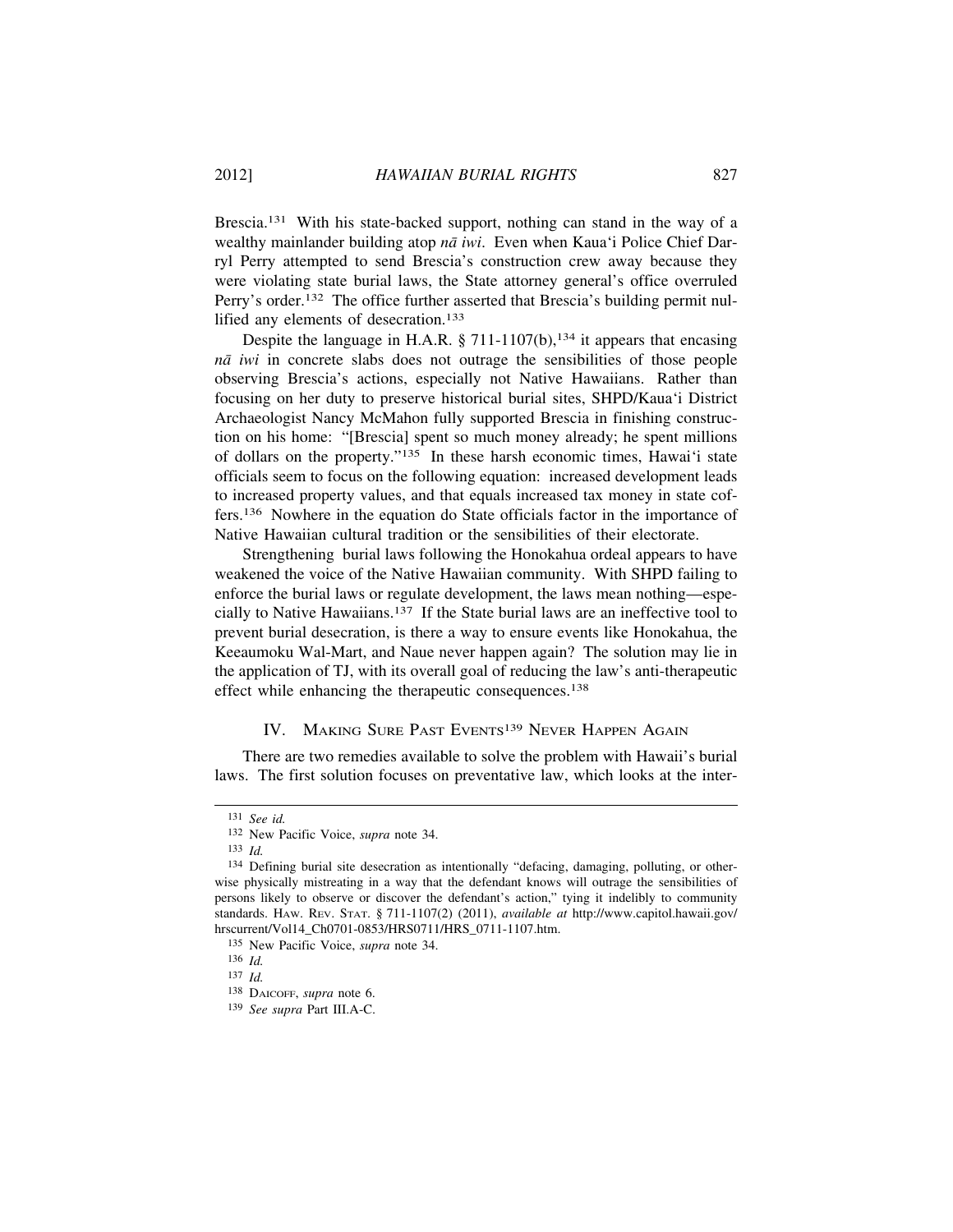Brescia.[131] With his state-backed support, nothing can stand in the way of a wealthy mainlander building atop *nā iwi*. Even when Kaua'i Police Chief Darryl Perry attempted to send Brescia's construction crew away because they were violating state burial laws, the State attorney general's office overruled Perry's order.[132] The office further asserted that Brescia's building permit nullified any elements of desecration.[133]

Despite the language in H.A.R. § 711-1107(b),[134] it appears that encasing *nā iwi* in concrete slabs does not outrage the sensibilities of those people observing Brescia's actions, especially not Native Hawaiians. Rather than focusing on her duty to preserve historical burial sites, SHPD/Kaua'i District Archaeologist Nancy McMahon fully supported Brescia in finishing construction on his home: "[Brescia] spent so much money already; he spent millions of dollars on the property."[135] In these harsh economic times, Hawai'i state officials seem to focus on the following equation: increased development leads to increased property values, and that equals increased tax money in state coffers.[136] Nowhere in the equation do State officials factor in the importance of Native Hawaiian cultural tradition or the sensibilities of their electorate.

Strengthening burial laws following the Honokahua ordeal appears to have weakened the voice of the Native Hawaiian community. With SHPD failing to enforce the burial laws or regulate development, the laws mean nothing—especially to Native Hawaiians.[137] If the State burial laws are an ineffective tool to prevent burial desecration, is there a way to ensure events like Honokahua, the Keeaumoku Wal-Mart, and Naue never happen again? The solution may lie in the application of TJ, with its overall goal of reducing the law's anti-therapeutic effect while enhancing the therapeutic consequences.[138]

## IV. Making Sure Past Events[139] Never Happen Again

There are two remedies available to solve the problem with Hawaii's burial laws. The first solution focuses on preventative law, which looks at the inter-

---

[131] *See id.*

[132] New Pacific Voice, *supra* note 34.

[133] *Id.*

[134] Defining burial site desecration as intentionally "defacing, damaging, polluting, or otherwise physically mistreating in a way that the defendant knows will outrage the sensibilities of persons likely to observe or discover the defendant's action," tying it indelibly to community standards. Haw. Rev. Stat. § 711-1107(2) (2011), *available at* http://www.capitol.hawaii.gov/hrscurrent/Vol14_Ch0701-0853/HRS0711/HRS_0711-1107.htm.

[135] New Pacific Voice, *supra* note 34.

[136] *Id.*

[137] *Id.*

[138] Daicoff, *supra* note 6.

[139] *See supra* Part III.A-C.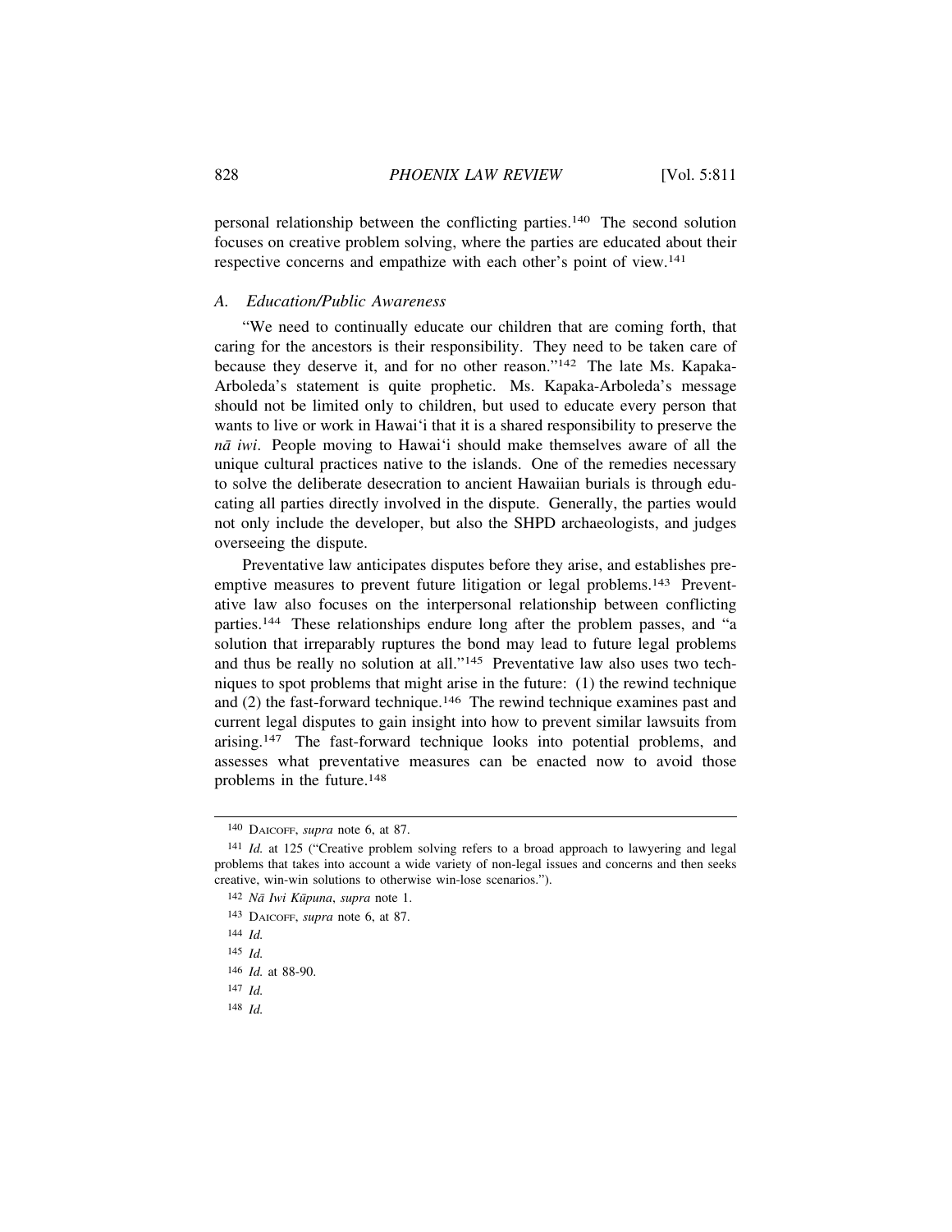personal relationship between the conflicting parties.[140] The second solution focuses on creative problem solving, where the parties are educated about their respective concerns and empathize with each other's point of view.[141]

### A. *Education/Public Awareness*

"We need to continually educate our children that are coming forth, that caring for the ancestors is their responsibility. They need to be taken care of because they deserve it, and for no other reason."[142] The late Ms. Kapaka-Arboleda's statement is quite prophetic. Ms. Kapaka-Arboleda's message should not be limited only to children, but used to educate every person that wants to live or work in Hawai'i that it is a shared responsibility to preserve the *nā iwi*. People moving to Hawai'i should make themselves aware of all the unique cultural practices native to the islands. One of the remedies necessary to solve the deliberate desecration to ancient Hawaiian burials is through educating all parties directly involved in the dispute. Generally, the parties would not only include the developer, but also the SHPD archaeologists, and judges overseeing the dispute.

Preventative law anticipates disputes before they arise, and establishes preemptive measures to prevent future litigation or legal problems.[143] Preventative law also focuses on the interpersonal relationship between conflicting parties.[144] These relationships endure long after the problem passes, and "a solution that irreparably ruptures the bond may lead to future legal problems and thus be really no solution at all."[145] Preventative law also uses two techniques to spot problems that might arise in the future: (1) the rewind technique and (2) the fast-forward technique.[146] The rewind technique examines past and current legal disputes to gain insight into how to prevent similar lawsuits from arising.[147] The fast-forward technique looks into potential problems, and assesses what preventative measures can be enacted now to avoid those problems in the future.[148]

---

[140] DAICOFF, *supra* note 6, at 87.

[141] *Id.* at 125 ("Creative problem solving refers to a broad approach to lawyering and legal problems that takes into account a wide variety of non-legal issues and concerns and then seeks creative, win-win solutions to otherwise win-lose scenarios.").

[142] *Nā Iwi Kūpuna*, *supra* note 1.

[143] DAICOFF, *supra* note 6, at 87.

[144] *Id.*

[145] *Id.*

[146] *Id.* at 88-90.

[147] *Id.*

[148] *Id.*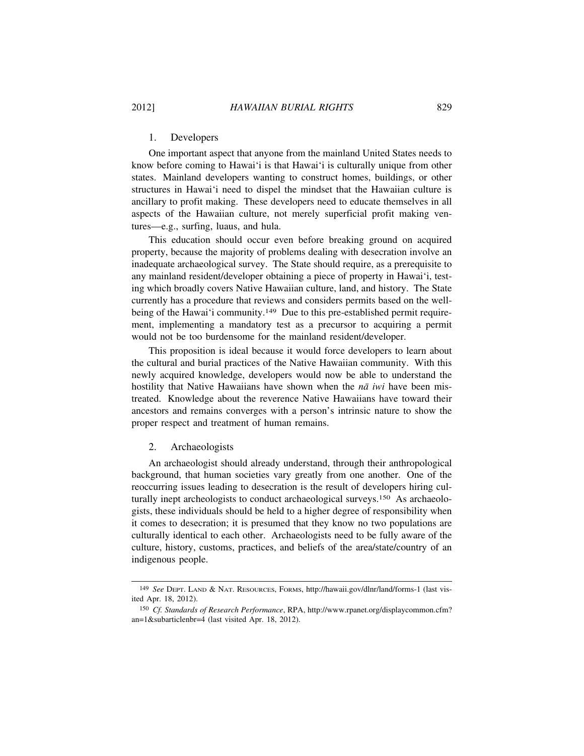### 1. Developers

One important aspect that anyone from the mainland United States needs to know before coming to Hawai'i is that Hawai'i is culturally unique from other states. Mainland developers wanting to construct homes, buildings, or other structures in Hawai'i need to dispel the mindset that the Hawaiian culture is ancillary to profit making. These developers need to educate themselves in all aspects of the Hawaiian culture, not merely superficial profit making ventures—e.g., surfing, luaus, and hula.

This education should occur even before breaking ground on acquired property, because the majority of problems dealing with desecration involve an inadequate archaeological survey. The State should require, as a prerequisite to any mainland resident/developer obtaining a piece of property in Hawai'i, testing which broadly covers Native Hawaiian culture, land, and history. The State currently has a procedure that reviews and considers permits based on the well-being of the Hawai'i community.[149] Due to this pre-established permit requirement, implementing a mandatory test as a precursor to acquiring a permit would not be too burdensome for the mainland resident/developer.

This proposition is ideal because it would force developers to learn about the cultural and burial practices of the Native Hawaiian community. With this newly acquired knowledge, developers would now be able to understand the hostility that Native Hawaiians have shown when the *nā iwi* have been mistreated. Knowledge about the reverence Native Hawaiians have toward their ancestors and remains converges with a person's intrinsic nature to show the proper respect and treatment of human remains.

### 2. Archaeologists

An archaeologist should already understand, through their anthropological background, that human societies vary greatly from one another. One of the reoccurring issues leading to desecration is the result of developers hiring culturally inept archeologists to conduct archaeological surveys.[150] As archaeologists, these individuals should be held to a higher degree of responsibility when it comes to desecration; it is presumed that they know no two populations are culturally identical to each other. Archaeologists need to be fully aware of the culture, history, customs, practices, and beliefs of the area/state/country of an indigenous people.

---

[149] *See* DEPT. LAND & NAT. RESOURCES, FORMS, http://hawaii.gov/dlnr/land/forms-1 (last visited Apr. 18, 2012).

[150] *Cf. Standards of Research Performance*, RPA, http://www.rpanet.org/displaycommon.cfm?an=1&subarticlenbr=4 (last visited Apr. 18, 2012).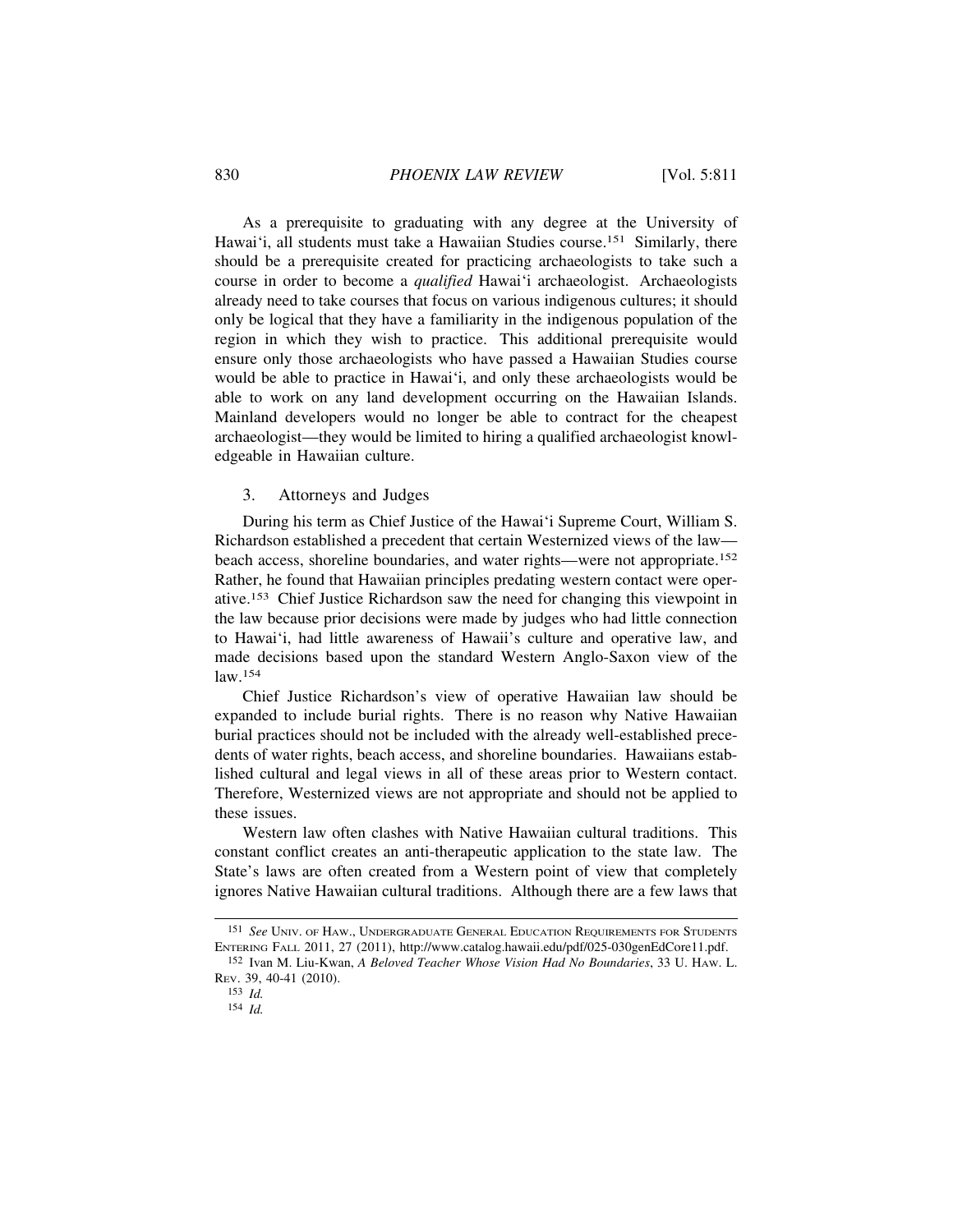As a prerequisite to graduating with any degree at the University of Hawai'i, all students must take a Hawaiian Studies course.[151] Similarly, there should be a prerequisite created for practicing archaeologists to take such a course in order to become a *qualified* Hawai'i archaeologist. Archaeologists already need to take courses that focus on various indigenous cultures; it should only be logical that they have a familiarity in the indigenous population of the region in which they wish to practice. This additional prerequisite would ensure only those archaeologists who have passed a Hawaiian Studies course would be able to practice in Hawai'i, and only these archaeologists would be able to work on any land development occurring on the Hawaiian Islands. Mainland developers would no longer be able to contract for the cheapest archaeologist—they would be limited to hiring a qualified archaeologist knowledgeable in Hawaiian culture.

### 3. Attorneys and Judges

During his term as Chief Justice of the Hawai'i Supreme Court, William S. Richardson established a precedent that certain Westernized views of the law—beach access, shoreline boundaries, and water rights—were not appropriate.[152] Rather, he found that Hawaiian principles predating western contact were operative.[153] Chief Justice Richardson saw the need for changing this viewpoint in the law because prior decisions were made by judges who had little connection to Hawai'i, had little awareness of Hawaii's culture and operative law, and made decisions based upon the standard Western Anglo-Saxon view of the law.[154]

Chief Justice Richardson's view of operative Hawaiian law should be expanded to include burial rights. There is no reason why Native Hawaiian burial practices should not be included with the already well-established precedents of water rights, beach access, and shoreline boundaries. Hawaiians established cultural and legal views in all of these areas prior to Western contact. Therefore, Westernized views are not appropriate and should not be applied to these issues.

Western law often clashes with Native Hawaiian cultural traditions. This constant conflict creates an anti-therapeutic application to the state law. The State's laws are often created from a Western point of view that completely ignores Native Hawaiian cultural traditions. Although there are a few laws that

---

[151] *See* Univ. of Haw., Undergraduate General Education Requirements for Students Entering Fall 2011, 27 (2011), http://www.catalog.hawaii.edu/pdf/025-030genEdCore11.pdf.

[152] Ivan M. Liu-Kwan, *A Beloved Teacher Whose Vision Had No Boundaries*, 33 U. Haw. L. Rev. 39, 40-41 (2010).

[153] *Id.*

[154] *Id.*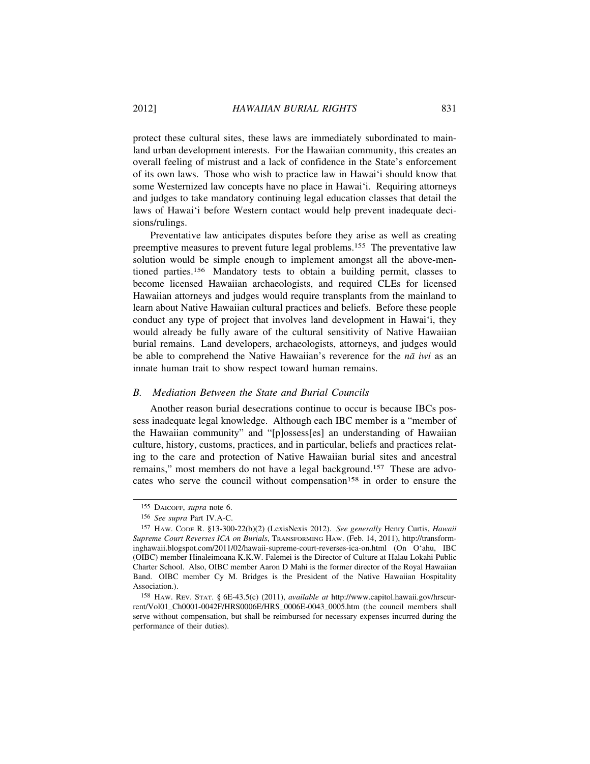protect these cultural sites, these laws are immediately subordinated to mainland urban development interests. For the Hawaiian community, this creates an overall feeling of mistrust and a lack of confidence in the State's enforcement of its own laws. Those who wish to practice law in Hawai'i should know that some Westernized law concepts have no place in Hawai'i. Requiring attorneys and judges to take mandatory continuing legal education classes that detail the laws of Hawai'i before Western contact would help prevent inadequate decisions/rulings.

Preventative law anticipates disputes before they arise as well as creating preemptive measures to prevent future legal problems.[155] The preventative law solution would be simple enough to implement amongst all the above-mentioned parties.[156] Mandatory tests to obtain a building permit, classes to become licensed Hawaiian archaeologists, and required CLEs for licensed Hawaiian attorneys and judges would require transplants from the mainland to learn about Native Hawaiian cultural practices and beliefs. Before these people conduct any type of project that involves land development in Hawai'i, they would already be fully aware of the cultural sensitivity of Native Hawaiian burial remains. Land developers, archaeologists, attorneys, and judges would be able to comprehend the Native Hawaiian's reverence for the *nā iwi* as an innate human trait to show respect toward human remains.

### *B. Mediation Between the State and Burial Councils*

Another reason burial desecrations continue to occur is because IBCs possess inadequate legal knowledge. Although each IBC member is a "member of the Hawaiian community" and "[p]ossess[es] an understanding of Hawaiian culture, history, customs, practices, and in particular, beliefs and practices relating to the care and protection of Native Hawaiian burial sites and ancestral remains," most members do not have a legal background.[157] These are advocates who serve the council without compensation[158] in order to ensure the

---

[155] DAICOFF, *supra* note 6.

[156] *See supra* Part IV.A-C.

[157] HAW. CODE R. §13-300-22(b)(2) (LexisNexis 2012). *See generally* Henry Curtis, *Hawaii Supreme Court Reverses ICA on Burials*, TRANSFORMING HAW. (Feb. 14, 2011), http://transforminghawaii.blogspot.com/2011/02/hawaii-supreme-court-reverses-ica-on.html (On O'ahu, IBC (OIBC) member Hinaleimoana K.K.W. Falemei is the Director of Culture at Halau Lokahi Public Charter School. Also, OIBC member Aaron D Mahi is the former director of the Royal Hawaiian Band. OIBC member Cy M. Bridges is the President of the Native Hawaiian Hospitality Association.).

[158] HAW. REV. STAT. § 6E-43.5(c) (2011), *available at* http://www.capitol.hawaii.gov/hrscurrent/Vol01_Ch0001-0042F/HRS0006E/HRS_0006E-0043_0005.htm (the council members shall serve without compensation, but shall be reimbursed for necessary expenses incurred during the performance of their duties).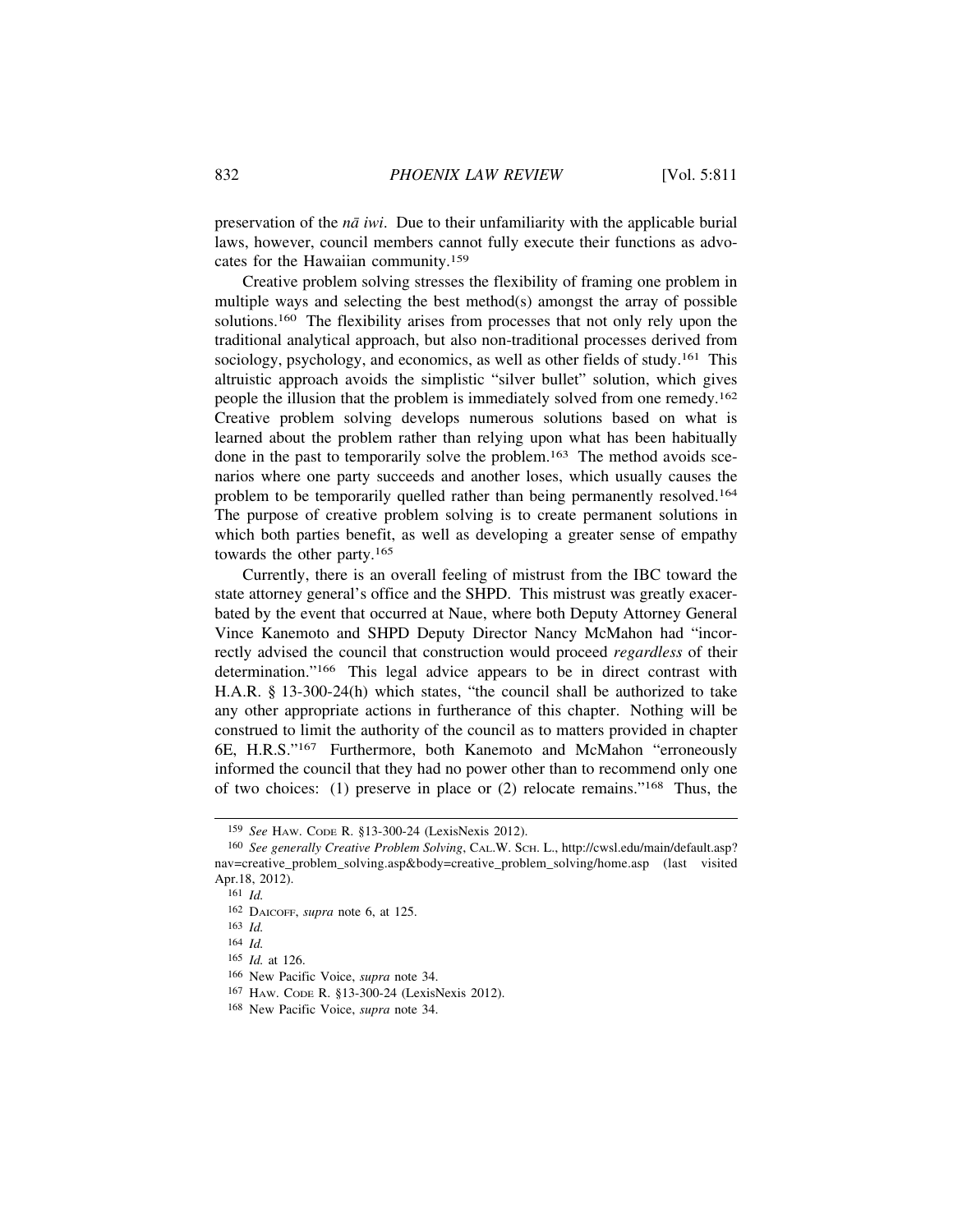preservation of the *nā iwi*. Due to their unfamiliarity with the applicable burial laws, however, council members cannot fully execute their functions as advocates for the Hawaiian community.[159]

Creative problem solving stresses the flexibility of framing one problem in multiple ways and selecting the best method(s) amongst the array of possible solutions.[160] The flexibility arises from processes that not only rely upon the traditional analytical approach, but also non-traditional processes derived from sociology, psychology, and economics, as well as other fields of study.[161] This altruistic approach avoids the simplistic "silver bullet" solution, which gives people the illusion that the problem is immediately solved from one remedy.[162] Creative problem solving develops numerous solutions based on what is learned about the problem rather than relying upon what has been habitually done in the past to temporarily solve the problem.[163] The method avoids scenarios where one party succeeds and another loses, which usually causes the problem to be temporarily quelled rather than being permanently resolved.[164] The purpose of creative problem solving is to create permanent solutions in which both parties benefit, as well as developing a greater sense of empathy towards the other party.[165]

Currently, there is an overall feeling of mistrust from the IBC toward the state attorney general's office and the SHPD. This mistrust was greatly exacerbated by the event that occurred at Naue, where both Deputy Attorney General Vince Kanemoto and SHPD Deputy Director Nancy McMahon had "incorrectly advised the council that construction would proceed *regardless* of their determination."[166] This legal advice appears to be in direct contrast with H.A.R. § 13-300-24(h) which states, "the council shall be authorized to take any other appropriate actions in furtherance of this chapter. Nothing will be construed to limit the authority of the council as to matters provided in chapter 6E, H.R.S."[167] Furthermore, both Kanemoto and McMahon "erroneously informed the council that they had no power other than to recommend only one of two choices: (1) preserve in place or (2) relocate remains."[168] Thus, the

---

[159] *See* HAW. CODE R. §13-300-24 (LexisNexis 2012).

[160] *See generally Creative Problem Solving*, CAL.W. SCH. L., http://cwsl.edu/main/default.asp?nav=creative_problem_solving.asp&body=creative_problem_solving/home.asp (last visited Apr.18, 2012).

[161] *Id.*

[162] DAICOFF, *supra* note 6, at 125.

[163] *Id.*

[164] *Id.*

[165] *Id.* at 126.

[166] New Pacific Voice, *supra* note 34.

[167] HAW. CODE R. §13-300-24 (LexisNexis 2012).

[168] New Pacific Voice, *supra* note 34.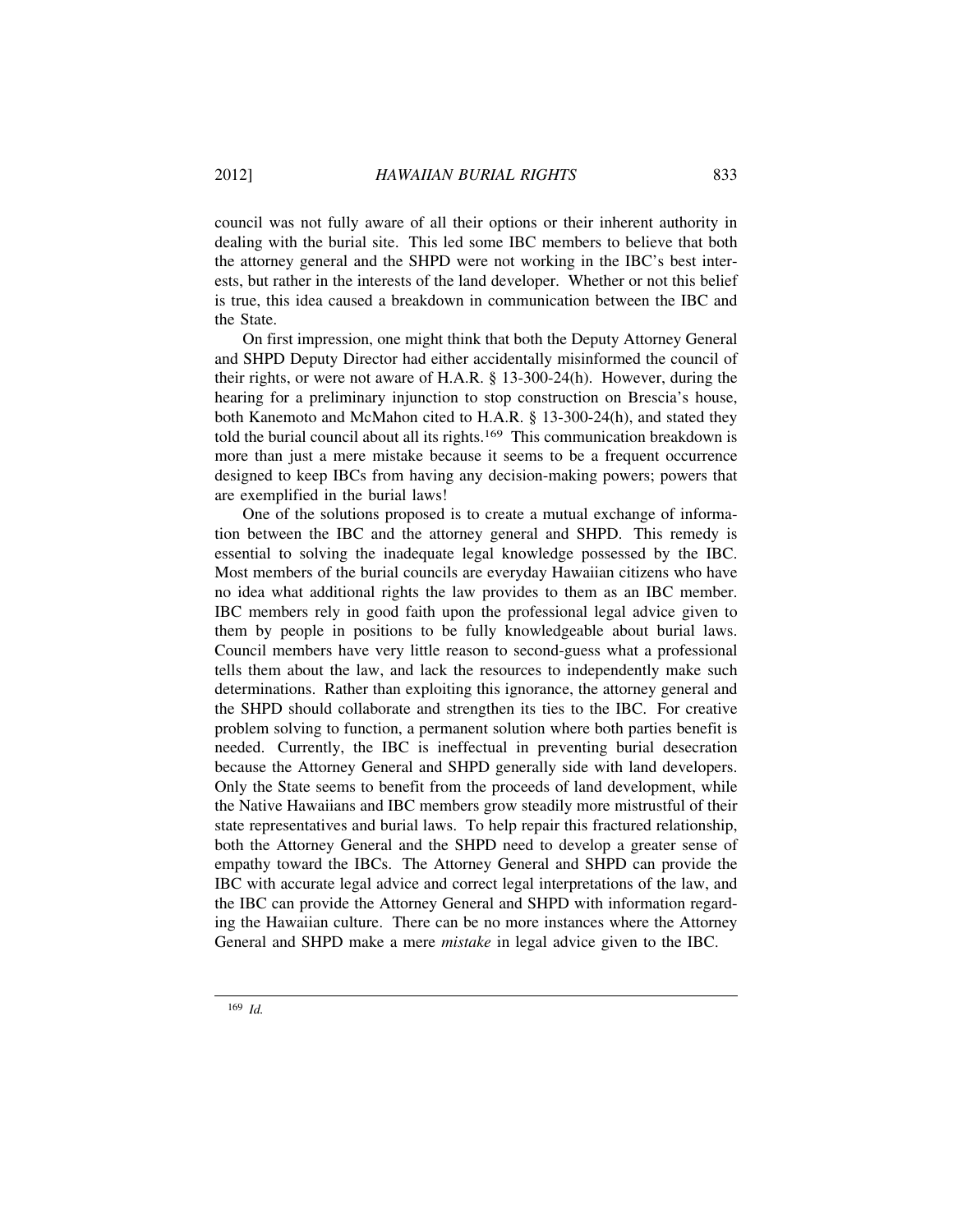council was not fully aware of all their options or their inherent authority in dealing with the burial site. This led some IBC members to believe that both the attorney general and the SHPD were not working in the IBC's best interests, but rather in the interests of the land developer. Whether or not this belief is true, this idea caused a breakdown in communication between the IBC and the State.

On first impression, one might think that both the Deputy Attorney General and SHPD Deputy Director had either accidentally misinformed the council of their rights, or were not aware of H.A.R. § 13-300-24(h). However, during the hearing for a preliminary injunction to stop construction on Brescia's house, both Kanemoto and McMahon cited to H.A.R. § 13-300-24(h), and stated they told the burial council about all its rights.[169] This communication breakdown is more than just a mere mistake because it seems to be a frequent occurrence designed to keep IBCs from having any decision-making powers; powers that are exemplified in the burial laws!

One of the solutions proposed is to create a mutual exchange of information between the IBC and the attorney general and SHPD. This remedy is essential to solving the inadequate legal knowledge possessed by the IBC. Most members of the burial councils are everyday Hawaiian citizens who have no idea what additional rights the law provides to them as an IBC member. IBC members rely in good faith upon the professional legal advice given to them by people in positions to be fully knowledgeable about burial laws. Council members have very little reason to second-guess what a professional tells them about the law, and lack the resources to independently make such determinations. Rather than exploiting this ignorance, the attorney general and the SHPD should collaborate and strengthen its ties to the IBC. For creative problem solving to function, a permanent solution where both parties benefit is needed. Currently, the IBC is ineffectual in preventing burial desecration because the Attorney General and SHPD generally side with land developers. Only the State seems to benefit from the proceeds of land development, while the Native Hawaiians and IBC members grow steadily more mistrustful of their state representatives and burial laws. To help repair this fractured relationship, both the Attorney General and the SHPD need to develop a greater sense of empathy toward the IBCs. The Attorney General and SHPD can provide the IBC with accurate legal advice and correct legal interpretations of the law, and the IBC can provide the Attorney General and SHPD with information regarding the Hawaiian culture. There can be no more instances where the Attorney General and SHPD make a mere *mistake* in legal advice given to the IBC.

---

[169] *Id.*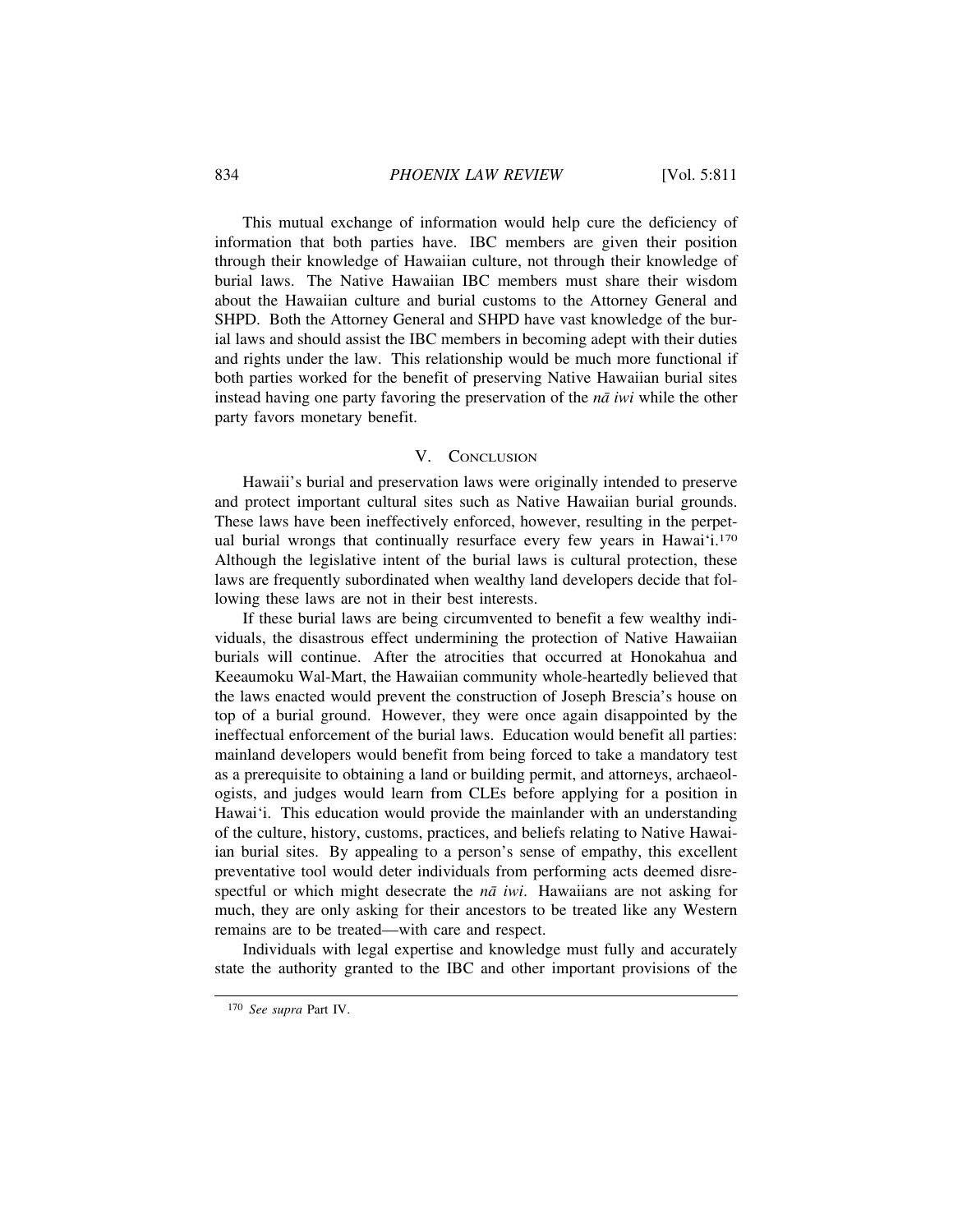This mutual exchange of information would help cure the deficiency of information that both parties have. IBC members are given their position through their knowledge of Hawaiian culture, not through their knowledge of burial laws. The Native Hawaiian IBC members must share their wisdom about the Hawaiian culture and burial customs to the Attorney General and SHPD. Both the Attorney General and SHPD have vast knowledge of the burial laws and should assist the IBC members in becoming adept with their duties and rights under the law. This relationship would be much more functional if both parties worked for the benefit of preserving Native Hawaiian burial sites instead having one party favoring the preservation of the *nā iwi* while the other party favors monetary benefit.

## V. Conclusion

Hawaii's burial and preservation laws were originally intended to preserve and protect important cultural sites such as Native Hawaiian burial grounds. These laws have been ineffectively enforced, however, resulting in the perpetual burial wrongs that continually resurface every few years in Hawai'i.[170] Although the legislative intent of the burial laws is cultural protection, these laws are frequently subordinated when wealthy land developers decide that following these laws are not in their best interests.

If these burial laws are being circumvented to benefit a few wealthy individuals, the disastrous effect undermining the protection of Native Hawaiian burials will continue. After the atrocities that occurred at Honokahua and Keeaumoku Wal-Mart, the Hawaiian community whole-heartedly believed that the laws enacted would prevent the construction of Joseph Brescia's house on top of a burial ground. However, they were once again disappointed by the ineffectual enforcement of the burial laws. Education would benefit all parties: mainland developers would benefit from being forced to take a mandatory test as a prerequisite to obtaining a land or building permit, and attorneys, archaeologists, and judges would learn from CLEs before applying for a position in Hawai'i. This education would provide the mainlander with an understanding of the culture, history, customs, practices, and beliefs relating to Native Hawaiian burial sites. By appealing to a person's sense of empathy, this excellent preventative tool would deter individuals from performing acts deemed disrespectful or which might desecrate the *nā iwi*. Hawaiians are not asking for much, they are only asking for their ancestors to be treated like any Western remains are to be treated—with care and respect.

Individuals with legal expertise and knowledge must fully and accurately state the authority granted to the IBC and other important provisions of the

---

[170] *See supra* Part IV.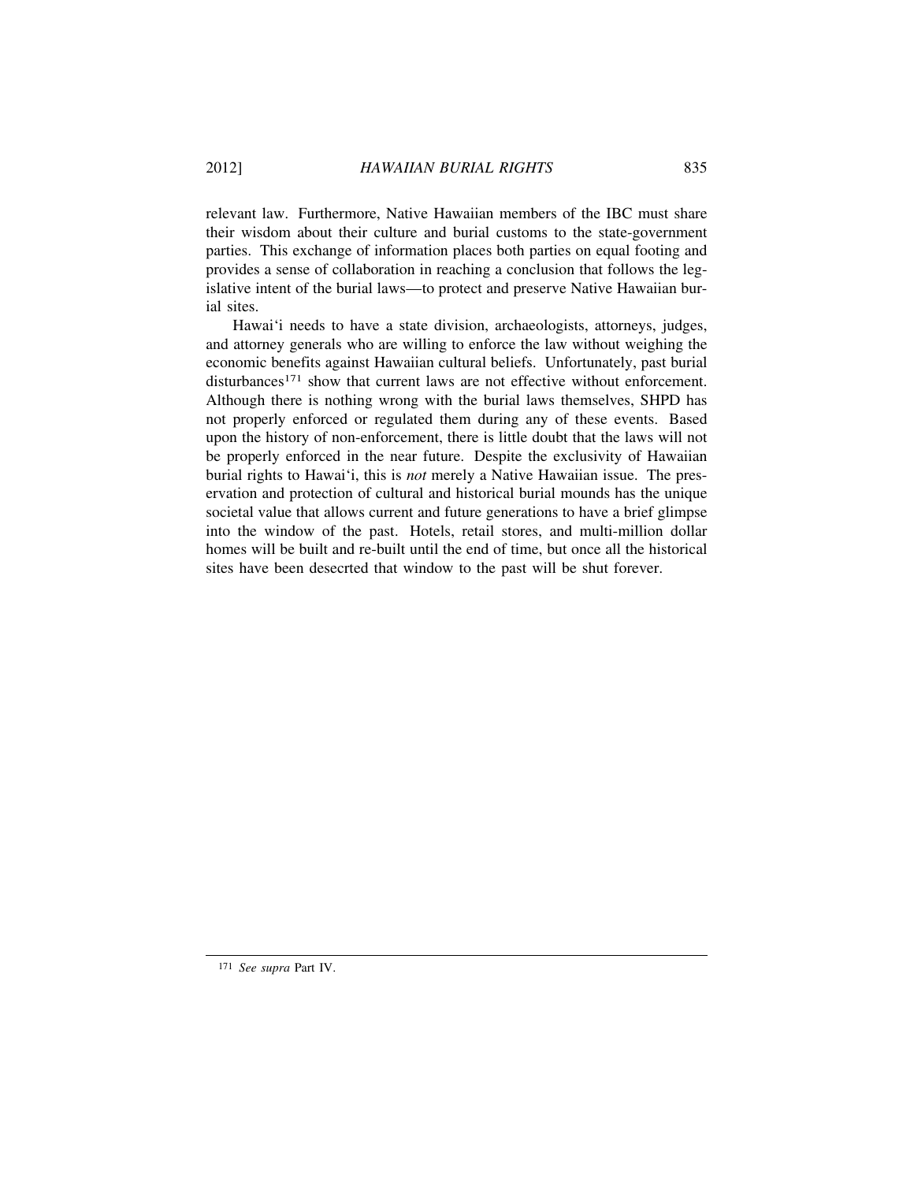relevant law. Furthermore, Native Hawaiian members of the IBC must share their wisdom about their culture and burial customs to the state-government parties. This exchange of information places both parties on equal footing and provides a sense of collaboration in reaching a conclusion that follows the legislative intent of the burial laws—to protect and preserve Native Hawaiian burial sites.

Hawai'i needs to have a state division, archaeologists, attorneys, judges, and attorney generals who are willing to enforce the law without weighing the economic benefits against Hawaiian cultural beliefs. Unfortunately, past burial disturbances[171] show that current laws are not effective without enforcement. Although there is nothing wrong with the burial laws themselves, SHPD has not properly enforced or regulated them during any of these events. Based upon the history of non-enforcement, there is little doubt that the laws will not be properly enforced in the near future. Despite the exclusivity of Hawaiian burial rights to Hawai'i, this is *not* merely a Native Hawaiian issue. The preservation and protection of cultural and historical burial mounds has the unique societal value that allows current and future generations to have a brief glimpse into the window of the past. Hotels, retail stores, and multi-million dollar homes will be built and re-built until the end of time, but once all the historical sites have been desecrted that window to the past will be shut forever.

---

[171] *See supra* Part IV.